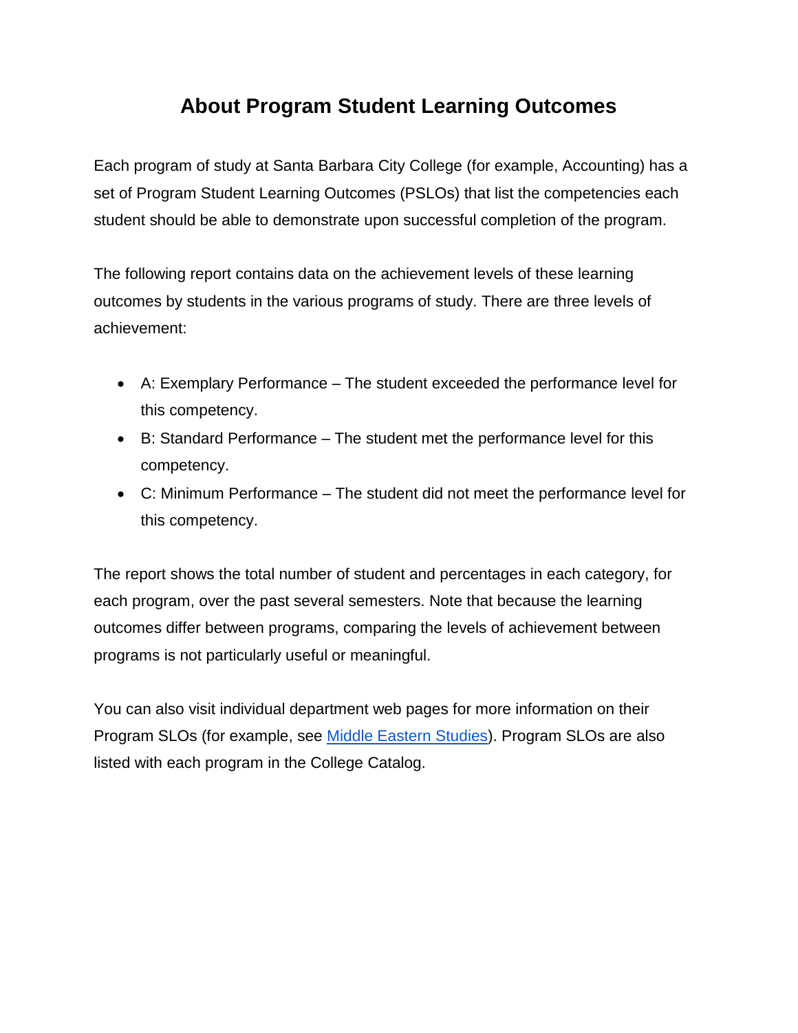# About Program Student Learning Outcomes

Each program of study at Santa Barbara City College (for example, Accounting) has a set of Program Student Learning Outcomes (PSLOs) that list the competencies each student should be able to demonstrate upon successful completion of the program.

The following report contains data on the achievement levels of these learning outcomes by students in the various programs of study. There are three levels of achievement:

- A: Exemplary Performance – The student exceeded the performance level for this competency.
- B: Standard Performance – The student met the performance level for this competency.
- C: Minimum Performance – The student did not meet the performance level for this competency.

The report shows the total number of student and percentages in each category, for each program, over the past several semesters. Note that because the learning outcomes differ between programs, comparing the levels of achievement between programs is not particularly useful or meaningful.

You can also visit individual department web pages for more information on their Program SLOs (for example, see Middle Eastern Studies). Program SLOs are also listed with each program in the College Catalog.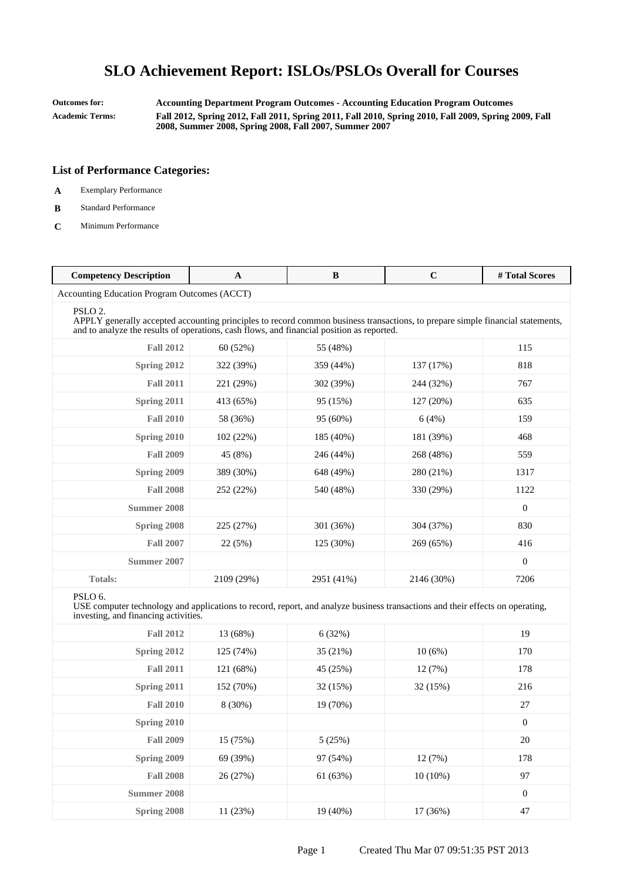# SLO Achievement Report: ISLOs/PSLOs Overall for Courses

**Outcomes for:** **Accounting Department Program Outcomes - Accounting Education Program Outcomes**

**Academic Terms:** **Fall 2012, Spring 2012, Fall 2011, Spring 2011, Fall 2010, Spring 2010, Fall 2009, Spring 2009, Fall 2008, Summer 2008, Spring 2008, Fall 2007, Summer 2007**

### List of Performance Categories:

- **A** Exemplary Performance
- **B** Standard Performance
- **C** Minimum Performance

| Competency Description | A | B | C | # Total Scores |
|---|---|---|---|---|
| Accounting Education Program Outcomes (ACCT) | | | | |
| PSLO 2. APPLY generally accepted accounting principles to record common business transactions, to prepare simple financial statements, and to analyze the results of operations, cash flows, and financial position as reported. | | | | |
| **Fall 2012** | 60 (52%) | 55 (48%) | | 115 |
| **Spring 2012** | 322 (39%) | 359 (44%) | 137 (17%) | 818 |
| **Fall 2011** | 221 (29%) | 302 (39%) | 244 (32%) | 767 |
| **Spring 2011** | 413 (65%) | 95 (15%) | 127 (20%) | 635 |
| **Fall 2010** | 58 (36%) | 95 (60%) | 6 (4%) | 159 |
| **Spring 2010** | 102 (22%) | 185 (40%) | 181 (39%) | 468 |
| **Fall 2009** | 45 (8%) | 246 (44%) | 268 (48%) | 559 |
| **Spring 2009** | 389 (30%) | 648 (49%) | 280 (21%) | 1317 |
| **Fall 2008** | 252 (22%) | 540 (48%) | 330 (29%) | 1122 |
| **Summer 2008** | | | | 0 |
| **Spring 2008** | 225 (27%) | 301 (36%) | 304 (37%) | 830 |
| **Fall 2007** | 22 (5%) | 125 (30%) | 269 (65%) | 416 |
| **Summer 2007** | | | | 0 |
| **Totals:** | 2109 (29%) | 2951 (41%) | 2146 (30%) | 7206 |
| PSLO 6. USE computer technology and applications to record, report, and analyze business transactions and their effects on operating, investing, and financing activities. | | | | |
| **Fall 2012** | 13 (68%) | 6 (32%) | | 19 |
| **Spring 2012** | 125 (74%) | 35 (21%) | 10 (6%) | 170 |
| **Fall 2011** | 121 (68%) | 45 (25%) | 12 (7%) | 178 |
| **Spring 2011** | 152 (70%) | 32 (15%) | 32 (15%) | 216 |
| **Fall 2010** | 8 (30%) | 19 (70%) | | 27 |
| **Spring 2010** | | | | 0 |
| **Fall 2009** | 15 (75%) | 5 (25%) | | 20 |
| **Spring 2009** | 69 (39%) | 97 (54%) | 12 (7%) | 178 |
| **Fall 2008** | 26 (27%) | 61 (63%) | 10 (10%) | 97 |
| **Summer 2008** | | | | 0 |
| **Spring 2008** | 11 (23%) | 19 (40%) | 17 (36%) | 47 |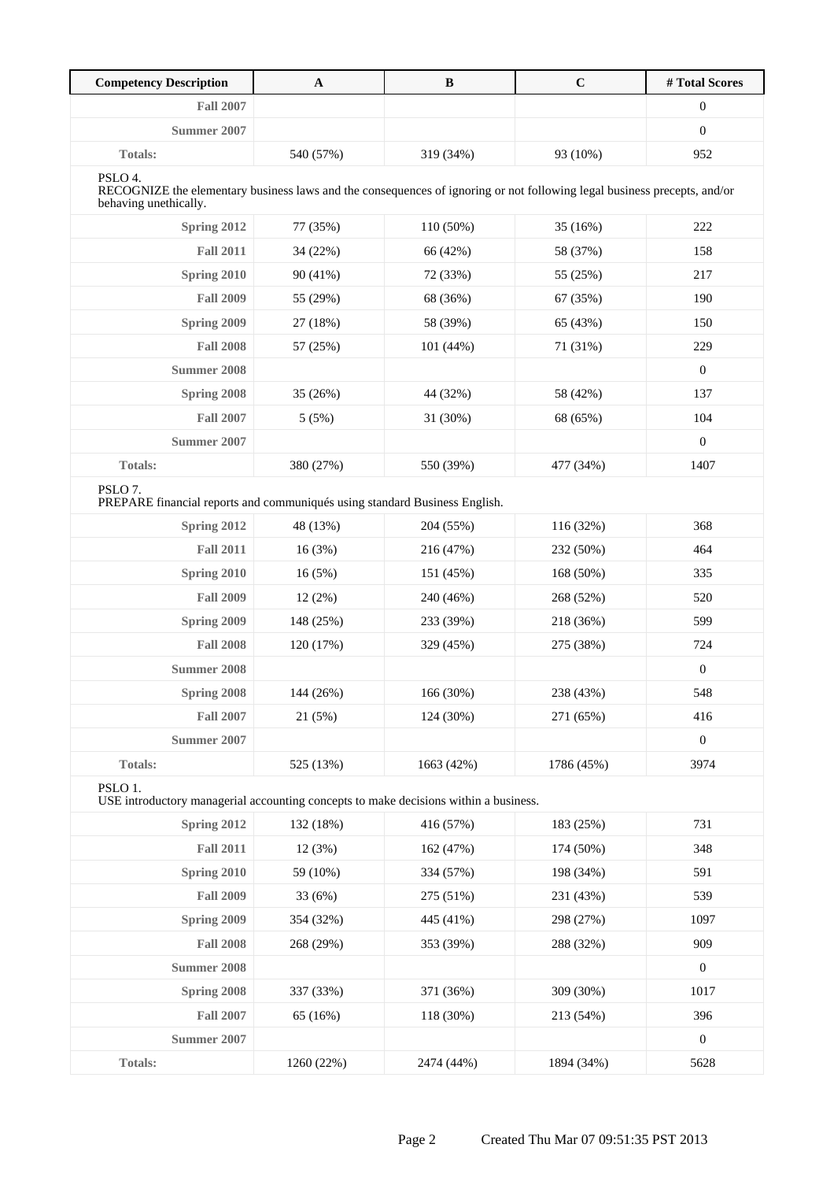| Competency Description | A | B | C | # Total Scores |
|---|---|---|---|---|
| **Fall 2007** | | | | 0 |
| **Summer 2007** | | | | 0 |
| **Totals:** | 540 (57%) | 319 (34%) | 93 (10%) | 952 |
| PSLO 4. RECOGNIZE the elementary business laws and the consequences of ignoring or not following legal business precepts, and/or behaving unethically. | | | | |
| **Spring 2012** | 77 (35%) | 110 (50%) | 35 (16%) | 222 |
| **Fall 2011** | 34 (22%) | 66 (42%) | 58 (37%) | 158 |
| **Spring 2010** | 90 (41%) | 72 (33%) | 55 (25%) | 217 |
| **Fall 2009** | 55 (29%) | 68 (36%) | 67 (35%) | 190 |
| **Spring 2009** | 27 (18%) | 58 (39%) | 65 (43%) | 150 |
| **Fall 2008** | 57 (25%) | 101 (44%) | 71 (31%) | 229 |
| **Summer 2008** | | | | 0 |
| **Spring 2008** | 35 (26%) | 44 (32%) | 58 (42%) | 137 |
| **Fall 2007** | 5 (5%) | 31 (30%) | 68 (65%) | 104 |
| **Summer 2007** | | | | 0 |
| **Totals:** | 380 (27%) | 550 (39%) | 477 (34%) | 1407 |
| PSLO 7. PREPARE financial reports and communiqués using standard Business English. | | | | |
| **Spring 2012** | 48 (13%) | 204 (55%) | 116 (32%) | 368 |
| **Fall 2011** | 16 (3%) | 216 (47%) | 232 (50%) | 464 |
| **Spring 2010** | 16 (5%) | 151 (45%) | 168 (50%) | 335 |
| **Fall 2009** | 12 (2%) | 240 (46%) | 268 (52%) | 520 |
| **Spring 2009** | 148 (25%) | 233 (39%) | 218 (36%) | 599 |
| **Fall 2008** | 120 (17%) | 329 (45%) | 275 (38%) | 724 |
| **Summer 2008** | | | | 0 |
| **Spring 2008** | 144 (26%) | 166 (30%) | 238 (43%) | 548 |
| **Fall 2007** | 21 (5%) | 124 (30%) | 271 (65%) | 416 |
| **Summer 2007** | | | | 0 |
| **Totals:** | 525 (13%) | 1663 (42%) | 1786 (45%) | 3974 |
| PSLO 1. USE introductory managerial accounting concepts to make decisions within a business. | | | | |
| **Spring 2012** | 132 (18%) | 416 (57%) | 183 (25%) | 731 |
| **Fall 2011** | 12 (3%) | 162 (47%) | 174 (50%) | 348 |
| **Spring 2010** | 59 (10%) | 334 (57%) | 198 (34%) | 591 |
| **Fall 2009** | 33 (6%) | 275 (51%) | 231 (43%) | 539 |
| **Spring 2009** | 354 (32%) | 445 (41%) | 298 (27%) | 1097 |
| **Fall 2008** | 268 (29%) | 353 (39%) | 288 (32%) | 909 |
| **Summer 2008** | | | | 0 |
| **Spring 2008** | 337 (33%) | 371 (36%) | 309 (30%) | 1017 |
| **Fall 2007** | 65 (16%) | 118 (30%) | 213 (54%) | 396 |
| **Summer 2007** | | | | 0 |
| **Totals:** | 1260 (22%) | 2474 (44%) | 1894 (34%) | 5628 |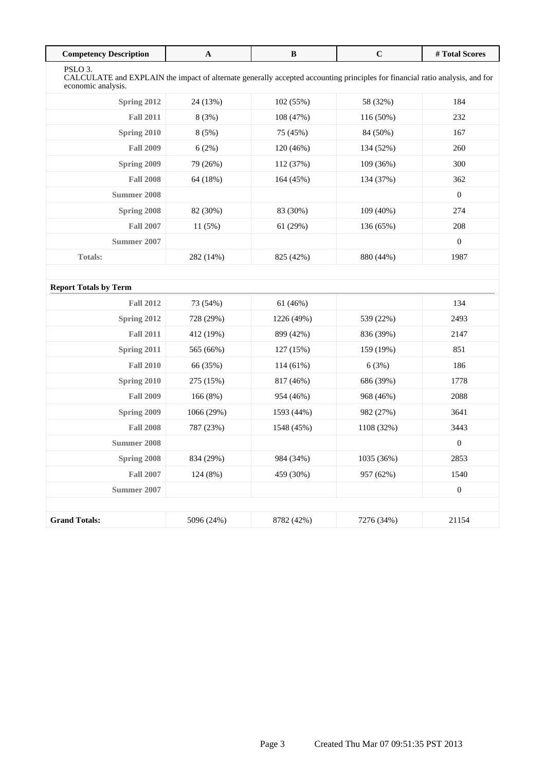| Competency Description | A | B | C | # Total Scores |
|---|---|---|---|---|
| PSLO 3. CALCULATE and EXPLAIN the impact of alternate generally accepted accounting principles for financial ratio analysis, and for economic analysis. | | | | |
| Spring 2012 | 24 (13%) | 102 (55%) | 58 (32%) | 184 |
| Fall 2011 | 8 (3%) | 108 (47%) | 116 (50%) | 232 |
| Spring 2010 | 8 (5%) | 75 (45%) | 84 (50%) | 167 |
| Fall 2009 | 6 (2%) | 120 (46%) | 134 (52%) | 260 |
| Spring 2009 | 79 (26%) | 112 (37%) | 109 (36%) | 300 |
| Fall 2008 | 64 (18%) | 164 (45%) | 134 (37%) | 362 |
| Summer 2008 | | | | 0 |
| Spring 2008 | 82 (30%) | 83 (30%) | 109 (40%) | 274 |
| Fall 2007 | 11 (5%) | 61 (29%) | 136 (65%) | 208 |
| Summer 2007 | | | | 0 |
| Totals: | 282 (14%) | 825 (42%) | 880 (44%) | 1987 |

**Report Totals by Term**

| Term | A | B | C | # Total Scores |
|---|---|---|---|---|
| Fall 2012 | 73 (54%) | 61 (46%) | | 134 |
| Spring 2012 | 728 (29%) | 1226 (49%) | 539 (22%) | 2493 |
| Fall 2011 | 412 (19%) | 899 (42%) | 836 (39%) | 2147 |
| Spring 2011 | 565 (66%) | 127 (15%) | 159 (19%) | 851 |
| Fall 2010 | 66 (35%) | 114 (61%) | 6 (3%) | 186 |
| Spring 2010 | 275 (15%) | 817 (46%) | 686 (39%) | 1778 |
| Fall 2009 | 166 (8%) | 954 (46%) | 968 (46%) | 2088 |
| Spring 2009 | 1066 (29%) | 1593 (44%) | 982 (27%) | 3641 |
| Fall 2008 | 787 (23%) | 1548 (45%) | 1108 (32%) | 3443 |
| Summer 2008 | | | | 0 |
| Spring 2008 | 834 (29%) | 984 (34%) | 1035 (36%) | 2853 |
| Fall 2007 | 124 (8%) | 459 (30%) | 957 (62%) | 1540 |
| Summer 2007 | | | | 0 |
| **Grand Totals:** | 5096 (24%) | 8782 (42%) | 7276 (34%) | 21154 |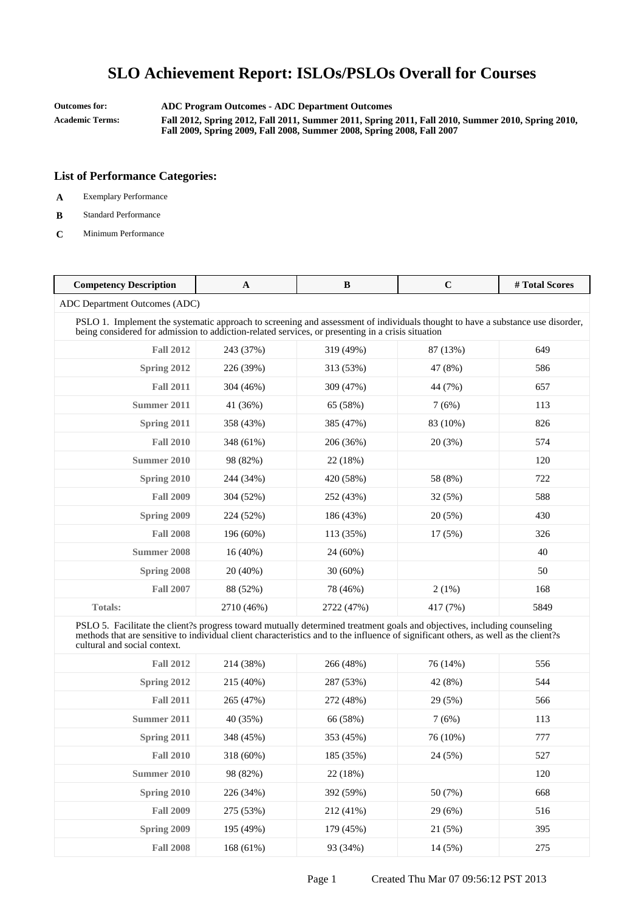# SLO Achievement Report: ISLOs/PSLOs Overall for Courses

**Outcomes for:** ADC Program Outcomes - ADC Department Outcomes

**Academic Terms:** Fall 2012, Spring 2012, Fall 2011, Summer 2011, Spring 2011, Fall 2010, Summer 2010, Spring 2010, Fall 2009, Spring 2009, Fall 2008, Summer 2008, Spring 2008, Fall 2007

### List of Performance Categories:

- **A** Exemplary Performance
- **B** Standard Performance
- **C** Minimum Performance

| Competency Description | A | B | C | # Total Scores |
|---|---|---|---|---|
| ADC Department Outcomes (ADC) | | | | |
| PSLO 1. Implement the systematic approach to screening and assessment of individuals thought to have a substance use disorder, being considered for admission to addiction-related services, or presenting in a crisis situation | | | | |
| **Fall 2012** | 243 (37%) | 319 (49%) | 87 (13%) | 649 |
| **Spring 2012** | 226 (39%) | 313 (53%) | 47 (8%) | 586 |
| **Fall 2011** | 304 (46%) | 309 (47%) | 44 (7%) | 657 |
| **Summer 2011** | 41 (36%) | 65 (58%) | 7 (6%) | 113 |
| **Spring 2011** | 358 (43%) | 385 (47%) | 83 (10%) | 826 |
| **Fall 2010** | 348 (61%) | 206 (36%) | 20 (3%) | 574 |
| **Summer 2010** | 98 (82%) | 22 (18%) | | 120 |
| **Spring 2010** | 244 (34%) | 420 (58%) | 58 (8%) | 722 |
| **Fall 2009** | 304 (52%) | 252 (43%) | 32 (5%) | 588 |
| **Spring 2009** | 224 (52%) | 186 (43%) | 20 (5%) | 430 |
| **Fall 2008** | 196 (60%) | 113 (35%) | 17 (5%) | 326 |
| **Summer 2008** | 16 (40%) | 24 (60%) | | 40 |
| **Spring 2008** | 20 (40%) | 30 (60%) | | 50 |
| **Fall 2007** | 88 (52%) | 78 (46%) | 2 (1%) | 168 |
| **Totals:** | 2710 (46%) | 2722 (47%) | 417 (7%) | 5849 |
| PSLO 5. Facilitate the client?s progress toward mutually determined treatment goals and objectives, including counseling methods that are sensitive to individual client characteristics and to the influence of significant others, as well as the client?s cultural and social context. | | | | |
| **Fall 2012** | 214 (38%) | 266 (48%) | 76 (14%) | 556 |
| **Spring 2012** | 215 (40%) | 287 (53%) | 42 (8%) | 544 |
| **Fall 2011** | 265 (47%) | 272 (48%) | 29 (5%) | 566 |
| **Summer 2011** | 40 (35%) | 66 (58%) | 7 (6%) | 113 |
| **Spring 2011** | 348 (45%) | 353 (45%) | 76 (10%) | 777 |
| **Fall 2010** | 318 (60%) | 185 (35%) | 24 (5%) | 527 |
| **Summer 2010** | 98 (82%) | 22 (18%) | | 120 |
| **Spring 2010** | 226 (34%) | 392 (59%) | 50 (7%) | 668 |
| **Fall 2009** | 275 (53%) | 212 (41%) | 29 (6%) | 516 |
| **Spring 2009** | 195 (49%) | 179 (45%) | 21 (5%) | 395 |
| **Fall 2008** | 168 (61%) | 93 (34%) | 14 (5%) | 275 |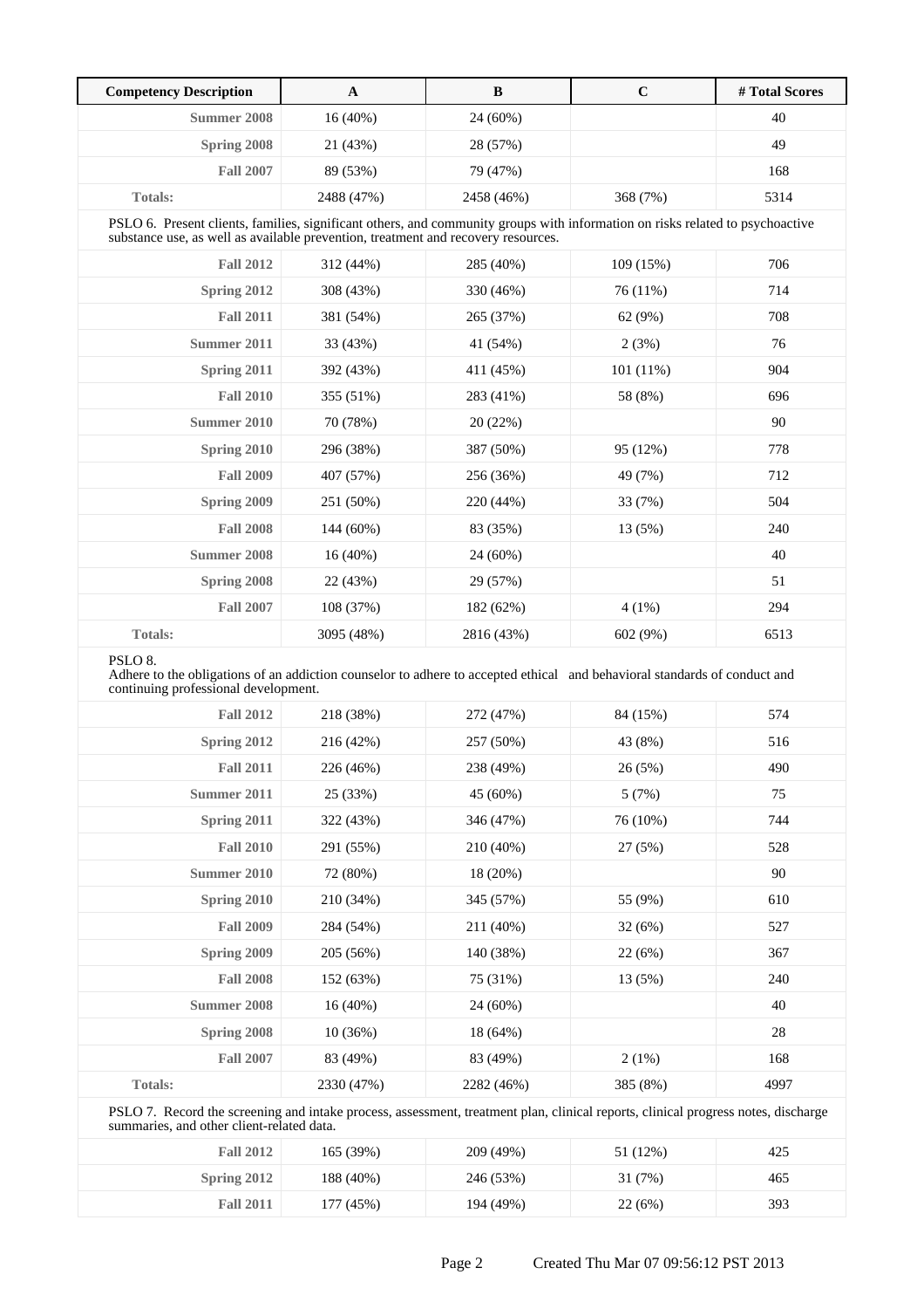| Competency Description | A | B | C | # Total Scores |
|---|---|---|---|---|
| Summer 2008 | 16 (40%) | 24 (60%) | | 40 |
| Spring 2008 | 21 (43%) | 28 (57%) | | 49 |
| Fall 2007 | 89 (53%) | 79 (47%) | | 168 |
| Totals: | 2488 (47%) | 2458 (46%) | 368 (7%) | 5314 |
| PSLO 6. Present clients, families, significant others, and community groups with information on risks related to psychoactive substance use, as well as available prevention, treatment and recovery resources. | | | | |
| Fall 2012 | 312 (44%) | 285 (40%) | 109 (15%) | 706 |
| Spring 2012 | 308 (43%) | 330 (46%) | 76 (11%) | 714 |
| Fall 2011 | 381 (54%) | 265 (37%) | 62 (9%) | 708 |
| Summer 2011 | 33 (43%) | 41 (54%) | 2 (3%) | 76 |
| Spring 2011 | 392 (43%) | 411 (45%) | 101 (11%) | 904 |
| Fall 2010 | 355 (51%) | 283 (41%) | 58 (8%) | 696 |
| Summer 2010 | 70 (78%) | 20 (22%) | | 90 |
| Spring 2010 | 296 (38%) | 387 (50%) | 95 (12%) | 778 |
| Fall 2009 | 407 (57%) | 256 (36%) | 49 (7%) | 712 |
| Spring 2009 | 251 (50%) | 220 (44%) | 33 (7%) | 504 |
| Fall 2008 | 144 (60%) | 83 (35%) | 13 (5%) | 240 |
| Summer 2008 | 16 (40%) | 24 (60%) | | 40 |
| Spring 2008 | 22 (43%) | 29 (57%) | | 51 |
| Fall 2007 | 108 (37%) | 182 (62%) | 4 (1%) | 294 |
| Totals: | 3095 (48%) | 2816 (43%) | 602 (9%) | 6513 |
| PSLO 8. Adhere to the obligations of an addiction counselor to adhere to accepted ethical and behavioral standards of conduct and continuing professional development. | | | | |
| Fall 2012 | 218 (38%) | 272 (47%) | 84 (15%) | 574 |
| Spring 2012 | 216 (42%) | 257 (50%) | 43 (8%) | 516 |
| Fall 2011 | 226 (46%) | 238 (49%) | 26 (5%) | 490 |
| Summer 2011 | 25 (33%) | 45 (60%) | 5 (7%) | 75 |
| Spring 2011 | 322 (43%) | 346 (47%) | 76 (10%) | 744 |
| Fall 2010 | 291 (55%) | 210 (40%) | 27 (5%) | 528 |
| Summer 2010 | 72 (80%) | 18 (20%) | | 90 |
| Spring 2010 | 210 (34%) | 345 (57%) | 55 (9%) | 610 |
| Fall 2009 | 284 (54%) | 211 (40%) | 32 (6%) | 527 |
| Spring 2009 | 205 (56%) | 140 (38%) | 22 (6%) | 367 |
| Fall 2008 | 152 (63%) | 75 (31%) | 13 (5%) | 240 |
| Summer 2008 | 16 (40%) | 24 (60%) | | 40 |
| Spring 2008 | 10 (36%) | 18 (64%) | | 28 |
| Fall 2007 | 83 (49%) | 83 (49%) | 2 (1%) | 168 |
| Totals: | 2330 (47%) | 2282 (46%) | 385 (8%) | 4997 |
| PSLO 7. Record the screening and intake process, assessment, treatment plan, clinical reports, clinical progress notes, discharge summaries, and other client-related data. | | | | |
| Fall 2012 | 165 (39%) | 209 (49%) | 51 (12%) | 425 |
| Spring 2012 | 188 (40%) | 246 (53%) | 31 (7%) | 465 |
| Fall 2011 | 177 (45%) | 194 (49%) | 22 (6%) | 393 |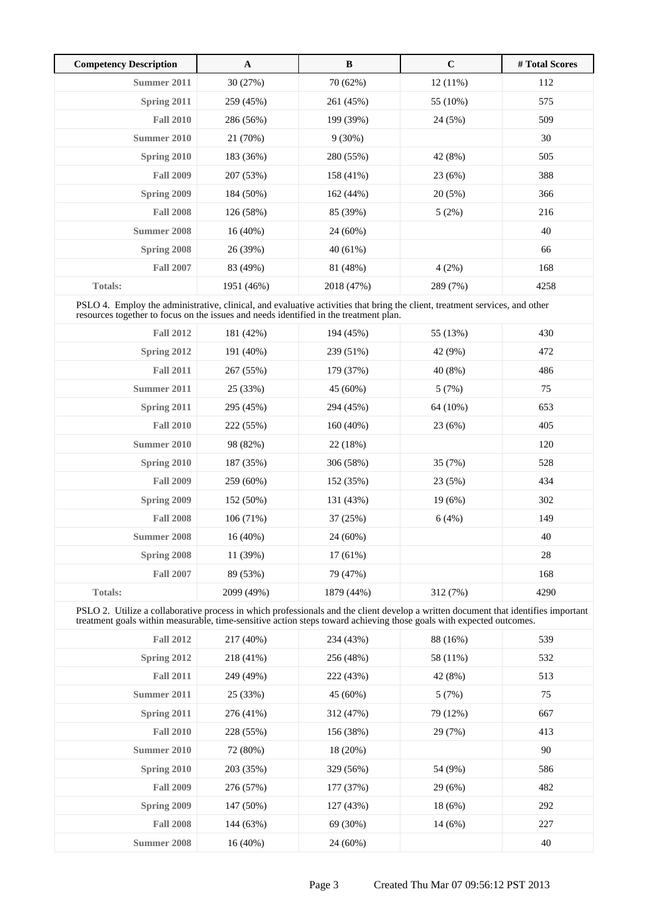| Competency Description | A | B | C | # Total Scores |
|---|---|---|---|---|
| Summer 2011 | 30 (27%) | 70 (62%) | 12 (11%) | 112 |
| Spring 2011 | 259 (45%) | 261 (45%) | 55 (10%) | 575 |
| Fall 2010 | 286 (56%) | 199 (39%) | 24 (5%) | 509 |
| Summer 2010 | 21 (70%) | 9 (30%) | | 30 |
| Spring 2010 | 183 (36%) | 280 (55%) | 42 (8%) | 505 |
| Fall 2009 | 207 (53%) | 158 (41%) | 23 (6%) | 388 |
| Spring 2009 | 184 (50%) | 162 (44%) | 20 (5%) | 366 |
| Fall 2008 | 126 (58%) | 85 (39%) | 5 (2%) | 216 |
| Summer 2008 | 16 (40%) | 24 (60%) | | 40 |
| Spring 2008 | 26 (39%) | 40 (61%) | | 66 |
| Fall 2007 | 83 (49%) | 81 (48%) | 4 (2%) | 168 |
| Totals: | 1951 (46%) | 2018 (47%) | 289 (7%) | 4258 |
| PSLO 4. Employ the administrative, clinical, and evaluative activities that bring the client, treatment services, and other resources together to focus on the issues and needs identified in the treatment plan. | | | | |
| Fall 2012 | 181 (42%) | 194 (45%) | 55 (13%) | 430 |
| Spring 2012 | 191 (40%) | 239 (51%) | 42 (9%) | 472 |
| Fall 2011 | 267 (55%) | 179 (37%) | 40 (8%) | 486 |
| Summer 2011 | 25 (33%) | 45 (60%) | 5 (7%) | 75 |
| Spring 2011 | 295 (45%) | 294 (45%) | 64 (10%) | 653 |
| Fall 2010 | 222 (55%) | 160 (40%) | 23 (6%) | 405 |
| Summer 2010 | 98 (82%) | 22 (18%) | | 120 |
| Spring 2010 | 187 (35%) | 306 (58%) | 35 (7%) | 528 |
| Fall 2009 | 259 (60%) | 152 (35%) | 23 (5%) | 434 |
| Spring 2009 | 152 (50%) | 131 (43%) | 19 (6%) | 302 |
| Fall 2008 | 106 (71%) | 37 (25%) | 6 (4%) | 149 |
| Summer 2008 | 16 (40%) | 24 (60%) | | 40 |
| Spring 2008 | 11 (39%) | 17 (61%) | | 28 |
| Fall 2007 | 89 (53%) | 79 (47%) | | 168 |
| Totals: | 2099 (49%) | 1879 (44%) | 312 (7%) | 4290 |
| PSLO 2. Utilize a collaborative process in which professionals and the client develop a written document that identifies important treatment goals within measurable, time-sensitive action steps toward achieving those goals with expected outcomes. | | | | |
| Fall 2012 | 217 (40%) | 234 (43%) | 88 (16%) | 539 |
| Spring 2012 | 218 (41%) | 256 (48%) | 58 (11%) | 532 |
| Fall 2011 | 249 (49%) | 222 (43%) | 42 (8%) | 513 |
| Summer 2011 | 25 (33%) | 45 (60%) | 5 (7%) | 75 |
| Spring 2011 | 276 (41%) | 312 (47%) | 79 (12%) | 667 |
| Fall 2010 | 228 (55%) | 156 (38%) | 29 (7%) | 413 |
| Summer 2010 | 72 (80%) | 18 (20%) | | 90 |
| Spring 2010 | 203 (35%) | 329 (56%) | 54 (9%) | 586 |
| Fall 2009 | 276 (57%) | 177 (37%) | 29 (6%) | 482 |
| Spring 2009 | 147 (50%) | 127 (43%) | 18 (6%) | 292 |
| Fall 2008 | 144 (63%) | 69 (30%) | 14 (6%) | 227 |
| Summer 2008 | 16 (40%) | 24 (60%) | | 40 |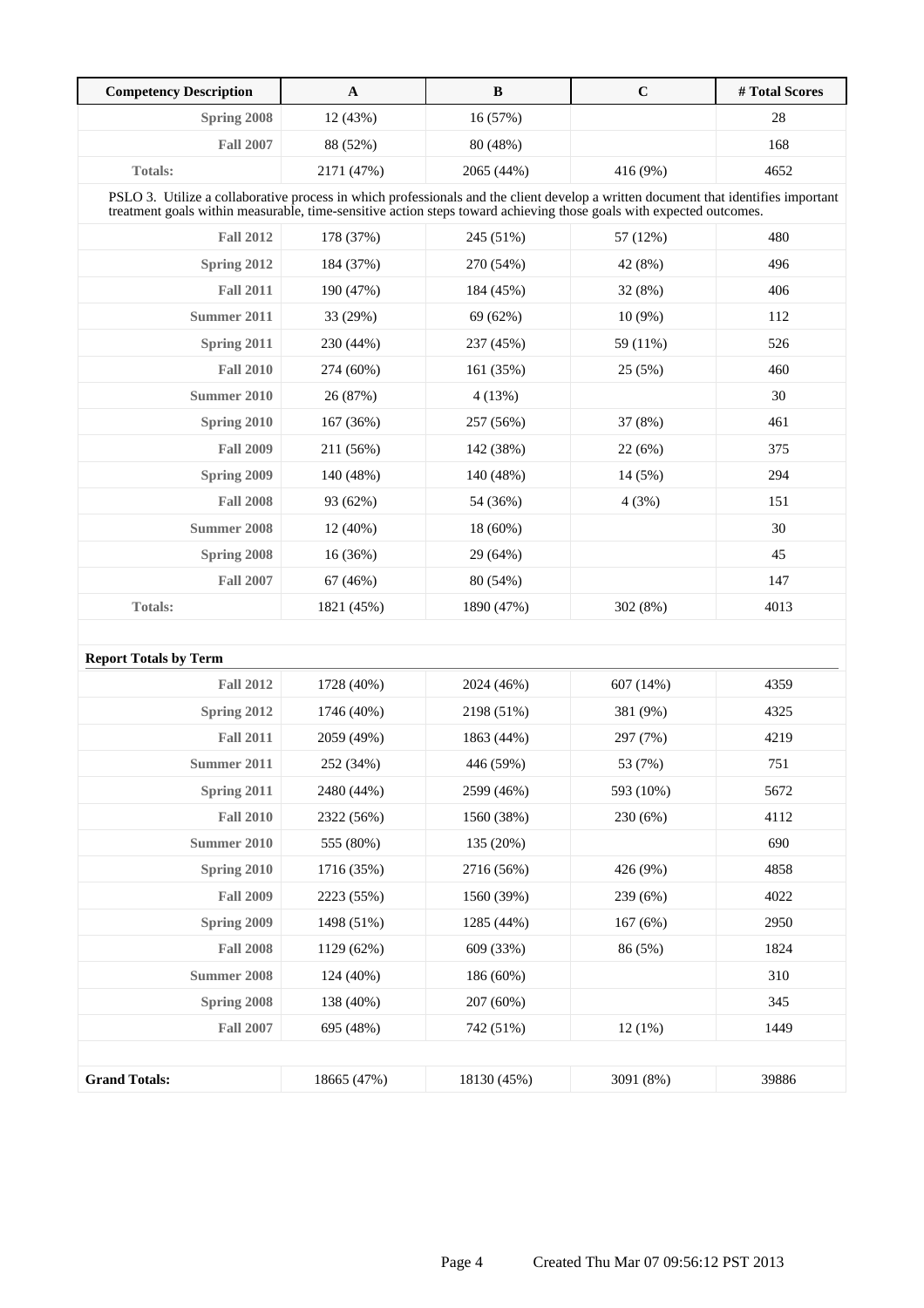| Competency Description | A | B | C | # Total Scores |
|---|---|---|---|---|
| Spring 2008 | 12 (43%) | 16 (57%) | | 28 |
| Fall 2007 | 88 (52%) | 80 (48%) | | 168 |
| Totals: | 2171 (47%) | 2065 (44%) | 416 (9%) | 4652 |
| PSLO 3. Utilize a collaborative process in which professionals and the client develop a written document that identifies important treatment goals within measurable, time-sensitive action steps toward achieving those goals with expected outcomes. | | | | |
| Fall 2012 | 178 (37%) | 245 (51%) | 57 (12%) | 480 |
| Spring 2012 | 184 (37%) | 270 (54%) | 42 (8%) | 496 |
| Fall 2011 | 190 (47%) | 184 (45%) | 32 (8%) | 406 |
| Summer 2011 | 33 (29%) | 69 (62%) | 10 (9%) | 112 |
| Spring 2011 | 230 (44%) | 237 (45%) | 59 (11%) | 526 |
| Fall 2010 | 274 (60%) | 161 (35%) | 25 (5%) | 460 |
| Summer 2010 | 26 (87%) | 4 (13%) | | 30 |
| Spring 2010 | 167 (36%) | 257 (56%) | 37 (8%) | 461 |
| Fall 2009 | 211 (56%) | 142 (38%) | 22 (6%) | 375 |
| Spring 2009 | 140 (48%) | 140 (48%) | 14 (5%) | 294 |
| Fall 2008 | 93 (62%) | 54 (36%) | 4 (3%) | 151 |
| Summer 2008 | 12 (40%) | 18 (60%) | | 30 |
| Spring 2008 | 16 (36%) | 29 (64%) | | 45 |
| Fall 2007 | 67 (46%) | 80 (54%) | | 147 |
| Totals: | 1821 (45%) | 1890 (47%) | 302 (8%) | 4013 |
| **Report Totals by Term** | | | | |
| Fall 2012 | 1728 (40%) | 2024 (46%) | 607 (14%) | 4359 |
| Spring 2012 | 1746 (40%) | 2198 (51%) | 381 (9%) | 4325 |
| Fall 2011 | 2059 (49%) | 1863 (44%) | 297 (7%) | 4219 |
| Summer 2011 | 252 (34%) | 446 (59%) | 53 (7%) | 751 |
| Spring 2011 | 2480 (44%) | 2599 (46%) | 593 (10%) | 5672 |
| Fall 2010 | 2322 (56%) | 1560 (38%) | 230 (6%) | 4112 |
| Summer 2010 | 555 (80%) | 135 (20%) | | 690 |
| Spring 2010 | 1716 (35%) | 2716 (56%) | 426 (9%) | 4858 |
| Fall 2009 | 2223 (55%) | 1560 (39%) | 239 (6%) | 4022 |
| Spring 2009 | 1498 (51%) | 1285 (44%) | 167 (6%) | 2950 |
| Fall 2008 | 1129 (62%) | 609 (33%) | 86 (5%) | 1824 |
| Summer 2008 | 124 (40%) | 186 (60%) | | 310 |
| Spring 2008 | 138 (40%) | 207 (60%) | | 345 |
| Fall 2007 | 695 (48%) | 742 (51%) | 12 (1%) | 1449 |
| **Grand Totals:** | 18665 (47%) | 18130 (45%) | 3091 (8%) | 39886 |

Created Thu Mar 07 09:56:12 PST 2013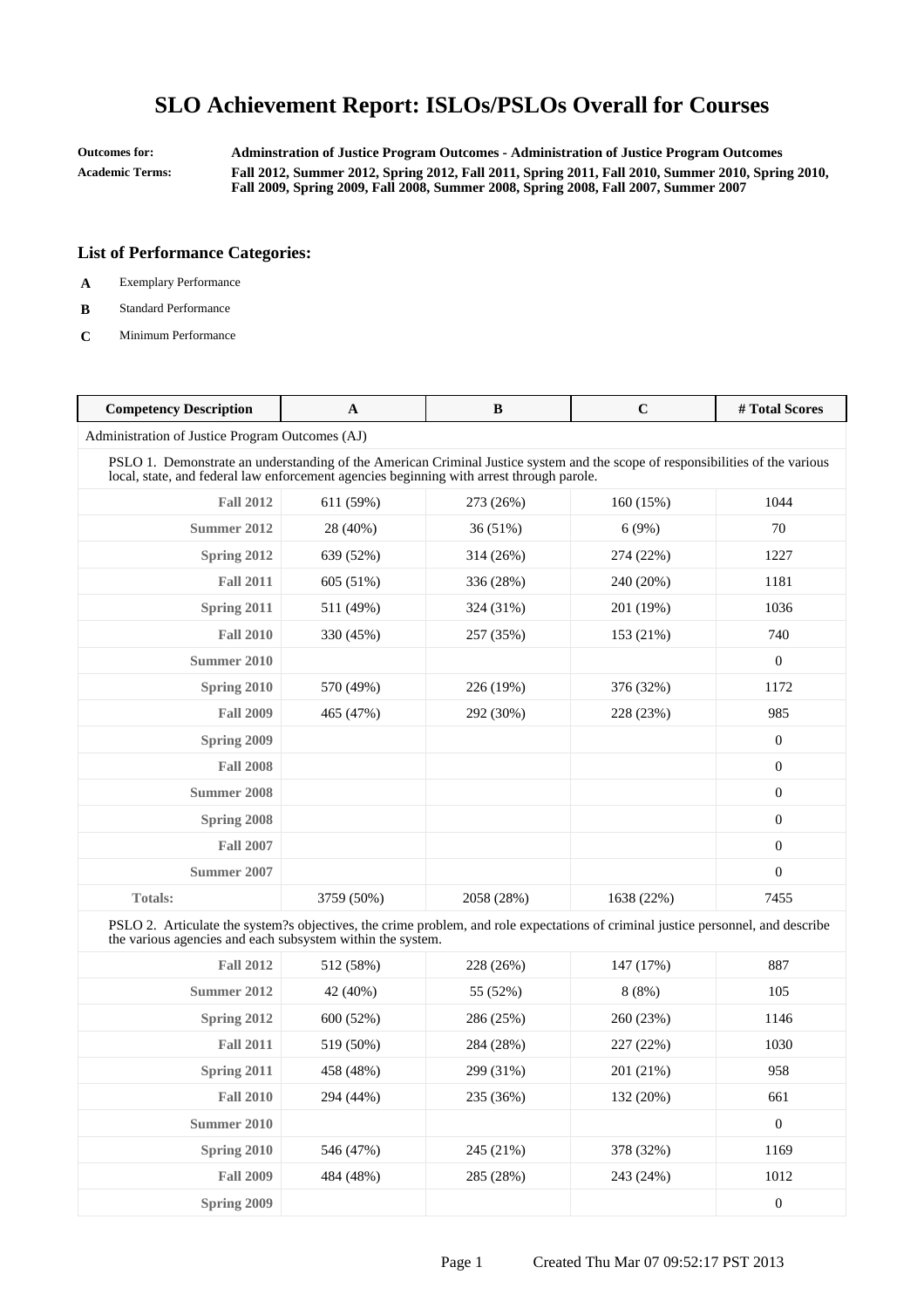# SLO Achievement Report: ISLOs/PSLOs Overall for Courses

**Outcomes for:** **Adminstration of Justice Program Outcomes - Administration of Justice Program Outcomes**

**Academic Terms:** **Fall 2012, Summer 2012, Spring 2012, Fall 2011, Spring 2011, Fall 2010, Summer 2010, Spring 2010, Fall 2009, Spring 2009, Fall 2008, Summer 2008, Spring 2008, Fall 2007, Summer 2007**

### List of Performance Categories:

- **A** Exemplary Performance
- **B** Standard Performance
- **C** Minimum Performance

| Competency Description | A | B | C | # Total Scores |
|---|---|---|---|---|
| Administration of Justice Program Outcomes (AJ) | | | | |
| PSLO 1. Demonstrate an understanding of the American Criminal Justice system and the scope of responsibilities of the various local, state, and federal law enforcement agencies beginning with arrest through parole. | | | | |
| **Fall 2012** | 611 (59%) | 273 (26%) | 160 (15%) | 1044 |
| **Summer 2012** | 28 (40%) | 36 (51%) | 6 (9%) | 70 |
| **Spring 2012** | 639 (52%) | 314 (26%) | 274 (22%) | 1227 |
| **Fall 2011** | 605 (51%) | 336 (28%) | 240 (20%) | 1181 |
| **Spring 2011** | 511 (49%) | 324 (31%) | 201 (19%) | 1036 |
| **Fall 2010** | 330 (45%) | 257 (35%) | 153 (21%) | 740 |
| **Summer 2010** | | | | 0 |
| **Spring 2010** | 570 (49%) | 226 (19%) | 376 (32%) | 1172 |
| **Fall 2009** | 465 (47%) | 292 (30%) | 228 (23%) | 985 |
| **Spring 2009** | | | | 0 |
| **Fall 2008** | | | | 0 |
| **Summer 2008** | | | | 0 |
| **Spring 2008** | | | | 0 |
| **Fall 2007** | | | | 0 |
| **Summer 2007** | | | | 0 |
| **Totals:** | 3759 (50%) | 2058 (28%) | 1638 (22%) | 7455 |
| PSLO 2. Articulate the system?s objectives, the crime problem, and role expectations of criminal justice personnel, and describe the various agencies and each subsystem within the system. | | | | |
| **Fall 2012** | 512 (58%) | 228 (26%) | 147 (17%) | 887 |
| **Summer 2012** | 42 (40%) | 55 (52%) | 8 (8%) | 105 |
| **Spring 2012** | 600 (52%) | 286 (25%) | 260 (23%) | 1146 |
| **Fall 2011** | 519 (50%) | 284 (28%) | 227 (22%) | 1030 |
| **Spring 2011** | 458 (48%) | 299 (31%) | 201 (21%) | 958 |
| **Fall 2010** | 294 (44%) | 235 (36%) | 132 (20%) | 661 |
| **Summer 2010** | | | | 0 |
| **Spring 2010** | 546 (47%) | 245 (21%) | 378 (32%) | 1169 |
| **Fall 2009** | 484 (48%) | 285 (28%) | 243 (24%) | 1012 |
| **Spring 2009** | | | | 0 |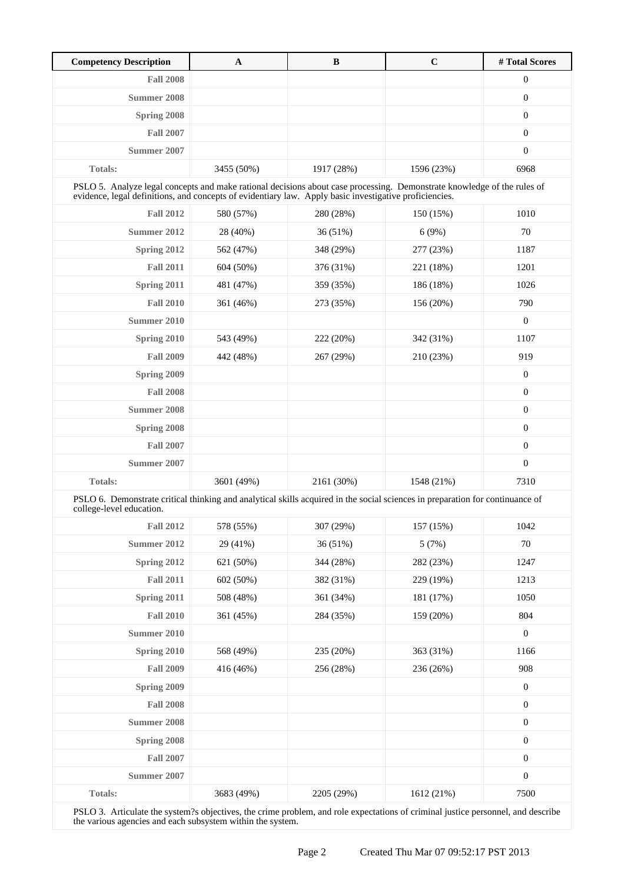| Competency Description | A | B | C | # Total Scores |
|---|---|---|---|---|
| Fall 2008 | | | | 0 |
| Summer 2008 | | | | 0 |
| Spring 2008 | | | | 0 |
| Fall 2007 | | | | 0 |
| Summer 2007 | | | | 0 |
| Totals: | 3455 (50%) | 1917 (28%) | 1596 (23%) | 6968 |
| PSLO 5. Analyze legal concepts and make rational decisions about case processing. Demonstrate knowledge of the rules of evidence, legal definitions, and concepts of evidentiary law. Apply basic investigative proficiencies. | | | | |
| Fall 2012 | 580 (57%) | 280 (28%) | 150 (15%) | 1010 |
| Summer 2012 | 28 (40%) | 36 (51%) | 6 (9%) | 70 |
| Spring 2012 | 562 (47%) | 348 (29%) | 277 (23%) | 1187 |
| Fall 2011 | 604 (50%) | 376 (31%) | 221 (18%) | 1201 |
| Spring 2011 | 481 (47%) | 359 (35%) | 186 (18%) | 1026 |
| Fall 2010 | 361 (46%) | 273 (35%) | 156 (20%) | 790 |
| Summer 2010 | | | | 0 |
| Spring 2010 | 543 (49%) | 222 (20%) | 342 (31%) | 1107 |
| Fall 2009 | 442 (48%) | 267 (29%) | 210 (23%) | 919 |
| Spring 2009 | | | | 0 |
| Fall 2008 | | | | 0 |
| Summer 2008 | | | | 0 |
| Spring 2008 | | | | 0 |
| Fall 2007 | | | | 0 |
| Summer 2007 | | | | 0 |
| Totals: | 3601 (49%) | 2161 (30%) | 1548 (21%) | 7310 |
| PSLO 6. Demonstrate critical thinking and analytical skills acquired in the social sciences in preparation for continuance of college-level education. | | | | |
| Fall 2012 | 578 (55%) | 307 (29%) | 157 (15%) | 1042 |
| Summer 2012 | 29 (41%) | 36 (51%) | 5 (7%) | 70 |
| Spring 2012 | 621 (50%) | 344 (28%) | 282 (23%) | 1247 |
| Fall 2011 | 602 (50%) | 382 (31%) | 229 (19%) | 1213 |
| Spring 2011 | 508 (48%) | 361 (34%) | 181 (17%) | 1050 |
| Fall 2010 | 361 (45%) | 284 (35%) | 159 (20%) | 804 |
| Summer 2010 | | | | 0 |
| Spring 2010 | 568 (49%) | 235 (20%) | 363 (31%) | 1166 |
| Fall 2009 | 416 (46%) | 256 (28%) | 236 (26%) | 908 |
| Spring 2009 | | | | 0 |
| Fall 2008 | | | | 0 |
| Summer 2008 | | | | 0 |
| Spring 2008 | | | | 0 |
| Fall 2007 | | | | 0 |
| Summer 2007 | | | | 0 |
| Totals: | 3683 (49%) | 2205 (29%) | 1612 (21%) | 7500 |
| PSLO 3. Articulate the system?s objectives, the crime problem, and role expectations of criminal justice personnel, and describe the various agencies and each subsystem within the system. | | | | |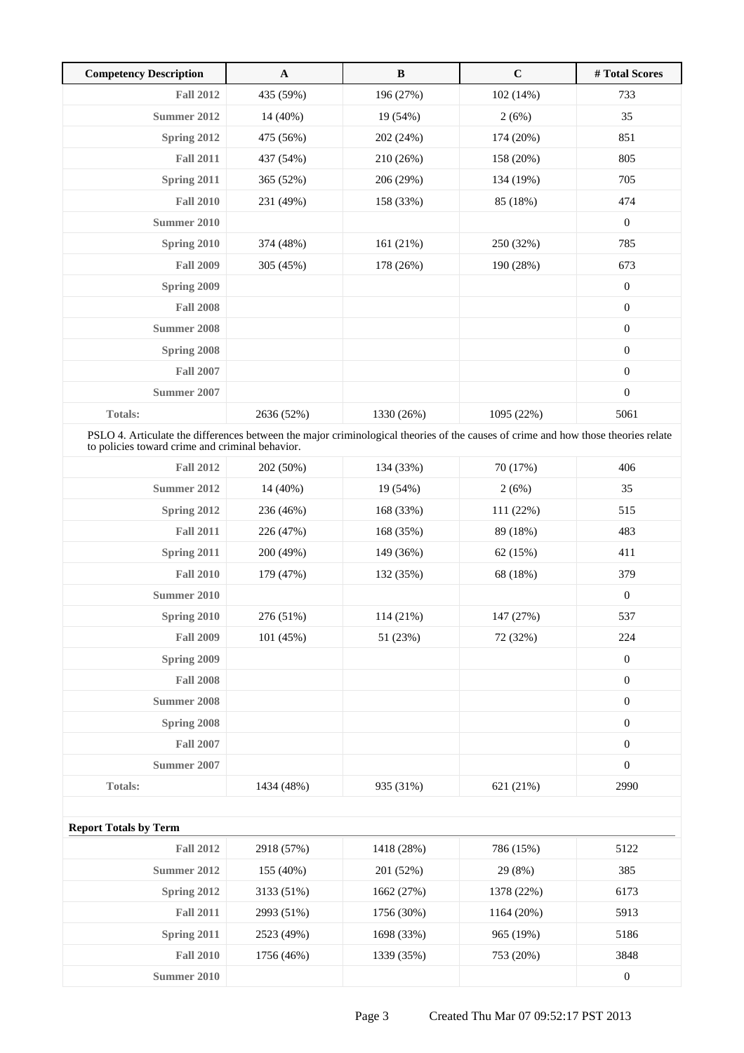| Competency Description | A | B | C | # Total Scores |
|---|---|---|---|---|
| Fall 2012 | 435 (59%) | 196 (27%) | 102 (14%) | 733 |
| Summer 2012 | 14 (40%) | 19 (54%) | 2 (6%) | 35 |
| Spring 2012 | 475 (56%) | 202 (24%) | 174 (20%) | 851 |
| Fall 2011 | 437 (54%) | 210 (26%) | 158 (20%) | 805 |
| Spring 2011 | 365 (52%) | 206 (29%) | 134 (19%) | 705 |
| Fall 2010 | 231 (49%) | 158 (33%) | 85 (18%) | 474 |
| Summer 2010 | | | | 0 |
| Spring 2010 | 374 (48%) | 161 (21%) | 250 (32%) | 785 |
| Fall 2009 | 305 (45%) | 178 (26%) | 190 (28%) | 673 |
| Spring 2009 | | | | 0 |
| Fall 2008 | | | | 0 |
| Summer 2008 | | | | 0 |
| Spring 2008 | | | | 0 |
| Fall 2007 | | | | 0 |
| Summer 2007 | | | | 0 |
| Totals: | 2636 (52%) | 1330 (26%) | 1095 (22%) | 5061 |
| PSLO 4. Articulate the differences between the major criminological theories of the causes of crime and how those theories relate to policies toward crime and criminal behavior. | | | | |
| Fall 2012 | 202 (50%) | 134 (33%) | 70 (17%) | 406 |
| Summer 2012 | 14 (40%) | 19 (54%) | 2 (6%) | 35 |
| Spring 2012 | 236 (46%) | 168 (33%) | 111 (22%) | 515 |
| Fall 2011 | 226 (47%) | 168 (35%) | 89 (18%) | 483 |
| Spring 2011 | 200 (49%) | 149 (36%) | 62 (15%) | 411 |
| Fall 2010 | 179 (47%) | 132 (35%) | 68 (18%) | 379 |
| Summer 2010 | | | | 0 |
| Spring 2010 | 276 (51%) | 114 (21%) | 147 (27%) | 537 |
| Fall 2009 | 101 (45%) | 51 (23%) | 72 (32%) | 224 |
| Spring 2009 | | | | 0 |
| Fall 2008 | | | | 0 |
| Summer 2008 | | | | 0 |
| Spring 2008 | | | | 0 |
| Fall 2007 | | | | 0 |
| Summer 2007 | | | | 0 |
| Totals: | 1434 (48%) | 935 (31%) | 621 (21%) | 2990 |

**Report Totals by Term**

| Term | A | B | C | # Total Scores |
|---|---|---|---|---|
| Fall 2012 | 2918 (57%) | 1418 (28%) | 786 (15%) | 5122 |
| Summer 2012 | 155 (40%) | 201 (52%) | 29 (8%) | 385 |
| Spring 2012 | 3133 (51%) | 1662 (27%) | 1378 (22%) | 6173 |
| Fall 2011 | 2993 (51%) | 1756 (30%) | 1164 (20%) | 5913 |
| Spring 2011 | 2523 (49%) | 1698 (33%) | 965 (19%) | 5186 |
| Fall 2010 | 1756 (46%) | 1339 (35%) | 753 (20%) | 3848 |
| Summer 2010 | | | | 0 |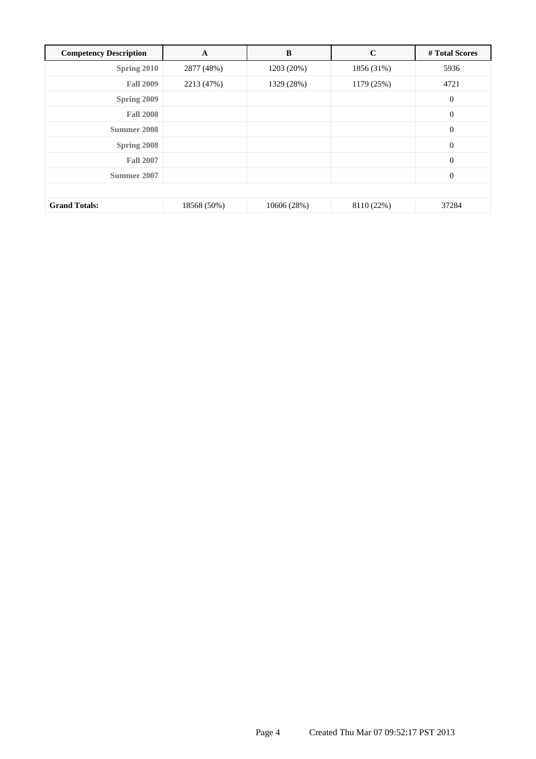| Competency Description | A | B | C | # Total Scores |
|---|---|---|---|---|
| Spring 2010 | 2877 (48%) | 1203 (20%) | 1856 (31%) | 5936 |
| Fall 2009 | 2213 (47%) | 1329 (28%) | 1179 (25%) | 4721 |
| Spring 2009 | | | | 0 |
| Fall 2008 | | | | 0 |
| Summer 2008 | | | | 0 |
| Spring 2008 | | | | 0 |
| Fall 2007 | | | | 0 |
| Summer 2007 | | | | 0 |
| | | | | |
| **Grand Totals:** | 18568 (50%) | 10606 (28%) | 8110 (22%) | 37284 |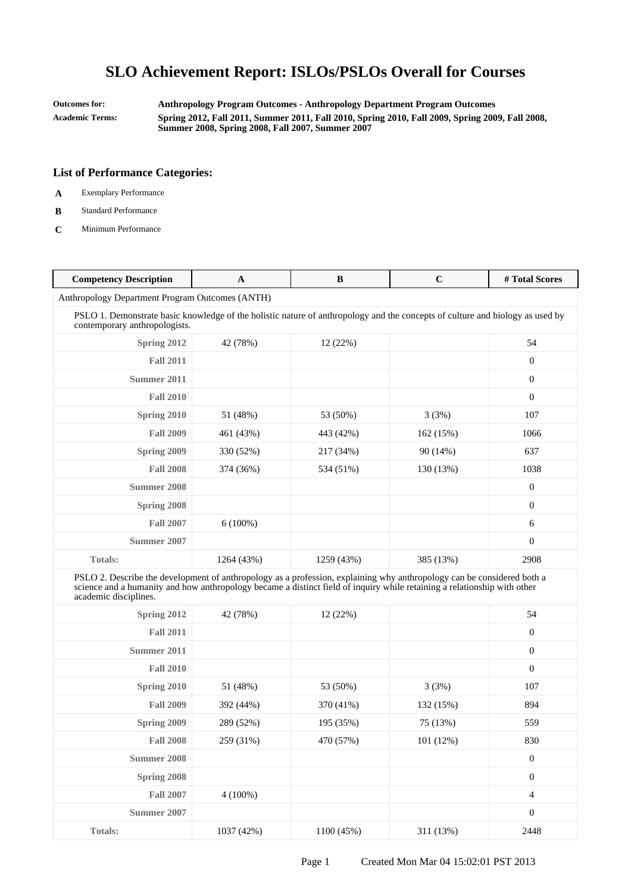# SLO Achievement Report: ISLOs/PSLOs Overall for Courses

**Outcomes for:** Anthropology Program Outcomes - Anthropology Department Program Outcomes

**Academic Terms:** Spring 2012, Fall 2011, Summer 2011, Fall 2010, Spring 2010, Fall 2009, Spring 2009, Fall 2008, Summer 2008, Spring 2008, Fall 2007, Summer 2007

### List of Performance Categories:

- **A** Exemplary Performance
- **B** Standard Performance
- **C** Minimum Performance

| Competency Description | A | B | C | # Total Scores |
|---|---|---|---|---|
| Anthropology Department Program Outcomes (ANTH) | | | | |
| PSLO 1. Demonstrate basic knowledge of the holistic nature of anthropology and the concepts of culture and biology as used by contemporary anthropologists. | | | | |
| Spring 2012 | 42 (78%) | 12 (22%) | | 54 |
| Fall 2011 | | | | 0 |
| Summer 2011 | | | | 0 |
| Fall 2010 | | | | 0 |
| Spring 2010 | 51 (48%) | 53 (50%) | 3 (3%) | 107 |
| Fall 2009 | 461 (43%) | 443 (42%) | 162 (15%) | 1066 |
| Spring 2009 | 330 (52%) | 217 (34%) | 90 (14%) | 637 |
| Fall 2008 | 374 (36%) | 534 (51%) | 130 (13%) | 1038 |
| Summer 2008 | | | | 0 |
| Spring 2008 | | | | 0 |
| Fall 2007 | 6 (100%) | | | 6 |
| Summer 2007 | | | | 0 |
| Totals: | 1264 (43%) | 1259 (43%) | 385 (13%) | 2908 |
| PSLO 2. Describe the development of anthropology as a profession, explaining why anthropology can be considered both a science and a humanity and how anthropology became a distinct field of inquiry while retaining a relationship with other academic disciplines. | | | | |
| Spring 2012 | 42 (78%) | 12 (22%) | | 54 |
| Fall 2011 | | | | 0 |
| Summer 2011 | | | | 0 |
| Fall 2010 | | | | 0 |
| Spring 2010 | 51 (48%) | 53 (50%) | 3 (3%) | 107 |
| Fall 2009 | 392 (44%) | 370 (41%) | 132 (15%) | 894 |
| Spring 2009 | 289 (52%) | 195 (35%) | 75 (13%) | 559 |
| Fall 2008 | 259 (31%) | 470 (57%) | 101 (12%) | 830 |
| Summer 2008 | | | | 0 |
| Spring 2008 | | | | 0 |
| Fall 2007 | 4 (100%) | | | 4 |
| Summer 2007 | | | | 0 |
| Totals: | 1037 (42%) | 1100 (45%) | 311 (13%) | 2448 |

Created Mon Mar 04 15:02:01 PST 2013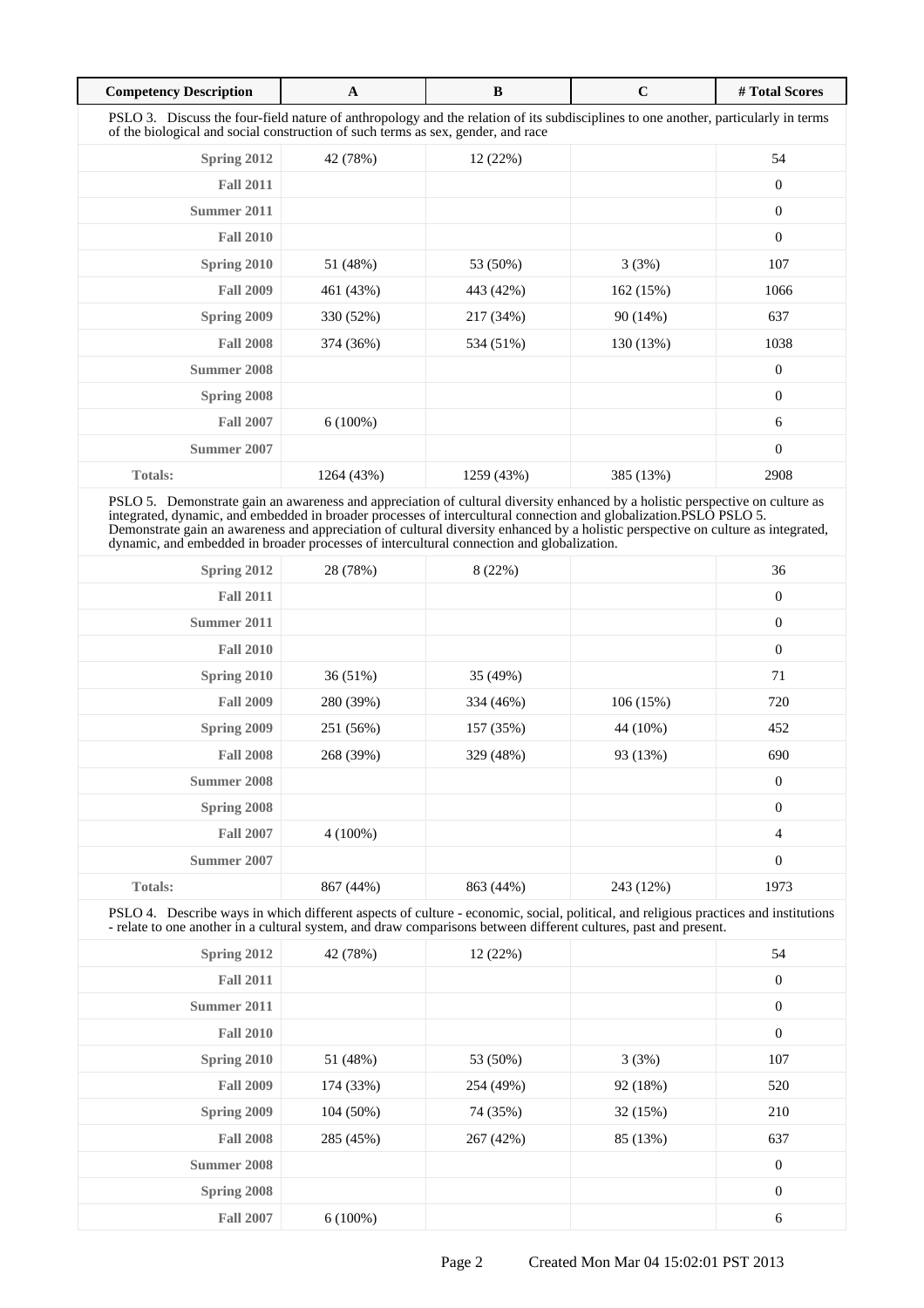| Competency Description | A | B | C | # Total Scores |
|---|---|---|---|---|
| PSLO 3. Discuss the four-field nature of anthropology and the relation of its subdisciplines to one another, particularly in terms of the biological and social construction of such terms as sex, gender, and race | | | | |
| **Spring 2012** | 42 (78%) | 12 (22%) | | 54 |
| **Fall 2011** | | | | 0 |
| **Summer 2011** | | | | 0 |
| **Fall 2010** | | | | 0 |
| **Spring 2010** | 51 (48%) | 53 (50%) | 3 (3%) | 107 |
| **Fall 2009** | 461 (43%) | 443 (42%) | 162 (15%) | 1066 |
| **Spring 2009** | 330 (52%) | 217 (34%) | 90 (14%) | 637 |
| **Fall 2008** | 374 (36%) | 534 (51%) | 130 (13%) | 1038 |
| **Summer 2008** | | | | 0 |
| **Spring 2008** | | | | 0 |
| **Fall 2007** | 6 (100%) | | | 6 |
| **Summer 2007** | | | | 0 |
| **Totals:** | 1264 (43%) | 1259 (43%) | 385 (13%) | 2908 |
| PSLO 5. Demonstrate gain an awareness and appreciation of cultural diversity enhanced by a holistic perspective on culture as integrated, dynamic, and embedded in broader processes of intercultural connection and globalization.PSLO PSLO 5. Demonstrate gain an awareness and appreciation of cultural diversity enhanced by a holistic perspective on culture as integrated, dynamic, and embedded in broader processes of intercultural connection and globalization. | | | | |
| **Spring 2012** | 28 (78%) | 8 (22%) | | 36 |
| **Fall 2011** | | | | 0 |
| **Summer 2011** | | | | 0 |
| **Fall 2010** | | | | 0 |
| **Spring 2010** | 36 (51%) | 35 (49%) | | 71 |
| **Fall 2009** | 280 (39%) | 334 (46%) | 106 (15%) | 720 |
| **Spring 2009** | 251 (56%) | 157 (35%) | 44 (10%) | 452 |
| **Fall 2008** | 268 (39%) | 329 (48%) | 93 (13%) | 690 |
| **Summer 2008** | | | | 0 |
| **Spring 2008** | | | | 0 |
| **Fall 2007** | 4 (100%) | | | 4 |
| **Summer 2007** | | | | 0 |
| **Totals:** | 867 (44%) | 863 (44%) | 243 (12%) | 1973 |
| PSLO 4. Describe ways in which different aspects of culture - economic, social, political, and religious practices and institutions - relate to one another in a cultural system, and draw comparisons between different cultures, past and present. | | | | |
| **Spring 2012** | 42 (78%) | 12 (22%) | | 54 |
| **Fall 2011** | | | | 0 |
| **Summer 2011** | | | | 0 |
| **Fall 2010** | | | | 0 |
| **Spring 2010** | 51 (48%) | 53 (50%) | 3 (3%) | 107 |
| **Fall 2009** | 174 (33%) | 254 (49%) | 92 (18%) | 520 |
| **Spring 2009** | 104 (50%) | 74 (35%) | 32 (15%) | 210 |
| **Fall 2008** | 285 (45%) | 267 (42%) | 85 (13%) | 637 |
| **Summer 2008** | | | | 0 |
| **Spring 2008** | | | | 0 |
| **Fall 2007** | 6 (100%) | | | 6 |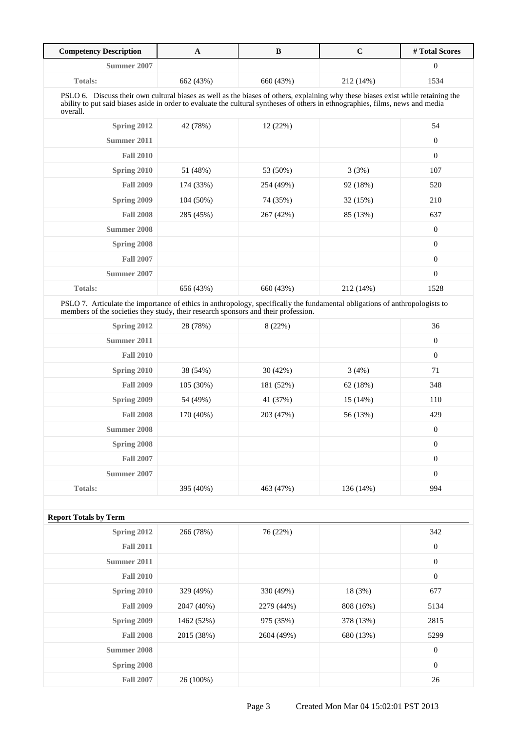| Competency Description | A | B | C | # Total Scores |
|---|---|---|---|---|
| Summer 2007 | | | | 0 |
| Totals: | 662 (43%) | 660 (43%) | 212 (14%) | 1534 |
| PSLO 6. Discuss their own cultural biases as well as the biases of others, explaining why these biases exist while retaining the ability to put said biases aside in order to evaluate the cultural syntheses of others in ethnographies, films, news and media overall. | | | | |
| Spring 2012 | 42 (78%) | 12 (22%) | | 54 |
| Summer 2011 | | | | 0 |
| Fall 2010 | | | | 0 |
| Spring 2010 | 51 (48%) | 53 (50%) | 3 (3%) | 107 |
| Fall 2009 | 174 (33%) | 254 (49%) | 92 (18%) | 520 |
| Spring 2009 | 104 (50%) | 74 (35%) | 32 (15%) | 210 |
| Fall 2008 | 285 (45%) | 267 (42%) | 85 (13%) | 637 |
| Summer 2008 | | | | 0 |
| Spring 2008 | | | | 0 |
| Fall 2007 | | | | 0 |
| Summer 2007 | | | | 0 |
| Totals: | 656 (43%) | 660 (43%) | 212 (14%) | 1528 |
| PSLO 7. Articulate the importance of ethics in anthropology, specifically the fundamental obligations of anthropologists to members of the societies they study, their research sponsors and their profession. | | | | |
| Spring 2012 | 28 (78%) | 8 (22%) | | 36 |
| Summer 2011 | | | | 0 |
| Fall 2010 | | | | 0 |
| Spring 2010 | 38 (54%) | 30 (42%) | 3 (4%) | 71 |
| Fall 2009 | 105 (30%) | 181 (52%) | 62 (18%) | 348 |
| Spring 2009 | 54 (49%) | 41 (37%) | 15 (14%) | 110 |
| Fall 2008 | 170 (40%) | 203 (47%) | 56 (13%) | 429 |
| Summer 2008 | | | | 0 |
| Spring 2008 | | | | 0 |
| Fall 2007 | | | | 0 |
| Summer 2007 | | | | 0 |
| Totals: | 395 (40%) | 463 (47%) | 136 (14%) | 994 |

**Report Totals by Term**

| Term | A | B | C | # Total Scores |
|---|---|---|---|---|
| Spring 2012 | 266 (78%) | 76 (22%) | | 342 |
| Fall 2011 | | | | 0 |
| Summer 2011 | | | | 0 |
| Fall 2010 | | | | 0 |
| Spring 2010 | 329 (49%) | 330 (49%) | 18 (3%) | 677 |
| Fall 2009 | 2047 (40%) | 2279 (44%) | 808 (16%) | 5134 |
| Spring 2009 | 1462 (52%) | 975 (35%) | 378 (13%) | 2815 |
| Fall 2008 | 2015 (38%) | 2604 (49%) | 680 (13%) | 5299 |
| Summer 2008 | | | | 0 |
| Spring 2008 | | | | 0 |
| Fall 2007 | 26 (100%) | | | 26 |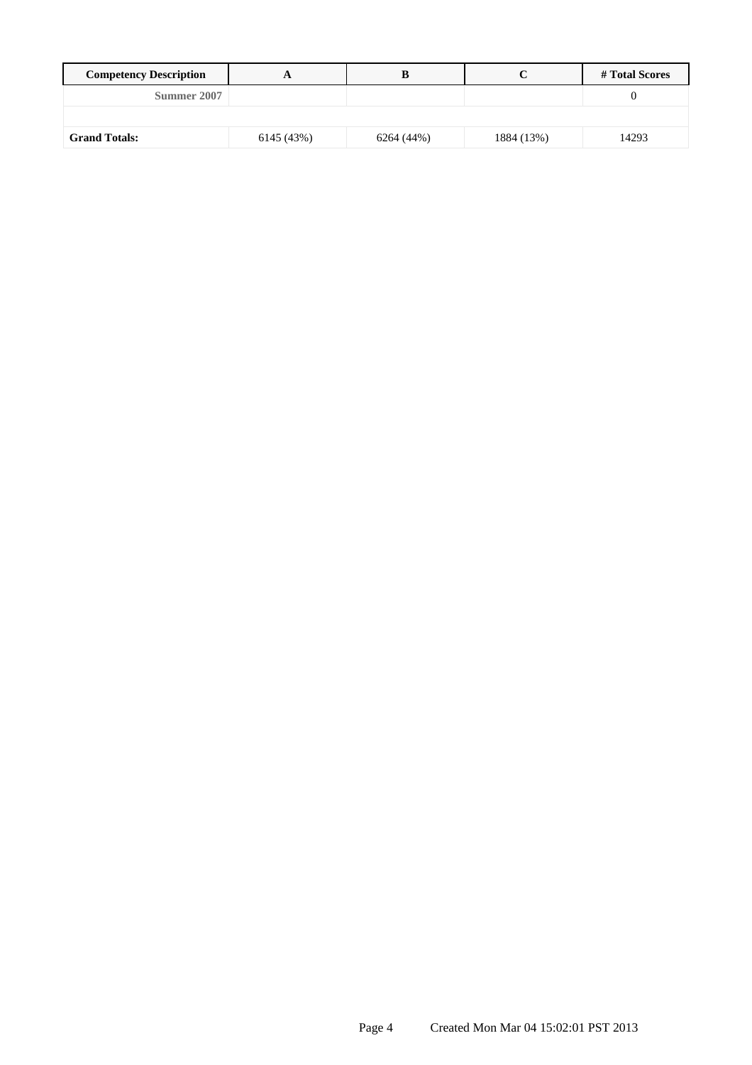| Competency Description | A | B | C | # Total Scores |
|---|---|---|---|---|
| Summer 2007 | | | | 0 |
| | | | | |
| Grand Totals: | 6145 (43%) | 6264 (44%) | 1884 (13%) | 14293 |

Created Mon Mar 04 15:02:01 PST 2013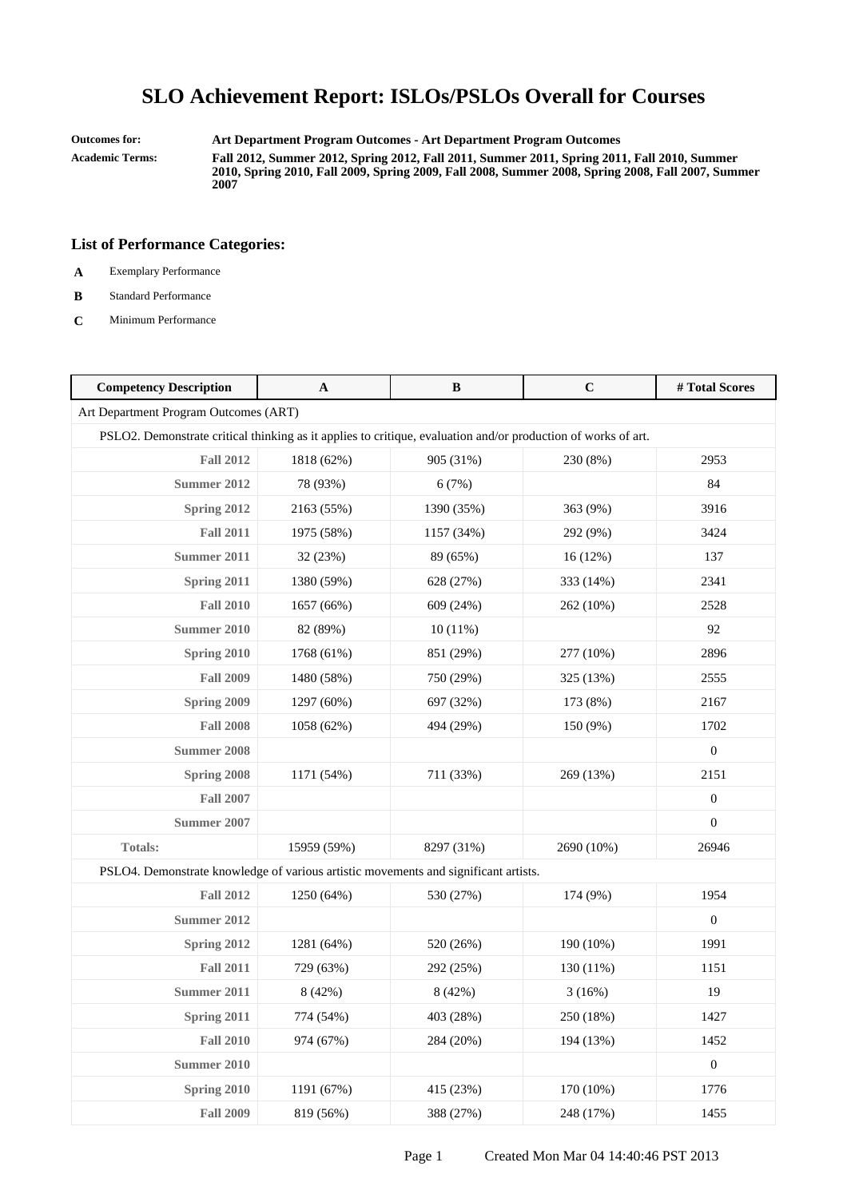# SLO Achievement Report: ISLOs/PSLOs Overall for Courses

**Outcomes for:** **Art Department Program Outcomes - Art Department Program Outcomes**

**Academic Terms:** **Fall 2012, Summer 2012, Spring 2012, Fall 2011, Summer 2011, Spring 2011, Fall 2010, Summer 2010, Spring 2010, Fall 2009, Spring 2009, Fall 2008, Summer 2008, Spring 2008, Fall 2007, Summer 2007**

## List of Performance Categories:

- **A** Exemplary Performance
- **B** Standard Performance
- **C** Minimum Performance

| Competency Description | A | B | C | # Total Scores |
|---|---|---|---|---|
| Art Department Program Outcomes (ART) | | | | |
| PSLO2. Demonstrate critical thinking as it applies to critique, evaluation and/or production of works of art. | | | | |
| **Fall 2012** | 1818 (62%) | 905 (31%) | 230 (8%) | 2953 |
| **Summer 2012** | 78 (93%) | 6 (7%) | | 84 |
| **Spring 2012** | 2163 (55%) | 1390 (35%) | 363 (9%) | 3916 |
| **Fall 2011** | 1975 (58%) | 1157 (34%) | 292 (9%) | 3424 |
| **Summer 2011** | 32 (23%) | 89 (65%) | 16 (12%) | 137 |
| **Spring 2011** | 1380 (59%) | 628 (27%) | 333 (14%) | 2341 |
| **Fall 2010** | 1657 (66%) | 609 (24%) | 262 (10%) | 2528 |
| **Summer 2010** | 82 (89%) | 10 (11%) | | 92 |
| **Spring 2010** | 1768 (61%) | 851 (29%) | 277 (10%) | 2896 |
| **Fall 2009** | 1480 (58%) | 750 (29%) | 325 (13%) | 2555 |
| **Spring 2009** | 1297 (60%) | 697 (32%) | 173 (8%) | 2167 |
| **Fall 2008** | 1058 (62%) | 494 (29%) | 150 (9%) | 1702 |
| **Summer 2008** | | | | 0 |
| **Spring 2008** | 1171 (54%) | 711 (33%) | 269 (13%) | 2151 |
| **Fall 2007** | | | | 0 |
| **Summer 2007** | | | | 0 |
| **Totals:** | 15959 (59%) | 8297 (31%) | 2690 (10%) | 26946 |
| PSLO4. Demonstrate knowledge of various artistic movements and significant artists. | | | | |
| **Fall 2012** | 1250 (64%) | 530 (27%) | 174 (9%) | 1954 |
| **Summer 2012** | | | | 0 |
| **Spring 2012** | 1281 (64%) | 520 (26%) | 190 (10%) | 1991 |
| **Fall 2011** | 729 (63%) | 292 (25%) | 130 (11%) | 1151 |
| **Summer 2011** | 8 (42%) | 8 (42%) | 3 (16%) | 19 |
| **Spring 2011** | 774 (54%) | 403 (28%) | 250 (18%) | 1427 |
| **Fall 2010** | 974 (67%) | 284 (20%) | 194 (13%) | 1452 |
| **Summer 2010** | | | | 0 |
| **Spring 2010** | 1191 (67%) | 415 (23%) | 170 (10%) | 1776 |
| **Fall 2009** | 819 (56%) | 388 (27%) | 248 (17%) | 1455 |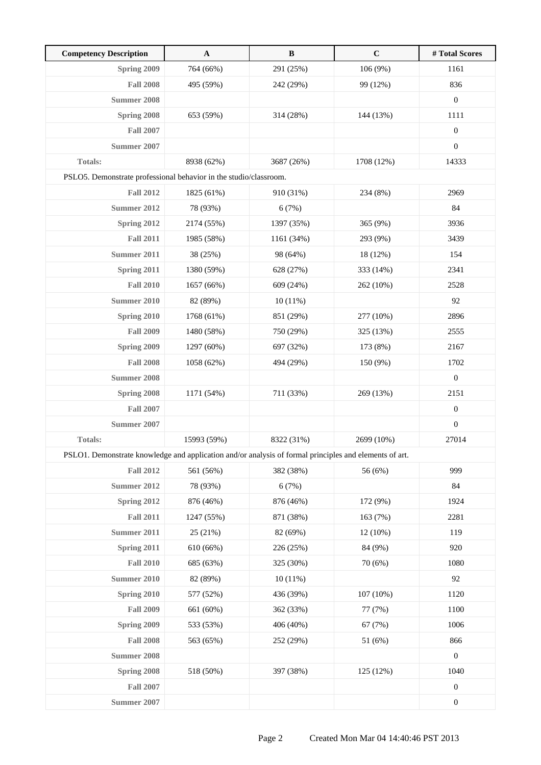| Competency Description | A | B | C | # Total Scores |
|---|---|---|---|---|
| Spring 2009 | 764 (66%) | 291 (25%) | 106 (9%) | 1161 |
| Fall 2008 | 495 (59%) | 242 (29%) | 99 (12%) | 836 |
| Summer 2008 | | | | 0 |
| Spring 2008 | 653 (59%) | 314 (28%) | 144 (13%) | 1111 |
| Fall 2007 | | | | 0 |
| Summer 2007 | | | | 0 |
| Totals: | 8938 (62%) | 3687 (26%) | 1708 (12%) | 14333 |
| PSLO5. Demonstrate professional behavior in the studio/classroom. | | | | |
| Fall 2012 | 1825 (61%) | 910 (31%) | 234 (8%) | 2969 |
| Summer 2012 | 78 (93%) | 6 (7%) | | 84 |
| Spring 2012 | 2174 (55%) | 1397 (35%) | 365 (9%) | 3936 |
| Fall 2011 | 1985 (58%) | 1161 (34%) | 293 (9%) | 3439 |
| Summer 2011 | 38 (25%) | 98 (64%) | 18 (12%) | 154 |
| Spring 2011 | 1380 (59%) | 628 (27%) | 333 (14%) | 2341 |
| Fall 2010 | 1657 (66%) | 609 (24%) | 262 (10%) | 2528 |
| Summer 2010 | 82 (89%) | 10 (11%) | | 92 |
| Spring 2010 | 1768 (61%) | 851 (29%) | 277 (10%) | 2896 |
| Fall 2009 | 1480 (58%) | 750 (29%) | 325 (13%) | 2555 |
| Spring 2009 | 1297 (60%) | 697 (32%) | 173 (8%) | 2167 |
| Fall 2008 | 1058 (62%) | 494 (29%) | 150 (9%) | 1702 |
| Summer 2008 | | | | 0 |
| Spring 2008 | 1171 (54%) | 711 (33%) | 269 (13%) | 2151 |
| Fall 2007 | | | | 0 |
| Summer 2007 | | | | 0 |
| Totals: | 15993 (59%) | 8322 (31%) | 2699 (10%) | 27014 |
| PSLO1. Demonstrate knowledge and application and/or analysis of formal principles and elements of art. | | | | |
| Fall 2012 | 561 (56%) | 382 (38%) | 56 (6%) | 999 |
| Summer 2012 | 78 (93%) | 6 (7%) | | 84 |
| Spring 2012 | 876 (46%) | 876 (46%) | 172 (9%) | 1924 |
| Fall 2011 | 1247 (55%) | 871 (38%) | 163 (7%) | 2281 |
| Summer 2011 | 25 (21%) | 82 (69%) | 12 (10%) | 119 |
| Spring 2011 | 610 (66%) | 226 (25%) | 84 (9%) | 920 |
| Fall 2010 | 685 (63%) | 325 (30%) | 70 (6%) | 1080 |
| Summer 2010 | 82 (89%) | 10 (11%) | | 92 |
| Spring 2010 | 577 (52%) | 436 (39%) | 107 (10%) | 1120 |
| Fall 2009 | 661 (60%) | 362 (33%) | 77 (7%) | 1100 |
| Spring 2009 | 533 (53%) | 406 (40%) | 67 (7%) | 1006 |
| Fall 2008 | 563 (65%) | 252 (29%) | 51 (6%) | 866 |
| Summer 2008 | | | | 0 |
| Spring 2008 | 518 (50%) | 397 (38%) | 125 (12%) | 1040 |
| Fall 2007 | | | | 0 |
| Summer 2007 | | | | 0 |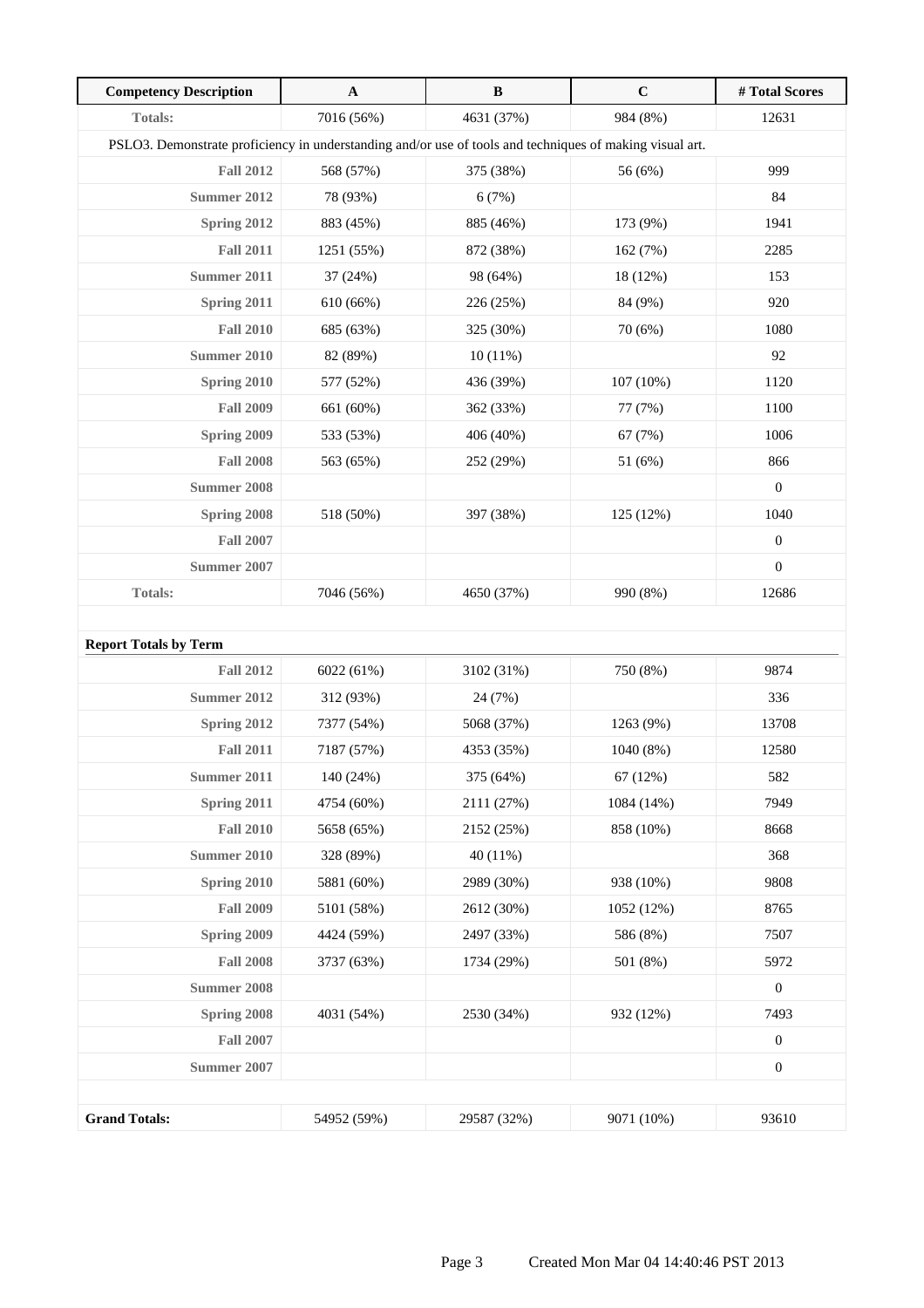| Competency Description | A | B | C | # Total Scores |
|---|---|---|---|---|
| **Totals:** | 7016 (56%) | 4631 (37%) | 984 (8%) | 12631 |
| PSLO3. Demonstrate proficiency in understanding and/or use of tools and techniques of making visual art. | | | | |
| **Fall 2012** | 568 (57%) | 375 (38%) | 56 (6%) | 999 |
| **Summer 2012** | 78 (93%) | 6 (7%) | | 84 |
| **Spring 2012** | 883 (45%) | 885 (46%) | 173 (9%) | 1941 |
| **Fall 2011** | 1251 (55%) | 872 (38%) | 162 (7%) | 2285 |
| **Summer 2011** | 37 (24%) | 98 (64%) | 18 (12%) | 153 |
| **Spring 2011** | 610 (66%) | 226 (25%) | 84 (9%) | 920 |
| **Fall 2010** | 685 (63%) | 325 (30%) | 70 (6%) | 1080 |
| **Summer 2010** | 82 (89%) | 10 (11%) | | 92 |
| **Spring 2010** | 577 (52%) | 436 (39%) | 107 (10%) | 1120 |
| **Fall 2009** | 661 (60%) | 362 (33%) | 77 (7%) | 1100 |
| **Spring 2009** | 533 (53%) | 406 (40%) | 67 (7%) | 1006 |
| **Fall 2008** | 563 (65%) | 252 (29%) | 51 (6%) | 866 |
| **Summer 2008** | | | | 0 |
| **Spring 2008** | 518 (50%) | 397 (38%) | 125 (12%) | 1040 |
| **Fall 2007** | | | | 0 |
| **Summer 2007** | | | | 0 |
| **Totals:** | 7046 (56%) | 4650 (37%) | 990 (8%) | 12686 |

**Report Totals by Term**

| Term | A | B | C | # Total Scores |
|---|---|---|---|---|
| **Fall 2012** | 6022 (61%) | 3102 (31%) | 750 (8%) | 9874 |
| **Summer 2012** | 312 (93%) | 24 (7%) | | 336 |
| **Spring 2012** | 7377 (54%) | 5068 (37%) | 1263 (9%) | 13708 |
| **Fall 2011** | 7187 (57%) | 4353 (35%) | 1040 (8%) | 12580 |
| **Summer 2011** | 140 (24%) | 375 (64%) | 67 (12%) | 582 |
| **Spring 2011** | 4754 (60%) | 2111 (27%) | 1084 (14%) | 7949 |
| **Fall 2010** | 5658 (65%) | 2152 (25%) | 858 (10%) | 8668 |
| **Summer 2010** | 328 (89%) | 40 (11%) | | 368 |
| **Spring 2010** | 5881 (60%) | 2989 (30%) | 938 (10%) | 9808 |
| **Fall 2009** | 5101 (58%) | 2612 (30%) | 1052 (12%) | 8765 |
| **Spring 2009** | 4424 (59%) | 2497 (33%) | 586 (8%) | 7507 |
| **Fall 2008** | 3737 (63%) | 1734 (29%) | 501 (8%) | 5972 |
| **Summer 2008** | | | | 0 |
| **Spring 2008** | 4031 (54%) | 2530 (34%) | 932 (12%) | 7493 |
| **Fall 2007** | | | | 0 |
| **Summer 2007** | | | | 0 |
| **Grand Totals:** | 54952 (59%) | 29587 (32%) | 9071 (10%) | 93610 |

Created Mon Mar 04 14:40:46 PST 2013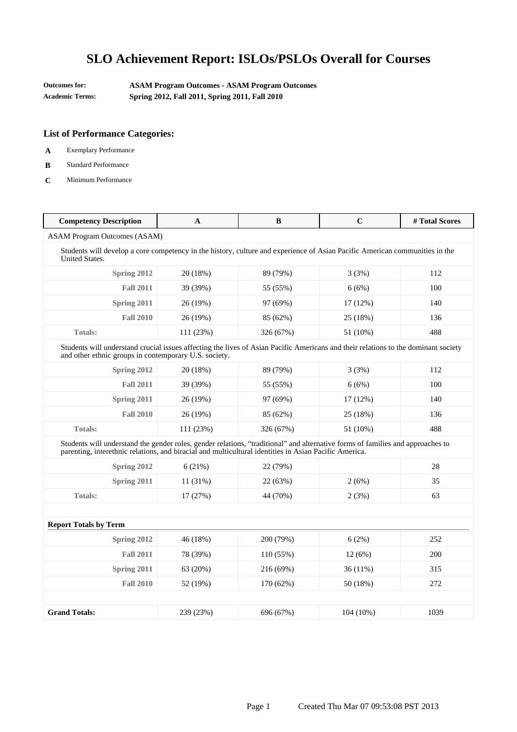# SLO Achievement Report: ISLOs/PSLOs Overall for Courses

**Outcomes for:** **ASAM Program Outcomes - ASAM Program Outcomes**
**Academic Terms:** **Spring 2012, Fall 2011, Spring 2011, Fall 2010**

## List of Performance Categories:

- **A** Exemplary Performance
- **B** Standard Performance
- **C** Minimum Performance

| Competency Description | A | B | C | # Total Scores |
|---|---|---|---|---|
| ASAM Program Outcomes (ASAM) | | | | |
| Students will develop a core competency in the history, culture and experience of Asian Pacific American communities in the United States. | | | | |
| **Spring 2012** | 20 (18%) | 89 (79%) | 3 (3%) | 112 |
| **Fall 2011** | 39 (39%) | 55 (55%) | 6 (6%) | 100 |
| **Spring 2011** | 26 (19%) | 97 (69%) | 17 (12%) | 140 |
| **Fall 2010** | 26 (19%) | 85 (62%) | 25 (18%) | 136 |
| **Totals:** | 111 (23%) | 326 (67%) | 51 (10%) | 488 |
| Students will understand crucial issues affecting the lives of Asian Pacific Americans and their relations to the dominant society and other ethnic groups in contemporary U.S. society. | | | | |
| **Spring 2012** | 20 (18%) | 89 (79%) | 3 (3%) | 112 |
| **Fall 2011** | 39 (39%) | 55 (55%) | 6 (6%) | 100 |
| **Spring 2011** | 26 (19%) | 97 (69%) | 17 (12%) | 140 |
| **Fall 2010** | 26 (19%) | 85 (62%) | 25 (18%) | 136 |
| **Totals:** | 111 (23%) | 326 (67%) | 51 (10%) | 488 |
| Students will understand the gender roles, gender relations, "traditional" and alternative forms of families and approaches to parenting, interethnic relations, and biracial and multicultural identities in Asian Pacific America. | | | | |
| **Spring 2012** | 6 (21%) | 22 (79%) | | 28 |
| **Spring 2011** | 11 (31%) | 22 (63%) | 2 (6%) | 35 |
| **Totals:** | 17 (27%) | 44 (70%) | 2 (3%) | 63 |
| | | | | |
| **Report Totals by Term** | | | | |
| **Spring 2012** | 46 (18%) | 200 (79%) | 6 (2%) | 252 |
| **Fall 2011** | 78 (39%) | 110 (55%) | 12 (6%) | 200 |
| **Spring 2011** | 63 (20%) | 216 (69%) | 36 (11%) | 315 |
| **Fall 2010** | 52 (19%) | 170 (62%) | 50 (18%) | 272 |
| | | | | |
| **Grand Totals:** | 239 (23%) | 696 (67%) | 104 (10%) | 1039 |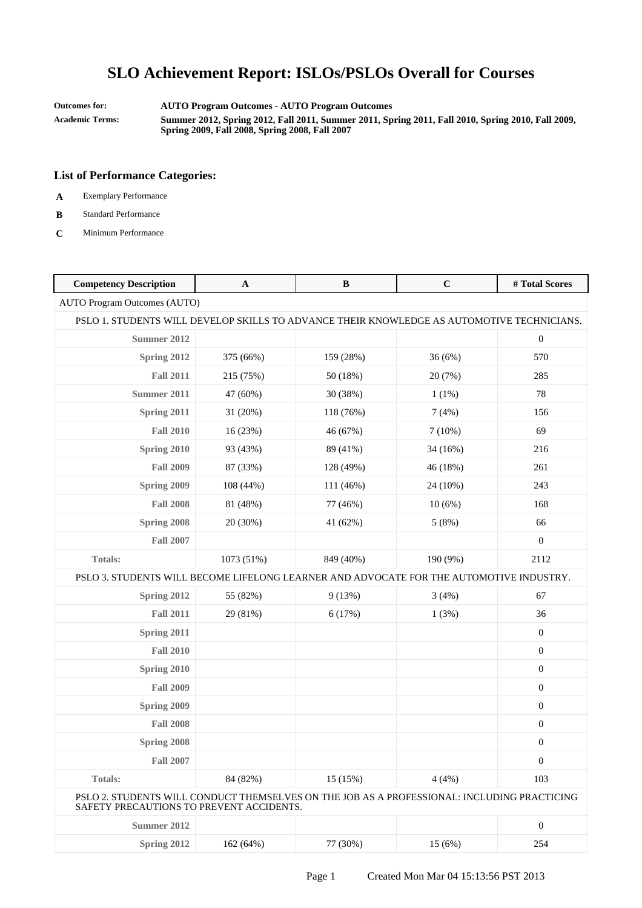# SLO Achievement Report: ISLOs/PSLOs Overall for Courses

**Outcomes for:** **AUTO Program Outcomes - AUTO Program Outcomes**

**Academic Terms:** **Summer 2012, Spring 2012, Fall 2011, Summer 2011, Spring 2011, Fall 2010, Spring 2010, Fall 2009, Spring 2009, Fall 2008, Spring 2008, Fall 2007**

### List of Performance Categories:

- **A** Exemplary Performance
- **B** Standard Performance
- **C** Minimum Performance

| Competency Description | A | B | C | # Total Scores |
|---|---|---|---|---|
| AUTO Program Outcomes (AUTO) | | | | |
| PSLO 1. STUDENTS WILL DEVELOP SKILLS TO ADVANCE THEIR KNOWLEDGE AS AUTOMOTIVE TECHNICIANS. | | | | |
| **Summer 2012** | | | | 0 |
| **Spring 2012** | 375 (66%) | 159 (28%) | 36 (6%) | 570 |
| **Fall 2011** | 215 (75%) | 50 (18%) | 20 (7%) | 285 |
| **Summer 2011** | 47 (60%) | 30 (38%) | 1 (1%) | 78 |
| **Spring 2011** | 31 (20%) | 118 (76%) | 7 (4%) | 156 |
| **Fall 2010** | 16 (23%) | 46 (67%) | 7 (10%) | 69 |
| **Spring 2010** | 93 (43%) | 89 (41%) | 34 (16%) | 216 |
| **Fall 2009** | 87 (33%) | 128 (49%) | 46 (18%) | 261 |
| **Spring 2009** | 108 (44%) | 111 (46%) | 24 (10%) | 243 |
| **Fall 2008** | 81 (48%) | 77 (46%) | 10 (6%) | 168 |
| **Spring 2008** | 20 (30%) | 41 (62%) | 5 (8%) | 66 |
| **Fall 2007** | | | | 0 |
| **Totals:** | 1073 (51%) | 849 (40%) | 190 (9%) | 2112 |
| PSLO 3. STUDENTS WILL BECOME LIFELONG LEARNER AND ADVOCATE FOR THE AUTOMOTIVE INDUSTRY. | | | | |
| **Spring 2012** | 55 (82%) | 9 (13%) | 3 (4%) | 67 |
| **Fall 2011** | 29 (81%) | 6 (17%) | 1 (3%) | 36 |
| **Spring 2011** | | | | 0 |
| **Fall 2010** | | | | 0 |
| **Spring 2010** | | | | 0 |
| **Fall 2009** | | | | 0 |
| **Spring 2009** | | | | 0 |
| **Fall 2008** | | | | 0 |
| **Spring 2008** | | | | 0 |
| **Fall 2007** | | | | 0 |
| **Totals:** | 84 (82%) | 15 (15%) | 4 (4%) | 103 |
| PSLO 2. STUDENTS WILL CONDUCT THEMSELVES ON THE JOB AS A PROFESSIONAL: INCLUDING PRACTICING SAFETY PRECAUTIONS TO PREVENT ACCIDENTS. | | | | |
| **Summer 2012** | | | | 0 |
| **Spring 2012** | 162 (64%) | 77 (30%) | 15 (6%) | 254 |

Created Mon Mar 04 15:13:56 PST 2013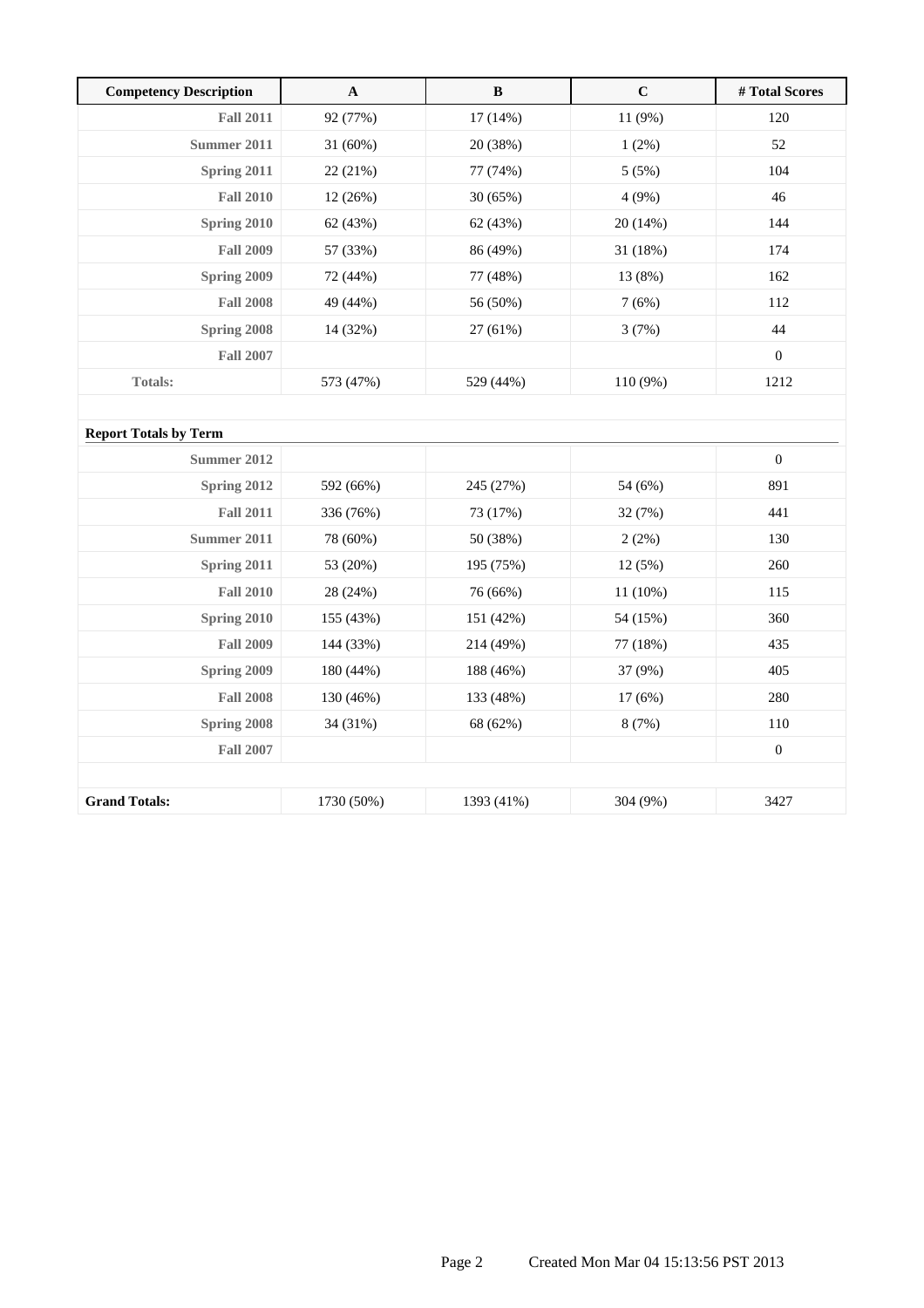| Competency Description | A | B | C | # Total Scores |
|---|---|---|---|---|
| Fall 2011 | 92 (77%) | 17 (14%) | 11 (9%) | 120 |
| Summer 2011 | 31 (60%) | 20 (38%) | 1 (2%) | 52 |
| Spring 2011 | 22 (21%) | 77 (74%) | 5 (5%) | 104 |
| Fall 2010 | 12 (26%) | 30 (65%) | 4 (9%) | 46 |
| Spring 2010 | 62 (43%) | 62 (43%) | 20 (14%) | 144 |
| Fall 2009 | 57 (33%) | 86 (49%) | 31 (18%) | 174 |
| Spring 2009 | 72 (44%) | 77 (48%) | 13 (8%) | 162 |
| Fall 2008 | 49 (44%) | 56 (50%) | 7 (6%) | 112 |
| Spring 2008 | 14 (32%) | 27 (61%) | 3 (7%) | 44 |
| Fall 2007 | | | | 0 |
| Totals: | 573 (47%) | 529 (44%) | 110 (9%) | 1212 |

**Report Totals by Term**

| | A | B | C | # Total Scores |
|---|---|---|---|---|
| Summer 2012 | | | | 0 |
| Spring 2012 | 592 (66%) | 245 (27%) | 54 (6%) | 891 |
| Fall 2011 | 336 (76%) | 73 (17%) | 32 (7%) | 441 |
| Summer 2011 | 78 (60%) | 50 (38%) | 2 (2%) | 130 |
| Spring 2011 | 53 (20%) | 195 (75%) | 12 (5%) | 260 |
| Fall 2010 | 28 (24%) | 76 (66%) | 11 (10%) | 115 |
| Spring 2010 | 155 (43%) | 151 (42%) | 54 (15%) | 360 |
| Fall 2009 | 144 (33%) | 214 (49%) | 77 (18%) | 435 |
| Spring 2009 | 180 (44%) | 188 (46%) | 37 (9%) | 405 |
| Fall 2008 | 130 (46%) | 133 (48%) | 17 (6%) | 280 |
| Spring 2008 | 34 (31%) | 68 (62%) | 8 (7%) | 110 |
| Fall 2007 | | | | 0 |
| **Grand Totals:** | 1730 (50%) | 1393 (41%) | 304 (9%) | 3427 |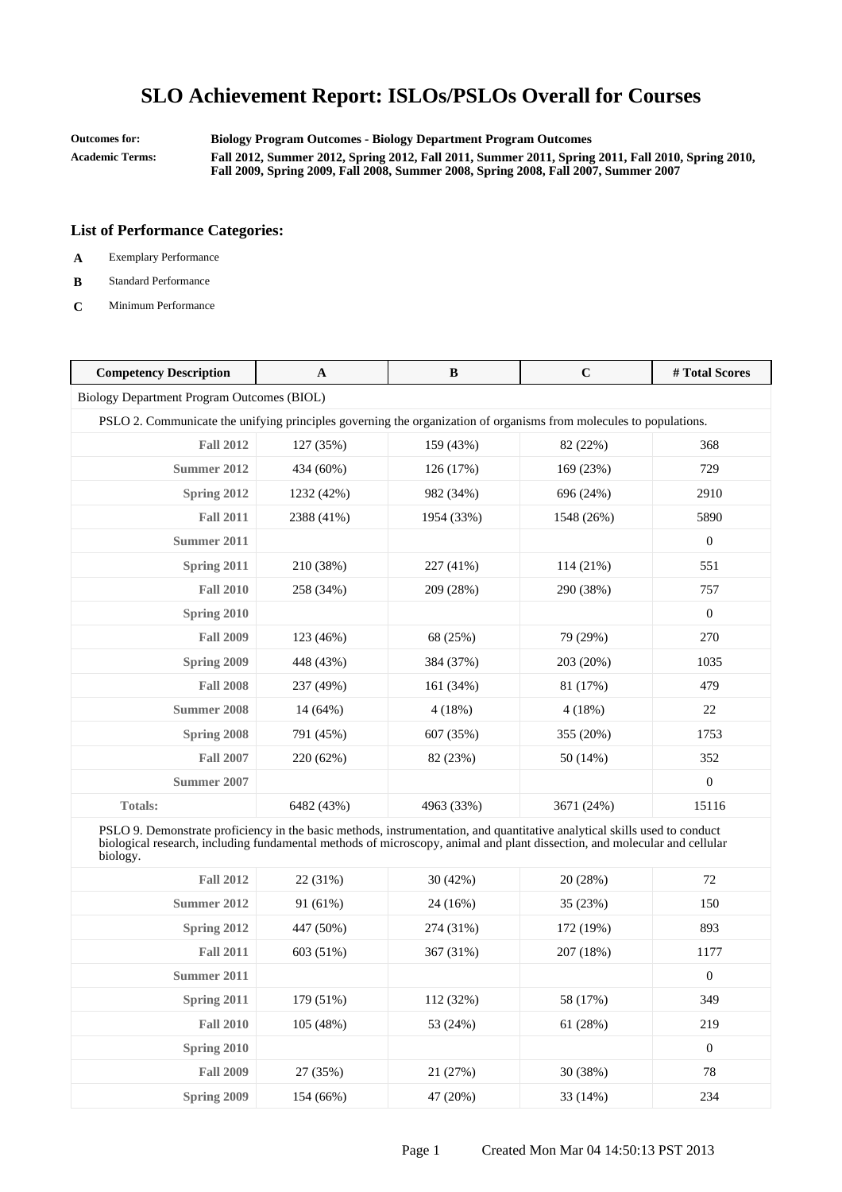# SLO Achievement Report: ISLOs/PSLOs Overall for Courses

**Outcomes for:** **Biology Program Outcomes - Biology Department Program Outcomes**

**Academic Terms:** **Fall 2012, Summer 2012, Spring 2012, Fall 2011, Summer 2011, Spring 2011, Fall 2010, Spring 2010, Fall 2009, Spring 2009, Fall 2008, Summer 2008, Spring 2008, Fall 2007, Summer 2007**

### List of Performance Categories:

- **A** Exemplary Performance
- **B** Standard Performance
- **C** Minimum Performance

| Competency Description | A | B | C | # Total Scores |
|---|---|---|---|---|
| Biology Department Program Outcomes (BIOL) | | | | |
| PSLO 2. Communicate the unifying principles governing the organization of organisms from molecules to populations. | | | | |
| **Fall 2012** | 127 (35%) | 159 (43%) | 82 (22%) | 368 |
| **Summer 2012** | 434 (60%) | 126 (17%) | 169 (23%) | 729 |
| **Spring 2012** | 1232 (42%) | 982 (34%) | 696 (24%) | 2910 |
| **Fall 2011** | 2388 (41%) | 1954 (33%) | 1548 (26%) | 5890 |
| **Summer 2011** | | | | 0 |
| **Spring 2011** | 210 (38%) | 227 (41%) | 114 (21%) | 551 |
| **Fall 2010** | 258 (34%) | 209 (28%) | 290 (38%) | 757 |
| **Spring 2010** | | | | 0 |
| **Fall 2009** | 123 (46%) | 68 (25%) | 79 (29%) | 270 |
| **Spring 2009** | 448 (43%) | 384 (37%) | 203 (20%) | 1035 |
| **Fall 2008** | 237 (49%) | 161 (34%) | 81 (17%) | 479 |
| **Summer 2008** | 14 (64%) | 4 (18%) | 4 (18%) | 22 |
| **Spring 2008** | 791 (45%) | 607 (35%) | 355 (20%) | 1753 |
| **Fall 2007** | 220 (62%) | 82 (23%) | 50 (14%) | 352 |
| **Summer 2007** | | | | 0 |
| **Totals:** | 6482 (43%) | 4963 (33%) | 3671 (24%) | 15116 |
| PSLO 9. Demonstrate proficiency in the basic methods, instrumentation, and quantitative analytical skills used to conduct biological research, including fundamental methods of microscopy, animal and plant dissection, and molecular and cellular biology. | | | | |
| **Fall 2012** | 22 (31%) | 30 (42%) | 20 (28%) | 72 |
| **Summer 2012** | 91 (61%) | 24 (16%) | 35 (23%) | 150 |
| **Spring 2012** | 447 (50%) | 274 (31%) | 172 (19%) | 893 |
| **Fall 2011** | 603 (51%) | 367 (31%) | 207 (18%) | 1177 |
| **Summer 2011** | | | | 0 |
| **Spring 2011** | 179 (51%) | 112 (32%) | 58 (17%) | 349 |
| **Fall 2010** | 105 (48%) | 53 (24%) | 61 (28%) | 219 |
| **Spring 2010** | | | | 0 |
| **Fall 2009** | 27 (35%) | 21 (27%) | 30 (38%) | 78 |
| **Spring 2009** | 154 (66%) | 47 (20%) | 33 (14%) | 234 |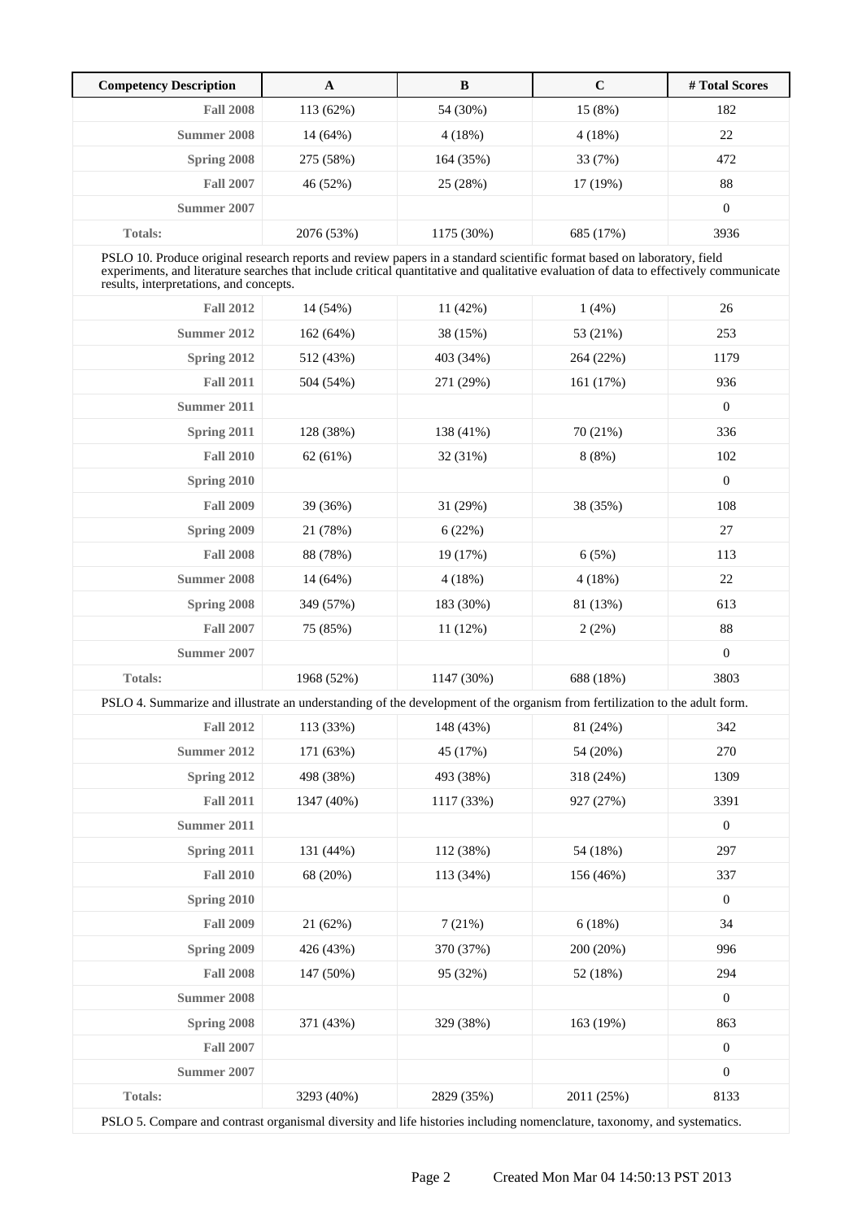| Competency Description | A | B | C | # Total Scores |
|---|---|---|---|---|
| Fall 2008 | 113 (62%) | 54 (30%) | 15 (8%) | 182 |
| Summer 2008 | 14 (64%) | 4 (18%) | 4 (18%) | 22 |
| Spring 2008 | 275 (58%) | 164 (35%) | 33 (7%) | 472 |
| Fall 2007 | 46 (52%) | 25 (28%) | 17 (19%) | 88 |
| Summer 2007 | | | | 0 |
| Totals: | 2076 (53%) | 1175 (30%) | 685 (17%) | 3936 |
| PSLO 10. Produce original research reports and review papers in a standard scientific format based on laboratory, field experiments, and literature searches that include critical quantitative and qualitative evaluation of data to effectively communicate results, interpretations, and concepts. | | | | |
| Fall 2012 | 14 (54%) | 11 (42%) | 1 (4%) | 26 |
| Summer 2012 | 162 (64%) | 38 (15%) | 53 (21%) | 253 |
| Spring 2012 | 512 (43%) | 403 (34%) | 264 (22%) | 1179 |
| Fall 2011 | 504 (54%) | 271 (29%) | 161 (17%) | 936 |
| Summer 2011 | | | | 0 |
| Spring 2011 | 128 (38%) | 138 (41%) | 70 (21%) | 336 |
| Fall 2010 | 62 (61%) | 32 (31%) | 8 (8%) | 102 |
| Spring 2010 | | | | 0 |
| Fall 2009 | 39 (36%) | 31 (29%) | 38 (35%) | 108 |
| Spring 2009 | 21 (78%) | 6 (22%) | | 27 |
| Fall 2008 | 88 (78%) | 19 (17%) | 6 (5%) | 113 |
| Summer 2008 | 14 (64%) | 4 (18%) | 4 (18%) | 22 |
| Spring 2008 | 349 (57%) | 183 (30%) | 81 (13%) | 613 |
| Fall 2007 | 75 (85%) | 11 (12%) | 2 (2%) | 88 |
| Summer 2007 | | | | 0 |
| Totals: | 1968 (52%) | 1147 (30%) | 688 (18%) | 3803 |
| PSLO 4. Summarize and illustrate an understanding of the development of the organism from fertilization to the adult form. | | | | |
| Fall 2012 | 113 (33%) | 148 (43%) | 81 (24%) | 342 |
| Summer 2012 | 171 (63%) | 45 (17%) | 54 (20%) | 270 |
| Spring 2012 | 498 (38%) | 493 (38%) | 318 (24%) | 1309 |
| Fall 2011 | 1347 (40%) | 1117 (33%) | 927 (27%) | 3391 |
| Summer 2011 | | | | 0 |
| Spring 2011 | 131 (44%) | 112 (38%) | 54 (18%) | 297 |
| Fall 2010 | 68 (20%) | 113 (34%) | 156 (46%) | 337 |
| Spring 2010 | | | | 0 |
| Fall 2009 | 21 (62%) | 7 (21%) | 6 (18%) | 34 |
| Spring 2009 | 426 (43%) | 370 (37%) | 200 (20%) | 996 |
| Fall 2008 | 147 (50%) | 95 (32%) | 52 (18%) | 294 |
| Summer 2008 | | | | 0 |
| Spring 2008 | 371 (43%) | 329 (38%) | 163 (19%) | 863 |
| Fall 2007 | | | | 0 |
| Summer 2007 | | | | 0 |
| Totals: | 3293 (40%) | 2829 (35%) | 2011 (25%) | 8133 |
| PSLO 5. Compare and contrast organismal diversity and life histories including nomenclature, taxonomy, and systematics. | | | | |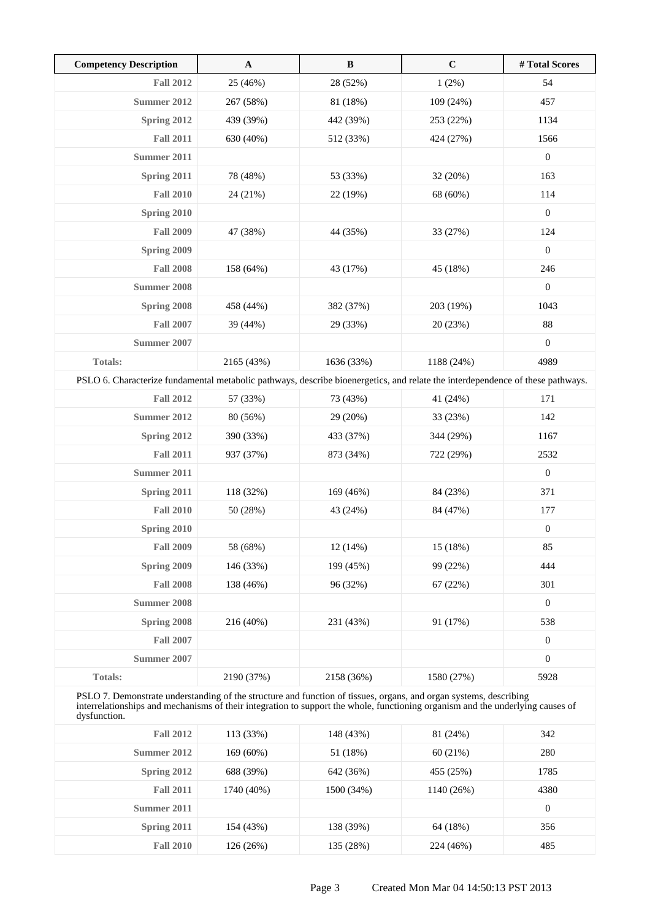| Competency Description | A | B | C | # Total Scores |
|---|---|---|---|---|
| **Fall 2012** | 25 (46%) | 28 (52%) | 1 (2%) | 54 |
| **Summer 2012** | 267 (58%) | 81 (18%) | 109 (24%) | 457 |
| **Spring 2012** | 439 (39%) | 442 (39%) | 253 (22%) | 1134 |
| **Fall 2011** | 630 (40%) | 512 (33%) | 424 (27%) | 1566 |
| **Summer 2011** | | | | 0 |
| **Spring 2011** | 78 (48%) | 53 (33%) | 32 (20%) | 163 |
| **Fall 2010** | 24 (21%) | 22 (19%) | 68 (60%) | 114 |
| **Spring 2010** | | | | 0 |
| **Fall 2009** | 47 (38%) | 44 (35%) | 33 (27%) | 124 |
| **Spring 2009** | | | | 0 |
| **Fall 2008** | 158 (64%) | 43 (17%) | 45 (18%) | 246 |
| **Summer 2008** | | | | 0 |
| **Spring 2008** | 458 (44%) | 382 (37%) | 203 (19%) | 1043 |
| **Fall 2007** | 39 (44%) | 29 (33%) | 20 (23%) | 88 |
| **Summer 2007** | | | | 0 |
| **Totals:** | 2165 (43%) | 1636 (33%) | 1188 (24%) | 4989 |
| PSLO 6. Characterize fundamental metabolic pathways, describe bioenergetics, and relate the interdependence of these pathways. | | | | |
| **Fall 2012** | 57 (33%) | 73 (43%) | 41 (24%) | 171 |
| **Summer 2012** | 80 (56%) | 29 (20%) | 33 (23%) | 142 |
| **Spring 2012** | 390 (33%) | 433 (37%) | 344 (29%) | 1167 |
| **Fall 2011** | 937 (37%) | 873 (34%) | 722 (29%) | 2532 |
| **Summer 2011** | | | | 0 |
| **Spring 2011** | 118 (32%) | 169 (46%) | 84 (23%) | 371 |
| **Fall 2010** | 50 (28%) | 43 (24%) | 84 (47%) | 177 |
| **Spring 2010** | | | | 0 |
| **Fall 2009** | 58 (68%) | 12 (14%) | 15 (18%) | 85 |
| **Spring 2009** | 146 (33%) | 199 (45%) | 99 (22%) | 444 |
| **Fall 2008** | 138 (46%) | 96 (32%) | 67 (22%) | 301 |
| **Summer 2008** | | | | 0 |
| **Spring 2008** | 216 (40%) | 231 (43%) | 91 (17%) | 538 |
| **Fall 2007** | | | | 0 |
| **Summer 2007** | | | | 0 |
| **Totals:** | 2190 (37%) | 2158 (36%) | 1580 (27%) | 5928 |
| PSLO 7. Demonstrate understanding of the structure and function of tissues, organs, and organ systems, describing interrelationships and mechanisms of their integration to support the whole, functioning organism and the underlying causes of dysfunction. | | | | |
| **Fall 2012** | 113 (33%) | 148 (43%) | 81 (24%) | 342 |
| **Summer 2012** | 169 (60%) | 51 (18%) | 60 (21%) | 280 |
| **Spring 2012** | 688 (39%) | 642 (36%) | 455 (25%) | 1785 |
| **Fall 2011** | 1740 (40%) | 1500 (34%) | 1140 (26%) | 4380 |
| **Summer 2011** | | | | 0 |
| **Spring 2011** | 154 (43%) | 138 (39%) | 64 (18%) | 356 |
| **Fall 2010** | 126 (26%) | 135 (28%) | 224 (46%) | 485 |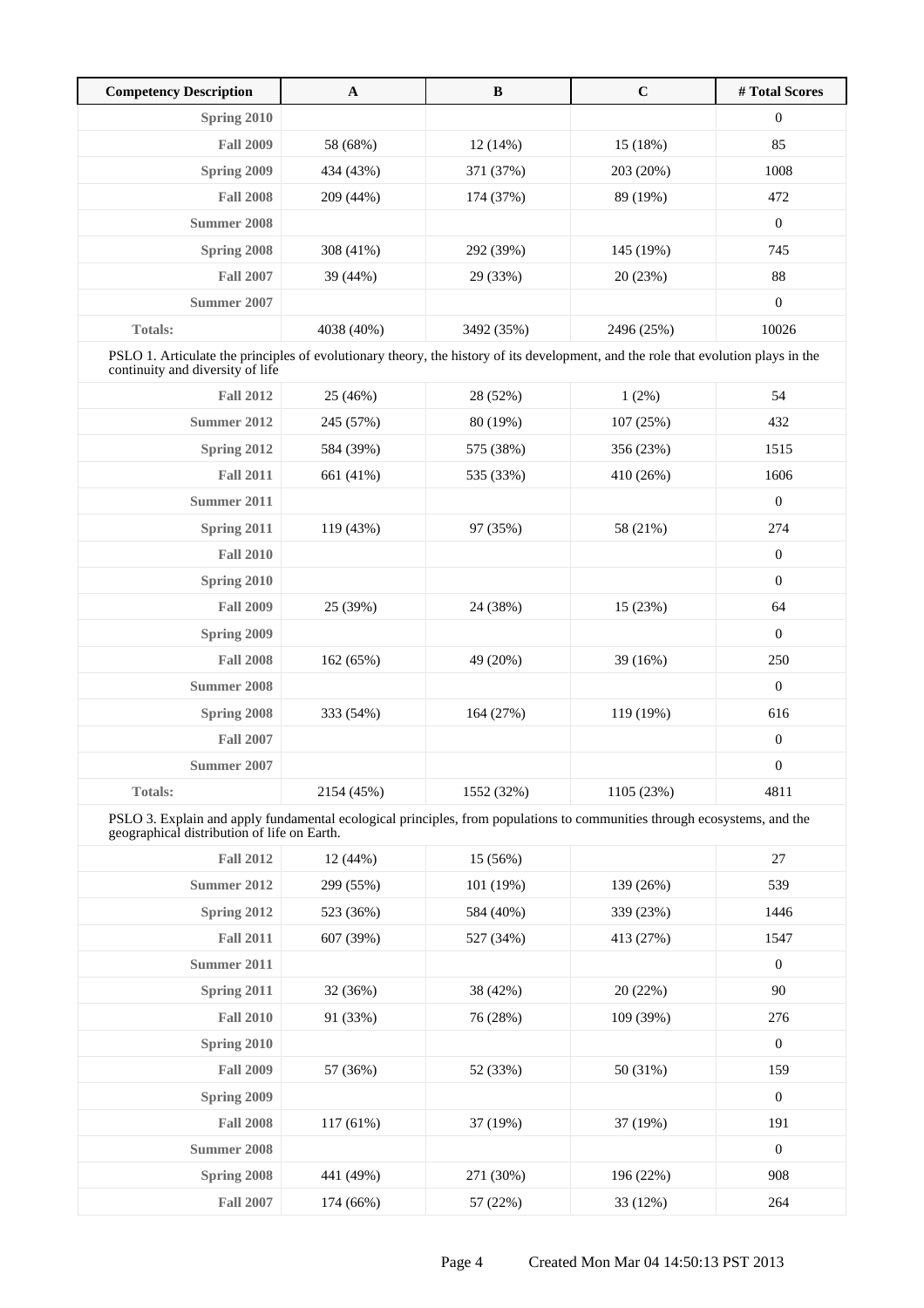| Competency Description | A | B | C | # Total Scores |
|---|---|---|---|---|
| **Spring 2010** | | | | 0 |
| **Fall 2009** | 58 (68%) | 12 (14%) | 15 (18%) | 85 |
| **Spring 2009** | 434 (43%) | 371 (37%) | 203 (20%) | 1008 |
| **Fall 2008** | 209 (44%) | 174 (37%) | 89 (19%) | 472 |
| **Summer 2008** | | | | 0 |
| **Spring 2008** | 308 (41%) | 292 (39%) | 145 (19%) | 745 |
| **Fall 2007** | 39 (44%) | 29 (33%) | 20 (23%) | 88 |
| **Summer 2007** | | | | 0 |
| **Totals:** | 4038 (40%) | 3492 (35%) | 2496 (25%) | 10026 |
| PSLO 1. Articulate the principles of evolutionary theory, the history of its development, and the role that evolution plays in the continuity and diversity of life | | | | |
| **Fall 2012** | 25 (46%) | 28 (52%) | 1 (2%) | 54 |
| **Summer 2012** | 245 (57%) | 80 (19%) | 107 (25%) | 432 |
| **Spring 2012** | 584 (39%) | 575 (38%) | 356 (23%) | 1515 |
| **Fall 2011** | 661 (41%) | 535 (33%) | 410 (26%) | 1606 |
| **Summer 2011** | | | | 0 |
| **Spring 2011** | 119 (43%) | 97 (35%) | 58 (21%) | 274 |
| **Fall 2010** | | | | 0 |
| **Spring 2010** | | | | 0 |
| **Fall 2009** | 25 (39%) | 24 (38%) | 15 (23%) | 64 |
| **Spring 2009** | | | | 0 |
| **Fall 2008** | 162 (65%) | 49 (20%) | 39 (16%) | 250 |
| **Summer 2008** | | | | 0 |
| **Spring 2008** | 333 (54%) | 164 (27%) | 119 (19%) | 616 |
| **Fall 2007** | | | | 0 |
| **Summer 2007** | | | | 0 |
| **Totals:** | 2154 (45%) | 1552 (32%) | 1105 (23%) | 4811 |
| PSLO 3. Explain and apply fundamental ecological principles, from populations to communities through ecosystems, and the geographical distribution of life on Earth. | | | | |
| **Fall 2012** | 12 (44%) | 15 (56%) | | 27 |
| **Summer 2012** | 299 (55%) | 101 (19%) | 139 (26%) | 539 |
| **Spring 2012** | 523 (36%) | 584 (40%) | 339 (23%) | 1446 |
| **Fall 2011** | 607 (39%) | 527 (34%) | 413 (27%) | 1547 |
| **Summer 2011** | | | | 0 |
| **Spring 2011** | 32 (36%) | 38 (42%) | 20 (22%) | 90 |
| **Fall 2010** | 91 (33%) | 76 (28%) | 109 (39%) | 276 |
| **Spring 2010** | | | | 0 |
| **Fall 2009** | 57 (36%) | 52 (33%) | 50 (31%) | 159 |
| **Spring 2009** | | | | 0 |
| **Fall 2008** | 117 (61%) | 37 (19%) | 37 (19%) | 191 |
| **Summer 2008** | | | | 0 |
| **Spring 2008** | 441 (49%) | 271 (30%) | 196 (22%) | 908 |
| **Fall 2007** | 174 (66%) | 57 (22%) | 33 (12%) | 264 |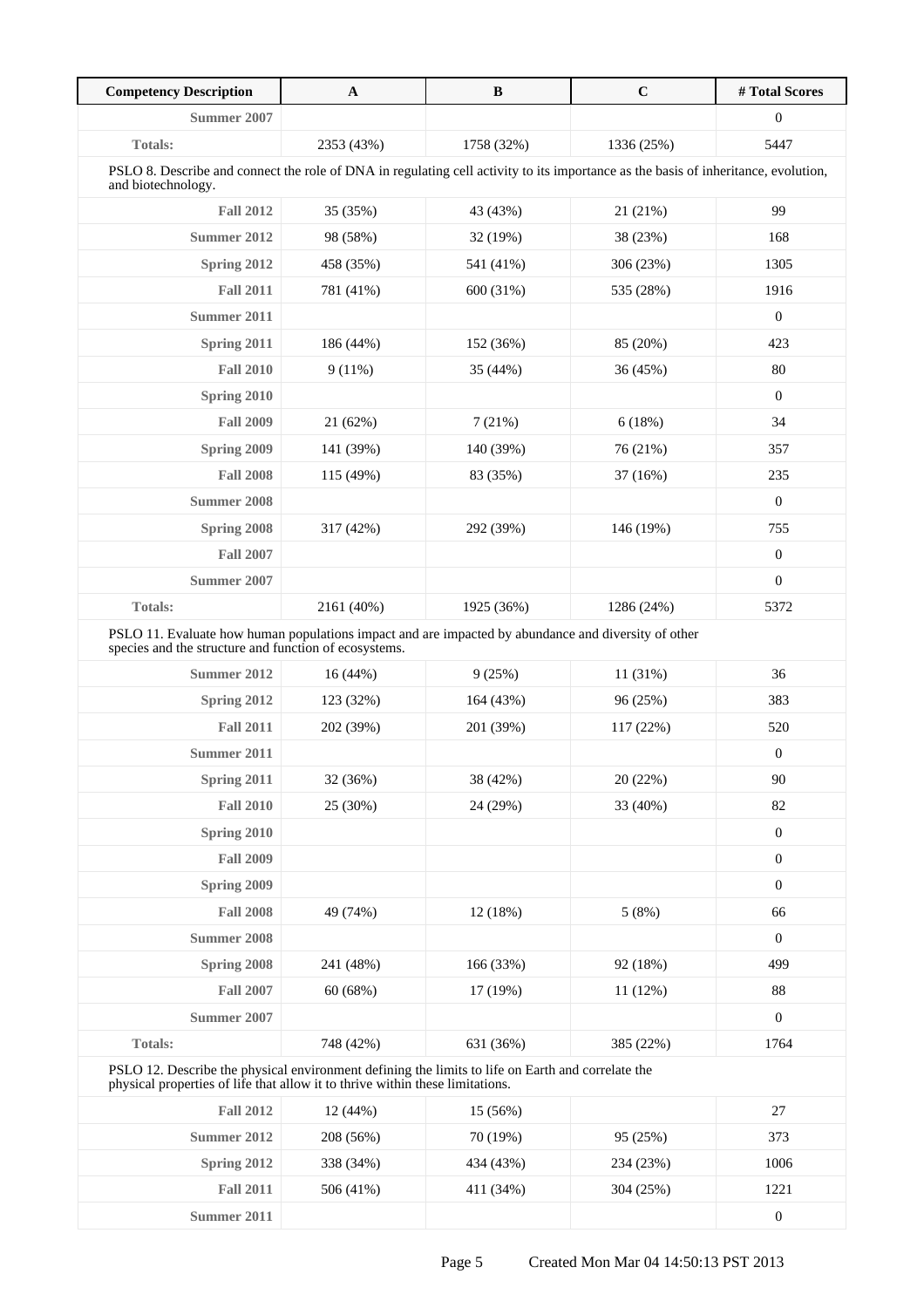| Competency Description | A | B | C | # Total Scores |
|---|---|---|---|---|
| **Summer 2007** | | | | 0 |
| **Totals:** | 2353 (43%) | 1758 (32%) | 1336 (25%) | 5447 |
| PSLO 8. Describe and connect the role of DNA in regulating cell activity to its importance as the basis of inheritance, evolution, and biotechnology. | | | | |
| **Fall 2012** | 35 (35%) | 43 (43%) | 21 (21%) | 99 |
| **Summer 2012** | 98 (58%) | 32 (19%) | 38 (23%) | 168 |
| **Spring 2012** | 458 (35%) | 541 (41%) | 306 (23%) | 1305 |
| **Fall 2011** | 781 (41%) | 600 (31%) | 535 (28%) | 1916 |
| **Summer 2011** | | | | 0 |
| **Spring 2011** | 186 (44%) | 152 (36%) | 85 (20%) | 423 |
| **Fall 2010** | 9 (11%) | 35 (44%) | 36 (45%) | 80 |
| **Spring 2010** | | | | 0 |
| **Fall 2009** | 21 (62%) | 7 (21%) | 6 (18%) | 34 |
| **Spring 2009** | 141 (39%) | 140 (39%) | 76 (21%) | 357 |
| **Fall 2008** | 115 (49%) | 83 (35%) | 37 (16%) | 235 |
| **Summer 2008** | | | | 0 |
| **Spring 2008** | 317 (42%) | 292 (39%) | 146 (19%) | 755 |
| **Fall 2007** | | | | 0 |
| **Summer 2007** | | | | 0 |
| **Totals:** | 2161 (40%) | 1925 (36%) | 1286 (24%) | 5372 |
| PSLO 11. Evaluate how human populations impact and are impacted by abundance and diversity of other species and the structure and function of ecosystems. | | | | |
| **Summer 2012** | 16 (44%) | 9 (25%) | 11 (31%) | 36 |
| **Spring 2012** | 123 (32%) | 164 (43%) | 96 (25%) | 383 |
| **Fall 2011** | 202 (39%) | 201 (39%) | 117 (22%) | 520 |
| **Summer 2011** | | | | 0 |
| **Spring 2011** | 32 (36%) | 38 (42%) | 20 (22%) | 90 |
| **Fall 2010** | 25 (30%) | 24 (29%) | 33 (40%) | 82 |
| **Spring 2010** | | | | 0 |
| **Fall 2009** | | | | 0 |
| **Spring 2009** | | | | 0 |
| **Fall 2008** | 49 (74%) | 12 (18%) | 5 (8%) | 66 |
| **Summer 2008** | | | | 0 |
| **Spring 2008** | 241 (48%) | 166 (33%) | 92 (18%) | 499 |
| **Fall 2007** | 60 (68%) | 17 (19%) | 11 (12%) | 88 |
| **Summer 2007** | | | | 0 |
| **Totals:** | 748 (42%) | 631 (36%) | 385 (22%) | 1764 |
| PSLO 12. Describe the physical environment defining the limits to life on Earth and correlate the physical properties of life that allow it to thrive within these limitations. | | | | |
| **Fall 2012** | 12 (44%) | 15 (56%) | | 27 |
| **Summer 2012** | 208 (56%) | 70 (19%) | 95 (25%) | 373 |
| **Spring 2012** | 338 (34%) | 434 (43%) | 234 (23%) | 1006 |
| **Fall 2011** | 506 (41%) | 411 (34%) | 304 (25%) | 1221 |
| **Summer 2011** | | | | 0 |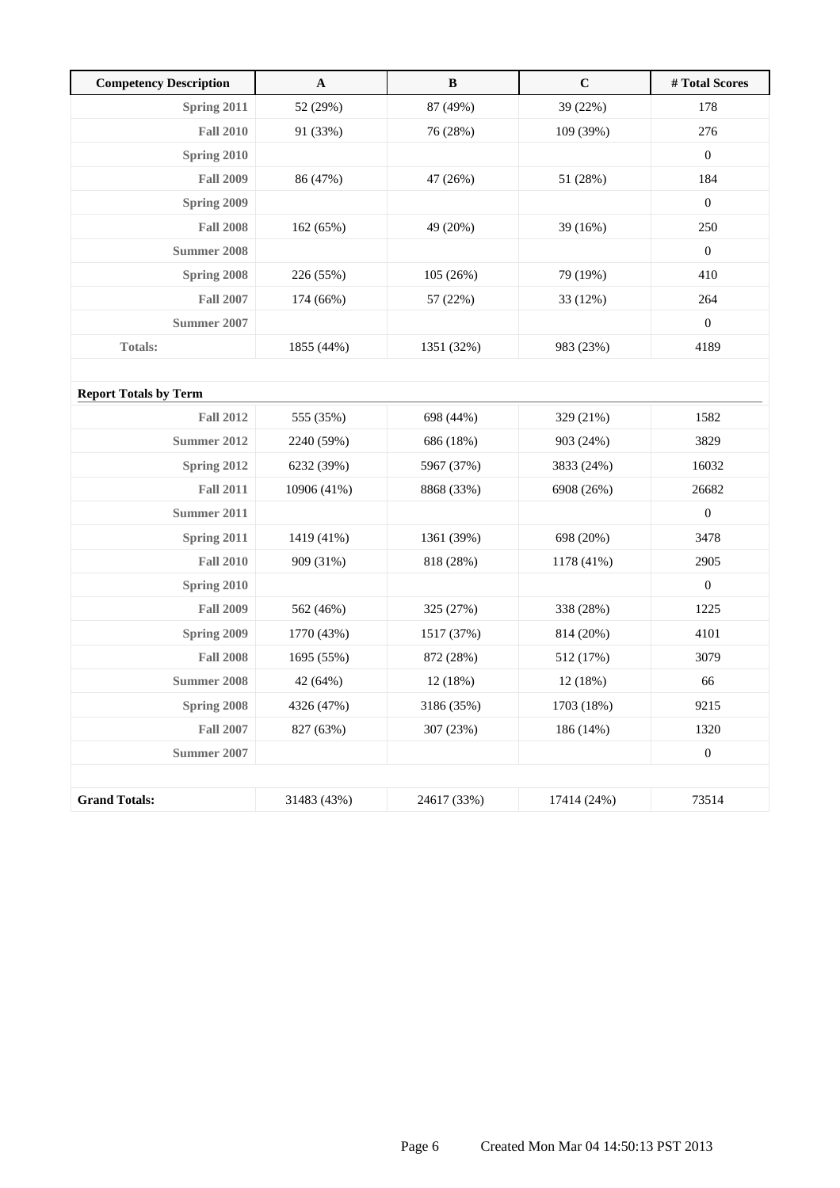| Competency Description | A | B | C | # Total Scores |
|---|---|---|---|---|
| Spring 2011 | 52 (29%) | 87 (49%) | 39 (22%) | 178 |
| Fall 2010 | 91 (33%) | 76 (28%) | 109 (39%) | 276 |
| Spring 2010 | | | | 0 |
| Fall 2009 | 86 (47%) | 47 (26%) | 51 (28%) | 184 |
| Spring 2009 | | | | 0 |
| Fall 2008 | 162 (65%) | 49 (20%) | 39 (16%) | 250 |
| Summer 2008 | | | | 0 |
| Spring 2008 | 226 (55%) | 105 (26%) | 79 (19%) | 410 |
| Fall 2007 | 174 (66%) | 57 (22%) | 33 (12%) | 264 |
| Summer 2007 | | | | 0 |
| Totals: | 1855 (44%) | 1351 (32%) | 983 (23%) | 4189 |
| | | | | |
| **Report Totals by Term** | | | | |
| Fall 2012 | 555 (35%) | 698 (44%) | 329 (21%) | 1582 |
| Summer 2012 | 2240 (59%) | 686 (18%) | 903 (24%) | 3829 |
| Spring 2012 | 6232 (39%) | 5967 (37%) | 3833 (24%) | 16032 |
| Fall 2011 | 10906 (41%) | 8868 (33%) | 6908 (26%) | 26682 |
| Summer 2011 | | | | 0 |
| Spring 2011 | 1419 (41%) | 1361 (39%) | 698 (20%) | 3478 |
| Fall 2010 | 909 (31%) | 818 (28%) | 1178 (41%) | 2905 |
| Spring 2010 | | | | 0 |
| Fall 2009 | 562 (46%) | 325 (27%) | 338 (28%) | 1225 |
| Spring 2009 | 1770 (43%) | 1517 (37%) | 814 (20%) | 4101 |
| Fall 2008 | 1695 (55%) | 872 (28%) | 512 (17%) | 3079 |
| Summer 2008 | 42 (64%) | 12 (18%) | 12 (18%) | 66 |
| Spring 2008 | 4326 (47%) | 3186 (35%) | 1703 (18%) | 9215 |
| Fall 2007 | 827 (63%) | 307 (23%) | 186 (14%) | 1320 |
| Summer 2007 | | | | 0 |
| | | | | |
| **Grand Totals:** | 31483 (43%) | 24617 (33%) | 17414 (24%) | 73514 |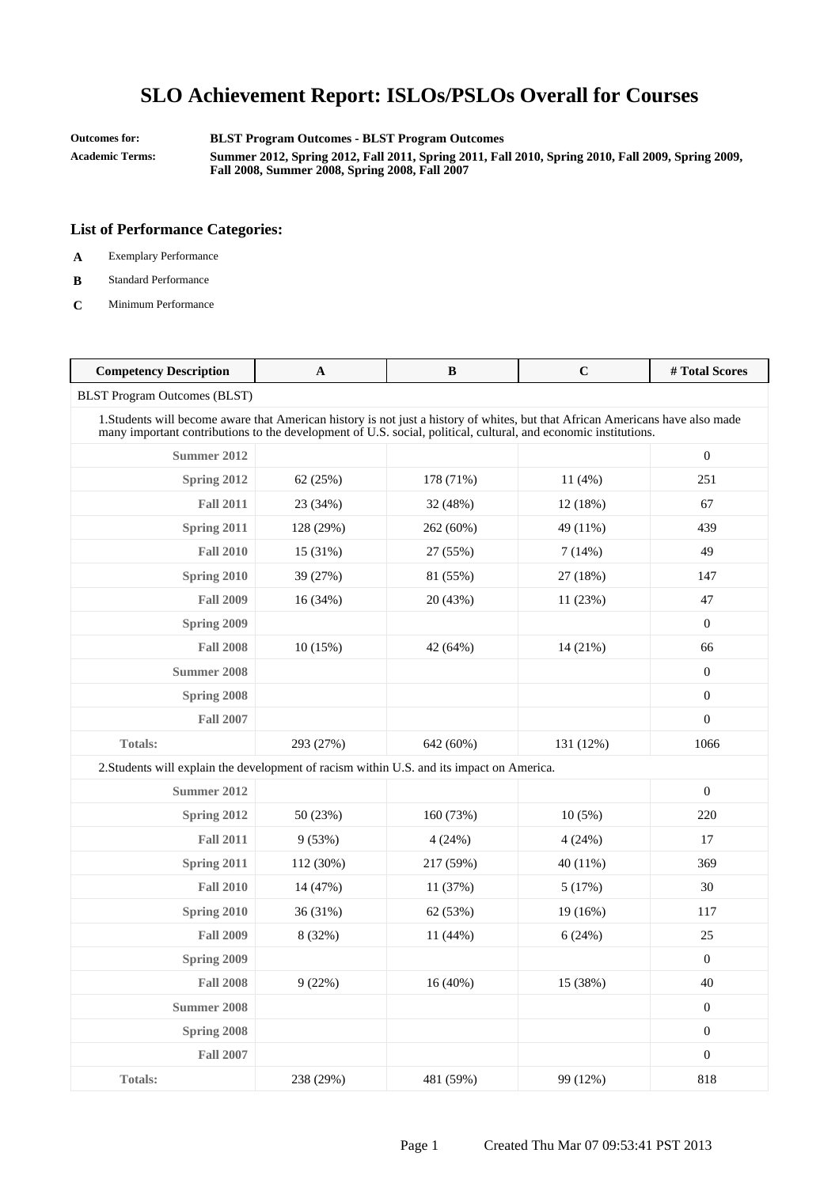# SLO Achievement Report: ISLOs/PSLOs Overall for Courses

**Outcomes for:** BLST Program Outcomes - BLST Program Outcomes

**Academic Terms:** Summer 2012, Spring 2012, Fall 2011, Spring 2011, Fall 2010, Spring 2010, Fall 2009, Spring 2009, Fall 2008, Summer 2008, Spring 2008, Fall 2007

### List of Performance Categories:

- **A** Exemplary Performance
- **B** Standard Performance
- **C** Minimum Performance

| Competency Description | A | B | C | # Total Scores |
|---|---|---|---|---|
| BLST Program Outcomes (BLST) | | | | |
| 1.Students will become aware that American history is not just a history of whites, but that African Americans have also made many important contributions to the development of U.S. social, political, cultural, and economic institutions. | | | | |
| Summer 2012 | | | | 0 |
| Spring 2012 | 62 (25%) | 178 (71%) | 11 (4%) | 251 |
| Fall 2011 | 23 (34%) | 32 (48%) | 12 (18%) | 67 |
| Spring 2011 | 128 (29%) | 262 (60%) | 49 (11%) | 439 |
| Fall 2010 | 15 (31%) | 27 (55%) | 7 (14%) | 49 |
| Spring 2010 | 39 (27%) | 81 (55%) | 27 (18%) | 147 |
| Fall 2009 | 16 (34%) | 20 (43%) | 11 (23%) | 47 |
| Spring 2009 | | | | 0 |
| Fall 2008 | 10 (15%) | 42 (64%) | 14 (21%) | 66 |
| Summer 2008 | | | | 0 |
| Spring 2008 | | | | 0 |
| Fall 2007 | | | | 0 |
| Totals: | 293 (27%) | 642 (60%) | 131 (12%) | 1066 |
| 2.Students will explain the development of racism within U.S. and its impact on America. | | | | |
| Summer 2012 | | | | 0 |
| Spring 2012 | 50 (23%) | 160 (73%) | 10 (5%) | 220 |
| Fall 2011 | 9 (53%) | 4 (24%) | 4 (24%) | 17 |
| Spring 2011 | 112 (30%) | 217 (59%) | 40 (11%) | 369 |
| Fall 2010 | 14 (47%) | 11 (37%) | 5 (17%) | 30 |
| Spring 2010 | 36 (31%) | 62 (53%) | 19 (16%) | 117 |
| Fall 2009 | 8 (32%) | 11 (44%) | 6 (24%) | 25 |
| Spring 2009 | | | | 0 |
| Fall 2008 | 9 (22%) | 16 (40%) | 15 (38%) | 40 |
| Summer 2008 | | | | 0 |
| Spring 2008 | | | | 0 |
| Fall 2007 | | | | 0 |
| Totals: | 238 (29%) | 481 (59%) | 99 (12%) | 818 |

Created Thu Mar 07 09:53:41 PST 2013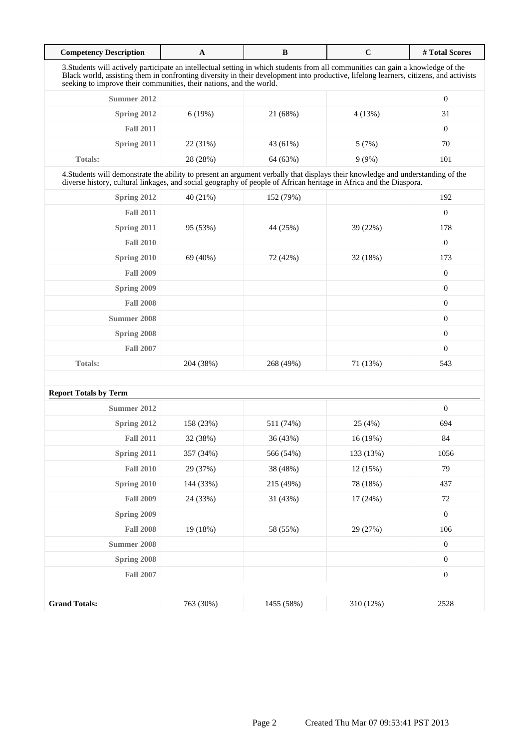| Competency Description | A | B | C | # Total Scores |
|---|---|---|---|---|
| 3.Students will actively participate an intellectual setting in which students from all communities can gain a knowledge of the Black world, assisting them in confronting diversity in their development into productive, lifelong learners, citizens, and activists seeking to improve their communities, their nations, and the world. | | | | |
| Summer 2012 | | | | 0 |
| Spring 2012 | 6 (19%) | 21 (68%) | 4 (13%) | 31 |
| Fall 2011 | | | | 0 |
| Spring 2011 | 22 (31%) | 43 (61%) | 5 (7%) | 70 |
| Totals: | 28 (28%) | 64 (63%) | 9 (9%) | 101 |
| 4.Students will demonstrate the ability to present an argument verbally that displays their knowledge and understanding of the diverse history, cultural linkages, and social geography of people of African heritage in Africa and the Diaspora. | | | | |
| Spring 2012 | 40 (21%) | 152 (79%) | | 192 |
| Fall 2011 | | | | 0 |
| Spring 2011 | 95 (53%) | 44 (25%) | 39 (22%) | 178 |
| Fall 2010 | | | | 0 |
| Spring 2010 | 69 (40%) | 72 (42%) | 32 (18%) | 173 |
| Fall 2009 | | | | 0 |
| Spring 2009 | | | | 0 |
| Fall 2008 | | | | 0 |
| Summer 2008 | | | | 0 |
| Spring 2008 | | | | 0 |
| Fall 2007 | | | | 0 |
| Totals: | 204 (38%) | 268 (49%) | 71 (13%) | 543 |
| **Report Totals by Term** | | | | |
| Summer 2012 | | | | 0 |
| Spring 2012 | 158 (23%) | 511 (74%) | 25 (4%) | 694 |
| Fall 2011 | 32 (38%) | 36 (43%) | 16 (19%) | 84 |
| Spring 2011 | 357 (34%) | 566 (54%) | 133 (13%) | 1056 |
| Fall 2010 | 29 (37%) | 38 (48%) | 12 (15%) | 79 |
| Spring 2010 | 144 (33%) | 215 (49%) | 78 (18%) | 437 |
| Fall 2009 | 24 (33%) | 31 (43%) | 17 (24%) | 72 |
| Spring 2009 | | | | 0 |
| Fall 2008 | 19 (18%) | 58 (55%) | 29 (27%) | 106 |
| Summer 2008 | | | | 0 |
| Spring 2008 | | | | 0 |
| Fall 2007 | | | | 0 |
| **Grand Totals:** | 763 (30%) | 1455 (58%) | 310 (12%) | 2528 |

Created Thu Mar 07 09:53:41 PST 2013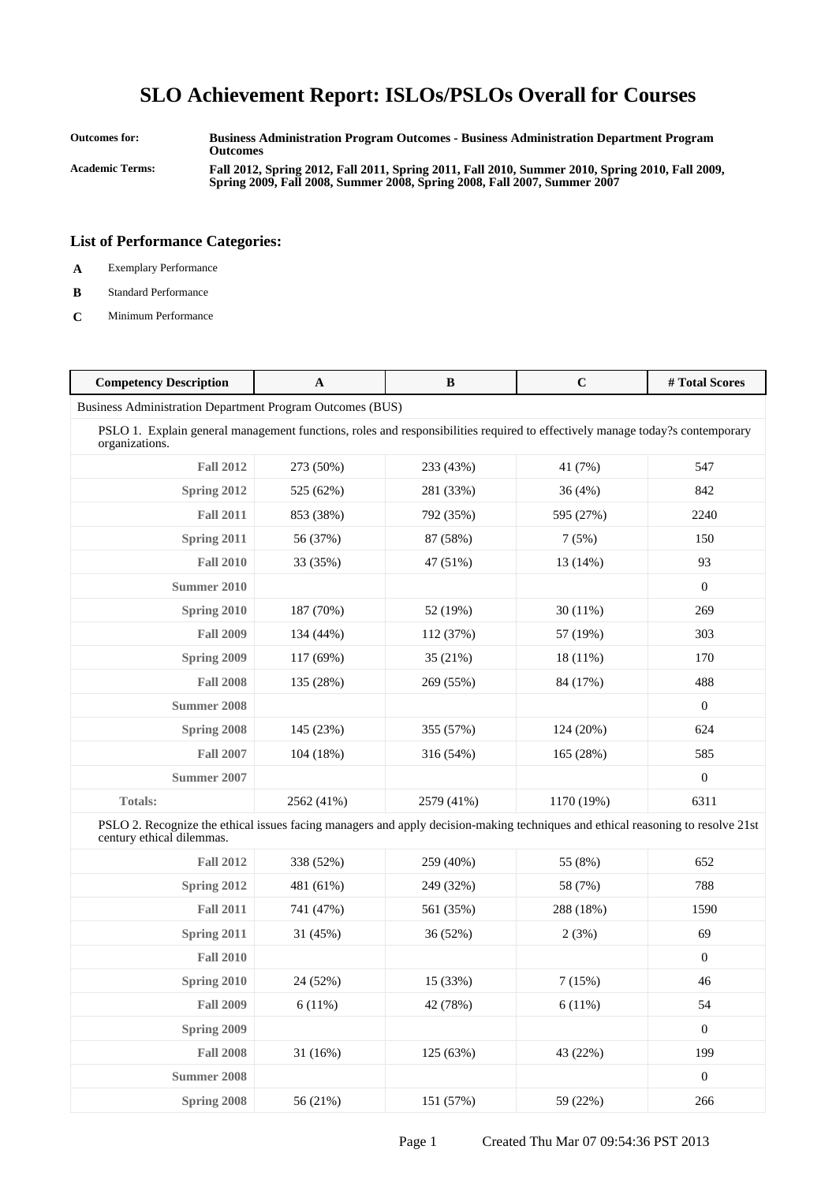# SLO Achievement Report: ISLOs/PSLOs Overall for Courses

**Outcomes for:** **Business Administration Program Outcomes - Business Administration Department Program Outcomes**

**Academic Terms:** **Fall 2012, Spring 2012, Fall 2011, Spring 2011, Fall 2010, Summer 2010, Spring 2010, Fall 2009, Spring 2009, Fall 2008, Summer 2008, Spring 2008, Fall 2007, Summer 2007**

## List of Performance Categories:

- **A** Exemplary Performance
- **B** Standard Performance
- **C** Minimum Performance

| Competency Description | A | B | C | # Total Scores |
|---|---|---|---|---|
| Business Administration Department Program Outcomes (BUS) | | | | |
| PSLO 1. Explain general management functions, roles and responsibilities required to effectively manage today?s contemporary organizations. | | | | |
| **Fall 2012** | 273 (50%) | 233 (43%) | 41 (7%) | 547 |
| **Spring 2012** | 525 (62%) | 281 (33%) | 36 (4%) | 842 |
| **Fall 2011** | 853 (38%) | 792 (35%) | 595 (27%) | 2240 |
| **Spring 2011** | 56 (37%) | 87 (58%) | 7 (5%) | 150 |
| **Fall 2010** | 33 (35%) | 47 (51%) | 13 (14%) | 93 |
| **Summer 2010** | | | | 0 |
| **Spring 2010** | 187 (70%) | 52 (19%) | 30 (11%) | 269 |
| **Fall 2009** | 134 (44%) | 112 (37%) | 57 (19%) | 303 |
| **Spring 2009** | 117 (69%) | 35 (21%) | 18 (11%) | 170 |
| **Fall 2008** | 135 (28%) | 269 (55%) | 84 (17%) | 488 |
| **Summer 2008** | | | | 0 |
| **Spring 2008** | 145 (23%) | 355 (57%) | 124 (20%) | 624 |
| **Fall 2007** | 104 (18%) | 316 (54%) | 165 (28%) | 585 |
| **Summer 2007** | | | | 0 |
| **Totals:** | 2562 (41%) | 2579 (41%) | 1170 (19%) | 6311 |
| PSLO 2. Recognize the ethical issues facing managers and apply decision-making techniques and ethical reasoning to resolve 21st century ethical dilemmas. | | | | |
| **Fall 2012** | 338 (52%) | 259 (40%) | 55 (8%) | 652 |
| **Spring 2012** | 481 (61%) | 249 (32%) | 58 (7%) | 788 |
| **Fall 2011** | 741 (47%) | 561 (35%) | 288 (18%) | 1590 |
| **Spring 2011** | 31 (45%) | 36 (52%) | 2 (3%) | 69 |
| **Fall 2010** | | | | 0 |
| **Spring 2010** | 24 (52%) | 15 (33%) | 7 (15%) | 46 |
| **Fall 2009** | 6 (11%) | 42 (78%) | 6 (11%) | 54 |
| **Spring 2009** | | | | 0 |
| **Fall 2008** | 31 (16%) | 125 (63%) | 43 (22%) | 199 |
| **Summer 2008** | | | | 0 |
| **Spring 2008** | 56 (21%) | 151 (57%) | 59 (22%) | 266 |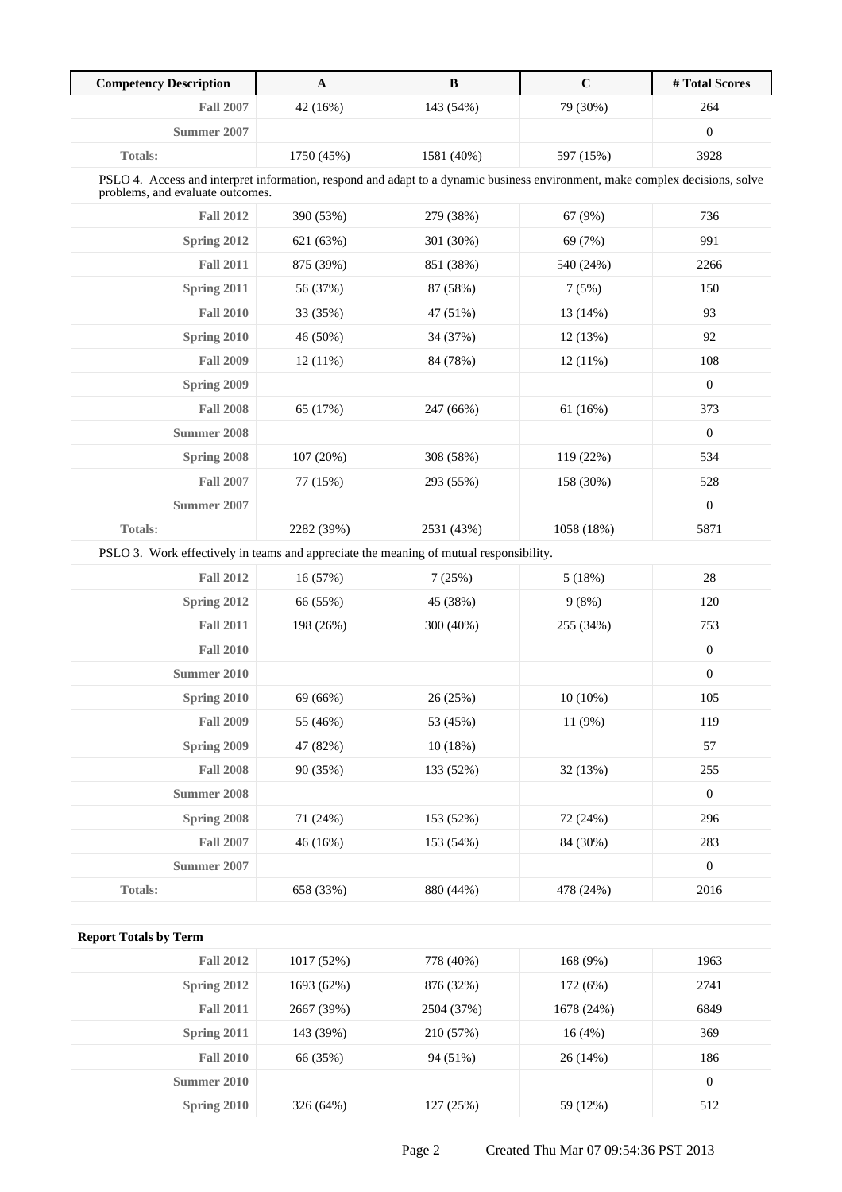| Competency Description | A | B | C | # Total Scores |
|---|---|---|---|---|
| **Fall 2007** | 42 (16%) | 143 (54%) | 79 (30%) | 264 |
| **Summer 2007** | | | | 0 |
| **Totals:** | 1750 (45%) | 1581 (40%) | 597 (15%) | 3928 |
| PSLO 4. Access and interpret information, respond and adapt to a dynamic business environment, make complex decisions, solve problems, and evaluate outcomes. | | | | |
| **Fall 2012** | 390 (53%) | 279 (38%) | 67 (9%) | 736 |
| **Spring 2012** | 621 (63%) | 301 (30%) | 69 (7%) | 991 |
| **Fall 2011** | 875 (39%) | 851 (38%) | 540 (24%) | 2266 |
| **Spring 2011** | 56 (37%) | 87 (58%) | 7 (5%) | 150 |
| **Fall 2010** | 33 (35%) | 47 (51%) | 13 (14%) | 93 |
| **Spring 2010** | 46 (50%) | 34 (37%) | 12 (13%) | 92 |
| **Fall 2009** | 12 (11%) | 84 (78%) | 12 (11%) | 108 |
| **Spring 2009** | | | | 0 |
| **Fall 2008** | 65 (17%) | 247 (66%) | 61 (16%) | 373 |
| **Summer 2008** | | | | 0 |
| **Spring 2008** | 107 (20%) | 308 (58%) | 119 (22%) | 534 |
| **Fall 2007** | 77 (15%) | 293 (55%) | 158 (30%) | 528 |
| **Summer 2007** | | | | 0 |
| **Totals:** | 2282 (39%) | 2531 (43%) | 1058 (18%) | 5871 |
| PSLO 3. Work effectively in teams and appreciate the meaning of mutual responsibility. | | | | |
| **Fall 2012** | 16 (57%) | 7 (25%) | 5 (18%) | 28 |
| **Spring 2012** | 66 (55%) | 45 (38%) | 9 (8%) | 120 |
| **Fall 2011** | 198 (26%) | 300 (40%) | 255 (34%) | 753 |
| **Fall 2010** | | | | 0 |
| **Summer 2010** | | | | 0 |
| **Spring 2010** | 69 (66%) | 26 (25%) | 10 (10%) | 105 |
| **Fall 2009** | 55 (46%) | 53 (45%) | 11 (9%) | 119 |
| **Spring 2009** | 47 (82%) | 10 (18%) | | 57 |
| **Fall 2008** | 90 (35%) | 133 (52%) | 32 (13%) | 255 |
| **Summer 2008** | | | | 0 |
| **Spring 2008** | 71 (24%) | 153 (52%) | 72 (24%) | 296 |
| **Fall 2007** | 46 (16%) | 153 (54%) | 84 (30%) | 283 |
| **Summer 2007** | | | | 0 |
| **Totals:** | 658 (33%) | 880 (44%) | 478 (24%) | 2016 |

**Report Totals by Term**

| Term | A | B | C | # Total Scores |
|---|---|---|---|---|
| **Fall 2012** | 1017 (52%) | 778 (40%) | 168 (9%) | 1963 |
| **Spring 2012** | 1693 (62%) | 876 (32%) | 172 (6%) | 2741 |
| **Fall 2011** | 2667 (39%) | 2504 (37%) | 1678 (24%) | 6849 |
| **Spring 2011** | 143 (39%) | 210 (57%) | 16 (4%) | 369 |
| **Fall 2010** | 66 (35%) | 94 (51%) | 26 (14%) | 186 |
| **Summer 2010** | | | | 0 |
| **Spring 2010** | 326 (64%) | 127 (25%) | 59 (12%) | 512 |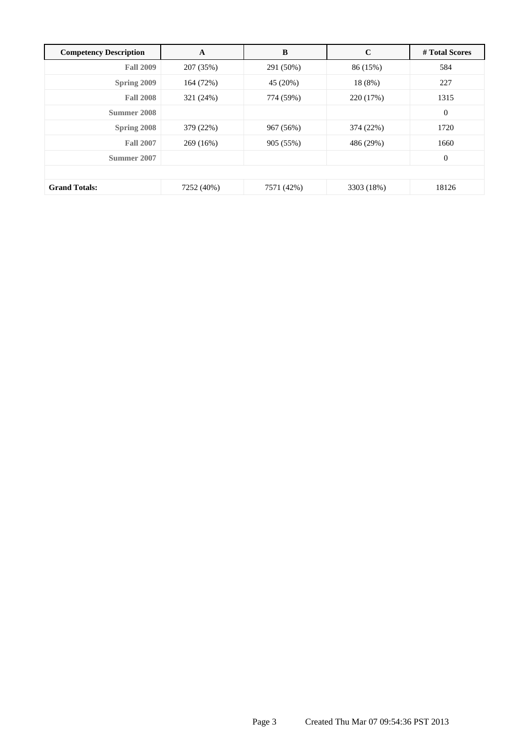| Competency Description | A | B | C | # Total Scores |
|---|---|---|---|---|
| **Fall 2009** | 207 (35%) | 291 (50%) | 86 (15%) | 584 |
| **Spring 2009** | 164 (72%) | 45 (20%) | 18 (8%) | 227 |
| **Fall 2008** | 321 (24%) | 774 (59%) | 220 (17%) | 1315 |
| **Summer 2008** | | | | 0 |
| **Spring 2008** | 379 (22%) | 967 (56%) | 374 (22%) | 1720 |
| **Fall 2007** | 269 (16%) | 905 (55%) | 486 (29%) | 1660 |
| **Summer 2007** | | | | 0 |
| | | | | |
| **Grand Totals:** | 7252 (40%) | 7571 (42%) | 3303 (18%) | 18126 |

Created Thu Mar 07 09:54:36 PST 2013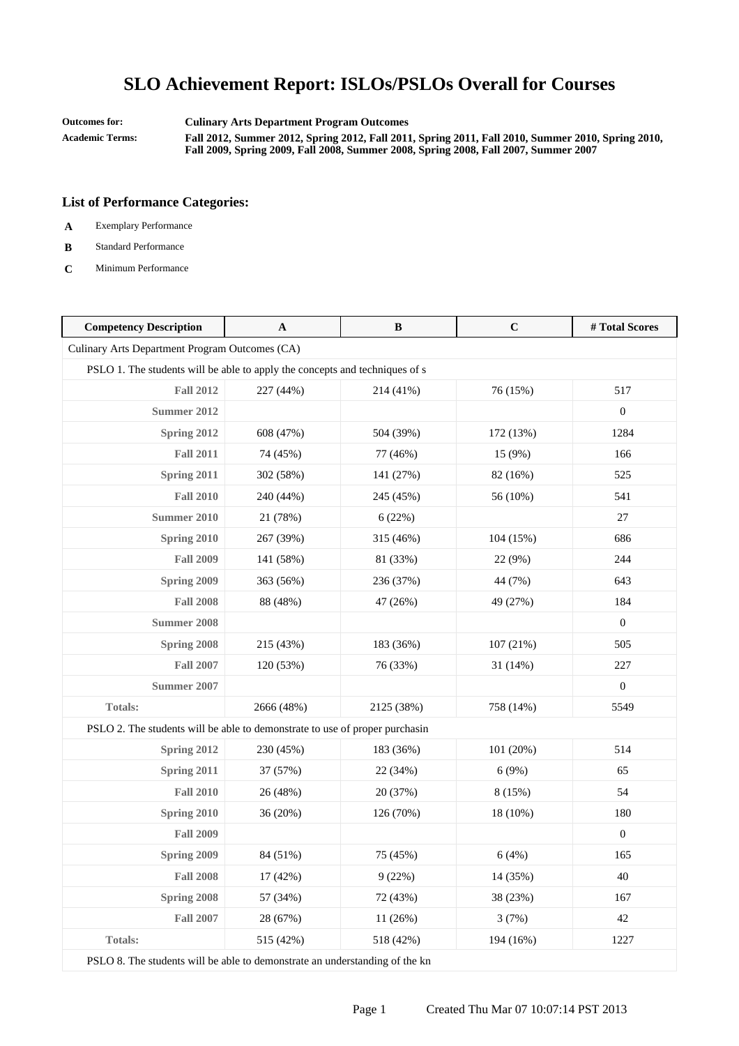# SLO Achievement Report: ISLOs/PSLOs Overall for Courses

**Outcomes for:** **Culinary Arts Department Program Outcomes**

**Academic Terms:** **Fall 2012, Summer 2012, Spring 2012, Fall 2011, Spring 2011, Fall 2010, Summer 2010, Spring 2010, Fall 2009, Spring 2009, Fall 2008, Summer 2008, Spring 2008, Fall 2007, Summer 2007**

### List of Performance Categories:

- **A** Exemplary Performance
- **B** Standard Performance
- **C** Minimum Performance

| Competency Description | A | B | C | # Total Scores |
|---|---|---|---|---|
| Culinary Arts Department Program Outcomes (CA) | | | | |
| PSLO 1. The students will be able to apply the concepts and techniques of s | | | | |
| **Fall 2012** | 227 (44%) | 214 (41%) | 76 (15%) | 517 |
| **Summer 2012** | | | | 0 |
| **Spring 2012** | 608 (47%) | 504 (39%) | 172 (13%) | 1284 |
| **Fall 2011** | 74 (45%) | 77 (46%) | 15 (9%) | 166 |
| **Spring 2011** | 302 (58%) | 141 (27%) | 82 (16%) | 525 |
| **Fall 2010** | 240 (44%) | 245 (45%) | 56 (10%) | 541 |
| **Summer 2010** | 21 (78%) | 6 (22%) | | 27 |
| **Spring 2010** | 267 (39%) | 315 (46%) | 104 (15%) | 686 |
| **Fall 2009** | 141 (58%) | 81 (33%) | 22 (9%) | 244 |
| **Spring 2009** | 363 (56%) | 236 (37%) | 44 (7%) | 643 |
| **Fall 2008** | 88 (48%) | 47 (26%) | 49 (27%) | 184 |
| **Summer 2008** | | | | 0 |
| **Spring 2008** | 215 (43%) | 183 (36%) | 107 (21%) | 505 |
| **Fall 2007** | 120 (53%) | 76 (33%) | 31 (14%) | 227 |
| **Summer 2007** | | | | 0 |
| **Totals:** | 2666 (48%) | 2125 (38%) | 758 (14%) | 5549 |
| PSLO 2. The students will be able to demonstrate to use of proper purchasin | | | | |
| **Spring 2012** | 230 (45%) | 183 (36%) | 101 (20%) | 514 |
| **Spring 2011** | 37 (57%) | 22 (34%) | 6 (9%) | 65 |
| **Fall 2010** | 26 (48%) | 20 (37%) | 8 (15%) | 54 |
| **Spring 2010** | 36 (20%) | 126 (70%) | 18 (10%) | 180 |
| **Fall 2009** | | | | 0 |
| **Spring 2009** | 84 (51%) | 75 (45%) | 6 (4%) | 165 |
| **Fall 2008** | 17 (42%) | 9 (22%) | 14 (35%) | 40 |
| **Spring 2008** | 57 (34%) | 72 (43%) | 38 (23%) | 167 |
| **Fall 2007** | 28 (67%) | 11 (26%) | 3 (7%) | 42 |
| **Totals:** | 515 (42%) | 518 (42%) | 194 (16%) | 1227 |
| PSLO 8. The students will be able to demonstrate an understanding of the kn | | | | |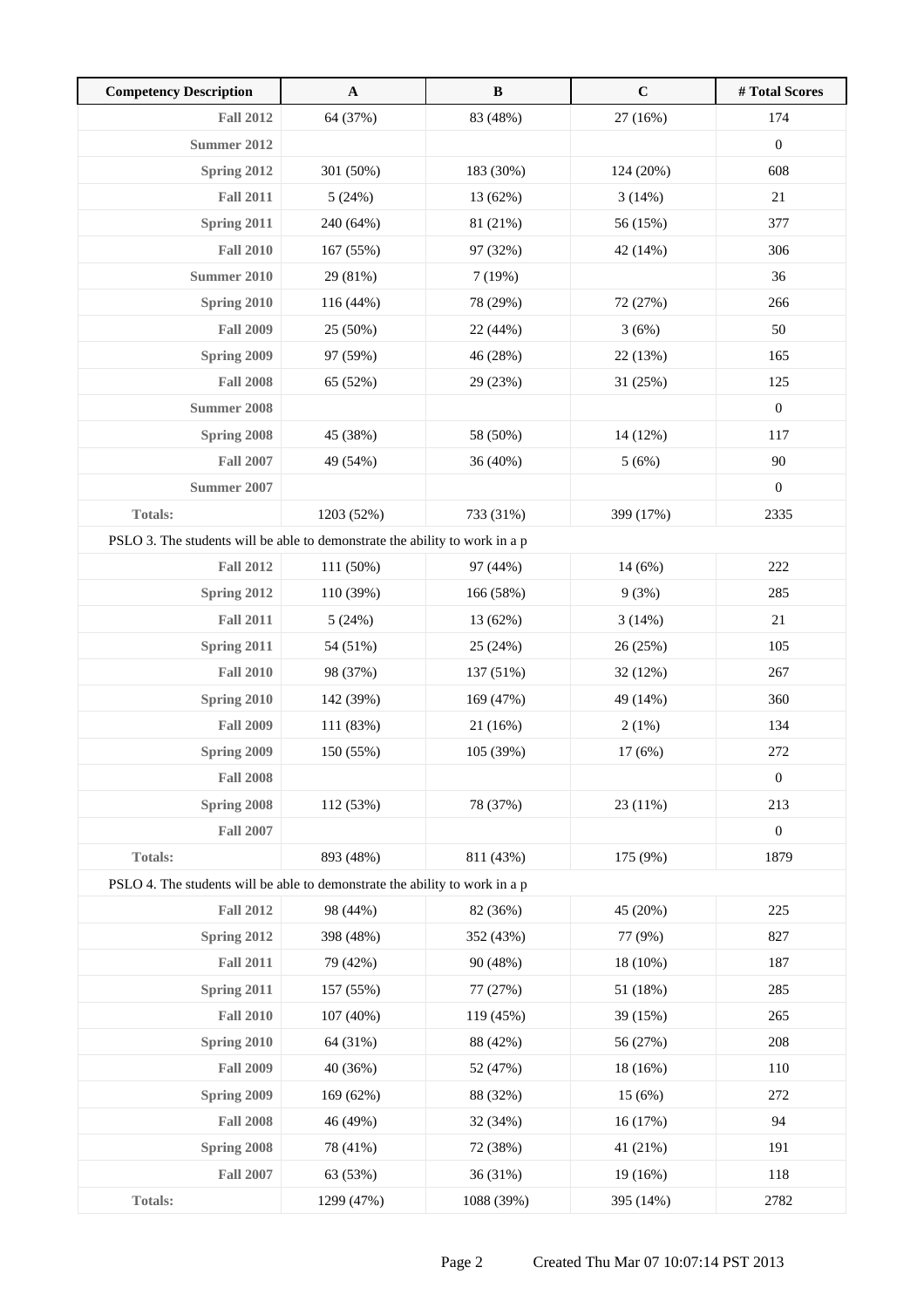| Competency Description | A | B | C | # Total Scores |
|---|---|---|---|---|
| **Fall 2012** | 64 (37%) | 83 (48%) | 27 (16%) | 174 |
| **Summer 2012** | | | | 0 |
| **Spring 2012** | 301 (50%) | 183 (30%) | 124 (20%) | 608 |
| **Fall 2011** | 5 (24%) | 13 (62%) | 3 (14%) | 21 |
| **Spring 2011** | 240 (64%) | 81 (21%) | 56 (15%) | 377 |
| **Fall 2010** | 167 (55%) | 97 (32%) | 42 (14%) | 306 |
| **Summer 2010** | 29 (81%) | 7 (19%) | | 36 |
| **Spring 2010** | 116 (44%) | 78 (29%) | 72 (27%) | 266 |
| **Fall 2009** | 25 (50%) | 22 (44%) | 3 (6%) | 50 |
| **Spring 2009** | 97 (59%) | 46 (28%) | 22 (13%) | 165 |
| **Fall 2008** | 65 (52%) | 29 (23%) | 31 (25%) | 125 |
| **Summer 2008** | | | | 0 |
| **Spring 2008** | 45 (38%) | 58 (50%) | 14 (12%) | 117 |
| **Fall 2007** | 49 (54%) | 36 (40%) | 5 (6%) | 90 |
| **Summer 2007** | | | | 0 |
| **Totals:** | 1203 (52%) | 733 (31%) | 399 (17%) | 2335 |
| PSLO 3. The students will be able to demonstrate the ability to work in a p | | | | |
| **Fall 2012** | 111 (50%) | 97 (44%) | 14 (6%) | 222 |
| **Spring 2012** | 110 (39%) | 166 (58%) | 9 (3%) | 285 |
| **Fall 2011** | 5 (24%) | 13 (62%) | 3 (14%) | 21 |
| **Spring 2011** | 54 (51%) | 25 (24%) | 26 (25%) | 105 |
| **Fall 2010** | 98 (37%) | 137 (51%) | 32 (12%) | 267 |
| **Spring 2010** | 142 (39%) | 169 (47%) | 49 (14%) | 360 |
| **Fall 2009** | 111 (83%) | 21 (16%) | 2 (1%) | 134 |
| **Spring 2009** | 150 (55%) | 105 (39%) | 17 (6%) | 272 |
| **Fall 2008** | | | | 0 |
| **Spring 2008** | 112 (53%) | 78 (37%) | 23 (11%) | 213 |
| **Fall 2007** | | | | 0 |
| **Totals:** | 893 (48%) | 811 (43%) | 175 (9%) | 1879 |
| PSLO 4. The students will be able to demonstrate the ability to work in a p | | | | |
| **Fall 2012** | 98 (44%) | 82 (36%) | 45 (20%) | 225 |
| **Spring 2012** | 398 (48%) | 352 (43%) | 77 (9%) | 827 |
| **Fall 2011** | 79 (42%) | 90 (48%) | 18 (10%) | 187 |
| **Spring 2011** | 157 (55%) | 77 (27%) | 51 (18%) | 285 |
| **Fall 2010** | 107 (40%) | 119 (45%) | 39 (15%) | 265 |
| **Spring 2010** | 64 (31%) | 88 (42%) | 56 (27%) | 208 |
| **Fall 2009** | 40 (36%) | 52 (47%) | 18 (16%) | 110 |
| **Spring 2009** | 169 (62%) | 88 (32%) | 15 (6%) | 272 |
| **Fall 2008** | 46 (49%) | 32 (34%) | 16 (17%) | 94 |
| **Spring 2008** | 78 (41%) | 72 (38%) | 41 (21%) | 191 |
| **Fall 2007** | 63 (53%) | 36 (31%) | 19 (16%) | 118 |
| **Totals:** | 1299 (47%) | 1088 (39%) | 395 (14%) | 2782 |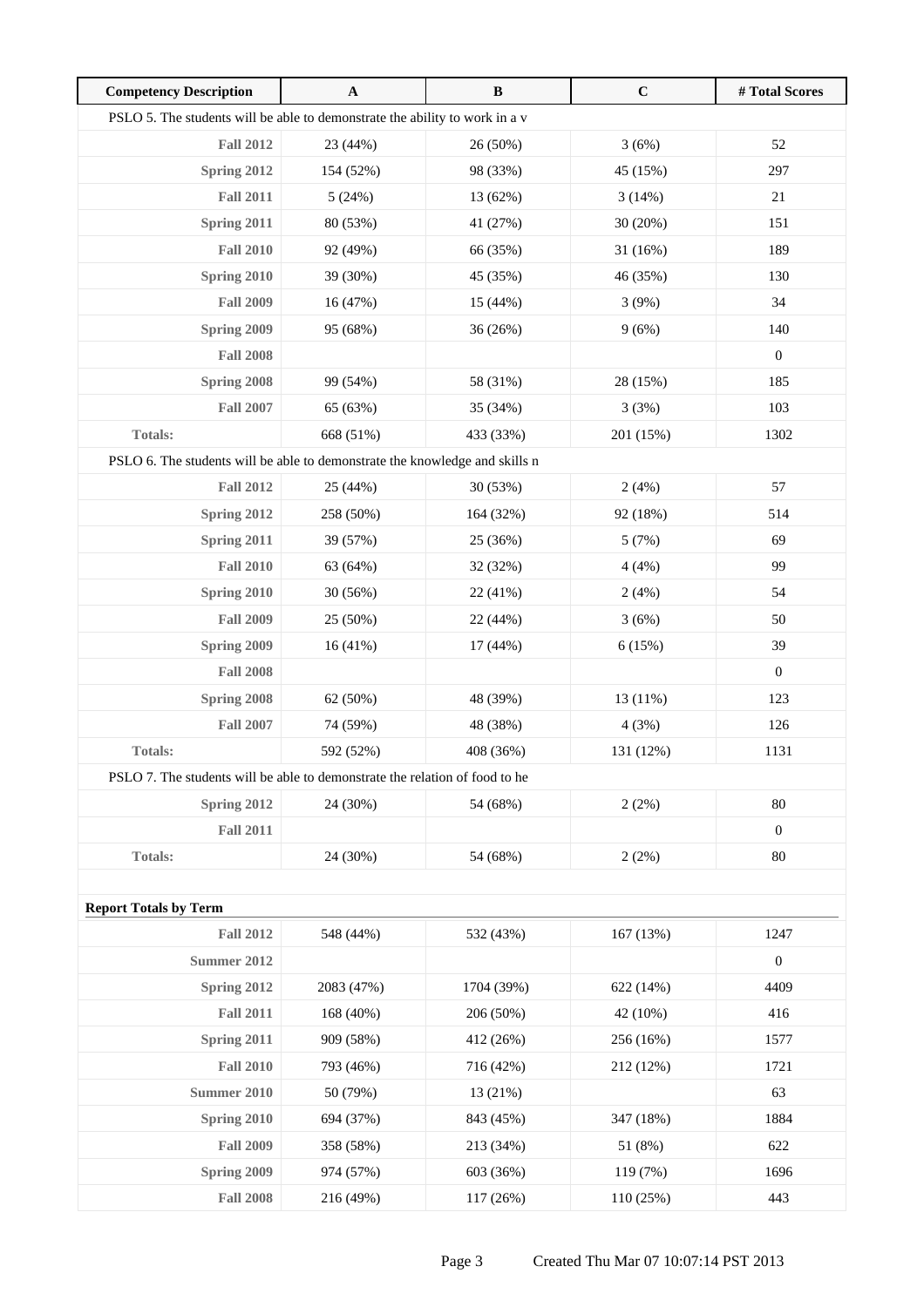| Competency Description | A | B | C | # Total Scores |
|---|---|---|---|---|
| PSLO 5. The students will be able to demonstrate the ability to work in a v | | | | |
| **Fall 2012** | 23 (44%) | 26 (50%) | 3 (6%) | 52 |
| **Spring 2012** | 154 (52%) | 98 (33%) | 45 (15%) | 297 |
| **Fall 2011** | 5 (24%) | 13 (62%) | 3 (14%) | 21 |
| **Spring 2011** | 80 (53%) | 41 (27%) | 30 (20%) | 151 |
| **Fall 2010** | 92 (49%) | 66 (35%) | 31 (16%) | 189 |
| **Spring 2010** | 39 (30%) | 45 (35%) | 46 (35%) | 130 |
| **Fall 2009** | 16 (47%) | 15 (44%) | 3 (9%) | 34 |
| **Spring 2009** | 95 (68%) | 36 (26%) | 9 (6%) | 140 |
| **Fall 2008** | | | | 0 |
| **Spring 2008** | 99 (54%) | 58 (31%) | 28 (15%) | 185 |
| **Fall 2007** | 65 (63%) | 35 (34%) | 3 (3%) | 103 |
| **Totals:** | 668 (51%) | 433 (33%) | 201 (15%) | 1302 |
| PSLO 6. The students will be able to demonstrate the knowledge and skills n | | | | |
| **Fall 2012** | 25 (44%) | 30 (53%) | 2 (4%) | 57 |
| **Spring 2012** | 258 (50%) | 164 (32%) | 92 (18%) | 514 |
| **Spring 2011** | 39 (57%) | 25 (36%) | 5 (7%) | 69 |
| **Fall 2010** | 63 (64%) | 32 (32%) | 4 (4%) | 99 |
| **Spring 2010** | 30 (56%) | 22 (41%) | 2 (4%) | 54 |
| **Fall 2009** | 25 (50%) | 22 (44%) | 3 (6%) | 50 |
| **Spring 2009** | 16 (41%) | 17 (44%) | 6 (15%) | 39 |
| **Fall 2008** | | | | 0 |
| **Spring 2008** | 62 (50%) | 48 (39%) | 13 (11%) | 123 |
| **Fall 2007** | 74 (59%) | 48 (38%) | 4 (3%) | 126 |
| **Totals:** | 592 (52%) | 408 (36%) | 131 (12%) | 1131 |
| PSLO 7. The students will be able to demonstrate the relation of food to he | | | | |
| **Spring 2012** | 24 (30%) | 54 (68%) | 2 (2%) | 80 |
| **Fall 2011** | | | | 0 |
| **Totals:** | 24 (30%) | 54 (68%) | 2 (2%) | 80 |

**Report Totals by Term**

| Term | A | B | C | # Total Scores |
|---|---|---|---|---|
| **Fall 2012** | 548 (44%) | 532 (43%) | 167 (13%) | 1247 |
| **Summer 2012** | | | | 0 |
| **Spring 2012** | 2083 (47%) | 1704 (39%) | 622 (14%) | 4409 |
| **Fall 2011** | 168 (40%) | 206 (50%) | 42 (10%) | 416 |
| **Spring 2011** | 909 (58%) | 412 (26%) | 256 (16%) | 1577 |
| **Fall 2010** | 793 (46%) | 716 (42%) | 212 (12%) | 1721 |
| **Summer 2010** | 50 (79%) | 13 (21%) | | 63 |
| **Spring 2010** | 694 (37%) | 843 (45%) | 347 (18%) | 1884 |
| **Fall 2009** | 358 (58%) | 213 (34%) | 51 (8%) | 622 |
| **Spring 2009** | 974 (57%) | 603 (36%) | 119 (7%) | 1696 |
| **Fall 2008** | 216 (49%) | 117 (26%) | 110 (25%) | 443 |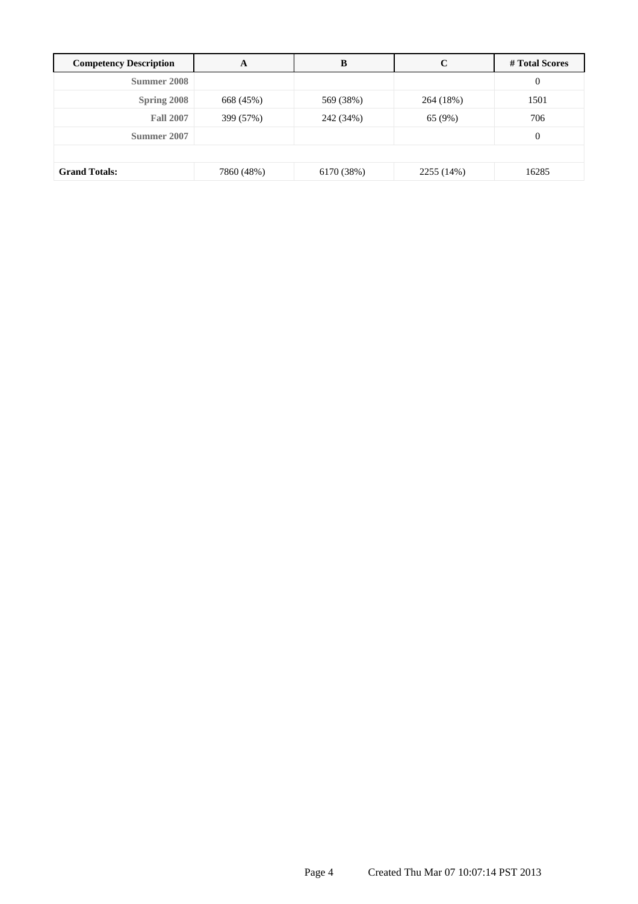| Competency Description | A | B | C | # Total Scores |
| --- | --- | --- | --- | --- |
| **Summer 2008** | | | | 0 |
| **Spring 2008** | 668 (45%) | 569 (38%) | 264 (18%) | 1501 |
| **Fall 2007** | 399 (57%) | 242 (34%) | 65 (9%) | 706 |
| **Summer 2007** | | | | 0 |
| | | | | |
| **Grand Totals:** | 7860 (48%) | 6170 (38%) | 2255 (14%) | 16285 |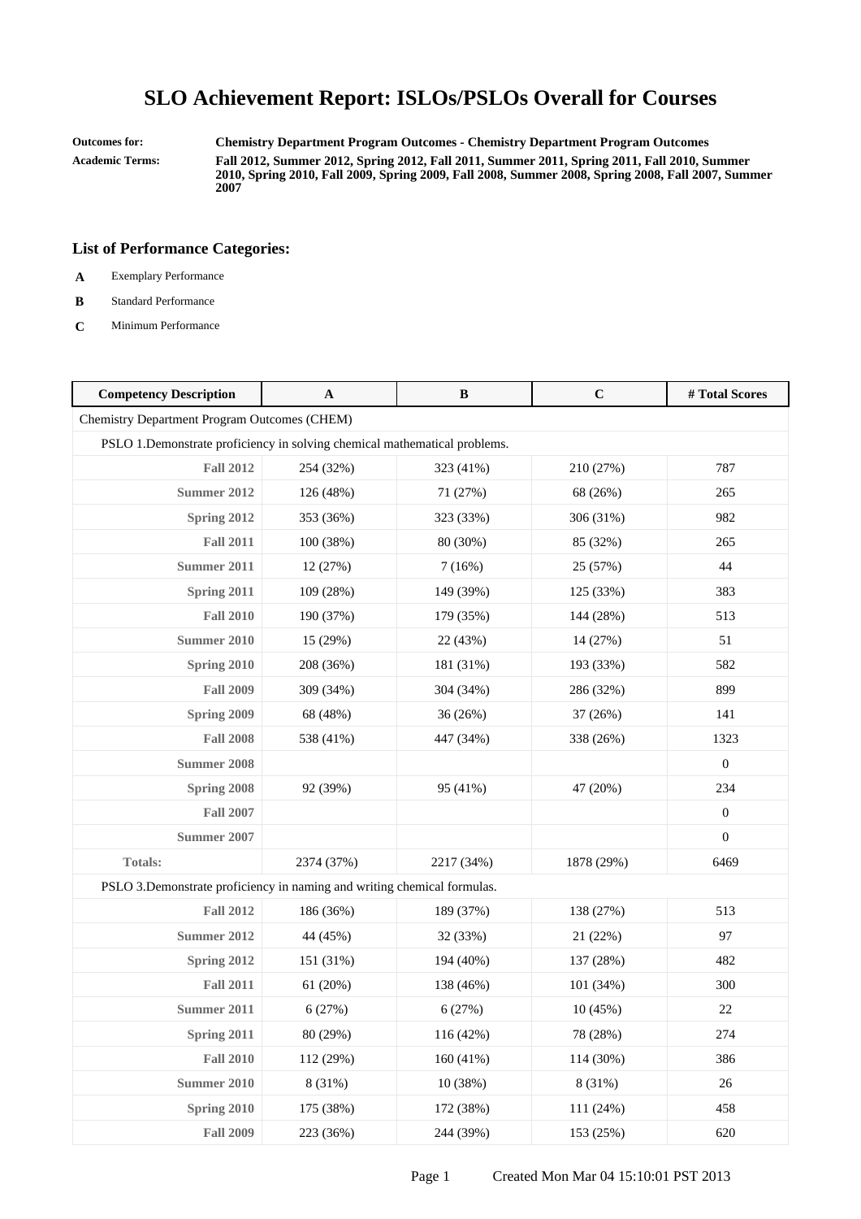# SLO Achievement Report: ISLOs/PSLOs Overall for Courses

**Outcomes for:** Chemistry Department Program Outcomes - Chemistry Department Program Outcomes

**Academic Terms:** Fall 2012, Summer 2012, Spring 2012, Fall 2011, Summer 2011, Spring 2011, Fall 2010, Summer 2010, Spring 2010, Fall 2009, Spring 2009, Fall 2008, Summer 2008, Spring 2008, Fall 2007, Summer 2007

## List of Performance Categories:

- **A** Exemplary Performance
- **B** Standard Performance
- **C** Minimum Performance

| Competency Description | A | B | C | # Total Scores |
|---|---|---|---|---|
| Chemistry Department Program Outcomes (CHEM) | | | | |
| PSLO 1.Demonstrate proficiency in solving chemical mathematical problems. | | | | |
| Fall 2012 | 254 (32%) | 323 (41%) | 210 (27%) | 787 |
| Summer 2012 | 126 (48%) | 71 (27%) | 68 (26%) | 265 |
| Spring 2012 | 353 (36%) | 323 (33%) | 306 (31%) | 982 |
| Fall 2011 | 100 (38%) | 80 (30%) | 85 (32%) | 265 |
| Summer 2011 | 12 (27%) | 7 (16%) | 25 (57%) | 44 |
| Spring 2011 | 109 (28%) | 149 (39%) | 125 (33%) | 383 |
| Fall 2010 | 190 (37%) | 179 (35%) | 144 (28%) | 513 |
| Summer 2010 | 15 (29%) | 22 (43%) | 14 (27%) | 51 |
| Spring 2010 | 208 (36%) | 181 (31%) | 193 (33%) | 582 |
| Fall 2009 | 309 (34%) | 304 (34%) | 286 (32%) | 899 |
| Spring 2009 | 68 (48%) | 36 (26%) | 37 (26%) | 141 |
| Fall 2008 | 538 (41%) | 447 (34%) | 338 (26%) | 1323 |
| Summer 2008 | | | | 0 |
| Spring 2008 | 92 (39%) | 95 (41%) | 47 (20%) | 234 |
| Fall 2007 | | | | 0 |
| Summer 2007 | | | | 0 |
| Totals: | 2374 (37%) | 2217 (34%) | 1878 (29%) | 6469 |
| PSLO 3.Demonstrate proficiency in naming and writing chemical formulas. | | | | |
| Fall 2012 | 186 (36%) | 189 (37%) | 138 (27%) | 513 |
| Summer 2012 | 44 (45%) | 32 (33%) | 21 (22%) | 97 |
| Spring 2012 | 151 (31%) | 194 (40%) | 137 (28%) | 482 |
| Fall 2011 | 61 (20%) | 138 (46%) | 101 (34%) | 300 |
| Summer 2011 | 6 (27%) | 6 (27%) | 10 (45%) | 22 |
| Spring 2011 | 80 (29%) | 116 (42%) | 78 (28%) | 274 |
| Fall 2010 | 112 (29%) | 160 (41%) | 114 (30%) | 386 |
| Summer 2010 | 8 (31%) | 10 (38%) | 8 (31%) | 26 |
| Spring 2010 | 175 (38%) | 172 (38%) | 111 (24%) | 458 |
| Fall 2009 | 223 (36%) | 244 (39%) | 153 (25%) | 620 |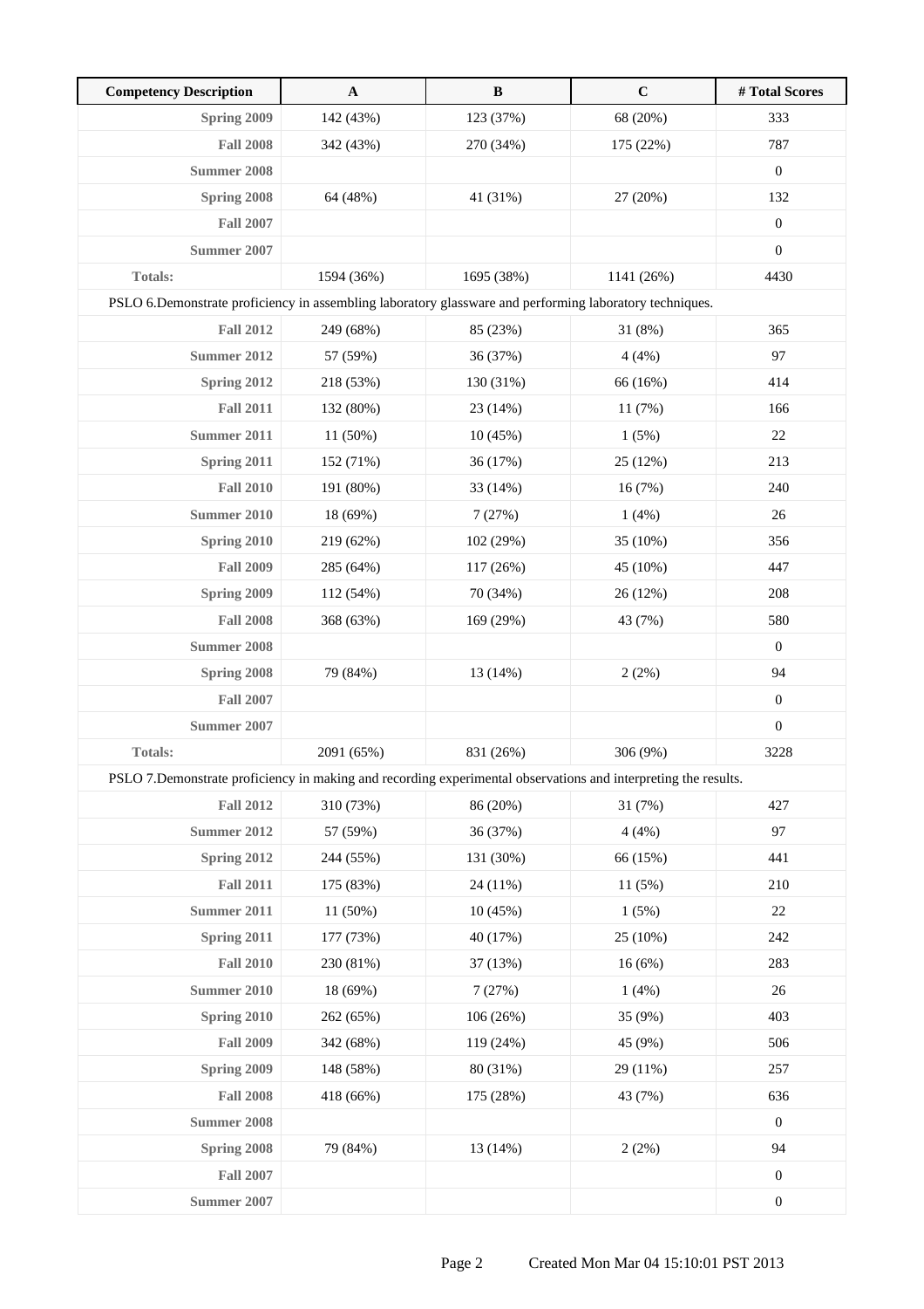| Competency Description | A | B | C | # Total Scores |
|---|---|---|---|---|
| Spring 2009 | 142 (43%) | 123 (37%) | 68 (20%) | 333 |
| Fall 2008 | 342 (43%) | 270 (34%) | 175 (22%) | 787 |
| Summer 2008 | | | | 0 |
| Spring 2008 | 64 (48%) | 41 (31%) | 27 (20%) | 132 |
| Fall 2007 | | | | 0 |
| Summer 2007 | | | | 0 |
| Totals: | 1594 (36%) | 1695 (38%) | 1141 (26%) | 4430 |
| PSLO 6.Demonstrate proficiency in assembling laboratory glassware and performing laboratory techniques. | | | | |
| Fall 2012 | 249 (68%) | 85 (23%) | 31 (8%) | 365 |
| Summer 2012 | 57 (59%) | 36 (37%) | 4 (4%) | 97 |
| Spring 2012 | 218 (53%) | 130 (31%) | 66 (16%) | 414 |
| Fall 2011 | 132 (80%) | 23 (14%) | 11 (7%) | 166 |
| Summer 2011 | 11 (50%) | 10 (45%) | 1 (5%) | 22 |
| Spring 2011 | 152 (71%) | 36 (17%) | 25 (12%) | 213 |
| Fall 2010 | 191 (80%) | 33 (14%) | 16 (7%) | 240 |
| Summer 2010 | 18 (69%) | 7 (27%) | 1 (4%) | 26 |
| Spring 2010 | 219 (62%) | 102 (29%) | 35 (10%) | 356 |
| Fall 2009 | 285 (64%) | 117 (26%) | 45 (10%) | 447 |
| Spring 2009 | 112 (54%) | 70 (34%) | 26 (12%) | 208 |
| Fall 2008 | 368 (63%) | 169 (29%) | 43 (7%) | 580 |
| Summer 2008 | | | | 0 |
| Spring 2008 | 79 (84%) | 13 (14%) | 2 (2%) | 94 |
| Fall 2007 | | | | 0 |
| Summer 2007 | | | | 0 |
| Totals: | 2091 (65%) | 831 (26%) | 306 (9%) | 3228 |
| PSLO 7.Demonstrate proficiency in making and recording experimental observations and interpreting the results. | | | | |
| Fall 2012 | 310 (73%) | 86 (20%) | 31 (7%) | 427 |
| Summer 2012 | 57 (59%) | 36 (37%) | 4 (4%) | 97 |
| Spring 2012 | 244 (55%) | 131 (30%) | 66 (15%) | 441 |
| Fall 2011 | 175 (83%) | 24 (11%) | 11 (5%) | 210 |
| Summer 2011 | 11 (50%) | 10 (45%) | 1 (5%) | 22 |
| Spring 2011 | 177 (73%) | 40 (17%) | 25 (10%) | 242 |
| Fall 2010 | 230 (81%) | 37 (13%) | 16 (6%) | 283 |
| Summer 2010 | 18 (69%) | 7 (27%) | 1 (4%) | 26 |
| Spring 2010 | 262 (65%) | 106 (26%) | 35 (9%) | 403 |
| Fall 2009 | 342 (68%) | 119 (24%) | 45 (9%) | 506 |
| Spring 2009 | 148 (58%) | 80 (31%) | 29 (11%) | 257 |
| Fall 2008 | 418 (66%) | 175 (28%) | 43 (7%) | 636 |
| Summer 2008 | | | | 0 |
| Spring 2008 | 79 (84%) | 13 (14%) | 2 (2%) | 94 |
| Fall 2007 | | | | 0 |
| Summer 2007 | | | | 0 |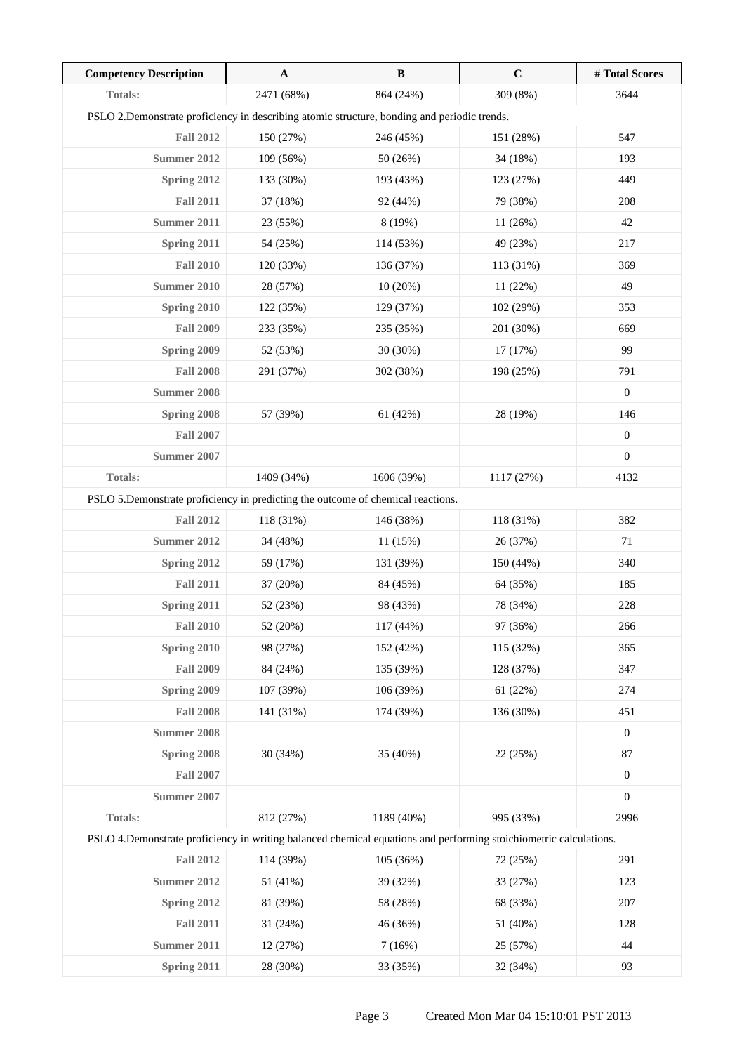| Competency Description | A | B | C | # Total Scores |
|---|---|---|---|---|
| **Totals:** | 2471 (68%) | 864 (24%) | 309 (8%) | 3644 |
| PSLO 2.Demonstrate proficiency in describing atomic structure, bonding and periodic trends. | | | | |
| **Fall 2012** | 150 (27%) | 246 (45%) | 151 (28%) | 547 |
| **Summer 2012** | 109 (56%) | 50 (26%) | 34 (18%) | 193 |
| **Spring 2012** | 133 (30%) | 193 (43%) | 123 (27%) | 449 |
| **Fall 2011** | 37 (18%) | 92 (44%) | 79 (38%) | 208 |
| **Summer 2011** | 23 (55%) | 8 (19%) | 11 (26%) | 42 |
| **Spring 2011** | 54 (25%) | 114 (53%) | 49 (23%) | 217 |
| **Fall 2010** | 120 (33%) | 136 (37%) | 113 (31%) | 369 |
| **Summer 2010** | 28 (57%) | 10 (20%) | 11 (22%) | 49 |
| **Spring 2010** | 122 (35%) | 129 (37%) | 102 (29%) | 353 |
| **Fall 2009** | 233 (35%) | 235 (35%) | 201 (30%) | 669 |
| **Spring 2009** | 52 (53%) | 30 (30%) | 17 (17%) | 99 |
| **Fall 2008** | 291 (37%) | 302 (38%) | 198 (25%) | 791 |
| **Summer 2008** | | | | 0 |
| **Spring 2008** | 57 (39%) | 61 (42%) | 28 (19%) | 146 |
| **Fall 2007** | | | | 0 |
| **Summer 2007** | | | | 0 |
| **Totals:** | 1409 (34%) | 1606 (39%) | 1117 (27%) | 4132 |
| PSLO 5.Demonstrate proficiency in predicting the outcome of chemical reactions. | | | | |
| **Fall 2012** | 118 (31%) | 146 (38%) | 118 (31%) | 382 |
| **Summer 2012** | 34 (48%) | 11 (15%) | 26 (37%) | 71 |
| **Spring 2012** | 59 (17%) | 131 (39%) | 150 (44%) | 340 |
| **Fall 2011** | 37 (20%) | 84 (45%) | 64 (35%) | 185 |
| **Spring 2011** | 52 (23%) | 98 (43%) | 78 (34%) | 228 |
| **Fall 2010** | 52 (20%) | 117 (44%) | 97 (36%) | 266 |
| **Spring 2010** | 98 (27%) | 152 (42%) | 115 (32%) | 365 |
| **Fall 2009** | 84 (24%) | 135 (39%) | 128 (37%) | 347 |
| **Spring 2009** | 107 (39%) | 106 (39%) | 61 (22%) | 274 |
| **Fall 2008** | 141 (31%) | 174 (39%) | 136 (30%) | 451 |
| **Summer 2008** | | | | 0 |
| **Spring 2008** | 30 (34%) | 35 (40%) | 22 (25%) | 87 |
| **Fall 2007** | | | | 0 |
| **Summer 2007** | | | | 0 |
| **Totals:** | 812 (27%) | 1189 (40%) | 995 (33%) | 2996 |
| PSLO 4.Demonstrate proficiency in writing balanced chemical equations and performing stoichiometric calculations. | | | | |
| **Fall 2012** | 114 (39%) | 105 (36%) | 72 (25%) | 291 |
| **Summer 2012** | 51 (41%) | 39 (32%) | 33 (27%) | 123 |
| **Spring 2012** | 81 (39%) | 58 (28%) | 68 (33%) | 207 |
| **Fall 2011** | 31 (24%) | 46 (36%) | 51 (40%) | 128 |
| **Summer 2011** | 12 (27%) | 7 (16%) | 25 (57%) | 44 |
| **Spring 2011** | 28 (30%) | 33 (35%) | 32 (34%) | 93 |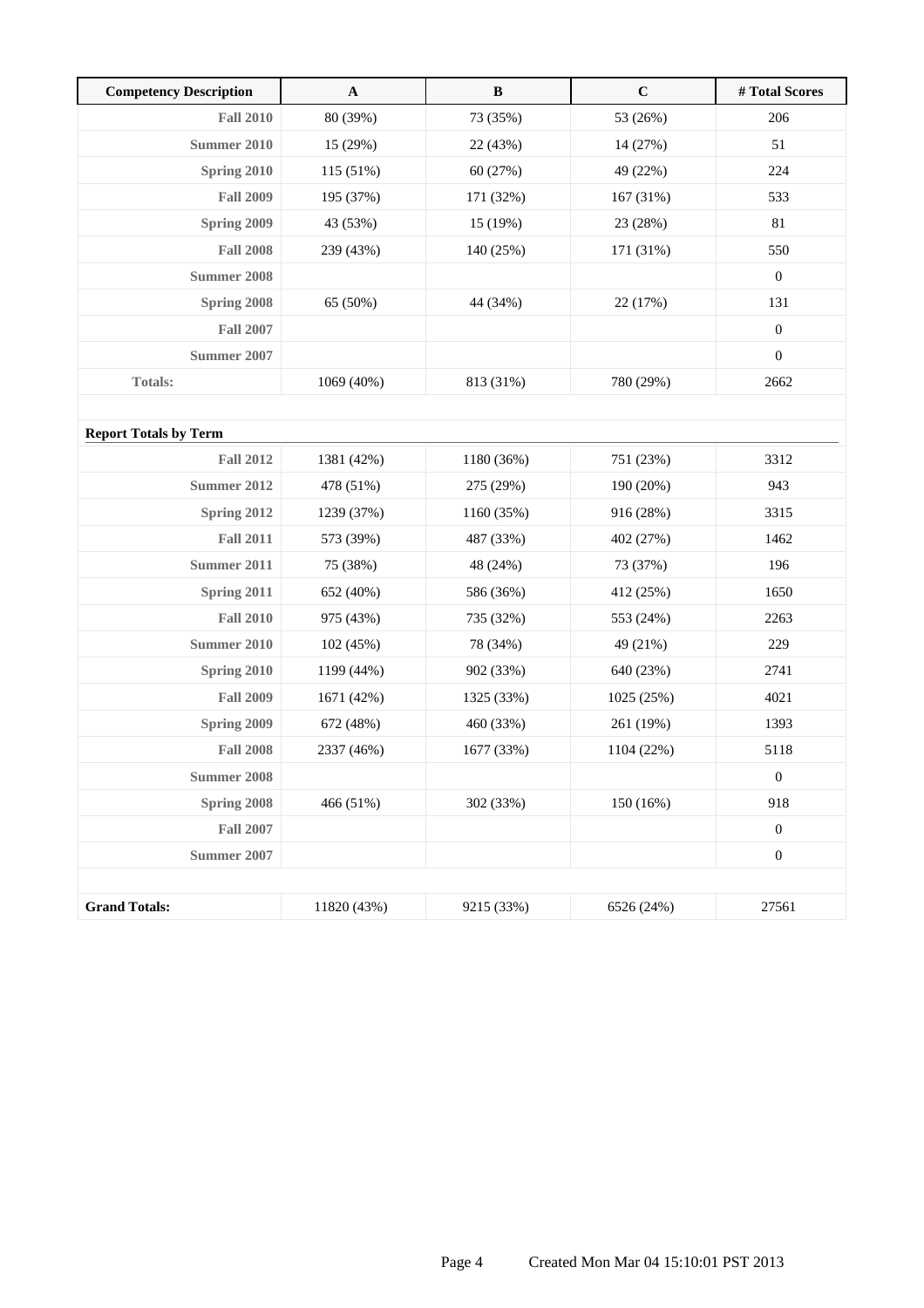| Competency Description | A | B | C | # Total Scores |
|---|---|---|---|---|
| Fall 2010 | 80 (39%) | 73 (35%) | 53 (26%) | 206 |
| Summer 2010 | 15 (29%) | 22 (43%) | 14 (27%) | 51 |
| Spring 2010 | 115 (51%) | 60 (27%) | 49 (22%) | 224 |
| Fall 2009 | 195 (37%) | 171 (32%) | 167 (31%) | 533 |
| Spring 2009 | 43 (53%) | 15 (19%) | 23 (28%) | 81 |
| Fall 2008 | 239 (43%) | 140 (25%) | 171 (31%) | 550 |
| Summer 2008 | | | | 0 |
| Spring 2008 | 65 (50%) | 44 (34%) | 22 (17%) | 131 |
| Fall 2007 | | | | 0 |
| Summer 2007 | | | | 0 |
| Totals: | 1069 (40%) | 813 (31%) | 780 (29%) | 2662 |

**Report Totals by Term**

| Term | A | B | C | # Total Scores |
|---|---|---|---|---|
| Fall 2012 | 1381 (42%) | 1180 (36%) | 751 (23%) | 3312 |
| Summer 2012 | 478 (51%) | 275 (29%) | 190 (20%) | 943 |
| Spring 2012 | 1239 (37%) | 1160 (35%) | 916 (28%) | 3315 |
| Fall 2011 | 573 (39%) | 487 (33%) | 402 (27%) | 1462 |
| Summer 2011 | 75 (38%) | 48 (24%) | 73 (37%) | 196 |
| Spring 2011 | 652 (40%) | 586 (36%) | 412 (25%) | 1650 |
| Fall 2010 | 975 (43%) | 735 (32%) | 553 (24%) | 2263 |
| Summer 2010 | 102 (45%) | 78 (34%) | 49 (21%) | 229 |
| Spring 2010 | 1199 (44%) | 902 (33%) | 640 (23%) | 2741 |
| Fall 2009 | 1671 (42%) | 1325 (33%) | 1025 (25%) | 4021 |
| Spring 2009 | 672 (48%) | 460 (33%) | 261 (19%) | 1393 |
| Fall 2008 | 2337 (46%) | 1677 (33%) | 1104 (22%) | 5118 |
| Summer 2008 | | | | 0 |
| Spring 2008 | 466 (51%) | 302 (33%) | 150 (16%) | 918 |
| Fall 2007 | | | | 0 |
| Summer 2007 | | | | 0 |
| **Grand Totals:** | 11820 (43%) | 9215 (33%) | 6526 (24%) | 27561 |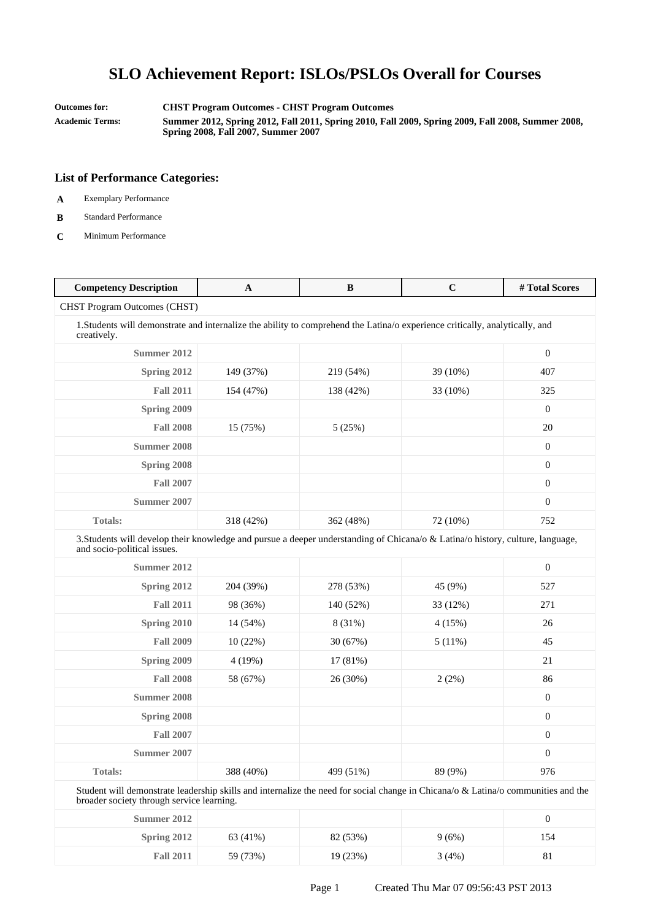# SLO Achievement Report: ISLOs/PSLOs Overall for Courses

**Outcomes for:** CHST Program Outcomes - CHST Program Outcomes

**Academic Terms:** Summer 2012, Spring 2012, Fall 2011, Spring 2010, Fall 2009, Spring 2009, Fall 2008, Summer 2008, Spring 2008, Fall 2007, Summer 2007

### List of Performance Categories:

- **A** Exemplary Performance
- **B** Standard Performance
- **C** Minimum Performance

| Competency Description | A | B | C | # Total Scores |
|---|---|---|---|---|
| CHST Program Outcomes (CHST) | | | | |
| 1.Students will demonstrate and internalize the ability to comprehend the Latina/o experience critically, analytically, and creatively. | | | | |
| Summer 2012 | | | | 0 |
| Spring 2012 | 149 (37%) | 219 (54%) | 39 (10%) | 407 |
| Fall 2011 | 154 (47%) | 138 (42%) | 33 (10%) | 325 |
| Spring 2009 | | | | 0 |
| Fall 2008 | 15 (75%) | 5 (25%) | | 20 |
| Summer 2008 | | | | 0 |
| Spring 2008 | | | | 0 |
| Fall 2007 | | | | 0 |
| Summer 2007 | | | | 0 |
| Totals: | 318 (42%) | 362 (48%) | 72 (10%) | 752 |
| 3.Students will develop their knowledge and pursue a deeper understanding of Chicana/o & Latina/o history, culture, language, and socio-political issues. | | | | |
| Summer 2012 | | | | 0 |
| Spring 2012 | 204 (39%) | 278 (53%) | 45 (9%) | 527 |
| Fall 2011 | 98 (36%) | 140 (52%) | 33 (12%) | 271 |
| Spring 2010 | 14 (54%) | 8 (31%) | 4 (15%) | 26 |
| Fall 2009 | 10 (22%) | 30 (67%) | 5 (11%) | 45 |
| Spring 2009 | 4 (19%) | 17 (81%) | | 21 |
| Fall 2008 | 58 (67%) | 26 (30%) | 2 (2%) | 86 |
| Summer 2008 | | | | 0 |
| Spring 2008 | | | | 0 |
| Fall 2007 | | | | 0 |
| Summer 2007 | | | | 0 |
| Totals: | 388 (40%) | 499 (51%) | 89 (9%) | 976 |
| Student will demonstrate leadership skills and internalize the need for social change in Chicana/o & Latina/o communities and the broader society through service learning. | | | | |
| Summer 2012 | | | | 0 |
| Spring 2012 | 63 (41%) | 82 (53%) | 9 (6%) | 154 |
| Fall 2011 | 59 (73%) | 19 (23%) | 3 (4%) | 81 |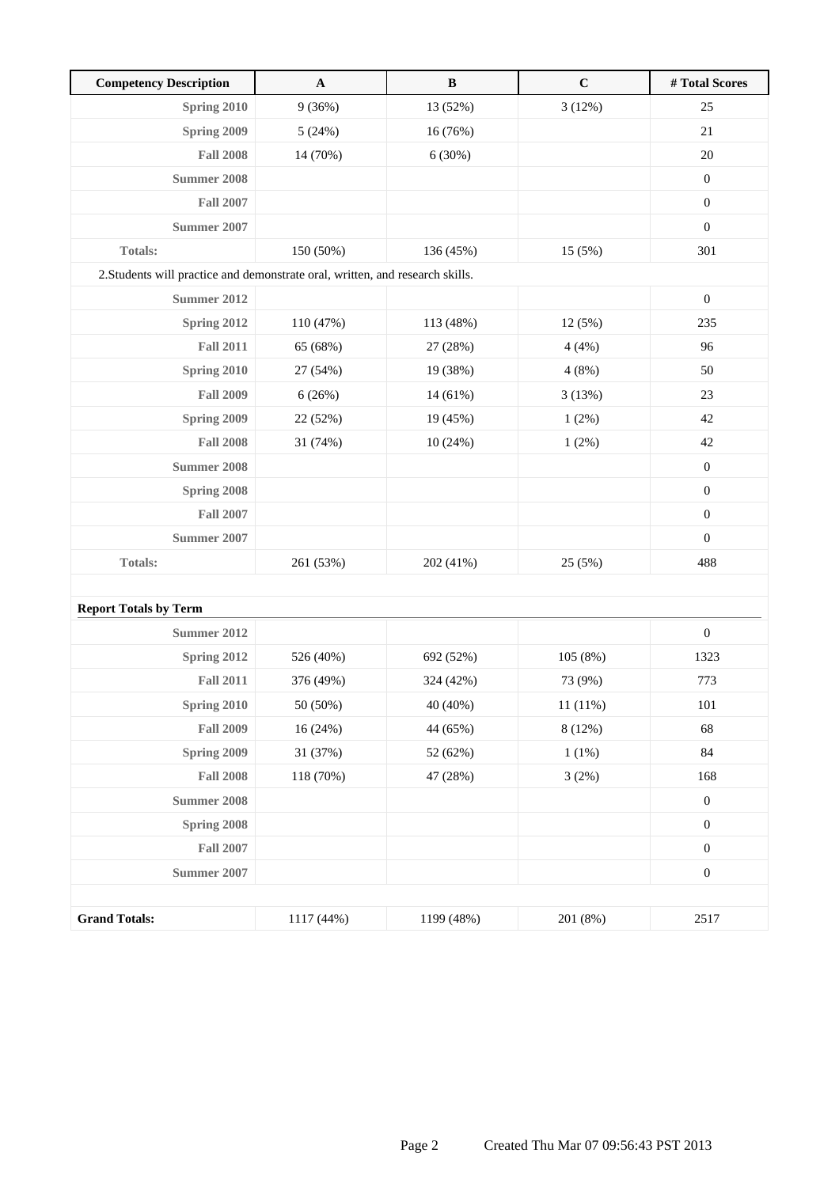| Competency Description | A | B | C | # Total Scores |
|---|---|---|---|---|
| Spring 2010 | 9 (36%) | 13 (52%) | 3 (12%) | 25 |
| Spring 2009 | 5 (24%) | 16 (76%) | | 21 |
| Fall 2008 | 14 (70%) | 6 (30%) | | 20 |
| Summer 2008 | | | | 0 |
| Fall 2007 | | | | 0 |
| Summer 2007 | | | | 0 |
| Totals: | 150 (50%) | 136 (45%) | 15 (5%) | 301 |
| 2.Students will practice and demonstrate oral, written, and research skills. | | | | |
| Summer 2012 | | | | 0 |
| Spring 2012 | 110 (47%) | 113 (48%) | 12 (5%) | 235 |
| Fall 2011 | 65 (68%) | 27 (28%) | 4 (4%) | 96 |
| Spring 2010 | 27 (54%) | 19 (38%) | 4 (8%) | 50 |
| Fall 2009 | 6 (26%) | 14 (61%) | 3 (13%) | 23 |
| Spring 2009 | 22 (52%) | 19 (45%) | 1 (2%) | 42 |
| Fall 2008 | 31 (74%) | 10 (24%) | 1 (2%) | 42 |
| Summer 2008 | | | | 0 |
| Spring 2008 | | | | 0 |
| Fall 2007 | | | | 0 |
| Summer 2007 | | | | 0 |
| Totals: | 261 (53%) | 202 (41%) | 25 (5%) | 488 |
| | | | | |
| **Report Totals by Term** | | | | |
| Summer 2012 | | | | 0 |
| Spring 2012 | 526 (40%) | 692 (52%) | 105 (8%) | 1323 |
| Fall 2011 | 376 (49%) | 324 (42%) | 73 (9%) | 773 |
| Spring 2010 | 50 (50%) | 40 (40%) | 11 (11%) | 101 |
| Fall 2009 | 16 (24%) | 44 (65%) | 8 (12%) | 68 |
| Spring 2009 | 31 (37%) | 52 (62%) | 1 (1%) | 84 |
| Fall 2008 | 118 (70%) | 47 (28%) | 3 (2%) | 168 |
| Summer 2008 | | | | 0 |
| Spring 2008 | | | | 0 |
| Fall 2007 | | | | 0 |
| Summer 2007 | | | | 0 |
| | | | | |
| **Grand Totals:** | 1117 (44%) | 1199 (48%) | 201 (8%) | 2517 |

Created Thu Mar 07 09:56:43 PST 2013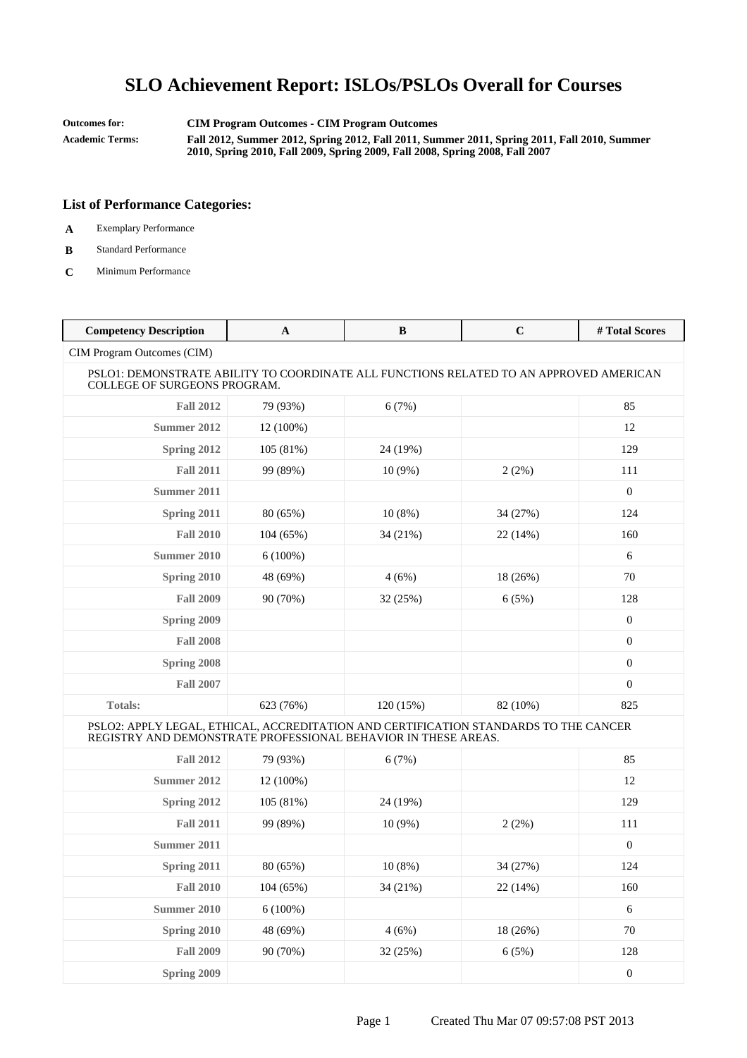# SLO Achievement Report: ISLOs/PSLOs Overall for Courses

**Outcomes for:** CIM Program Outcomes - CIM Program Outcomes

**Academic Terms:** Fall 2012, Summer 2012, Spring 2012, Fall 2011, Summer 2011, Spring 2011, Fall 2010, Summer 2010, Spring 2010, Fall 2009, Spring 2009, Fall 2008, Spring 2008, Fall 2007

### List of Performance Categories:

- **A** Exemplary Performance
- **B** Standard Performance
- **C** Minimum Performance

| Competency Description | A | B | C | # Total Scores |
|---|---|---|---|---|
| CIM Program Outcomes (CIM) | | | | |
| PSLO1: DEMONSTRATE ABILITY TO COORDINATE ALL FUNCTIONS RELATED TO AN APPROVED AMERICAN COLLEGE OF SURGEONS PROGRAM. | | | | |
| **Fall 2012** | 79 (93%) | 6 (7%) | | 85 |
| **Summer 2012** | 12 (100%) | | | 12 |
| **Spring 2012** | 105 (81%) | 24 (19%) | | 129 |
| **Fall 2011** | 99 (89%) | 10 (9%) | 2 (2%) | 111 |
| **Summer 2011** | | | | 0 |
| **Spring 2011** | 80 (65%) | 10 (8%) | 34 (27%) | 124 |
| **Fall 2010** | 104 (65%) | 34 (21%) | 22 (14%) | 160 |
| **Summer 2010** | 6 (100%) | | | 6 |
| **Spring 2010** | 48 (69%) | 4 (6%) | 18 (26%) | 70 |
| **Fall 2009** | 90 (70%) | 32 (25%) | 6 (5%) | 128 |
| **Spring 2009** | | | | 0 |
| **Fall 2008** | | | | 0 |
| **Spring 2008** | | | | 0 |
| **Fall 2007** | | | | 0 |
| **Totals:** | 623 (76%) | 120 (15%) | 82 (10%) | 825 |
| PSLO2: APPLY LEGAL, ETHICAL, ACCREDITATION AND CERTIFICATION STANDARDS TO THE CANCER REGISTRY AND DEMONSTRATE PROFESSIONAL BEHAVIOR IN THESE AREAS. | | | | |
| **Fall 2012** | 79 (93%) | 6 (7%) | | 85 |
| **Summer 2012** | 12 (100%) | | | 12 |
| **Spring 2012** | 105 (81%) | 24 (19%) | | 129 |
| **Fall 2011** | 99 (89%) | 10 (9%) | 2 (2%) | 111 |
| **Summer 2011** | | | | 0 |
| **Spring 2011** | 80 (65%) | 10 (8%) | 34 (27%) | 124 |
| **Fall 2010** | 104 (65%) | 34 (21%) | 22 (14%) | 160 |
| **Summer 2010** | 6 (100%) | | | 6 |
| **Spring 2010** | 48 (69%) | 4 (6%) | 18 (26%) | 70 |
| **Fall 2009** | 90 (70%) | 32 (25%) | 6 (5%) | 128 |
| **Spring 2009** | | | | 0 |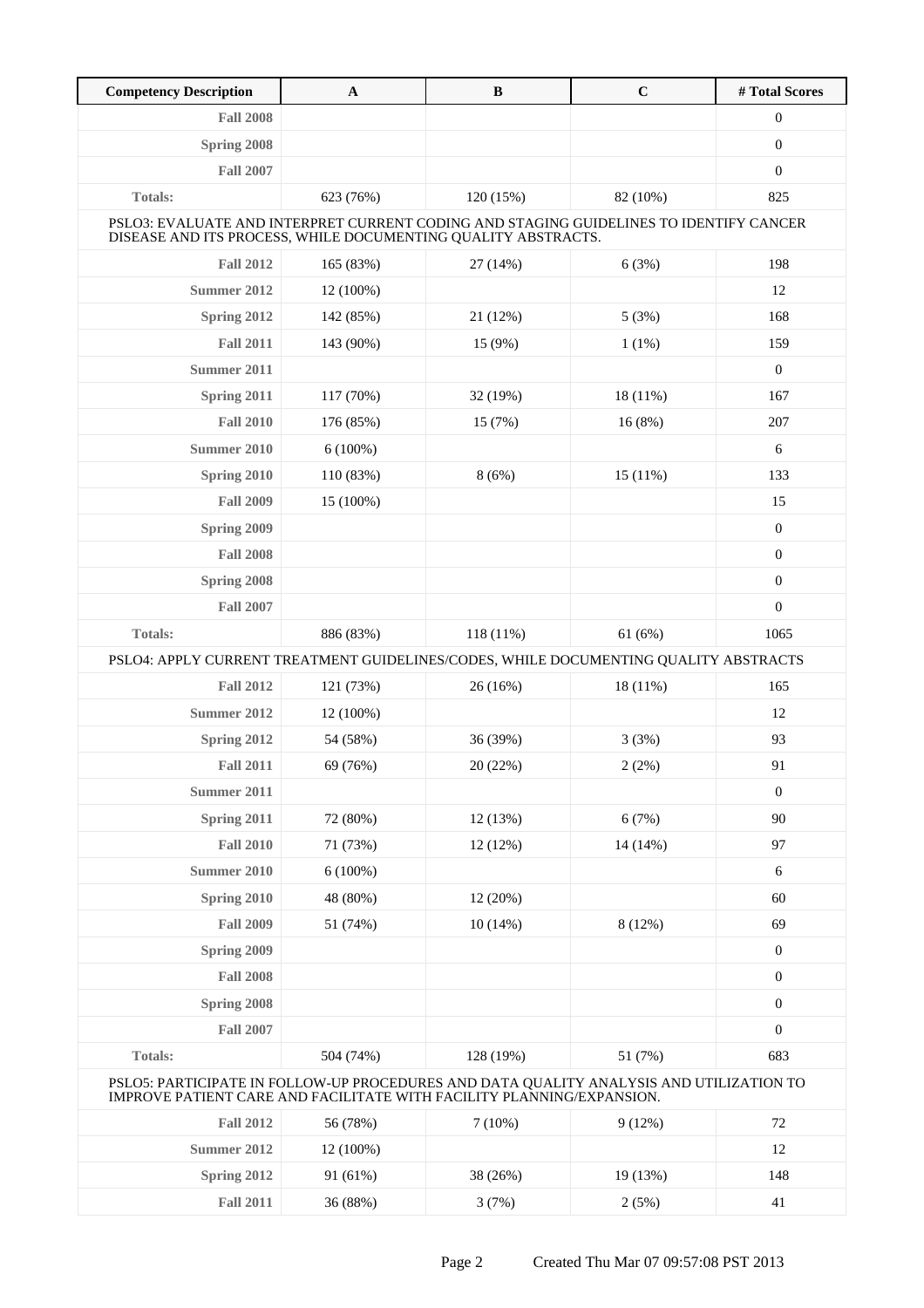| Competency Description | A | B | C | # Total Scores |
|---|---|---|---|---|
| **Fall 2008** | | | | 0 |
| **Spring 2008** | | | | 0 |
| **Fall 2007** | | | | 0 |
| **Totals:** | 623 (76%) | 120 (15%) | 82 (10%) | 825 |
| PSLO3: EVALUATE AND INTERPRET CURRENT CODING AND STAGING GUIDELINES TO IDENTIFY CANCER DISEASE AND ITS PROCESS, WHILE DOCUMENTING QUALITY ABSTRACTS. | | | | |
| **Fall 2012** | 165 (83%) | 27 (14%) | 6 (3%) | 198 |
| **Summer 2012** | 12 (100%) | | | 12 |
| **Spring 2012** | 142 (85%) | 21 (12%) | 5 (3%) | 168 |
| **Fall 2011** | 143 (90%) | 15 (9%) | 1 (1%) | 159 |
| **Summer 2011** | | | | 0 |
| **Spring 2011** | 117 (70%) | 32 (19%) | 18 (11%) | 167 |
| **Fall 2010** | 176 (85%) | 15 (7%) | 16 (8%) | 207 |
| **Summer 2010** | 6 (100%) | | | 6 |
| **Spring 2010** | 110 (83%) | 8 (6%) | 15 (11%) | 133 |
| **Fall 2009** | 15 (100%) | | | 15 |
| **Spring 2009** | | | | 0 |
| **Fall 2008** | | | | 0 |
| **Spring 2008** | | | | 0 |
| **Fall 2007** | | | | 0 |
| **Totals:** | 886 (83%) | 118 (11%) | 61 (6%) | 1065 |
| PSLO4: APPLY CURRENT TREATMENT GUIDELINES/CODES, WHILE DOCUMENTING QUALITY ABSTRACTS | | | | |
| **Fall 2012** | 121 (73%) | 26 (16%) | 18 (11%) | 165 |
| **Summer 2012** | 12 (100%) | | | 12 |
| **Spring 2012** | 54 (58%) | 36 (39%) | 3 (3%) | 93 |
| **Fall 2011** | 69 (76%) | 20 (22%) | 2 (2%) | 91 |
| **Summer 2011** | | | | 0 |
| **Spring 2011** | 72 (80%) | 12 (13%) | 6 (7%) | 90 |
| **Fall 2010** | 71 (73%) | 12 (12%) | 14 (14%) | 97 |
| **Summer 2010** | 6 (100%) | | | 6 |
| **Spring 2010** | 48 (80%) | 12 (20%) | | 60 |
| **Fall 2009** | 51 (74%) | 10 (14%) | 8 (12%) | 69 |
| **Spring 2009** | | | | 0 |
| **Fall 2008** | | | | 0 |
| **Spring 2008** | | | | 0 |
| **Fall 2007** | | | | 0 |
| **Totals:** | 504 (74%) | 128 (19%) | 51 (7%) | 683 |
| PSLO5: PARTICIPATE IN FOLLOW-UP PROCEDURES AND DATA QUALITY ANALYSIS AND UTILIZATION TO IMPROVE PATIENT CARE AND FACILITATE WITH FACILITY PLANNING/EXPANSION. | | | | |
| **Fall 2012** | 56 (78%) | 7 (10%) | 9 (12%) | 72 |
| **Summer 2012** | 12 (100%) | | | 12 |
| **Spring 2012** | 91 (61%) | 38 (26%) | 19 (13%) | 148 |
| **Fall 2011** | 36 (88%) | 3 (7%) | 2 (5%) | 41 |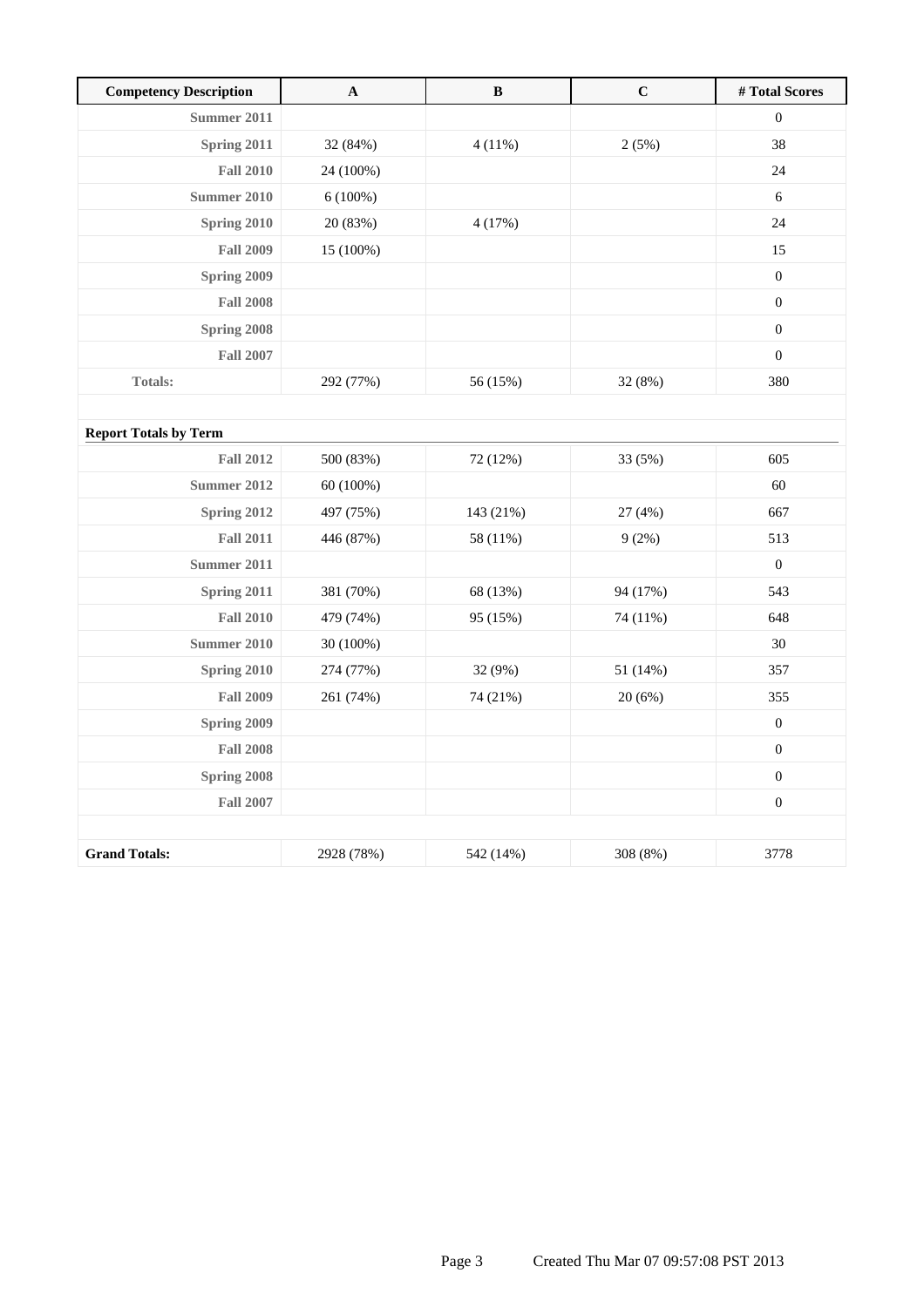| Competency Description | A | B | C | # Total Scores |
|---|---|---|---|---|
| Summer 2011 | | | | 0 |
| Spring 2011 | 32 (84%) | 4 (11%) | 2 (5%) | 38 |
| Fall 2010 | 24 (100%) | | | 24 |
| Summer 2010 | 6 (100%) | | | 6 |
| Spring 2010 | 20 (83%) | 4 (17%) | | 24 |
| Fall 2009 | 15 (100%) | | | 15 |
| Spring 2009 | | | | 0 |
| Fall 2008 | | | | 0 |
| Spring 2008 | | | | 0 |
| Fall 2007 | | | | 0 |
| Totals: | 292 (77%) | 56 (15%) | 32 (8%) | 380 |

**Report Totals by Term**

| Term | A | B | C | # Total Scores |
|---|---|---|---|---|
| Fall 2012 | 500 (83%) | 72 (12%) | 33 (5%) | 605 |
| Summer 2012 | 60 (100%) | | | 60 |
| Spring 2012 | 497 (75%) | 143 (21%) | 27 (4%) | 667 |
| Fall 2011 | 446 (87%) | 58 (11%) | 9 (2%) | 513 |
| Summer 2011 | | | | 0 |
| Spring 2011 | 381 (70%) | 68 (13%) | 94 (17%) | 543 |
| Fall 2010 | 479 (74%) | 95 (15%) | 74 (11%) | 648 |
| Summer 2010 | 30 (100%) | | | 30 |
| Spring 2010 | 274 (77%) | 32 (9%) | 51 (14%) | 357 |
| Fall 2009 | 261 (74%) | 74 (21%) | 20 (6%) | 355 |
| Spring 2009 | | | | 0 |
| Fall 2008 | | | | 0 |
| Spring 2008 | | | | 0 |
| Fall 2007 | | | | 0 |
| **Grand Totals:** | 2928 (78%) | 542 (14%) | 308 (8%) | 3778 |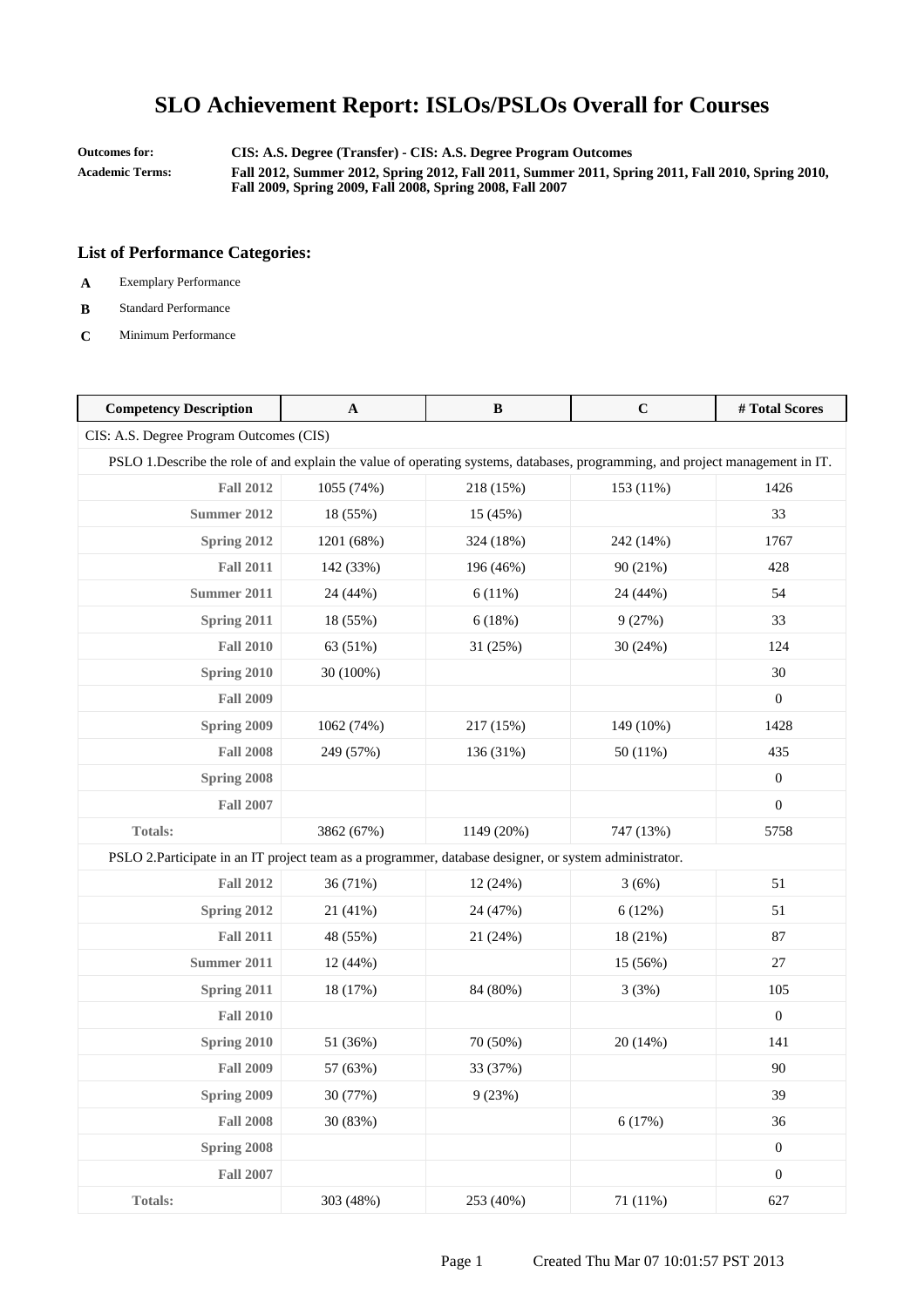# SLO Achievement Report: ISLOs/PSLOs Overall for Courses

**Outcomes for:** CIS: A.S. Degree (Transfer) - CIS: A.S. Degree Program Outcomes

**Academic Terms:** Fall 2012, Summer 2012, Spring 2012, Fall 2011, Summer 2011, Spring 2011, Fall 2010, Spring 2010, Fall 2009, Spring 2009, Fall 2008, Spring 2008, Fall 2007

### List of Performance Categories:

- **A** Exemplary Performance
- **B** Standard Performance
- **C** Minimum Performance

| Competency Description | A | B | C | # Total Scores |
|---|---|---|---|---|
| CIS: A.S. Degree Program Outcomes (CIS) | | | | |
| PSLO 1.Describe the role of and explain the value of operating systems, databases, programming, and project management in IT. | | | | |
| Fall 2012 | 1055 (74%) | 218 (15%) | 153 (11%) | 1426 |
| Summer 2012 | 18 (55%) | 15 (45%) | | 33 |
| Spring 2012 | 1201 (68%) | 324 (18%) | 242 (14%) | 1767 |
| Fall 2011 | 142 (33%) | 196 (46%) | 90 (21%) | 428 |
| Summer 2011 | 24 (44%) | 6 (11%) | 24 (44%) | 54 |
| Spring 2011 | 18 (55%) | 6 (18%) | 9 (27%) | 33 |
| Fall 2010 | 63 (51%) | 31 (25%) | 30 (24%) | 124 |
| Spring 2010 | 30 (100%) | | | 30 |
| Fall 2009 | | | | 0 |
| Spring 2009 | 1062 (74%) | 217 (15%) | 149 (10%) | 1428 |
| Fall 2008 | 249 (57%) | 136 (31%) | 50 (11%) | 435 |
| Spring 2008 | | | | 0 |
| Fall 2007 | | | | 0 |
| Totals: | 3862 (67%) | 1149 (20%) | 747 (13%) | 5758 |
| PSLO 2.Participate in an IT project team as a programmer, database designer, or system administrator. | | | | |
| Fall 2012 | 36 (71%) | 12 (24%) | 3 (6%) | 51 |
| Spring 2012 | 21 (41%) | 24 (47%) | 6 (12%) | 51 |
| Fall 2011 | 48 (55%) | 21 (24%) | 18 (21%) | 87 |
| Summer 2011 | 12 (44%) | | 15 (56%) | 27 |
| Spring 2011 | 18 (17%) | 84 (80%) | 3 (3%) | 105 |
| Fall 2010 | | | | 0 |
| Spring 2010 | 51 (36%) | 70 (50%) | 20 (14%) | 141 |
| Fall 2009 | 57 (63%) | 33 (37%) | | 90 |
| Spring 2009 | 30 (77%) | 9 (23%) | | 39 |
| Fall 2008 | 30 (83%) | | 6 (17%) | 36 |
| Spring 2008 | | | | 0 |
| Fall 2007 | | | | 0 |
| Totals: | 303 (48%) | 253 (40%) | 71 (11%) | 627 |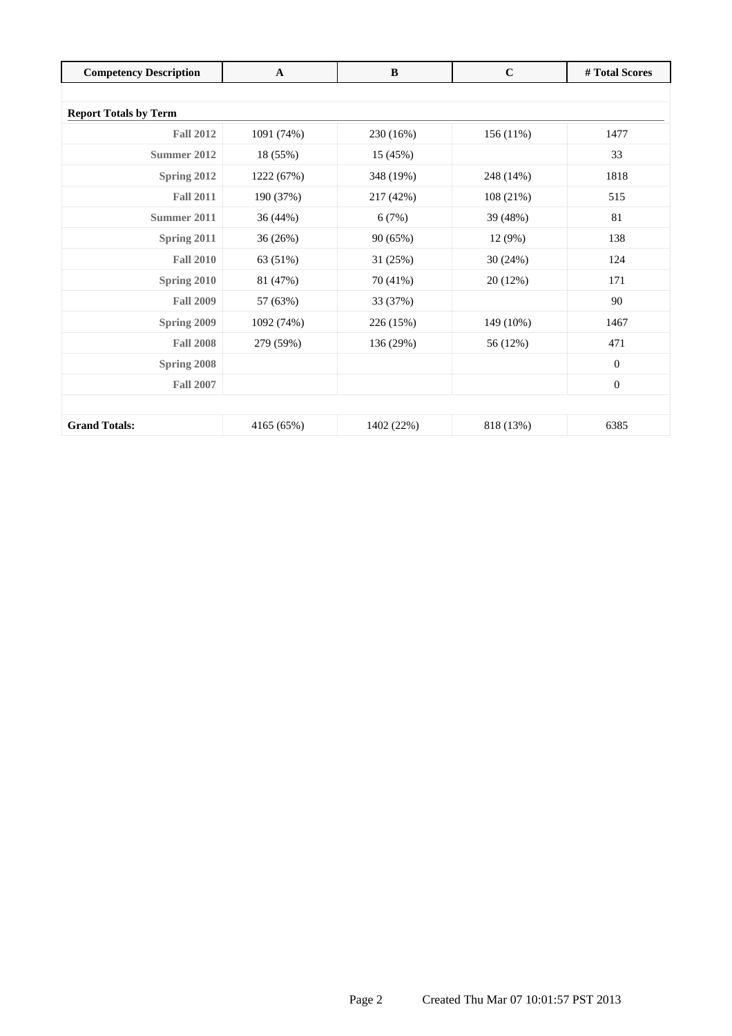| Competency Description | A | B | C | # Total Scores |
| --- | --- | --- | --- | --- |
| **Report Totals by Term** | | | | |
| **Fall 2012** | 1091 (74%) | 230 (16%) | 156 (11%) | 1477 |
| **Summer 2012** | 18 (55%) | 15 (45%) | | 33 |
| **Spring 2012** | 1222 (67%) | 348 (19%) | 248 (14%) | 1818 |
| **Fall 2011** | 190 (37%) | 217 (42%) | 108 (21%) | 515 |
| **Summer 2011** | 36 (44%) | 6 (7%) | 39 (48%) | 81 |
| **Spring 2011** | 36 (26%) | 90 (65%) | 12 (9%) | 138 |
| **Fall 2010** | 63 (51%) | 31 (25%) | 30 (24%) | 124 |
| **Spring 2010** | 81 (47%) | 70 (41%) | 20 (12%) | 171 |
| **Fall 2009** | 57 (63%) | 33 (37%) | | 90 |
| **Spring 2009** | 1092 (74%) | 226 (15%) | 149 (10%) | 1467 |
| **Fall 2008** | 279 (59%) | 136 (29%) | 56 (12%) | 471 |
| **Spring 2008** | | | | 0 |
| **Fall 2007** | | | | 0 |
| **Grand Totals:** | 4165 (65%) | 1402 (22%) | 818 (13%) | 6385 |

Created Thu Mar 07 10:01:57 PST 2013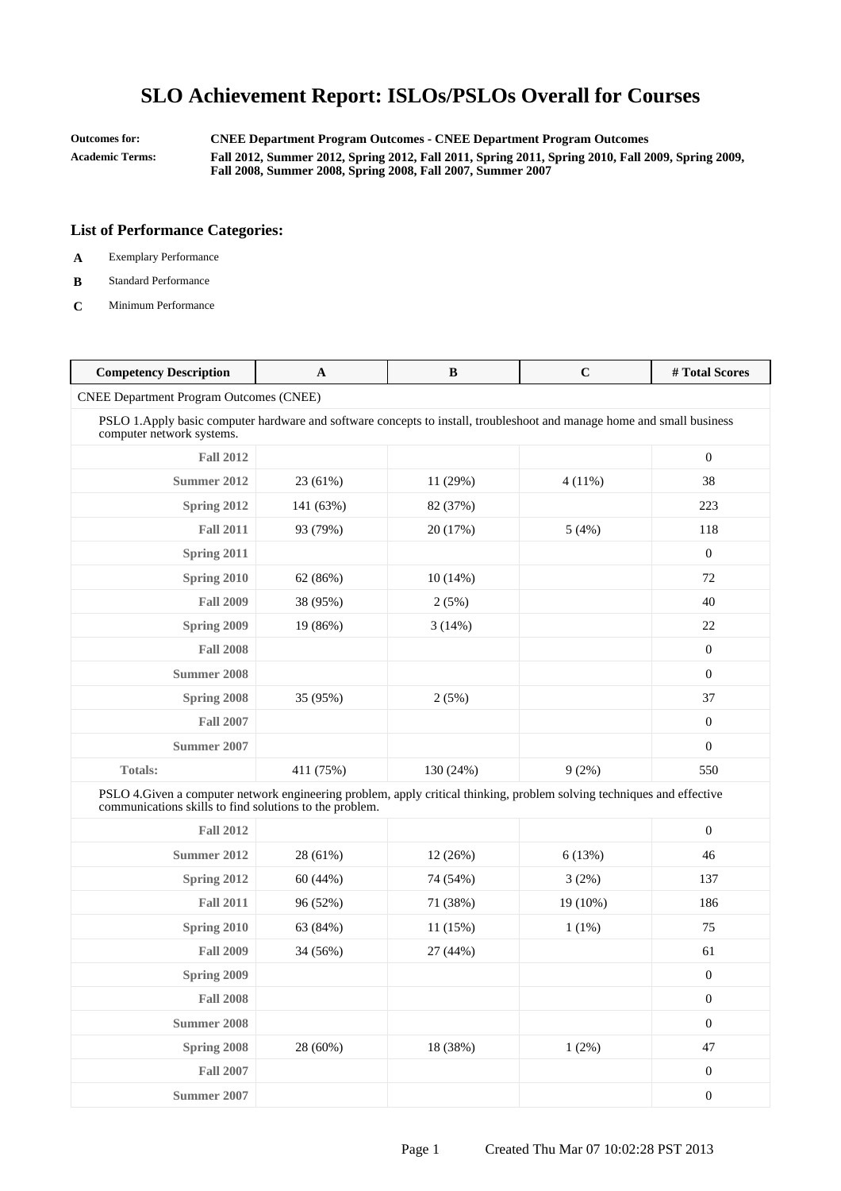# SLO Achievement Report: ISLOs/PSLOs Overall for Courses

**Outcomes for:** CNEE Department Program Outcomes - CNEE Department Program Outcomes

**Academic Terms:** Fall 2012, Summer 2012, Spring 2012, Fall 2011, Spring 2011, Spring 2010, Fall 2009, Spring 2009, Fall 2008, Summer 2008, Spring 2008, Fall 2007, Summer 2007

### List of Performance Categories:

- **A** Exemplary Performance
- **B** Standard Performance
- **C** Minimum Performance

| Competency Description | A | B | C | # Total Scores |
|---|---|---|---|---|
| CNEE Department Program Outcomes (CNEE) | | | | |
| PSLO 1.Apply basic computer hardware and software concepts to install, troubleshoot and manage home and small business computer network systems. | | | | |
| Fall 2012 | | | | 0 |
| Summer 2012 | 23 (61%) | 11 (29%) | 4 (11%) | 38 |
| Spring 2012 | 141 (63%) | 82 (37%) | | 223 |
| Fall 2011 | 93 (79%) | 20 (17%) | 5 (4%) | 118 |
| Spring 2011 | | | | 0 |
| Spring 2010 | 62 (86%) | 10 (14%) | | 72 |
| Fall 2009 | 38 (95%) | 2 (5%) | | 40 |
| Spring 2009 | 19 (86%) | 3 (14%) | | 22 |
| Fall 2008 | | | | 0 |
| Summer 2008 | | | | 0 |
| Spring 2008 | 35 (95%) | 2 (5%) | | 37 |
| Fall 2007 | | | | 0 |
| Summer 2007 | | | | 0 |
| Totals: | 411 (75%) | 130 (24%) | 9 (2%) | 550 |
| PSLO 4.Given a computer network engineering problem, apply critical thinking, problem solving techniques and effective communications skills to find solutions to the problem. | | | | |
| Fall 2012 | | | | 0 |
| Summer 2012 | 28 (61%) | 12 (26%) | 6 (13%) | 46 |
| Spring 2012 | 60 (44%) | 74 (54%) | 3 (2%) | 137 |
| Fall 2011 | 96 (52%) | 71 (38%) | 19 (10%) | 186 |
| Spring 2010 | 63 (84%) | 11 (15%) | 1 (1%) | 75 |
| Fall 2009 | 34 (56%) | 27 (44%) | | 61 |
| Spring 2009 | | | | 0 |
| Fall 2008 | | | | 0 |
| Summer 2008 | | | | 0 |
| Spring 2008 | 28 (60%) | 18 (38%) | 1 (2%) | 47 |
| Fall 2007 | | | | 0 |
| Summer 2007 | | | | 0 |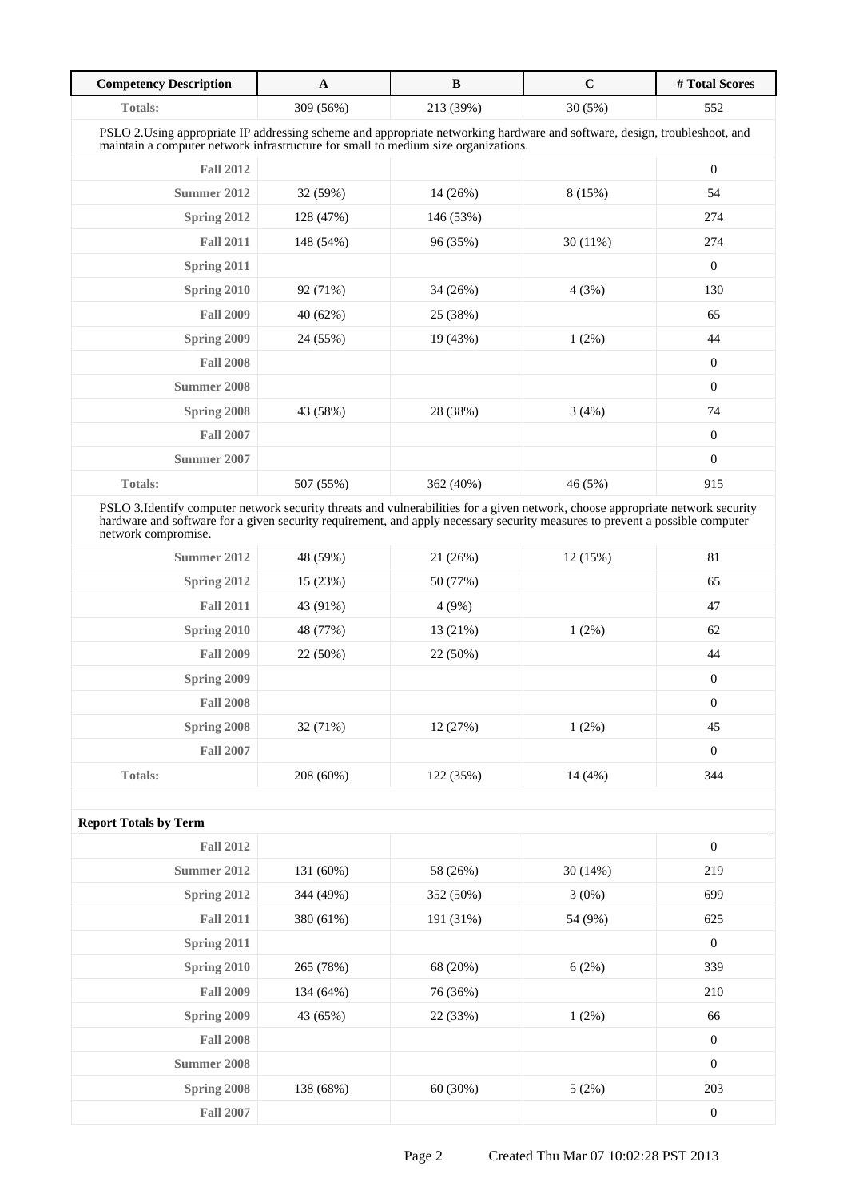| Competency Description | A | B | C | # Total Scores |
|---|---|---|---|---|
| **Totals:** | 309 (56%) | 213 (39%) | 30 (5%) | 552 |
| PSLO 2.Using appropriate IP addressing scheme and appropriate networking hardware and software, design, troubleshoot, and maintain a computer network infrastructure for small to medium size organizations. | | | | |
| **Fall 2012** | | | | 0 |
| **Summer 2012** | 32 (59%) | 14 (26%) | 8 (15%) | 54 |
| **Spring 2012** | 128 (47%) | 146 (53%) | | 274 |
| **Fall 2011** | 148 (54%) | 96 (35%) | 30 (11%) | 274 |
| **Spring 2011** | | | | 0 |
| **Spring 2010** | 92 (71%) | 34 (26%) | 4 (3%) | 130 |
| **Fall 2009** | 40 (62%) | 25 (38%) | | 65 |
| **Spring 2009** | 24 (55%) | 19 (43%) | 1 (2%) | 44 |
| **Fall 2008** | | | | 0 |
| **Summer 2008** | | | | 0 |
| **Spring 2008** | 43 (58%) | 28 (38%) | 3 (4%) | 74 |
| **Fall 2007** | | | | 0 |
| **Summer 2007** | | | | 0 |
| **Totals:** | 507 (55%) | 362 (40%) | 46 (5%) | 915 |
| PSLO 3.Identify computer network security threats and vulnerabilities for a given network, choose appropriate network security hardware and software for a given security requirement, and apply necessary security measures to prevent a possible computer network compromise. | | | | |
| **Summer 2012** | 48 (59%) | 21 (26%) | 12 (15%) | 81 |
| **Spring 2012** | 15 (23%) | 50 (77%) | | 65 |
| **Fall 2011** | 43 (91%) | 4 (9%) | | 47 |
| **Spring 2010** | 48 (77%) | 13 (21%) | 1 (2%) | 62 |
| **Fall 2009** | 22 (50%) | 22 (50%) | | 44 |
| **Spring 2009** | | | | 0 |
| **Fall 2008** | | | | 0 |
| **Spring 2008** | 32 (71%) | 12 (27%) | 1 (2%) | 45 |
| **Fall 2007** | | | | 0 |
| **Totals:** | 208 (60%) | 122 (35%) | 14 (4%) | 344 |

**Report Totals by Term**

| | A | B | C | # Total Scores |
|---|---|---|---|---|
| **Fall 2012** | | | | 0 |
| **Summer 2012** | 131 (60%) | 58 (26%) | 30 (14%) | 219 |
| **Spring 2012** | 344 (49%) | 352 (50%) | 3 (0%) | 699 |
| **Fall 2011** | 380 (61%) | 191 (31%) | 54 (9%) | 625 |
| **Spring 2011** | | | | 0 |
| **Spring 2010** | 265 (78%) | 68 (20%) | 6 (2%) | 339 |
| **Fall 2009** | 134 (64%) | 76 (36%) | | 210 |
| **Spring 2009** | 43 (65%) | 22 (33%) | 1 (2%) | 66 |
| **Fall 2008** | | | | 0 |
| **Summer 2008** | | | | 0 |
| **Spring 2008** | 138 (68%) | 60 (30%) | 5 (2%) | 203 |
| **Fall 2007** | | | | 0 |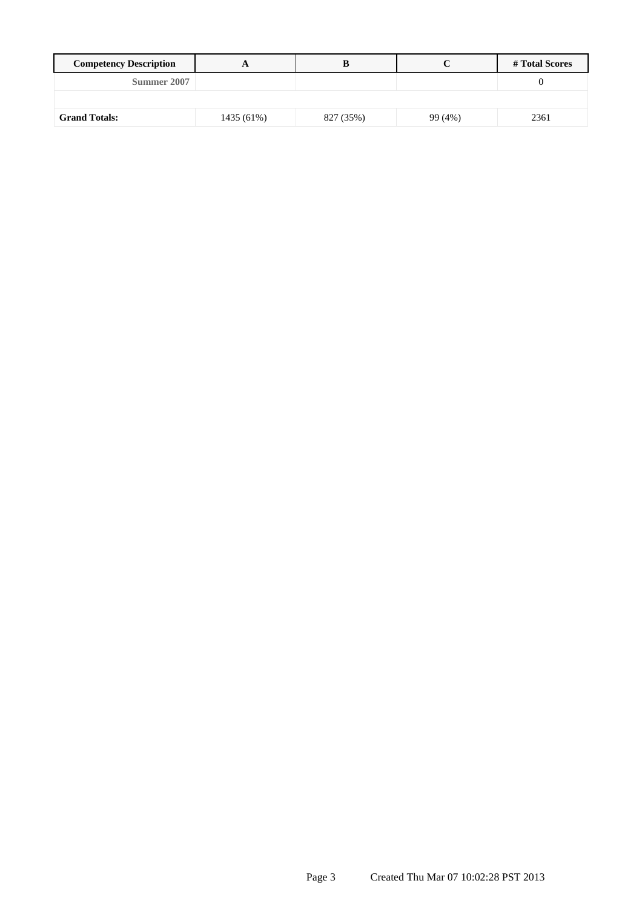| Competency Description | A | B | C | # Total Scores |
|---|---|---|---|---|
| **Summer 2007** | | | | 0 |
| | | | | |
| **Grand Totals:** | 1435 (61%) | 827 (35%) | 99 (4%) | 2361 |

Created Thu Mar 07 10:02:28 PST 2013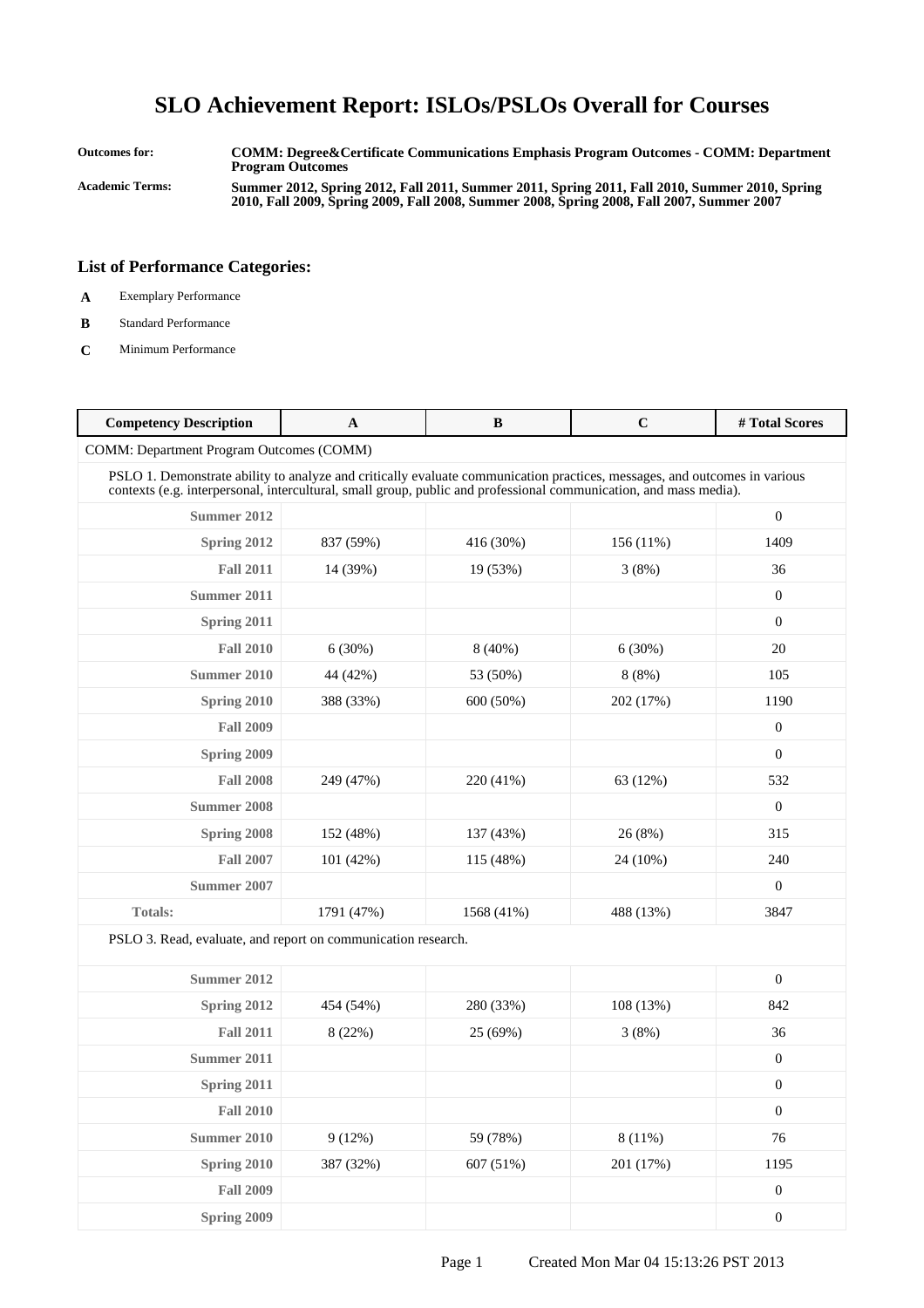# SLO Achievement Report: ISLOs/PSLOs Overall for Courses

**Outcomes for:** COMM: Degree&Certificate Communications Emphasis Program Outcomes - COMM: Department Program Outcomes

**Academic Terms:** Summer 2012, Spring 2012, Fall 2011, Summer 2011, Spring 2011, Fall 2010, Summer 2010, Spring 2010, Fall 2009, Spring 2009, Fall 2008, Summer 2008, Spring 2008, Fall 2007, Summer 2007

## List of Performance Categories:

- **A** Exemplary Performance
- **B** Standard Performance
- **C** Minimum Performance

| Competency Description | A | B | C | # Total Scores |
|---|---|---|---|---|
| COMM: Department Program Outcomes (COMM) | | | | |
| PSLO 1. Demonstrate ability to analyze and critically evaluate communication practices, messages, and outcomes in various contexts (e.g. interpersonal, intercultural, small group, public and professional communication, and mass media). | | | | |
| **Summer 2012** | | | | 0 |
| **Spring 2012** | 837 (59%) | 416 (30%) | 156 (11%) | 1409 |
| **Fall 2011** | 14 (39%) | 19 (53%) | 3 (8%) | 36 |
| **Summer 2011** | | | | 0 |
| **Spring 2011** | | | | 0 |
| **Fall 2010** | 6 (30%) | 8 (40%) | 6 (30%) | 20 |
| **Summer 2010** | 44 (42%) | 53 (50%) | 8 (8%) | 105 |
| **Spring 2010** | 388 (33%) | 600 (50%) | 202 (17%) | 1190 |
| **Fall 2009** | | | | 0 |
| **Spring 2009** | | | | 0 |
| **Fall 2008** | 249 (47%) | 220 (41%) | 63 (12%) | 532 |
| **Summer 2008** | | | | 0 |
| **Spring 2008** | 152 (48%) | 137 (43%) | 26 (8%) | 315 |
| **Fall 2007** | 101 (42%) | 115 (48%) | 24 (10%) | 240 |
| **Summer 2007** | | | | 0 |
| **Totals:** | 1791 (47%) | 1568 (41%) | 488 (13%) | 3847 |
| PSLO 3. Read, evaluate, and report on communication research. | | | | |
| **Summer 2012** | | | | 0 |
| **Spring 2012** | 454 (54%) | 280 (33%) | 108 (13%) | 842 |
| **Fall 2011** | 8 (22%) | 25 (69%) | 3 (8%) | 36 |
| **Summer 2011** | | | | 0 |
| **Spring 2011** | | | | 0 |
| **Fall 2010** | | | | 0 |
| **Summer 2010** | 9 (12%) | 59 (78%) | 8 (11%) | 76 |
| **Spring 2010** | 387 (32%) | 607 (51%) | 201 (17%) | 1195 |
| **Fall 2009** | | | | 0 |
| **Spring 2009** | | | | 0 |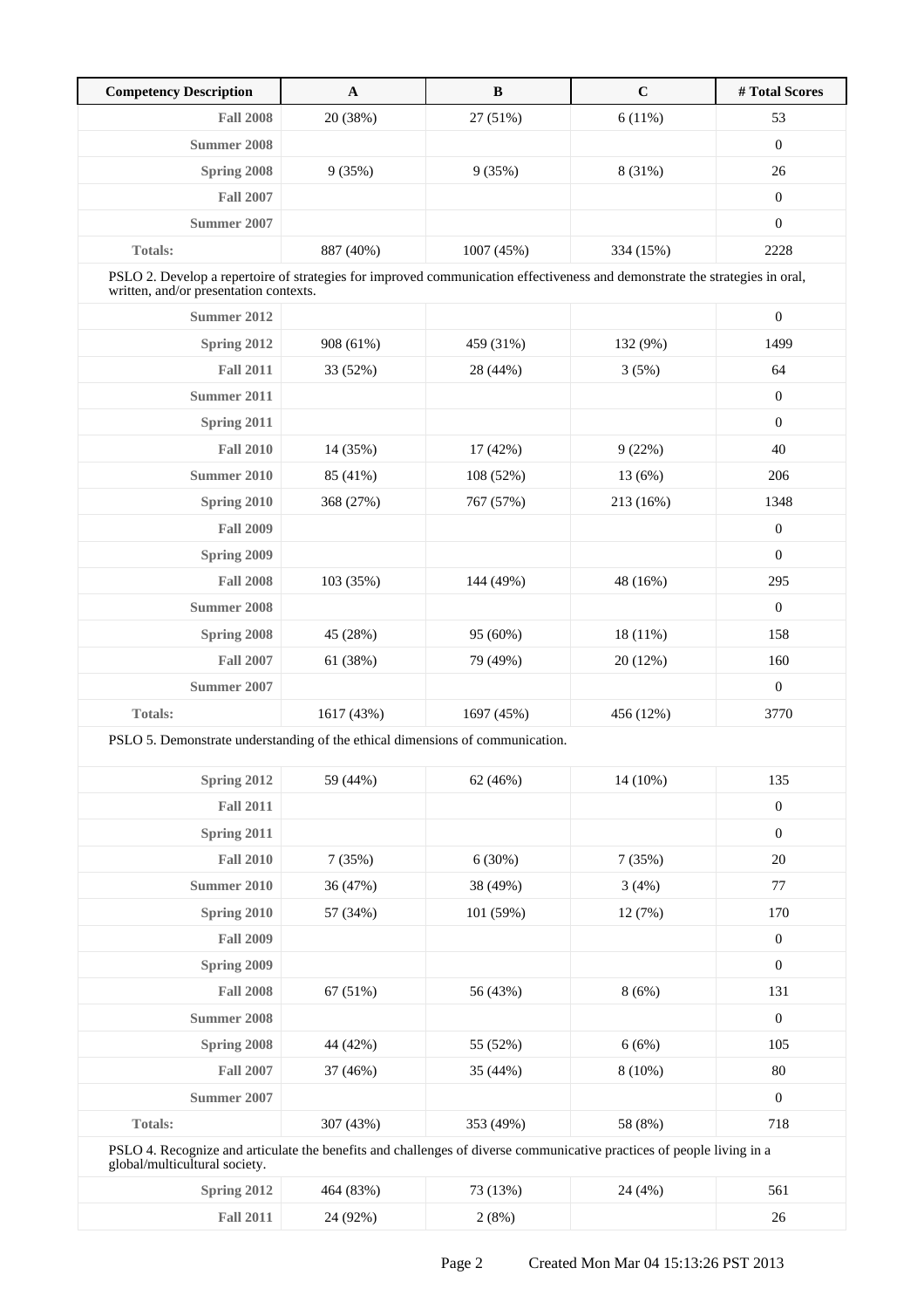| Competency Description | A | B | C | # Total Scores |
|---|---|---|---|---|
| **Fall 2008** | 20 (38%) | 27 (51%) | 6 (11%) | 53 |
| **Summer 2008** | | | | 0 |
| **Spring 2008** | 9 (35%) | 9 (35%) | 8 (31%) | 26 |
| **Fall 2007** | | | | 0 |
| **Summer 2007** | | | | 0 |
| **Totals:** | 887 (40%) | 1007 (45%) | 334 (15%) | 2228 |
| PSLO 2. Develop a repertoire of strategies for improved communication effectiveness and demonstrate the strategies in oral, written, and/or presentation contexts. | | | | |
| **Summer 2012** | | | | 0 |
| **Spring 2012** | 908 (61%) | 459 (31%) | 132 (9%) | 1499 |
| **Fall 2011** | 33 (52%) | 28 (44%) | 3 (5%) | 64 |
| **Summer 2011** | | | | 0 |
| **Spring 2011** | | | | 0 |
| **Fall 2010** | 14 (35%) | 17 (42%) | 9 (22%) | 40 |
| **Summer 2010** | 85 (41%) | 108 (52%) | 13 (6%) | 206 |
| **Spring 2010** | 368 (27%) | 767 (57%) | 213 (16%) | 1348 |
| **Fall 2009** | | | | 0 |
| **Spring 2009** | | | | 0 |
| **Fall 2008** | 103 (35%) | 144 (49%) | 48 (16%) | 295 |
| **Summer 2008** | | | | 0 |
| **Spring 2008** | 45 (28%) | 95 (60%) | 18 (11%) | 158 |
| **Fall 2007** | 61 (38%) | 79 (49%) | 20 (12%) | 160 |
| **Summer 2007** | | | | 0 |
| **Totals:** | 1617 (43%) | 1697 (45%) | 456 (12%) | 3770 |
| PSLO 5. Demonstrate understanding of the ethical dimensions of communication. | | | | |
| **Spring 2012** | 59 (44%) | 62 (46%) | 14 (10%) | 135 |
| **Fall 2011** | | | | 0 |
| **Spring 2011** | | | | 0 |
| **Fall 2010** | 7 (35%) | 6 (30%) | 7 (35%) | 20 |
| **Summer 2010** | 36 (47%) | 38 (49%) | 3 (4%) | 77 |
| **Spring 2010** | 57 (34%) | 101 (59%) | 12 (7%) | 170 |
| **Fall 2009** | | | | 0 |
| **Spring 2009** | | | | 0 |
| **Fall 2008** | 67 (51%) | 56 (43%) | 8 (6%) | 131 |
| **Summer 2008** | | | | 0 |
| **Spring 2008** | 44 (42%) | 55 (52%) | 6 (6%) | 105 |
| **Fall 2007** | 37 (46%) | 35 (44%) | 8 (10%) | 80 |
| **Summer 2007** | | | | 0 |
| **Totals:** | 307 (43%) | 353 (49%) | 58 (8%) | 718 |
| PSLO 4. Recognize and articulate the benefits and challenges of diverse communicative practices of people living in a global/multicultural society. | | | | |
| **Spring 2012** | 464 (83%) | 73 (13%) | 24 (4%) | 561 |
| **Fall 2011** | 24 (92%) | 2 (8%) | | 26 |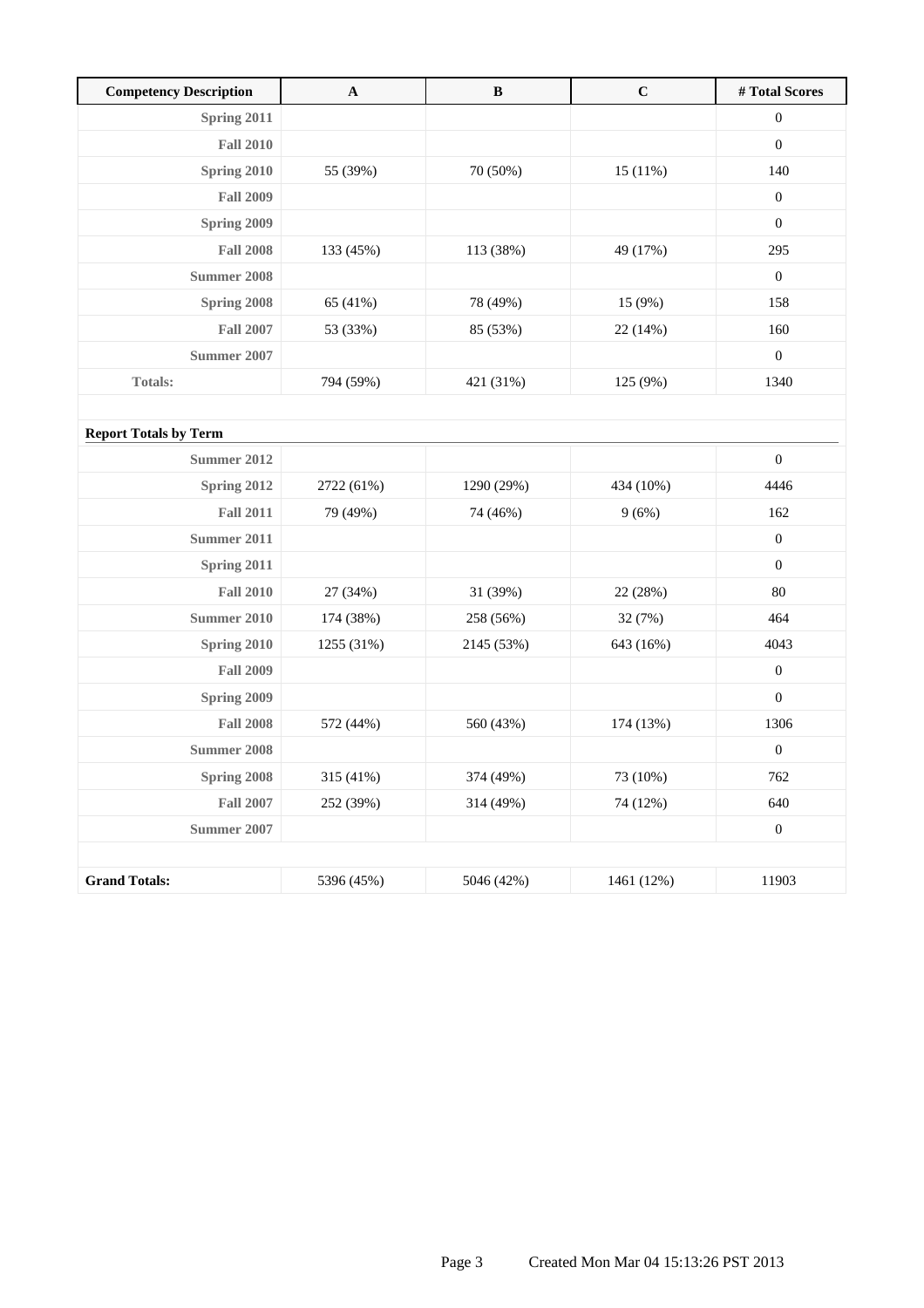| Competency Description | A | B | C | # Total Scores |
|---|---|---|---|---|
| Spring 2011 | | | | 0 |
| Fall 2010 | | | | 0 |
| Spring 2010 | 55 (39%) | 70 (50%) | 15 (11%) | 140 |
| Fall 2009 | | | | 0 |
| Spring 2009 | | | | 0 |
| Fall 2008 | 133 (45%) | 113 (38%) | 49 (17%) | 295 |
| Summer 2008 | | | | 0 |
| Spring 2008 | 65 (41%) | 78 (49%) | 15 (9%) | 158 |
| Fall 2007 | 53 (33%) | 85 (53%) | 22 (14%) | 160 |
| Summer 2007 | | | | 0 |
| Totals: | 794 (59%) | 421 (31%) | 125 (9%) | 1340 |

**Report Totals by Term**

| Term | A | B | C | # Total Scores |
|---|---|---|---|---|
| Summer 2012 | | | | 0 |
| Spring 2012 | 2722 (61%) | 1290 (29%) | 434 (10%) | 4446 |
| Fall 2011 | 79 (49%) | 74 (46%) | 9 (6%) | 162 |
| Summer 2011 | | | | 0 |
| Spring 2011 | | | | 0 |
| Fall 2010 | 27 (34%) | 31 (39%) | 22 (28%) | 80 |
| Summer 2010 | 174 (38%) | 258 (56%) | 32 (7%) | 464 |
| Spring 2010 | 1255 (31%) | 2145 (53%) | 643 (16%) | 4043 |
| Fall 2009 | | | | 0 |
| Spring 2009 | | | | 0 |
| Fall 2008 | 572 (44%) | 560 (43%) | 174 (13%) | 1306 |
| Summer 2008 | | | | 0 |
| Spring 2008 | 315 (41%) | 374 (49%) | 73 (10%) | 762 |
| Fall 2007 | 252 (39%) | 314 (49%) | 74 (12%) | 640 |
| Summer 2007 | | | | 0 |
| **Grand Totals:** | 5396 (45%) | 5046 (42%) | 1461 (12%) | 11903 |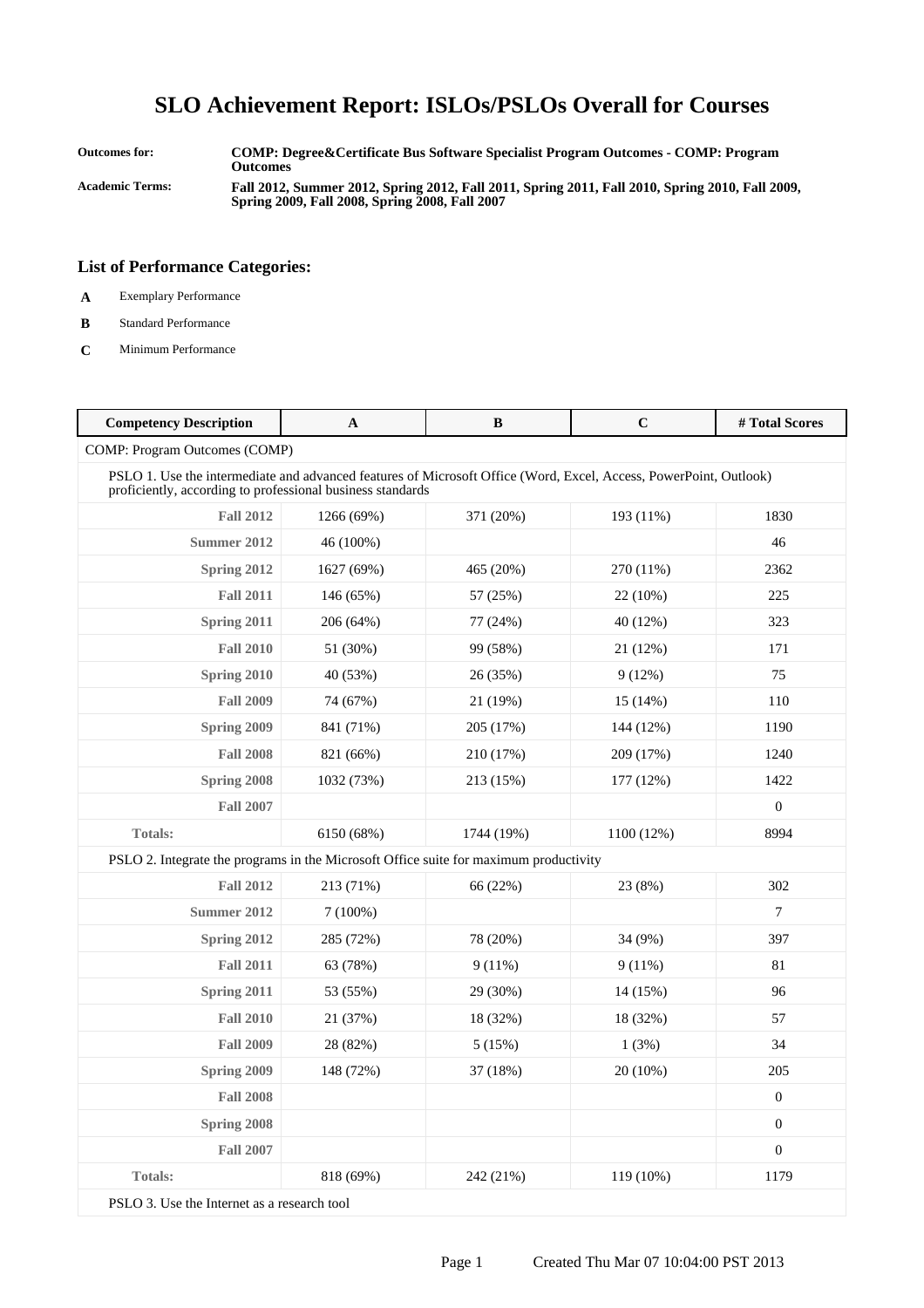# SLO Achievement Report: ISLOs/PSLOs Overall for Courses

**Outcomes for:** COMP: Degree&Certificate Bus Software Specialist Program Outcomes - COMP: Program Outcomes

**Academic Terms:** Fall 2012, Summer 2012, Spring 2012, Fall 2011, Spring 2011, Fall 2010, Spring 2010, Fall 2009, Spring 2009, Fall 2008, Spring 2008, Fall 2007

## List of Performance Categories:

- **A** Exemplary Performance
- **B** Standard Performance
- **C** Minimum Performance

| Competency Description | A | B | C | # Total Scores |
|---|---|---|---|---|
| COMP: Program Outcomes (COMP) | | | | |
| PSLO 1. Use the intermediate and advanced features of Microsoft Office (Word, Excel, Access, PowerPoint, Outlook) proficiently, according to professional business standards | | | | |
| **Fall 2012** | 1266 (69%) | 371 (20%) | 193 (11%) | 1830 |
| **Summer 2012** | 46 (100%) | | | 46 |
| **Spring 2012** | 1627 (69%) | 465 (20%) | 270 (11%) | 2362 |
| **Fall 2011** | 146 (65%) | 57 (25%) | 22 (10%) | 225 |
| **Spring 2011** | 206 (64%) | 77 (24%) | 40 (12%) | 323 |
| **Fall 2010** | 51 (30%) | 99 (58%) | 21 (12%) | 171 |
| **Spring 2010** | 40 (53%) | 26 (35%) | 9 (12%) | 75 |
| **Fall 2009** | 74 (67%) | 21 (19%) | 15 (14%) | 110 |
| **Spring 2009** | 841 (71%) | 205 (17%) | 144 (12%) | 1190 |
| **Fall 2008** | 821 (66%) | 210 (17%) | 209 (17%) | 1240 |
| **Spring 2008** | 1032 (73%) | 213 (15%) | 177 (12%) | 1422 |
| **Fall 2007** | | | | 0 |
| **Totals:** | 6150 (68%) | 1744 (19%) | 1100 (12%) | 8994 |
| PSLO 2. Integrate the programs in the Microsoft Office suite for maximum productivity | | | | |
| **Fall 2012** | 213 (71%) | 66 (22%) | 23 (8%) | 302 |
| **Summer 2012** | 7 (100%) | | | 7 |
| **Spring 2012** | 285 (72%) | 78 (20%) | 34 (9%) | 397 |
| **Fall 2011** | 63 (78%) | 9 (11%) | 9 (11%) | 81 |
| **Spring 2011** | 53 (55%) | 29 (30%) | 14 (15%) | 96 |
| **Fall 2010** | 21 (37%) | 18 (32%) | 18 (32%) | 57 |
| **Fall 2009** | 28 (82%) | 5 (15%) | 1 (3%) | 34 |
| **Spring 2009** | 148 (72%) | 37 (18%) | 20 (10%) | 205 |
| **Fall 2008** | | | | 0 |
| **Spring 2008** | | | | 0 |
| **Fall 2007** | | | | 0 |
| **Totals:** | 818 (69%) | 242 (21%) | 119 (10%) | 1179 |
| PSLO 3. Use the Internet as a research tool | | | | |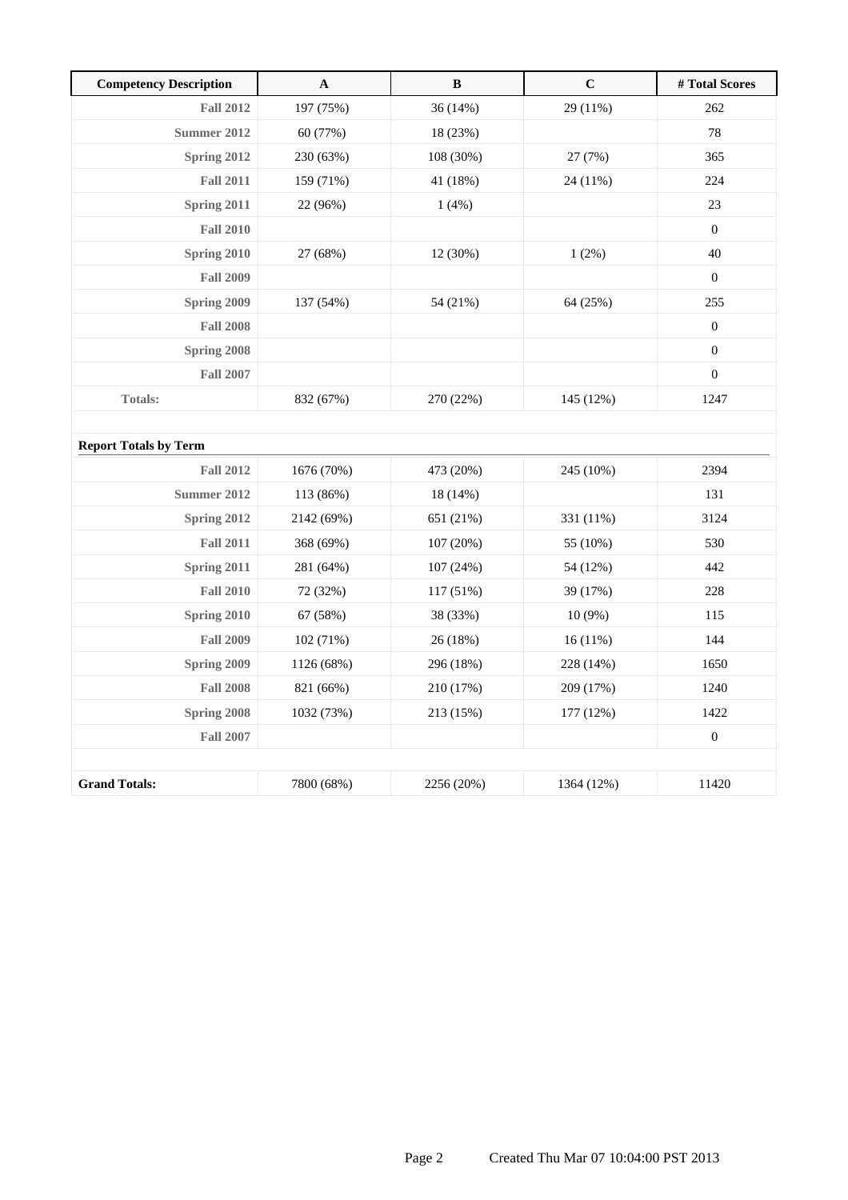| Competency Description | A | B | C | # Total Scores |
|---|---|---|---|---|
| **Fall 2012** | 197 (75%) | 36 (14%) | 29 (11%) | 262 |
| **Summer 2012** | 60 (77%) | 18 (23%) | | 78 |
| **Spring 2012** | 230 (63%) | 108 (30%) | 27 (7%) | 365 |
| **Fall 2011** | 159 (71%) | 41 (18%) | 24 (11%) | 224 |
| **Spring 2011** | 22 (96%) | 1 (4%) | | 23 |
| **Fall 2010** | | | | 0 |
| **Spring 2010** | 27 (68%) | 12 (30%) | 1 (2%) | 40 |
| **Fall 2009** | | | | 0 |
| **Spring 2009** | 137 (54%) | 54 (21%) | 64 (25%) | 255 |
| **Fall 2008** | | | | 0 |
| **Spring 2008** | | | | 0 |
| **Fall 2007** | | | | 0 |
| **Totals:** | 832 (67%) | 270 (22%) | 145 (12%) | 1247 |
| | | | | |
| **Report Totals by Term** | | | | |
| **Fall 2012** | 1676 (70%) | 473 (20%) | 245 (10%) | 2394 |
| **Summer 2012** | 113 (86%) | 18 (14%) | | 131 |
| **Spring 2012** | 2142 (69%) | 651 (21%) | 331 (11%) | 3124 |
| **Fall 2011** | 368 (69%) | 107 (20%) | 55 (10%) | 530 |
| **Spring 2011** | 281 (64%) | 107 (24%) | 54 (12%) | 442 |
| **Fall 2010** | 72 (32%) | 117 (51%) | 39 (17%) | 228 |
| **Spring 2010** | 67 (58%) | 38 (33%) | 10 (9%) | 115 |
| **Fall 2009** | 102 (71%) | 26 (18%) | 16 (11%) | 144 |
| **Spring 2009** | 1126 (68%) | 296 (18%) | 228 (14%) | 1650 |
| **Fall 2008** | 821 (66%) | 210 (17%) | 209 (17%) | 1240 |
| **Spring 2008** | 1032 (73%) | 213 (15%) | 177 (12%) | 1422 |
| **Fall 2007** | | | | 0 |
| | | | | |
| **Grand Totals:** | 7800 (68%) | 2256 (20%) | 1364 (12%) | 11420 |

Created Thu Mar 07 10:04:00 PST 2013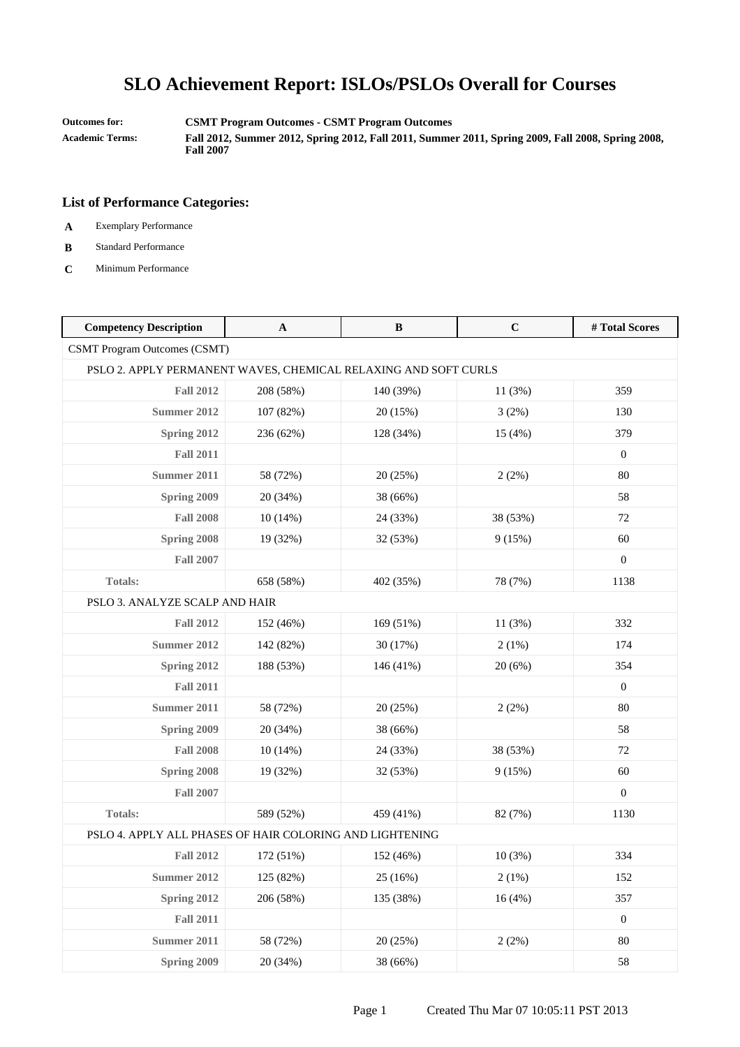# SLO Achievement Report: ISLOs/PSLOs Overall for Courses

**Outcomes for:** CSMT Program Outcomes - CSMT Program Outcomes

**Academic Terms:** Fall 2012, Summer 2012, Spring 2012, Fall 2011, Summer 2011, Spring 2009, Fall 2008, Spring 2008, Fall 2007

### List of Performance Categories:

- **A** Exemplary Performance
- **B** Standard Performance
- **C** Minimum Performance

| Competency Description | A | B | C | # Total Scores |
|---|---|---|---|---|
| CSMT Program Outcomes (CSMT) | | | | |
| PSLO 2. APPLY PERMANENT WAVES, CHEMICAL RELAXING AND SOFT CURLS | | | | |
| **Fall 2012** | 208 (58%) | 140 (39%) | 11 (3%) | 359 |
| **Summer 2012** | 107 (82%) | 20 (15%) | 3 (2%) | 130 |
| **Spring 2012** | 236 (62%) | 128 (34%) | 15 (4%) | 379 |
| **Fall 2011** | | | | 0 |
| **Summer 2011** | 58 (72%) | 20 (25%) | 2 (2%) | 80 |
| **Spring 2009** | 20 (34%) | 38 (66%) | | 58 |
| **Fall 2008** | 10 (14%) | 24 (33%) | 38 (53%) | 72 |
| **Spring 2008** | 19 (32%) | 32 (53%) | 9 (15%) | 60 |
| **Fall 2007** | | | | 0 |
| **Totals:** | 658 (58%) | 402 (35%) | 78 (7%) | 1138 |
| PSLO 3. ANALYZE SCALP AND HAIR | | | | |
| **Fall 2012** | 152 (46%) | 169 (51%) | 11 (3%) | 332 |
| **Summer 2012** | 142 (82%) | 30 (17%) | 2 (1%) | 174 |
| **Spring 2012** | 188 (53%) | 146 (41%) | 20 (6%) | 354 |
| **Fall 2011** | | | | 0 |
| **Summer 2011** | 58 (72%) | 20 (25%) | 2 (2%) | 80 |
| **Spring 2009** | 20 (34%) | 38 (66%) | | 58 |
| **Fall 2008** | 10 (14%) | 24 (33%) | 38 (53%) | 72 |
| **Spring 2008** | 19 (32%) | 32 (53%) | 9 (15%) | 60 |
| **Fall 2007** | | | | 0 |
| **Totals:** | 589 (52%) | 459 (41%) | 82 (7%) | 1130 |
| PSLO 4. APPLY ALL PHASES OF HAIR COLORING AND LIGHTENING | | | | |
| **Fall 2012** | 172 (51%) | 152 (46%) | 10 (3%) | 334 |
| **Summer 2012** | 125 (82%) | 25 (16%) | 2 (1%) | 152 |
| **Spring 2012** | 206 (58%) | 135 (38%) | 16 (4%) | 357 |
| **Fall 2011** | | | | 0 |
| **Summer 2011** | 58 (72%) | 20 (25%) | 2 (2%) | 80 |
| **Spring 2009** | 20 (34%) | 38 (66%) | | 58 |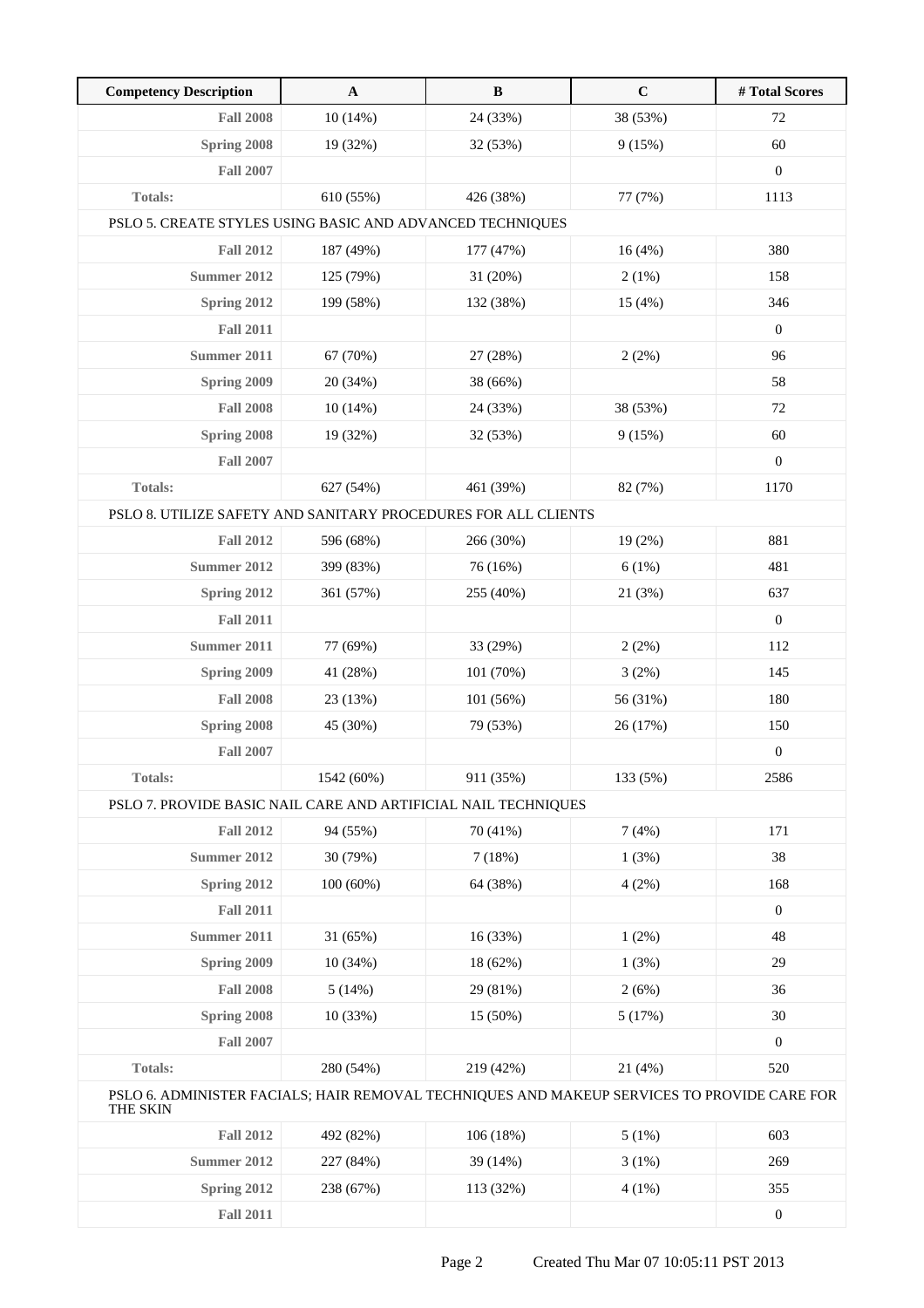| Competency Description | A | B | C | # Total Scores |
|---|---|---|---|---|
| **Fall 2008** | 10 (14%) | 24 (33%) | 38 (53%) | 72 |
| **Spring 2008** | 19 (32%) | 32 (53%) | 9 (15%) | 60 |
| **Fall 2007** | | | | 0 |
| **Totals:** | 610 (55%) | 426 (38%) | 77 (7%) | 1113 |
| PSLO 5. CREATE STYLES USING BASIC AND ADVANCED TECHNIQUES | | | | |
| **Fall 2012** | 187 (49%) | 177 (47%) | 16 (4%) | 380 |
| **Summer 2012** | 125 (79%) | 31 (20%) | 2 (1%) | 158 |
| **Spring 2012** | 199 (58%) | 132 (38%) | 15 (4%) | 346 |
| **Fall 2011** | | | | 0 |
| **Summer 2011** | 67 (70%) | 27 (28%) | 2 (2%) | 96 |
| **Spring 2009** | 20 (34%) | 38 (66%) | | 58 |
| **Fall 2008** | 10 (14%) | 24 (33%) | 38 (53%) | 72 |
| **Spring 2008** | 19 (32%) | 32 (53%) | 9 (15%) | 60 |
| **Fall 2007** | | | | 0 |
| **Totals:** | 627 (54%) | 461 (39%) | 82 (7%) | 1170 |
| PSLO 8. UTILIZE SAFETY AND SANITARY PROCEDURES FOR ALL CLIENTS | | | | |
| **Fall 2012** | 596 (68%) | 266 (30%) | 19 (2%) | 881 |
| **Summer 2012** | 399 (83%) | 76 (16%) | 6 (1%) | 481 |
| **Spring 2012** | 361 (57%) | 255 (40%) | 21 (3%) | 637 |
| **Fall 2011** | | | | 0 |
| **Summer 2011** | 77 (69%) | 33 (29%) | 2 (2%) | 112 |
| **Spring 2009** | 41 (28%) | 101 (70%) | 3 (2%) | 145 |
| **Fall 2008** | 23 (13%) | 101 (56%) | 56 (31%) | 180 |
| **Spring 2008** | 45 (30%) | 79 (53%) | 26 (17%) | 150 |
| **Fall 2007** | | | | 0 |
| **Totals:** | 1542 (60%) | 911 (35%) | 133 (5%) | 2586 |
| PSLO 7. PROVIDE BASIC NAIL CARE AND ARTIFICIAL NAIL TECHNIQUES | | | | |
| **Fall 2012** | 94 (55%) | 70 (41%) | 7 (4%) | 171 |
| **Summer 2012** | 30 (79%) | 7 (18%) | 1 (3%) | 38 |
| **Spring 2012** | 100 (60%) | 64 (38%) | 4 (2%) | 168 |
| **Fall 2011** | | | | 0 |
| **Summer 2011** | 31 (65%) | 16 (33%) | 1 (2%) | 48 |
| **Spring 2009** | 10 (34%) | 18 (62%) | 1 (3%) | 29 |
| **Fall 2008** | 5 (14%) | 29 (81%) | 2 (6%) | 36 |
| **Spring 2008** | 10 (33%) | 15 (50%) | 5 (17%) | 30 |
| **Fall 2007** | | | | 0 |
| **Totals:** | 280 (54%) | 219 (42%) | 21 (4%) | 520 |
| PSLO 6. ADMINISTER FACIALS; HAIR REMOVAL TECHNIQUES AND MAKEUP SERVICES TO PROVIDE CARE FOR THE SKIN | | | | |
| **Fall 2012** | 492 (82%) | 106 (18%) | 5 (1%) | 603 |
| **Summer 2012** | 227 (84%) | 39 (14%) | 3 (1%) | 269 |
| **Spring 2012** | 238 (67%) | 113 (32%) | 4 (1%) | 355 |
| **Fall 2011** | | | | 0 |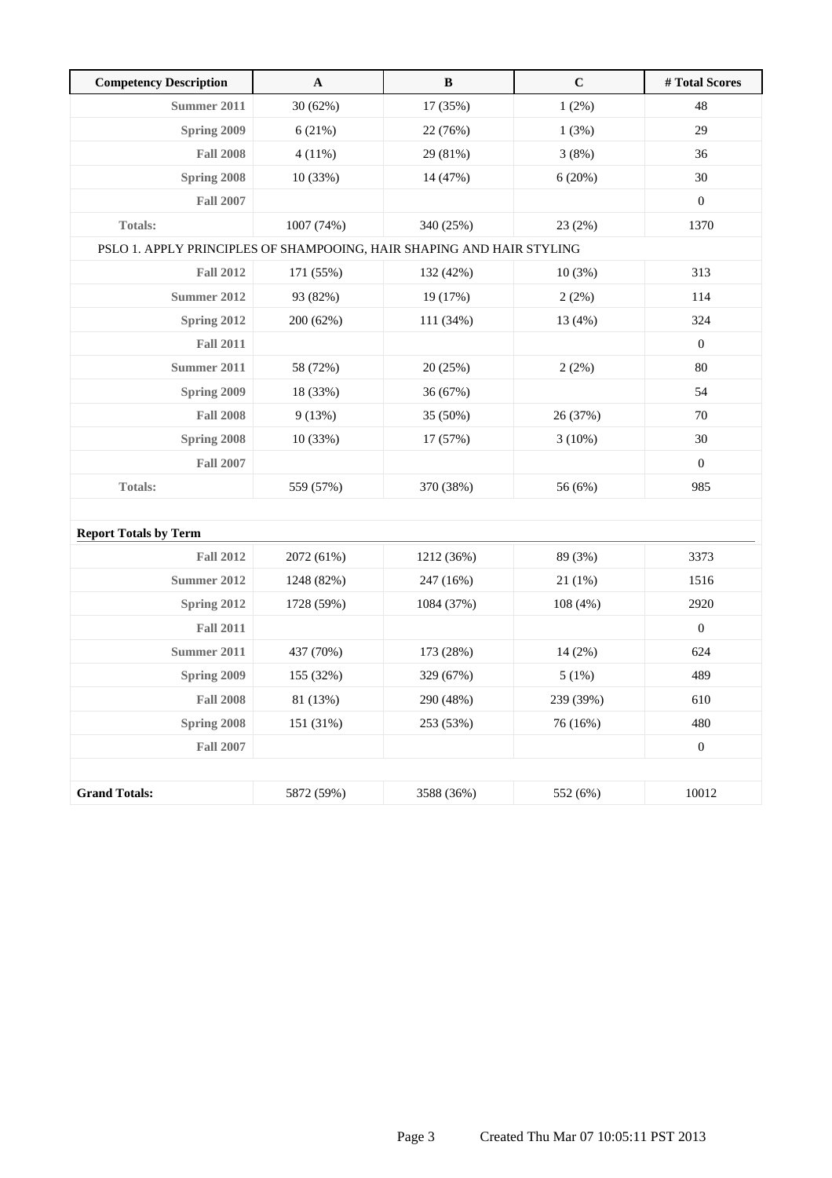| Competency Description | A | B | C | # Total Scores |
|---|---|---|---|---|
| **Summer 2011** | 30 (62%) | 17 (35%) | 1 (2%) | 48 |
| **Spring 2009** | 6 (21%) | 22 (76%) | 1 (3%) | 29 |
| **Fall 2008** | 4 (11%) | 29 (81%) | 3 (8%) | 36 |
| **Spring 2008** | 10 (33%) | 14 (47%) | 6 (20%) | 30 |
| **Fall 2007** | | | | 0 |
| **Totals:** | 1007 (74%) | 340 (25%) | 23 (2%) | 1370 |
| PSLO 1. APPLY PRINCIPLES OF SHAMPOOING, HAIR SHAPING AND HAIR STYLING | | | | |
| **Fall 2012** | 171 (55%) | 132 (42%) | 10 (3%) | 313 |
| **Summer 2012** | 93 (82%) | 19 (17%) | 2 (2%) | 114 |
| **Spring 2012** | 200 (62%) | 111 (34%) | 13 (4%) | 324 |
| **Fall 2011** | | | | 0 |
| **Summer 2011** | 58 (72%) | 20 (25%) | 2 (2%) | 80 |
| **Spring 2009** | 18 (33%) | 36 (67%) | | 54 |
| **Fall 2008** | 9 (13%) | 35 (50%) | 26 (37%) | 70 |
| **Spring 2008** | 10 (33%) | 17 (57%) | 3 (10%) | 30 |
| **Fall 2007** | | | | 0 |
| **Totals:** | 559 (57%) | 370 (38%) | 56 (6%) | 985 |
| | | | | |
| **Report Totals by Term** | | | | |
| **Fall 2012** | 2072 (61%) | 1212 (36%) | 89 (3%) | 3373 |
| **Summer 2012** | 1248 (82%) | 247 (16%) | 21 (1%) | 1516 |
| **Spring 2012** | 1728 (59%) | 1084 (37%) | 108 (4%) | 2920 |
| **Fall 2011** | | | | 0 |
| **Summer 2011** | 437 (70%) | 173 (28%) | 14 (2%) | 624 |
| **Spring 2009** | 155 (32%) | 329 (67%) | 5 (1%) | 489 |
| **Fall 2008** | 81 (13%) | 290 (48%) | 239 (39%) | 610 |
| **Spring 2008** | 151 (31%) | 253 (53%) | 76 (16%) | 480 |
| **Fall 2007** | | | | 0 |
| | | | | |
| **Grand Totals:** | 5872 (59%) | 3588 (36%) | 552 (6%) | 10012 |

Created Thu Mar 07 10:05:11 PST 2013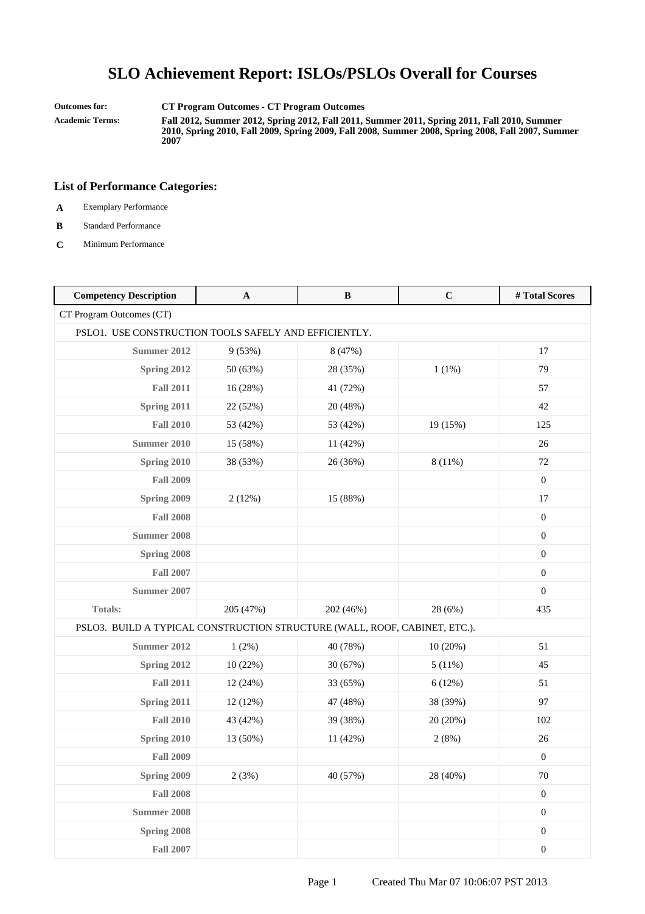# SLO Achievement Report: ISLOs/PSLOs Overall for Courses

**Outcomes for:** CT Program Outcomes - CT Program Outcomes

**Academic Terms:** Fall 2012, Summer 2012, Spring 2012, Fall 2011, Summer 2011, Spring 2011, Fall 2010, Summer 2010, Spring 2010, Fall 2009, Spring 2009, Fall 2008, Summer 2008, Spring 2008, Fall 2007, Summer 2007

## List of Performance Categories:

- **A** Exemplary Performance
- **B** Standard Performance
- **C** Minimum Performance

| Competency Description | A | B | C | # Total Scores |
|---|---|---|---|---|
| CT Program Outcomes (CT) | | | | |
| PSLO1. USE CONSTRUCTION TOOLS SAFELY AND EFFICIENTLY. | | | | |
| Summer 2012 | 9 (53%) | 8 (47%) | | 17 |
| Spring 2012 | 50 (63%) | 28 (35%) | 1 (1%) | 79 |
| Fall 2011 | 16 (28%) | 41 (72%) | | 57 |
| Spring 2011 | 22 (52%) | 20 (48%) | | 42 |
| Fall 2010 | 53 (42%) | 53 (42%) | 19 (15%) | 125 |
| Summer 2010 | 15 (58%) | 11 (42%) | | 26 |
| Spring 2010 | 38 (53%) | 26 (36%) | 8 (11%) | 72 |
| Fall 2009 | | | | 0 |
| Spring 2009 | 2 (12%) | 15 (88%) | | 17 |
| Fall 2008 | | | | 0 |
| Summer 2008 | | | | 0 |
| Spring 2008 | | | | 0 |
| Fall 2007 | | | | 0 |
| Summer 2007 | | | | 0 |
| Totals: | 205 (47%) | 202 (46%) | 28 (6%) | 435 |
| PSLO3. BUILD A TYPICAL CONSTRUCTION STRUCTURE (WALL, ROOF, CABINET, ETC.). | | | | |
| Summer 2012 | 1 (2%) | 40 (78%) | 10 (20%) | 51 |
| Spring 2012 | 10 (22%) | 30 (67%) | 5 (11%) | 45 |
| Fall 2011 | 12 (24%) | 33 (65%) | 6 (12%) | 51 |
| Spring 2011 | 12 (12%) | 47 (48%) | 38 (39%) | 97 |
| Fall 2010 | 43 (42%) | 39 (38%) | 20 (20%) | 102 |
| Spring 2010 | 13 (50%) | 11 (42%) | 2 (8%) | 26 |
| Fall 2009 | | | | 0 |
| Spring 2009 | 2 (3%) | 40 (57%) | 28 (40%) | 70 |
| Fall 2008 | | | | 0 |
| Summer 2008 | | | | 0 |
| Spring 2008 | | | | 0 |
| Fall 2007 | | | | 0 |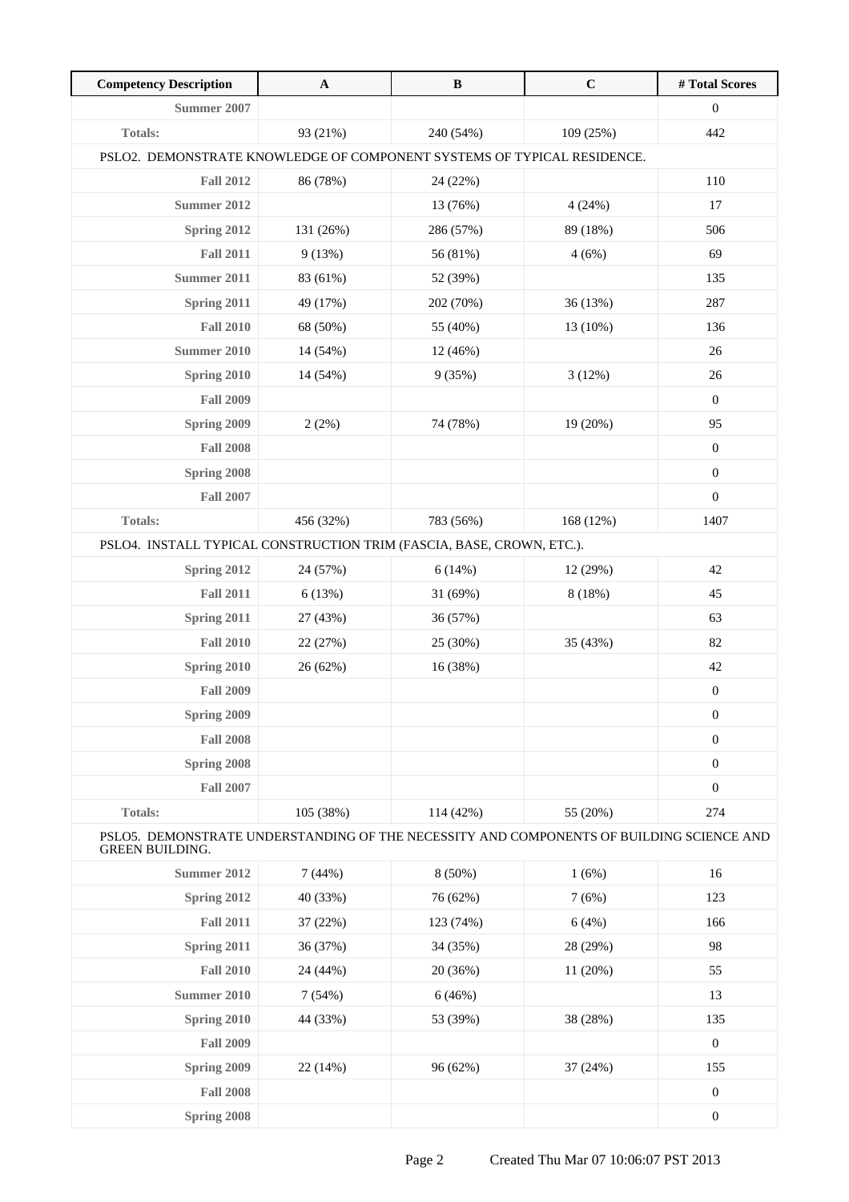| Competency Description | A | B | C | # Total Scores |
|---|---|---|---|---|
| Summer 2007 | | | | 0 |
| Totals: | 93 (21%) | 240 (54%) | 109 (25%) | 442 |
| PSLO2. DEMONSTRATE KNOWLEDGE OF COMPONENT SYSTEMS OF TYPICAL RESIDENCE. | | | | |
| Fall 2012 | 86 (78%) | 24 (22%) | | 110 |
| Summer 2012 | | 13 (76%) | 4 (24%) | 17 |
| Spring 2012 | 131 (26%) | 286 (57%) | 89 (18%) | 506 |
| Fall 2011 | 9 (13%) | 56 (81%) | 4 (6%) | 69 |
| Summer 2011 | 83 (61%) | 52 (39%) | | 135 |
| Spring 2011 | 49 (17%) | 202 (70%) | 36 (13%) | 287 |
| Fall 2010 | 68 (50%) | 55 (40%) | 13 (10%) | 136 |
| Summer 2010 | 14 (54%) | 12 (46%) | | 26 |
| Spring 2010 | 14 (54%) | 9 (35%) | 3 (12%) | 26 |
| Fall 2009 | | | | 0 |
| Spring 2009 | 2 (2%) | 74 (78%) | 19 (20%) | 95 |
| Fall 2008 | | | | 0 |
| Spring 2008 | | | | 0 |
| Fall 2007 | | | | 0 |
| Totals: | 456 (32%) | 783 (56%) | 168 (12%) | 1407 |
| PSLO4. INSTALL TYPICAL CONSTRUCTION TRIM (FASCIA, BASE, CROWN, ETC.). | | | | |
| Spring 2012 | 24 (57%) | 6 (14%) | 12 (29%) | 42 |
| Fall 2011 | 6 (13%) | 31 (69%) | 8 (18%) | 45 |
| Spring 2011 | 27 (43%) | 36 (57%) | | 63 |
| Fall 2010 | 22 (27%) | 25 (30%) | 35 (43%) | 82 |
| Spring 2010 | 26 (62%) | 16 (38%) | | 42 |
| Fall 2009 | | | | 0 |
| Spring 2009 | | | | 0 |
| Fall 2008 | | | | 0 |
| Spring 2008 | | | | 0 |
| Fall 2007 | | | | 0 |
| Totals: | 105 (38%) | 114 (42%) | 55 (20%) | 274 |
| PSLO5. DEMONSTRATE UNDERSTANDING OF THE NECESSITY AND COMPONENTS OF BUILDING SCIENCE AND GREEN BUILDING. | | | | |
| Summer 2012 | 7 (44%) | 8 (50%) | 1 (6%) | 16 |
| Spring 2012 | 40 (33%) | 76 (62%) | 7 (6%) | 123 |
| Fall 2011 | 37 (22%) | 123 (74%) | 6 (4%) | 166 |
| Spring 2011 | 36 (37%) | 34 (35%) | 28 (29%) | 98 |
| Fall 2010 | 24 (44%) | 20 (36%) | 11 (20%) | 55 |
| Summer 2010 | 7 (54%) | 6 (46%) | | 13 |
| Spring 2010 | 44 (33%) | 53 (39%) | 38 (28%) | 135 |
| Fall 2009 | | | | 0 |
| Spring 2009 | 22 (14%) | 96 (62%) | 37 (24%) | 155 |
| Fall 2008 | | | | 0 |
| Spring 2008 | | | | 0 |

Created Thu Mar 07 10:06:07 PST 2013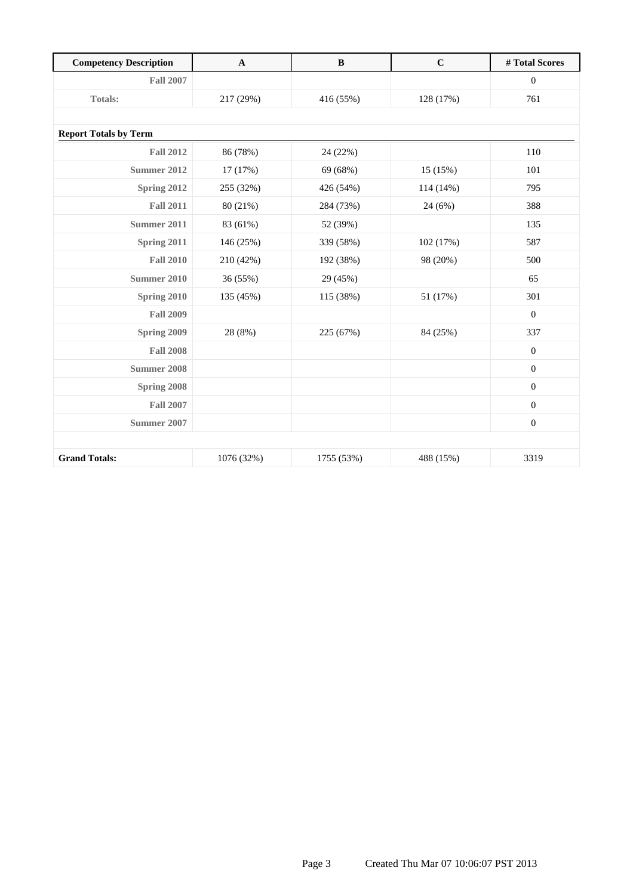| Competency Description | A | B | C | # Total Scores |
| --- | --- | --- | --- | --- |
| Fall 2007 | | | | 0 |
| Totals: | 217 (29%) | 416 (55%) | 128 (17%) | 761 |
| | | | | |
| **Report Totals by Term** | | | | |
| Fall 2012 | 86 (78%) | 24 (22%) | | 110 |
| Summer 2012 | 17 (17%) | 69 (68%) | 15 (15%) | 101 |
| Spring 2012 | 255 (32%) | 426 (54%) | 114 (14%) | 795 |
| Fall 2011 | 80 (21%) | 284 (73%) | 24 (6%) | 388 |
| Summer 2011 | 83 (61%) | 52 (39%) | | 135 |
| Spring 2011 | 146 (25%) | 339 (58%) | 102 (17%) | 587 |
| Fall 2010 | 210 (42%) | 192 (38%) | 98 (20%) | 500 |
| Summer 2010 | 36 (55%) | 29 (45%) | | 65 |
| Spring 2010 | 135 (45%) | 115 (38%) | 51 (17%) | 301 |
| Fall 2009 | | | | 0 |
| Spring 2009 | 28 (8%) | 225 (67%) | 84 (25%) | 337 |
| Fall 2008 | | | | 0 |
| Summer 2008 | | | | 0 |
| Spring 2008 | | | | 0 |
| Fall 2007 | | | | 0 |
| Summer 2007 | | | | 0 |
| | | | | |
| **Grand Totals:** | 1076 (32%) | 1755 (53%) | 488 (15%) | 3319 |

Created Thu Mar 07 10:06:07 PST 2013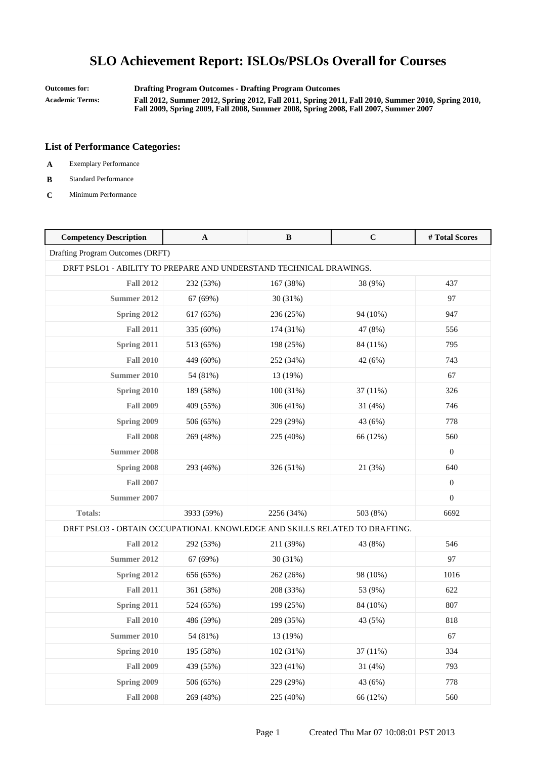# SLO Achievement Report: ISLOs/PSLOs Overall for Courses

**Outcomes for:** **Drafting Program Outcomes - Drafting Program Outcomes**

**Academic Terms:** **Fall 2012, Summer 2012, Spring 2012, Fall 2011, Spring 2011, Fall 2010, Summer 2010, Spring 2010, Fall 2009, Spring 2009, Fall 2008, Summer 2008, Spring 2008, Fall 2007, Summer 2007**

### List of Performance Categories:

- **A** Exemplary Performance
- **B** Standard Performance
- **C** Minimum Performance

| Competency Description | A | B | C | # Total Scores |
|---|---|---|---|---|
| Drafting Program Outcomes (DRFT) | | | | |
| DRFT PSLO1 - ABILITY TO PREPARE AND UNDERSTAND TECHNICAL DRAWINGS. | | | | |
| **Fall 2012** | 232 (53%) | 167 (38%) | 38 (9%) | 437 |
| **Summer 2012** | 67 (69%) | 30 (31%) | | 97 |
| **Spring 2012** | 617 (65%) | 236 (25%) | 94 (10%) | 947 |
| **Fall 2011** | 335 (60%) | 174 (31%) | 47 (8%) | 556 |
| **Spring 2011** | 513 (65%) | 198 (25%) | 84 (11%) | 795 |
| **Fall 2010** | 449 (60%) | 252 (34%) | 42 (6%) | 743 |
| **Summer 2010** | 54 (81%) | 13 (19%) | | 67 |
| **Spring 2010** | 189 (58%) | 100 (31%) | 37 (11%) | 326 |
| **Fall 2009** | 409 (55%) | 306 (41%) | 31 (4%) | 746 |
| **Spring 2009** | 506 (65%) | 229 (29%) | 43 (6%) | 778 |
| **Fall 2008** | 269 (48%) | 225 (40%) | 66 (12%) | 560 |
| **Summer 2008** | | | | 0 |
| **Spring 2008** | 293 (46%) | 326 (51%) | 21 (3%) | 640 |
| **Fall 2007** | | | | 0 |
| **Summer 2007** | | | | 0 |
| **Totals:** | 3933 (59%) | 2256 (34%) | 503 (8%) | 6692 |
| DRFT PSLO3 - OBTAIN OCCUPATIONAL KNOWLEDGE AND SKILLS RELATED TO DRAFTING. | | | | |
| **Fall 2012** | 292 (53%) | 211 (39%) | 43 (8%) | 546 |
| **Summer 2012** | 67 (69%) | 30 (31%) | | 97 |
| **Spring 2012** | 656 (65%) | 262 (26%) | 98 (10%) | 1016 |
| **Fall 2011** | 361 (58%) | 208 (33%) | 53 (9%) | 622 |
| **Spring 2011** | 524 (65%) | 199 (25%) | 84 (10%) | 807 |
| **Fall 2010** | 486 (59%) | 289 (35%) | 43 (5%) | 818 |
| **Summer 2010** | 54 (81%) | 13 (19%) | | 67 |
| **Spring 2010** | 195 (58%) | 102 (31%) | 37 (11%) | 334 |
| **Fall 2009** | 439 (55%) | 323 (41%) | 31 (4%) | 793 |
| **Spring 2009** | 506 (65%) | 229 (29%) | 43 (6%) | 778 |
| **Fall 2008** | 269 (48%) | 225 (40%) | 66 (12%) | 560 |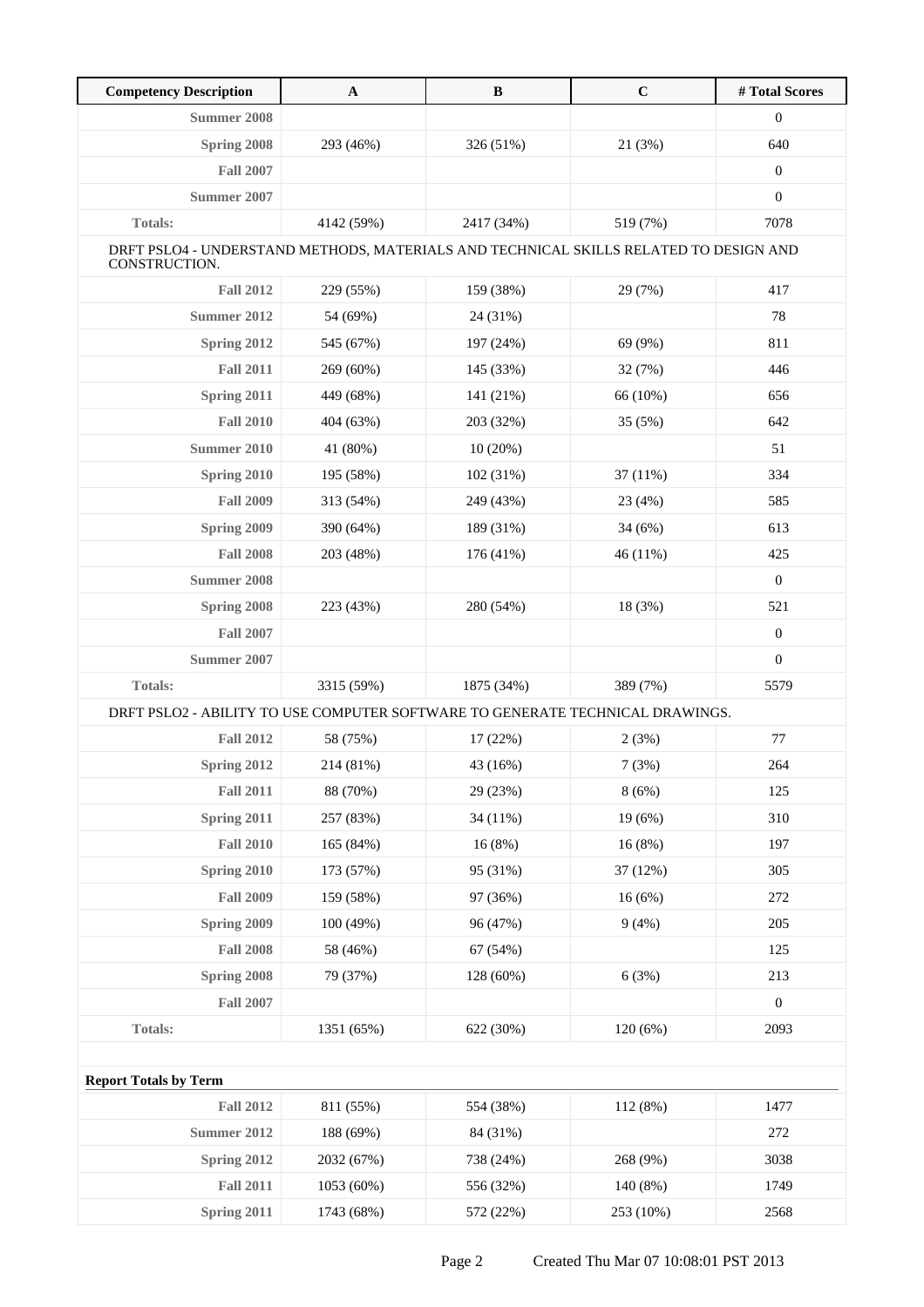| Competency Description | A | B | C | # Total Scores |
|---|---|---|---|---|
| **Summer 2008** | | | | 0 |
| **Spring 2008** | 293 (46%) | 326 (51%) | 21 (3%) | 640 |
| **Fall 2007** | | | | 0 |
| **Summer 2007** | | | | 0 |
| **Totals:** | 4142 (59%) | 2417 (34%) | 519 (7%) | 7078 |
| DRFT PSLO4 - UNDERSTAND METHODS, MATERIALS AND TECHNICAL SKILLS RELATED TO DESIGN AND CONSTRUCTION. | | | | |
| **Fall 2012** | 229 (55%) | 159 (38%) | 29 (7%) | 417 |
| **Summer 2012** | 54 (69%) | 24 (31%) | | 78 |
| **Spring 2012** | 545 (67%) | 197 (24%) | 69 (9%) | 811 |
| **Fall 2011** | 269 (60%) | 145 (33%) | 32 (7%) | 446 |
| **Spring 2011** | 449 (68%) | 141 (21%) | 66 (10%) | 656 |
| **Fall 2010** | 404 (63%) | 203 (32%) | 35 (5%) | 642 |
| **Summer 2010** | 41 (80%) | 10 (20%) | | 51 |
| **Spring 2010** | 195 (58%) | 102 (31%) | 37 (11%) | 334 |
| **Fall 2009** | 313 (54%) | 249 (43%) | 23 (4%) | 585 |
| **Spring 2009** | 390 (64%) | 189 (31%) | 34 (6%) | 613 |
| **Fall 2008** | 203 (48%) | 176 (41%) | 46 (11%) | 425 |
| **Summer 2008** | | | | 0 |
| **Spring 2008** | 223 (43%) | 280 (54%) | 18 (3%) | 521 |
| **Fall 2007** | | | | 0 |
| **Summer 2007** | | | | 0 |
| **Totals:** | 3315 (59%) | 1875 (34%) | 389 (7%) | 5579 |
| DRFT PSLO2 - ABILITY TO USE COMPUTER SOFTWARE TO GENERATE TECHNICAL DRAWINGS. | | | | |
| **Fall 2012** | 58 (75%) | 17 (22%) | 2 (3%) | 77 |
| **Spring 2012** | 214 (81%) | 43 (16%) | 7 (3%) | 264 |
| **Fall 2011** | 88 (70%) | 29 (23%) | 8 (6%) | 125 |
| **Spring 2011** | 257 (83%) | 34 (11%) | 19 (6%) | 310 |
| **Fall 2010** | 165 (84%) | 16 (8%) | 16 (8%) | 197 |
| **Spring 2010** | 173 (57%) | 95 (31%) | 37 (12%) | 305 |
| **Fall 2009** | 159 (58%) | 97 (36%) | 16 (6%) | 272 |
| **Spring 2009** | 100 (49%) | 96 (47%) | 9 (4%) | 205 |
| **Fall 2008** | 58 (46%) | 67 (54%) | | 125 |
| **Spring 2008** | 79 (37%) | 128 (60%) | 6 (3%) | 213 |
| **Fall 2007** | | | | 0 |
| **Totals:** | 1351 (65%) | 622 (30%) | 120 (6%) | 2093 |

**Report Totals by Term**

| | A | B | C | # Total Scores |
|---|---|---|---|---|
| **Fall 2012** | 811 (55%) | 554 (38%) | 112 (8%) | 1477 |
| **Summer 2012** | 188 (69%) | 84 (31%) | | 272 |
| **Spring 2012** | 2032 (67%) | 738 (24%) | 268 (9%) | 3038 |
| **Fall 2011** | 1053 (60%) | 556 (32%) | 140 (8%) | 1749 |
| **Spring 2011** | 1743 (68%) | 572 (22%) | 253 (10%) | 2568 |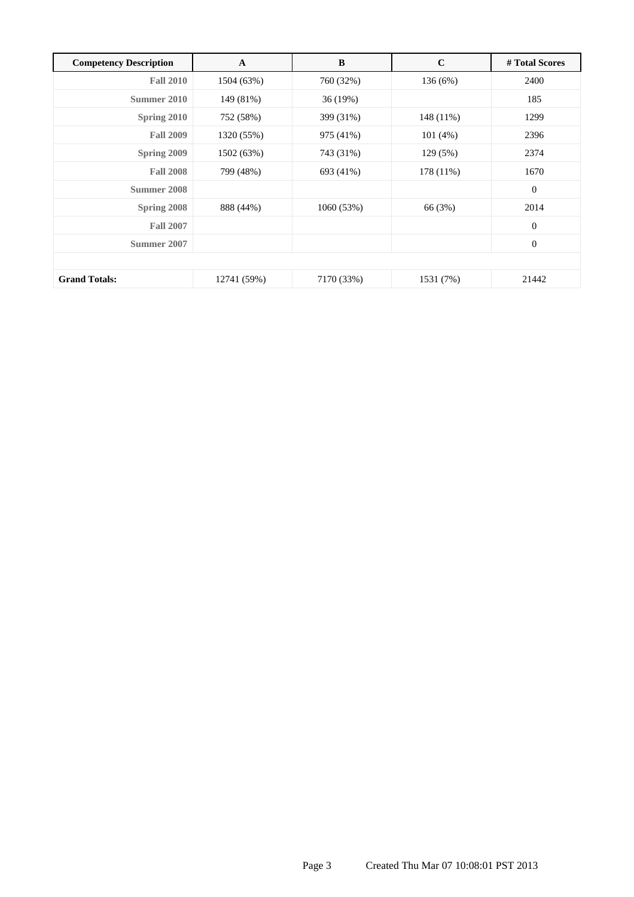| Competency Description | A | B | C | # Total Scores |
|---|---|---|---|---|
| **Fall 2010** | 1504 (63%) | 760 (32%) | 136 (6%) | 2400 |
| **Summer 2010** | 149 (81%) | 36 (19%) | | 185 |
| **Spring 2010** | 752 (58%) | 399 (31%) | 148 (11%) | 1299 |
| **Fall 2009** | 1320 (55%) | 975 (41%) | 101 (4%) | 2396 |
| **Spring 2009** | 1502 (63%) | 743 (31%) | 129 (5%) | 2374 |
| **Fall 2008** | 799 (48%) | 693 (41%) | 178 (11%) | 1670 |
| **Summer 2008** | | | | 0 |
| **Spring 2008** | 888 (44%) | 1060 (53%) | 66 (3%) | 2014 |
| **Fall 2007** | | | | 0 |
| **Summer 2007** | | | | 0 |
| | | | | |
| **Grand Totals:** | 12741 (59%) | 7170 (33%) | 1531 (7%) | 21442 |

Created Thu Mar 07 10:08:01 PST 2013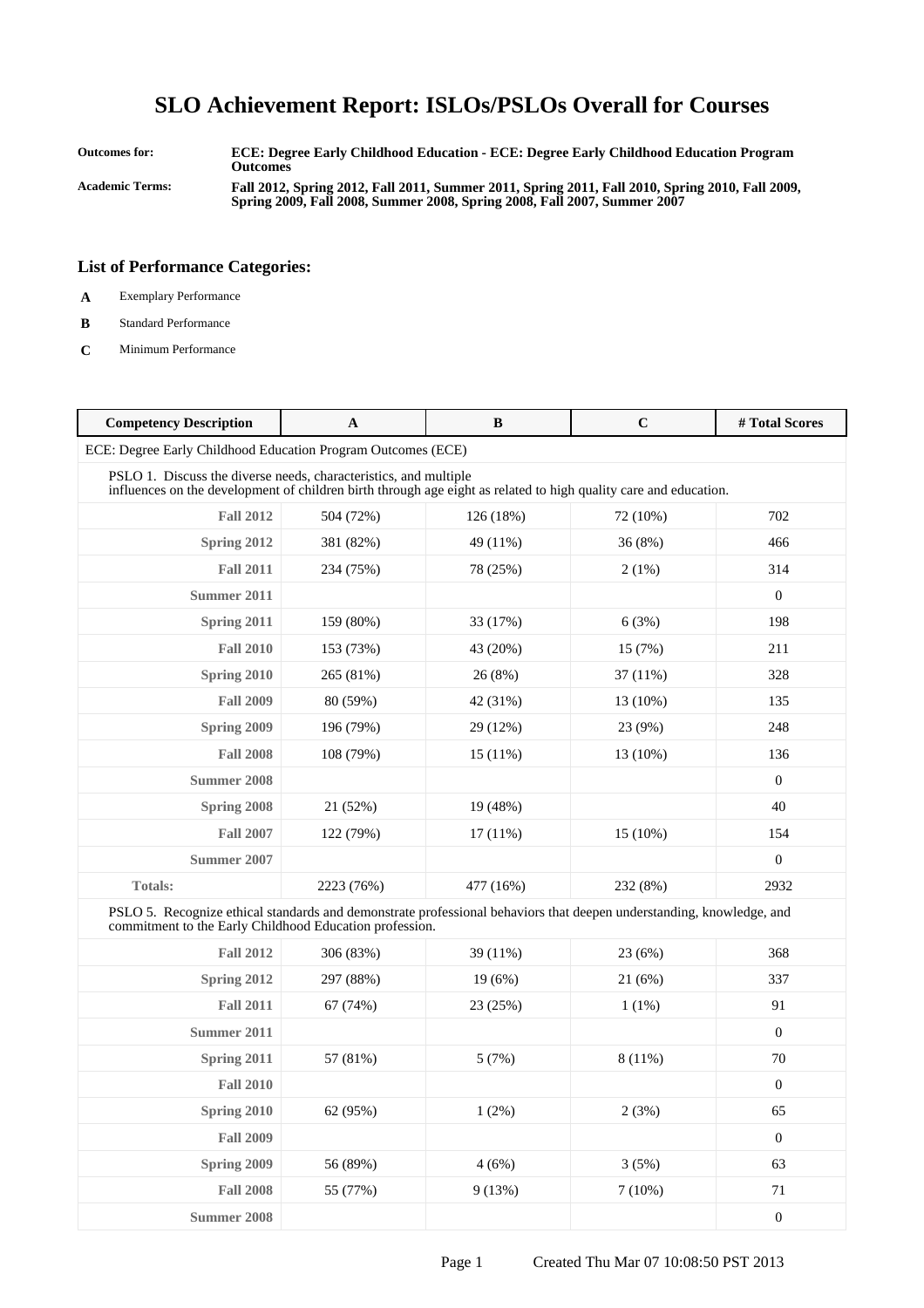# SLO Achievement Report: ISLOs/PSLOs Overall for Courses

**Outcomes for:** ECE: Degree Early Childhood Education - ECE: Degree Early Childhood Education Program Outcomes

**Academic Terms:** Fall 2012, Spring 2012, Fall 2011, Summer 2011, Spring 2011, Fall 2010, Spring 2010, Fall 2009, Spring 2009, Fall 2008, Summer 2008, Spring 2008, Fall 2007, Summer 2007

## List of Performance Categories:

- **A** Exemplary Performance
- **B** Standard Performance
- **C** Minimum Performance

| Competency Description | A | B | C | # Total Scores |
|---|---|---|---|---|
| ECE: Degree Early Childhood Education Program Outcomes (ECE) | | | | |
| PSLO 1. Discuss the diverse needs, characteristics, and multiple influences on the development of children birth through age eight as related to high quality care and education. | | | | |
| **Fall 2012** | 504 (72%) | 126 (18%) | 72 (10%) | 702 |
| **Spring 2012** | 381 (82%) | 49 (11%) | 36 (8%) | 466 |
| **Fall 2011** | 234 (75%) | 78 (25%) | 2 (1%) | 314 |
| **Summer 2011** | | | | 0 |
| **Spring 2011** | 159 (80%) | 33 (17%) | 6 (3%) | 198 |
| **Fall 2010** | 153 (73%) | 43 (20%) | 15 (7%) | 211 |
| **Spring 2010** | 265 (81%) | 26 (8%) | 37 (11%) | 328 |
| **Fall 2009** | 80 (59%) | 42 (31%) | 13 (10%) | 135 |
| **Spring 2009** | 196 (79%) | 29 (12%) | 23 (9%) | 248 |
| **Fall 2008** | 108 (79%) | 15 (11%) | 13 (10%) | 136 |
| **Summer 2008** | | | | 0 |
| **Spring 2008** | 21 (52%) | 19 (48%) | | 40 |
| **Fall 2007** | 122 (79%) | 17 (11%) | 15 (10%) | 154 |
| **Summer 2007** | | | | 0 |
| **Totals:** | 2223 (76%) | 477 (16%) | 232 (8%) | 2932 |
| PSLO 5. Recognize ethical standards and demonstrate professional behaviors that deepen understanding, knowledge, and commitment to the Early Childhood Education profession. | | | | |
| **Fall 2012** | 306 (83%) | 39 (11%) | 23 (6%) | 368 |
| **Spring 2012** | 297 (88%) | 19 (6%) | 21 (6%) | 337 |
| **Fall 2011** | 67 (74%) | 23 (25%) | 1 (1%) | 91 |
| **Summer 2011** | | | | 0 |
| **Spring 2011** | 57 (81%) | 5 (7%) | 8 (11%) | 70 |
| **Fall 2010** | | | | 0 |
| **Spring 2010** | 62 (95%) | 1 (2%) | 2 (3%) | 65 |
| **Fall 2009** | | | | 0 |
| **Spring 2009** | 56 (89%) | 4 (6%) | 3 (5%) | 63 |
| **Fall 2008** | 55 (77%) | 9 (13%) | 7 (10%) | 71 |
| **Summer 2008** | | | | 0 |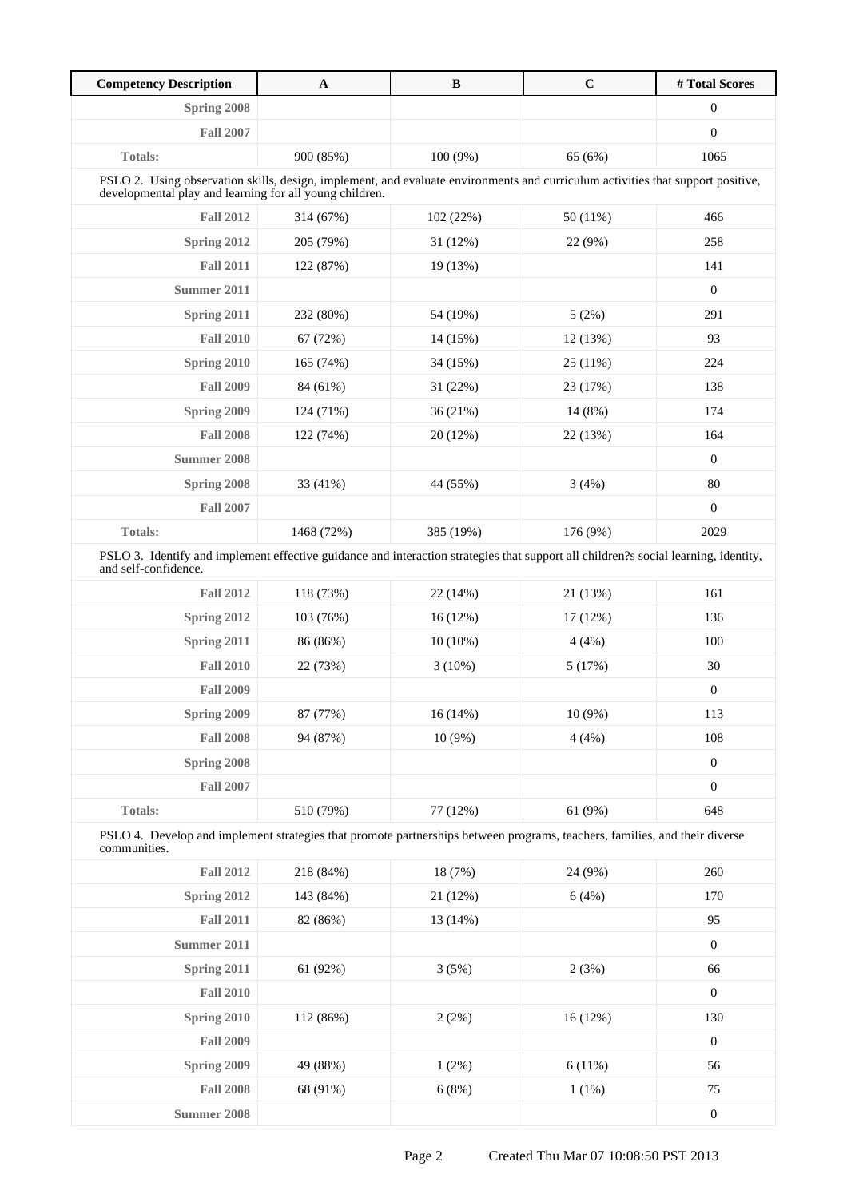| Competency Description | A | B | C | # Total Scores |
| --- | --- | --- | --- | --- |
| Spring 2008 | | | | 0 |
| Fall 2007 | | | | 0 |
| Totals: | 900 (85%) | 100 (9%) | 65 (6%) | 1065 |
| PSLO 2. Using observation skills, design, implement, and evaluate environments and curriculum activities that support positive, developmental play and learning for all young children. | | | | |
| Fall 2012 | 314 (67%) | 102 (22%) | 50 (11%) | 466 |
| Spring 2012 | 205 (79%) | 31 (12%) | 22 (9%) | 258 |
| Fall 2011 | 122 (87%) | 19 (13%) | | 141 |
| Summer 2011 | | | | 0 |
| Spring 2011 | 232 (80%) | 54 (19%) | 5 (2%) | 291 |
| Fall 2010 | 67 (72%) | 14 (15%) | 12 (13%) | 93 |
| Spring 2010 | 165 (74%) | 34 (15%) | 25 (11%) | 224 |
| Fall 2009 | 84 (61%) | 31 (22%) | 23 (17%) | 138 |
| Spring 2009 | 124 (71%) | 36 (21%) | 14 (8%) | 174 |
| Fall 2008 | 122 (74%) | 20 (12%) | 22 (13%) | 164 |
| Summer 2008 | | | | 0 |
| Spring 2008 | 33 (41%) | 44 (55%) | 3 (4%) | 80 |
| Fall 2007 | | | | 0 |
| Totals: | 1468 (72%) | 385 (19%) | 176 (9%) | 2029 |
| PSLO 3. Identify and implement effective guidance and interaction strategies that support all children?s social learning, identity, and self-confidence. | | | | |
| Fall 2012 | 118 (73%) | 22 (14%) | 21 (13%) | 161 |
| Spring 2012 | 103 (76%) | 16 (12%) | 17 (12%) | 136 |
| Spring 2011 | 86 (86%) | 10 (10%) | 4 (4%) | 100 |
| Fall 2010 | 22 (73%) | 3 (10%) | 5 (17%) | 30 |
| Fall 2009 | | | | 0 |
| Spring 2009 | 87 (77%) | 16 (14%) | 10 (9%) | 113 |
| Fall 2008 | 94 (87%) | 10 (9%) | 4 (4%) | 108 |
| Spring 2008 | | | | 0 |
| Fall 2007 | | | | 0 |
| Totals: | 510 (79%) | 77 (12%) | 61 (9%) | 648 |
| PSLO 4. Develop and implement strategies that promote partnerships between programs, teachers, families, and their diverse communities. | | | | |
| Fall 2012 | 218 (84%) | 18 (7%) | 24 (9%) | 260 |
| Spring 2012 | 143 (84%) | 21 (12%) | 6 (4%) | 170 |
| Fall 2011 | 82 (86%) | 13 (14%) | | 95 |
| Summer 2011 | | | | 0 |
| Spring 2011 | 61 (92%) | 3 (5%) | 2 (3%) | 66 |
| Fall 2010 | | | | 0 |
| Spring 2010 | 112 (86%) | 2 (2%) | 16 (12%) | 130 |
| Fall 2009 | | | | 0 |
| Spring 2009 | 49 (88%) | 1 (2%) | 6 (11%) | 56 |
| Fall 2008 | 68 (91%) | 6 (8%) | 1 (1%) | 75 |
| Summer 2008 | | | | 0 |

Created Thu Mar 07 10:08:50 PST 2013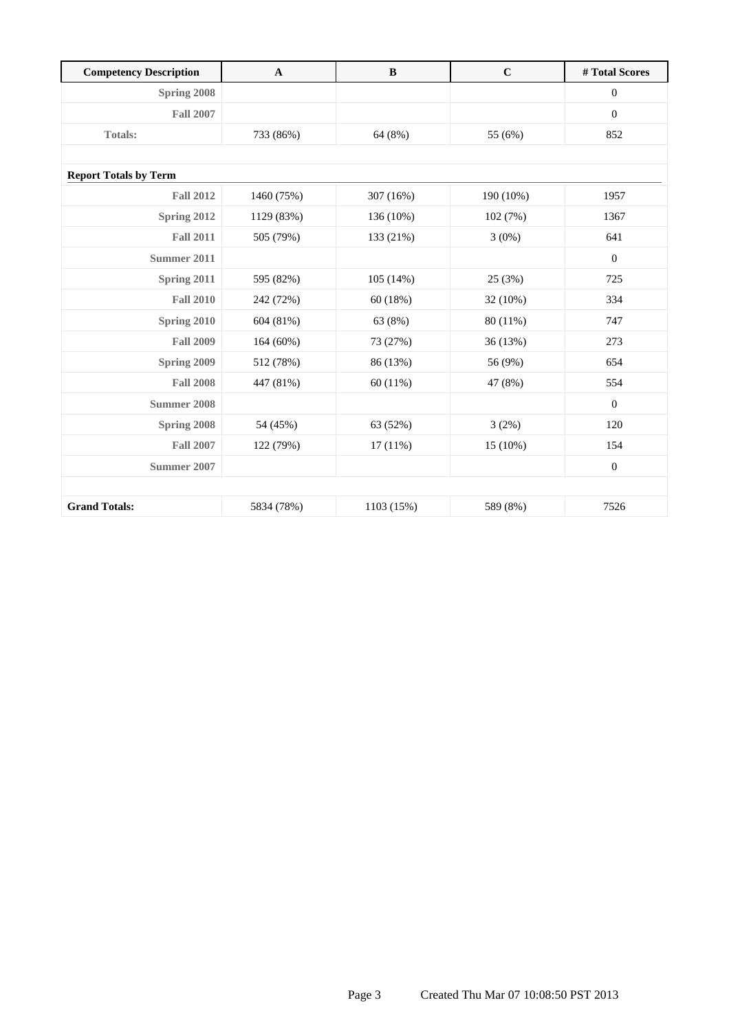| Competency Description | A | B | C | # Total Scores |
|---|---|---|---|---|
| Spring 2008 | | | | 0 |
| Fall 2007 | | | | 0 |
| Totals: | 733 (86%) | 64 (8%) | 55 (6%) | 852 |
| | | | | |
| **Report Totals by Term** | | | | |
| Fall 2012 | 1460 (75%) | 307 (16%) | 190 (10%) | 1957 |
| Spring 2012 | 1129 (83%) | 136 (10%) | 102 (7%) | 1367 |
| Fall 2011 | 505 (79%) | 133 (21%) | 3 (0%) | 641 |
| Summer 2011 | | | | 0 |
| Spring 2011 | 595 (82%) | 105 (14%) | 25 (3%) | 725 |
| Fall 2010 | 242 (72%) | 60 (18%) | 32 (10%) | 334 |
| Spring 2010 | 604 (81%) | 63 (8%) | 80 (11%) | 747 |
| Fall 2009 | 164 (60%) | 73 (27%) | 36 (13%) | 273 |
| Spring 2009 | 512 (78%) | 86 (13%) | 56 (9%) | 654 |
| Fall 2008 | 447 (81%) | 60 (11%) | 47 (8%) | 554 |
| Summer 2008 | | | | 0 |
| Spring 2008 | 54 (45%) | 63 (52%) | 3 (2%) | 120 |
| Fall 2007 | 122 (79%) | 17 (11%) | 15 (10%) | 154 |
| Summer 2007 | | | | 0 |
| | | | | |
| **Grand Totals:** | 5834 (78%) | 1103 (15%) | 589 (8%) | 7526 |

Created Thu Mar 07 10:08:50 PST 2013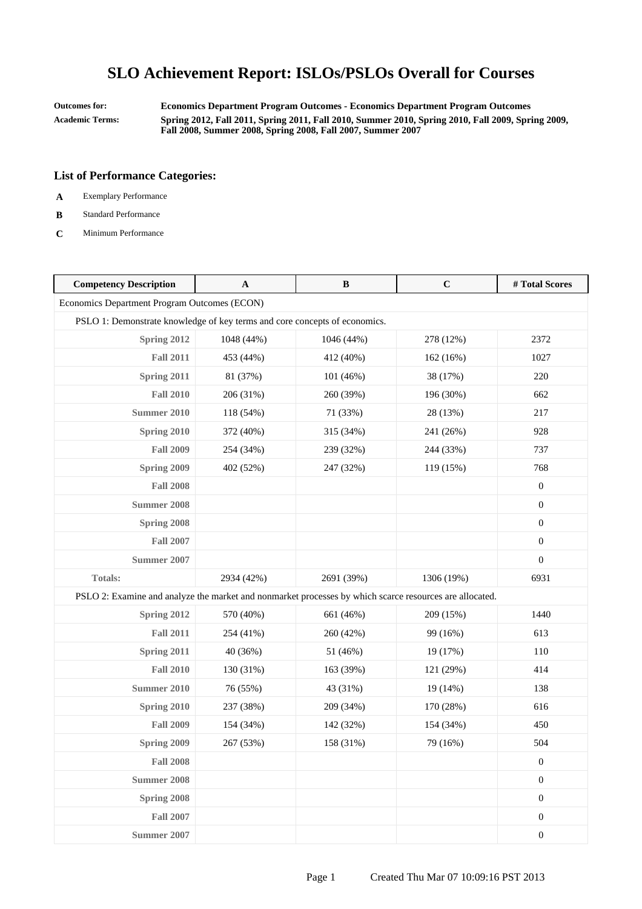# SLO Achievement Report: ISLOs/PSLOs Overall for Courses

**Outcomes for:** Economics Department Program Outcomes - Economics Department Program Outcomes

**Academic Terms:** Spring 2012, Fall 2011, Spring 2011, Fall 2010, Summer 2010, Spring 2010, Fall 2009, Spring 2009, Fall 2008, Summer 2008, Spring 2008, Fall 2007, Summer 2007

### List of Performance Categories:

- **A** Exemplary Performance
- **B** Standard Performance
- **C** Minimum Performance

| Competency Description | A | B | C | # Total Scores |
|---|---|---|---|---|
| Economics Department Program Outcomes (ECON) | | | | |
| PSLO 1: Demonstrate knowledge of key terms and core concepts of economics. | | | | |
| Spring 2012 | 1048 (44%) | 1046 (44%) | 278 (12%) | 2372 |
| Fall 2011 | 453 (44%) | 412 (40%) | 162 (16%) | 1027 |
| Spring 2011 | 81 (37%) | 101 (46%) | 38 (17%) | 220 |
| Fall 2010 | 206 (31%) | 260 (39%) | 196 (30%) | 662 |
| Summer 2010 | 118 (54%) | 71 (33%) | 28 (13%) | 217 |
| Spring 2010 | 372 (40%) | 315 (34%) | 241 (26%) | 928 |
| Fall 2009 | 254 (34%) | 239 (32%) | 244 (33%) | 737 |
| Spring 2009 | 402 (52%) | 247 (32%) | 119 (15%) | 768 |
| Fall 2008 | | | | 0 |
| Summer 2008 | | | | 0 |
| Spring 2008 | | | | 0 |
| Fall 2007 | | | | 0 |
| Summer 2007 | | | | 0 |
| Totals: | 2934 (42%) | 2691 (39%) | 1306 (19%) | 6931 |
| PSLO 2: Examine and analyze the market and nonmarket processes by which scarce resources are allocated. | | | | |
| Spring 2012 | 570 (40%) | 661 (46%) | 209 (15%) | 1440 |
| Fall 2011 | 254 (41%) | 260 (42%) | 99 (16%) | 613 |
| Spring 2011 | 40 (36%) | 51 (46%) | 19 (17%) | 110 |
| Fall 2010 | 130 (31%) | 163 (39%) | 121 (29%) | 414 |
| Summer 2010 | 76 (55%) | 43 (31%) | 19 (14%) | 138 |
| Spring 2010 | 237 (38%) | 209 (34%) | 170 (28%) | 616 |
| Fall 2009 | 154 (34%) | 142 (32%) | 154 (34%) | 450 |
| Spring 2009 | 267 (53%) | 158 (31%) | 79 (16%) | 504 |
| Fall 2008 | | | | 0 |
| Summer 2008 | | | | 0 |
| Spring 2008 | | | | 0 |
| Fall 2007 | | | | 0 |
| Summer 2007 | | | | 0 |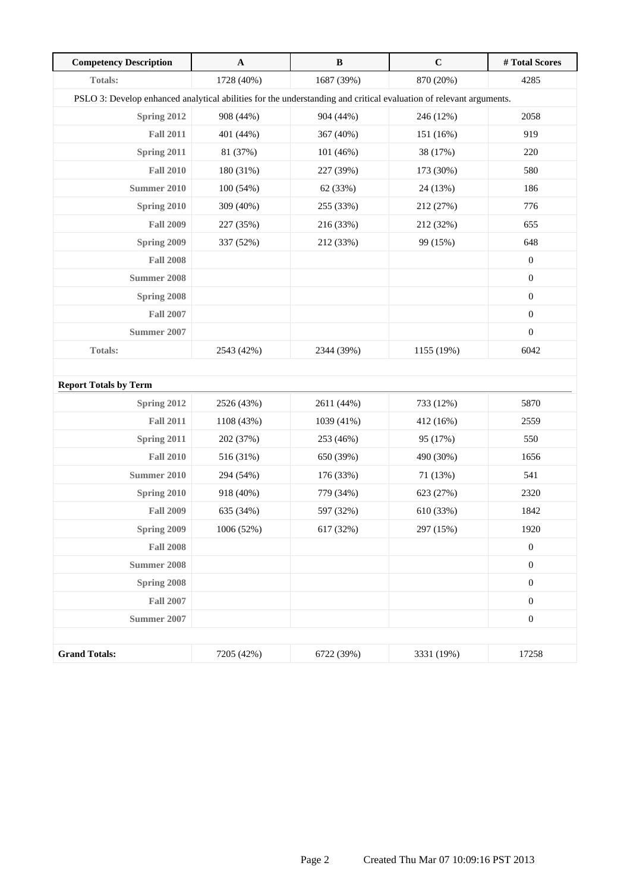| Competency Description | A | B | C | # Total Scores |
|---|---|---|---|---|
| **Totals:** | 1728 (40%) | 1687 (39%) | 870 (20%) | 4285 |
| PSLO 3: Develop enhanced analytical abilities for the understanding and critical evaluation of relevant arguments. | | | | |
| **Spring 2012** | 908 (44%) | 904 (44%) | 246 (12%) | 2058 |
| **Fall 2011** | 401 (44%) | 367 (40%) | 151 (16%) | 919 |
| **Spring 2011** | 81 (37%) | 101 (46%) | 38 (17%) | 220 |
| **Fall 2010** | 180 (31%) | 227 (39%) | 173 (30%) | 580 |
| **Summer 2010** | 100 (54%) | 62 (33%) | 24 (13%) | 186 |
| **Spring 2010** | 309 (40%) | 255 (33%) | 212 (27%) | 776 |
| **Fall 2009** | 227 (35%) | 216 (33%) | 212 (32%) | 655 |
| **Spring 2009** | 337 (52%) | 212 (33%) | 99 (15%) | 648 |
| **Fall 2008** | | | | 0 |
| **Summer 2008** | | | | 0 |
| **Spring 2008** | | | | 0 |
| **Fall 2007** | | | | 0 |
| **Summer 2007** | | | | 0 |
| **Totals:** | 2543 (42%) | 2344 (39%) | 1155 (19%) | 6042 |
| **Report Totals by Term** | | | | |
| **Spring 2012** | 2526 (43%) | 2611 (44%) | 733 (12%) | 5870 |
| **Fall 2011** | 1108 (43%) | 1039 (41%) | 412 (16%) | 2559 |
| **Spring 2011** | 202 (37%) | 253 (46%) | 95 (17%) | 550 |
| **Fall 2010** | 516 (31%) | 650 (39%) | 490 (30%) | 1656 |
| **Summer 2010** | 294 (54%) | 176 (33%) | 71 (13%) | 541 |
| **Spring 2010** | 918 (40%) | 779 (34%) | 623 (27%) | 2320 |
| **Fall 2009** | 635 (34%) | 597 (32%) | 610 (33%) | 1842 |
| **Spring 2009** | 1006 (52%) | 617 (32%) | 297 (15%) | 1920 |
| **Fall 2008** | | | | 0 |
| **Summer 2008** | | | | 0 |
| **Spring 2008** | | | | 0 |
| **Fall 2007** | | | | 0 |
| **Summer 2007** | | | | 0 |
| **Grand Totals:** | 7205 (42%) | 6722 (39%) | 3331 (19%) | 17258 |

Created Thu Mar 07 10:09:16 PST 2013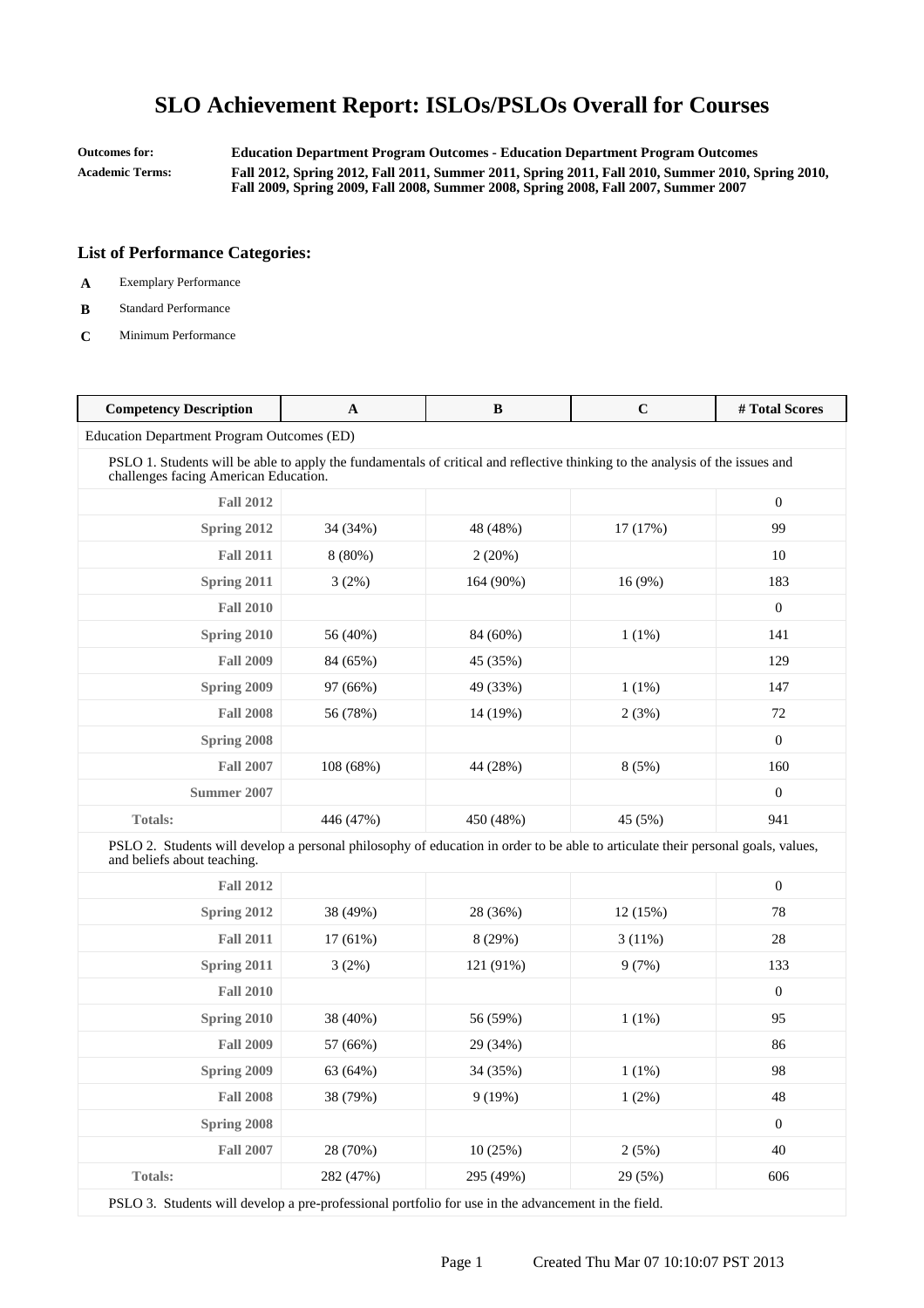# SLO Achievement Report: ISLOs/PSLOs Overall for Courses

**Outcomes for:** **Education Department Program Outcomes - Education Department Program Outcomes**

**Academic Terms:** **Fall 2012, Spring 2012, Fall 2011, Summer 2011, Spring 2011, Fall 2010, Summer 2010, Spring 2010, Fall 2009, Spring 2009, Fall 2008, Summer 2008, Spring 2008, Fall 2007, Summer 2007**

### List of Performance Categories:

- **A** Exemplary Performance
- **B** Standard Performance
- **C** Minimum Performance

| Competency Description | A | B | C | # Total Scores |
|---|---|---|---|---|
| Education Department Program Outcomes (ED) | | | | |
| PSLO 1. Students will be able to apply the fundamentals of critical and reflective thinking to the analysis of the issues and challenges facing American Education. | | | | |
| **Fall 2012** | | | | 0 |
| **Spring 2012** | 34 (34%) | 48 (48%) | 17 (17%) | 99 |
| **Fall 2011** | 8 (80%) | 2 (20%) | | 10 |
| **Spring 2011** | 3 (2%) | 164 (90%) | 16 (9%) | 183 |
| **Fall 2010** | | | | 0 |
| **Spring 2010** | 56 (40%) | 84 (60%) | 1 (1%) | 141 |
| **Fall 2009** | 84 (65%) | 45 (35%) | | 129 |
| **Spring 2009** | 97 (66%) | 49 (33%) | 1 (1%) | 147 |
| **Fall 2008** | 56 (78%) | 14 (19%) | 2 (3%) | 72 |
| **Spring 2008** | | | | 0 |
| **Fall 2007** | 108 (68%) | 44 (28%) | 8 (5%) | 160 |
| **Summer 2007** | | | | 0 |
| **Totals:** | 446 (47%) | 450 (48%) | 45 (5%) | 941 |
| PSLO 2. Students will develop a personal philosophy of education in order to be able to articulate their personal goals, values, and beliefs about teaching. | | | | |
| **Fall 2012** | | | | 0 |
| **Spring 2012** | 38 (49%) | 28 (36%) | 12 (15%) | 78 |
| **Fall 2011** | 17 (61%) | 8 (29%) | 3 (11%) | 28 |
| **Spring 2011** | 3 (2%) | 121 (91%) | 9 (7%) | 133 |
| **Fall 2010** | | | | 0 |
| **Spring 2010** | 38 (40%) | 56 (59%) | 1 (1%) | 95 |
| **Fall 2009** | 57 (66%) | 29 (34%) | | 86 |
| **Spring 2009** | 63 (64%) | 34 (35%) | 1 (1%) | 98 |
| **Fall 2008** | 38 (79%) | 9 (19%) | 1 (2%) | 48 |
| **Spring 2008** | | | | 0 |
| **Fall 2007** | 28 (70%) | 10 (25%) | 2 (5%) | 40 |
| **Totals:** | 282 (47%) | 295 (49%) | 29 (5%) | 606 |
| PSLO 3. Students will develop a pre-professional portfolio for use in the advancement in the field. | | | | |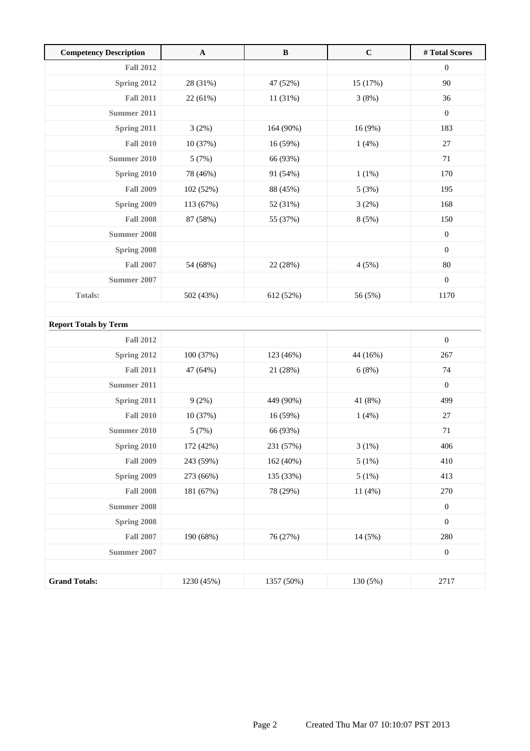| Competency Description | A | B | C | # Total Scores |
|---|---|---|---|---|
| **Fall 2012** | | | | 0 |
| **Spring 2012** | 28 (31%) | 47 (52%) | 15 (17%) | 90 |
| **Fall 2011** | 22 (61%) | 11 (31%) | 3 (8%) | 36 |
| **Summer 2011** | | | | 0 |
| **Spring 2011** | 3 (2%) | 164 (90%) | 16 (9%) | 183 |
| **Fall 2010** | 10 (37%) | 16 (59%) | 1 (4%) | 27 |
| **Summer 2010** | 5 (7%) | 66 (93%) | | 71 |
| **Spring 2010** | 78 (46%) | 91 (54%) | 1 (1%) | 170 |
| **Fall 2009** | 102 (52%) | 88 (45%) | 5 (3%) | 195 |
| **Spring 2009** | 113 (67%) | 52 (31%) | 3 (2%) | 168 |
| **Fall 2008** | 87 (58%) | 55 (37%) | 8 (5%) | 150 |
| **Summer 2008** | | | | 0 |
| **Spring 2008** | | | | 0 |
| **Fall 2007** | 54 (68%) | 22 (28%) | 4 (5%) | 80 |
| **Summer 2007** | | | | 0 |
| **Totals:** | 502 (43%) | 612 (52%) | 56 (5%) | 1170 |
| | | | | |
| **Report Totals by Term** | | | | |
| **Fall 2012** | | | | 0 |
| **Spring 2012** | 100 (37%) | 123 (46%) | 44 (16%) | 267 |
| **Fall 2011** | 47 (64%) | 21 (28%) | 6 (8%) | 74 |
| **Summer 2011** | | | | 0 |
| **Spring 2011** | 9 (2%) | 449 (90%) | 41 (8%) | 499 |
| **Fall 2010** | 10 (37%) | 16 (59%) | 1 (4%) | 27 |
| **Summer 2010** | 5 (7%) | 66 (93%) | | 71 |
| **Spring 2010** | 172 (42%) | 231 (57%) | 3 (1%) | 406 |
| **Fall 2009** | 243 (59%) | 162 (40%) | 5 (1%) | 410 |
| **Spring 2009** | 273 (66%) | 135 (33%) | 5 (1%) | 413 |
| **Fall 2008** | 181 (67%) | 78 (29%) | 11 (4%) | 270 |
| **Summer 2008** | | | | 0 |
| **Spring 2008** | | | | 0 |
| **Fall 2007** | 190 (68%) | 76 (27%) | 14 (5%) | 280 |
| **Summer 2007** | | | | 0 |
| | | | | |
| **Grand Totals:** | 1230 (45%) | 1357 (50%) | 130 (5%) | 2717 |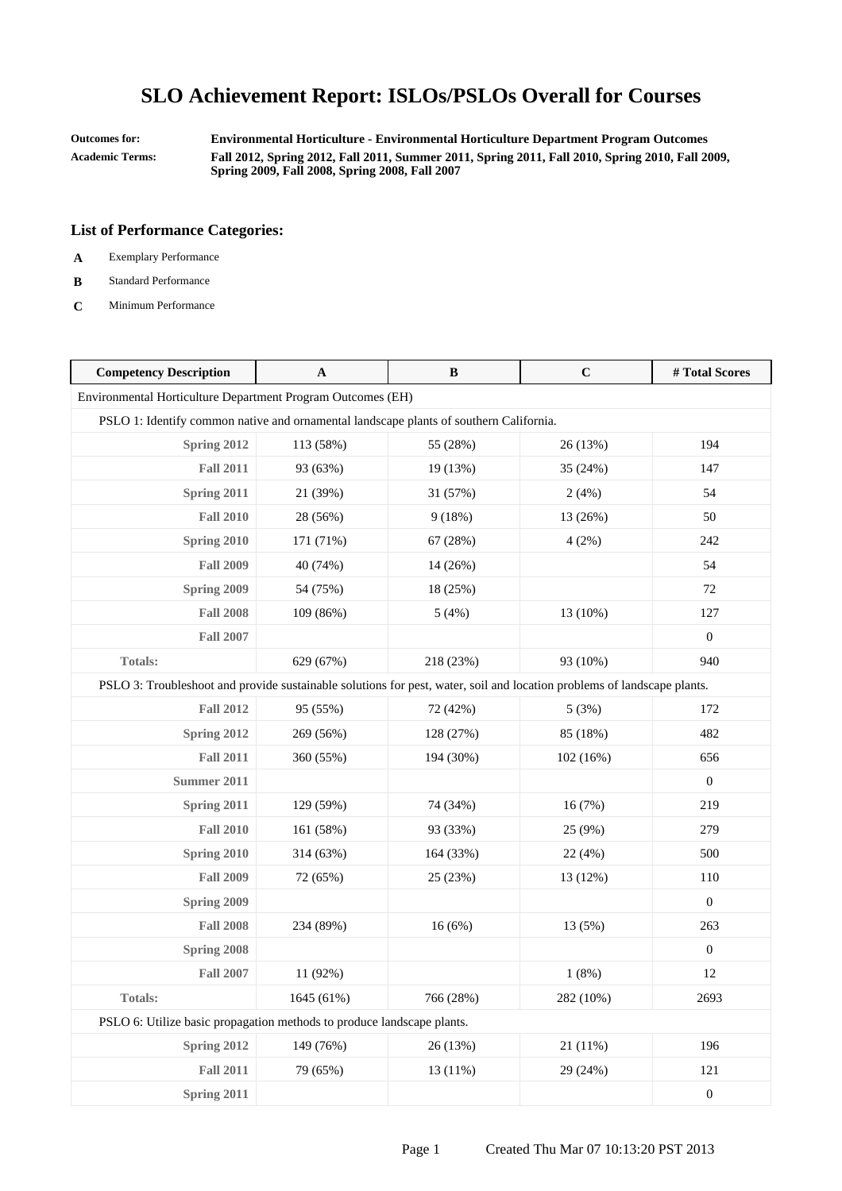# SLO Achievement Report: ISLOs/PSLOs Overall for Courses

**Outcomes for:** Environmental Horticulture - Environmental Horticulture Department Program Outcomes

**Academic Terms:** Fall 2012, Spring 2012, Fall 2011, Summer 2011, Spring 2011, Fall 2010, Spring 2010, Fall 2009, Spring 2009, Fall 2008, Spring 2008, Fall 2007

### List of Performance Categories:

- **A** Exemplary Performance
- **B** Standard Performance
- **C** Minimum Performance

| Competency Description | A | B | C | # Total Scores |
|---|---|---|---|---|
| Environmental Horticulture Department Program Outcomes (EH) | | | | |
| PSLO 1: Identify common native and ornamental landscape plants of southern California. | | | | |
| **Spring 2012** | 113 (58%) | 55 (28%) | 26 (13%) | 194 |
| **Fall 2011** | 93 (63%) | 19 (13%) | 35 (24%) | 147 |
| **Spring 2011** | 21 (39%) | 31 (57%) | 2 (4%) | 54 |
| **Fall 2010** | 28 (56%) | 9 (18%) | 13 (26%) | 50 |
| **Spring 2010** | 171 (71%) | 67 (28%) | 4 (2%) | 242 |
| **Fall 2009** | 40 (74%) | 14 (26%) | | 54 |
| **Spring 2009** | 54 (75%) | 18 (25%) | | 72 |
| **Fall 2008** | 109 (86%) | 5 (4%) | 13 (10%) | 127 |
| **Fall 2007** | | | | 0 |
| **Totals:** | 629 (67%) | 218 (23%) | 93 (10%) | 940 |
| PSLO 3: Troubleshoot and provide sustainable solutions for pest, water, soil and location problems of landscape plants. | | | | |
| **Fall 2012** | 95 (55%) | 72 (42%) | 5 (3%) | 172 |
| **Spring 2012** | 269 (56%) | 128 (27%) | 85 (18%) | 482 |
| **Fall 2011** | 360 (55%) | 194 (30%) | 102 (16%) | 656 |
| **Summer 2011** | | | | 0 |
| **Spring 2011** | 129 (59%) | 74 (34%) | 16 (7%) | 219 |
| **Fall 2010** | 161 (58%) | 93 (33%) | 25 (9%) | 279 |
| **Spring 2010** | 314 (63%) | 164 (33%) | 22 (4%) | 500 |
| **Fall 2009** | 72 (65%) | 25 (23%) | 13 (12%) | 110 |
| **Spring 2009** | | | | 0 |
| **Fall 2008** | 234 (89%) | 16 (6%) | 13 (5%) | 263 |
| **Spring 2008** | | | | 0 |
| **Fall 2007** | 11 (92%) | | 1 (8%) | 12 |
| **Totals:** | 1645 (61%) | 766 (28%) | 282 (10%) | 2693 |
| PSLO 6: Utilize basic propagation methods to produce landscape plants. | | | | |
| **Spring 2012** | 149 (76%) | 26 (13%) | 21 (11%) | 196 |
| **Fall 2011** | 79 (65%) | 13 (11%) | 29 (24%) | 121 |
| **Spring 2011** | | | | 0 |

Created Thu Mar 07 10:13:20 PST 2013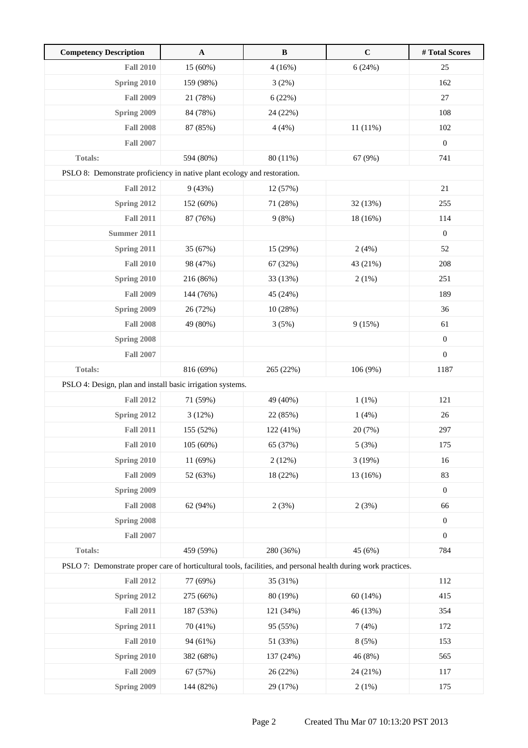| Competency Description | A | B | C | # Total Scores |
| --- | --- | --- | --- | --- |
| Fall 2010 | 15 (60%) | 4 (16%) | 6 (24%) | 25 |
| Spring 2010 | 159 (98%) | 3 (2%) | | 162 |
| Fall 2009 | 21 (78%) | 6 (22%) | | 27 |
| Spring 2009 | 84 (78%) | 24 (22%) | | 108 |
| Fall 2008 | 87 (85%) | 4 (4%) | 11 (11%) | 102 |
| Fall 2007 | | | | 0 |
| Totals: | 594 (80%) | 80 (11%) | 67 (9%) | 741 |
| PSLO 8: Demonstrate proficiency in native plant ecology and restoration. | | | | |
| Fall 2012 | 9 (43%) | 12 (57%) | | 21 |
| Spring 2012 | 152 (60%) | 71 (28%) | 32 (13%) | 255 |
| Fall 2011 | 87 (76%) | 9 (8%) | 18 (16%) | 114 |
| Summer 2011 | | | | 0 |
| Spring 2011 | 35 (67%) | 15 (29%) | 2 (4%) | 52 |
| Fall 2010 | 98 (47%) | 67 (32%) | 43 (21%) | 208 |
| Spring 2010 | 216 (86%) | 33 (13%) | 2 (1%) | 251 |
| Fall 2009 | 144 (76%) | 45 (24%) | | 189 |
| Spring 2009 | 26 (72%) | 10 (28%) | | 36 |
| Fall 2008 | 49 (80%) | 3 (5%) | 9 (15%) | 61 |
| Spring 2008 | | | | 0 |
| Fall 2007 | | | | 0 |
| Totals: | 816 (69%) | 265 (22%) | 106 (9%) | 1187 |
| PSLO 4: Design, plan and install basic irrigation systems. | | | | |
| Fall 2012 | 71 (59%) | 49 (40%) | 1 (1%) | 121 |
| Spring 2012 | 3 (12%) | 22 (85%) | 1 (4%) | 26 |
| Fall 2011 | 155 (52%) | 122 (41%) | 20 (7%) | 297 |
| Fall 2010 | 105 (60%) | 65 (37%) | 5 (3%) | 175 |
| Spring 2010 | 11 (69%) | 2 (12%) | 3 (19%) | 16 |
| Fall 2009 | 52 (63%) | 18 (22%) | 13 (16%) | 83 |
| Spring 2009 | | | | 0 |
| Fall 2008 | 62 (94%) | 2 (3%) | 2 (3%) | 66 |
| Spring 2008 | | | | 0 |
| Fall 2007 | | | | 0 |
| Totals: | 459 (59%) | 280 (36%) | 45 (6%) | 784 |
| PSLO 7: Demonstrate proper care of horticultural tools, facilities, and personal health during work practices. | | | | |
| Fall 2012 | 77 (69%) | 35 (31%) | | 112 |
| Spring 2012 | 275 (66%) | 80 (19%) | 60 (14%) | 415 |
| Fall 2011 | 187 (53%) | 121 (34%) | 46 (13%) | 354 |
| Spring 2011 | 70 (41%) | 95 (55%) | 7 (4%) | 172 |
| Fall 2010 | 94 (61%) | 51 (33%) | 8 (5%) | 153 |
| Spring 2010 | 382 (68%) | 137 (24%) | 46 (8%) | 565 |
| Fall 2009 | 67 (57%) | 26 (22%) | 24 (21%) | 117 |
| Spring 2009 | 144 (82%) | 29 (17%) | 2 (1%) | 175 |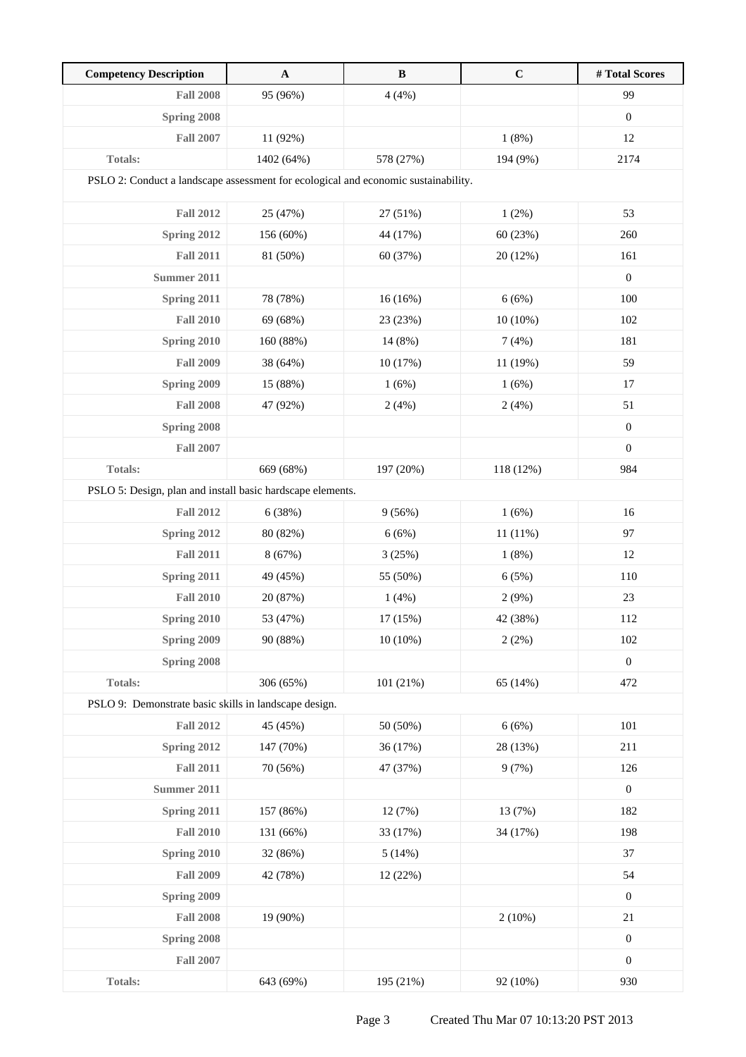| Competency Description | A | B | C | # Total Scores |
|---|---|---|---|---|
| **Fall 2008** | 95 (96%) | 4 (4%) | | 99 |
| **Spring 2008** | | | | 0 |
| **Fall 2007** | 11 (92%) | | 1 (8%) | 12 |
| **Totals:** | 1402 (64%) | 578 (27%) | 194 (9%) | 2174 |
| PSLO 2: Conduct a landscape assessment for ecological and economic sustainability. | | | | |
| **Fall 2012** | 25 (47%) | 27 (51%) | 1 (2%) | 53 |
| **Spring 2012** | 156 (60%) | 44 (17%) | 60 (23%) | 260 |
| **Fall 2011** | 81 (50%) | 60 (37%) | 20 (12%) | 161 |
| **Summer 2011** | | | | 0 |
| **Spring 2011** | 78 (78%) | 16 (16%) | 6 (6%) | 100 |
| **Fall 2010** | 69 (68%) | 23 (23%) | 10 (10%) | 102 |
| **Spring 2010** | 160 (88%) | 14 (8%) | 7 (4%) | 181 |
| **Fall 2009** | 38 (64%) | 10 (17%) | 11 (19%) | 59 |
| **Spring 2009** | 15 (88%) | 1 (6%) | 1 (6%) | 17 |
| **Fall 2008** | 47 (92%) | 2 (4%) | 2 (4%) | 51 |
| **Spring 2008** | | | | 0 |
| **Fall 2007** | | | | 0 |
| **Totals:** | 669 (68%) | 197 (20%) | 118 (12%) | 984 |
| PSLO 5: Design, plan and install basic hardscape elements. | | | | |
| **Fall 2012** | 6 (38%) | 9 (56%) | 1 (6%) | 16 |
| **Spring 2012** | 80 (82%) | 6 (6%) | 11 (11%) | 97 |
| **Fall 2011** | 8 (67%) | 3 (25%) | 1 (8%) | 12 |
| **Spring 2011** | 49 (45%) | 55 (50%) | 6 (5%) | 110 |
| **Fall 2010** | 20 (87%) | 1 (4%) | 2 (9%) | 23 |
| **Spring 2010** | 53 (47%) | 17 (15%) | 42 (38%) | 112 |
| **Spring 2009** | 90 (88%) | 10 (10%) | 2 (2%) | 102 |
| **Spring 2008** | | | | 0 |
| **Totals:** | 306 (65%) | 101 (21%) | 65 (14%) | 472 |
| PSLO 9: Demonstrate basic skills in landscape design. | | | | |
| **Fall 2012** | 45 (45%) | 50 (50%) | 6 (6%) | 101 |
| **Spring 2012** | 147 (70%) | 36 (17%) | 28 (13%) | 211 |
| **Fall 2011** | 70 (56%) | 47 (37%) | 9 (7%) | 126 |
| **Summer 2011** | | | | 0 |
| **Spring 2011** | 157 (86%) | 12 (7%) | 13 (7%) | 182 |
| **Fall 2010** | 131 (66%) | 33 (17%) | 34 (17%) | 198 |
| **Spring 2010** | 32 (86%) | 5 (14%) | | 37 |
| **Fall 2009** | 42 (78%) | 12 (22%) | | 54 |
| **Spring 2009** | | | | 0 |
| **Fall 2008** | 19 (90%) | | 2 (10%) | 21 |
| **Spring 2008** | | | | 0 |
| **Fall 2007** | | | | 0 |
| **Totals:** | 643 (69%) | 195 (21%) | 92 (10%) | 930 |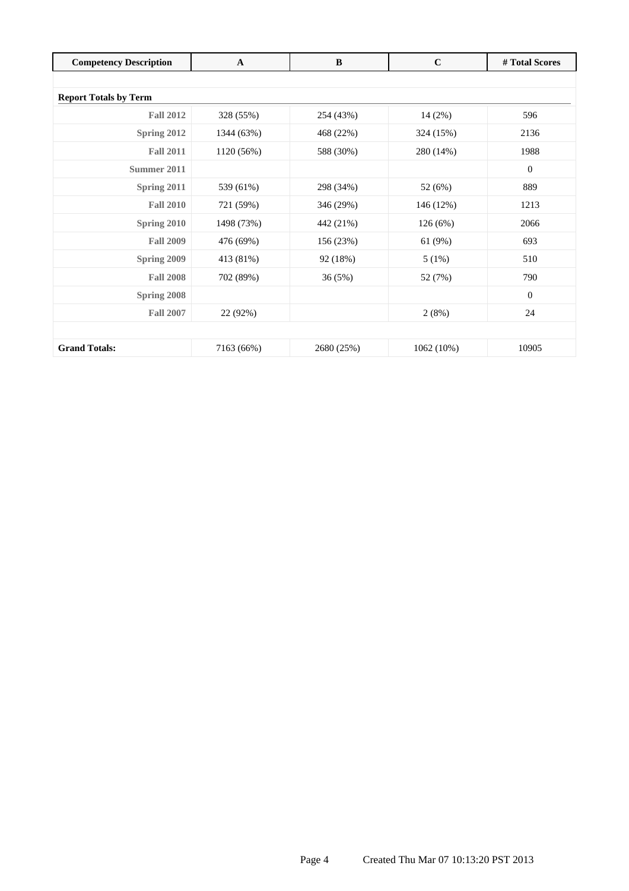| Competency Description | A | B | C | # Total Scores |
|---|---|---|---|---|
| **Report Totals by Term** | | | | |
| **Fall 2012** | 328 (55%) | 254 (43%) | 14 (2%) | 596 |
| **Spring 2012** | 1344 (63%) | 468 (22%) | 324 (15%) | 2136 |
| **Fall 2011** | 1120 (56%) | 588 (30%) | 280 (14%) | 1988 |
| **Summer 2011** | | | | 0 |
| **Spring 2011** | 539 (61%) | 298 (34%) | 52 (6%) | 889 |
| **Fall 2010** | 721 (59%) | 346 (29%) | 146 (12%) | 1213 |
| **Spring 2010** | 1498 (73%) | 442 (21%) | 126 (6%) | 2066 |
| **Fall 2009** | 476 (69%) | 156 (23%) | 61 (9%) | 693 |
| **Spring 2009** | 413 (81%) | 92 (18%) | 5 (1%) | 510 |
| **Fall 2008** | 702 (89%) | 36 (5%) | 52 (7%) | 790 |
| **Spring 2008** | | | | 0 |
| **Fall 2007** | 22 (92%) | | 2 (8%) | 24 |
| **Grand Totals:** | 7163 (66%) | 2680 (25%) | 1062 (10%) | 10905 |

Created Thu Mar 07 10:13:20 PST 2013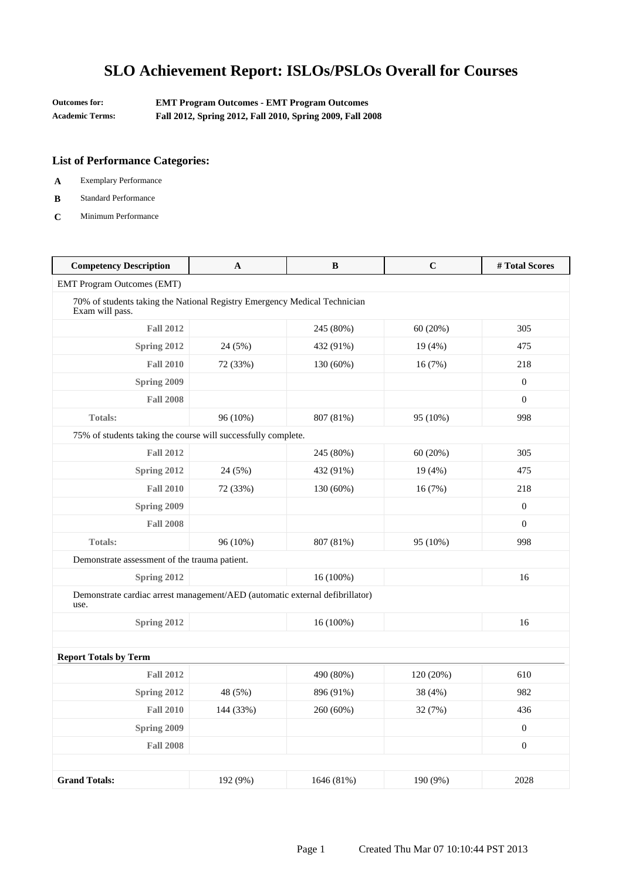# SLO Achievement Report: ISLOs/PSLOs Overall for Courses

**Outcomes for:** **EMT Program Outcomes - EMT Program Outcomes**
**Academic Terms:** **Fall 2012, Spring 2012, Fall 2010, Spring 2009, Fall 2008**

### List of Performance Categories:

- **A** Exemplary Performance
- **B** Standard Performance
- **C** Minimum Performance

| Competency Description | A | B | C | # Total Scores |
|---|---|---|---|---|
| EMT Program Outcomes (EMT) | | | | |
| 70% of students taking the National Registry Emergency Medical Technician Exam will pass. | | | | |
| **Fall 2012** | | 245 (80%) | 60 (20%) | 305 |
| **Spring 2012** | 24 (5%) | 432 (91%) | 19 (4%) | 475 |
| **Fall 2010** | 72 (33%) | 130 (60%) | 16 (7%) | 218 |
| **Spring 2009** | | | | 0 |
| **Fall 2008** | | | | 0 |
| **Totals:** | 96 (10%) | 807 (81%) | 95 (10%) | 998 |
| 75% of students taking the course will successfully complete. | | | | |
| **Fall 2012** | | 245 (80%) | 60 (20%) | 305 |
| **Spring 2012** | 24 (5%) | 432 (91%) | 19 (4%) | 475 |
| **Fall 2010** | 72 (33%) | 130 (60%) | 16 (7%) | 218 |
| **Spring 2009** | | | | 0 |
| **Fall 2008** | | | | 0 |
| **Totals:** | 96 (10%) | 807 (81%) | 95 (10%) | 998 |
| Demonstrate assessment of the trauma patient. | | | | |
| **Spring 2012** | | 16 (100%) | | 16 |
| Demonstrate cardiac arrest management/AED (automatic external defibrillator) use. | | | | |
| **Spring 2012** | | 16 (100%) | | 16 |
| **Report Totals by Term** | | | | |
| **Fall 2012** | | 490 (80%) | 120 (20%) | 610 |
| **Spring 2012** | 48 (5%) | 896 (91%) | 38 (4%) | 982 |
| **Fall 2010** | 144 (33%) | 260 (60%) | 32 (7%) | 436 |
| **Spring 2009** | | | | 0 |
| **Fall 2008** | | | | 0 |
| **Grand Totals:** | 192 (9%) | 1646 (81%) | 190 (9%) | 2028 |

Created Thu Mar 07 10:10:44 PST 2013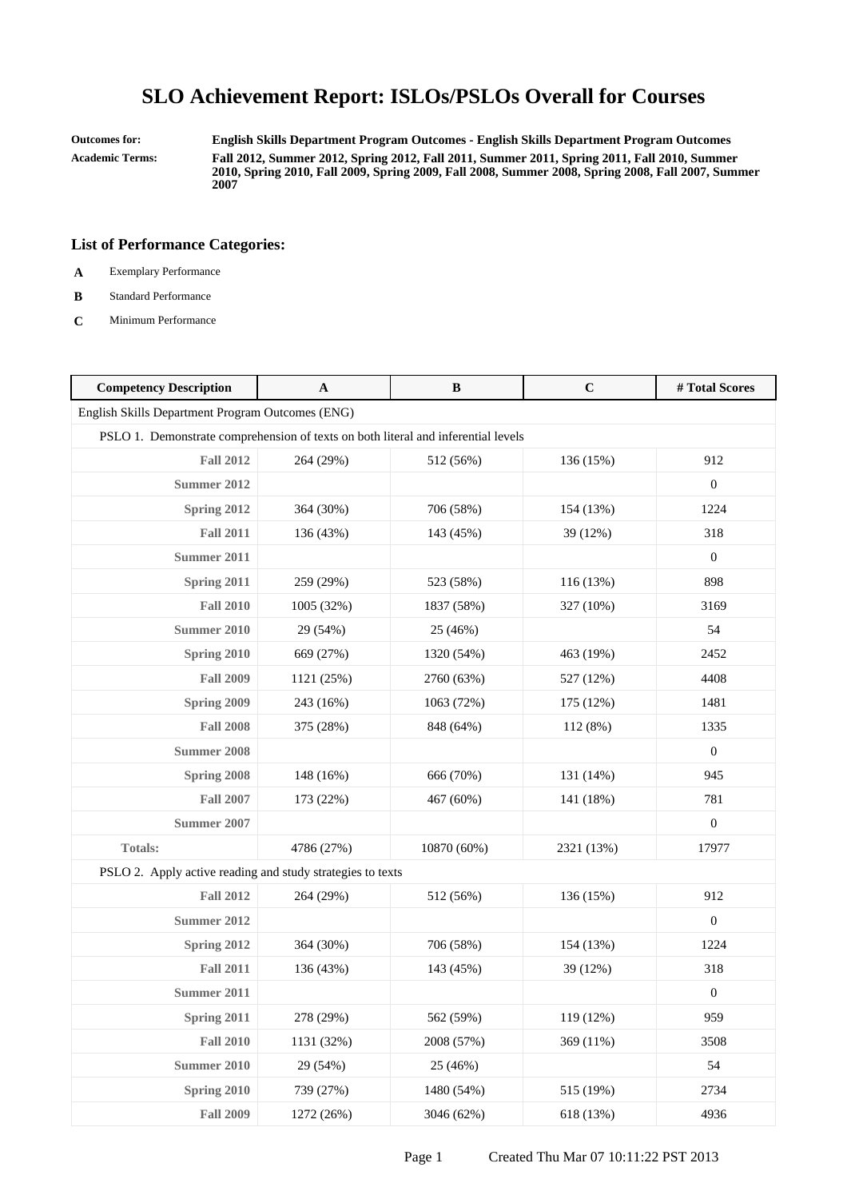# SLO Achievement Report: ISLOs/PSLOs Overall for Courses

**Outcomes for:** English Skills Department Program Outcomes - English Skills Department Program Outcomes

**Academic Terms:** Fall 2012, Summer 2012, Spring 2012, Fall 2011, Summer 2011, Spring 2011, Fall 2010, Summer 2010, Spring 2010, Fall 2009, Spring 2009, Fall 2008, Summer 2008, Spring 2008, Fall 2007, Summer 2007

## List of Performance Categories:

- **A** Exemplary Performance
- **B** Standard Performance
- **C** Minimum Performance

| Competency Description | A | B | C | # Total Scores |
|---|---|---|---|---|
| English Skills Department Program Outcomes (ENG) | | | | |
| PSLO 1. Demonstrate comprehension of texts on both literal and inferential levels | | | | |
| Fall 2012 | 264 (29%) | 512 (56%) | 136 (15%) | 912 |
| Summer 2012 | | | | 0 |
| Spring 2012 | 364 (30%) | 706 (58%) | 154 (13%) | 1224 |
| Fall 2011 | 136 (43%) | 143 (45%) | 39 (12%) | 318 |
| Summer 2011 | | | | 0 |
| Spring 2011 | 259 (29%) | 523 (58%) | 116 (13%) | 898 |
| Fall 2010 | 1005 (32%) | 1837 (58%) | 327 (10%) | 3169 |
| Summer 2010 | 29 (54%) | 25 (46%) | | 54 |
| Spring 2010 | 669 (27%) | 1320 (54%) | 463 (19%) | 2452 |
| Fall 2009 | 1121 (25%) | 2760 (63%) | 527 (12%) | 4408 |
| Spring 2009 | 243 (16%) | 1063 (72%) | 175 (12%) | 1481 |
| Fall 2008 | 375 (28%) | 848 (64%) | 112 (8%) | 1335 |
| Summer 2008 | | | | 0 |
| Spring 2008 | 148 (16%) | 666 (70%) | 131 (14%) | 945 |
| Fall 2007 | 173 (22%) | 467 (60%) | 141 (18%) | 781 |
| Summer 2007 | | | | 0 |
| Totals: | 4786 (27%) | 10870 (60%) | 2321 (13%) | 17977 |
| PSLO 2. Apply active reading and study strategies to texts | | | | |
| Fall 2012 | 264 (29%) | 512 (56%) | 136 (15%) | 912 |
| Summer 2012 | | | | 0 |
| Spring 2012 | 364 (30%) | 706 (58%) | 154 (13%) | 1224 |
| Fall 2011 | 136 (43%) | 143 (45%) | 39 (12%) | 318 |
| Summer 2011 | | | | 0 |
| Spring 2011 | 278 (29%) | 562 (59%) | 119 (12%) | 959 |
| Fall 2010 | 1131 (32%) | 2008 (57%) | 369 (11%) | 3508 |
| Summer 2010 | 29 (54%) | 25 (46%) | | 54 |
| Spring 2010 | 739 (27%) | 1480 (54%) | 515 (19%) | 2734 |
| Fall 2009 | 1272 (26%) | 3046 (62%) | 618 (13%) | 4936 |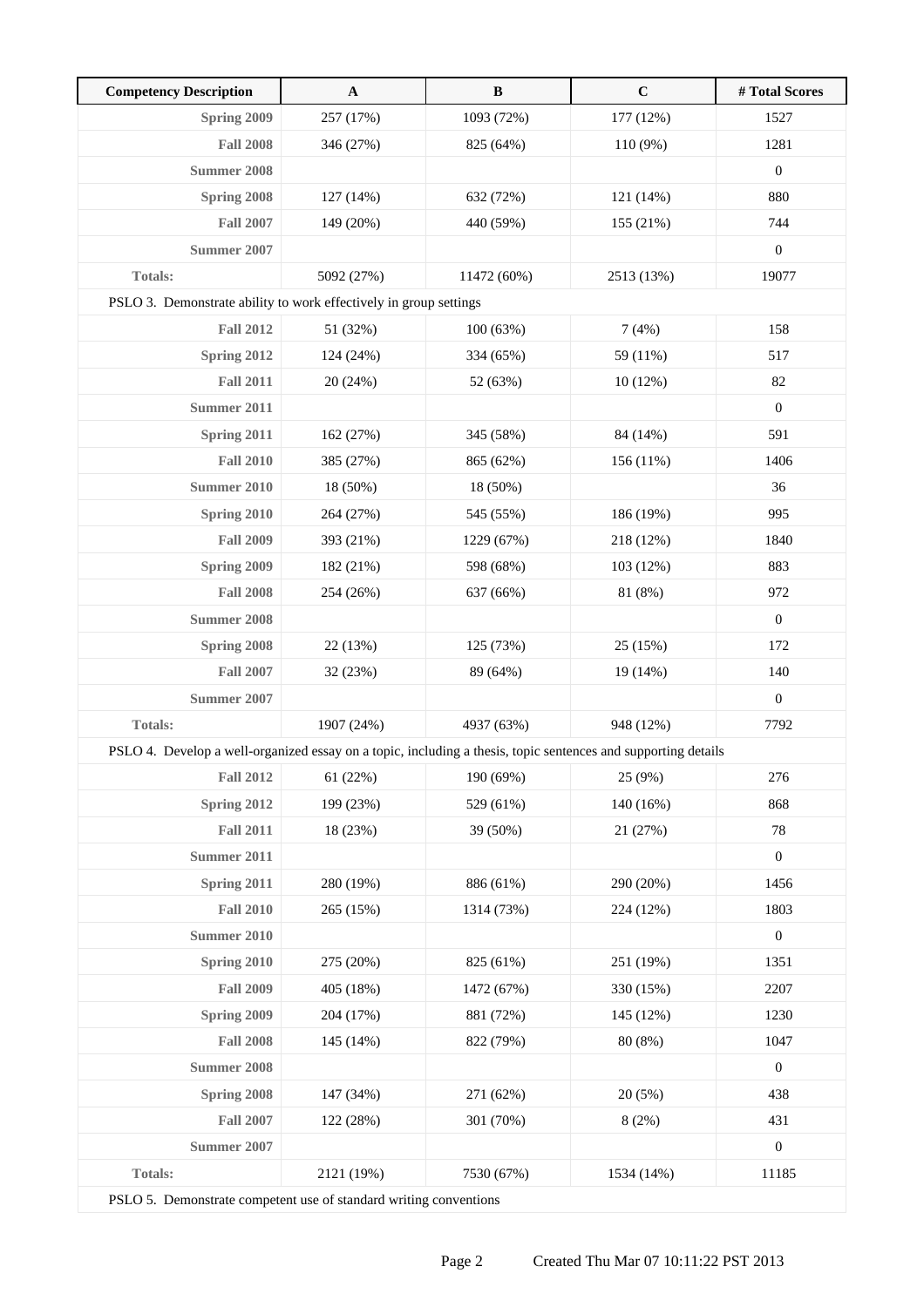| Competency Description | A | B | C | # Total Scores |
|---|---|---|---|---|
| Spring 2009 | 257 (17%) | 1093 (72%) | 177 (12%) | 1527 |
| Fall 2008 | 346 (27%) | 825 (64%) | 110 (9%) | 1281 |
| Summer 2008 | | | | 0 |
| Spring 2008 | 127 (14%) | 632 (72%) | 121 (14%) | 880 |
| Fall 2007 | 149 (20%) | 440 (59%) | 155 (21%) | 744 |
| Summer 2007 | | | | 0 |
| Totals: | 5092 (27%) | 11472 (60%) | 2513 (13%) | 19077 |
| PSLO 3. Demonstrate ability to work effectively in group settings | | | | |
| Fall 2012 | 51 (32%) | 100 (63%) | 7 (4%) | 158 |
| Spring 2012 | 124 (24%) | 334 (65%) | 59 (11%) | 517 |
| Fall 2011 | 20 (24%) | 52 (63%) | 10 (12%) | 82 |
| Summer 2011 | | | | 0 |
| Spring 2011 | 162 (27%) | 345 (58%) | 84 (14%) | 591 |
| Fall 2010 | 385 (27%) | 865 (62%) | 156 (11%) | 1406 |
| Summer 2010 | 18 (50%) | 18 (50%) | | 36 |
| Spring 2010 | 264 (27%) | 545 (55%) | 186 (19%) | 995 |
| Fall 2009 | 393 (21%) | 1229 (67%) | 218 (12%) | 1840 |
| Spring 2009 | 182 (21%) | 598 (68%) | 103 (12%) | 883 |
| Fall 2008 | 254 (26%) | 637 (66%) | 81 (8%) | 972 |
| Summer 2008 | | | | 0 |
| Spring 2008 | 22 (13%) | 125 (73%) | 25 (15%) | 172 |
| Fall 2007 | 32 (23%) | 89 (64%) | 19 (14%) | 140 |
| Summer 2007 | | | | 0 |
| Totals: | 1907 (24%) | 4937 (63%) | 948 (12%) | 7792 |
| PSLO 4. Develop a well-organized essay on a topic, including a thesis, topic sentences and supporting details | | | | |
| Fall 2012 | 61 (22%) | 190 (69%) | 25 (9%) | 276 |
| Spring 2012 | 199 (23%) | 529 (61%) | 140 (16%) | 868 |
| Fall 2011 | 18 (23%) | 39 (50%) | 21 (27%) | 78 |
| Summer 2011 | | | | 0 |
| Spring 2011 | 280 (19%) | 886 (61%) | 290 (20%) | 1456 |
| Fall 2010 | 265 (15%) | 1314 (73%) | 224 (12%) | 1803 |
| Summer 2010 | | | | 0 |
| Spring 2010 | 275 (20%) | 825 (61%) | 251 (19%) | 1351 |
| Fall 2009 | 405 (18%) | 1472 (67%) | 330 (15%) | 2207 |
| Spring 2009 | 204 (17%) | 881 (72%) | 145 (12%) | 1230 |
| Fall 2008 | 145 (14%) | 822 (79%) | 80 (8%) | 1047 |
| Summer 2008 | | | | 0 |
| Spring 2008 | 147 (34%) | 271 (62%) | 20 (5%) | 438 |
| Fall 2007 | 122 (28%) | 301 (70%) | 8 (2%) | 431 |
| Summer 2007 | | | | 0 |
| Totals: | 2121 (19%) | 7530 (67%) | 1534 (14%) | 11185 |
| PSLO 5. Demonstrate competent use of standard writing conventions | | | | |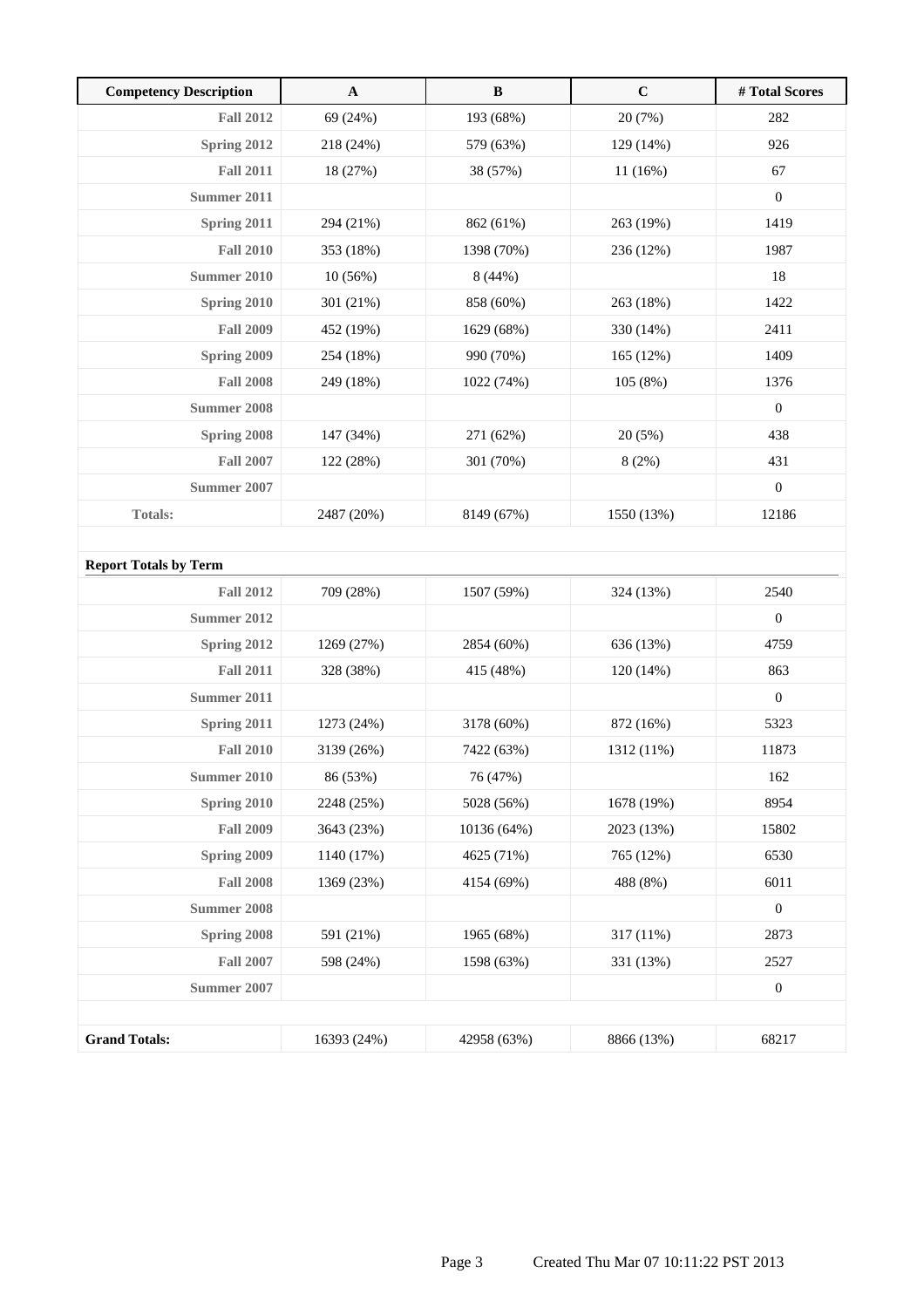| Competency Description | A | B | C | # Total Scores |
|---|---|---|---|---|
| Fall 2012 | 69 (24%) | 193 (68%) | 20 (7%) | 282 |
| Spring 2012 | 218 (24%) | 579 (63%) | 129 (14%) | 926 |
| Fall 2011 | 18 (27%) | 38 (57%) | 11 (16%) | 67 |
| Summer 2011 | | | | 0 |
| Spring 2011 | 294 (21%) | 862 (61%) | 263 (19%) | 1419 |
| Fall 2010 | 353 (18%) | 1398 (70%) | 236 (12%) | 1987 |
| Summer 2010 | 10 (56%) | 8 (44%) | | 18 |
| Spring 2010 | 301 (21%) | 858 (60%) | 263 (18%) | 1422 |
| Fall 2009 | 452 (19%) | 1629 (68%) | 330 (14%) | 2411 |
| Spring 2009 | 254 (18%) | 990 (70%) | 165 (12%) | 1409 |
| Fall 2008 | 249 (18%) | 1022 (74%) | 105 (8%) | 1376 |
| Summer 2008 | | | | 0 |
| Spring 2008 | 147 (34%) | 271 (62%) | 20 (5%) | 438 |
| Fall 2007 | 122 (28%) | 301 (70%) | 8 (2%) | 431 |
| Summer 2007 | | | | 0 |
| Totals: | 2487 (20%) | 8149 (67%) | 1550 (13%) | 12186 |
| | | | | |
| **Report Totals by Term** | | | | |
| Fall 2012 | 709 (28%) | 1507 (59%) | 324 (13%) | 2540 |
| Summer 2012 | | | | 0 |
| Spring 2012 | 1269 (27%) | 2854 (60%) | 636 (13%) | 4759 |
| Fall 2011 | 328 (38%) | 415 (48%) | 120 (14%) | 863 |
| Summer 2011 | | | | 0 |
| Spring 2011 | 1273 (24%) | 3178 (60%) | 872 (16%) | 5323 |
| Fall 2010 | 3139 (26%) | 7422 (63%) | 1312 (11%) | 11873 |
| Summer 2010 | 86 (53%) | 76 (47%) | | 162 |
| Spring 2010 | 2248 (25%) | 5028 (56%) | 1678 (19%) | 8954 |
| Fall 2009 | 3643 (23%) | 10136 (64%) | 2023 (13%) | 15802 |
| Spring 2009 | 1140 (17%) | 4625 (71%) | 765 (12%) | 6530 |
| Fall 2008 | 1369 (23%) | 4154 (69%) | 488 (8%) | 6011 |
| Summer 2008 | | | | 0 |
| Spring 2008 | 591 (21%) | 1965 (68%) | 317 (11%) | 2873 |
| Fall 2007 | 598 (24%) | 1598 (63%) | 331 (13%) | 2527 |
| Summer 2007 | | | | 0 |
| | | | | |
| **Grand Totals:** | 16393 (24%) | 42958 (63%) | 8866 (13%) | 68217 |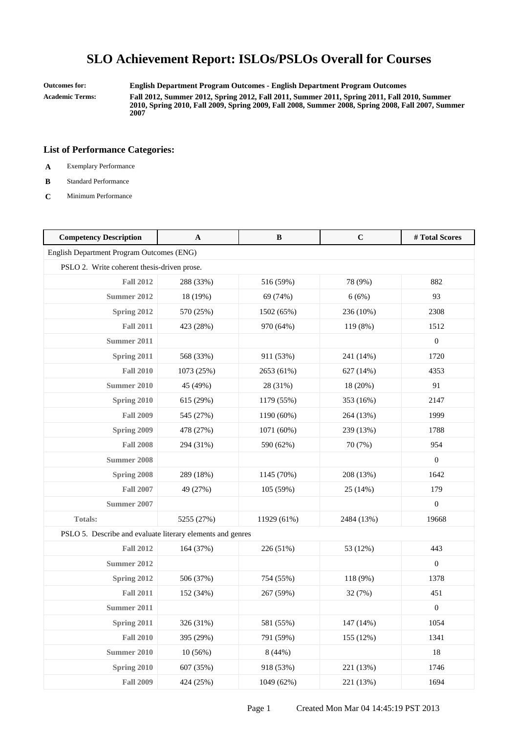# SLO Achievement Report: ISLOs/PSLOs Overall for Courses

**Outcomes for:** English Department Program Outcomes - English Department Program Outcomes

**Academic Terms:** Fall 2012, Summer 2012, Spring 2012, Fall 2011, Summer 2011, Spring 2011, Fall 2010, Summer 2010, Spring 2010, Fall 2009, Spring 2009, Fall 2008, Summer 2008, Spring 2008, Fall 2007, Summer 2007

## List of Performance Categories:

- **A** Exemplary Performance
- **B** Standard Performance
- **C** Minimum Performance

| Competency Description | A | B | C | # Total Scores |
|---|---|---|---|---|
| English Department Program Outcomes (ENG) | | | | |
| PSLO 2. Write coherent thesis-driven prose. | | | | |
| Fall 2012 | 288 (33%) | 516 (59%) | 78 (9%) | 882 |
| Summer 2012 | 18 (19%) | 69 (74%) | 6 (6%) | 93 |
| Spring 2012 | 570 (25%) | 1502 (65%) | 236 (10%) | 2308 |
| Fall 2011 | 423 (28%) | 970 (64%) | 119 (8%) | 1512 |
| Summer 2011 | | | | 0 |
| Spring 2011 | 568 (33%) | 911 (53%) | 241 (14%) | 1720 |
| Fall 2010 | 1073 (25%) | 2653 (61%) | 627 (14%) | 4353 |
| Summer 2010 | 45 (49%) | 28 (31%) | 18 (20%) | 91 |
| Spring 2010 | 615 (29%) | 1179 (55%) | 353 (16%) | 2147 |
| Fall 2009 | 545 (27%) | 1190 (60%) | 264 (13%) | 1999 |
| Spring 2009 | 478 (27%) | 1071 (60%) | 239 (13%) | 1788 |
| Fall 2008 | 294 (31%) | 590 (62%) | 70 (7%) | 954 |
| Summer 2008 | | | | 0 |
| Spring 2008 | 289 (18%) | 1145 (70%) | 208 (13%) | 1642 |
| Fall 2007 | 49 (27%) | 105 (59%) | 25 (14%) | 179 |
| Summer 2007 | | | | 0 |
| Totals: | 5255 (27%) | 11929 (61%) | 2484 (13%) | 19668 |
| PSLO 5. Describe and evaluate literary elements and genres | | | | |
| Fall 2012 | 164 (37%) | 226 (51%) | 53 (12%) | 443 |
| Summer 2012 | | | | 0 |
| Spring 2012 | 506 (37%) | 754 (55%) | 118 (9%) | 1378 |
| Fall 2011 | 152 (34%) | 267 (59%) | 32 (7%) | 451 |
| Summer 2011 | | | | 0 |
| Spring 2011 | 326 (31%) | 581 (55%) | 147 (14%) | 1054 |
| Fall 2010 | 395 (29%) | 791 (59%) | 155 (12%) | 1341 |
| Summer 2010 | 10 (56%) | 8 (44%) | | 18 |
| Spring 2010 | 607 (35%) | 918 (53%) | 221 (13%) | 1746 |
| Fall 2009 | 424 (25%) | 1049 (62%) | 221 (13%) | 1694 |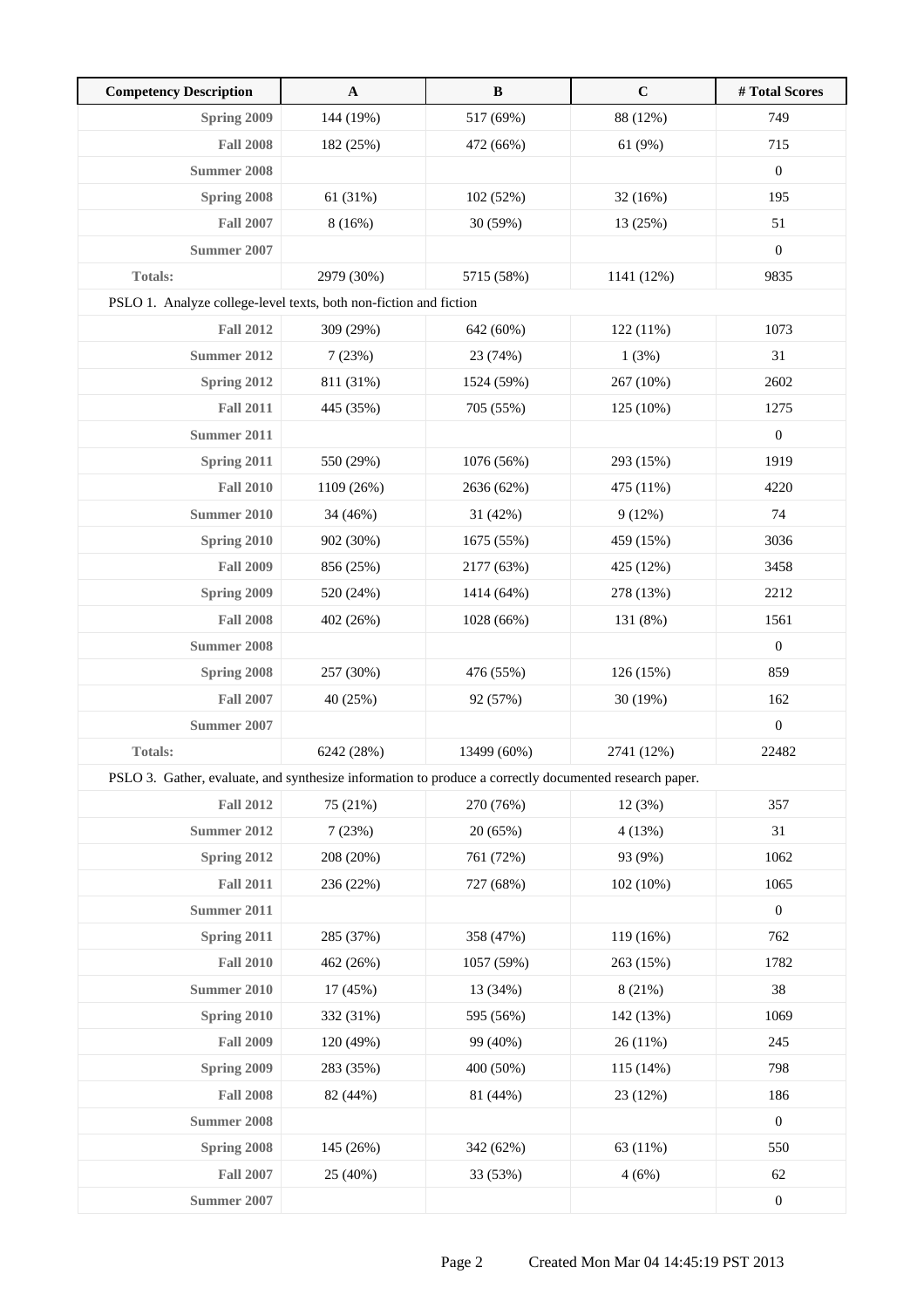| Competency Description | A | B | C | # Total Scores |
| --- | --- | --- | --- | --- |
| Spring 2009 | 144 (19%) | 517 (69%) | 88 (12%) | 749 |
| Fall 2008 | 182 (25%) | 472 (66%) | 61 (9%) | 715 |
| Summer 2008 | | | | 0 |
| Spring 2008 | 61 (31%) | 102 (52%) | 32 (16%) | 195 |
| Fall 2007 | 8 (16%) | 30 (59%) | 13 (25%) | 51 |
| Summer 2007 | | | | 0 |
| Totals: | 2979 (30%) | 5715 (58%) | 1141 (12%) | 9835 |
| PSLO 1. Analyze college-level texts, both non-fiction and fiction | | | | |
| Fall 2012 | 309 (29%) | 642 (60%) | 122 (11%) | 1073 |
| Summer 2012 | 7 (23%) | 23 (74%) | 1 (3%) | 31 |
| Spring 2012 | 811 (31%) | 1524 (59%) | 267 (10%) | 2602 |
| Fall 2011 | 445 (35%) | 705 (55%) | 125 (10%) | 1275 |
| Summer 2011 | | | | 0 |
| Spring 2011 | 550 (29%) | 1076 (56%) | 293 (15%) | 1919 |
| Fall 2010 | 1109 (26%) | 2636 (62%) | 475 (11%) | 4220 |
| Summer 2010 | 34 (46%) | 31 (42%) | 9 (12%) | 74 |
| Spring 2010 | 902 (30%) | 1675 (55%) | 459 (15%) | 3036 |
| Fall 2009 | 856 (25%) | 2177 (63%) | 425 (12%) | 3458 |
| Spring 2009 | 520 (24%) | 1414 (64%) | 278 (13%) | 2212 |
| Fall 2008 | 402 (26%) | 1028 (66%) | 131 (8%) | 1561 |
| Summer 2008 | | | | 0 |
| Spring 2008 | 257 (30%) | 476 (55%) | 126 (15%) | 859 |
| Fall 2007 | 40 (25%) | 92 (57%) | 30 (19%) | 162 |
| Summer 2007 | | | | 0 |
| Totals: | 6242 (28%) | 13499 (60%) | 2741 (12%) | 22482 |
| PSLO 3. Gather, evaluate, and synthesize information to produce a correctly documented research paper. | | | | |
| Fall 2012 | 75 (21%) | 270 (76%) | 12 (3%) | 357 |
| Summer 2012 | 7 (23%) | 20 (65%) | 4 (13%) | 31 |
| Spring 2012 | 208 (20%) | 761 (72%) | 93 (9%) | 1062 |
| Fall 2011 | 236 (22%) | 727 (68%) | 102 (10%) | 1065 |
| Summer 2011 | | | | 0 |
| Spring 2011 | 285 (37%) | 358 (47%) | 119 (16%) | 762 |
| Fall 2010 | 462 (26%) | 1057 (59%) | 263 (15%) | 1782 |
| Summer 2010 | 17 (45%) | 13 (34%) | 8 (21%) | 38 |
| Spring 2010 | 332 (31%) | 595 (56%) | 142 (13%) | 1069 |
| Fall 2009 | 120 (49%) | 99 (40%) | 26 (11%) | 245 |
| Spring 2009 | 283 (35%) | 400 (50%) | 115 (14%) | 798 |
| Fall 2008 | 82 (44%) | 81 (44%) | 23 (12%) | 186 |
| Summer 2008 | | | | 0 |
| Spring 2008 | 145 (26%) | 342 (62%) | 63 (11%) | 550 |
| Fall 2007 | 25 (40%) | 33 (53%) | 4 (6%) | 62 |
| Summer 2007 | | | | 0 |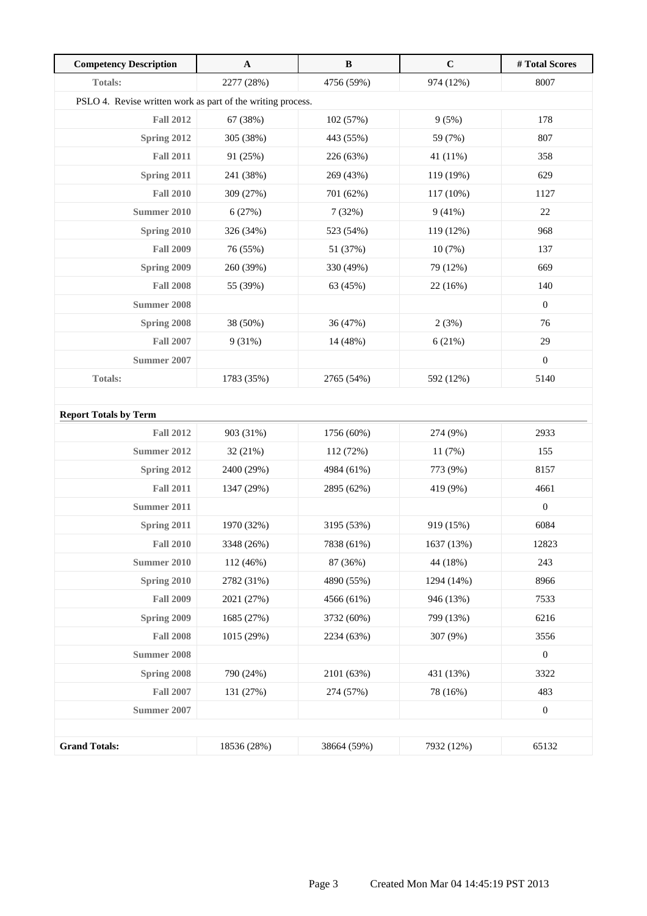| Competency Description | A | B | C | # Total Scores |
|---|---|---|---|---|
| **Totals:** | 2277 (28%) | 4756 (59%) | 974 (12%) | 8007 |
| PSLO 4. Revise written work as part of the writing process. | | | | |
| **Fall 2012** | 67 (38%) | 102 (57%) | 9 (5%) | 178 |
| **Spring 2012** | 305 (38%) | 443 (55%) | 59 (7%) | 807 |
| **Fall 2011** | 91 (25%) | 226 (63%) | 41 (11%) | 358 |
| **Spring 2011** | 241 (38%) | 269 (43%) | 119 (19%) | 629 |
| **Fall 2010** | 309 (27%) | 701 (62%) | 117 (10%) | 1127 |
| **Summer 2010** | 6 (27%) | 7 (32%) | 9 (41%) | 22 |
| **Spring 2010** | 326 (34%) | 523 (54%) | 119 (12%) | 968 |
| **Fall 2009** | 76 (55%) | 51 (37%) | 10 (7%) | 137 |
| **Spring 2009** | 260 (39%) | 330 (49%) | 79 (12%) | 669 |
| **Fall 2008** | 55 (39%) | 63 (45%) | 22 (16%) | 140 |
| **Summer 2008** | | | | 0 |
| **Spring 2008** | 38 (50%) | 36 (47%) | 2 (3%) | 76 |
| **Fall 2007** | 9 (31%) | 14 (48%) | 6 (21%) | 29 |
| **Summer 2007** | | | | 0 |
| **Totals:** | 1783 (35%) | 2765 (54%) | 592 (12%) | 5140 |

**Report Totals by Term**

| Term | A | B | C | # Total Scores |
|---|---|---|---|---|
| **Fall 2012** | 903 (31%) | 1756 (60%) | 274 (9%) | 2933 |
| **Summer 2012** | 32 (21%) | 112 (72%) | 11 (7%) | 155 |
| **Spring 2012** | 2400 (29%) | 4984 (61%) | 773 (9%) | 8157 |
| **Fall 2011** | 1347 (29%) | 2895 (62%) | 419 (9%) | 4661 |
| **Summer 2011** | | | | 0 |
| **Spring 2011** | 1970 (32%) | 3195 (53%) | 919 (15%) | 6084 |
| **Fall 2010** | 3348 (26%) | 7838 (61%) | 1637 (13%) | 12823 |
| **Summer 2010** | 112 (46%) | 87 (36%) | 44 (18%) | 243 |
| **Spring 2010** | 2782 (31%) | 4890 (55%) | 1294 (14%) | 8966 |
| **Fall 2009** | 2021 (27%) | 4566 (61%) | 946 (13%) | 7533 |
| **Spring 2009** | 1685 (27%) | 3732 (60%) | 799 (13%) | 6216 |
| **Fall 2008** | 1015 (29%) | 2234 (63%) | 307 (9%) | 3556 |
| **Summer 2008** | | | | 0 |
| **Spring 2008** | 790 (24%) | 2101 (63%) | 431 (13%) | 3322 |
| **Fall 2007** | 131 (27%) | 274 (57%) | 78 (16%) | 483 |
| **Summer 2007** | | | | 0 |
| | | | | |
| **Grand Totals:** | 18536 (28%) | 38664 (59%) | 7932 (12%) | 65132 |

Created Mon Mar 04 14:45:19 PST 2013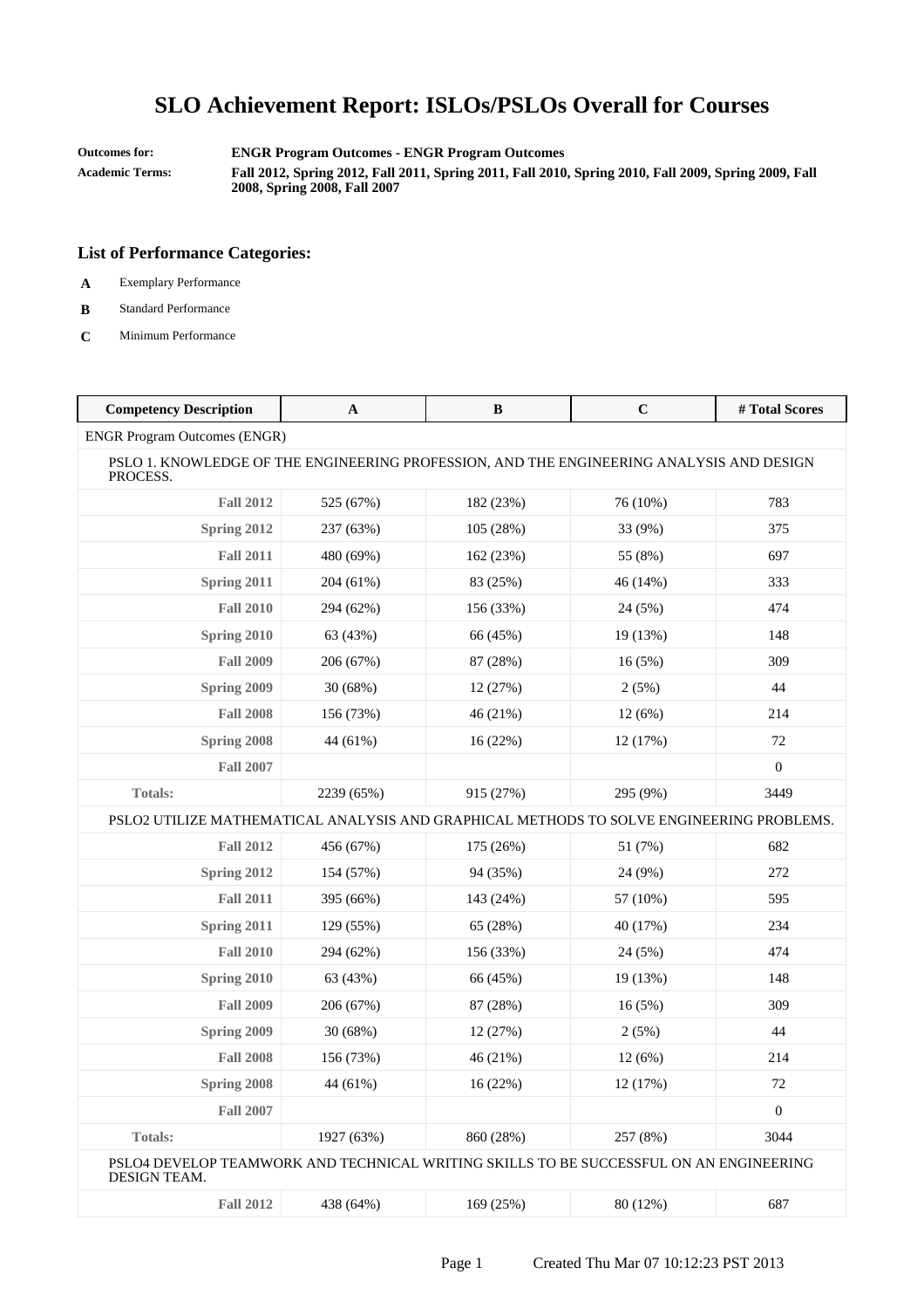# SLO Achievement Report: ISLOs/PSLOs Overall for Courses

**Outcomes for:** **ENGR Program Outcomes - ENGR Program Outcomes**

**Academic Terms:** **Fall 2012, Spring 2012, Fall 2011, Spring 2011, Fall 2010, Spring 2010, Fall 2009, Spring 2009, Fall 2008, Spring 2008, Fall 2007**

### List of Performance Categories:

- **A** Exemplary Performance
- **B** Standard Performance
- **C** Minimum Performance

| Competency Description | A | B | C | # Total Scores |
|---|---|---|---|---|
| ENGR Program Outcomes (ENGR) | | | | |
| PSLO 1. KNOWLEDGE OF THE ENGINEERING PROFESSION, AND THE ENGINEERING ANALYSIS AND DESIGN PROCESS. | | | | |
| **Fall 2012** | 525 (67%) | 182 (23%) | 76 (10%) | 783 |
| **Spring 2012** | 237 (63%) | 105 (28%) | 33 (9%) | 375 |
| **Fall 2011** | 480 (69%) | 162 (23%) | 55 (8%) | 697 |
| **Spring 2011** | 204 (61%) | 83 (25%) | 46 (14%) | 333 |
| **Fall 2010** | 294 (62%) | 156 (33%) | 24 (5%) | 474 |
| **Spring 2010** | 63 (43%) | 66 (45%) | 19 (13%) | 148 |
| **Fall 2009** | 206 (67%) | 87 (28%) | 16 (5%) | 309 |
| **Spring 2009** | 30 (68%) | 12 (27%) | 2 (5%) | 44 |
| **Fall 2008** | 156 (73%) | 46 (21%) | 12 (6%) | 214 |
| **Spring 2008** | 44 (61%) | 16 (22%) | 12 (17%) | 72 |
| **Fall 2007** | | | | 0 |
| **Totals:** | 2239 (65%) | 915 (27%) | 295 (9%) | 3449 |
| PSLO2 UTILIZE MATHEMATICAL ANALYSIS AND GRAPHICAL METHODS TO SOLVE ENGINEERING PROBLEMS. | | | | |
| **Fall 2012** | 456 (67%) | 175 (26%) | 51 (7%) | 682 |
| **Spring 2012** | 154 (57%) | 94 (35%) | 24 (9%) | 272 |
| **Fall 2011** | 395 (66%) | 143 (24%) | 57 (10%) | 595 |
| **Spring 2011** | 129 (55%) | 65 (28%) | 40 (17%) | 234 |
| **Fall 2010** | 294 (62%) | 156 (33%) | 24 (5%) | 474 |
| **Spring 2010** | 63 (43%) | 66 (45%) | 19 (13%) | 148 |
| **Fall 2009** | 206 (67%) | 87 (28%) | 16 (5%) | 309 |
| **Spring 2009** | 30 (68%) | 12 (27%) | 2 (5%) | 44 |
| **Fall 2008** | 156 (73%) | 46 (21%) | 12 (6%) | 214 |
| **Spring 2008** | 44 (61%) | 16 (22%) | 12 (17%) | 72 |
| **Fall 2007** | | | | 0 |
| **Totals:** | 1927 (63%) | 860 (28%) | 257 (8%) | 3044 |
| PSLO4 DEVELOP TEAMWORK AND TECHNICAL WRITING SKILLS TO BE SUCCESSFUL ON AN ENGINEERING DESIGN TEAM. | | | | |
| **Fall 2012** | 438 (64%) | 169 (25%) | 80 (12%) | 687 |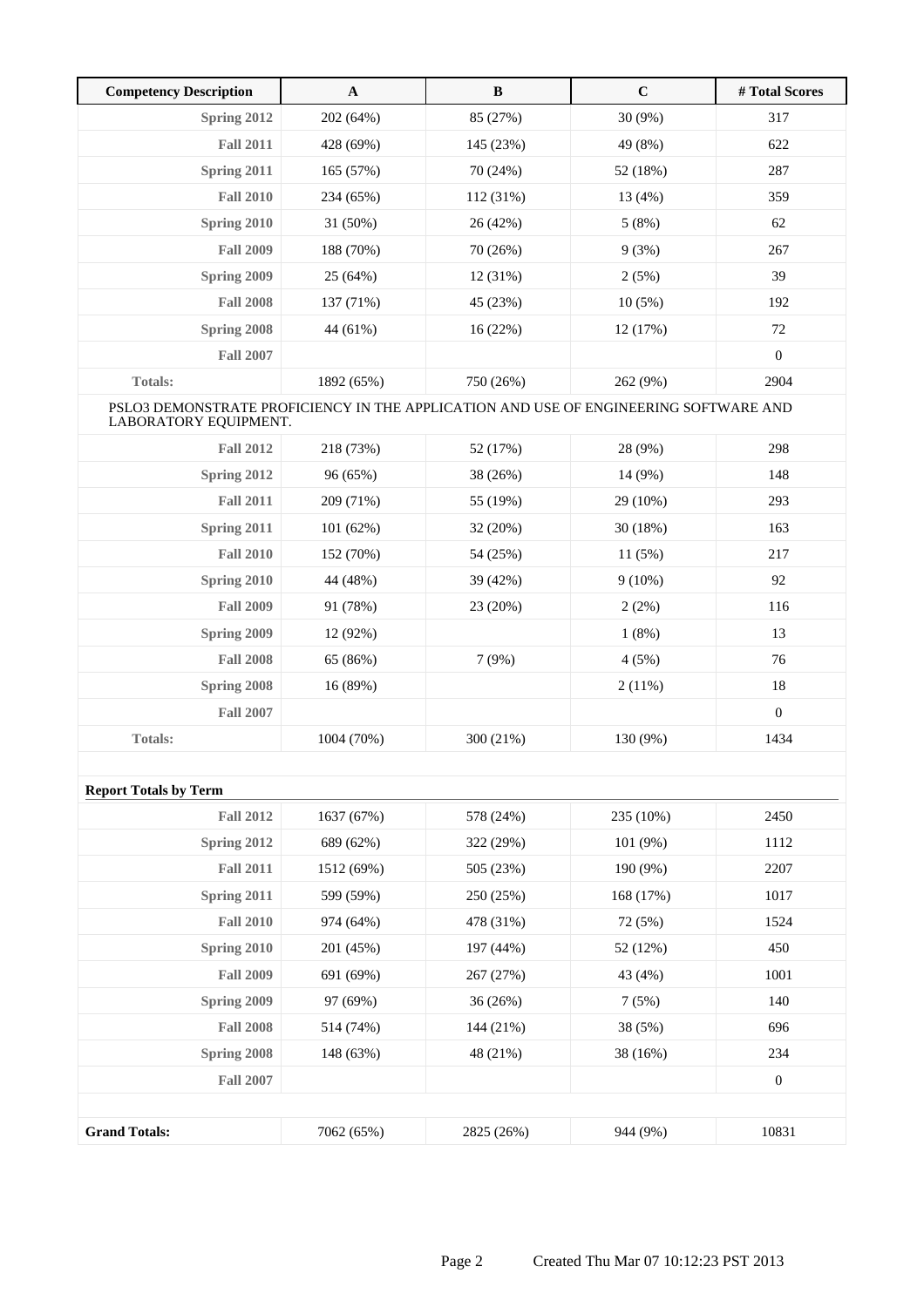| Competency Description | A | B | C | # Total Scores |
|---|---|---|---|---|
| **Spring 2012** | 202 (64%) | 85 (27%) | 30 (9%) | 317 |
| **Fall 2011** | 428 (69%) | 145 (23%) | 49 (8%) | 622 |
| **Spring 2011** | 165 (57%) | 70 (24%) | 52 (18%) | 287 |
| **Fall 2010** | 234 (65%) | 112 (31%) | 13 (4%) | 359 |
| **Spring 2010** | 31 (50%) | 26 (42%) | 5 (8%) | 62 |
| **Fall 2009** | 188 (70%) | 70 (26%) | 9 (3%) | 267 |
| **Spring 2009** | 25 (64%) | 12 (31%) | 2 (5%) | 39 |
| **Fall 2008** | 137 (71%) | 45 (23%) | 10 (5%) | 192 |
| **Spring 2008** | 44 (61%) | 16 (22%) | 12 (17%) | 72 |
| **Fall 2007** | | | | 0 |
| **Totals:** | 1892 (65%) | 750 (26%) | 262 (9%) | 2904 |
| PSLO3 DEMONSTRATE PROFICIENCY IN THE APPLICATION AND USE OF ENGINEERING SOFTWARE AND LABORATORY EQUIPMENT. | | | | |
| **Fall 2012** | 218 (73%) | 52 (17%) | 28 (9%) | 298 |
| **Spring 2012** | 96 (65%) | 38 (26%) | 14 (9%) | 148 |
| **Fall 2011** | 209 (71%) | 55 (19%) | 29 (10%) | 293 |
| **Spring 2011** | 101 (62%) | 32 (20%) | 30 (18%) | 163 |
| **Fall 2010** | 152 (70%) | 54 (25%) | 11 (5%) | 217 |
| **Spring 2010** | 44 (48%) | 39 (42%) | 9 (10%) | 92 |
| **Fall 2009** | 91 (78%) | 23 (20%) | 2 (2%) | 116 |
| **Spring 2009** | 12 (92%) | | 1 (8%) | 13 |
| **Fall 2008** | 65 (86%) | 7 (9%) | 4 (5%) | 76 |
| **Spring 2008** | 16 (89%) | | 2 (11%) | 18 |
| **Fall 2007** | | | | 0 |
| **Totals:** | 1004 (70%) | 300 (21%) | 130 (9%) | 1434 |
| **Report Totals by Term** | | | | |
| **Fall 2012** | 1637 (67%) | 578 (24%) | 235 (10%) | 2450 |
| **Spring 2012** | 689 (62%) | 322 (29%) | 101 (9%) | 1112 |
| **Fall 2011** | 1512 (69%) | 505 (23%) | 190 (9%) | 2207 |
| **Spring 2011** | 599 (59%) | 250 (25%) | 168 (17%) | 1017 |
| **Fall 2010** | 974 (64%) | 478 (31%) | 72 (5%) | 1524 |
| **Spring 2010** | 201 (45%) | 197 (44%) | 52 (12%) | 450 |
| **Fall 2009** | 691 (69%) | 267 (27%) | 43 (4%) | 1001 |
| **Spring 2009** | 97 (69%) | 36 (26%) | 7 (5%) | 140 |
| **Fall 2008** | 514 (74%) | 144 (21%) | 38 (5%) | 696 |
| **Spring 2008** | 148 (63%) | 48 (21%) | 38 (16%) | 234 |
| **Fall 2007** | | | | 0 |
| **Grand Totals:** | 7062 (65%) | 2825 (26%) | 944 (9%) | 10831 |

Created Thu Mar 07 10:12:23 PST 2013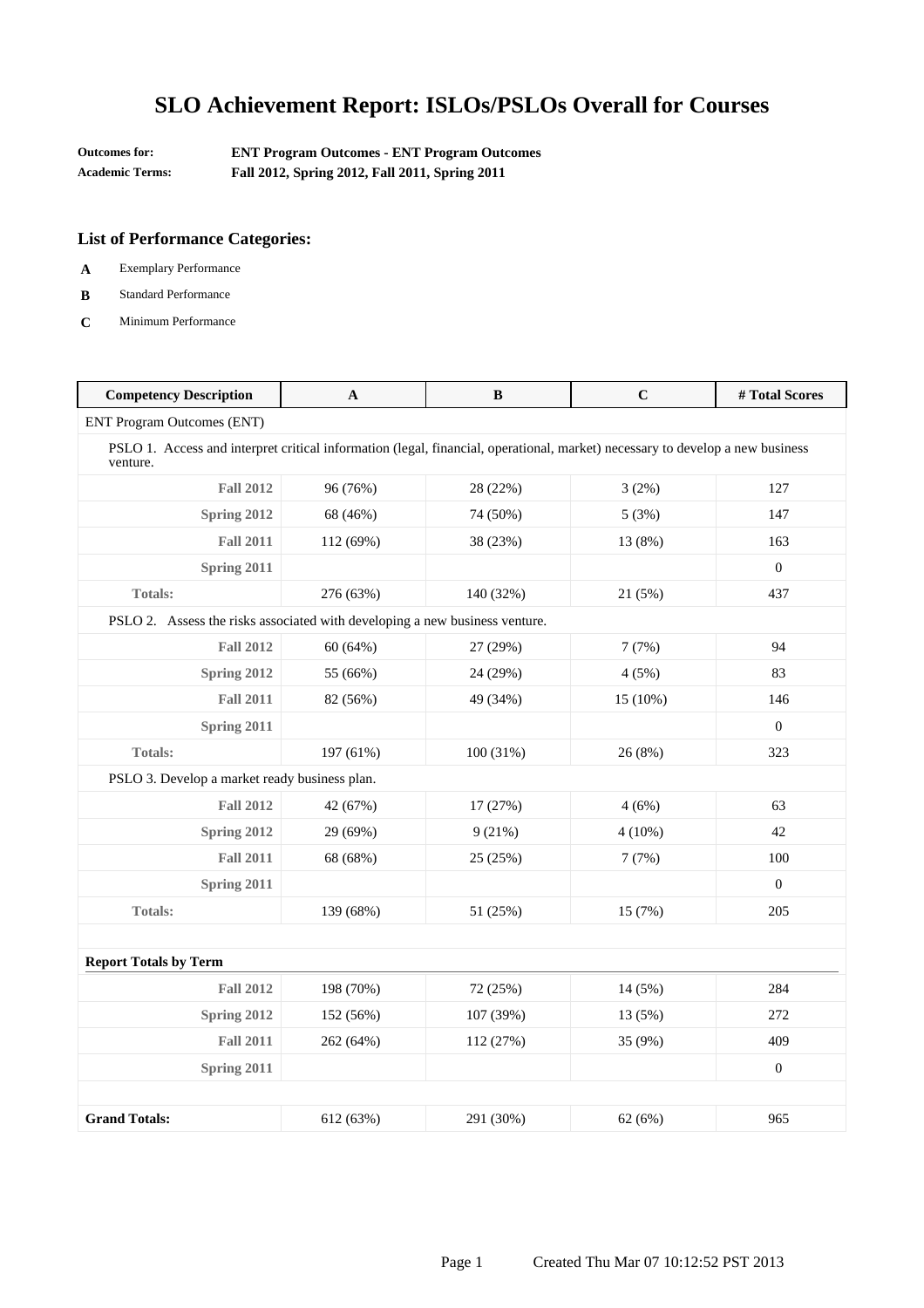# SLO Achievement Report: ISLOs/PSLOs Overall for Courses

**Outcomes for:** **ENT Program Outcomes - ENT Program Outcomes**
**Academic Terms:** **Fall 2012, Spring 2012, Fall 2011, Spring 2011**

### List of Performance Categories:

- **A** Exemplary Performance
- **B** Standard Performance
- **C** Minimum Performance

| Competency Description | A | B | C | # Total Scores |
|---|---|---|---|---|
| ENT Program Outcomes (ENT) | | | | |
| PSLO 1. Access and interpret critical information (legal, financial, operational, market) necessary to develop a new business venture. | | | | |
| **Fall 2012** | 96 (76%) | 28 (22%) | 3 (2%) | 127 |
| **Spring 2012** | 68 (46%) | 74 (50%) | 5 (3%) | 147 |
| **Fall 2011** | 112 (69%) | 38 (23%) | 13 (8%) | 163 |
| **Spring 2011** | | | | 0 |
| **Totals:** | 276 (63%) | 140 (32%) | 21 (5%) | 437 |
| PSLO 2. Assess the risks associated with developing a new business venture. | | | | |
| **Fall 2012** | 60 (64%) | 27 (29%) | 7 (7%) | 94 |
| **Spring 2012** | 55 (66%) | 24 (29%) | 4 (5%) | 83 |
| **Fall 2011** | 82 (56%) | 49 (34%) | 15 (10%) | 146 |
| **Spring 2011** | | | | 0 |
| **Totals:** | 197 (61%) | 100 (31%) | 26 (8%) | 323 |
| PSLO 3. Develop a market ready business plan. | | | | |
| **Fall 2012** | 42 (67%) | 17 (27%) | 4 (6%) | 63 |
| **Spring 2012** | 29 (69%) | 9 (21%) | 4 (10%) | 42 |
| **Fall 2011** | 68 (68%) | 25 (25%) | 7 (7%) | 100 |
| **Spring 2011** | | | | 0 |
| **Totals:** | 139 (68%) | 51 (25%) | 15 (7%) | 205 |
| **Report Totals by Term** | | | | |
| **Fall 2012** | 198 (70%) | 72 (25%) | 14 (5%) | 284 |
| **Spring 2012** | 152 (56%) | 107 (39%) | 13 (5%) | 272 |
| **Fall 2011** | 262 (64%) | 112 (27%) | 35 (9%) | 409 |
| **Spring 2011** | | | | 0 |
| **Grand Totals:** | 612 (63%) | 291 (30%) | 62 (6%) | 965 |

Created Thu Mar 07 10:12:52 PST 2013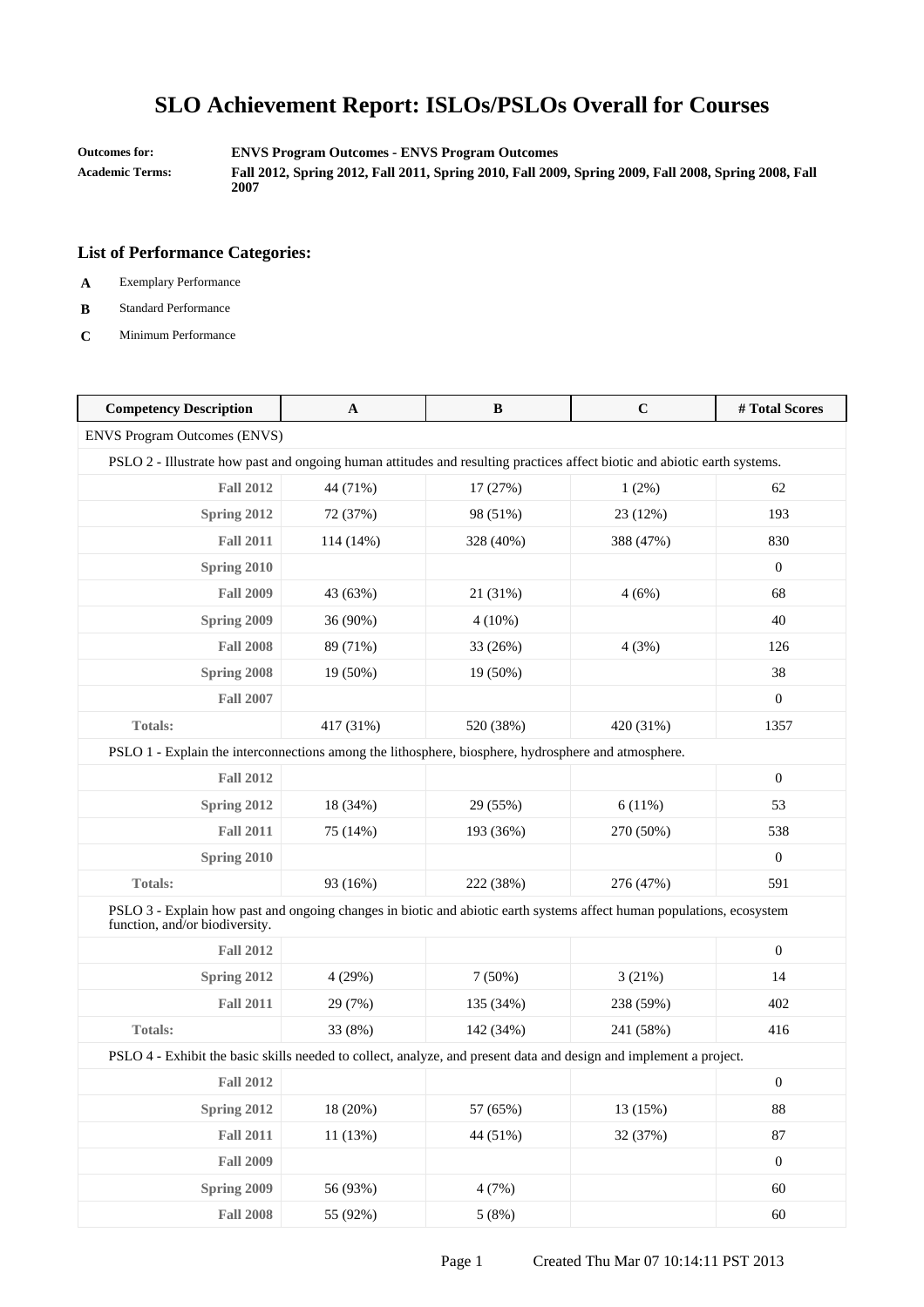# SLO Achievement Report: ISLOs/PSLOs Overall for Courses

**Outcomes for:** ENVS Program Outcomes - ENVS Program Outcomes

**Academic Terms:** Fall 2012, Spring 2012, Fall 2011, Spring 2010, Fall 2009, Spring 2009, Fall 2008, Spring 2008, Fall 2007

## List of Performance Categories:

- **A** Exemplary Performance
- **B** Standard Performance
- **C** Minimum Performance

| Competency Description | A | B | C | # Total Scores |
|---|---|---|---|---|
| ENVS Program Outcomes (ENVS) | | | | |
| PSLO 2 - Illustrate how past and ongoing human attitudes and resulting practices affect biotic and abiotic earth systems. | | | | |
| Fall 2012 | 44 (71%) | 17 (27%) | 1 (2%) | 62 |
| Spring 2012 | 72 (37%) | 98 (51%) | 23 (12%) | 193 |
| Fall 2011 | 114 (14%) | 328 (40%) | 388 (47%) | 830 |
| Spring 2010 | | | | 0 |
| Fall 2009 | 43 (63%) | 21 (31%) | 4 (6%) | 68 |
| Spring 2009 | 36 (90%) | 4 (10%) | | 40 |
| Fall 2008 | 89 (71%) | 33 (26%) | 4 (3%) | 126 |
| Spring 2008 | 19 (50%) | 19 (50%) | | 38 |
| Fall 2007 | | | | 0 |
| Totals: | 417 (31%) | 520 (38%) | 420 (31%) | 1357 |
| PSLO 1 - Explain the interconnections among the lithosphere, biosphere, hydrosphere and atmosphere. | | | | |
| Fall 2012 | | | | 0 |
| Spring 2012 | 18 (34%) | 29 (55%) | 6 (11%) | 53 |
| Fall 2011 | 75 (14%) | 193 (36%) | 270 (50%) | 538 |
| Spring 2010 | | | | 0 |
| Totals: | 93 (16%) | 222 (38%) | 276 (47%) | 591 |
| PSLO 3 - Explain how past and ongoing changes in biotic and abiotic earth systems affect human populations, ecosystem function, and/or biodiversity. | | | | |
| Fall 2012 | | | | 0 |
| Spring 2012 | 4 (29%) | 7 (50%) | 3 (21%) | 14 |
| Fall 2011 | 29 (7%) | 135 (34%) | 238 (59%) | 402 |
| Totals: | 33 (8%) | 142 (34%) | 241 (58%) | 416 |
| PSLO 4 - Exhibit the basic skills needed to collect, analyze, and present data and design and implement a project. | | | | |
| Fall 2012 | | | | 0 |
| Spring 2012 | 18 (20%) | 57 (65%) | 13 (15%) | 88 |
| Fall 2011 | 11 (13%) | 44 (51%) | 32 (37%) | 87 |
| Fall 2009 | | | | 0 |
| Spring 2009 | 56 (93%) | 4 (7%) | | 60 |
| Fall 2008 | 55 (92%) | 5 (8%) | | 60 |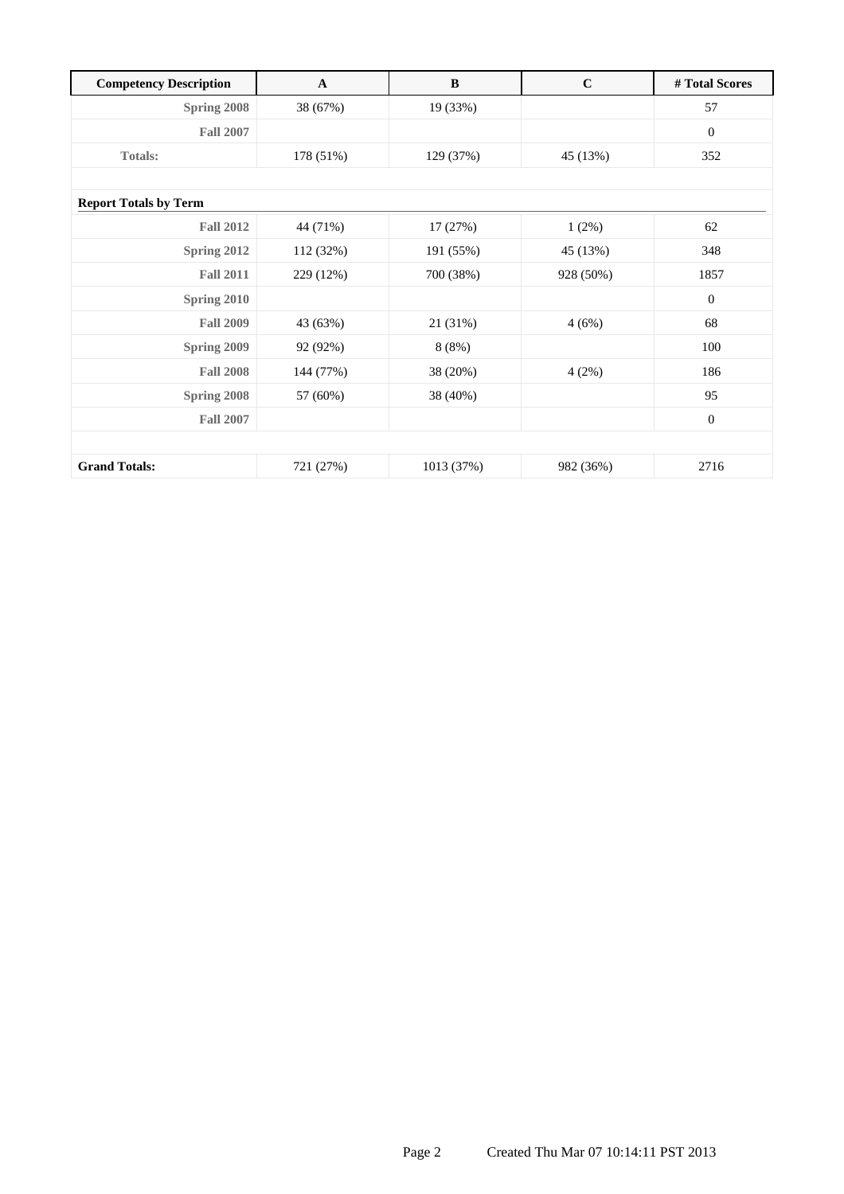| Competency Description | A | B | C | # Total Scores |
|---|---|---|---|---|
| Spring 2008 | 38 (67%) | 19 (33%) | | 57 |
| Fall 2007 | | | | 0 |
| Totals: | 178 (51%) | 129 (37%) | 45 (13%) | 352 |
| | | | | |
| **Report Totals by Term** | | | | |
| Fall 2012 | 44 (71%) | 17 (27%) | 1 (2%) | 62 |
| Spring 2012 | 112 (32%) | 191 (55%) | 45 (13%) | 348 |
| Fall 2011 | 229 (12%) | 700 (38%) | 928 (50%) | 1857 |
| Spring 2010 | | | | 0 |
| Fall 2009 | 43 (63%) | 21 (31%) | 4 (6%) | 68 |
| Spring 2009 | 92 (92%) | 8 (8%) | | 100 |
| Fall 2008 | 144 (77%) | 38 (20%) | 4 (2%) | 186 |
| Spring 2008 | 57 (60%) | 38 (40%) | | 95 |
| Fall 2007 | | | | 0 |
| | | | | |
| **Grand Totals:** | 721 (27%) | 1013 (37%) | 982 (36%) | 2716 |

Created Thu Mar 07 10:14:11 PST 2013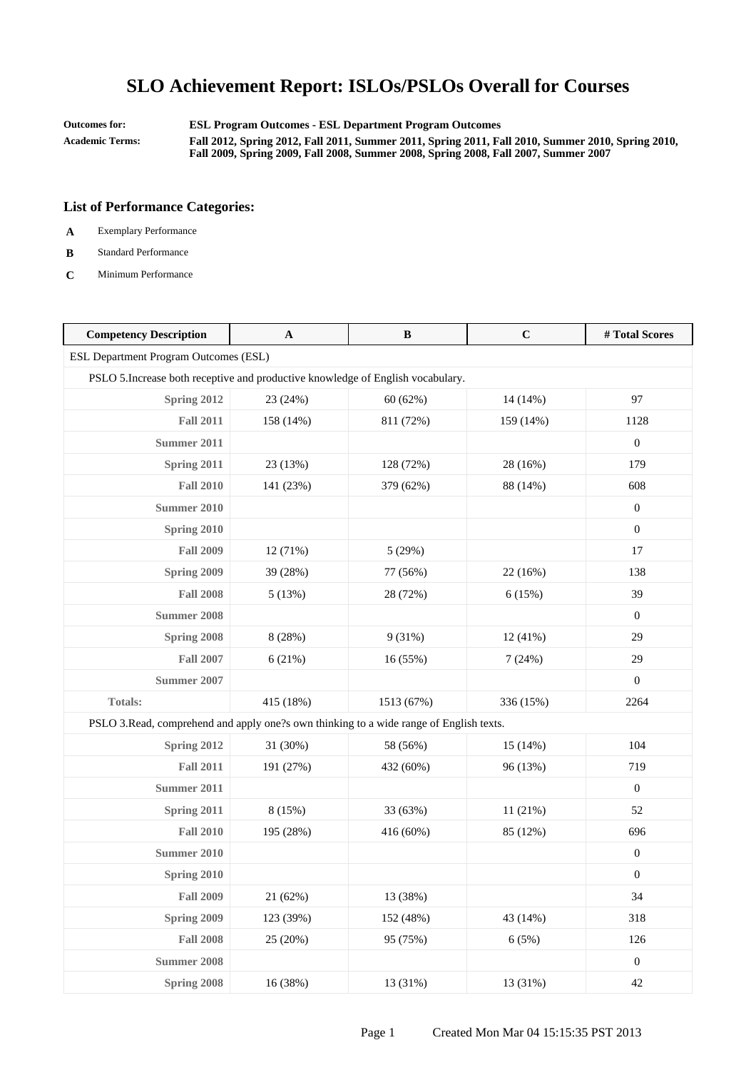# SLO Achievement Report: ISLOs/PSLOs Overall for Courses

**Outcomes for:** ESL Program Outcomes - ESL Department Program Outcomes

**Academic Terms:** Fall 2012, Spring 2012, Fall 2011, Summer 2011, Spring 2011, Fall 2010, Summer 2010, Spring 2010, Fall 2009, Spring 2009, Fall 2008, Summer 2008, Spring 2008, Fall 2007, Summer 2007

### List of Performance Categories:

- **A** Exemplary Performance
- **B** Standard Performance
- **C** Minimum Performance

| Competency Description | A | B | C | # Total Scores |
|---|---|---|---|---|
| ESL Department Program Outcomes (ESL) | | | | |
| PSLO 5.Increase both receptive and productive knowledge of English vocabulary. | | | | |
| Spring 2012 | 23 (24%) | 60 (62%) | 14 (14%) | 97 |
| Fall 2011 | 158 (14%) | 811 (72%) | 159 (14%) | 1128 |
| Summer 2011 | | | | 0 |
| Spring 2011 | 23 (13%) | 128 (72%) | 28 (16%) | 179 |
| Fall 2010 | 141 (23%) | 379 (62%) | 88 (14%) | 608 |
| Summer 2010 | | | | 0 |
| Spring 2010 | | | | 0 |
| Fall 2009 | 12 (71%) | 5 (29%) | | 17 |
| Spring 2009 | 39 (28%) | 77 (56%) | 22 (16%) | 138 |
| Fall 2008 | 5 (13%) | 28 (72%) | 6 (15%) | 39 |
| Summer 2008 | | | | 0 |
| Spring 2008 | 8 (28%) | 9 (31%) | 12 (41%) | 29 |
| Fall 2007 | 6 (21%) | 16 (55%) | 7 (24%) | 29 |
| Summer 2007 | | | | 0 |
| Totals: | 415 (18%) | 1513 (67%) | 336 (15%) | 2264 |
| PSLO 3.Read, comprehend and apply one?s own thinking to a wide range of English texts. | | | | |
| Spring 2012 | 31 (30%) | 58 (56%) | 15 (14%) | 104 |
| Fall 2011 | 191 (27%) | 432 (60%) | 96 (13%) | 719 |
| Summer 2011 | | | | 0 |
| Spring 2011 | 8 (15%) | 33 (63%) | 11 (21%) | 52 |
| Fall 2010 | 195 (28%) | 416 (60%) | 85 (12%) | 696 |
| Summer 2010 | | | | 0 |
| Spring 2010 | | | | 0 |
| Fall 2009 | 21 (62%) | 13 (38%) | | 34 |
| Spring 2009 | 123 (39%) | 152 (48%) | 43 (14%) | 318 |
| Fall 2008 | 25 (20%) | 95 (75%) | 6 (5%) | 126 |
| Summer 2008 | | | | 0 |
| Spring 2008 | 16 (38%) | 13 (31%) | 13 (31%) | 42 |

Created Mon Mar 04 15:15:35 PST 2013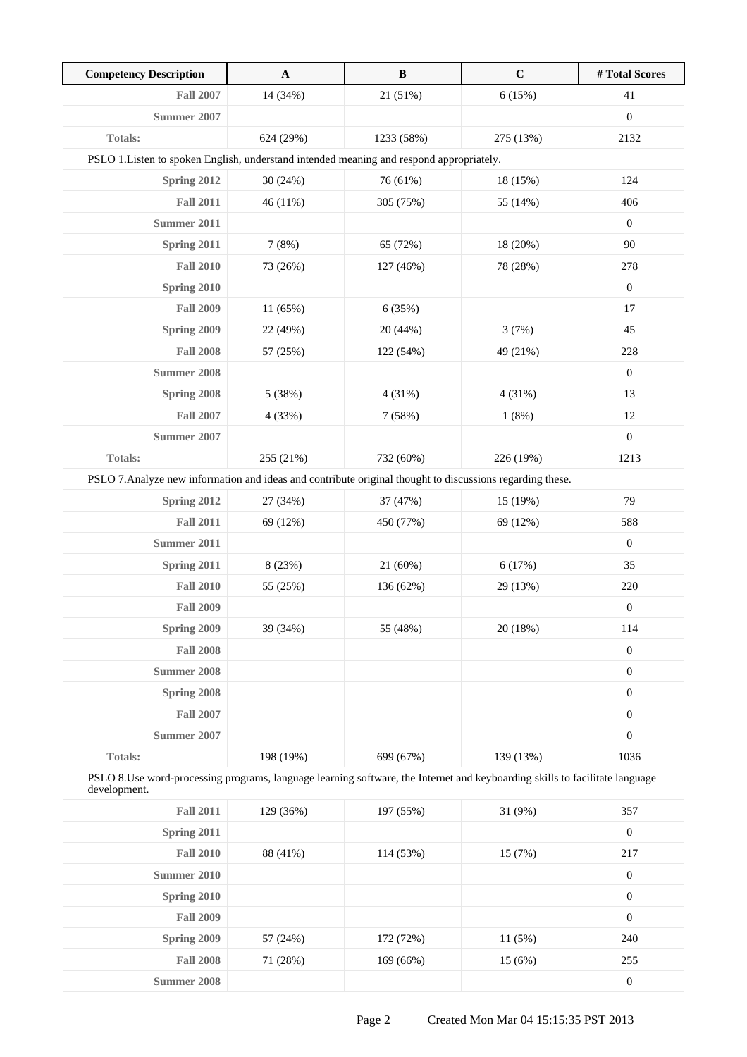| Competency Description | A | B | C | # Total Scores |
|---|---|---|---|---|
| Fall 2007 | 14 (34%) | 21 (51%) | 6 (15%) | 41 |
| Summer 2007 | | | | 0 |
| Totals: | 624 (29%) | 1233 (58%) | 275 (13%) | 2132 |
| PSLO 1.Listen to spoken English, understand intended meaning and respond appropriately. | | | | |
| Spring 2012 | 30 (24%) | 76 (61%) | 18 (15%) | 124 |
| Fall 2011 | 46 (11%) | 305 (75%) | 55 (14%) | 406 |
| Summer 2011 | | | | 0 |
| Spring 2011 | 7 (8%) | 65 (72%) | 18 (20%) | 90 |
| Fall 2010 | 73 (26%) | 127 (46%) | 78 (28%) | 278 |
| Spring 2010 | | | | 0 |
| Fall 2009 | 11 (65%) | 6 (35%) | | 17 |
| Spring 2009 | 22 (49%) | 20 (44%) | 3 (7%) | 45 |
| Fall 2008 | 57 (25%) | 122 (54%) | 49 (21%) | 228 |
| Summer 2008 | | | | 0 |
| Spring 2008 | 5 (38%) | 4 (31%) | 4 (31%) | 13 |
| Fall 2007 | 4 (33%) | 7 (58%) | 1 (8%) | 12 |
| Summer 2007 | | | | 0 |
| Totals: | 255 (21%) | 732 (60%) | 226 (19%) | 1213 |
| PSLO 7.Analyze new information and ideas and contribute original thought to discussions regarding these. | | | | |
| Spring 2012 | 27 (34%) | 37 (47%) | 15 (19%) | 79 |
| Fall 2011 | 69 (12%) | 450 (77%) | 69 (12%) | 588 |
| Summer 2011 | | | | 0 |
| Spring 2011 | 8 (23%) | 21 (60%) | 6 (17%) | 35 |
| Fall 2010 | 55 (25%) | 136 (62%) | 29 (13%) | 220 |
| Fall 2009 | | | | 0 |
| Spring 2009 | 39 (34%) | 55 (48%) | 20 (18%) | 114 |
| Fall 2008 | | | | 0 |
| Summer 2008 | | | | 0 |
| Spring 2008 | | | | 0 |
| Fall 2007 | | | | 0 |
| Summer 2007 | | | | 0 |
| Totals: | 198 (19%) | 699 (67%) | 139 (13%) | 1036 |
| PSLO 8.Use word-processing programs, language learning software, the Internet and keyboarding skills to facilitate language development. | | | | |
| Fall 2011 | 129 (36%) | 197 (55%) | 31 (9%) | 357 |
| Spring 2011 | | | | 0 |
| Fall 2010 | 88 (41%) | 114 (53%) | 15 (7%) | 217 |
| Summer 2010 | | | | 0 |
| Spring 2010 | | | | 0 |
| Fall 2009 | | | | 0 |
| Spring 2009 | 57 (24%) | 172 (72%) | 11 (5%) | 240 |
| Fall 2008 | 71 (28%) | 169 (66%) | 15 (6%) | 255 |
| Summer 2008 | | | | 0 |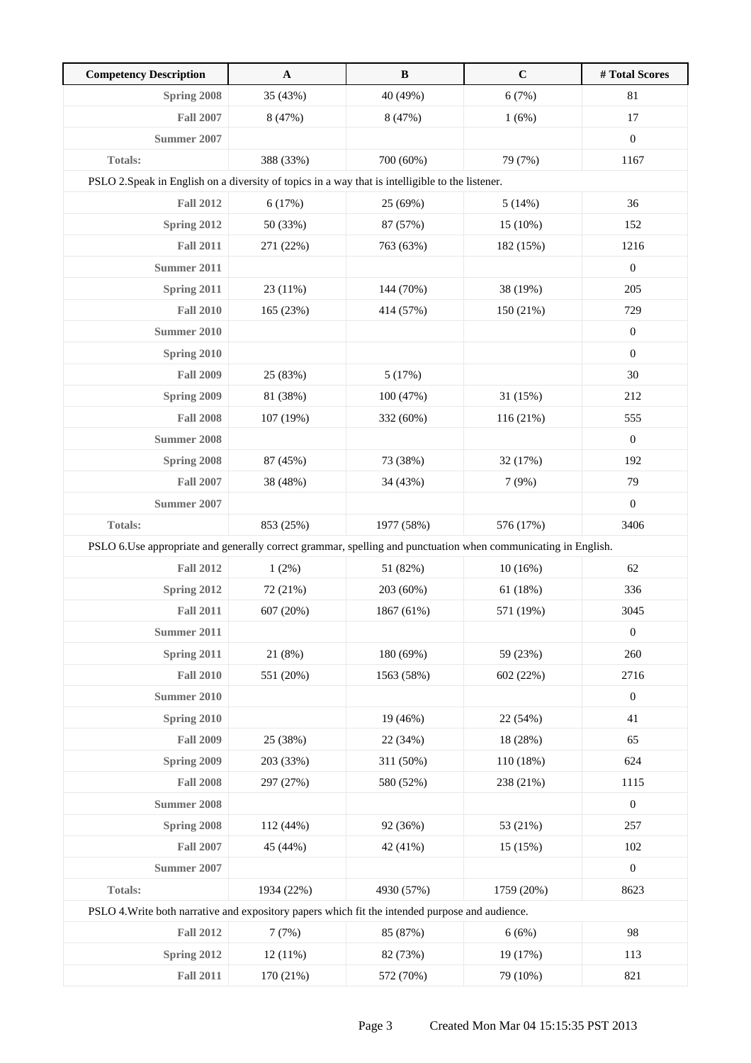| Competency Description | A | B | C | # Total Scores |
|---|---|---|---|---|
| Spring 2008 | 35 (43%) | 40 (49%) | 6 (7%) | 81 |
| Fall 2007 | 8 (47%) | 8 (47%) | 1 (6%) | 17 |
| Summer 2007 | | | | 0 |
| Totals: | 388 (33%) | 700 (60%) | 79 (7%) | 1167 |
| PSLO 2.Speak in English on a diversity of topics in a way that is intelligible to the listener. | | | | |
| Fall 2012 | 6 (17%) | 25 (69%) | 5 (14%) | 36 |
| Spring 2012 | 50 (33%) | 87 (57%) | 15 (10%) | 152 |
| Fall 2011 | 271 (22%) | 763 (63%) | 182 (15%) | 1216 |
| Summer 2011 | | | | 0 |
| Spring 2011 | 23 (11%) | 144 (70%) | 38 (19%) | 205 |
| Fall 2010 | 165 (23%) | 414 (57%) | 150 (21%) | 729 |
| Summer 2010 | | | | 0 |
| Spring 2010 | | | | 0 |
| Fall 2009 | 25 (83%) | 5 (17%) | | 30 |
| Spring 2009 | 81 (38%) | 100 (47%) | 31 (15%) | 212 |
| Fall 2008 | 107 (19%) | 332 (60%) | 116 (21%) | 555 |
| Summer 2008 | | | | 0 |
| Spring 2008 | 87 (45%) | 73 (38%) | 32 (17%) | 192 |
| Fall 2007 | 38 (48%) | 34 (43%) | 7 (9%) | 79 |
| Summer 2007 | | | | 0 |
| Totals: | 853 (25%) | 1977 (58%) | 576 (17%) | 3406 |
| PSLO 6.Use appropriate and generally correct grammar, spelling and punctuation when communicating in English. | | | | |
| Fall 2012 | 1 (2%) | 51 (82%) | 10 (16%) | 62 |
| Spring 2012 | 72 (21%) | 203 (60%) | 61 (18%) | 336 |
| Fall 2011 | 607 (20%) | 1867 (61%) | 571 (19%) | 3045 |
| Summer 2011 | | | | 0 |
| Spring 2011 | 21 (8%) | 180 (69%) | 59 (23%) | 260 |
| Fall 2010 | 551 (20%) | 1563 (58%) | 602 (22%) | 2716 |
| Summer 2010 | | | | 0 |
| Spring 2010 | | 19 (46%) | 22 (54%) | 41 |
| Fall 2009 | 25 (38%) | 22 (34%) | 18 (28%) | 65 |
| Spring 2009 | 203 (33%) | 311 (50%) | 110 (18%) | 624 |
| Fall 2008 | 297 (27%) | 580 (52%) | 238 (21%) | 1115 |
| Summer 2008 | | | | 0 |
| Spring 2008 | 112 (44%) | 92 (36%) | 53 (21%) | 257 |
| Fall 2007 | 45 (44%) | 42 (41%) | 15 (15%) | 102 |
| Summer 2007 | | | | 0 |
| Totals: | 1934 (22%) | 4930 (57%) | 1759 (20%) | 8623 |
| PSLO 4.Write both narrative and expository papers which fit the intended purpose and audience. | | | | |
| Fall 2012 | 7 (7%) | 85 (87%) | 6 (6%) | 98 |
| Spring 2012 | 12 (11%) | 82 (73%) | 19 (17%) | 113 |
| Fall 2011 | 170 (21%) | 572 (70%) | 79 (10%) | 821 |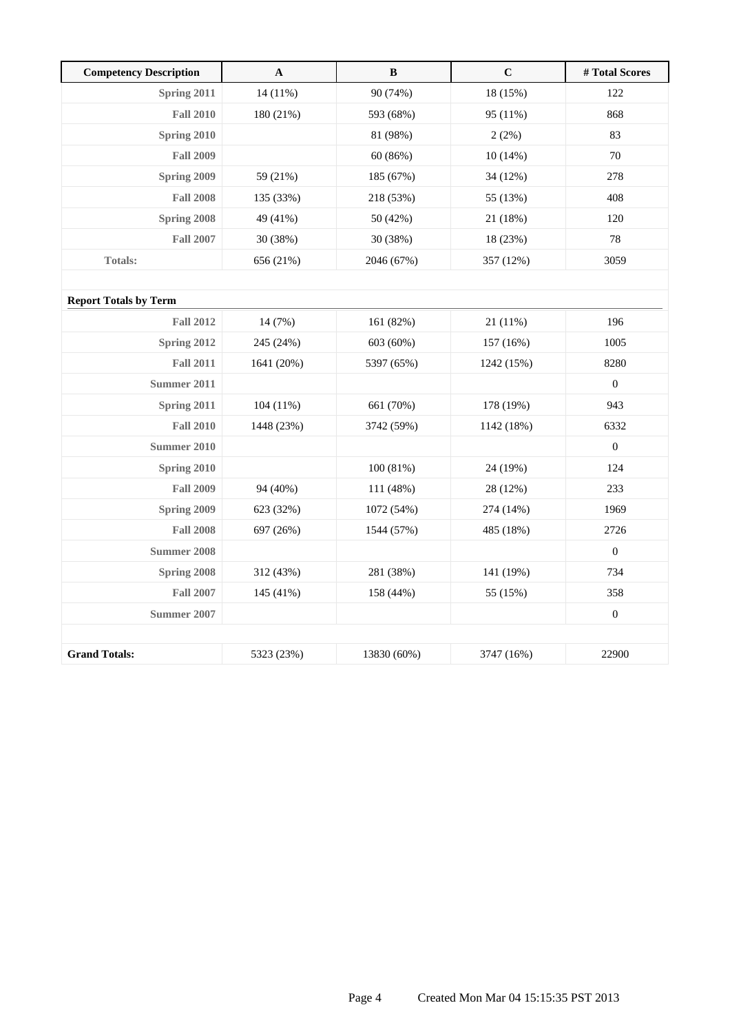| Competency Description | A | B | C | # Total Scores |
|---|---|---|---|---|
| **Spring 2011** | 14 (11%) | 90 (74%) | 18 (15%) | 122 |
| **Fall 2010** | 180 (21%) | 593 (68%) | 95 (11%) | 868 |
| **Spring 2010** | | 81 (98%) | 2 (2%) | 83 |
| **Fall 2009** | | 60 (86%) | 10 (14%) | 70 |
| **Spring 2009** | 59 (21%) | 185 (67%) | 34 (12%) | 278 |
| **Fall 2008** | 135 (33%) | 218 (53%) | 55 (13%) | 408 |
| **Spring 2008** | 49 (41%) | 50 (42%) | 21 (18%) | 120 |
| **Fall 2007** | 30 (38%) | 30 (38%) | 18 (23%) | 78 |
| **Totals:** | 656 (21%) | 2046 (67%) | 357 (12%) | 3059 |
| | | | | |
| **Report Totals by Term** | | | | |
| **Fall 2012** | 14 (7%) | 161 (82%) | 21 (11%) | 196 |
| **Spring 2012** | 245 (24%) | 603 (60%) | 157 (16%) | 1005 |
| **Fall 2011** | 1641 (20%) | 5397 (65%) | 1242 (15%) | 8280 |
| **Summer 2011** | | | | 0 |
| **Spring 2011** | 104 (11%) | 661 (70%) | 178 (19%) | 943 |
| **Fall 2010** | 1448 (23%) | 3742 (59%) | 1142 (18%) | 6332 |
| **Summer 2010** | | | | 0 |
| **Spring 2010** | | 100 (81%) | 24 (19%) | 124 |
| **Fall 2009** | 94 (40%) | 111 (48%) | 28 (12%) | 233 |
| **Spring 2009** | 623 (32%) | 1072 (54%) | 274 (14%) | 1969 |
| **Fall 2008** | 697 (26%) | 1544 (57%) | 485 (18%) | 2726 |
| **Summer 2008** | | | | 0 |
| **Spring 2008** | 312 (43%) | 281 (38%) | 141 (19%) | 734 |
| **Fall 2007** | 145 (41%) | 158 (44%) | 55 (15%) | 358 |
| **Summer 2007** | | | | 0 |
| | | | | |
| **Grand Totals:** | 5323 (23%) | 13830 (60%) | 3747 (16%) | 22900 |

Created Mon Mar 04 15:15:35 PST 2013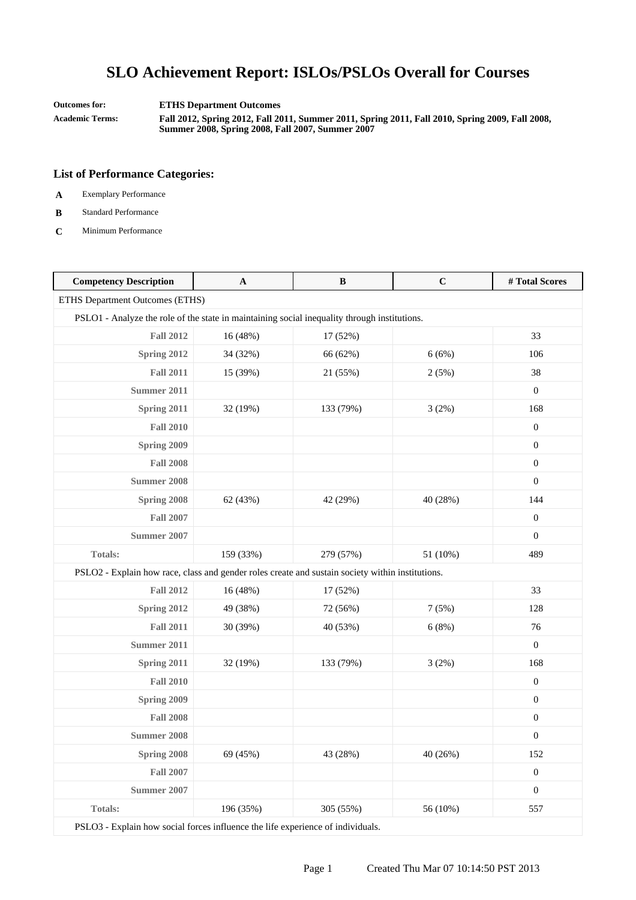# SLO Achievement Report: ISLOs/PSLOs Overall for Courses

**Outcomes for:** **ETHS Department Outcomes**

**Academic Terms:** **Fall 2012, Spring 2012, Fall 2011, Summer 2011, Spring 2011, Fall 2010, Spring 2009, Fall 2008, Summer 2008, Spring 2008, Fall 2007, Summer 2007**

### List of Performance Categories:

- **A** Exemplary Performance
- **B** Standard Performance
- **C** Minimum Performance

| Competency Description | A | B | C | # Total Scores |
|---|---|---|---|---|
| ETHS Department Outcomes (ETHS) | | | | |
| PSLO1 - Analyze the role of the state in maintaining social inequality through institutions. | | | | |
| **Fall 2012** | 16 (48%) | 17 (52%) | | 33 |
| **Spring 2012** | 34 (32%) | 66 (62%) | 6 (6%) | 106 |
| **Fall 2011** | 15 (39%) | 21 (55%) | 2 (5%) | 38 |
| **Summer 2011** | | | | 0 |
| **Spring 2011** | 32 (19%) | 133 (79%) | 3 (2%) | 168 |
| **Fall 2010** | | | | 0 |
| **Spring 2009** | | | | 0 |
| **Fall 2008** | | | | 0 |
| **Summer 2008** | | | | 0 |
| **Spring 2008** | 62 (43%) | 42 (29%) | 40 (28%) | 144 |
| **Fall 2007** | | | | 0 |
| **Summer 2007** | | | | 0 |
| **Totals:** | 159 (33%) | 279 (57%) | 51 (10%) | 489 |
| PSLO2 - Explain how race, class and gender roles create and sustain society within institutions. | | | | |
| **Fall 2012** | 16 (48%) | 17 (52%) | | 33 |
| **Spring 2012** | 49 (38%) | 72 (56%) | 7 (5%) | 128 |
| **Fall 2011** | 30 (39%) | 40 (53%) | 6 (8%) | 76 |
| **Summer 2011** | | | | 0 |
| **Spring 2011** | 32 (19%) | 133 (79%) | 3 (2%) | 168 |
| **Fall 2010** | | | | 0 |
| **Spring 2009** | | | | 0 |
| **Fall 2008** | | | | 0 |
| **Summer 2008** | | | | 0 |
| **Spring 2008** | 69 (45%) | 43 (28%) | 40 (26%) | 152 |
| **Fall 2007** | | | | 0 |
| **Summer 2007** | | | | 0 |
| **Totals:** | 196 (35%) | 305 (55%) | 56 (10%) | 557 |
| PSLO3 - Explain how social forces influence the life experience of individuals. | | | | |

Created Thu Mar 07 10:14:50 PST 2013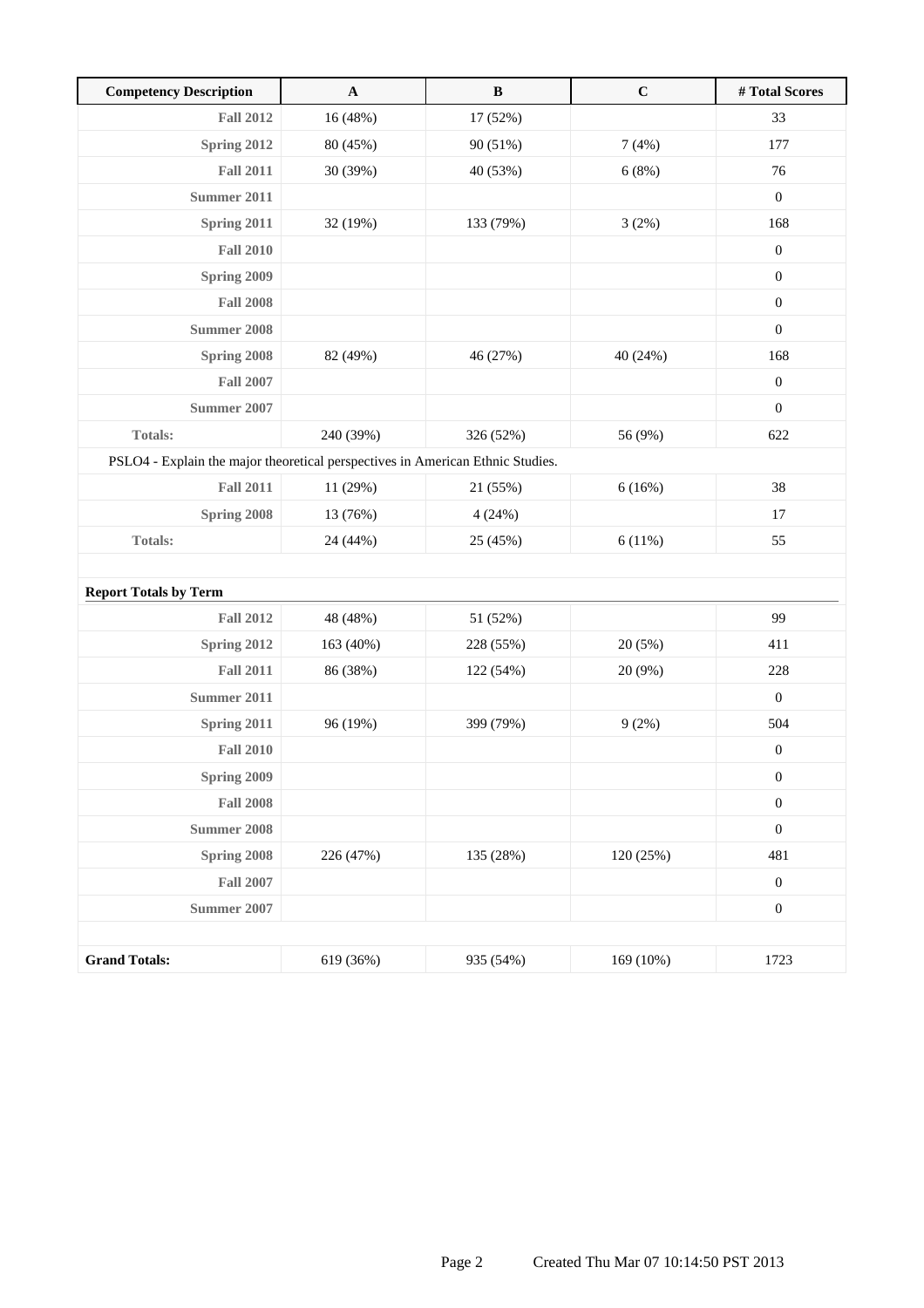| Competency Description | A | B | C | # Total Scores |
|---|---|---|---|---|
| **Fall 2012** | 16 (48%) | 17 (52%) | | 33 |
| **Spring 2012** | 80 (45%) | 90 (51%) | 7 (4%) | 177 |
| **Fall 2011** | 30 (39%) | 40 (53%) | 6 (8%) | 76 |
| **Summer 2011** | | | | 0 |
| **Spring 2011** | 32 (19%) | 133 (79%) | 3 (2%) | 168 |
| **Fall 2010** | | | | 0 |
| **Spring 2009** | | | | 0 |
| **Fall 2008** | | | | 0 |
| **Summer 2008** | | | | 0 |
| **Spring 2008** | 82 (49%) | 46 (27%) | 40 (24%) | 168 |
| **Fall 2007** | | | | 0 |
| **Summer 2007** | | | | 0 |
| **Totals:** | 240 (39%) | 326 (52%) | 56 (9%) | 622 |
| PSLO4 - Explain the major theoretical perspectives in American Ethnic Studies. | | | | |
| **Fall 2011** | 11 (29%) | 21 (55%) | 6 (16%) | 38 |
| **Spring 2008** | 13 (76%) | 4 (24%) | | 17 |
| **Totals:** | 24 (44%) | 25 (45%) | 6 (11%) | 55 |
| | | | | |
| **Report Totals by Term** | | | | |
| **Fall 2012** | 48 (48%) | 51 (52%) | | 99 |
| **Spring 2012** | 163 (40%) | 228 (55%) | 20 (5%) | 411 |
| **Fall 2011** | 86 (38%) | 122 (54%) | 20 (9%) | 228 |
| **Summer 2011** | | | | 0 |
| **Spring 2011** | 96 (19%) | 399 (79%) | 9 (2%) | 504 |
| **Fall 2010** | | | | 0 |
| **Spring 2009** | | | | 0 |
| **Fall 2008** | | | | 0 |
| **Summer 2008** | | | | 0 |
| **Spring 2008** | 226 (47%) | 135 (28%) | 120 (25%) | 481 |
| **Fall 2007** | | | | 0 |
| **Summer 2007** | | | | 0 |
| | | | | |
| **Grand Totals:** | 619 (36%) | 935 (54%) | 169 (10%) | 1723 |

Created Thu Mar 07 10:14:50 PST 2013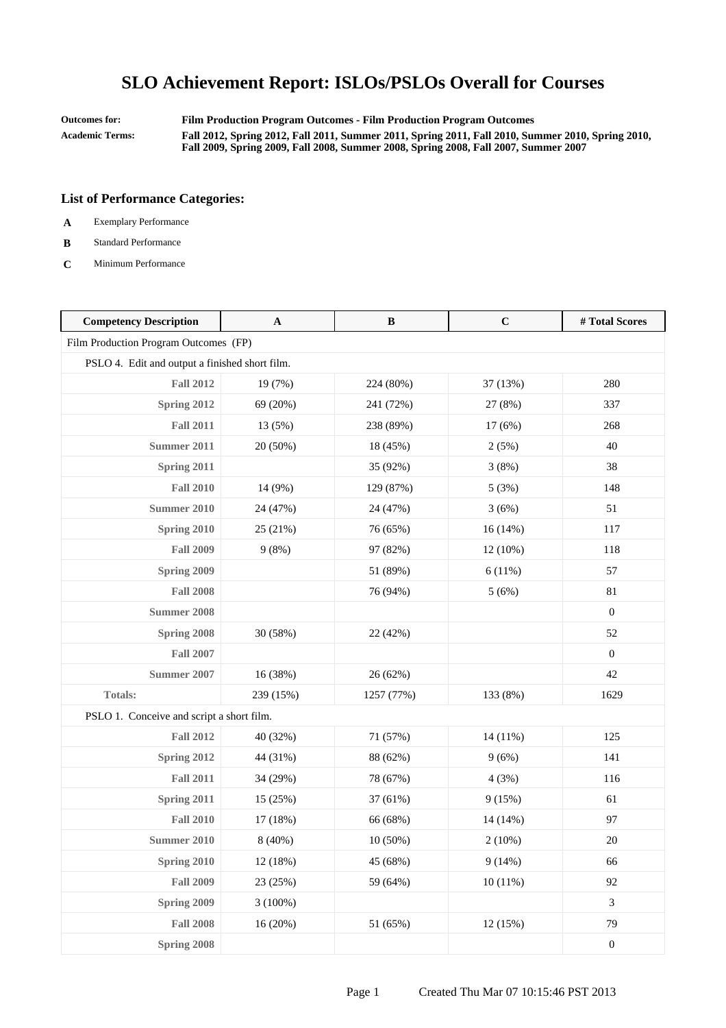# SLO Achievement Report: ISLOs/PSLOs Overall for Courses

**Outcomes for:** **Film Production Program Outcomes - Film Production Program Outcomes**

**Academic Terms:** **Fall 2012, Spring 2012, Fall 2011, Summer 2011, Spring 2011, Fall 2010, Summer 2010, Spring 2010, Fall 2009, Spring 2009, Fall 2008, Summer 2008, Spring 2008, Fall 2007, Summer 2007**

### List of Performance Categories:

- **A** Exemplary Performance
- **B** Standard Performance
- **C** Minimum Performance

| Competency Description | A | B | C | # Total Scores |
|---|---|---|---|---|
| Film Production Program Outcomes (FP) | | | | |
| PSLO 4. Edit and output a finished short film. | | | | |
| **Fall 2012** | 19 (7%) | 224 (80%) | 37 (13%) | 280 |
| **Spring 2012** | 69 (20%) | 241 (72%) | 27 (8%) | 337 |
| **Fall 2011** | 13 (5%) | 238 (89%) | 17 (6%) | 268 |
| **Summer 2011** | 20 (50%) | 18 (45%) | 2 (5%) | 40 |
| **Spring 2011** | | 35 (92%) | 3 (8%) | 38 |
| **Fall 2010** | 14 (9%) | 129 (87%) | 5 (3%) | 148 |
| **Summer 2010** | 24 (47%) | 24 (47%) | 3 (6%) | 51 |
| **Spring 2010** | 25 (21%) | 76 (65%) | 16 (14%) | 117 |
| **Fall 2009** | 9 (8%) | 97 (82%) | 12 (10%) | 118 |
| **Spring 2009** | | 51 (89%) | 6 (11%) | 57 |
| **Fall 2008** | | 76 (94%) | 5 (6%) | 81 |
| **Summer 2008** | | | | 0 |
| **Spring 2008** | 30 (58%) | 22 (42%) | | 52 |
| **Fall 2007** | | | | 0 |
| **Summer 2007** | 16 (38%) | 26 (62%) | | 42 |
| **Totals:** | 239 (15%) | 1257 (77%) | 133 (8%) | 1629 |
| PSLO 1. Conceive and script a short film. | | | | |
| **Fall 2012** | 40 (32%) | 71 (57%) | 14 (11%) | 125 |
| **Spring 2012** | 44 (31%) | 88 (62%) | 9 (6%) | 141 |
| **Fall 2011** | 34 (29%) | 78 (67%) | 4 (3%) | 116 |
| **Spring 2011** | 15 (25%) | 37 (61%) | 9 (15%) | 61 |
| **Fall 2010** | 17 (18%) | 66 (68%) | 14 (14%) | 97 |
| **Summer 2010** | 8 (40%) | 10 (50%) | 2 (10%) | 20 |
| **Spring 2010** | 12 (18%) | 45 (68%) | 9 (14%) | 66 |
| **Fall 2009** | 23 (25%) | 59 (64%) | 10 (11%) | 92 |
| **Spring 2009** | 3 (100%) | | | 3 |
| **Fall 2008** | 16 (20%) | 51 (65%) | 12 (15%) | 79 |
| **Spring 2008** | | | | 0 |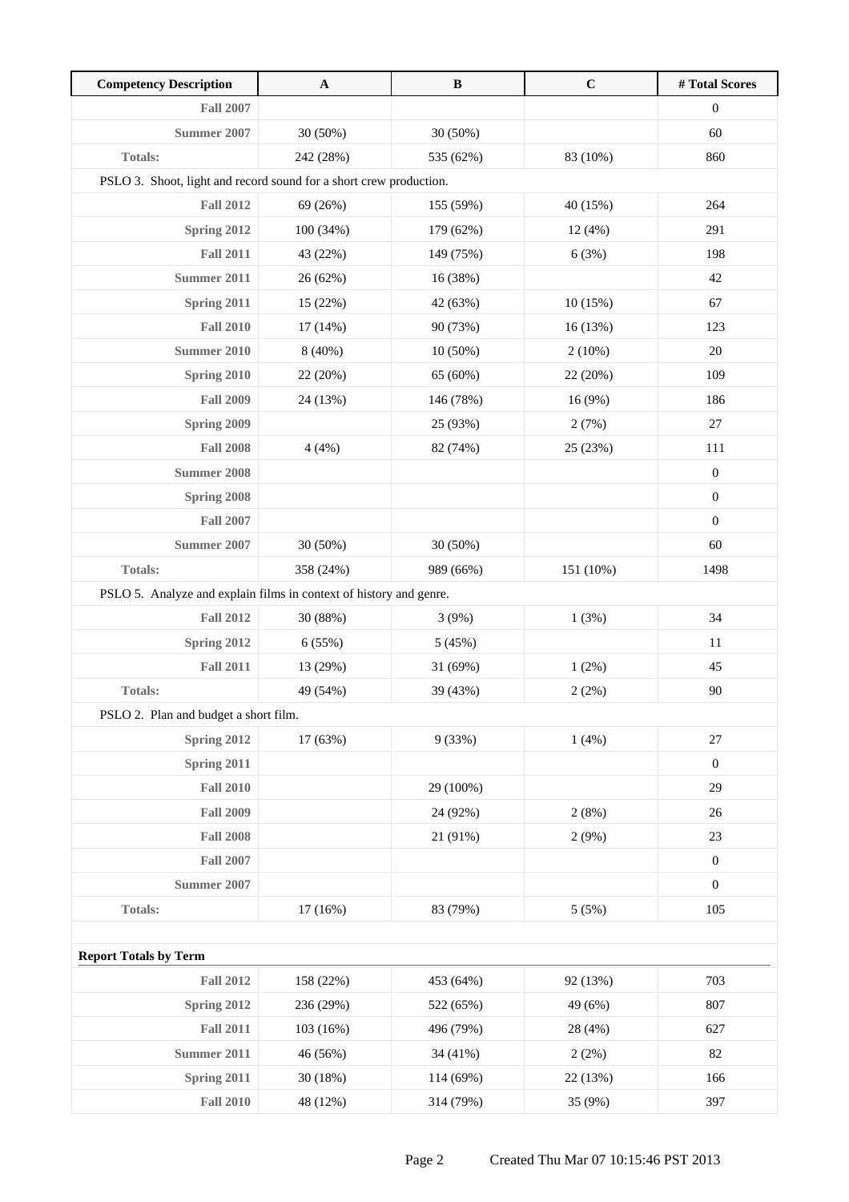| Competency Description | A | B | C | # Total Scores |
|---|---|---|---|---|
| **Fall 2007** | | | | 0 |
| **Summer 2007** | 30 (50%) | 30 (50%) | | 60 |
| **Totals:** | 242 (28%) | 535 (62%) | 83 (10%) | 860 |
| PSLO 3. Shoot, light and record sound for a short crew production. | | | | |
| **Fall 2012** | 69 (26%) | 155 (59%) | 40 (15%) | 264 |
| **Spring 2012** | 100 (34%) | 179 (62%) | 12 (4%) | 291 |
| **Fall 2011** | 43 (22%) | 149 (75%) | 6 (3%) | 198 |
| **Summer 2011** | 26 (62%) | 16 (38%) | | 42 |
| **Spring 2011** | 15 (22%) | 42 (63%) | 10 (15%) | 67 |
| **Fall 2010** | 17 (14%) | 90 (73%) | 16 (13%) | 123 |
| **Summer 2010** | 8 (40%) | 10 (50%) | 2 (10%) | 20 |
| **Spring 2010** | 22 (20%) | 65 (60%) | 22 (20%) | 109 |
| **Fall 2009** | 24 (13%) | 146 (78%) | 16 (9%) | 186 |
| **Spring 2009** | | 25 (93%) | 2 (7%) | 27 |
| **Fall 2008** | 4 (4%) | 82 (74%) | 25 (23%) | 111 |
| **Summer 2008** | | | | 0 |
| **Spring 2008** | | | | 0 |
| **Fall 2007** | | | | 0 |
| **Summer 2007** | 30 (50%) | 30 (50%) | | 60 |
| **Totals:** | 358 (24%) | 989 (66%) | 151 (10%) | 1498 |
| PSLO 5. Analyze and explain films in context of history and genre. | | | | |
| **Fall 2012** | 30 (88%) | 3 (9%) | 1 (3%) | 34 |
| **Spring 2012** | 6 (55%) | 5 (45%) | | 11 |
| **Fall 2011** | 13 (29%) | 31 (69%) | 1 (2%) | 45 |
| **Totals:** | 49 (54%) | 39 (43%) | 2 (2%) | 90 |
| PSLO 2. Plan and budget a short film. | | | | |
| **Spring 2012** | 17 (63%) | 9 (33%) | 1 (4%) | 27 |
| **Spring 2011** | | | | 0 |
| **Fall 2010** | | 29 (100%) | | 29 |
| **Fall 2009** | | 24 (92%) | 2 (8%) | 26 |
| **Fall 2008** | | 21 (91%) | 2 (9%) | 23 |
| **Fall 2007** | | | | 0 |
| **Summer 2007** | | | | 0 |
| **Totals:** | 17 (16%) | 83 (79%) | 5 (5%) | 105 |

**Report Totals by Term**

| | A | B | C | # Total Scores |
|---|---|---|---|---|
| **Fall 2012** | 158 (22%) | 453 (64%) | 92 (13%) | 703 |
| **Spring 2012** | 236 (29%) | 522 (65%) | 49 (6%) | 807 |
| **Fall 2011** | 103 (16%) | 496 (79%) | 28 (4%) | 627 |
| **Summer 2011** | 46 (56%) | 34 (41%) | 2 (2%) | 82 |
| **Spring 2011** | 30 (18%) | 114 (69%) | 22 (13%) | 166 |
| **Fall 2010** | 48 (12%) | 314 (79%) | 35 (9%) | 397 |

Created Thu Mar 07 10:15:46 PST 2013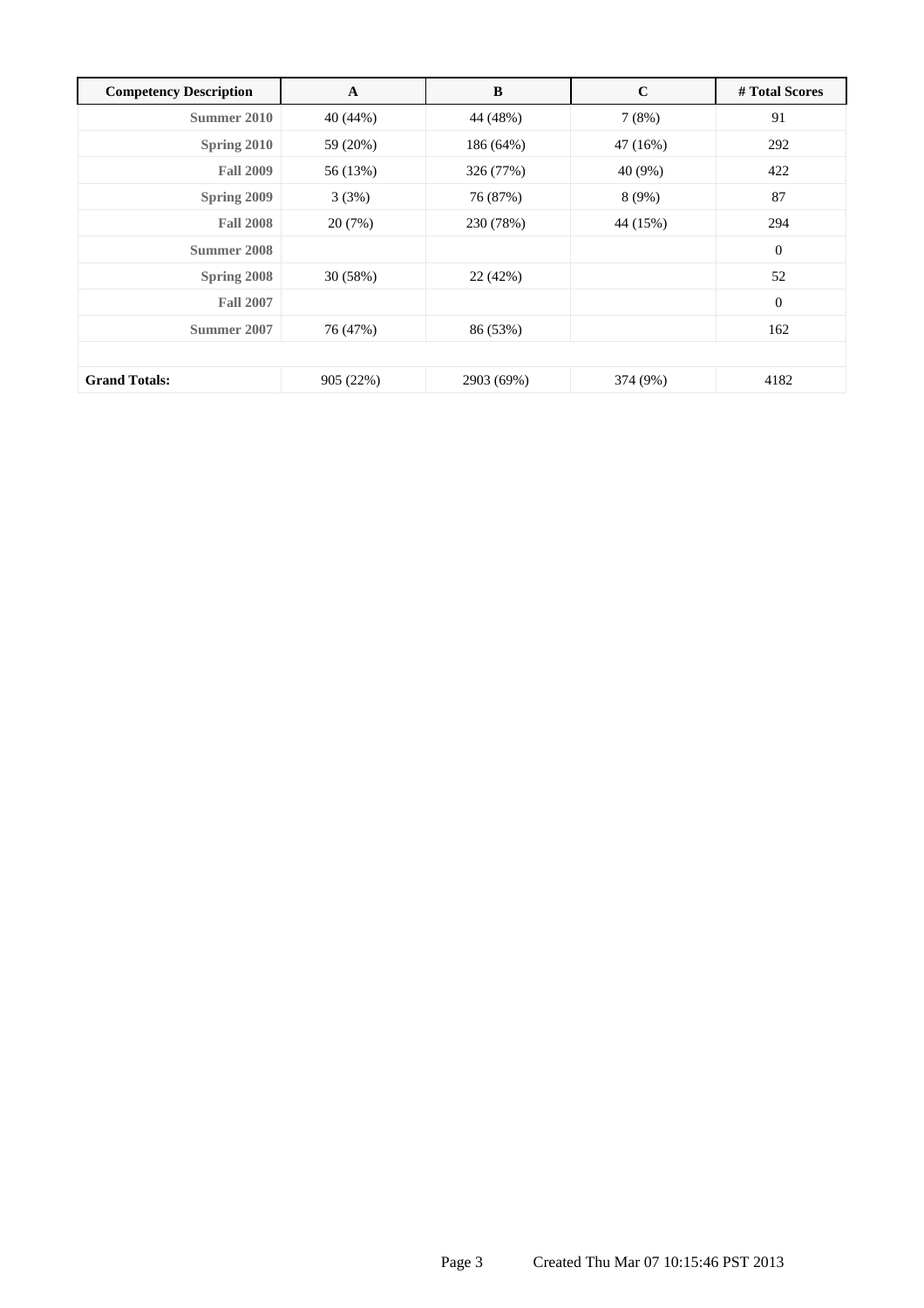| Competency Description | A | B | C | # Total Scores |
|---|---|---|---|---|
| Summer 2010 | 40 (44%) | 44 (48%) | 7 (8%) | 91 |
| Spring 2010 | 59 (20%) | 186 (64%) | 47 (16%) | 292 |
| Fall 2009 | 56 (13%) | 326 (77%) | 40 (9%) | 422 |
| Spring 2009 | 3 (3%) | 76 (87%) | 8 (9%) | 87 |
| Fall 2008 | 20 (7%) | 230 (78%) | 44 (15%) | 294 |
| Summer 2008 | | | | 0 |
| Spring 2008 | 30 (58%) | 22 (42%) | | 52 |
| Fall 2007 | | | | 0 |
| Summer 2007 | 76 (47%) | 86 (53%) | | 162 |
| | | | | |
| Grand Totals: | 905 (22%) | 2903 (69%) | 374 (9%) | 4182 |

Created Thu Mar 07 10:15:46 PST 2013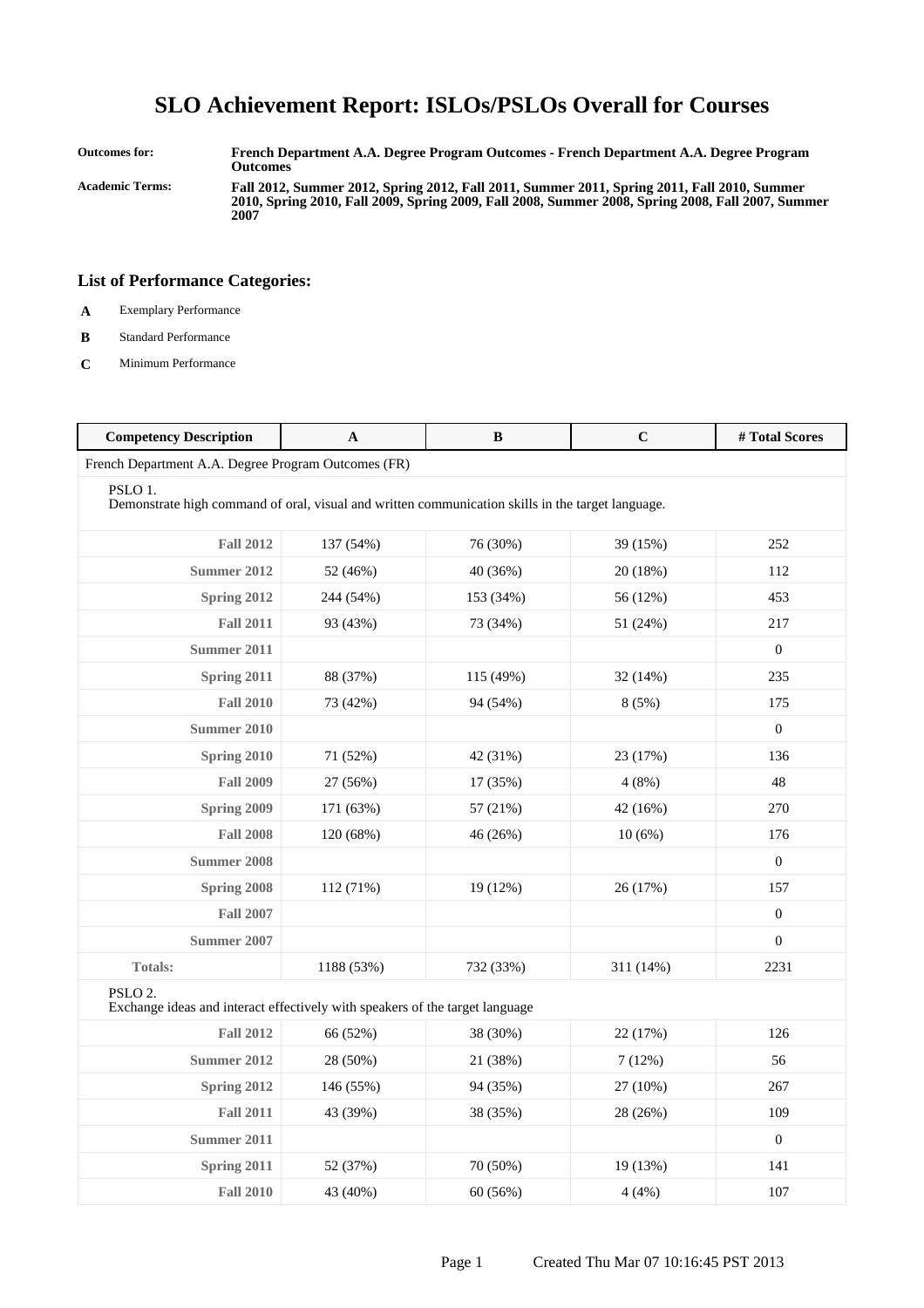# SLO Achievement Report: ISLOs/PSLOs Overall for Courses

**Outcomes for:** French Department A.A. Degree Program Outcomes - French Department A.A. Degree Program Outcomes

**Academic Terms:** Fall 2012, Summer 2012, Spring 2012, Fall 2011, Summer 2011, Spring 2011, Fall 2010, Summer 2010, Spring 2010, Fall 2009, Spring 2009, Fall 2008, Summer 2008, Spring 2008, Fall 2007, Summer 2007

### List of Performance Categories:

- **A** Exemplary Performance
- **B** Standard Performance
- **C** Minimum Performance

| Competency Description | A | B | C | # Total Scores |
|---|---|---|---|---|
| French Department A.A. Degree Program Outcomes (FR) | | | | |
| PSLO 1. Demonstrate high command of oral, visual and written communication skills in the target language. | | | | |
| Fall 2012 | 137 (54%) | 76 (30%) | 39 (15%) | 252 |
| Summer 2012 | 52 (46%) | 40 (36%) | 20 (18%) | 112 |
| Spring 2012 | 244 (54%) | 153 (34%) | 56 (12%) | 453 |
| Fall 2011 | 93 (43%) | 73 (34%) | 51 (24%) | 217 |
| Summer 2011 | | | | 0 |
| Spring 2011 | 88 (37%) | 115 (49%) | 32 (14%) | 235 |
| Fall 2010 | 73 (42%) | 94 (54%) | 8 (5%) | 175 |
| Summer 2010 | | | | 0 |
| Spring 2010 | 71 (52%) | 42 (31%) | 23 (17%) | 136 |
| Fall 2009 | 27 (56%) | 17 (35%) | 4 (8%) | 48 |
| Spring 2009 | 171 (63%) | 57 (21%) | 42 (16%) | 270 |
| Fall 2008 | 120 (68%) | 46 (26%) | 10 (6%) | 176 |
| Summer 2008 | | | | 0 |
| Spring 2008 | 112 (71%) | 19 (12%) | 26 (17%) | 157 |
| Fall 2007 | | | | 0 |
| Summer 2007 | | | | 0 |
| Totals: | 1188 (53%) | 732 (33%) | 311 (14%) | 2231 |
| PSLO 2. Exchange ideas and interact effectively with speakers of the target language | | | | |
| Fall 2012 | 66 (52%) | 38 (30%) | 22 (17%) | 126 |
| Summer 2012 | 28 (50%) | 21 (38%) | 7 (12%) | 56 |
| Spring 2012 | 146 (55%) | 94 (35%) | 27 (10%) | 267 |
| Fall 2011 | 43 (39%) | 38 (35%) | 28 (26%) | 109 |
| Summer 2011 | | | | 0 |
| Spring 2011 | 52 (37%) | 70 (50%) | 19 (13%) | 141 |
| Fall 2010 | 43 (40%) | 60 (56%) | 4 (4%) | 107 |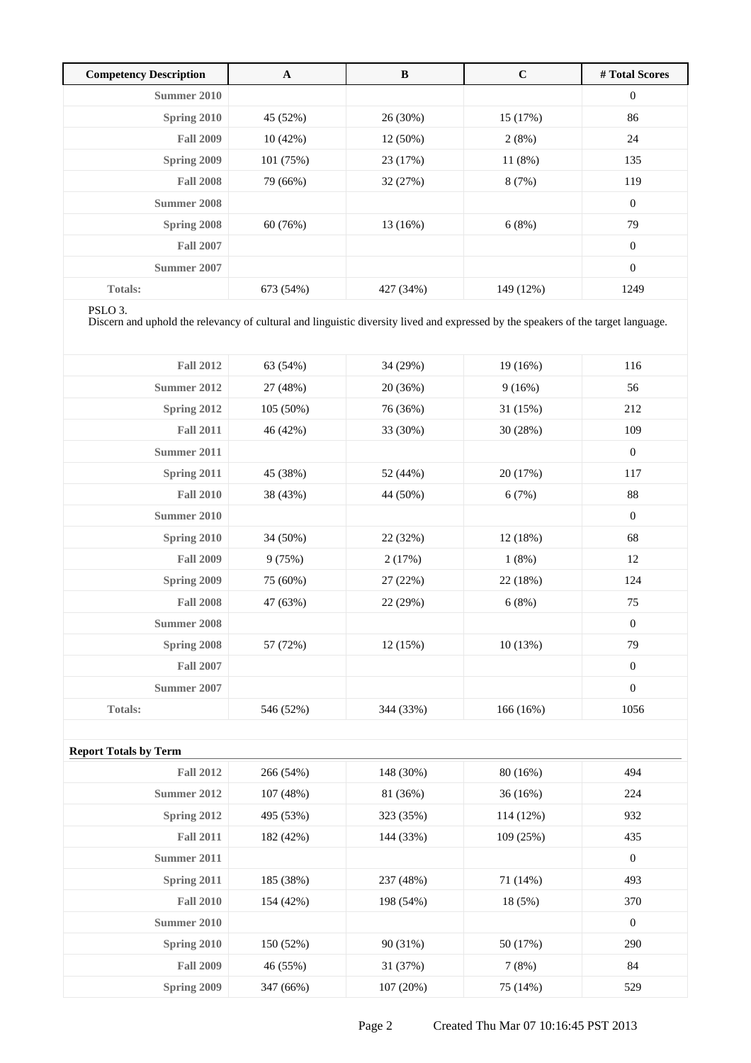| Competency Description | A | B | C | # Total Scores |
|---|---|---|---|---|
| Summer 2010 | | | | 0 |
| Spring 2010 | 45 (52%) | 26 (30%) | 15 (17%) | 86 |
| Fall 2009 | 10 (42%) | 12 (50%) | 2 (8%) | 24 |
| Spring 2009 | 101 (75%) | 23 (17%) | 11 (8%) | 135 |
| Fall 2008 | 79 (66%) | 32 (27%) | 8 (7%) | 119 |
| Summer 2008 | | | | 0 |
| Spring 2008 | 60 (76%) | 13 (16%) | 6 (8%) | 79 |
| Fall 2007 | | | | 0 |
| Summer 2007 | | | | 0 |
| Totals: | 673 (54%) | 427 (34%) | 149 (12%) | 1249 |

PSLO 3.
Discern and uphold the relevancy of cultural and linguistic diversity lived and expressed by the speakers of the target language.

| | A | B | C | # Total Scores |
|---|---|---|---|---|
| Fall 2012 | 63 (54%) | 34 (29%) | 19 (16%) | 116 |
| Summer 2012 | 27 (48%) | 20 (36%) | 9 (16%) | 56 |
| Spring 2012 | 105 (50%) | 76 (36%) | 31 (15%) | 212 |
| Fall 2011 | 46 (42%) | 33 (30%) | 30 (28%) | 109 |
| Summer 2011 | | | | 0 |
| Spring 2011 | 45 (38%) | 52 (44%) | 20 (17%) | 117 |
| Fall 2010 | 38 (43%) | 44 (50%) | 6 (7%) | 88 |
| Summer 2010 | | | | 0 |
| Spring 2010 | 34 (50%) | 22 (32%) | 12 (18%) | 68 |
| Fall 2009 | 9 (75%) | 2 (17%) | 1 (8%) | 12 |
| Spring 2009 | 75 (60%) | 27 (22%) | 22 (18%) | 124 |
| Fall 2008 | 47 (63%) | 22 (29%) | 6 (8%) | 75 |
| Summer 2008 | | | | 0 |
| Spring 2008 | 57 (72%) | 12 (15%) | 10 (13%) | 79 |
| Fall 2007 | | | | 0 |
| Summer 2007 | | | | 0 |
| Totals: | 546 (52%) | 344 (33%) | 166 (16%) | 1056 |

**Report Totals by Term**

| | A | B | C | # Total Scores |
|---|---|---|---|---|
| Fall 2012 | 266 (54%) | 148 (30%) | 80 (16%) | 494 |
| Summer 2012 | 107 (48%) | 81 (36%) | 36 (16%) | 224 |
| Spring 2012 | 495 (53%) | 323 (35%) | 114 (12%) | 932 |
| Fall 2011 | 182 (42%) | 144 (33%) | 109 (25%) | 435 |
| Summer 2011 | | | | 0 |
| Spring 2011 | 185 (38%) | 237 (48%) | 71 (14%) | 493 |
| Fall 2010 | 154 (42%) | 198 (54%) | 18 (5%) | 370 |
| Summer 2010 | | | | 0 |
| Spring 2010 | 150 (52%) | 90 (31%) | 50 (17%) | 290 |
| Fall 2009 | 46 (55%) | 31 (37%) | 7 (8%) | 84 |
| Spring 2009 | 347 (66%) | 107 (20%) | 75 (14%) | 529 |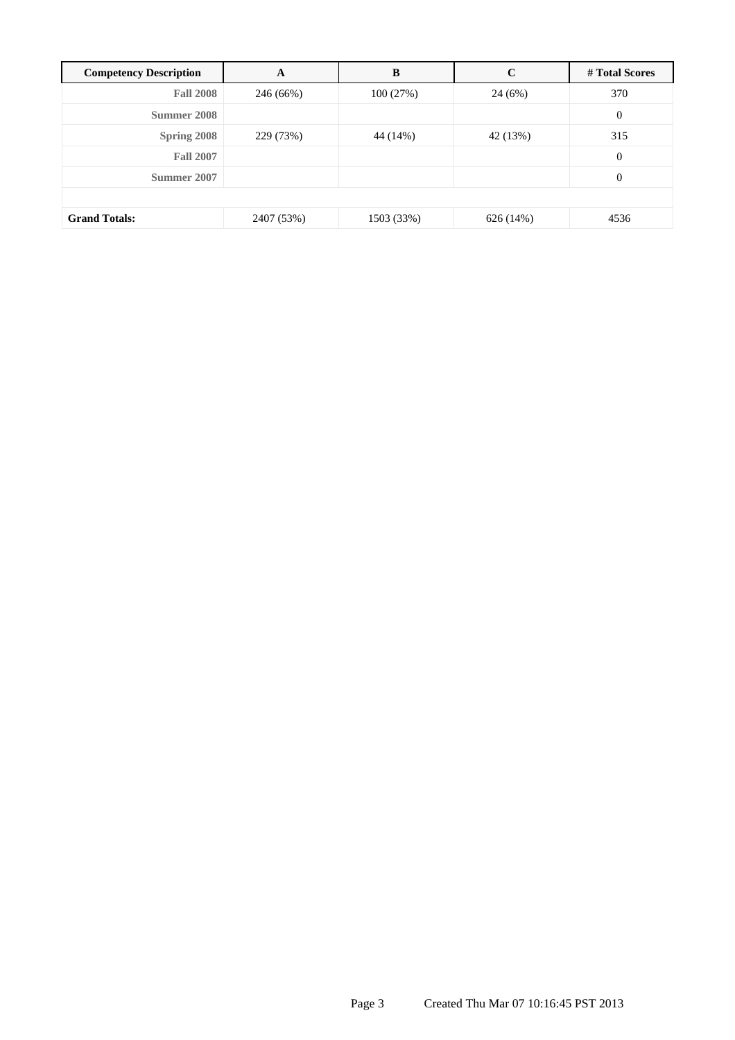| Competency Description | A | B | C | # Total Scores |
|---|---|---|---|---|
| **Fall 2008** | 246 (66%) | 100 (27%) | 24 (6%) | 370 |
| **Summer 2008** | | | | 0 |
| **Spring 2008** | 229 (73%) | 44 (14%) | 42 (13%) | 315 |
| **Fall 2007** | | | | 0 |
| **Summer 2007** | | | | 0 |
| | | | | |
| **Grand Totals:** | 2407 (53%) | 1503 (33%) | 626 (14%) | 4536 |

Created Thu Mar 07 10:16:45 PST 2013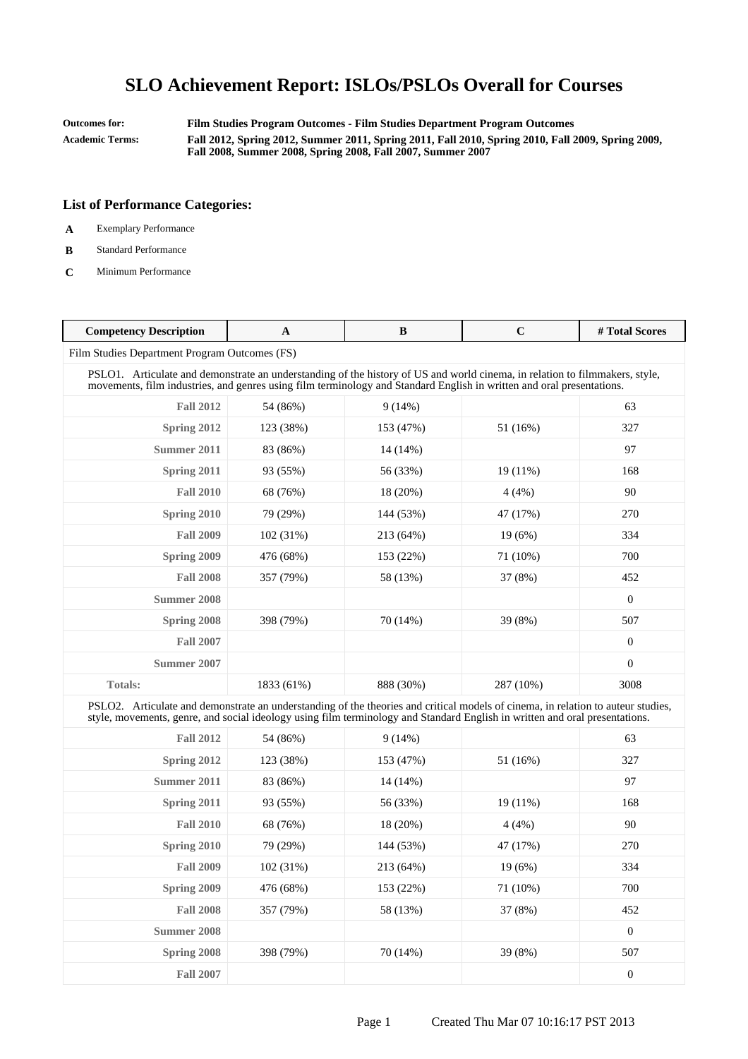# SLO Achievement Report: ISLOs/PSLOs Overall for Courses

**Outcomes for:** Film Studies Program Outcomes - Film Studies Department Program Outcomes

**Academic Terms:** Fall 2012, Spring 2012, Summer 2011, Spring 2011, Fall 2010, Spring 2010, Fall 2009, Spring 2009, Fall 2008, Summer 2008, Spring 2008, Fall 2007, Summer 2007

### List of Performance Categories:

- **A** Exemplary Performance
- **B** Standard Performance
- **C** Minimum Performance

| Competency Description | A | B | C | # Total Scores |
|---|---|---|---|---|
| Film Studies Department Program Outcomes (FS) | | | | |
| PSLO1. Articulate and demonstrate an understanding of the history of US and world cinema, in relation to filmmakers, style, movements, film industries, and genres using film terminology and Standard English in written and oral presentations. | | | | |
| **Fall 2012** | 54 (86%) | 9 (14%) | | 63 |
| **Spring 2012** | 123 (38%) | 153 (47%) | 51 (16%) | 327 |
| **Summer 2011** | 83 (86%) | 14 (14%) | | 97 |
| **Spring 2011** | 93 (55%) | 56 (33%) | 19 (11%) | 168 |
| **Fall 2010** | 68 (76%) | 18 (20%) | 4 (4%) | 90 |
| **Spring 2010** | 79 (29%) | 144 (53%) | 47 (17%) | 270 |
| **Fall 2009** | 102 (31%) | 213 (64%) | 19 (6%) | 334 |
| **Spring 2009** | 476 (68%) | 153 (22%) | 71 (10%) | 700 |
| **Fall 2008** | 357 (79%) | 58 (13%) | 37 (8%) | 452 |
| **Summer 2008** | | | | 0 |
| **Spring 2008** | 398 (79%) | 70 (14%) | 39 (8%) | 507 |
| **Fall 2007** | | | | 0 |
| **Summer 2007** | | | | 0 |
| **Totals:** | 1833 (61%) | 888 (30%) | 287 (10%) | 3008 |
| PSLO2. Articulate and demonstrate an understanding of the theories and critical models of cinema, in relation to auteur studies, style, movements, genre, and social ideology using film terminology and Standard English in written and oral presentations. | | | | |
| **Fall 2012** | 54 (86%) | 9 (14%) | | 63 |
| **Spring 2012** | 123 (38%) | 153 (47%) | 51 (16%) | 327 |
| **Summer 2011** | 83 (86%) | 14 (14%) | | 97 |
| **Spring 2011** | 93 (55%) | 56 (33%) | 19 (11%) | 168 |
| **Fall 2010** | 68 (76%) | 18 (20%) | 4 (4%) | 90 |
| **Spring 2010** | 79 (29%) | 144 (53%) | 47 (17%) | 270 |
| **Fall 2009** | 102 (31%) | 213 (64%) | 19 (6%) | 334 |
| **Spring 2009** | 476 (68%) | 153 (22%) | 71 (10%) | 700 |
| **Fall 2008** | 357 (79%) | 58 (13%) | 37 (8%) | 452 |
| **Summer 2008** | | | | 0 |
| **Spring 2008** | 398 (79%) | 70 (14%) | 39 (8%) | 507 |
| **Fall 2007** | | | | 0 |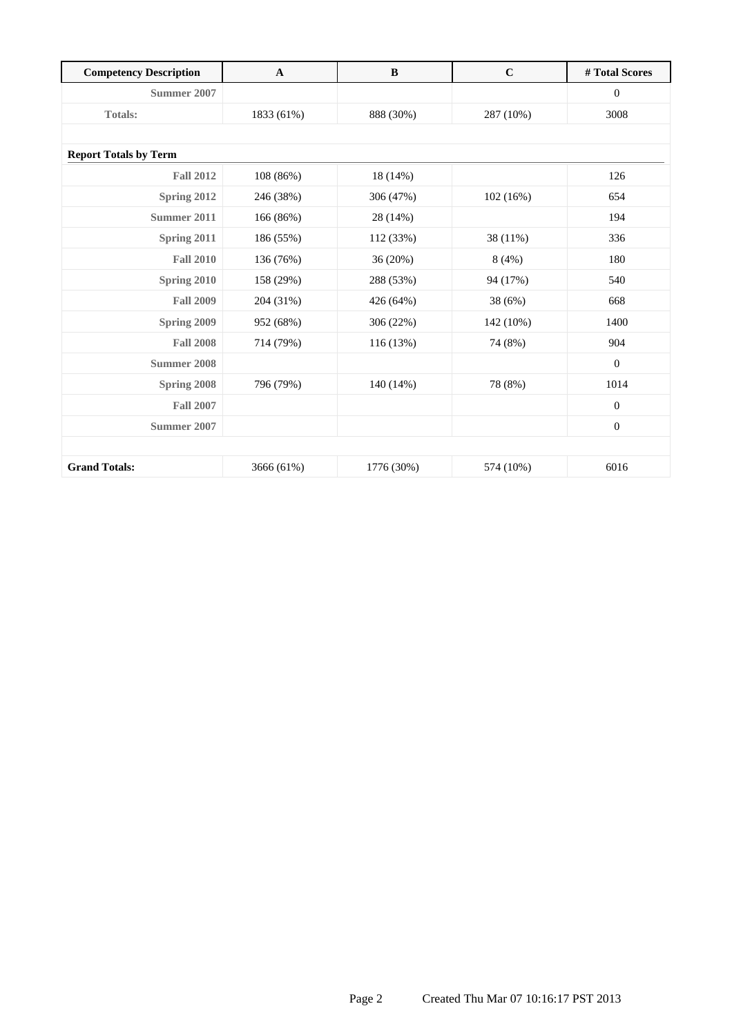| Competency Description | A | B | C | # Total Scores |
|---|---|---|---|---|
| Summer 2007 | | | | 0 |
| Totals: | 1833 (61%) | 888 (30%) | 287 (10%) | 3008 |
| | | | | |
| **Report Totals by Term** | | | | |
| Fall 2012 | 108 (86%) | 18 (14%) | | 126 |
| Spring 2012 | 246 (38%) | 306 (47%) | 102 (16%) | 654 |
| Summer 2011 | 166 (86%) | 28 (14%) | | 194 |
| Spring 2011 | 186 (55%) | 112 (33%) | 38 (11%) | 336 |
| Fall 2010 | 136 (76%) | 36 (20%) | 8 (4%) | 180 |
| Spring 2010 | 158 (29%) | 288 (53%) | 94 (17%) | 540 |
| Fall 2009 | 204 (31%) | 426 (64%) | 38 (6%) | 668 |
| Spring 2009 | 952 (68%) | 306 (22%) | 142 (10%) | 1400 |
| Fall 2008 | 714 (79%) | 116 (13%) | 74 (8%) | 904 |
| Summer 2008 | | | | 0 |
| Spring 2008 | 796 (79%) | 140 (14%) | 78 (8%) | 1014 |
| Fall 2007 | | | | 0 |
| Summer 2007 | | | | 0 |
| | | | | |
| **Grand Totals:** | 3666 (61%) | 1776 (30%) | 574 (10%) | 6016 |

Created Thu Mar 07 10:16:17 PST 2013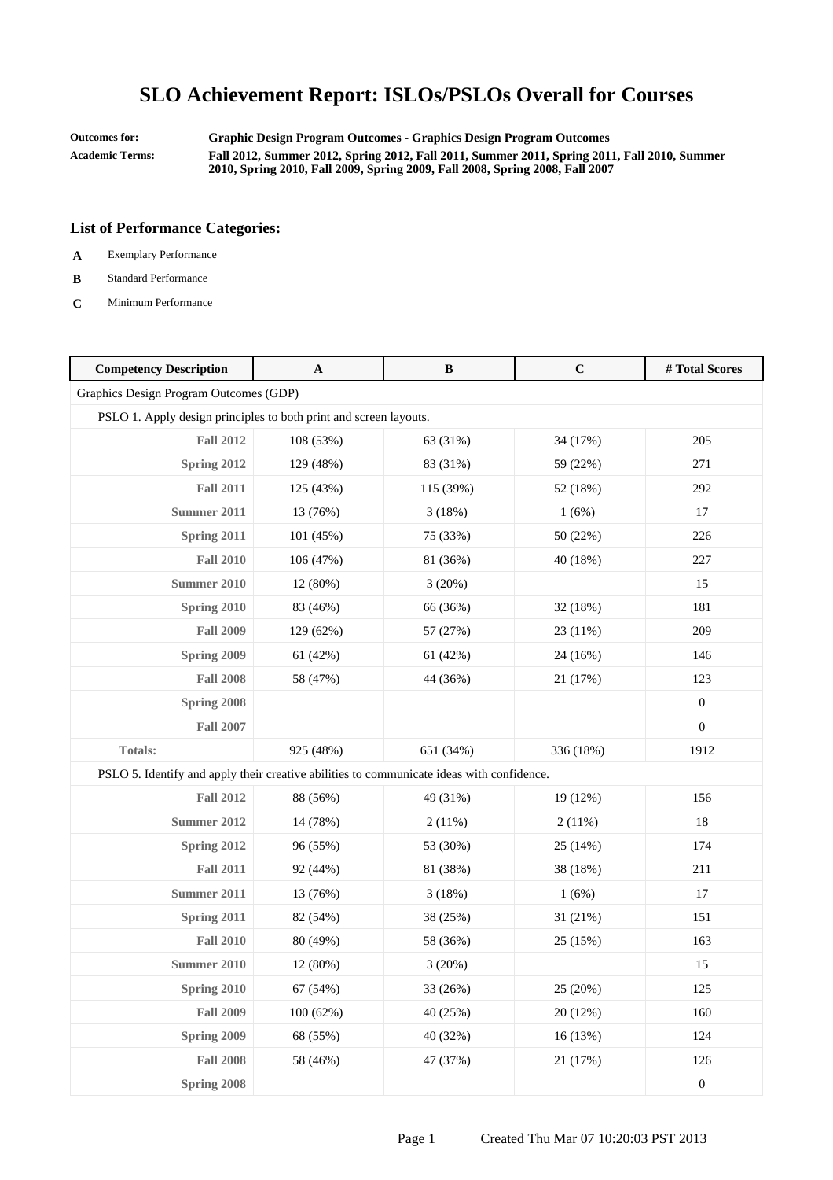# SLO Achievement Report: ISLOs/PSLOs Overall for Courses

**Outcomes for:** Graphic Design Program Outcomes - Graphics Design Program Outcomes

**Academic Terms:** Fall 2012, Summer 2012, Spring 2012, Fall 2011, Summer 2011, Spring 2011, Fall 2010, Summer 2010, Spring 2010, Fall 2009, Spring 2009, Fall 2008, Spring 2008, Fall 2007

### List of Performance Categories:

- **A** Exemplary Performance
- **B** Standard Performance
- **C** Minimum Performance

| Competency Description | A | B | C | # Total Scores |
|---|---|---|---|---|
| Graphics Design Program Outcomes (GDP) | | | | |
| PSLO 1. Apply design principles to both print and screen layouts. | | | | |
| **Fall 2012** | 108 (53%) | 63 (31%) | 34 (17%) | 205 |
| **Spring 2012** | 129 (48%) | 83 (31%) | 59 (22%) | 271 |
| **Fall 2011** | 125 (43%) | 115 (39%) | 52 (18%) | 292 |
| **Summer 2011** | 13 (76%) | 3 (18%) | 1 (6%) | 17 |
| **Spring 2011** | 101 (45%) | 75 (33%) | 50 (22%) | 226 |
| **Fall 2010** | 106 (47%) | 81 (36%) | 40 (18%) | 227 |
| **Summer 2010** | 12 (80%) | 3 (20%) | | 15 |
| **Spring 2010** | 83 (46%) | 66 (36%) | 32 (18%) | 181 |
| **Fall 2009** | 129 (62%) | 57 (27%) | 23 (11%) | 209 |
| **Spring 2009** | 61 (42%) | 61 (42%) | 24 (16%) | 146 |
| **Fall 2008** | 58 (47%) | 44 (36%) | 21 (17%) | 123 |
| **Spring 2008** | | | | 0 |
| **Fall 2007** | | | | 0 |
| **Totals:** | 925 (48%) | 651 (34%) | 336 (18%) | 1912 |
| PSLO 5. Identify and apply their creative abilities to communicate ideas with confidence. | | | | |
| **Fall 2012** | 88 (56%) | 49 (31%) | 19 (12%) | 156 |
| **Summer 2012** | 14 (78%) | 2 (11%) | 2 (11%) | 18 |
| **Spring 2012** | 96 (55%) | 53 (30%) | 25 (14%) | 174 |
| **Fall 2011** | 92 (44%) | 81 (38%) | 38 (18%) | 211 |
| **Summer 2011** | 13 (76%) | 3 (18%) | 1 (6%) | 17 |
| **Spring 2011** | 82 (54%) | 38 (25%) | 31 (21%) | 151 |
| **Fall 2010** | 80 (49%) | 58 (36%) | 25 (15%) | 163 |
| **Summer 2010** | 12 (80%) | 3 (20%) | | 15 |
| **Spring 2010** | 67 (54%) | 33 (26%) | 25 (20%) | 125 |
| **Fall 2009** | 100 (62%) | 40 (25%) | 20 (12%) | 160 |
| **Spring 2009** | 68 (55%) | 40 (32%) | 16 (13%) | 124 |
| **Fall 2008** | 58 (46%) | 47 (37%) | 21 (17%) | 126 |
| **Spring 2008** | | | | 0 |

Created Thu Mar 07 10:20:03 PST 2013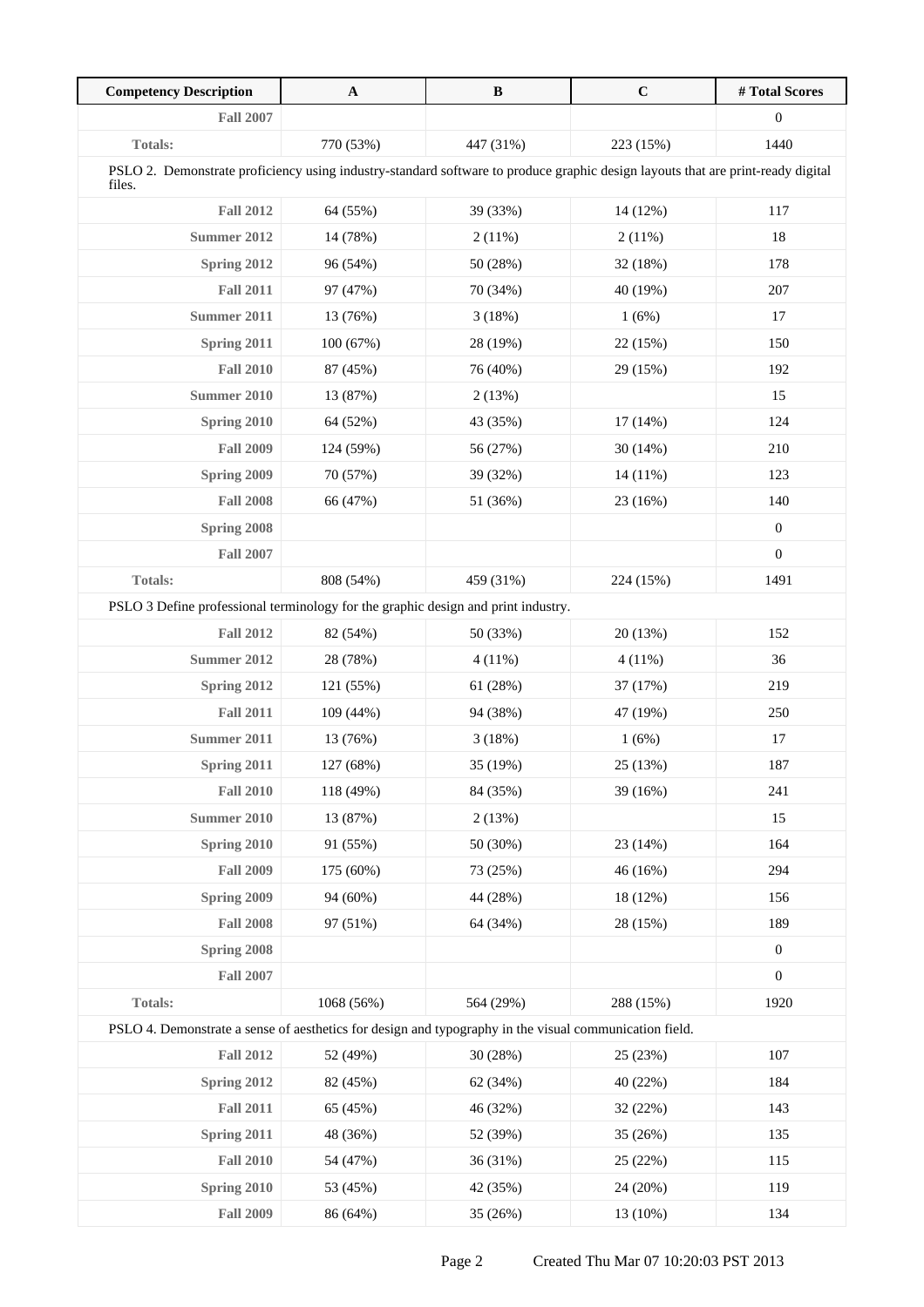| Competency Description | A | B | C | # Total Scores |
|---|---|---|---|---|
| Fall 2007 | | | | 0 |
| Totals: | 770 (53%) | 447 (31%) | 223 (15%) | 1440 |
| PSLO 2. Demonstrate proficiency using industry-standard software to produce graphic design layouts that are print-ready digital files. | | | | |
| Fall 2012 | 64 (55%) | 39 (33%) | 14 (12%) | 117 |
| Summer 2012 | 14 (78%) | 2 (11%) | 2 (11%) | 18 |
| Spring 2012 | 96 (54%) | 50 (28%) | 32 (18%) | 178 |
| Fall 2011 | 97 (47%) | 70 (34%) | 40 (19%) | 207 |
| Summer 2011 | 13 (76%) | 3 (18%) | 1 (6%) | 17 |
| Spring 2011 | 100 (67%) | 28 (19%) | 22 (15%) | 150 |
| Fall 2010 | 87 (45%) | 76 (40%) | 29 (15%) | 192 |
| Summer 2010 | 13 (87%) | 2 (13%) | | 15 |
| Spring 2010 | 64 (52%) | 43 (35%) | 17 (14%) | 124 |
| Fall 2009 | 124 (59%) | 56 (27%) | 30 (14%) | 210 |
| Spring 2009 | 70 (57%) | 39 (32%) | 14 (11%) | 123 |
| Fall 2008 | 66 (47%) | 51 (36%) | 23 (16%) | 140 |
| Spring 2008 | | | | 0 |
| Fall 2007 | | | | 0 |
| Totals: | 808 (54%) | 459 (31%) | 224 (15%) | 1491 |
| PSLO 3 Define professional terminology for the graphic design and print industry. | | | | |
| Fall 2012 | 82 (54%) | 50 (33%) | 20 (13%) | 152 |
| Summer 2012 | 28 (78%) | 4 (11%) | 4 (11%) | 36 |
| Spring 2012 | 121 (55%) | 61 (28%) | 37 (17%) | 219 |
| Fall 2011 | 109 (44%) | 94 (38%) | 47 (19%) | 250 |
| Summer 2011 | 13 (76%) | 3 (18%) | 1 (6%) | 17 |
| Spring 2011 | 127 (68%) | 35 (19%) | 25 (13%) | 187 |
| Fall 2010 | 118 (49%) | 84 (35%) | 39 (16%) | 241 |
| Summer 2010 | 13 (87%) | 2 (13%) | | 15 |
| Spring 2010 | 91 (55%) | 50 (30%) | 23 (14%) | 164 |
| Fall 2009 | 175 (60%) | 73 (25%) | 46 (16%) | 294 |
| Spring 2009 | 94 (60%) | 44 (28%) | 18 (12%) | 156 |
| Fall 2008 | 97 (51%) | 64 (34%) | 28 (15%) | 189 |
| Spring 2008 | | | | 0 |
| Fall 2007 | | | | 0 |
| Totals: | 1068 (56%) | 564 (29%) | 288 (15%) | 1920 |
| PSLO 4. Demonstrate a sense of aesthetics for design and typography in the visual communication field. | | | | |
| Fall 2012 | 52 (49%) | 30 (28%) | 25 (23%) | 107 |
| Spring 2012 | 82 (45%) | 62 (34%) | 40 (22%) | 184 |
| Fall 2011 | 65 (45%) | 46 (32%) | 32 (22%) | 143 |
| Spring 2011 | 48 (36%) | 52 (39%) | 35 (26%) | 135 |
| Fall 2010 | 54 (47%) | 36 (31%) | 25 (22%) | 115 |
| Spring 2010 | 53 (45%) | 42 (35%) | 24 (20%) | 119 |
| Fall 2009 | 86 (64%) | 35 (26%) | 13 (10%) | 134 |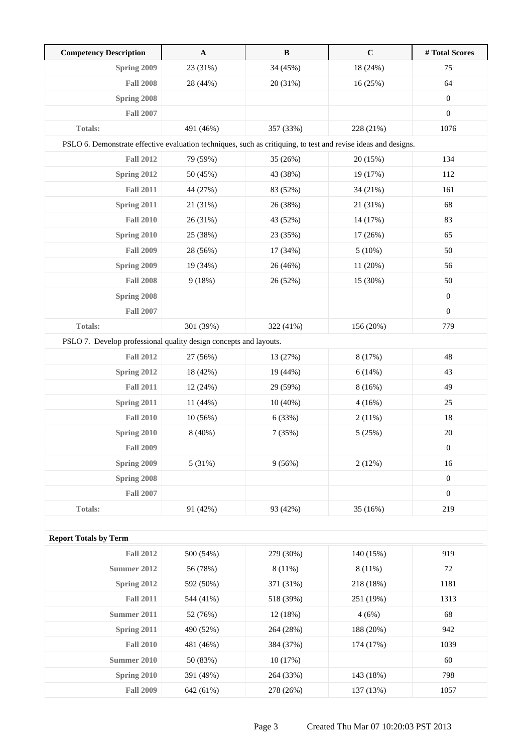| Competency Description | A | B | C | # Total Scores |
|---|---|---|---|---|
| **Spring 2009** | 23 (31%) | 34 (45%) | 18 (24%) | 75 |
| **Fall 2008** | 28 (44%) | 20 (31%) | 16 (25%) | 64 |
| **Spring 2008** | | | | 0 |
| **Fall 2007** | | | | 0 |
| **Totals:** | 491 (46%) | 357 (33%) | 228 (21%) | 1076 |
| PSLO 6. Demonstrate effective evaluation techniques, such as critiquing, to test and revise ideas and designs. | | | | |
| **Fall 2012** | 79 (59%) | 35 (26%) | 20 (15%) | 134 |
| **Spring 2012** | 50 (45%) | 43 (38%) | 19 (17%) | 112 |
| **Fall 2011** | 44 (27%) | 83 (52%) | 34 (21%) | 161 |
| **Spring 2011** | 21 (31%) | 26 (38%) | 21 (31%) | 68 |
| **Fall 2010** | 26 (31%) | 43 (52%) | 14 (17%) | 83 |
| **Spring 2010** | 25 (38%) | 23 (35%) | 17 (26%) | 65 |
| **Fall 2009** | 28 (56%) | 17 (34%) | 5 (10%) | 50 |
| **Spring 2009** | 19 (34%) | 26 (46%) | 11 (20%) | 56 |
| **Fall 2008** | 9 (18%) | 26 (52%) | 15 (30%) | 50 |
| **Spring 2008** | | | | 0 |
| **Fall 2007** | | | | 0 |
| **Totals:** | 301 (39%) | 322 (41%) | 156 (20%) | 779 |
| PSLO 7. Develop professional quality design concepts and layouts. | | | | |
| **Fall 2012** | 27 (56%) | 13 (27%) | 8 (17%) | 48 |
| **Spring 2012** | 18 (42%) | 19 (44%) | 6 (14%) | 43 |
| **Fall 2011** | 12 (24%) | 29 (59%) | 8 (16%) | 49 |
| **Spring 2011** | 11 (44%) | 10 (40%) | 4 (16%) | 25 |
| **Fall 2010** | 10 (56%) | 6 (33%) | 2 (11%) | 18 |
| **Spring 2010** | 8 (40%) | 7 (35%) | 5 (25%) | 20 |
| **Fall 2009** | | | | 0 |
| **Spring 2009** | 5 (31%) | 9 (56%) | 2 (12%) | 16 |
| **Spring 2008** | | | | 0 |
| **Fall 2007** | | | | 0 |
| **Totals:** | 91 (42%) | 93 (42%) | 35 (16%) | 219 |
| | | | | |
| **Report Totals by Term** | | | | |
| **Fall 2012** | 500 (54%) | 279 (30%) | 140 (15%) | 919 |
| **Summer 2012** | 56 (78%) | 8 (11%) | 8 (11%) | 72 |
| **Spring 2012** | 592 (50%) | 371 (31%) | 218 (18%) | 1181 |
| **Fall 2011** | 544 (41%) | 518 (39%) | 251 (19%) | 1313 |
| **Summer 2011** | 52 (76%) | 12 (18%) | 4 (6%) | 68 |
| **Spring 2011** | 490 (52%) | 264 (28%) | 188 (20%) | 942 |
| **Fall 2010** | 481 (46%) | 384 (37%) | 174 (17%) | 1039 |
| **Summer 2010** | 50 (83%) | 10 (17%) | | 60 |
| **Spring 2010** | 391 (49%) | 264 (33%) | 143 (18%) | 798 |
| **Fall 2009** | 642 (61%) | 278 (26%) | 137 (13%) | 1057 |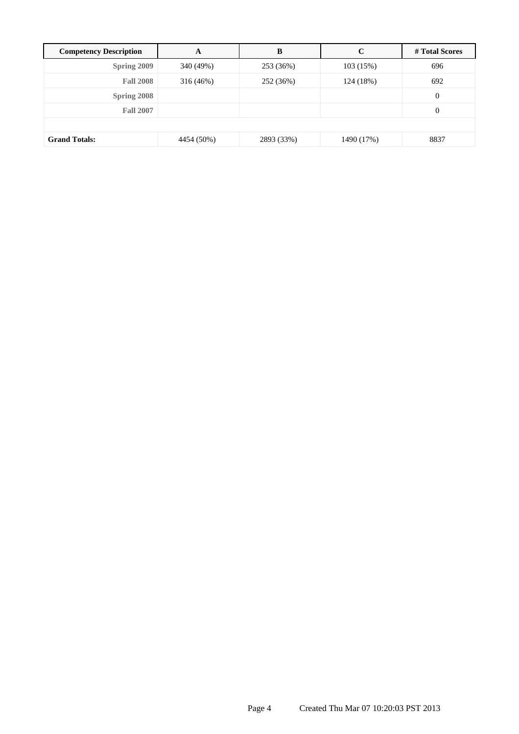| Competency Description | A | B | C | # Total Scores |
| --- | --- | --- | --- | --- |
| **Spring 2009** | 340 (49%) | 253 (36%) | 103 (15%) | 696 |
| **Fall 2008** | 316 (46%) | 252 (36%) | 124 (18%) | 692 |
| **Spring 2008** | | | | 0 |
| **Fall 2007** | | | | 0 |
| | | | | |
| **Grand Totals:** | 4454 (50%) | 2893 (33%) | 1490 (17%) | 8837 |

Created Thu Mar 07 10:20:03 PST 2013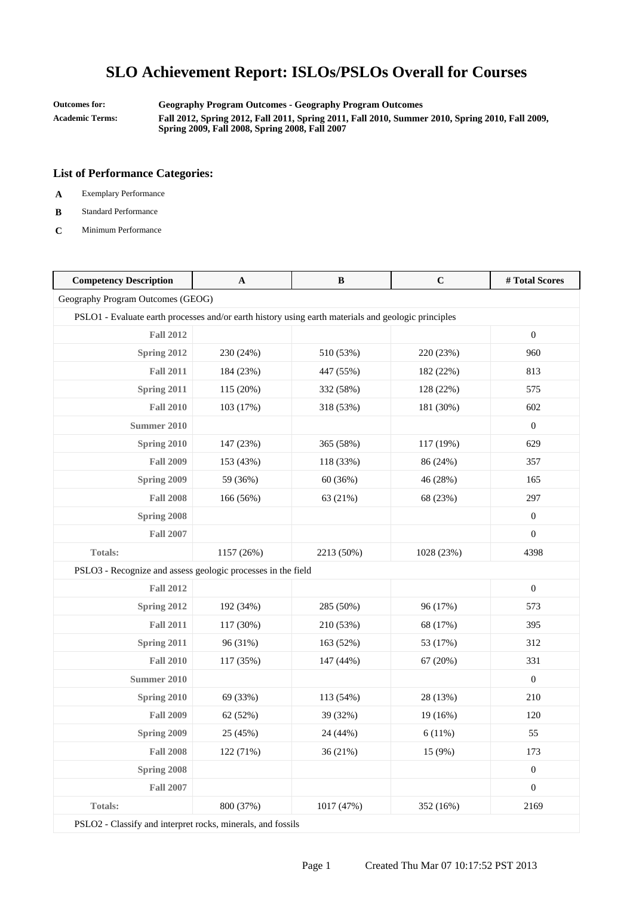# SLO Achievement Report: ISLOs/PSLOs Overall for Courses

**Outcomes for:** **Geography Program Outcomes - Geography Program Outcomes**

**Academic Terms:** **Fall 2012, Spring 2012, Fall 2011, Spring 2011, Fall 2010, Summer 2010, Spring 2010, Fall 2009, Spring 2009, Fall 2008, Spring 2008, Fall 2007**

### List of Performance Categories:

- **A** Exemplary Performance
- **B** Standard Performance
- **C** Minimum Performance

| Competency Description | A | B | C | # Total Scores |
|---|---|---|---|---|
| Geography Program Outcomes (GEOG) | | | | |
| PSLO1 - Evaluate earth processes and/or earth history using earth materials and geologic principles | | | | |
| **Fall 2012** | | | | 0 |
| **Spring 2012** | 230 (24%) | 510 (53%) | 220 (23%) | 960 |
| **Fall 2011** | 184 (23%) | 447 (55%) | 182 (22%) | 813 |
| **Spring 2011** | 115 (20%) | 332 (58%) | 128 (22%) | 575 |
| **Fall 2010** | 103 (17%) | 318 (53%) | 181 (30%) | 602 |
| **Summer 2010** | | | | 0 |
| **Spring 2010** | 147 (23%) | 365 (58%) | 117 (19%) | 629 |
| **Fall 2009** | 153 (43%) | 118 (33%) | 86 (24%) | 357 |
| **Spring 2009** | 59 (36%) | 60 (36%) | 46 (28%) | 165 |
| **Fall 2008** | 166 (56%) | 63 (21%) | 68 (23%) | 297 |
| **Spring 2008** | | | | 0 |
| **Fall 2007** | | | | 0 |
| **Totals:** | 1157 (26%) | 2213 (50%) | 1028 (23%) | 4398 |
| PSLO3 - Recognize and assess geologic processes in the field | | | | |
| **Fall 2012** | | | | 0 |
| **Spring 2012** | 192 (34%) | 285 (50%) | 96 (17%) | 573 |
| **Fall 2011** | 117 (30%) | 210 (53%) | 68 (17%) | 395 |
| **Spring 2011** | 96 (31%) | 163 (52%) | 53 (17%) | 312 |
| **Fall 2010** | 117 (35%) | 147 (44%) | 67 (20%) | 331 |
| **Summer 2010** | | | | 0 |
| **Spring 2010** | 69 (33%) | 113 (54%) | 28 (13%) | 210 |
| **Fall 2009** | 62 (52%) | 39 (32%) | 19 (16%) | 120 |
| **Spring 2009** | 25 (45%) | 24 (44%) | 6 (11%) | 55 |
| **Fall 2008** | 122 (71%) | 36 (21%) | 15 (9%) | 173 |
| **Spring 2008** | | | | 0 |
| **Fall 2007** | | | | 0 |
| **Totals:** | 800 (37%) | 1017 (47%) | 352 (16%) | 2169 |
| PSLO2 - Classify and interpret rocks, minerals, and fossils | | | | |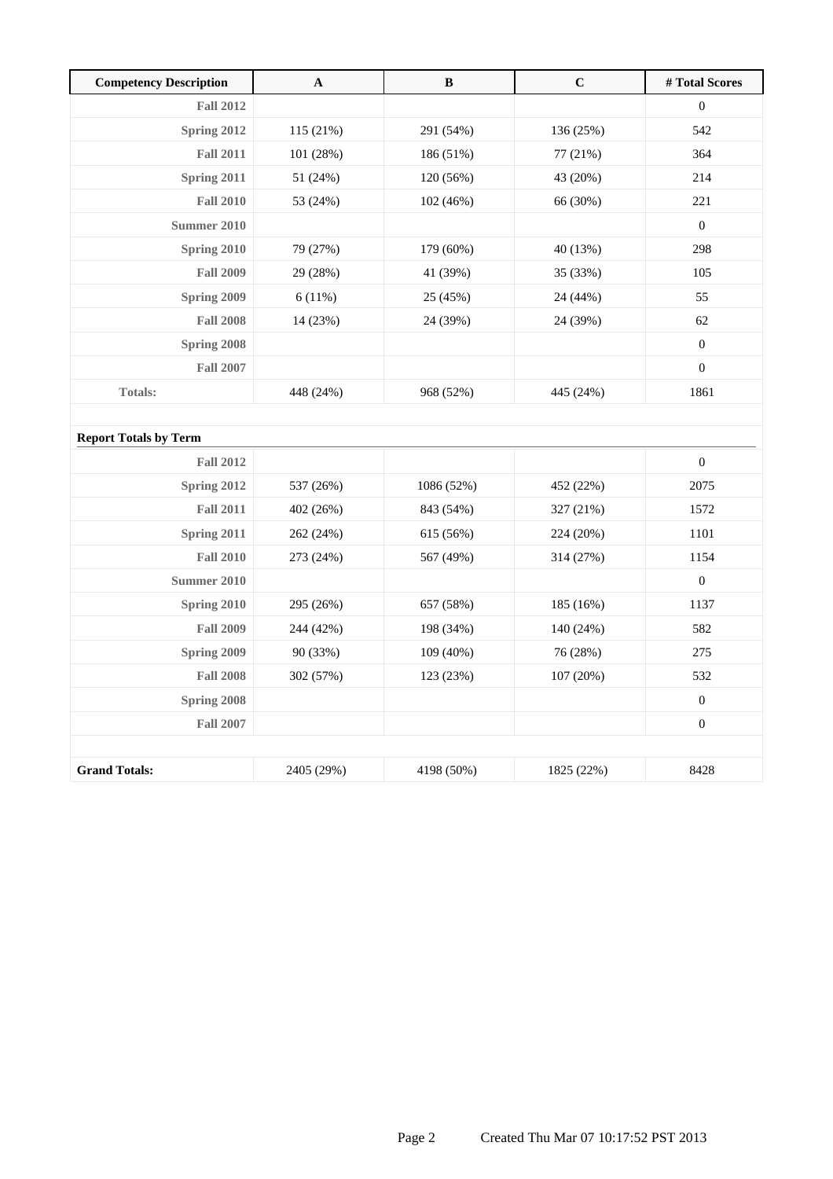| Competency Description | A | B | C | # Total Scores |
|---|---|---|---|---|
| Fall 2012 | | | | 0 |
| Spring 2012 | 115 (21%) | 291 (54%) | 136 (25%) | 542 |
| Fall 2011 | 101 (28%) | 186 (51%) | 77 (21%) | 364 |
| Spring 2011 | 51 (24%) | 120 (56%) | 43 (20%) | 214 |
| Fall 2010 | 53 (24%) | 102 (46%) | 66 (30%) | 221 |
| Summer 2010 | | | | 0 |
| Spring 2010 | 79 (27%) | 179 (60%) | 40 (13%) | 298 |
| Fall 2009 | 29 (28%) | 41 (39%) | 35 (33%) | 105 |
| Spring 2009 | 6 (11%) | 25 (45%) | 24 (44%) | 55 |
| Fall 2008 | 14 (23%) | 24 (39%) | 24 (39%) | 62 |
| Spring 2008 | | | | 0 |
| Fall 2007 | | | | 0 |
| Totals: | 448 (24%) | 968 (52%) | 445 (24%) | 1861 |
| | | | | |
| **Report Totals by Term** | | | | |
| Fall 2012 | | | | 0 |
| Spring 2012 | 537 (26%) | 1086 (52%) | 452 (22%) | 2075 |
| Fall 2011 | 402 (26%) | 843 (54%) | 327 (21%) | 1572 |
| Spring 2011 | 262 (24%) | 615 (56%) | 224 (20%) | 1101 |
| Fall 2010 | 273 (24%) | 567 (49%) | 314 (27%) | 1154 |
| Summer 2010 | | | | 0 |
| Spring 2010 | 295 (26%) | 657 (58%) | 185 (16%) | 1137 |
| Fall 2009 | 244 (42%) | 198 (34%) | 140 (24%) | 582 |
| Spring 2009 | 90 (33%) | 109 (40%) | 76 (28%) | 275 |
| Fall 2008 | 302 (57%) | 123 (23%) | 107 (20%) | 532 |
| Spring 2008 | | | | 0 |
| Fall 2007 | | | | 0 |
| | | | | |
| **Grand Totals:** | 2405 (29%) | 4198 (50%) | 1825 (22%) | 8428 |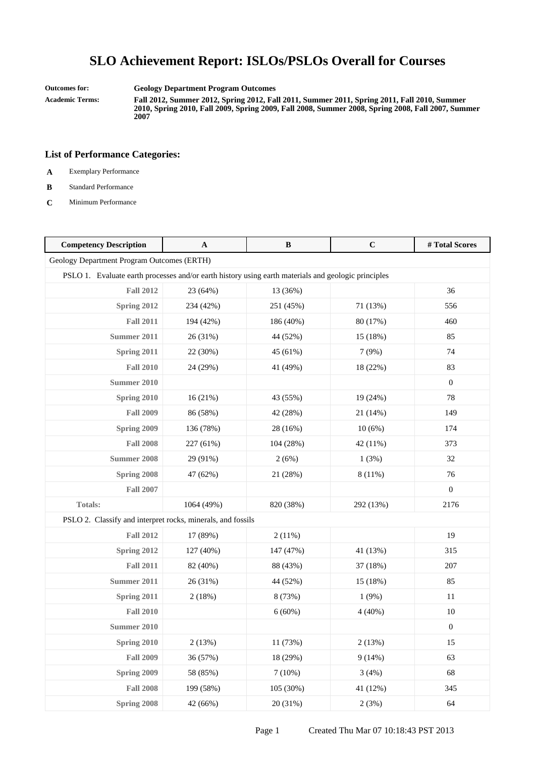# SLO Achievement Report: ISLOs/PSLOs Overall for Courses

**Outcomes for:** **Geology Department Program Outcomes**

**Academic Terms:** **Fall 2012, Summer 2012, Spring 2012, Fall 2011, Summer 2011, Spring 2011, Fall 2010, Summer 2010, Spring 2010, Fall 2009, Spring 2009, Fall 2008, Summer 2008, Spring 2008, Fall 2007, Summer 2007**

## List of Performance Categories:

- **A** Exemplary Performance
- **B** Standard Performance
- **C** Minimum Performance

| Competency Description | A | B | C | # Total Scores |
|---|---|---|---|---|
| Geology Department Program Outcomes (ERTH) | | | | |
| PSLO 1. Evaluate earth processes and/or earth history using earth materials and geologic principles | | | | |
| **Fall 2012** | 23 (64%) | 13 (36%) | | 36 |
| **Spring 2012** | 234 (42%) | 251 (45%) | 71 (13%) | 556 |
| **Fall 2011** | 194 (42%) | 186 (40%) | 80 (17%) | 460 |
| **Summer 2011** | 26 (31%) | 44 (52%) | 15 (18%) | 85 |
| **Spring 2011** | 22 (30%) | 45 (61%) | 7 (9%) | 74 |
| **Fall 2010** | 24 (29%) | 41 (49%) | 18 (22%) | 83 |
| **Summer 2010** | | | | 0 |
| **Spring 2010** | 16 (21%) | 43 (55%) | 19 (24%) | 78 |
| **Fall 2009** | 86 (58%) | 42 (28%) | 21 (14%) | 149 |
| **Spring 2009** | 136 (78%) | 28 (16%) | 10 (6%) | 174 |
| **Fall 2008** | 227 (61%) | 104 (28%) | 42 (11%) | 373 |
| **Summer 2008** | 29 (91%) | 2 (6%) | 1 (3%) | 32 |
| **Spring 2008** | 47 (62%) | 21 (28%) | 8 (11%) | 76 |
| **Fall 2007** | | | | 0 |
| **Totals:** | 1064 (49%) | 820 (38%) | 292 (13%) | 2176 |
| PSLO 2. Classify and interpret rocks, minerals, and fossils | | | | |
| **Fall 2012** | 17 (89%) | 2 (11%) | | 19 |
| **Spring 2012** | 127 (40%) | 147 (47%) | 41 (13%) | 315 |
| **Fall 2011** | 82 (40%) | 88 (43%) | 37 (18%) | 207 |
| **Summer 2011** | 26 (31%) | 44 (52%) | 15 (18%) | 85 |
| **Spring 2011** | 2 (18%) | 8 (73%) | 1 (9%) | 11 |
| **Fall 2010** | | 6 (60%) | 4 (40%) | 10 |
| **Summer 2010** | | | | 0 |
| **Spring 2010** | 2 (13%) | 11 (73%) | 2 (13%) | 15 |
| **Fall 2009** | 36 (57%) | 18 (29%) | 9 (14%) | 63 |
| **Spring 2009** | 58 (85%) | 7 (10%) | 3 (4%) | 68 |
| **Fall 2008** | 199 (58%) | 105 (30%) | 41 (12%) | 345 |
| **Spring 2008** | 42 (66%) | 20 (31%) | 2 (3%) | 64 |

Created Thu Mar 07 10:18:43 PST 2013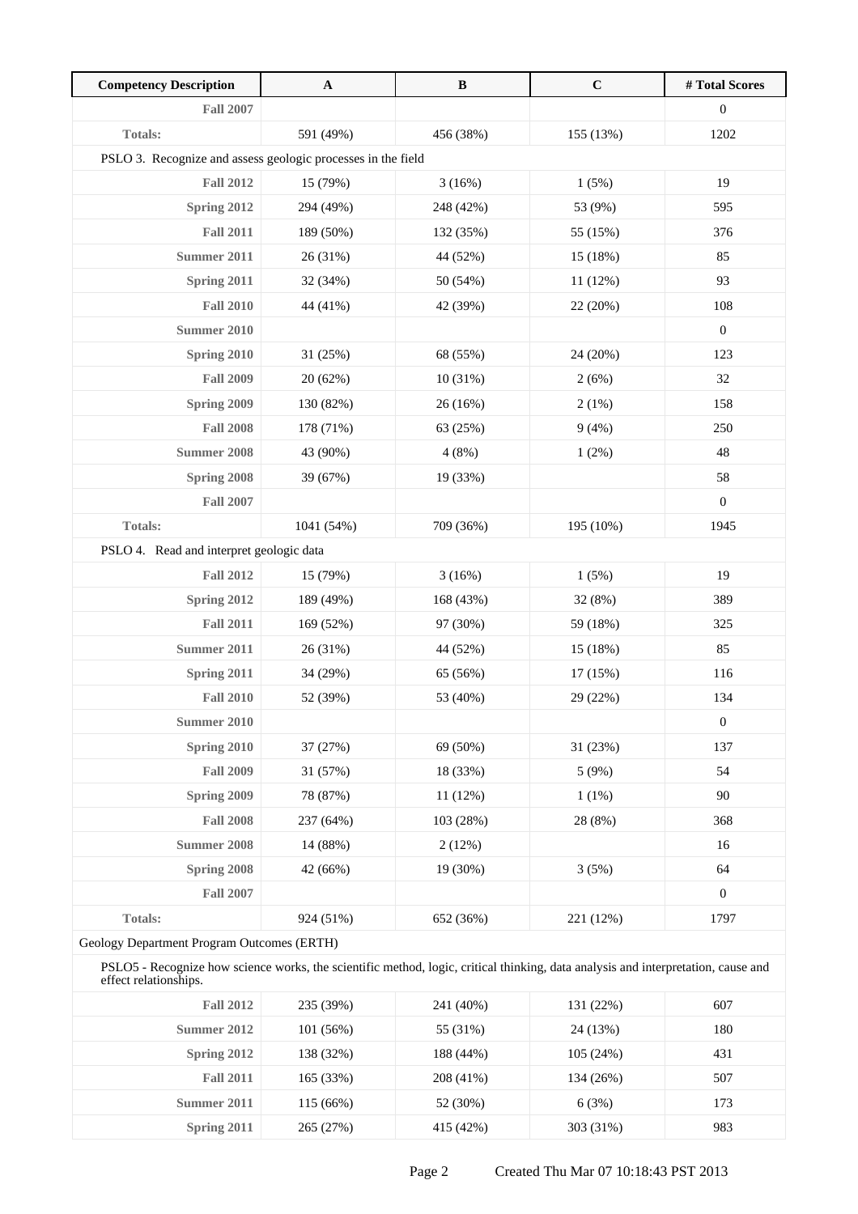| Competency Description | A | B | C | # Total Scores |
|---|---|---|---|---|
| **Fall 2007** | | | | 0 |
| **Totals:** | 591 (49%) | 456 (38%) | 155 (13%) | 1202 |
| PSLO 3. Recognize and assess geologic processes in the field | | | | |
| **Fall 2012** | 15 (79%) | 3 (16%) | 1 (5%) | 19 |
| **Spring 2012** | 294 (49%) | 248 (42%) | 53 (9%) | 595 |
| **Fall 2011** | 189 (50%) | 132 (35%) | 55 (15%) | 376 |
| **Summer 2011** | 26 (31%) | 44 (52%) | 15 (18%) | 85 |
| **Spring 2011** | 32 (34%) | 50 (54%) | 11 (12%) | 93 |
| **Fall 2010** | 44 (41%) | 42 (39%) | 22 (20%) | 108 |
| **Summer 2010** | | | | 0 |
| **Spring 2010** | 31 (25%) | 68 (55%) | 24 (20%) | 123 |
| **Fall 2009** | 20 (62%) | 10 (31%) | 2 (6%) | 32 |
| **Spring 2009** | 130 (82%) | 26 (16%) | 2 (1%) | 158 |
| **Fall 2008** | 178 (71%) | 63 (25%) | 9 (4%) | 250 |
| **Summer 2008** | 43 (90%) | 4 (8%) | 1 (2%) | 48 |
| **Spring 2008** | 39 (67%) | 19 (33%) | | 58 |
| **Fall 2007** | | | | 0 |
| **Totals:** | 1041 (54%) | 709 (36%) | 195 (10%) | 1945 |
| PSLO 4. Read and interpret geologic data | | | | |
| **Fall 2012** | 15 (79%) | 3 (16%) | 1 (5%) | 19 |
| **Spring 2012** | 189 (49%) | 168 (43%) | 32 (8%) | 389 |
| **Fall 2011** | 169 (52%) | 97 (30%) | 59 (18%) | 325 |
| **Summer 2011** | 26 (31%) | 44 (52%) | 15 (18%) | 85 |
| **Spring 2011** | 34 (29%) | 65 (56%) | 17 (15%) | 116 |
| **Fall 2010** | 52 (39%) | 53 (40%) | 29 (22%) | 134 |
| **Summer 2010** | | | | 0 |
| **Spring 2010** | 37 (27%) | 69 (50%) | 31 (23%) | 137 |
| **Fall 2009** | 31 (57%) | 18 (33%) | 5 (9%) | 54 |
| **Spring 2009** | 78 (87%) | 11 (12%) | 1 (1%) | 90 |
| **Fall 2008** | 237 (64%) | 103 (28%) | 28 (8%) | 368 |
| **Summer 2008** | 14 (88%) | 2 (12%) | | 16 |
| **Spring 2008** | 42 (66%) | 19 (30%) | 3 (5%) | 64 |
| **Fall 2007** | | | | 0 |
| **Totals:** | 924 (51%) | 652 (36%) | 221 (12%) | 1797 |
| Geology Department Program Outcomes (ERTH) | | | | |
| PSLO5 - Recognize how science works, the scientific method, logic, critical thinking, data analysis and interpretation, cause and effect relationships. | | | | |
| **Fall 2012** | 235 (39%) | 241 (40%) | 131 (22%) | 607 |
| **Summer 2012** | 101 (56%) | 55 (31%) | 24 (13%) | 180 |
| **Spring 2012** | 138 (32%) | 188 (44%) | 105 (24%) | 431 |
| **Fall 2011** | 165 (33%) | 208 (41%) | 134 (26%) | 507 |
| **Summer 2011** | 115 (66%) | 52 (30%) | 6 (3%) | 173 |
| **Spring 2011** | 265 (27%) | 415 (42%) | 303 (31%) | 983 |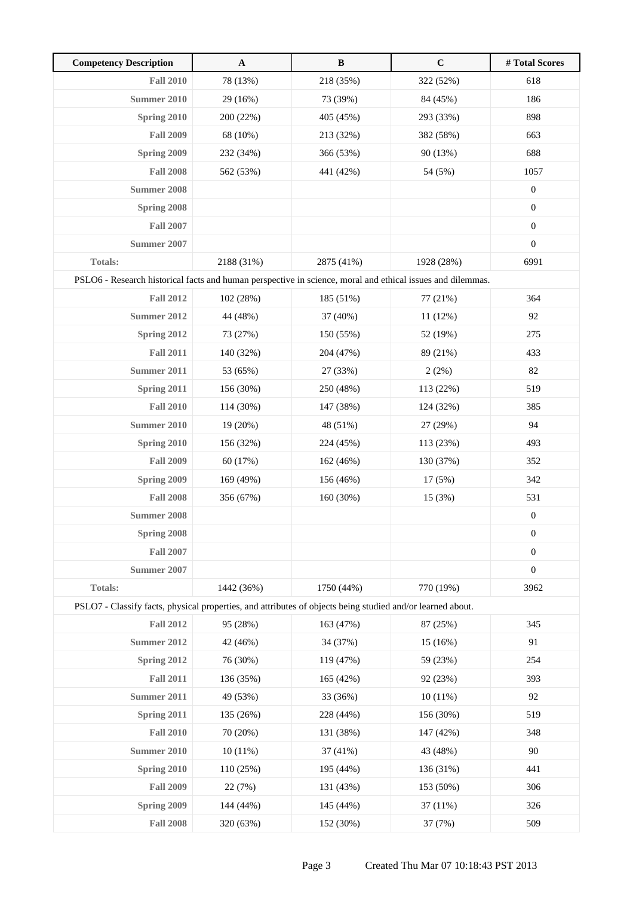| Competency Description | A | B | C | # Total Scores |
|---|---|---|---|---|
| **Fall 2010** | 78 (13%) | 218 (35%) | 322 (52%) | 618 |
| **Summer 2010** | 29 (16%) | 73 (39%) | 84 (45%) | 186 |
| **Spring 2010** | 200 (22%) | 405 (45%) | 293 (33%) | 898 |
| **Fall 2009** | 68 (10%) | 213 (32%) | 382 (58%) | 663 |
| **Spring 2009** | 232 (34%) | 366 (53%) | 90 (13%) | 688 |
| **Fall 2008** | 562 (53%) | 441 (42%) | 54 (5%) | 1057 |
| **Summer 2008** | | | | 0 |
| **Spring 2008** | | | | 0 |
| **Fall 2007** | | | | 0 |
| **Summer 2007** | | | | 0 |
| **Totals:** | 2188 (31%) | 2875 (41%) | 1928 (28%) | 6991 |
| PSLO6 - Research historical facts and human perspective in science, moral and ethical issues and dilemmas. | | | | |
| **Fall 2012** | 102 (28%) | 185 (51%) | 77 (21%) | 364 |
| **Summer 2012** | 44 (48%) | 37 (40%) | 11 (12%) | 92 |
| **Spring 2012** | 73 (27%) | 150 (55%) | 52 (19%) | 275 |
| **Fall 2011** | 140 (32%) | 204 (47%) | 89 (21%) | 433 |
| **Summer 2011** | 53 (65%) | 27 (33%) | 2 (2%) | 82 |
| **Spring 2011** | 156 (30%) | 250 (48%) | 113 (22%) | 519 |
| **Fall 2010** | 114 (30%) | 147 (38%) | 124 (32%) | 385 |
| **Summer 2010** | 19 (20%) | 48 (51%) | 27 (29%) | 94 |
| **Spring 2010** | 156 (32%) | 224 (45%) | 113 (23%) | 493 |
| **Fall 2009** | 60 (17%) | 162 (46%) | 130 (37%) | 352 |
| **Spring 2009** | 169 (49%) | 156 (46%) | 17 (5%) | 342 |
| **Fall 2008** | 356 (67%) | 160 (30%) | 15 (3%) | 531 |
| **Summer 2008** | | | | 0 |
| **Spring 2008** | | | | 0 |
| **Fall 2007** | | | | 0 |
| **Summer 2007** | | | | 0 |
| **Totals:** | 1442 (36%) | 1750 (44%) | 770 (19%) | 3962 |
| PSLO7 - Classify facts, physical properties, and attributes of objects being studied and/or learned about. | | | | |
| **Fall 2012** | 95 (28%) | 163 (47%) | 87 (25%) | 345 |
| **Summer 2012** | 42 (46%) | 34 (37%) | 15 (16%) | 91 |
| **Spring 2012** | 76 (30%) | 119 (47%) | 59 (23%) | 254 |
| **Fall 2011** | 136 (35%) | 165 (42%) | 92 (23%) | 393 |
| **Summer 2011** | 49 (53%) | 33 (36%) | 10 (11%) | 92 |
| **Spring 2011** | 135 (26%) | 228 (44%) | 156 (30%) | 519 |
| **Fall 2010** | 70 (20%) | 131 (38%) | 147 (42%) | 348 |
| **Summer 2010** | 10 (11%) | 37 (41%) | 43 (48%) | 90 |
| **Spring 2010** | 110 (25%) | 195 (44%) | 136 (31%) | 441 |
| **Fall 2009** | 22 (7%) | 131 (43%) | 153 (50%) | 306 |
| **Spring 2009** | 144 (44%) | 145 (44%) | 37 (11%) | 326 |
| **Fall 2008** | 320 (63%) | 152 (30%) | 37 (7%) | 509 |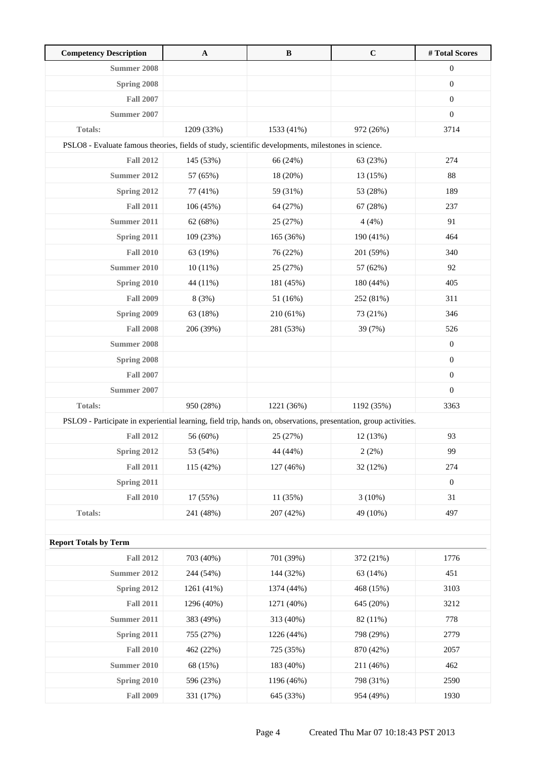| Competency Description | A | B | C | # Total Scores |
|---|---|---|---|---|
| Summer 2008 | | | | 0 |
| Spring 2008 | | | | 0 |
| Fall 2007 | | | | 0 |
| Summer 2007 | | | | 0 |
| Totals: | 1209 (33%) | 1533 (41%) | 972 (26%) | 3714 |
| PSLO8 - Evaluate famous theories, fields of study, scientific developments, milestones in science. | | | | |
| Fall 2012 | 145 (53%) | 66 (24%) | 63 (23%) | 274 |
| Summer 2012 | 57 (65%) | 18 (20%) | 13 (15%) | 88 |
| Spring 2012 | 77 (41%) | 59 (31%) | 53 (28%) | 189 |
| Fall 2011 | 106 (45%) | 64 (27%) | 67 (28%) | 237 |
| Summer 2011 | 62 (68%) | 25 (27%) | 4 (4%) | 91 |
| Spring 2011 | 109 (23%) | 165 (36%) | 190 (41%) | 464 |
| Fall 2010 | 63 (19%) | 76 (22%) | 201 (59%) | 340 |
| Summer 2010 | 10 (11%) | 25 (27%) | 57 (62%) | 92 |
| Spring 2010 | 44 (11%) | 181 (45%) | 180 (44%) | 405 |
| Fall 2009 | 8 (3%) | 51 (16%) | 252 (81%) | 311 |
| Spring 2009 | 63 (18%) | 210 (61%) | 73 (21%) | 346 |
| Fall 2008 | 206 (39%) | 281 (53%) | 39 (7%) | 526 |
| Summer 2008 | | | | 0 |
| Spring 2008 | | | | 0 |
| Fall 2007 | | | | 0 |
| Summer 2007 | | | | 0 |
| Totals: | 950 (28%) | 1221 (36%) | 1192 (35%) | 3363 |
| PSLO9 - Participate in experiential learning, field trip, hands on, observations, presentation, group activities. | | | | |
| Fall 2012 | 56 (60%) | 25 (27%) | 12 (13%) | 93 |
| Spring 2012 | 53 (54%) | 44 (44%) | 2 (2%) | 99 |
| Fall 2011 | 115 (42%) | 127 (46%) | 32 (12%) | 274 |
| Spring 2011 | | | | 0 |
| Fall 2010 | 17 (55%) | 11 (35%) | 3 (10%) | 31 |
| Totals: | 241 (48%) | 207 (42%) | 49 (10%) | 497 |

**Report Totals by Term**

| Term | A | B | C | # Total Scores |
|---|---|---|---|---|
| Fall 2012 | 703 (40%) | 701 (39%) | 372 (21%) | 1776 |
| Summer 2012 | 244 (54%) | 144 (32%) | 63 (14%) | 451 |
| Spring 2012 | 1261 (41%) | 1374 (44%) | 468 (15%) | 3103 |
| Fall 2011 | 1296 (40%) | 1271 (40%) | 645 (20%) | 3212 |
| Summer 2011 | 383 (49%) | 313 (40%) | 82 (11%) | 778 |
| Spring 2011 | 755 (27%) | 1226 (44%) | 798 (29%) | 2779 |
| Fall 2010 | 462 (22%) | 725 (35%) | 870 (42%) | 2057 |
| Summer 2010 | 68 (15%) | 183 (40%) | 211 (46%) | 462 |
| Spring 2010 | 596 (23%) | 1196 (46%) | 798 (31%) | 2590 |
| Fall 2009 | 331 (17%) | 645 (33%) | 954 (49%) | 1930 |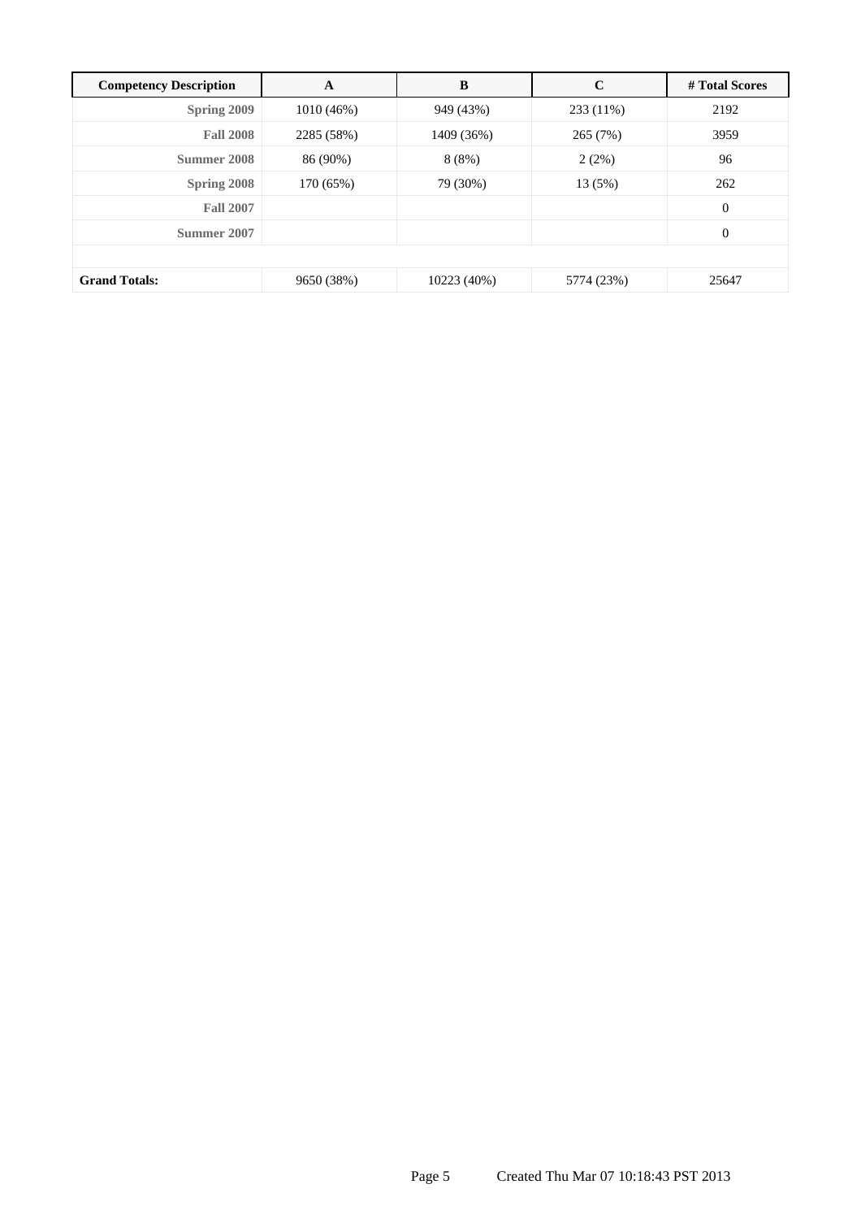| Competency Description | A | B | C | # Total Scores |
|---|---|---|---|---|
| Spring 2009 | 1010 (46%) | 949 (43%) | 233 (11%) | 2192 |
| Fall 2008 | 2285 (58%) | 1409 (36%) | 265 (7%) | 3959 |
| Summer 2008 | 86 (90%) | 8 (8%) | 2 (2%) | 96 |
| Spring 2008 | 170 (65%) | 79 (30%) | 13 (5%) | 262 |
| Fall 2007 | | | | 0 |
| Summer 2007 | | | | 0 |
| | | | | |
| **Grand Totals:** | 9650 (38%) | 10223 (40%) | 5774 (23%) | 25647 |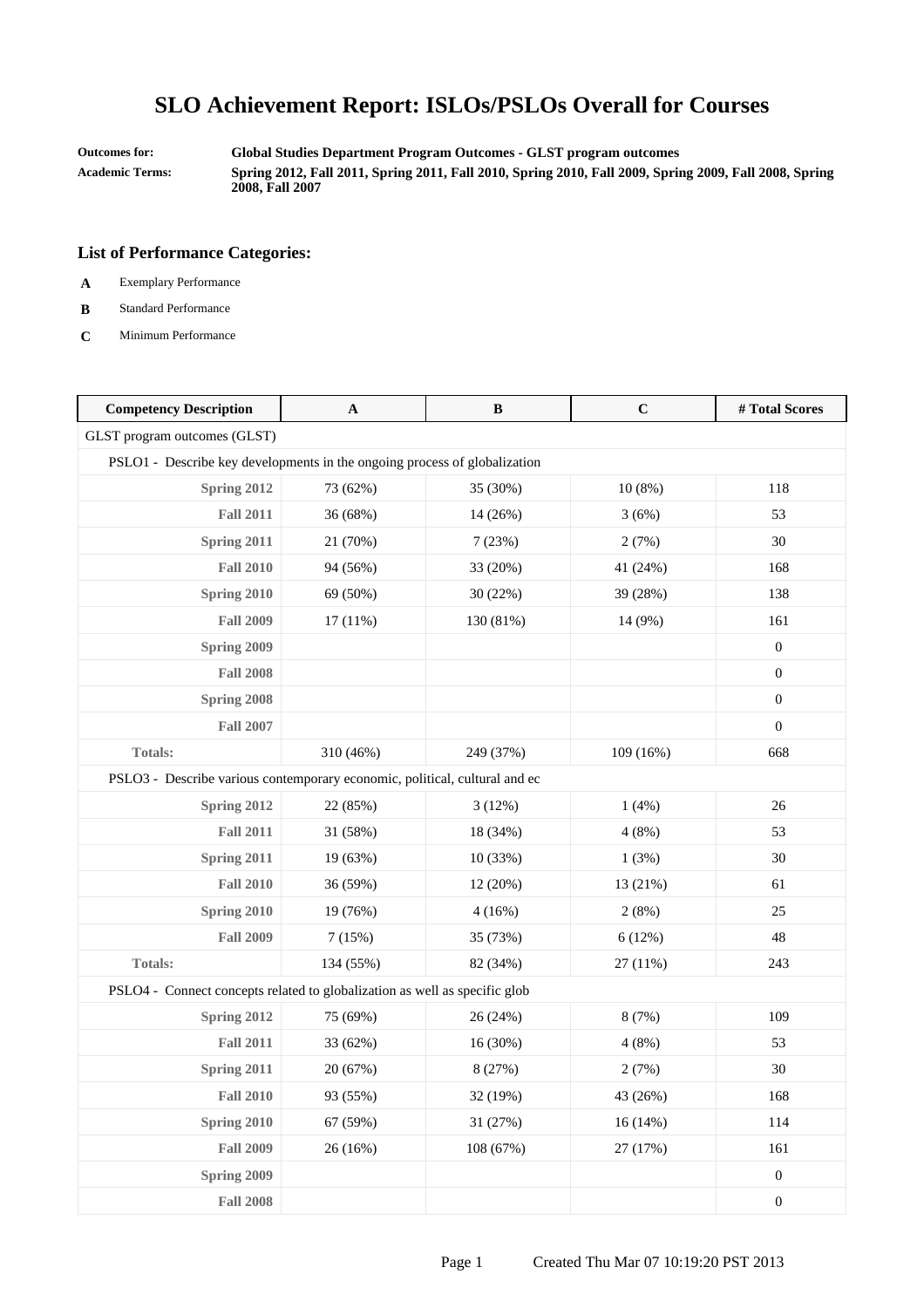# SLO Achievement Report: ISLOs/PSLOs Overall for Courses

**Outcomes for:** Global Studies Department Program Outcomes - GLST program outcomes

**Academic Terms:** Spring 2012, Fall 2011, Spring 2011, Fall 2010, Spring 2010, Fall 2009, Spring 2009, Fall 2008, Spring 2008, Fall 2007

## List of Performance Categories:

- **A** Exemplary Performance
- **B** Standard Performance
- **C** Minimum Performance

| Competency Description | A | B | C | # Total Scores |
|---|---|---|---|---|
| GLST program outcomes (GLST) | | | | |
| PSLO1 - Describe key developments in the ongoing process of globalization | | | | |
| **Spring 2012** | 73 (62%) | 35 (30%) | 10 (8%) | 118 |
| **Fall 2011** | 36 (68%) | 14 (26%) | 3 (6%) | 53 |
| **Spring 2011** | 21 (70%) | 7 (23%) | 2 (7%) | 30 |
| **Fall 2010** | 94 (56%) | 33 (20%) | 41 (24%) | 168 |
| **Spring 2010** | 69 (50%) | 30 (22%) | 39 (28%) | 138 |
| **Fall 2009** | 17 (11%) | 130 (81%) | 14 (9%) | 161 |
| **Spring 2009** | | | | 0 |
| **Fall 2008** | | | | 0 |
| **Spring 2008** | | | | 0 |
| **Fall 2007** | | | | 0 |
| **Totals:** | 310 (46%) | 249 (37%) | 109 (16%) | 668 |
| PSLO3 - Describe various contemporary economic, political, cultural and ec | | | | |
| **Spring 2012** | 22 (85%) | 3 (12%) | 1 (4%) | 26 |
| **Fall 2011** | 31 (58%) | 18 (34%) | 4 (8%) | 53 |
| **Spring 2011** | 19 (63%) | 10 (33%) | 1 (3%) | 30 |
| **Fall 2010** | 36 (59%) | 12 (20%) | 13 (21%) | 61 |
| **Spring 2010** | 19 (76%) | 4 (16%) | 2 (8%) | 25 |
| **Fall 2009** | 7 (15%) | 35 (73%) | 6 (12%) | 48 |
| **Totals:** | 134 (55%) | 82 (34%) | 27 (11%) | 243 |
| PSLO4 - Connect concepts related to globalization as well as specific glob | | | | |
| **Spring 2012** | 75 (69%) | 26 (24%) | 8 (7%) | 109 |
| **Fall 2011** | 33 (62%) | 16 (30%) | 4 (8%) | 53 |
| **Spring 2011** | 20 (67%) | 8 (27%) | 2 (7%) | 30 |
| **Fall 2010** | 93 (55%) | 32 (19%) | 43 (26%) | 168 |
| **Spring 2010** | 67 (59%) | 31 (27%) | 16 (14%) | 114 |
| **Fall 2009** | 26 (16%) | 108 (67%) | 27 (17%) | 161 |
| **Spring 2009** | | | | 0 |
| **Fall 2008** | | | | 0 |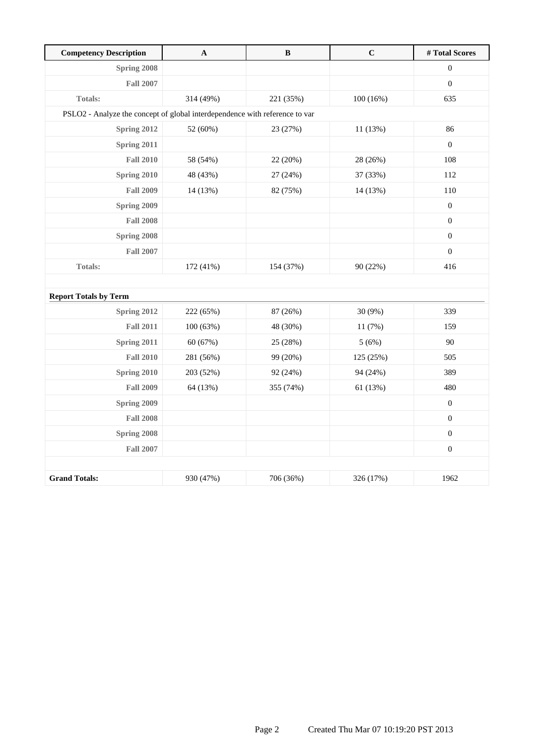| Competency Description | A | B | C | # Total Scores |
|---|---|---|---|---|
| Spring 2008 | | | | 0 |
| Fall 2007 | | | | 0 |
| Totals: | 314 (49%) | 221 (35%) | 100 (16%) | 635 |
| PSLO2 - Analyze the concept of global interdependence with reference to var | | | | |
| Spring 2012 | 52 (60%) | 23 (27%) | 11 (13%) | 86 |
| Spring 2011 | | | | 0 |
| Fall 2010 | 58 (54%) | 22 (20%) | 28 (26%) | 108 |
| Spring 2010 | 48 (43%) | 27 (24%) | 37 (33%) | 112 |
| Fall 2009 | 14 (13%) | 82 (75%) | 14 (13%) | 110 |
| Spring 2009 | | | | 0 |
| Fall 2008 | | | | 0 |
| Spring 2008 | | | | 0 |
| Fall 2007 | | | | 0 |
| Totals: | 172 (41%) | 154 (37%) | 90 (22%) | 416 |
| | | | | |
| **Report Totals by Term** | | | | |
| Spring 2012 | 222 (65%) | 87 (26%) | 30 (9%) | 339 |
| Fall 2011 | 100 (63%) | 48 (30%) | 11 (7%) | 159 |
| Spring 2011 | 60 (67%) | 25 (28%) | 5 (6%) | 90 |
| Fall 2010 | 281 (56%) | 99 (20%) | 125 (25%) | 505 |
| Spring 2010 | 203 (52%) | 92 (24%) | 94 (24%) | 389 |
| Fall 2009 | 64 (13%) | 355 (74%) | 61 (13%) | 480 |
| Spring 2009 | | | | 0 |
| Fall 2008 | | | | 0 |
| Spring 2008 | | | | 0 |
| Fall 2007 | | | | 0 |
| | | | | |
| **Grand Totals:** | 930 (47%) | 706 (36%) | 326 (17%) | 1962 |

Created Thu Mar 07 10:19:20 PST 2013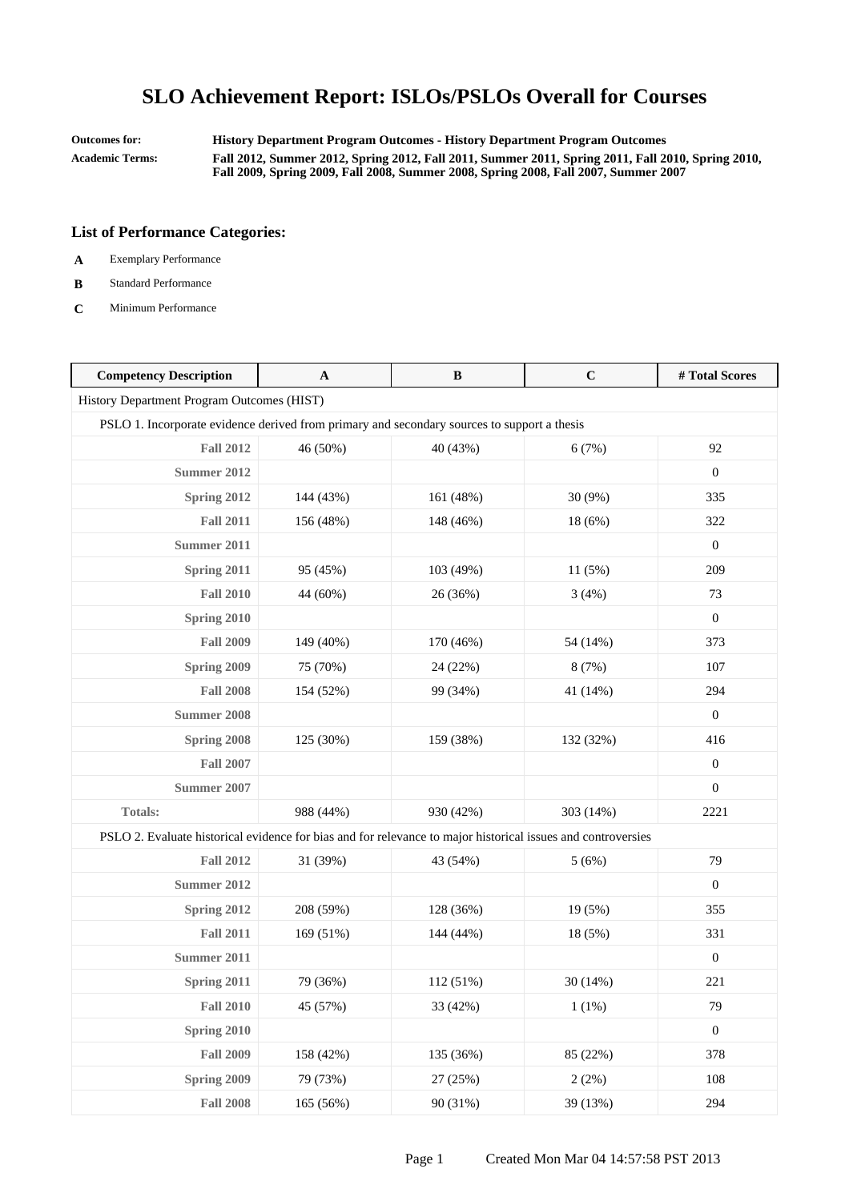# SLO Achievement Report: ISLOs/PSLOs Overall for Courses

**Outcomes for:** **History Department Program Outcomes - History Department Program Outcomes**

**Academic Terms:** **Fall 2012, Summer 2012, Spring 2012, Fall 2011, Summer 2011, Spring 2011, Fall 2010, Spring 2010, Fall 2009, Spring 2009, Fall 2008, Summer 2008, Spring 2008, Fall 2007, Summer 2007**

### List of Performance Categories:

- **A** Exemplary Performance
- **B** Standard Performance
- **C** Minimum Performance

| Competency Description | A | B | C | # Total Scores |
|---|---|---|---|---|
| History Department Program Outcomes (HIST) | | | | |
| PSLO 1. Incorporate evidence derived from primary and secondary sources to support a thesis | | | | |
| **Fall 2012** | 46 (50%) | 40 (43%) | 6 (7%) | 92 |
| **Summer 2012** | | | | 0 |
| **Spring 2012** | 144 (43%) | 161 (48%) | 30 (9%) | 335 |
| **Fall 2011** | 156 (48%) | 148 (46%) | 18 (6%) | 322 |
| **Summer 2011** | | | | 0 |
| **Spring 2011** | 95 (45%) | 103 (49%) | 11 (5%) | 209 |
| **Fall 2010** | 44 (60%) | 26 (36%) | 3 (4%) | 73 |
| **Spring 2010** | | | | 0 |
| **Fall 2009** | 149 (40%) | 170 (46%) | 54 (14%) | 373 |
| **Spring 2009** | 75 (70%) | 24 (22%) | 8 (7%) | 107 |
| **Fall 2008** | 154 (52%) | 99 (34%) | 41 (14%) | 294 |
| **Summer 2008** | | | | 0 |
| **Spring 2008** | 125 (30%) | 159 (38%) | 132 (32%) | 416 |
| **Fall 2007** | | | | 0 |
| **Summer 2007** | | | | 0 |
| **Totals:** | 988 (44%) | 930 (42%) | 303 (14%) | 2221 |
| PSLO 2. Evaluate historical evidence for bias and for relevance to major historical issues and controversies | | | | |
| **Fall 2012** | 31 (39%) | 43 (54%) | 5 (6%) | 79 |
| **Summer 2012** | | | | 0 |
| **Spring 2012** | 208 (59%) | 128 (36%) | 19 (5%) | 355 |
| **Fall 2011** | 169 (51%) | 144 (44%) | 18 (5%) | 331 |
| **Summer 2011** | | | | 0 |
| **Spring 2011** | 79 (36%) | 112 (51%) | 30 (14%) | 221 |
| **Fall 2010** | 45 (57%) | 33 (42%) | 1 (1%) | 79 |
| **Spring 2010** | | | | 0 |
| **Fall 2009** | 158 (42%) | 135 (36%) | 85 (22%) | 378 |
| **Spring 2009** | 79 (73%) | 27 (25%) | 2 (2%) | 108 |
| **Fall 2008** | 165 (56%) | 90 (31%) | 39 (13%) | 294 |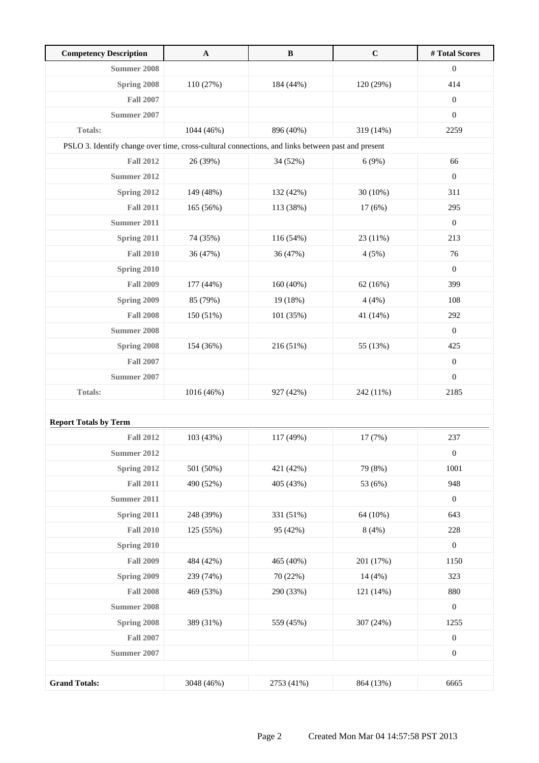| Competency Description | A | B | C | # Total Scores |
|---|---|---|---|---|
| Summer 2008 | | | | 0 |
| Spring 2008 | 110 (27%) | 184 (44%) | 120 (29%) | 414 |
| Fall 2007 | | | | 0 |
| Summer 2007 | | | | 0 |
| Totals: | 1044 (46%) | 896 (40%) | 319 (14%) | 2259 |
| PSLO 3. Identify change over time, cross-cultural connections, and links between past and present | | | | |
| Fall 2012 | 26 (39%) | 34 (52%) | 6 (9%) | 66 |
| Summer 2012 | | | | 0 |
| Spring 2012 | 149 (48%) | 132 (42%) | 30 (10%) | 311 |
| Fall 2011 | 165 (56%) | 113 (38%) | 17 (6%) | 295 |
| Summer 2011 | | | | 0 |
| Spring 2011 | 74 (35%) | 116 (54%) | 23 (11%) | 213 |
| Fall 2010 | 36 (47%) | 36 (47%) | 4 (5%) | 76 |
| Spring 2010 | | | | 0 |
| Fall 2009 | 177 (44%) | 160 (40%) | 62 (16%) | 399 |
| Spring 2009 | 85 (79%) | 19 (18%) | 4 (4%) | 108 |
| Fall 2008 | 150 (51%) | 101 (35%) | 41 (14%) | 292 |
| Summer 2008 | | | | 0 |
| Spring 2008 | 154 (36%) | 216 (51%) | 55 (13%) | 425 |
| Fall 2007 | | | | 0 |
| Summer 2007 | | | | 0 |
| Totals: | 1016 (46%) | 927 (42%) | 242 (11%) | 2185 |

**Report Totals by Term**

| Term | A | B | C | # Total Scores |
|---|---|---|---|---|
| Fall 2012 | 103 (43%) | 117 (49%) | 17 (7%) | 237 |
| Summer 2012 | | | | 0 |
| Spring 2012 | 501 (50%) | 421 (42%) | 79 (8%) | 1001 |
| Fall 2011 | 490 (52%) | 405 (43%) | 53 (6%) | 948 |
| Summer 2011 | | | | 0 |
| Spring 2011 | 248 (39%) | 331 (51%) | 64 (10%) | 643 |
| Fall 2010 | 125 (55%) | 95 (42%) | 8 (4%) | 228 |
| Spring 2010 | | | | 0 |
| Fall 2009 | 484 (42%) | 465 (40%) | 201 (17%) | 1150 |
| Spring 2009 | 239 (74%) | 70 (22%) | 14 (4%) | 323 |
| Fall 2008 | 469 (53%) | 290 (33%) | 121 (14%) | 880 |
| Summer 2008 | | | | 0 |
| Spring 2008 | 389 (31%) | 559 (45%) | 307 (24%) | 1255 |
| Fall 2007 | | | | 0 |
| Summer 2007 | | | | 0 |
| **Grand Totals:** | 3048 (46%) | 2753 (41%) | 864 (13%) | 6665 |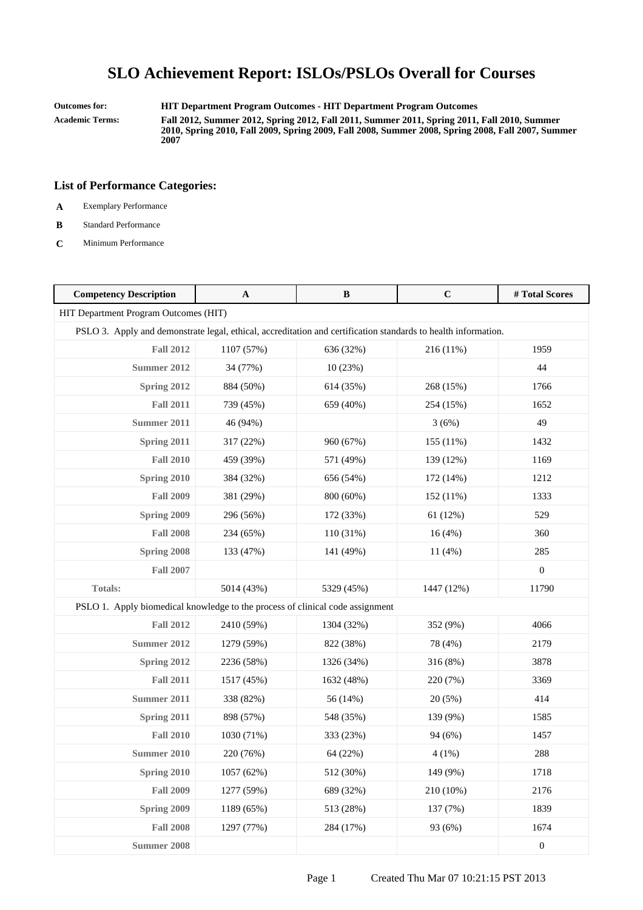# SLO Achievement Report: ISLOs/PSLOs Overall for Courses

**Outcomes for:** HIT Department Program Outcomes - HIT Department Program Outcomes

**Academic Terms:** Fall 2012, Summer 2012, Spring 2012, Fall 2011, Summer 2011, Spring 2011, Fall 2010, Summer 2010, Spring 2010, Fall 2009, Spring 2009, Fall 2008, Summer 2008, Spring 2008, Fall 2007, Summer 2007

### List of Performance Categories:

- **A** Exemplary Performance
- **B** Standard Performance
- **C** Minimum Performance

| Competency Description | A | B | C | # Total Scores |
|---|---|---|---|---|
| HIT Department Program Outcomes (HIT) | | | | |
| PSLO 3. Apply and demonstrate legal, ethical, accreditation and certification standards to health information. | | | | |
| **Fall 2012** | 1107 (57%) | 636 (32%) | 216 (11%) | 1959 |
| **Summer 2012** | 34 (77%) | 10 (23%) | | 44 |
| **Spring 2012** | 884 (50%) | 614 (35%) | 268 (15%) | 1766 |
| **Fall 2011** | 739 (45%) | 659 (40%) | 254 (15%) | 1652 |
| **Summer 2011** | 46 (94%) | | 3 (6%) | 49 |
| **Spring 2011** | 317 (22%) | 960 (67%) | 155 (11%) | 1432 |
| **Fall 2010** | 459 (39%) | 571 (49%) | 139 (12%) | 1169 |
| **Spring 2010** | 384 (32%) | 656 (54%) | 172 (14%) | 1212 |
| **Fall 2009** | 381 (29%) | 800 (60%) | 152 (11%) | 1333 |
| **Spring 2009** | 296 (56%) | 172 (33%) | 61 (12%) | 529 |
| **Fall 2008** | 234 (65%) | 110 (31%) | 16 (4%) | 360 |
| **Spring 2008** | 133 (47%) | 141 (49%) | 11 (4%) | 285 |
| **Fall 2007** | | | | 0 |
| **Totals:** | 5014 (43%) | 5329 (45%) | 1447 (12%) | 11790 |
| PSLO 1. Apply biomedical knowledge to the process of clinical code assignment | | | | |
| **Fall 2012** | 2410 (59%) | 1304 (32%) | 352 (9%) | 4066 |
| **Summer 2012** | 1279 (59%) | 822 (38%) | 78 (4%) | 2179 |
| **Spring 2012** | 2236 (58%) | 1326 (34%) | 316 (8%) | 3878 |
| **Fall 2011** | 1517 (45%) | 1632 (48%) | 220 (7%) | 3369 |
| **Summer 2011** | 338 (82%) | 56 (14%) | 20 (5%) | 414 |
| **Spring 2011** | 898 (57%) | 548 (35%) | 139 (9%) | 1585 |
| **Fall 2010** | 1030 (71%) | 333 (23%) | 94 (6%) | 1457 |
| **Summer 2010** | 220 (76%) | 64 (22%) | 4 (1%) | 288 |
| **Spring 2010** | 1057 (62%) | 512 (30%) | 149 (9%) | 1718 |
| **Fall 2009** | 1277 (59%) | 689 (32%) | 210 (10%) | 2176 |
| **Spring 2009** | 1189 (65%) | 513 (28%) | 137 (7%) | 1839 |
| **Fall 2008** | 1297 (77%) | 284 (17%) | 93 (6%) | 1674 |
| **Summer 2008** | | | | 0 |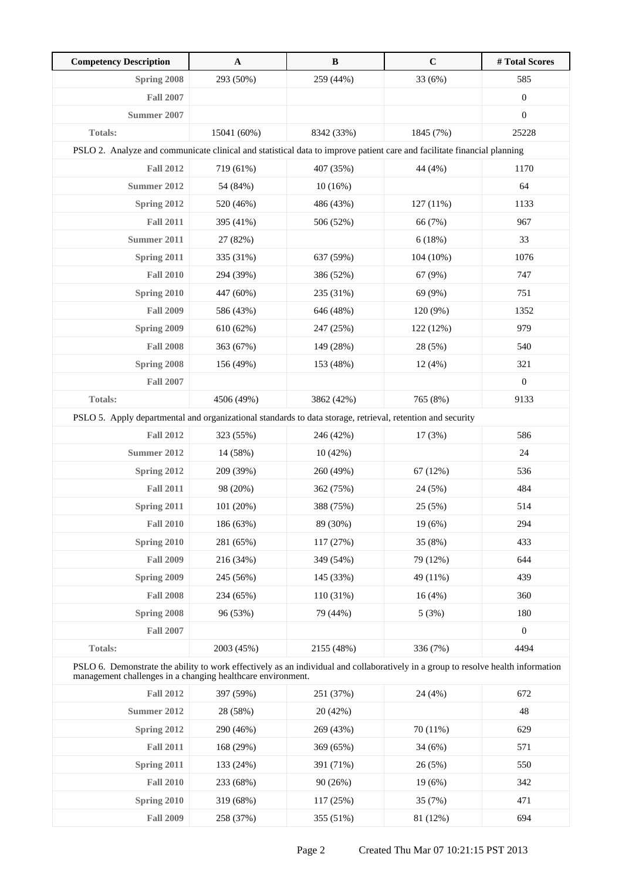| Competency Description | A | B | C | # Total Scores |
|---|---|---|---|---|
| **Spring 2008** | 293 (50%) | 259 (44%) | 33 (6%) | 585 |
| **Fall 2007** | | | | 0 |
| **Summer 2007** | | | | 0 |
| **Totals:** | 15041 (60%) | 8342 (33%) | 1845 (7%) | 25228 |
| PSLO 2. Analyze and communicate clinical and statistical data to improve patient care and facilitate financial planning | | | | |
| **Fall 2012** | 719 (61%) | 407 (35%) | 44 (4%) | 1170 |
| **Summer 2012** | 54 (84%) | 10 (16%) | | 64 |
| **Spring 2012** | 520 (46%) | 486 (43%) | 127 (11%) | 1133 |
| **Fall 2011** | 395 (41%) | 506 (52%) | 66 (7%) | 967 |
| **Summer 2011** | 27 (82%) | | 6 (18%) | 33 |
| **Spring 2011** | 335 (31%) | 637 (59%) | 104 (10%) | 1076 |
| **Fall 2010** | 294 (39%) | 386 (52%) | 67 (9%) | 747 |
| **Spring 2010** | 447 (60%) | 235 (31%) | 69 (9%) | 751 |
| **Fall 2009** | 586 (43%) | 646 (48%) | 120 (9%) | 1352 |
| **Spring 2009** | 610 (62%) | 247 (25%) | 122 (12%) | 979 |
| **Fall 2008** | 363 (67%) | 149 (28%) | 28 (5%) | 540 |
| **Spring 2008** | 156 (49%) | 153 (48%) | 12 (4%) | 321 |
| **Fall 2007** | | | | 0 |
| **Totals:** | 4506 (49%) | 3862 (42%) | 765 (8%) | 9133 |
| PSLO 5. Apply departmental and organizational standards to data storage, retrieval, retention and security | | | | |
| **Fall 2012** | 323 (55%) | 246 (42%) | 17 (3%) | 586 |
| **Summer 2012** | 14 (58%) | 10 (42%) | | 24 |
| **Spring 2012** | 209 (39%) | 260 (49%) | 67 (12%) | 536 |
| **Fall 2011** | 98 (20%) | 362 (75%) | 24 (5%) | 484 |
| **Spring 2011** | 101 (20%) | 388 (75%) | 25 (5%) | 514 |
| **Fall 2010** | 186 (63%) | 89 (30%) | 19 (6%) | 294 |
| **Spring 2010** | 281 (65%) | 117 (27%) | 35 (8%) | 433 |
| **Fall 2009** | 216 (34%) | 349 (54%) | 79 (12%) | 644 |
| **Spring 2009** | 245 (56%) | 145 (33%) | 49 (11%) | 439 |
| **Fall 2008** | 234 (65%) | 110 (31%) | 16 (4%) | 360 |
| **Spring 2008** | 96 (53%) | 79 (44%) | 5 (3%) | 180 |
| **Fall 2007** | | | | 0 |
| **Totals:** | 2003 (45%) | 2155 (48%) | 336 (7%) | 4494 |
| PSLO 6. Demonstrate the ability to work effectively as an individual and collaboratively in a group to resolve health information management challenges in a changing healthcare environment. | | | | |
| **Fall 2012** | 397 (59%) | 251 (37%) | 24 (4%) | 672 |
| **Summer 2012** | 28 (58%) | 20 (42%) | | 48 |
| **Spring 2012** | 290 (46%) | 269 (43%) | 70 (11%) | 629 |
| **Fall 2011** | 168 (29%) | 369 (65%) | 34 (6%) | 571 |
| **Spring 2011** | 133 (24%) | 391 (71%) | 26 (5%) | 550 |
| **Fall 2010** | 233 (68%) | 90 (26%) | 19 (6%) | 342 |
| **Spring 2010** | 319 (68%) | 117 (25%) | 35 (7%) | 471 |
| **Fall 2009** | 258 (37%) | 355 (51%) | 81 (12%) | 694 |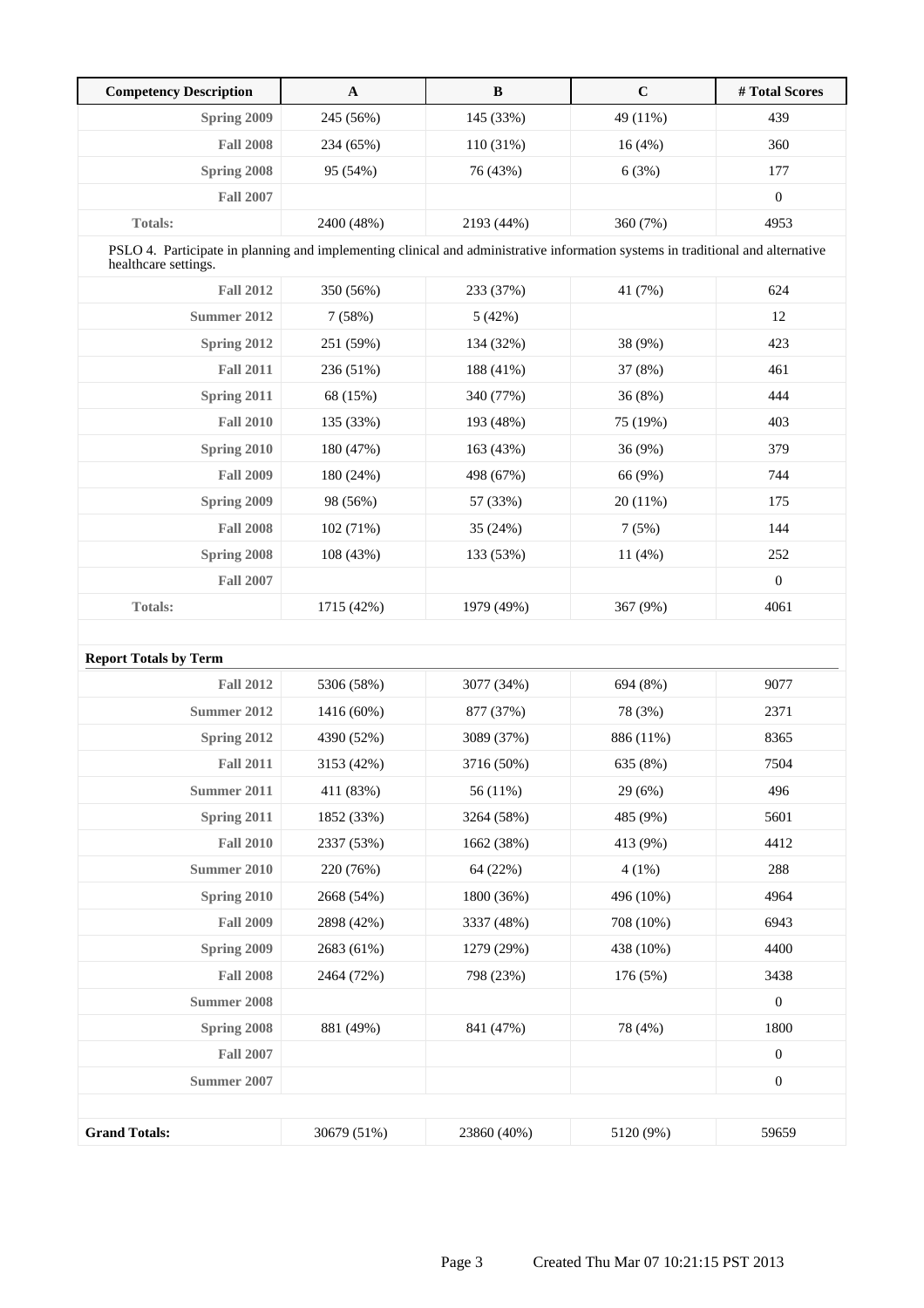| Competency Description | A | B | C | # Total Scores |
| --- | --- | --- | --- | --- |
| **Spring 2009** | 245 (56%) | 145 (33%) | 49 (11%) | 439 |
| **Fall 2008** | 234 (65%) | 110 (31%) | 16 (4%) | 360 |
| **Spring 2008** | 95 (54%) | 76 (43%) | 6 (3%) | 177 |
| **Fall 2007** | | | | 0 |
| **Totals:** | 2400 (48%) | 2193 (44%) | 360 (7%) | 4953 |
| PSLO 4. Participate in planning and implementing clinical and administrative information systems in traditional and alternative healthcare settings. | | | | |
| **Fall 2012** | 350 (56%) | 233 (37%) | 41 (7%) | 624 |
| **Summer 2012** | 7 (58%) | 5 (42%) | | 12 |
| **Spring 2012** | 251 (59%) | 134 (32%) | 38 (9%) | 423 |
| **Fall 2011** | 236 (51%) | 188 (41%) | 37 (8%) | 461 |
| **Spring 2011** | 68 (15%) | 340 (77%) | 36 (8%) | 444 |
| **Fall 2010** | 135 (33%) | 193 (48%) | 75 (19%) | 403 |
| **Spring 2010** | 180 (47%) | 163 (43%) | 36 (9%) | 379 |
| **Fall 2009** | 180 (24%) | 498 (67%) | 66 (9%) | 744 |
| **Spring 2009** | 98 (56%) | 57 (33%) | 20 (11%) | 175 |
| **Fall 2008** | 102 (71%) | 35 (24%) | 7 (5%) | 144 |
| **Spring 2008** | 108 (43%) | 133 (53%) | 11 (4%) | 252 |
| **Fall 2007** | | | | 0 |
| **Totals:** | 1715 (42%) | 1979 (49%) | 367 (9%) | 4061 |

**Report Totals by Term**

| Term | A | B | C | # Total Scores |
| --- | --- | --- | --- | --- |
| **Fall 2012** | 5306 (58%) | 3077 (34%) | 694 (8%) | 9077 |
| **Summer 2012** | 1416 (60%) | 877 (37%) | 78 (3%) | 2371 |
| **Spring 2012** | 4390 (52%) | 3089 (37%) | 886 (11%) | 8365 |
| **Fall 2011** | 3153 (42%) | 3716 (50%) | 635 (8%) | 7504 |
| **Summer 2011** | 411 (83%) | 56 (11%) | 29 (6%) | 496 |
| **Spring 2011** | 1852 (33%) | 3264 (58%) | 485 (9%) | 5601 |
| **Fall 2010** | 2337 (53%) | 1662 (38%) | 413 (9%) | 4412 |
| **Summer 2010** | 220 (76%) | 64 (22%) | 4 (1%) | 288 |
| **Spring 2010** | 2668 (54%) | 1800 (36%) | 496 (10%) | 4964 |
| **Fall 2009** | 2898 (42%) | 3337 (48%) | 708 (10%) | 6943 |
| **Spring 2009** | 2683 (61%) | 1279 (29%) | 438 (10%) | 4400 |
| **Fall 2008** | 2464 (72%) | 798 (23%) | 176 (5%) | 3438 |
| **Summer 2008** | | | | 0 |
| **Spring 2008** | 881 (49%) | 841 (47%) | 78 (4%) | 1800 |
| **Fall 2007** | | | | 0 |
| **Summer 2007** | | | | 0 |
| **Grand Totals:** | 30679 (51%) | 23860 (40%) | 5120 (9%) | 59659 |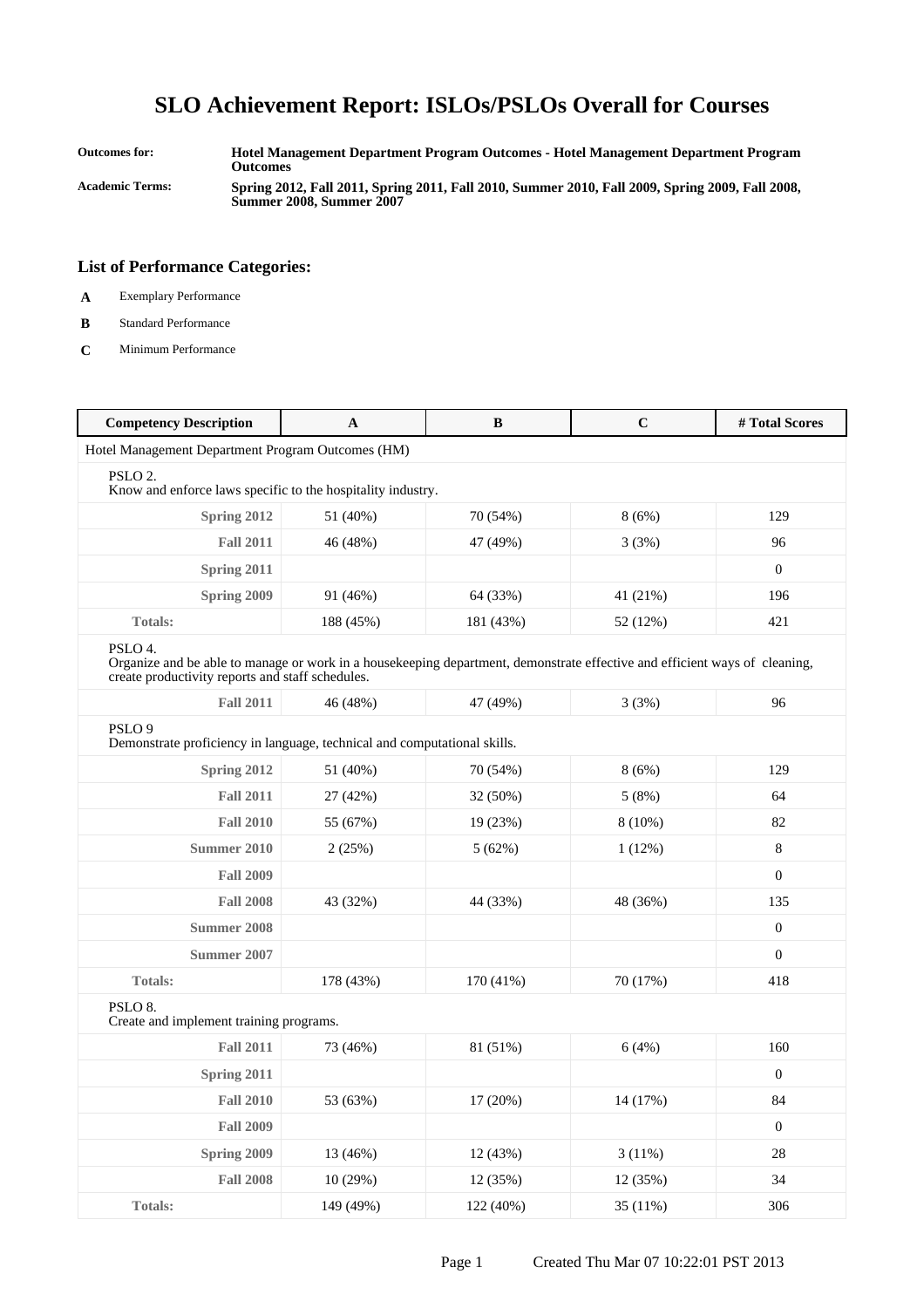# SLO Achievement Report: ISLOs/PSLOs Overall for Courses

**Outcomes for:** Hotel Management Department Program Outcomes - Hotel Management Department Program Outcomes

**Academic Terms:** Spring 2012, Fall 2011, Spring 2011, Fall 2010, Summer 2010, Fall 2009, Spring 2009, Fall 2008, Summer 2008, Summer 2007

## List of Performance Categories:

- **A** Exemplary Performance
- **B** Standard Performance
- **C** Minimum Performance

| Competency Description | A | B | C | # Total Scores |
|---|---|---|---|---|
| Hotel Management Department Program Outcomes (HM) | | | | |
| PSLO 2. Know and enforce laws specific to the hospitality industry. | | | | |
| **Spring 2012** | 51 (40%) | 70 (54%) | 8 (6%) | 129 |
| **Fall 2011** | 46 (48%) | 47 (49%) | 3 (3%) | 96 |
| **Spring 2011** | | | | 0 |
| **Spring 2009** | 91 (46%) | 64 (33%) | 41 (21%) | 196 |
| **Totals:** | 188 (45%) | 181 (43%) | 52 (12%) | 421 |
| PSLO 4. Organize and be able to manage or work in a housekeeping department, demonstrate effective and efficient ways of cleaning, create productivity reports and staff schedules. | | | | |
| **Fall 2011** | 46 (48%) | 47 (49%) | 3 (3%) | 96 |
| PSLO 9 Demonstrate proficiency in language, technical and computational skills. | | | | |
| **Spring 2012** | 51 (40%) | 70 (54%) | 8 (6%) | 129 |
| **Fall 2011** | 27 (42%) | 32 (50%) | 5 (8%) | 64 |
| **Fall 2010** | 55 (67%) | 19 (23%) | 8 (10%) | 82 |
| **Summer 2010** | 2 (25%) | 5 (62%) | 1 (12%) | 8 |
| **Fall 2009** | | | | 0 |
| **Fall 2008** | 43 (32%) | 44 (33%) | 48 (36%) | 135 |
| **Summer 2008** | | | | 0 |
| **Summer 2007** | | | | 0 |
| **Totals:** | 178 (43%) | 170 (41%) | 70 (17%) | 418 |
| PSLO 8. Create and implement training programs. | | | | |
| **Fall 2011** | 73 (46%) | 81 (51%) | 6 (4%) | 160 |
| **Spring 2011** | | | | 0 |
| **Fall 2010** | 53 (63%) | 17 (20%) | 14 (17%) | 84 |
| **Fall 2009** | | | | 0 |
| **Spring 2009** | 13 (46%) | 12 (43%) | 3 (11%) | 28 |
| **Fall 2008** | 10 (29%) | 12 (35%) | 12 (35%) | 34 |
| **Totals:** | 149 (49%) | 122 (40%) | 35 (11%) | 306 |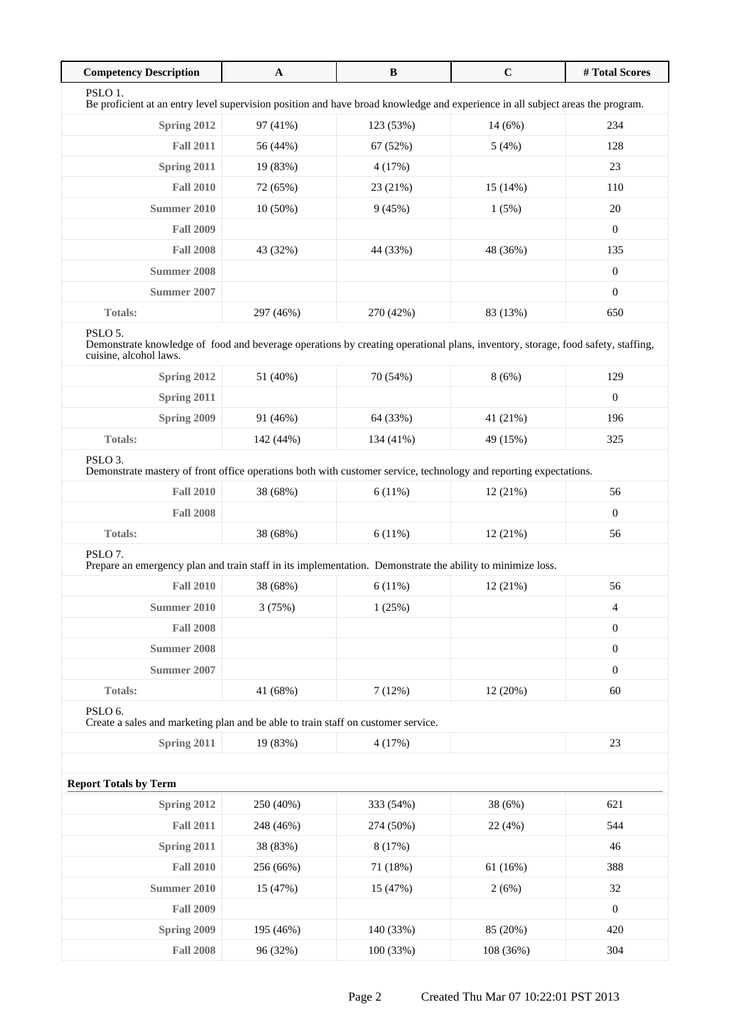| Competency Description | A | B | C | # Total Scores |
|---|---|---|---|---|
| PSLO 1.<br>Be proficient at an entry level supervision position and have broad knowledge and experience in all subject areas the program. | | | | |
| **Spring 2012** | 97 (41%) | 123 (53%) | 14 (6%) | 234 |
| **Fall 2011** | 56 (44%) | 67 (52%) | 5 (4%) | 128 |
| **Spring 2011** | 19 (83%) | 4 (17%) | | 23 |
| **Fall 2010** | 72 (65%) | 23 (21%) | 15 (14%) | 110 |
| **Summer 2010** | 10 (50%) | 9 (45%) | 1 (5%) | 20 |
| **Fall 2009** | | | | 0 |
| **Fall 2008** | 43 (32%) | 44 (33%) | 48 (36%) | 135 |
| **Summer 2008** | | | | 0 |
| **Summer 2007** | | | | 0 |
| **Totals:** | 297 (46%) | 270 (42%) | 83 (13%) | 650 |
| PSLO 5.<br>Demonstrate knowledge of food and beverage operations by creating operational plans, inventory, storage, food safety, staffing, cuisine, alcohol laws. | | | | |
| **Spring 2012** | 51 (40%) | 70 (54%) | 8 (6%) | 129 |
| **Spring 2011** | | | | 0 |
| **Spring 2009** | 91 (46%) | 64 (33%) | 41 (21%) | 196 |
| **Totals:** | 142 (44%) | 134 (41%) | 49 (15%) | 325 |
| PSLO 3.<br>Demonstrate mastery of front office operations both with customer service, technology and reporting expectations. | | | | |
| **Fall 2010** | 38 (68%) | 6 (11%) | 12 (21%) | 56 |
| **Fall 2008** | | | | 0 |
| **Totals:** | 38 (68%) | 6 (11%) | 12 (21%) | 56 |
| PSLO 7.<br>Prepare an emergency plan and train staff in its implementation. Demonstrate the ability to minimize loss. | | | | |
| **Fall 2010** | 38 (68%) | 6 (11%) | 12 (21%) | 56 |
| **Summer 2010** | 3 (75%) | 1 (25%) | | 4 |
| **Fall 2008** | | | | 0 |
| **Summer 2008** | | | | 0 |
| **Summer 2007** | | | | 0 |
| **Totals:** | 41 (68%) | 7 (12%) | 12 (20%) | 60 |
| PSLO 6.<br>Create a sales and marketing plan and be able to train staff on customer service. | | | | |
| **Spring 2011** | 19 (83%) | 4 (17%) | | 23 |

**Report Totals by Term**

| Term | A | B | C | # Total Scores |
|---|---|---|---|---|
| **Spring 2012** | 250 (40%) | 333 (54%) | 38 (6%) | 621 |
| **Fall 2011** | 248 (46%) | 274 (50%) | 22 (4%) | 544 |
| **Spring 2011** | 38 (83%) | 8 (17%) | | 46 |
| **Fall 2010** | 256 (66%) | 71 (18%) | 61 (16%) | 388 |
| **Summer 2010** | 15 (47%) | 15 (47%) | 2 (6%) | 32 |
| **Fall 2009** | | | | 0 |
| **Spring 2009** | 195 (46%) | 140 (33%) | 85 (20%) | 420 |
| **Fall 2008** | 96 (32%) | 100 (33%) | 108 (36%) | 304 |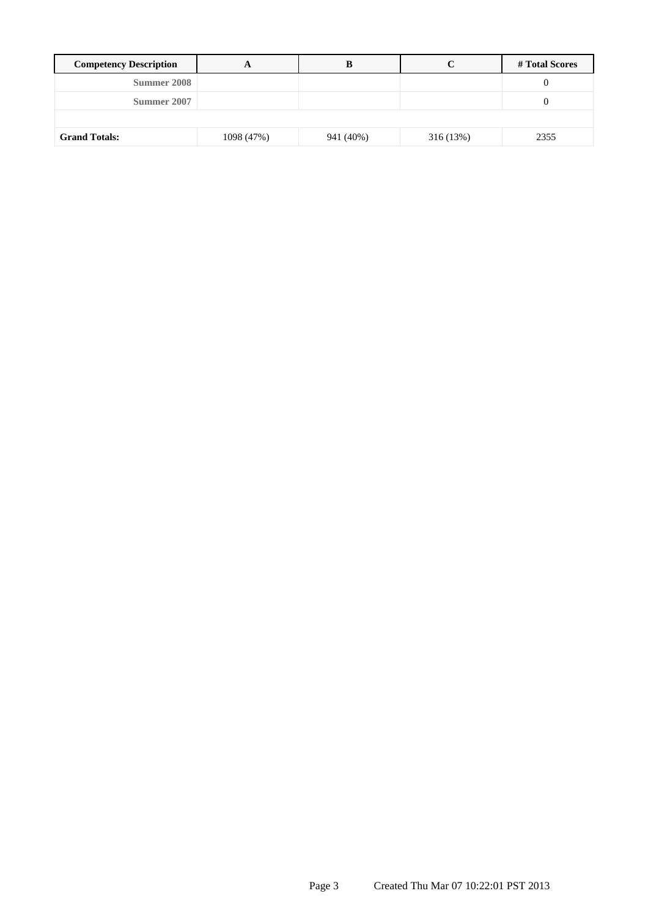| Competency Description | A | B | C | # Total Scores |
|---|---|---|---|---|
| Summer 2008 | | | | 0 |
| Summer 2007 | | | | 0 |
| | | | | |
| **Grand Totals:** | 1098 (47%) | 941 (40%) | 316 (13%) | 2355 |

Page 3 Created Thu Mar 07 10:22:01 PST 2013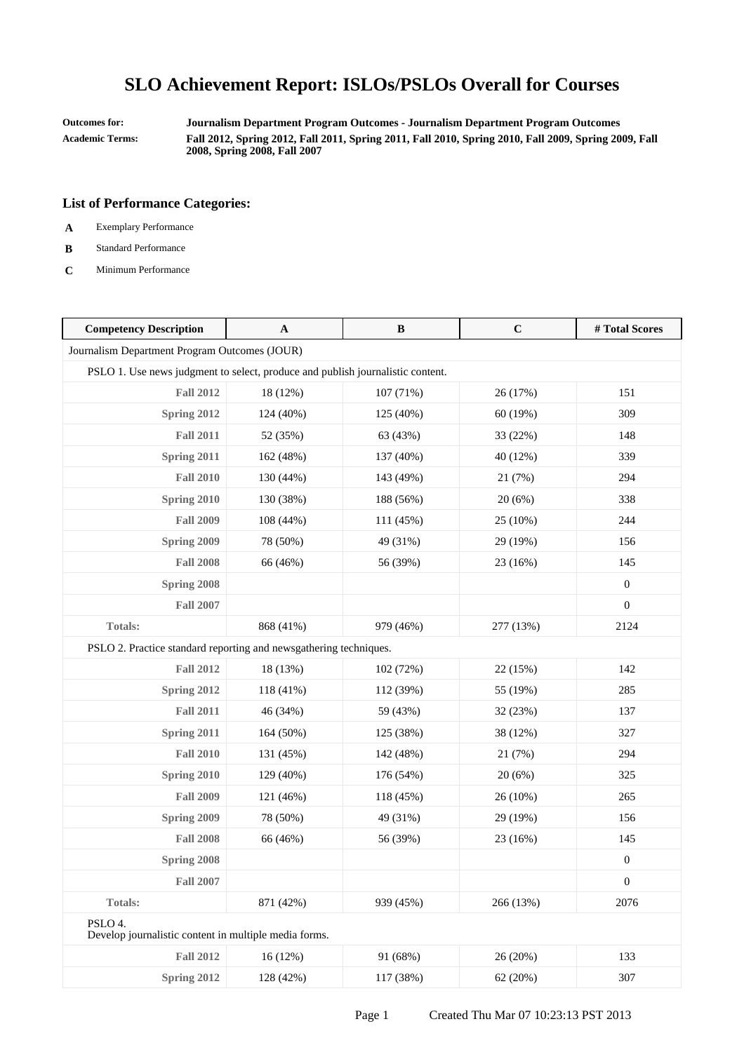# SLO Achievement Report: ISLOs/PSLOs Overall for Courses

**Outcomes for:** Journalism Department Program Outcomes - Journalism Department Program Outcomes

**Academic Terms:** Fall 2012, Spring 2012, Fall 2011, Spring 2011, Fall 2010, Spring 2010, Fall 2009, Spring 2009, Fall 2008, Spring 2008, Fall 2007

### List of Performance Categories:

- **A** Exemplary Performance
- **B** Standard Performance
- **C** Minimum Performance

| Competency Description | A | B | C | # Total Scores |
|---|---|---|---|---|
| Journalism Department Program Outcomes (JOUR) | | | | |
| PSLO 1. Use news judgment to select, produce and publish journalistic content. | | | | |
| **Fall 2012** | 18 (12%) | 107 (71%) | 26 (17%) | 151 |
| **Spring 2012** | 124 (40%) | 125 (40%) | 60 (19%) | 309 |
| **Fall 2011** | 52 (35%) | 63 (43%) | 33 (22%) | 148 |
| **Spring 2011** | 162 (48%) | 137 (40%) | 40 (12%) | 339 |
| **Fall 2010** | 130 (44%) | 143 (49%) | 21 (7%) | 294 |
| **Spring 2010** | 130 (38%) | 188 (56%) | 20 (6%) | 338 |
| **Fall 2009** | 108 (44%) | 111 (45%) | 25 (10%) | 244 |
| **Spring 2009** | 78 (50%) | 49 (31%) | 29 (19%) | 156 |
| **Fall 2008** | 66 (46%) | 56 (39%) | 23 (16%) | 145 |
| **Spring 2008** | | | | 0 |
| **Fall 2007** | | | | 0 |
| **Totals:** | 868 (41%) | 979 (46%) | 277 (13%) | 2124 |
| PSLO 2. Practice standard reporting and newsgathering techniques. | | | | |
| **Fall 2012** | 18 (13%) | 102 (72%) | 22 (15%) | 142 |
| **Spring 2012** | 118 (41%) | 112 (39%) | 55 (19%) | 285 |
| **Fall 2011** | 46 (34%) | 59 (43%) | 32 (23%) | 137 |
| **Spring 2011** | 164 (50%) | 125 (38%) | 38 (12%) | 327 |
| **Fall 2010** | 131 (45%) | 142 (48%) | 21 (7%) | 294 |
| **Spring 2010** | 129 (40%) | 176 (54%) | 20 (6%) | 325 |
| **Fall 2009** | 121 (46%) | 118 (45%) | 26 (10%) | 265 |
| **Spring 2009** | 78 (50%) | 49 (31%) | 29 (19%) | 156 |
| **Fall 2008** | 66 (46%) | 56 (39%) | 23 (16%) | 145 |
| **Spring 2008** | | | | 0 |
| **Fall 2007** | | | | 0 |
| **Totals:** | 871 (42%) | 939 (45%) | 266 (13%) | 2076 |
| PSLO 4. Develop journalistic content in multiple media forms. | | | | |
| **Fall 2012** | 16 (12%) | 91 (68%) | 26 (20%) | 133 |
| **Spring 2012** | 128 (42%) | 117 (38%) | 62 (20%) | 307 |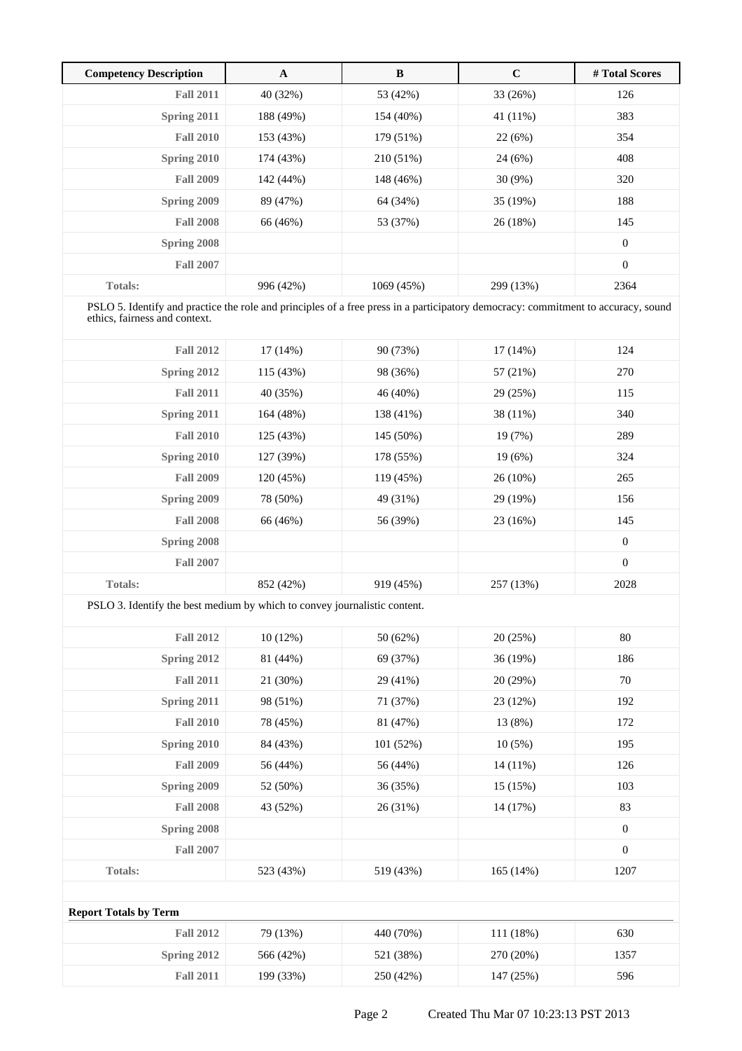| Competency Description | A | B | C | # Total Scores |
|---|---|---|---|---|
| **Fall 2011** | 40 (32%) | 53 (42%) | 33 (26%) | 126 |
| **Spring 2011** | 188 (49%) | 154 (40%) | 41 (11%) | 383 |
| **Fall 2010** | 153 (43%) | 179 (51%) | 22 (6%) | 354 |
| **Spring 2010** | 174 (43%) | 210 (51%) | 24 (6%) | 408 |
| **Fall 2009** | 142 (44%) | 148 (46%) | 30 (9%) | 320 |
| **Spring 2009** | 89 (47%) | 64 (34%) | 35 (19%) | 188 |
| **Fall 2008** | 66 (46%) | 53 (37%) | 26 (18%) | 145 |
| **Spring 2008** | | | | 0 |
| **Fall 2007** | | | | 0 |
| **Totals:** | 996 (42%) | 1069 (45%) | 299 (13%) | 2364 |
| PSLO 5. Identify and practice the role and principles of a free press in a participatory democracy: commitment to accuracy, sound ethics, fairness and context. | | | | |
| **Fall 2012** | 17 (14%) | 90 (73%) | 17 (14%) | 124 |
| **Spring 2012** | 115 (43%) | 98 (36%) | 57 (21%) | 270 |
| **Fall 2011** | 40 (35%) | 46 (40%) | 29 (25%) | 115 |
| **Spring 2011** | 164 (48%) | 138 (41%) | 38 (11%) | 340 |
| **Fall 2010** | 125 (43%) | 145 (50%) | 19 (7%) | 289 |
| **Spring 2010** | 127 (39%) | 178 (55%) | 19 (6%) | 324 |
| **Fall 2009** | 120 (45%) | 119 (45%) | 26 (10%) | 265 |
| **Spring 2009** | 78 (50%) | 49 (31%) | 29 (19%) | 156 |
| **Fall 2008** | 66 (46%) | 56 (39%) | 23 (16%) | 145 |
| **Spring 2008** | | | | 0 |
| **Fall 2007** | | | | 0 |
| **Totals:** | 852 (42%) | 919 (45%) | 257 (13%) | 2028 |
| PSLO 3. Identify the best medium by which to convey journalistic content. | | | | |
| **Fall 2012** | 10 (12%) | 50 (62%) | 20 (25%) | 80 |
| **Spring 2012** | 81 (44%) | 69 (37%) | 36 (19%) | 186 |
| **Fall 2011** | 21 (30%) | 29 (41%) | 20 (29%) | 70 |
| **Spring 2011** | 98 (51%) | 71 (37%) | 23 (12%) | 192 |
| **Fall 2010** | 78 (45%) | 81 (47%) | 13 (8%) | 172 |
| **Spring 2010** | 84 (43%) | 101 (52%) | 10 (5%) | 195 |
| **Fall 2009** | 56 (44%) | 56 (44%) | 14 (11%) | 126 |
| **Spring 2009** | 52 (50%) | 36 (35%) | 15 (15%) | 103 |
| **Fall 2008** | 43 (52%) | 26 (31%) | 14 (17%) | 83 |
| **Spring 2008** | | | | 0 |
| **Fall 2007** | | | | 0 |
| **Totals:** | 523 (43%) | 519 (43%) | 165 (14%) | 1207 |

**Report Totals by Term**

| | A | B | C | # Total Scores |
|---|---|---|---|---|
| **Fall 2012** | 79 (13%) | 440 (70%) | 111 (18%) | 630 |
| **Spring 2012** | 566 (42%) | 521 (38%) | 270 (20%) | 1357 |
| **Fall 2011** | 199 (33%) | 250 (42%) | 147 (25%) | 596 |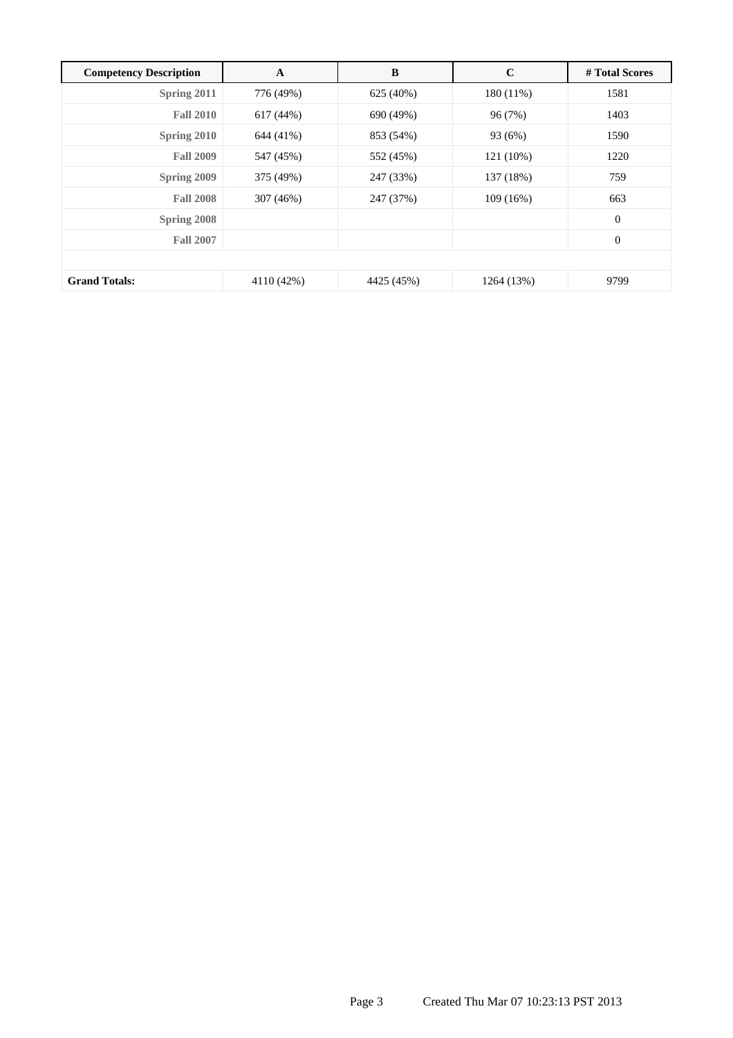| Competency Description | A | B | C | # Total Scores |
|---|---|---|---|---|
| Spring 2011 | 776 (49%) | 625 (40%) | 180 (11%) | 1581 |
| Fall 2010 | 617 (44%) | 690 (49%) | 96 (7%) | 1403 |
| Spring 2010 | 644 (41%) | 853 (54%) | 93 (6%) | 1590 |
| Fall 2009 | 547 (45%) | 552 (45%) | 121 (10%) | 1220 |
| Spring 2009 | 375 (49%) | 247 (33%) | 137 (18%) | 759 |
| Fall 2008 | 307 (46%) | 247 (37%) | 109 (16%) | 663 |
| Spring 2008 | | | | 0 |
| Fall 2007 | | | | 0 |
| | | | | |
| **Grand Totals:** | 4110 (42%) | 4425 (45%) | 1264 (13%) | 9799 |

Created Thu Mar 07 10:23:13 PST 2013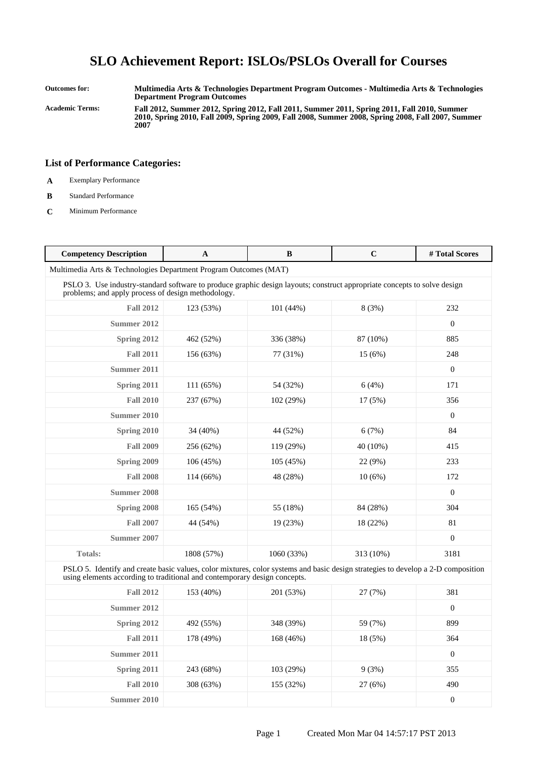# SLO Achievement Report: ISLOs/PSLOs Overall for Courses

**Outcomes for:** Multimedia Arts & Technologies Department Program Outcomes - Multimedia Arts & Technologies Department Program Outcomes

**Academic Terms:** Fall 2012, Summer 2012, Spring 2012, Fall 2011, Summer 2011, Spring 2011, Fall 2010, Summer 2010, Spring 2010, Fall 2009, Spring 2009, Fall 2008, Summer 2008, Spring 2008, Fall 2007, Summer 2007

### List of Performance Categories:

- **A** Exemplary Performance
- **B** Standard Performance
- **C** Minimum Performance

| Competency Description | A | B | C | # Total Scores |
|---|---|---|---|---|
| Multimedia Arts & Technologies Department Program Outcomes (MAT) | | | | |
| PSLO 3. Use industry-standard software to produce graphic design layouts; construct appropriate concepts to solve design problems; and apply process of design methodology. | | | | |
| **Fall 2012** | 123 (53%) | 101 (44%) | 8 (3%) | 232 |
| **Summer 2012** | | | | 0 |
| **Spring 2012** | 462 (52%) | 336 (38%) | 87 (10%) | 885 |
| **Fall 2011** | 156 (63%) | 77 (31%) | 15 (6%) | 248 |
| **Summer 2011** | | | | 0 |
| **Spring 2011** | 111 (65%) | 54 (32%) | 6 (4%) | 171 |
| **Fall 2010** | 237 (67%) | 102 (29%) | 17 (5%) | 356 |
| **Summer 2010** | | | | 0 |
| **Spring 2010** | 34 (40%) | 44 (52%) | 6 (7%) | 84 |
| **Fall 2009** | 256 (62%) | 119 (29%) | 40 (10%) | 415 |
| **Spring 2009** | 106 (45%) | 105 (45%) | 22 (9%) | 233 |
| **Fall 2008** | 114 (66%) | 48 (28%) | 10 (6%) | 172 |
| **Summer 2008** | | | | 0 |
| **Spring 2008** | 165 (54%) | 55 (18%) | 84 (28%) | 304 |
| **Fall 2007** | 44 (54%) | 19 (23%) | 18 (22%) | 81 |
| **Summer 2007** | | | | 0 |
| **Totals:** | 1808 (57%) | 1060 (33%) | 313 (10%) | 3181 |
| PSLO 5. Identify and create basic values, color mixtures, color systems and basic design strategies to develop a 2-D composition using elements according to traditional and contemporary design concepts. | | | | |
| **Fall 2012** | 153 (40%) | 201 (53%) | 27 (7%) | 381 |
| **Summer 2012** | | | | 0 |
| **Spring 2012** | 492 (55%) | 348 (39%) | 59 (7%) | 899 |
| **Fall 2011** | 178 (49%) | 168 (46%) | 18 (5%) | 364 |
| **Summer 2011** | | | | 0 |
| **Spring 2011** | 243 (68%) | 103 (29%) | 9 (3%) | 355 |
| **Fall 2010** | 308 (63%) | 155 (32%) | 27 (6%) | 490 |
| **Summer 2010** | | | | 0 |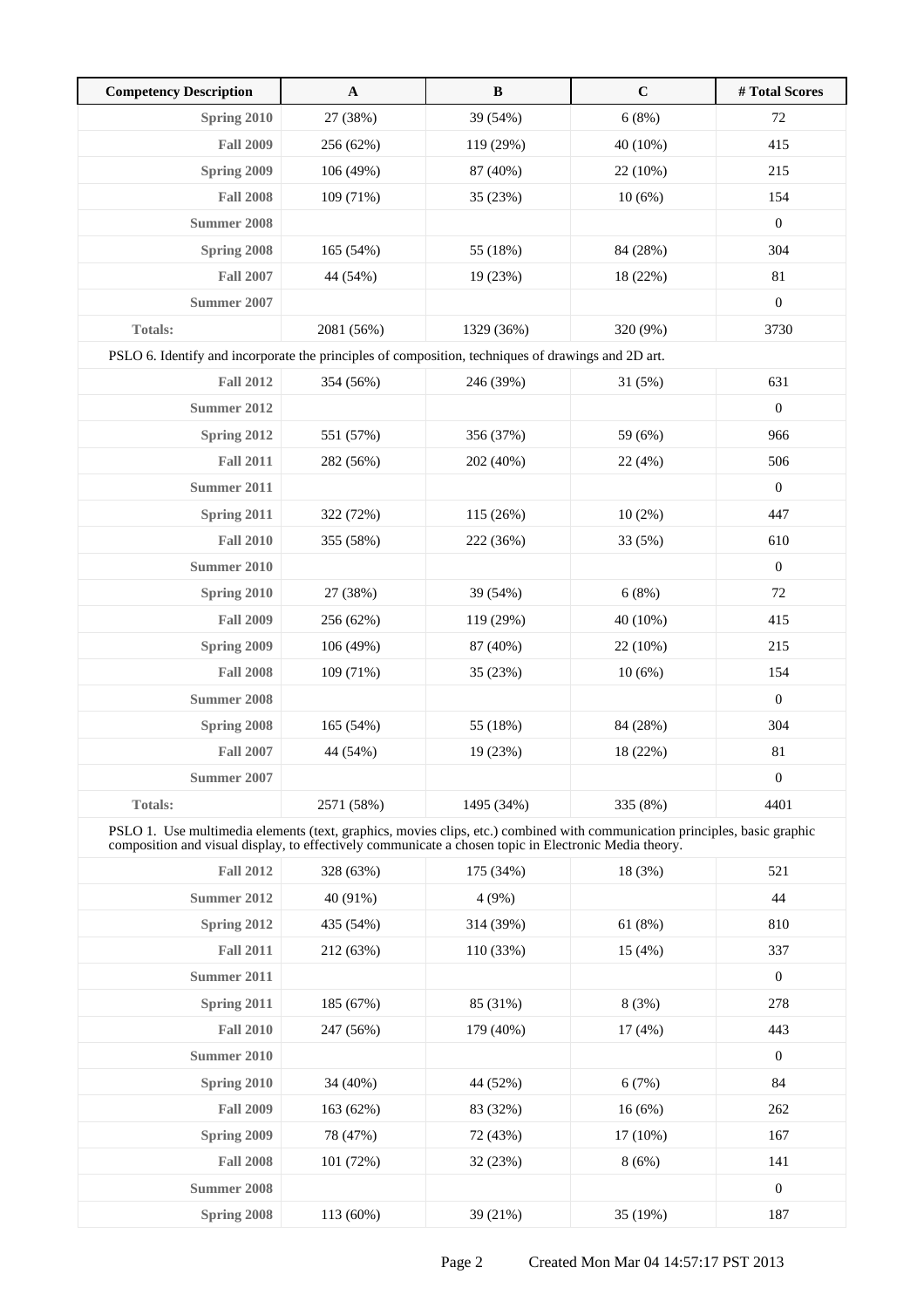| Competency Description | A | B | C | # Total Scores |
|---|---|---|---|---|
| Spring 2010 | 27 (38%) | 39 (54%) | 6 (8%) | 72 |
| Fall 2009 | 256 (62%) | 119 (29%) | 40 (10%) | 415 |
| Spring 2009 | 106 (49%) | 87 (40%) | 22 (10%) | 215 |
| Fall 2008 | 109 (71%) | 35 (23%) | 10 (6%) | 154 |
| Summer 2008 | | | | 0 |
| Spring 2008 | 165 (54%) | 55 (18%) | 84 (28%) | 304 |
| Fall 2007 | 44 (54%) | 19 (23%) | 18 (22%) | 81 |
| Summer 2007 | | | | 0 |
| Totals: | 2081 (56%) | 1329 (36%) | 320 (9%) | 3730 |
| PSLO 6. Identify and incorporate the principles of composition, techniques of drawings and 2D art. | | | | |
| Fall 2012 | 354 (56%) | 246 (39%) | 31 (5%) | 631 |
| Summer 2012 | | | | 0 |
| Spring 2012 | 551 (57%) | 356 (37%) | 59 (6%) | 966 |
| Fall 2011 | 282 (56%) | 202 (40%) | 22 (4%) | 506 |
| Summer 2011 | | | | 0 |
| Spring 2011 | 322 (72%) | 115 (26%) | 10 (2%) | 447 |
| Fall 2010 | 355 (58%) | 222 (36%) | 33 (5%) | 610 |
| Summer 2010 | | | | 0 |
| Spring 2010 | 27 (38%) | 39 (54%) | 6 (8%) | 72 |
| Fall 2009 | 256 (62%) | 119 (29%) | 40 (10%) | 415 |
| Spring 2009 | 106 (49%) | 87 (40%) | 22 (10%) | 215 |
| Fall 2008 | 109 (71%) | 35 (23%) | 10 (6%) | 154 |
| Summer 2008 | | | | 0 |
| Spring 2008 | 165 (54%) | 55 (18%) | 84 (28%) | 304 |
| Fall 2007 | 44 (54%) | 19 (23%) | 18 (22%) | 81 |
| Summer 2007 | | | | 0 |
| Totals: | 2571 (58%) | 1495 (34%) | 335 (8%) | 4401 |
| PSLO 1. Use multimedia elements (text, graphics, movies clips, etc.) combined with communication principles, basic graphic composition and visual display, to effectively communicate a chosen topic in Electronic Media theory. | | | | |
| Fall 2012 | 328 (63%) | 175 (34%) | 18 (3%) | 521 |
| Summer 2012 | 40 (91%) | 4 (9%) | | 44 |
| Spring 2012 | 435 (54%) | 314 (39%) | 61 (8%) | 810 |
| Fall 2011 | 212 (63%) | 110 (33%) | 15 (4%) | 337 |
| Summer 2011 | | | | 0 |
| Spring 2011 | 185 (67%) | 85 (31%) | 8 (3%) | 278 |
| Fall 2010 | 247 (56%) | 179 (40%) | 17 (4%) | 443 |
| Summer 2010 | | | | 0 |
| Spring 2010 | 34 (40%) | 44 (52%) | 6 (7%) | 84 |
| Fall 2009 | 163 (62%) | 83 (32%) | 16 (6%) | 262 |
| Spring 2009 | 78 (47%) | 72 (43%) | 17 (10%) | 167 |
| Fall 2008 | 101 (72%) | 32 (23%) | 8 (6%) | 141 |
| Summer 2008 | | | | 0 |
| Spring 2008 | 113 (60%) | 39 (21%) | 35 (19%) | 187 |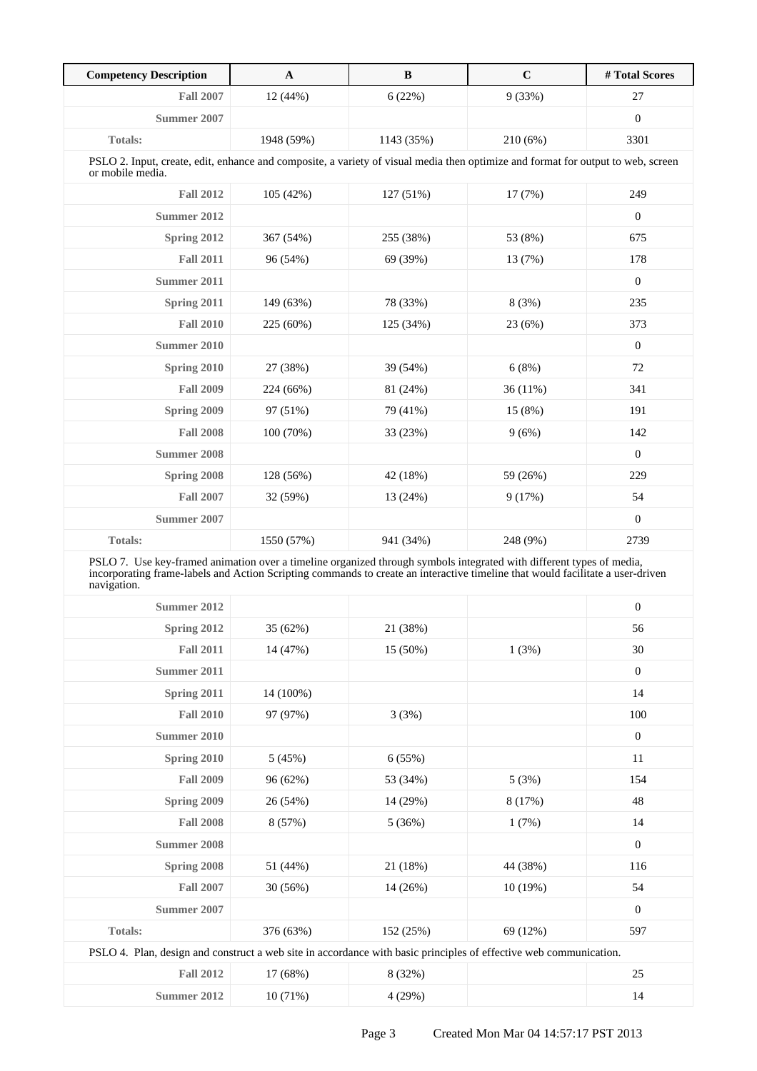| Competency Description | A | B | C | # Total Scores |
|---|---|---|---|---|
| **Fall 2007** | 12 (44%) | 6 (22%) | 9 (33%) | 27 |
| **Summer 2007** | | | | 0 |
| **Totals:** | 1948 (59%) | 1143 (35%) | 210 (6%) | 3301 |
| PSLO 2. Input, create, edit, enhance and composite, a variety of visual media then optimize and format for output to web, screen or mobile media. | | | | |
| **Fall 2012** | 105 (42%) | 127 (51%) | 17 (7%) | 249 |
| **Summer 2012** | | | | 0 |
| **Spring 2012** | 367 (54%) | 255 (38%) | 53 (8%) | 675 |
| **Fall 2011** | 96 (54%) | 69 (39%) | 13 (7%) | 178 |
| **Summer 2011** | | | | 0 |
| **Spring 2011** | 149 (63%) | 78 (33%) | 8 (3%) | 235 |
| **Fall 2010** | 225 (60%) | 125 (34%) | 23 (6%) | 373 |
| **Summer 2010** | | | | 0 |
| **Spring 2010** | 27 (38%) | 39 (54%) | 6 (8%) | 72 |
| **Fall 2009** | 224 (66%) | 81 (24%) | 36 (11%) | 341 |
| **Spring 2009** | 97 (51%) | 79 (41%) | 15 (8%) | 191 |
| **Fall 2008** | 100 (70%) | 33 (23%) | 9 (6%) | 142 |
| **Summer 2008** | | | | 0 |
| **Spring 2008** | 128 (56%) | 42 (18%) | 59 (26%) | 229 |
| **Fall 2007** | 32 (59%) | 13 (24%) | 9 (17%) | 54 |
| **Summer 2007** | | | | 0 |
| **Totals:** | 1550 (57%) | 941 (34%) | 248 (9%) | 2739 |
| PSLO 7. Use key-framed animation over a timeline organized through symbols integrated with different types of media, incorporating frame-labels and Action Scripting commands to create an interactive timeline that would facilitate a user-driven navigation. | | | | |
| **Summer 2012** | | | | 0 |
| **Spring 2012** | 35 (62%) | 21 (38%) | | 56 |
| **Fall 2011** | 14 (47%) | 15 (50%) | 1 (3%) | 30 |
| **Summer 2011** | | | | 0 |
| **Spring 2011** | 14 (100%) | | | 14 |
| **Fall 2010** | 97 (97%) | 3 (3%) | | 100 |
| **Summer 2010** | | | | 0 |
| **Spring 2010** | 5 (45%) | 6 (55%) | | 11 |
| **Fall 2009** | 96 (62%) | 53 (34%) | 5 (3%) | 154 |
| **Spring 2009** | 26 (54%) | 14 (29%) | 8 (17%) | 48 |
| **Fall 2008** | 8 (57%) | 5 (36%) | 1 (7%) | 14 |
| **Summer 2008** | | | | 0 |
| **Spring 2008** | 51 (44%) | 21 (18%) | 44 (38%) | 116 |
| **Fall 2007** | 30 (56%) | 14 (26%) | 10 (19%) | 54 |
| **Summer 2007** | | | | 0 |
| **Totals:** | 376 (63%) | 152 (25%) | 69 (12%) | 597 |
| PSLO 4. Plan, design and construct a web site in accordance with basic principles of effective web communication. | | | | |
| **Fall 2012** | 17 (68%) | 8 (32%) | | 25 |
| **Summer 2012** | 10 (71%) | 4 (29%) | | 14 |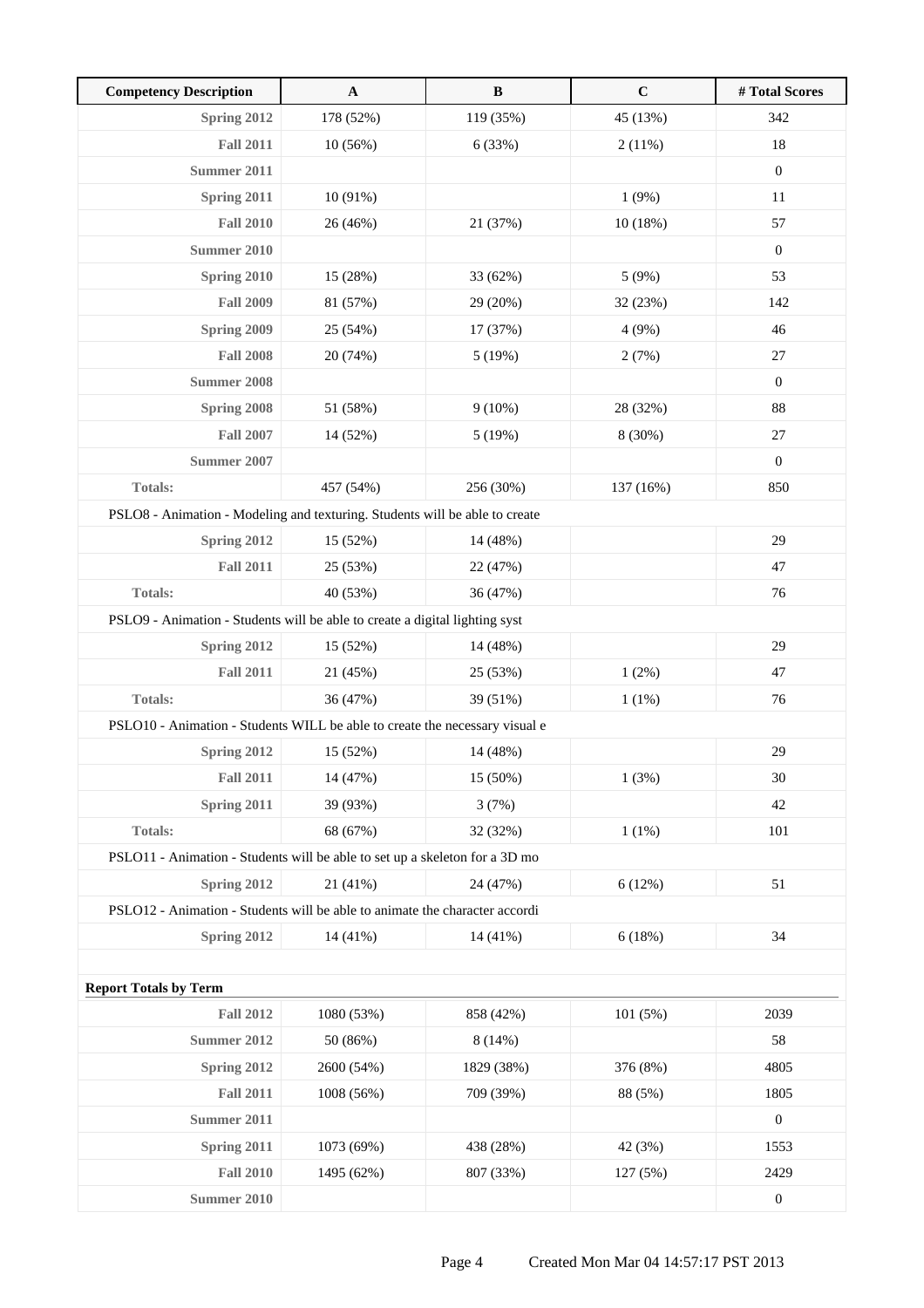| Competency Description | A | B | C | # Total Scores |
|---|---|---|---|---|
| Spring 2012 | 178 (52%) | 119 (35%) | 45 (13%) | 342 |
| Fall 2011 | 10 (56%) | 6 (33%) | 2 (11%) | 18 |
| Summer 2011 | | | | 0 |
| Spring 2011 | 10 (91%) | | 1 (9%) | 11 |
| Fall 2010 | 26 (46%) | 21 (37%) | 10 (18%) | 57 |
| Summer 2010 | | | | 0 |
| Spring 2010 | 15 (28%) | 33 (62%) | 5 (9%) | 53 |
| Fall 2009 | 81 (57%) | 29 (20%) | 32 (23%) | 142 |
| Spring 2009 | 25 (54%) | 17 (37%) | 4 (9%) | 46 |
| Fall 2008 | 20 (74%) | 5 (19%) | 2 (7%) | 27 |
| Summer 2008 | | | | 0 |
| Spring 2008 | 51 (58%) | 9 (10%) | 28 (32%) | 88 |
| Fall 2007 | 14 (52%) | 5 (19%) | 8 (30%) | 27 |
| Summer 2007 | | | | 0 |
| Totals: | 457 (54%) | 256 (30%) | 137 (16%) | 850 |
| PSLO8 - Animation - Modeling and texturing. Students will be able to create | | | | |
| Spring 2012 | 15 (52%) | 14 (48%) | | 29 |
| Fall 2011 | 25 (53%) | 22 (47%) | | 47 |
| Totals: | 40 (53%) | 36 (47%) | | 76 |
| PSLO9 - Animation - Students will be able to create a digital lighting syst | | | | |
| Spring 2012 | 15 (52%) | 14 (48%) | | 29 |
| Fall 2011 | 21 (45%) | 25 (53%) | 1 (2%) | 47 |
| Totals: | 36 (47%) | 39 (51%) | 1 (1%) | 76 |
| PSLO10 - Animation - Students WILL be able to create the necessary visual e | | | | |
| Spring 2012 | 15 (52%) | 14 (48%) | | 29 |
| Fall 2011 | 14 (47%) | 15 (50%) | 1 (3%) | 30 |
| Spring 2011 | 39 (93%) | 3 (7%) | | 42 |
| Totals: | 68 (67%) | 32 (32%) | 1 (1%) | 101 |
| PSLO11 - Animation - Students will be able to set up a skeleton for a 3D mo | | | | |
| Spring 2012 | 21 (41%) | 24 (47%) | 6 (12%) | 51 |
| PSLO12 - Animation - Students will be able to animate the character accordi | | | | |
| Spring 2012 | 14 (41%) | 14 (41%) | 6 (18%) | 34 |

**Report Totals by Term**

| Term | A | B | C | # Total Scores |
|---|---|---|---|---|
| Fall 2012 | 1080 (53%) | 858 (42%) | 101 (5%) | 2039 |
| Summer 2012 | 50 (86%) | 8 (14%) | | 58 |
| Spring 2012 | 2600 (54%) | 1829 (38%) | 376 (8%) | 4805 |
| Fall 2011 | 1008 (56%) | 709 (39%) | 88 (5%) | 1805 |
| Summer 2011 | | | | 0 |
| Spring 2011 | 1073 (69%) | 438 (28%) | 42 (3%) | 1553 |
| Fall 2010 | 1495 (62%) | 807 (33%) | 127 (5%) | 2429 |
| Summer 2010 | | | | 0 |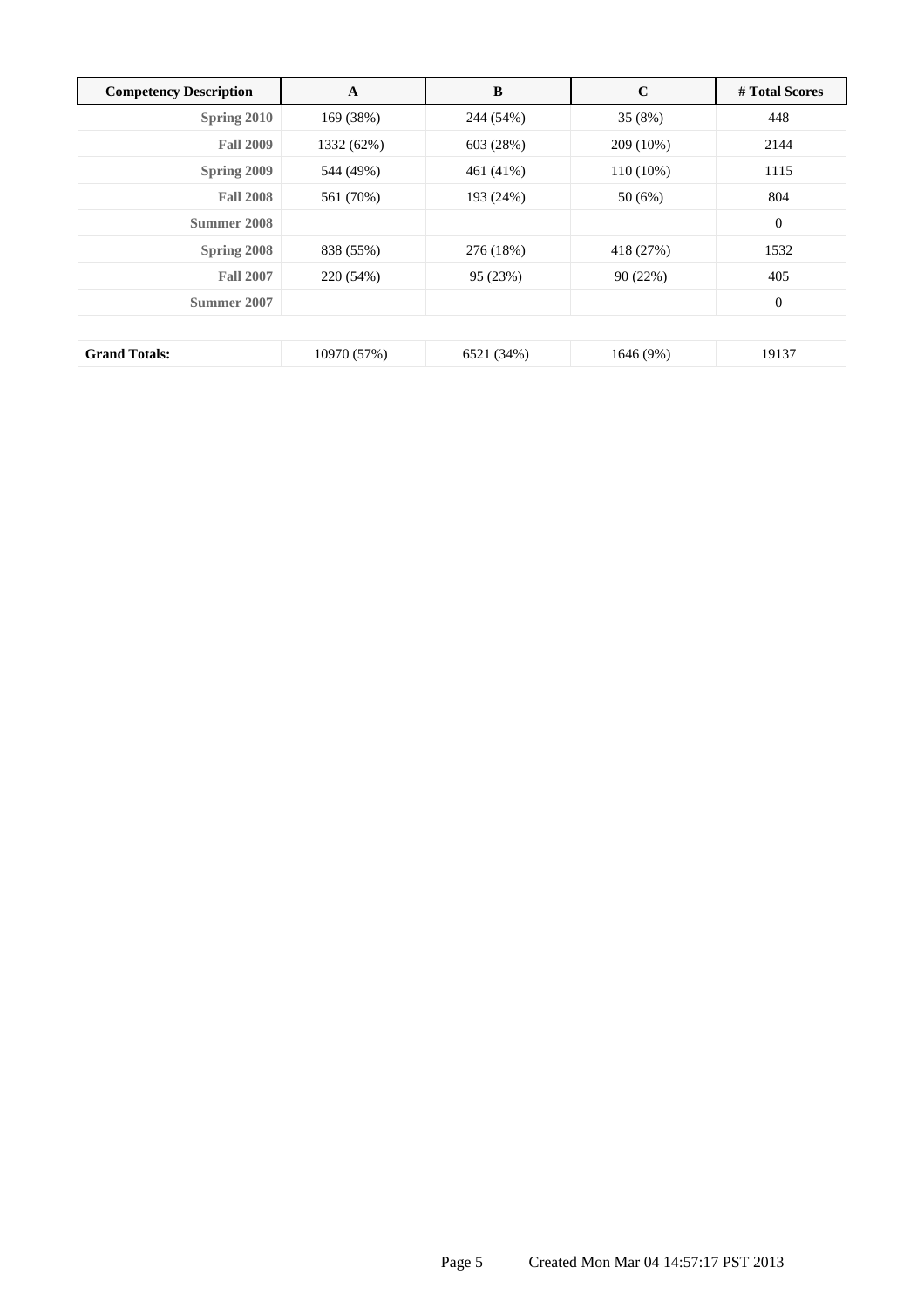| Competency Description | A | B | C | # Total Scores |
|---|---|---|---|---|
| Spring 2010 | 169 (38%) | 244 (54%) | 35 (8%) | 448 |
| Fall 2009 | 1332 (62%) | 603 (28%) | 209 (10%) | 2144 |
| Spring 2009 | 544 (49%) | 461 (41%) | 110 (10%) | 1115 |
| Fall 2008 | 561 (70%) | 193 (24%) | 50 (6%) | 804 |
| Summer 2008 | | | | 0 |
| Spring 2008 | 838 (55%) | 276 (18%) | 418 (27%) | 1532 |
| Fall 2007 | 220 (54%) | 95 (23%) | 90 (22%) | 405 |
| Summer 2007 | | | | 0 |
| | | | | |
| **Grand Totals:** | 10970 (57%) | 6521 (34%) | 1646 (9%) | 19137 |

Created Mon Mar 04 14:57:17 PST 2013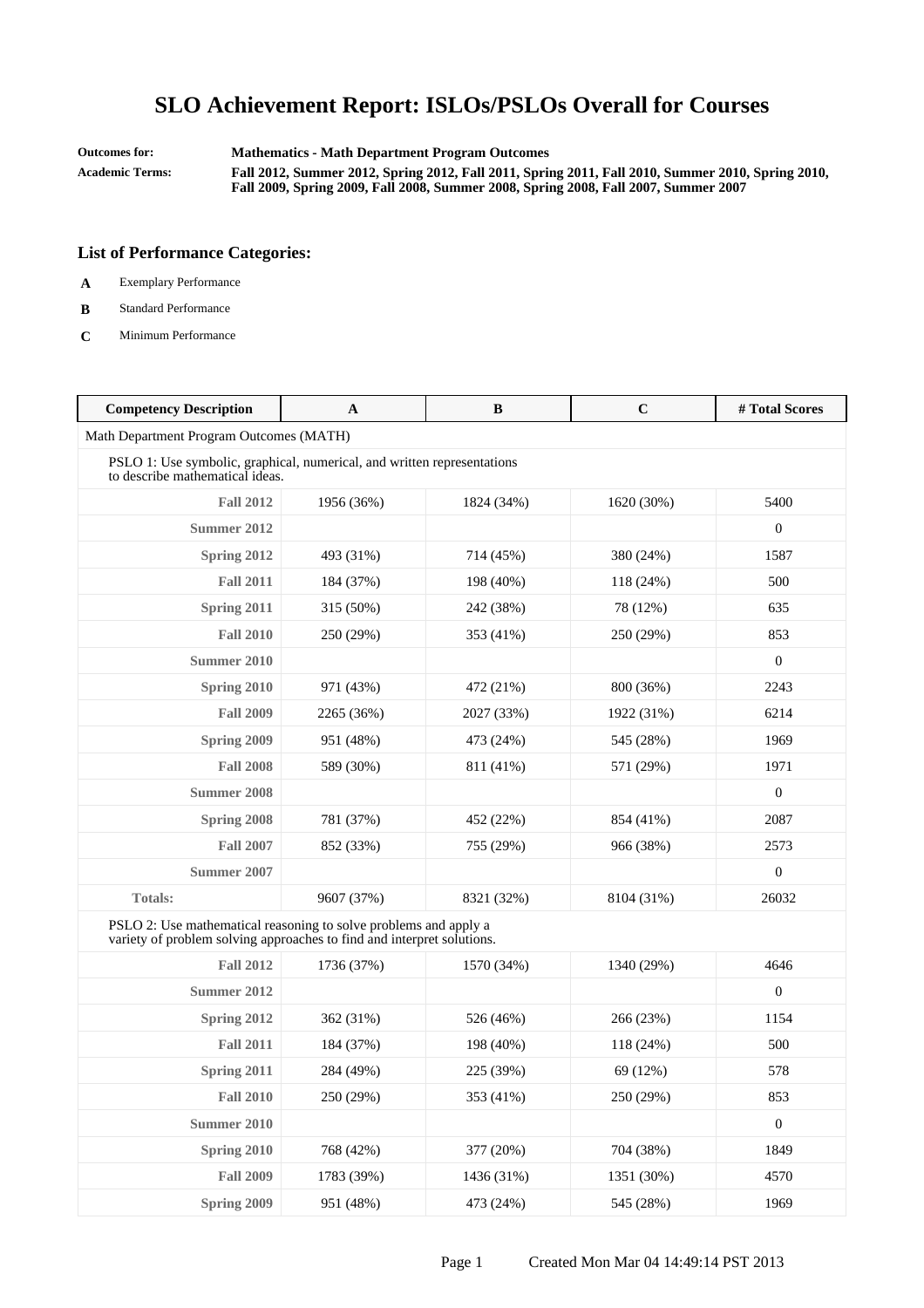# SLO Achievement Report: ISLOs/PSLOs Overall for Courses

**Outcomes for:** **Mathematics - Math Department Program Outcomes**

**Academic Terms:** **Fall 2012, Summer 2012, Spring 2012, Fall 2011, Spring 2011, Fall 2010, Summer 2010, Spring 2010, Fall 2009, Spring 2009, Fall 2008, Summer 2008, Spring 2008, Fall 2007, Summer 2007**

### List of Performance Categories:

- **A** Exemplary Performance
- **B** Standard Performance
- **C** Minimum Performance

| Competency Description | A | B | C | # Total Scores |
|---|---|---|---|---|
| Math Department Program Outcomes (MATH) | | | | |
| PSLO 1: Use symbolic, graphical, numerical, and written representations to describe mathematical ideas. | | | | |
| **Fall 2012** | 1956 (36%) | 1824 (34%) | 1620 (30%) | 5400 |
| **Summer 2012** | | | | 0 |
| **Spring 2012** | 493 (31%) | 714 (45%) | 380 (24%) | 1587 |
| **Fall 2011** | 184 (37%) | 198 (40%) | 118 (24%) | 500 |
| **Spring 2011** | 315 (50%) | 242 (38%) | 78 (12%) | 635 |
| **Fall 2010** | 250 (29%) | 353 (41%) | 250 (29%) | 853 |
| **Summer 2010** | | | | 0 |
| **Spring 2010** | 971 (43%) | 472 (21%) | 800 (36%) | 2243 |
| **Fall 2009** | 2265 (36%) | 2027 (33%) | 1922 (31%) | 6214 |
| **Spring 2009** | 951 (48%) | 473 (24%) | 545 (28%) | 1969 |
| **Fall 2008** | 589 (30%) | 811 (41%) | 571 (29%) | 1971 |
| **Summer 2008** | | | | 0 |
| **Spring 2008** | 781 (37%) | 452 (22%) | 854 (41%) | 2087 |
| **Fall 2007** | 852 (33%) | 755 (29%) | 966 (38%) | 2573 |
| **Summer 2007** | | | | 0 |
| **Totals:** | 9607 (37%) | 8321 (32%) | 8104 (31%) | 26032 |
| PSLO 2: Use mathematical reasoning to solve problems and apply a variety of problem solving approaches to find and interpret solutions. | | | | |
| **Fall 2012** | 1736 (37%) | 1570 (34%) | 1340 (29%) | 4646 |
| **Summer 2012** | | | | 0 |
| **Spring 2012** | 362 (31%) | 526 (46%) | 266 (23%) | 1154 |
| **Fall 2011** | 184 (37%) | 198 (40%) | 118 (24%) | 500 |
| **Spring 2011** | 284 (49%) | 225 (39%) | 69 (12%) | 578 |
| **Fall 2010** | 250 (29%) | 353 (41%) | 250 (29%) | 853 |
| **Summer 2010** | | | | 0 |
| **Spring 2010** | 768 (42%) | 377 (20%) | 704 (38%) | 1849 |
| **Fall 2009** | 1783 (39%) | 1436 (31%) | 1351 (30%) | 4570 |
| **Spring 2009** | 951 (48%) | 473 (24%) | 545 (28%) | 1969 |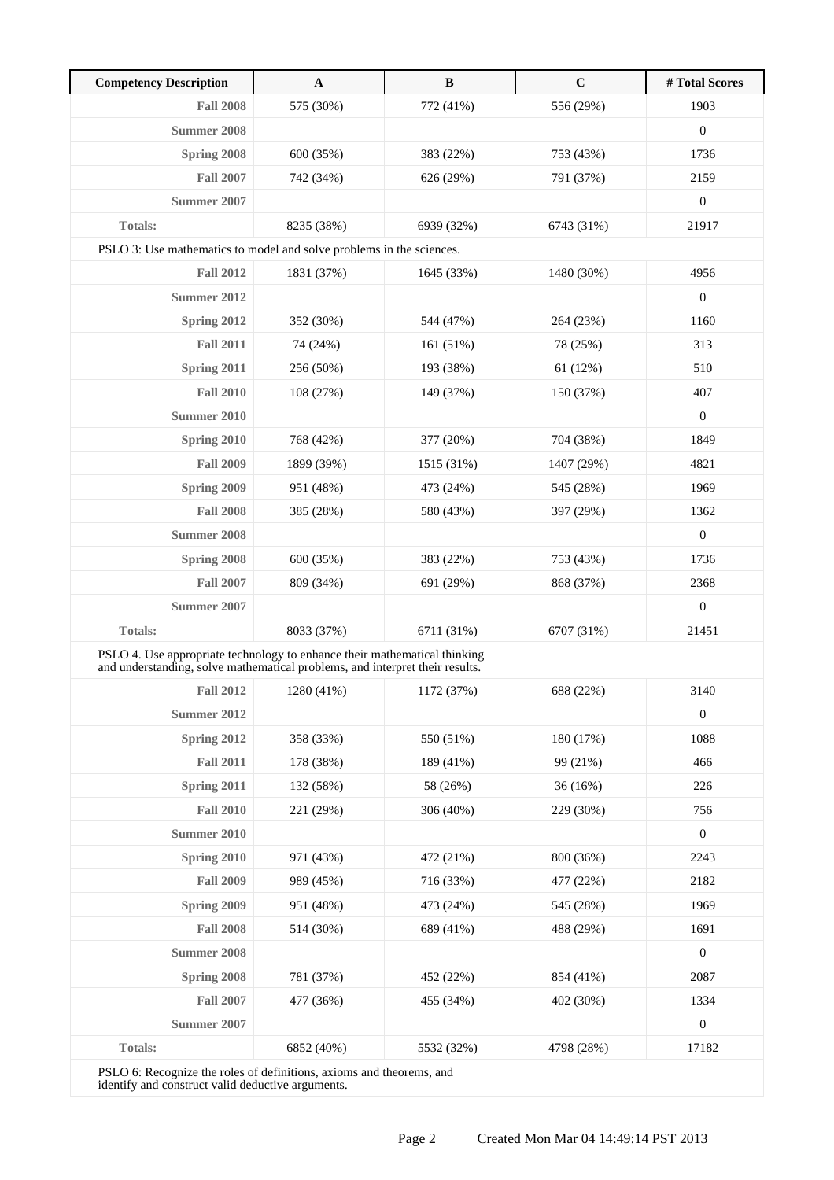| Competency Description | A | B | C | # Total Scores |
|---|---|---|---|---|
| **Fall 2008** | 575 (30%) | 772 (41%) | 556 (29%) | 1903 |
| **Summer 2008** | | | | 0 |
| **Spring 2008** | 600 (35%) | 383 (22%) | 753 (43%) | 1736 |
| **Fall 2007** | 742 (34%) | 626 (29%) | 791 (37%) | 2159 |
| **Summer 2007** | | | | 0 |
| **Totals:** | 8235 (38%) | 6939 (32%) | 6743 (31%) | 21917 |
| PSLO 3: Use mathematics to model and solve problems in the sciences. | | | | |
| **Fall 2012** | 1831 (37%) | 1645 (33%) | 1480 (30%) | 4956 |
| **Summer 2012** | | | | 0 |
| **Spring 2012** | 352 (30%) | 544 (47%) | 264 (23%) | 1160 |
| **Fall 2011** | 74 (24%) | 161 (51%) | 78 (25%) | 313 |
| **Spring 2011** | 256 (50%) | 193 (38%) | 61 (12%) | 510 |
| **Fall 2010** | 108 (27%) | 149 (37%) | 150 (37%) | 407 |
| **Summer 2010** | | | | 0 |
| **Spring 2010** | 768 (42%) | 377 (20%) | 704 (38%) | 1849 |
| **Fall 2009** | 1899 (39%) | 1515 (31%) | 1407 (29%) | 4821 |
| **Spring 2009** | 951 (48%) | 473 (24%) | 545 (28%) | 1969 |
| **Fall 2008** | 385 (28%) | 580 (43%) | 397 (29%) | 1362 |
| **Summer 2008** | | | | 0 |
| **Spring 2008** | 600 (35%) | 383 (22%) | 753 (43%) | 1736 |
| **Fall 2007** | 809 (34%) | 691 (29%) | 868 (37%) | 2368 |
| **Summer 2007** | | | | 0 |
| **Totals:** | 8033 (37%) | 6711 (31%) | 6707 (31%) | 21451 |
| PSLO 4. Use appropriate technology to enhance their mathematical thinking and understanding, solve mathematical problems, and interpret their results. | | | | |
| **Fall 2012** | 1280 (41%) | 1172 (37%) | 688 (22%) | 3140 |
| **Summer 2012** | | | | 0 |
| **Spring 2012** | 358 (33%) | 550 (51%) | 180 (17%) | 1088 |
| **Fall 2011** | 178 (38%) | 189 (41%) | 99 (21%) | 466 |
| **Spring 2011** | 132 (58%) | 58 (26%) | 36 (16%) | 226 |
| **Fall 2010** | 221 (29%) | 306 (40%) | 229 (30%) | 756 |
| **Summer 2010** | | | | 0 |
| **Spring 2010** | 971 (43%) | 472 (21%) | 800 (36%) | 2243 |
| **Fall 2009** | 989 (45%) | 716 (33%) | 477 (22%) | 2182 |
| **Spring 2009** | 951 (48%) | 473 (24%) | 545 (28%) | 1969 |
| **Fall 2008** | 514 (30%) | 689 (41%) | 488 (29%) | 1691 |
| **Summer 2008** | | | | 0 |
| **Spring 2008** | 781 (37%) | 452 (22%) | 854 (41%) | 2087 |
| **Fall 2007** | 477 (36%) | 455 (34%) | 402 (30%) | 1334 |
| **Summer 2007** | | | | 0 |
| **Totals:** | 6852 (40%) | 5532 (32%) | 4798 (28%) | 17182 |
| PSLO 6: Recognize the roles of definitions, axioms and theorems, and identify and construct valid deductive arguments. | | | | |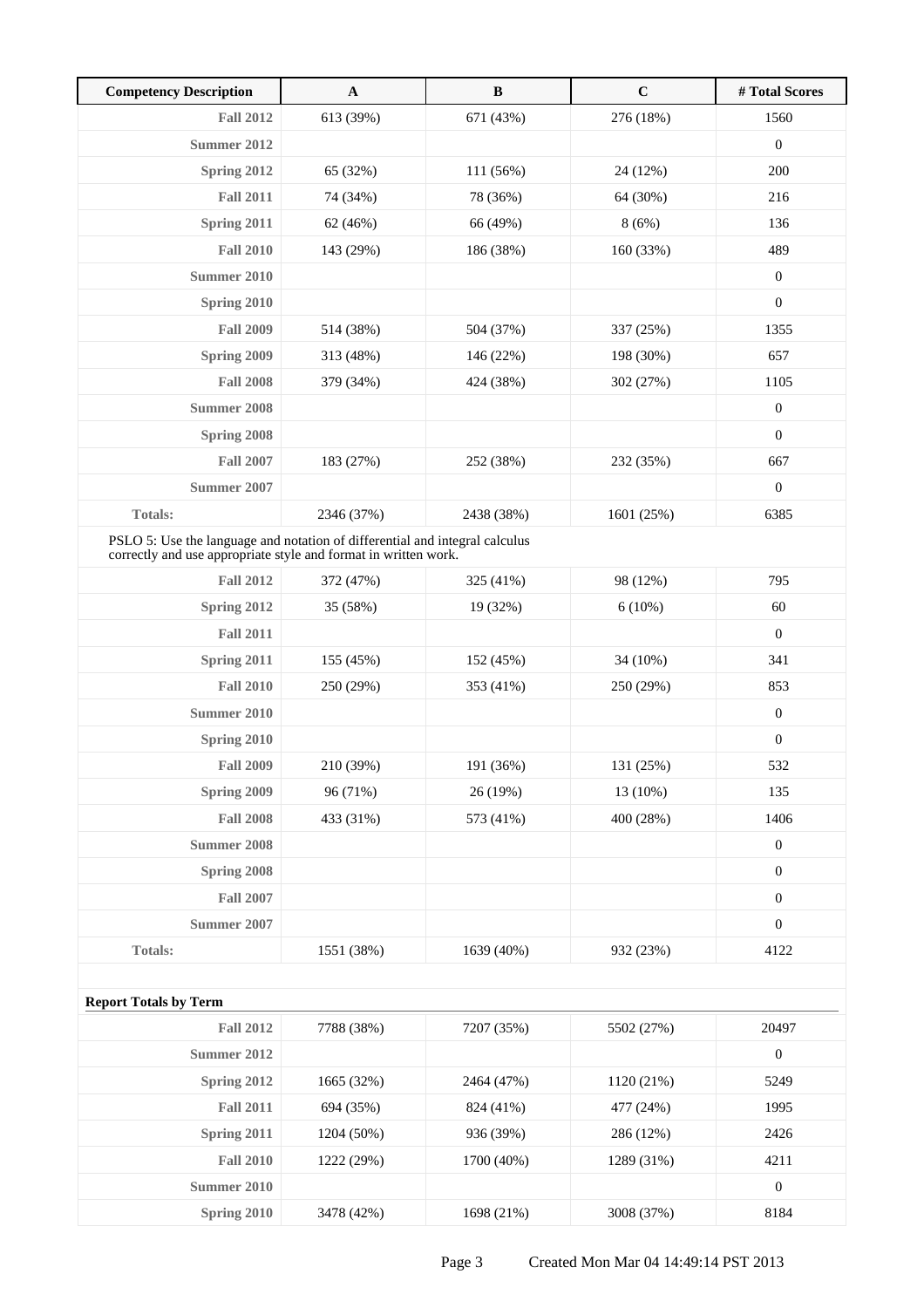| Competency Description | A | B | C | # Total Scores |
|---|---|---|---|---|
| Fall 2012 | 613 (39%) | 671 (43%) | 276 (18%) | 1560 |
| Summer 2012 | | | | 0 |
| Spring 2012 | 65 (32%) | 111 (56%) | 24 (12%) | 200 |
| Fall 2011 | 74 (34%) | 78 (36%) | 64 (30%) | 216 |
| Spring 2011 | 62 (46%) | 66 (49%) | 8 (6%) | 136 |
| Fall 2010 | 143 (29%) | 186 (38%) | 160 (33%) | 489 |
| Summer 2010 | | | | 0 |
| Spring 2010 | | | | 0 |
| Fall 2009 | 514 (38%) | 504 (37%) | 337 (25%) | 1355 |
| Spring 2009 | 313 (48%) | 146 (22%) | 198 (30%) | 657 |
| Fall 2008 | 379 (34%) | 424 (38%) | 302 (27%) | 1105 |
| Summer 2008 | | | | 0 |
| Spring 2008 | | | | 0 |
| Fall 2007 | 183 (27%) | 252 (38%) | 232 (35%) | 667 |
| Summer 2007 | | | | 0 |
| Totals: | 2346 (37%) | 2438 (38%) | 1601 (25%) | 6385 |
| PSLO 5: Use the language and notation of differential and integral calculus correctly and use appropriate style and format in written work. | | | | |
| Fall 2012 | 372 (47%) | 325 (41%) | 98 (12%) | 795 |
| Spring 2012 | 35 (58%) | 19 (32%) | 6 (10%) | 60 |
| Fall 2011 | | | | 0 |
| Spring 2011 | 155 (45%) | 152 (45%) | 34 (10%) | 341 |
| Fall 2010 | 250 (29%) | 353 (41%) | 250 (29%) | 853 |
| Summer 2010 | | | | 0 |
| Spring 2010 | | | | 0 |
| Fall 2009 | 210 (39%) | 191 (36%) | 131 (25%) | 532 |
| Spring 2009 | 96 (71%) | 26 (19%) | 13 (10%) | 135 |
| Fall 2008 | 433 (31%) | 573 (41%) | 400 (28%) | 1406 |
| Summer 2008 | | | | 0 |
| Spring 2008 | | | | 0 |
| Fall 2007 | | | | 0 |
| Summer 2007 | | | | 0 |
| Totals: | 1551 (38%) | 1639 (40%) | 932 (23%) | 4122 |

**Report Totals by Term**

| Term | A | B | C | # Total Scores |
|---|---|---|---|---|
| Fall 2012 | 7788 (38%) | 7207 (35%) | 5502 (27%) | 20497 |
| Summer 2012 | | | | 0 |
| Spring 2012 | 1665 (32%) | 2464 (47%) | 1120 (21%) | 5249 |
| Fall 2011 | 694 (35%) | 824 (41%) | 477 (24%) | 1995 |
| Spring 2011 | 1204 (50%) | 936 (39%) | 286 (12%) | 2426 |
| Fall 2010 | 1222 (29%) | 1700 (40%) | 1289 (31%) | 4211 |
| Summer 2010 | | | | 0 |
| Spring 2010 | 3478 (42%) | 1698 (21%) | 3008 (37%) | 8184 |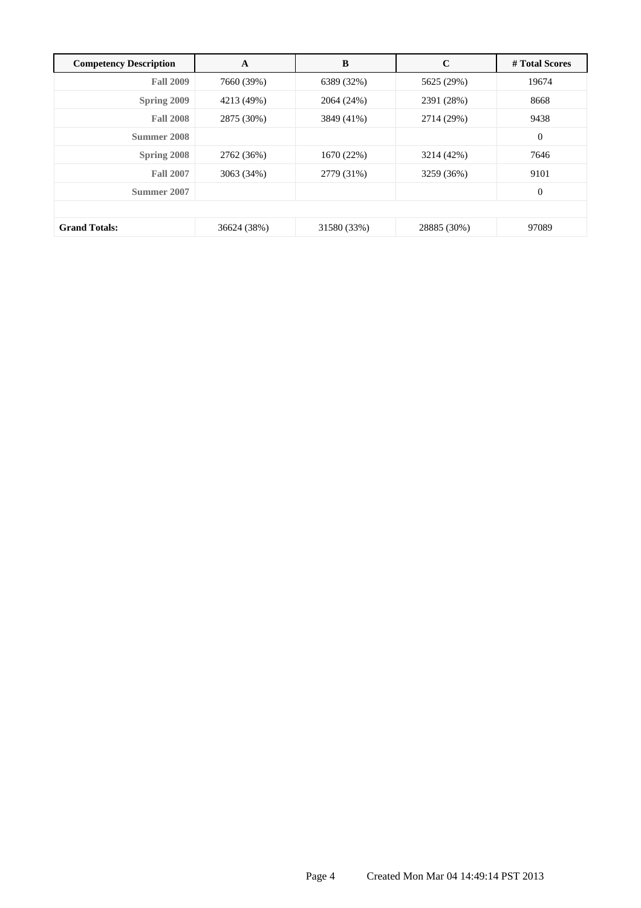| Competency Description | A | B | C | # Total Scores |
| --- | --- | --- | --- | --- |
| Fall 2009 | 7660 (39%) | 6389 (32%) | 5625 (29%) | 19674 |
| Spring 2009 | 4213 (49%) | 2064 (24%) | 2391 (28%) | 8668 |
| Fall 2008 | 2875 (30%) | 3849 (41%) | 2714 (29%) | 9438 |
| Summer 2008 | | | | 0 |
| Spring 2008 | 2762 (36%) | 1670 (22%) | 3214 (42%) | 7646 |
| Fall 2007 | 3063 (34%) | 2779 (31%) | 3259 (36%) | 9101 |
| Summer 2007 | | | | 0 |
| | | | | |
| **Grand Totals:** | 36624 (38%) | 31580 (33%) | 28885 (30%) | 97089 |

Created Mon Mar 04 14:49:14 PST 2013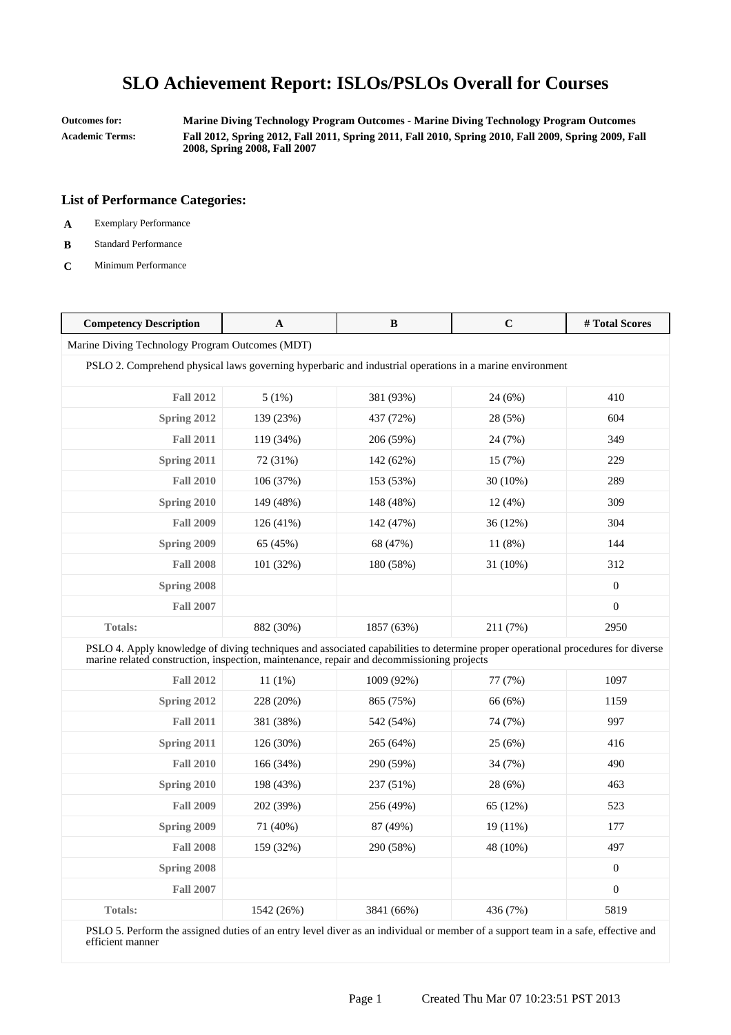# SLO Achievement Report: ISLOs/PSLOs Overall for Courses

**Outcomes for:** Marine Diving Technology Program Outcomes - Marine Diving Technology Program Outcomes

**Academic Terms:** Fall 2012, Spring 2012, Fall 2011, Spring 2011, Fall 2010, Spring 2010, Fall 2009, Spring 2009, Fall 2008, Spring 2008, Fall 2007

### List of Performance Categories:

- **A** Exemplary Performance
- **B** Standard Performance
- **C** Minimum Performance

| Competency Description | A | B | C | # Total Scores |
|---|---|---|---|---|
| Marine Diving Technology Program Outcomes (MDT) | | | | |
| PSLO 2. Comprehend physical laws governing hyperbaric and industrial operations in a marine environment | | | | |
| **Fall 2012** | 5 (1%) | 381 (93%) | 24 (6%) | 410 |
| **Spring 2012** | 139 (23%) | 437 (72%) | 28 (5%) | 604 |
| **Fall 2011** | 119 (34%) | 206 (59%) | 24 (7%) | 349 |
| **Spring 2011** | 72 (31%) | 142 (62%) | 15 (7%) | 229 |
| **Fall 2010** | 106 (37%) | 153 (53%) | 30 (10%) | 289 |
| **Spring 2010** | 149 (48%) | 148 (48%) | 12 (4%) | 309 |
| **Fall 2009** | 126 (41%) | 142 (47%) | 36 (12%) | 304 |
| **Spring 2009** | 65 (45%) | 68 (47%) | 11 (8%) | 144 |
| **Fall 2008** | 101 (32%) | 180 (58%) | 31 (10%) | 312 |
| **Spring 2008** | | | | 0 |
| **Fall 2007** | | | | 0 |
| **Totals:** | 882 (30%) | 1857 (63%) | 211 (7%) | 2950 |
| PSLO 4. Apply knowledge of diving techniques and associated capabilities to determine proper operational procedures for diverse marine related construction, inspection, maintenance, repair and decommissioning projects | | | | |
| **Fall 2012** | 11 (1%) | 1009 (92%) | 77 (7%) | 1097 |
| **Spring 2012** | 228 (20%) | 865 (75%) | 66 (6%) | 1159 |
| **Fall 2011** | 381 (38%) | 542 (54%) | 74 (7%) | 997 |
| **Spring 2011** | 126 (30%) | 265 (64%) | 25 (6%) | 416 |
| **Fall 2010** | 166 (34%) | 290 (59%) | 34 (7%) | 490 |
| **Spring 2010** | 198 (43%) | 237 (51%) | 28 (6%) | 463 |
| **Fall 2009** | 202 (39%) | 256 (49%) | 65 (12%) | 523 |
| **Spring 2009** | 71 (40%) | 87 (49%) | 19 (11%) | 177 |
| **Fall 2008** | 159 (32%) | 290 (58%) | 48 (10%) | 497 |
| **Spring 2008** | | | | 0 |
| **Fall 2007** | | | | 0 |
| **Totals:** | 1542 (26%) | 3841 (66%) | 436 (7%) | 5819 |
| PSLO 5. Perform the assigned duties of an entry level diver as an individual or member of a support team in a safe, effective and efficient manner | | | | |

Created Thu Mar 07 10:23:51 PST 2013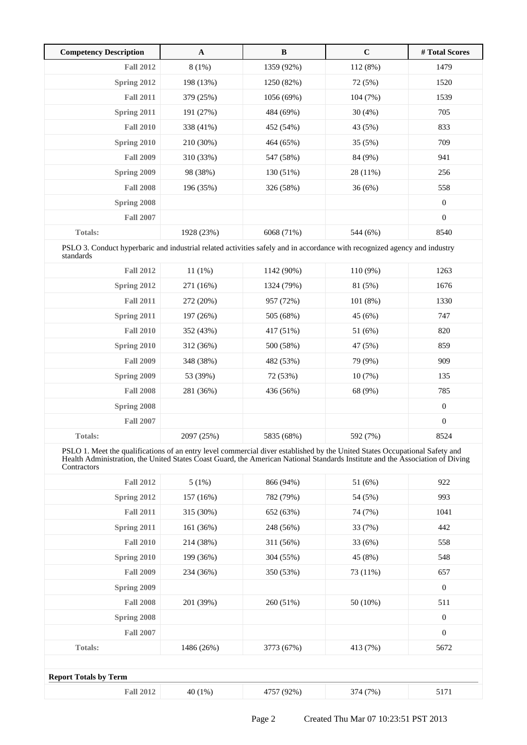| Competency Description | A | B | C | # Total Scores |
|---|---|---|---|---|
| **Fall 2012** | 8 (1%) | 1359 (92%) | 112 (8%) | 1479 |
| **Spring 2012** | 198 (13%) | 1250 (82%) | 72 (5%) | 1520 |
| **Fall 2011** | 379 (25%) | 1056 (69%) | 104 (7%) | 1539 |
| **Spring 2011** | 191 (27%) | 484 (69%) | 30 (4%) | 705 |
| **Fall 2010** | 338 (41%) | 452 (54%) | 43 (5%) | 833 |
| **Spring 2010** | 210 (30%) | 464 (65%) | 35 (5%) | 709 |
| **Fall 2009** | 310 (33%) | 547 (58%) | 84 (9%) | 941 |
| **Spring 2009** | 98 (38%) | 130 (51%) | 28 (11%) | 256 |
| **Fall 2008** | 196 (35%) | 326 (58%) | 36 (6%) | 558 |
| **Spring 2008** | | | | 0 |
| **Fall 2007** | | | | 0 |
| **Totals:** | 1928 (23%) | 6068 (71%) | 544 (6%) | 8540 |
| PSLO 3. Conduct hyperbaric and industrial related activities safely and in accordance with recognized agency and industry standards | | | | |
| **Fall 2012** | 11 (1%) | 1142 (90%) | 110 (9%) | 1263 |
| **Spring 2012** | 271 (16%) | 1324 (79%) | 81 (5%) | 1676 |
| **Fall 2011** | 272 (20%) | 957 (72%) | 101 (8%) | 1330 |
| **Spring 2011** | 197 (26%) | 505 (68%) | 45 (6%) | 747 |
| **Fall 2010** | 352 (43%) | 417 (51%) | 51 (6%) | 820 |
| **Spring 2010** | 312 (36%) | 500 (58%) | 47 (5%) | 859 |
| **Fall 2009** | 348 (38%) | 482 (53%) | 79 (9%) | 909 |
| **Spring 2009** | 53 (39%) | 72 (53%) | 10 (7%) | 135 |
| **Fall 2008** | 281 (36%) | 436 (56%) | 68 (9%) | 785 |
| **Spring 2008** | | | | 0 |
| **Fall 2007** | | | | 0 |
| **Totals:** | 2097 (25%) | 5835 (68%) | 592 (7%) | 8524 |
| PSLO 1. Meet the qualifications of an entry level commercial diver established by the United States Occupational Safety and Health Administration, the United States Coast Guard, the American National Standards Institute and the Association of Diving Contractors | | | | |
| **Fall 2012** | 5 (1%) | 866 (94%) | 51 (6%) | 922 |
| **Spring 2012** | 157 (16%) | 782 (79%) | 54 (5%) | 993 |
| **Fall 2011** | 315 (30%) | 652 (63%) | 74 (7%) | 1041 |
| **Spring 2011** | 161 (36%) | 248 (56%) | 33 (7%) | 442 |
| **Fall 2010** | 214 (38%) | 311 (56%) | 33 (6%) | 558 |
| **Spring 2010** | 199 (36%) | 304 (55%) | 45 (8%) | 548 |
| **Fall 2009** | 234 (36%) | 350 (53%) | 73 (11%) | 657 |
| **Spring 2009** | | | | 0 |
| **Fall 2008** | 201 (39%) | 260 (51%) | 50 (10%) | 511 |
| **Spring 2008** | | | | 0 |
| **Fall 2007** | | | | 0 |
| **Totals:** | 1486 (26%) | 3773 (67%) | 413 (7%) | 5672 |

**Report Totals by Term**

| | A | B | C | # Total Scores |
|---|---|---|---|---|
| **Fall 2012** | 40 (1%) | 4757 (92%) | 374 (7%) | 5171 |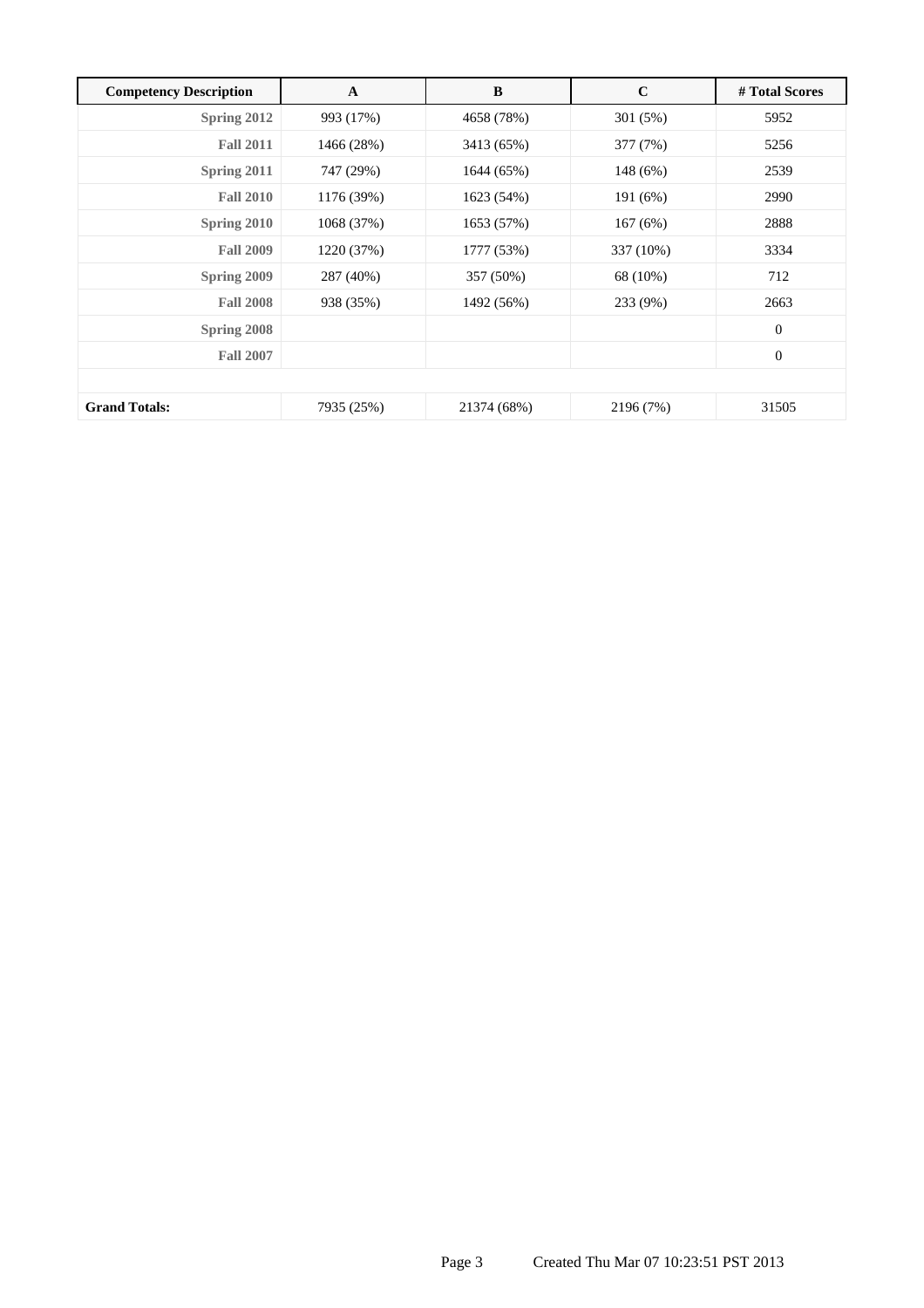| Competency Description | A | B | C | # Total Scores |
|---|---|---|---|---|
| Spring 2012 | 993 (17%) | 4658 (78%) | 301 (5%) | 5952 |
| Fall 2011 | 1466 (28%) | 3413 (65%) | 377 (7%) | 5256 |
| Spring 2011 | 747 (29%) | 1644 (65%) | 148 (6%) | 2539 |
| Fall 2010 | 1176 (39%) | 1623 (54%) | 191 (6%) | 2990 |
| Spring 2010 | 1068 (37%) | 1653 (57%) | 167 (6%) | 2888 |
| Fall 2009 | 1220 (37%) | 1777 (53%) | 337 (10%) | 3334 |
| Spring 2009 | 287 (40%) | 357 (50%) | 68 (10%) | 712 |
| Fall 2008 | 938 (35%) | 1492 (56%) | 233 (9%) | 2663 |
| Spring 2008 | | | | 0 |
| Fall 2007 | | | | 0 |
| | | | | |
| **Grand Totals:** | 7935 (25%) | 21374 (68%) | 2196 (7%) | 31505 |

Created Thu Mar 07 10:23:51 PST 2013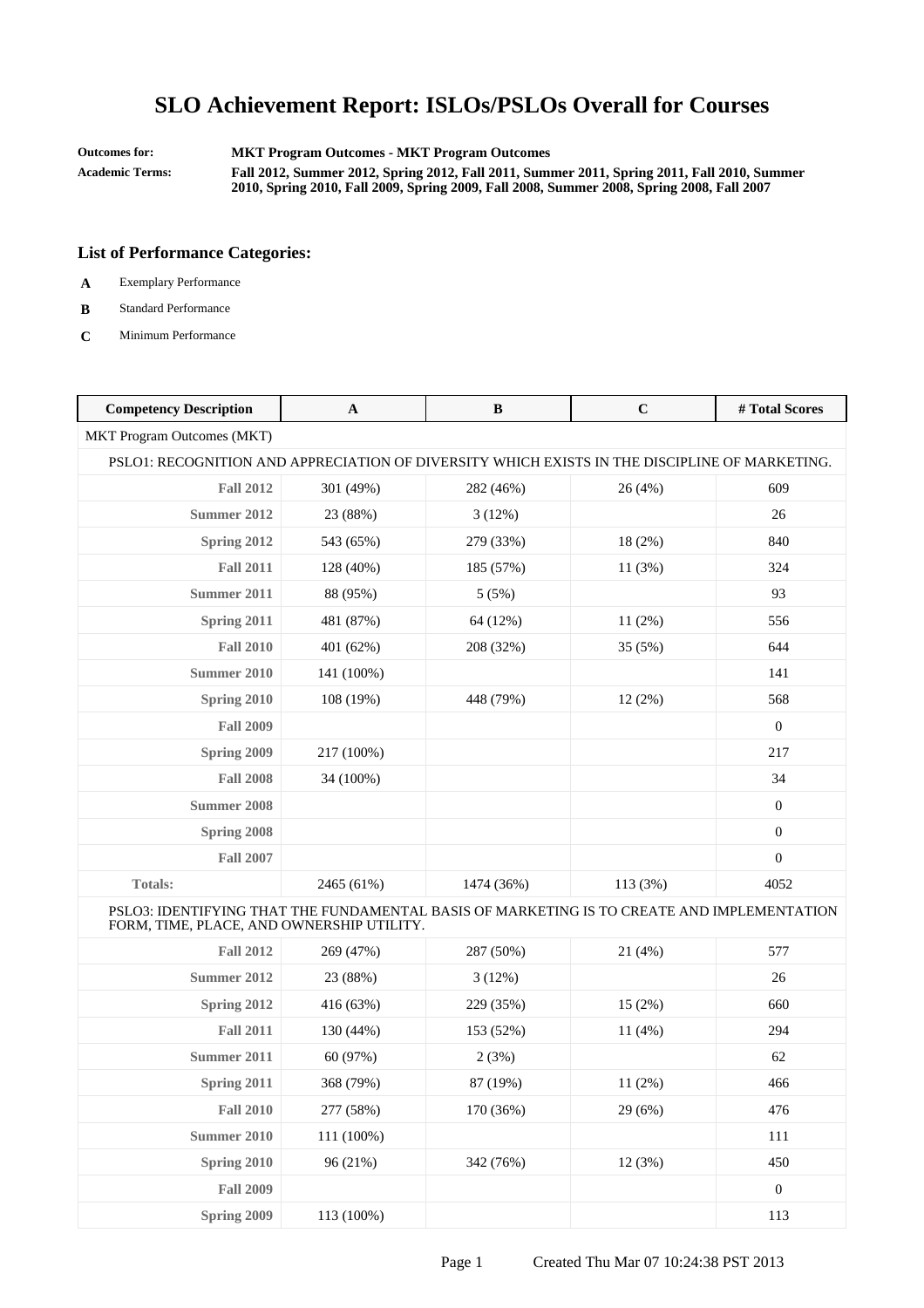# SLO Achievement Report: ISLOs/PSLOs Overall for Courses

**Outcomes for:** MKT Program Outcomes - MKT Program Outcomes

**Academic Terms:** Fall 2012, Summer 2012, Spring 2012, Fall 2011, Summer 2011, Spring 2011, Fall 2010, Summer 2010, Spring 2010, Fall 2009, Spring 2009, Fall 2008, Summer 2008, Spring 2008, Fall 2007

## List of Performance Categories:

- **A** Exemplary Performance
- **B** Standard Performance
- **C** Minimum Performance

| Competency Description | A | B | C | # Total Scores |
|---|---|---|---|---|
| MKT Program Outcomes (MKT) | | | | |
| PSLO1: RECOGNITION AND APPRECIATION OF DIVERSITY WHICH EXISTS IN THE DISCIPLINE OF MARKETING. | | | | |
| Fall 2012 | 301 (49%) | 282 (46%) | 26 (4%) | 609 |
| Summer 2012 | 23 (88%) | 3 (12%) | | 26 |
| Spring 2012 | 543 (65%) | 279 (33%) | 18 (2%) | 840 |
| Fall 2011 | 128 (40%) | 185 (57%) | 11 (3%) | 324 |
| Summer 2011 | 88 (95%) | 5 (5%) | | 93 |
| Spring 2011 | 481 (87%) | 64 (12%) | 11 (2%) | 556 |
| Fall 2010 | 401 (62%) | 208 (32%) | 35 (5%) | 644 |
| Summer 2010 | 141 (100%) | | | 141 |
| Spring 2010 | 108 (19%) | 448 (79%) | 12 (2%) | 568 |
| Fall 2009 | | | | 0 |
| Spring 2009 | 217 (100%) | | | 217 |
| Fall 2008 | 34 (100%) | | | 34 |
| Summer 2008 | | | | 0 |
| Spring 2008 | | | | 0 |
| Fall 2007 | | | | 0 |
| Totals: | 2465 (61%) | 1474 (36%) | 113 (3%) | 4052 |
| PSLO3: IDENTIFYING THAT THE FUNDAMENTAL BASIS OF MARKETING IS TO CREATE AND IMPLEMENTATION FORM, TIME, PLACE, AND OWNERSHIP UTILITY. | | | | |
| Fall 2012 | 269 (47%) | 287 (50%) | 21 (4%) | 577 |
| Summer 2012 | 23 (88%) | 3 (12%) | | 26 |
| Spring 2012 | 416 (63%) | 229 (35%) | 15 (2%) | 660 |
| Fall 2011 | 130 (44%) | 153 (52%) | 11 (4%) | 294 |
| Summer 2011 | 60 (97%) | 2 (3%) | | 62 |
| Spring 2011 | 368 (79%) | 87 (19%) | 11 (2%) | 466 |
| Fall 2010 | 277 (58%) | 170 (36%) | 29 (6%) | 476 |
| Summer 2010 | 111 (100%) | | | 111 |
| Spring 2010 | 96 (21%) | 342 (76%) | 12 (3%) | 450 |
| Fall 2009 | | | | 0 |
| Spring 2009 | 113 (100%) | | | 113 |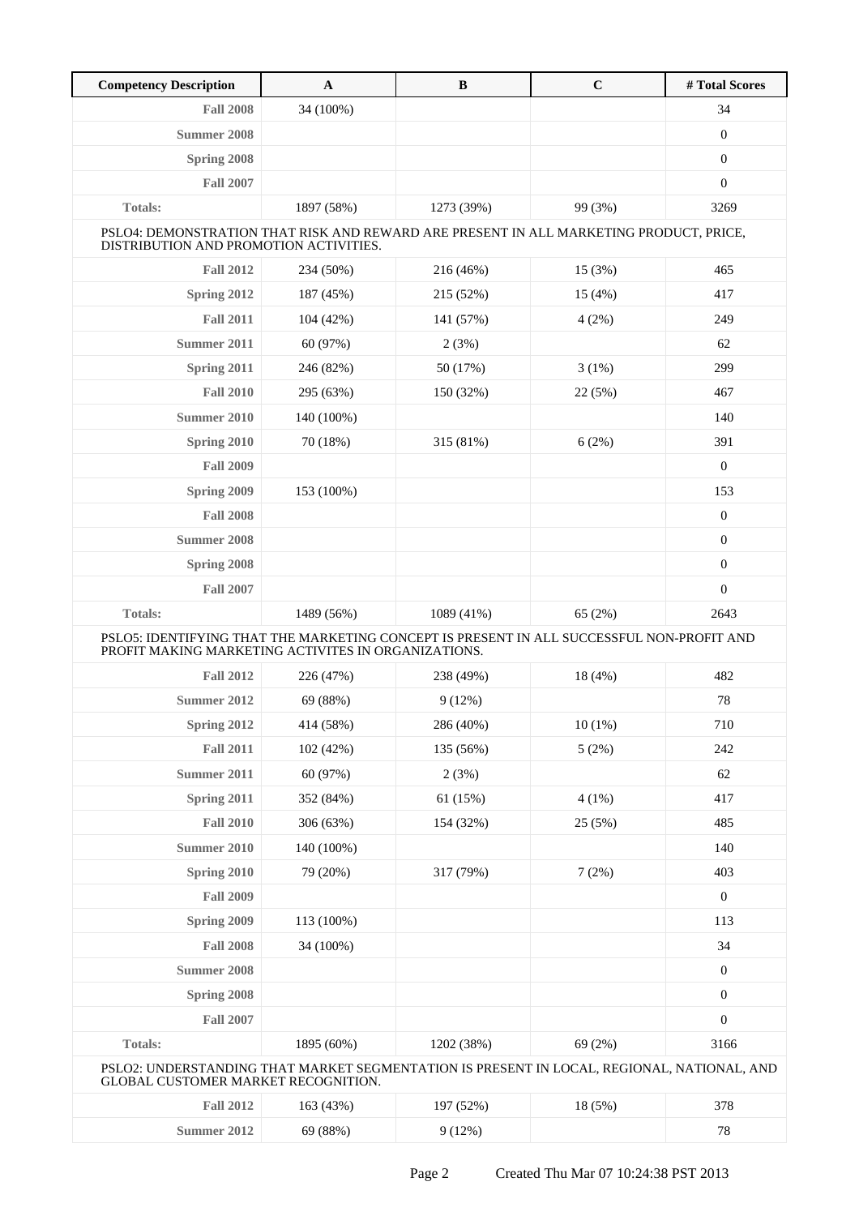| Competency Description | A | B | C | # Total Scores |
|---|---|---|---|---|
| **Fall 2008** | 34 (100%) | | | 34 |
| **Summer 2008** | | | | 0 |
| **Spring 2008** | | | | 0 |
| **Fall 2007** | | | | 0 |
| **Totals:** | 1897 (58%) | 1273 (39%) | 99 (3%) | 3269 |
| PSLO4: DEMONSTRATION THAT RISK AND REWARD ARE PRESENT IN ALL MARKETING PRODUCT, PRICE, DISTRIBUTION AND PROMOTION ACTIVITIES. | | | | |
| **Fall 2012** | 234 (50%) | 216 (46%) | 15 (3%) | 465 |
| **Spring 2012** | 187 (45%) | 215 (52%) | 15 (4%) | 417 |
| **Fall 2011** | 104 (42%) | 141 (57%) | 4 (2%) | 249 |
| **Summer 2011** | 60 (97%) | 2 (3%) | | 62 |
| **Spring 2011** | 246 (82%) | 50 (17%) | 3 (1%) | 299 |
| **Fall 2010** | 295 (63%) | 150 (32%) | 22 (5%) | 467 |
| **Summer 2010** | 140 (100%) | | | 140 |
| **Spring 2010** | 70 (18%) | 315 (81%) | 6 (2%) | 391 |
| **Fall 2009** | | | | 0 |
| **Spring 2009** | 153 (100%) | | | 153 |
| **Fall 2008** | | | | 0 |
| **Summer 2008** | | | | 0 |
| **Spring 2008** | | | | 0 |
| **Fall 2007** | | | | 0 |
| **Totals:** | 1489 (56%) | 1089 (41%) | 65 (2%) | 2643 |
| PSLO5: IDENTIFYING THAT THE MARKETING CONCEPT IS PRESENT IN ALL SUCCESSFUL NON-PROFIT AND PROFIT MAKING MARKETING ACTIVITES IN ORGANIZATIONS. | | | | |
| **Fall 2012** | 226 (47%) | 238 (49%) | 18 (4%) | 482 |
| **Summer 2012** | 69 (88%) | 9 (12%) | | 78 |
| **Spring 2012** | 414 (58%) | 286 (40%) | 10 (1%) | 710 |
| **Fall 2011** | 102 (42%) | 135 (56%) | 5 (2%) | 242 |
| **Summer 2011** | 60 (97%) | 2 (3%) | | 62 |
| **Spring 2011** | 352 (84%) | 61 (15%) | 4 (1%) | 417 |
| **Fall 2010** | 306 (63%) | 154 (32%) | 25 (5%) | 485 |
| **Summer 2010** | 140 (100%) | | | 140 |
| **Spring 2010** | 79 (20%) | 317 (79%) | 7 (2%) | 403 |
| **Fall 2009** | | | | 0 |
| **Spring 2009** | 113 (100%) | | | 113 |
| **Fall 2008** | 34 (100%) | | | 34 |
| **Summer 2008** | | | | 0 |
| **Spring 2008** | | | | 0 |
| **Fall 2007** | | | | 0 |
| **Totals:** | 1895 (60%) | 1202 (38%) | 69 (2%) | 3166 |
| PSLO2: UNDERSTANDING THAT MARKET SEGMENTATION IS PRESENT IN LOCAL, REGIONAL, NATIONAL, AND GLOBAL CUSTOMER MARKET RECOGNITION. | | | | |
| **Fall 2012** | 163 (43%) | 197 (52%) | 18 (5%) | 378 |
| **Summer 2012** | 69 (88%) | 9 (12%) | | 78 |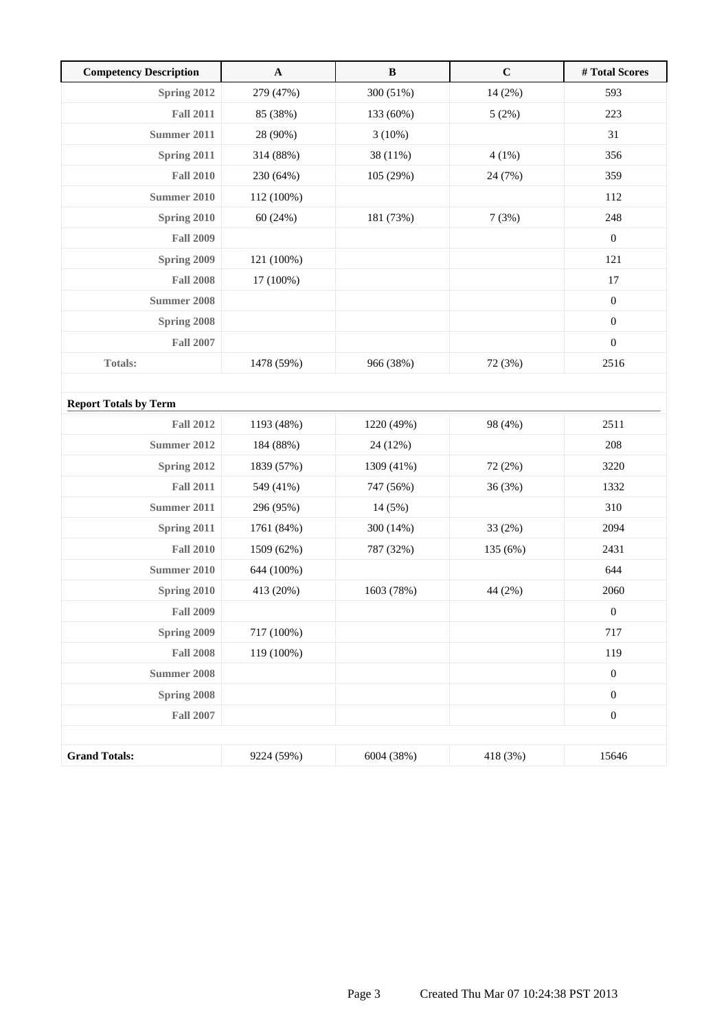| Competency Description | A | B | C | # Total Scores |
|---|---|---|---|---|
| Spring 2012 | 279 (47%) | 300 (51%) | 14 (2%) | 593 |
| Fall 2011 | 85 (38%) | 133 (60%) | 5 (2%) | 223 |
| Summer 2011 | 28 (90%) | 3 (10%) | | 31 |
| Spring 2011 | 314 (88%) | 38 (11%) | 4 (1%) | 356 |
| Fall 2010 | 230 (64%) | 105 (29%) | 24 (7%) | 359 |
| Summer 2010 | 112 (100%) | | | 112 |
| Spring 2010 | 60 (24%) | 181 (73%) | 7 (3%) | 248 |
| Fall 2009 | | | | 0 |
| Spring 2009 | 121 (100%) | | | 121 |
| Fall 2008 | 17 (100%) | | | 17 |
| Summer 2008 | | | | 0 |
| Spring 2008 | | | | 0 |
| Fall 2007 | | | | 0 |
| Totals: | 1478 (59%) | 966 (38%) | 72 (3%) | 2516 |
| | | | | |
| **Report Totals by Term** | | | | |
| Fall 2012 | 1193 (48%) | 1220 (49%) | 98 (4%) | 2511 |
| Summer 2012 | 184 (88%) | 24 (12%) | | 208 |
| Spring 2012 | 1839 (57%) | 1309 (41%) | 72 (2%) | 3220 |
| Fall 2011 | 549 (41%) | 747 (56%) | 36 (3%) | 1332 |
| Summer 2011 | 296 (95%) | 14 (5%) | | 310 |
| Spring 2011 | 1761 (84%) | 300 (14%) | 33 (2%) | 2094 |
| Fall 2010 | 1509 (62%) | 787 (32%) | 135 (6%) | 2431 |
| Summer 2010 | 644 (100%) | | | 644 |
| Spring 2010 | 413 (20%) | 1603 (78%) | 44 (2%) | 2060 |
| Fall 2009 | | | | 0 |
| Spring 2009 | 717 (100%) | | | 717 |
| Fall 2008 | 119 (100%) | | | 119 |
| Summer 2008 | | | | 0 |
| Spring 2008 | | | | 0 |
| Fall 2007 | | | | 0 |
| | | | | |
| **Grand Totals:** | 9224 (59%) | 6004 (38%) | 418 (3%) | 15646 |

Created Thu Mar 07 10:24:38 PST 2013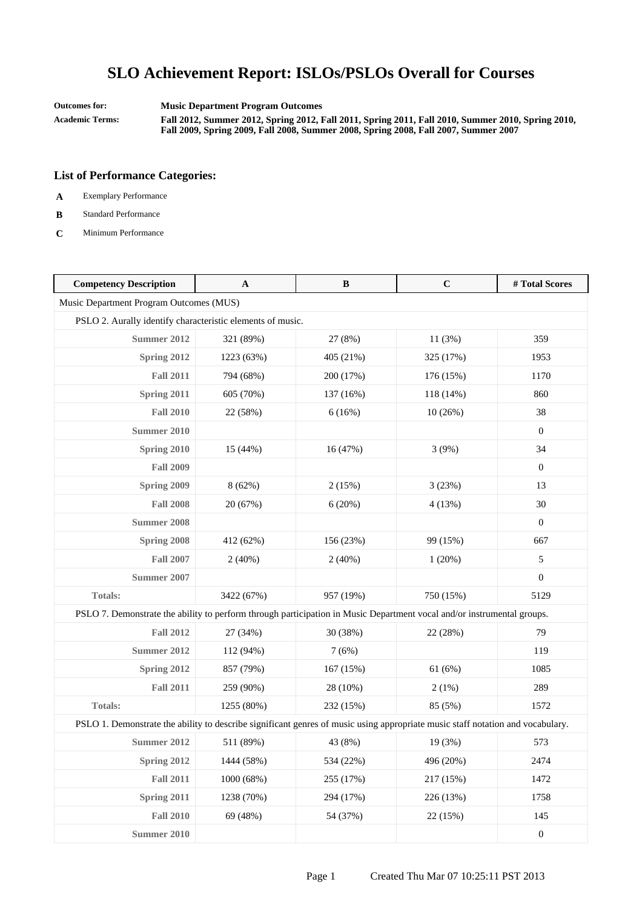# SLO Achievement Report: ISLOs/PSLOs Overall for Courses

**Outcomes for:** **Music Department Program Outcomes**

**Academic Terms:** **Fall 2012, Summer 2012, Spring 2012, Fall 2011, Spring 2011, Fall 2010, Summer 2010, Spring 2010, Fall 2009, Spring 2009, Fall 2008, Summer 2008, Spring 2008, Fall 2007, Summer 2007**

### List of Performance Categories:

- **A** Exemplary Performance
- **B** Standard Performance
- **C** Minimum Performance

| Competency Description | A | B | C | # Total Scores |
|---|---|---|---|---|
| Music Department Program Outcomes (MUS) | | | | |
| PSLO 2. Aurally identify characteristic elements of music. | | | | |
| **Summer 2012** | 321 (89%) | 27 (8%) | 11 (3%) | 359 |
| **Spring 2012** | 1223 (63%) | 405 (21%) | 325 (17%) | 1953 |
| **Fall 2011** | 794 (68%) | 200 (17%) | 176 (15%) | 1170 |
| **Spring 2011** | 605 (70%) | 137 (16%) | 118 (14%) | 860 |
| **Fall 2010** | 22 (58%) | 6 (16%) | 10 (26%) | 38 |
| **Summer 2010** | | | | 0 |
| **Spring 2010** | 15 (44%) | 16 (47%) | 3 (9%) | 34 |
| **Fall 2009** | | | | 0 |
| **Spring 2009** | 8 (62%) | 2 (15%) | 3 (23%) | 13 |
| **Fall 2008** | 20 (67%) | 6 (20%) | 4 (13%) | 30 |
| **Summer 2008** | | | | 0 |
| **Spring 2008** | 412 (62%) | 156 (23%) | 99 (15%) | 667 |
| **Fall 2007** | 2 (40%) | 2 (40%) | 1 (20%) | 5 |
| **Summer 2007** | | | | 0 |
| **Totals:** | 3422 (67%) | 957 (19%) | 750 (15%) | 5129 |
| PSLO 7. Demonstrate the ability to perform through participation in Music Department vocal and/or instrumental groups. | | | | |
| **Fall 2012** | 27 (34%) | 30 (38%) | 22 (28%) | 79 |
| **Summer 2012** | 112 (94%) | 7 (6%) | | 119 |
| **Spring 2012** | 857 (79%) | 167 (15%) | 61 (6%) | 1085 |
| **Fall 2011** | 259 (90%) | 28 (10%) | 2 (1%) | 289 |
| **Totals:** | 1255 (80%) | 232 (15%) | 85 (5%) | 1572 |
| PSLO 1. Demonstrate the ability to describe significant genres of music using appropriate music staff notation and vocabulary. | | | | |
| **Summer 2012** | 511 (89%) | 43 (8%) | 19 (3%) | 573 |
| **Spring 2012** | 1444 (58%) | 534 (22%) | 496 (20%) | 2474 |
| **Fall 2011** | 1000 (68%) | 255 (17%) | 217 (15%) | 1472 |
| **Spring 2011** | 1238 (70%) | 294 (17%) | 226 (13%) | 1758 |
| **Fall 2010** | 69 (48%) | 54 (37%) | 22 (15%) | 145 |
| **Summer 2010** | | | | 0 |

Created Thu Mar 07 10:25:11 PST 2013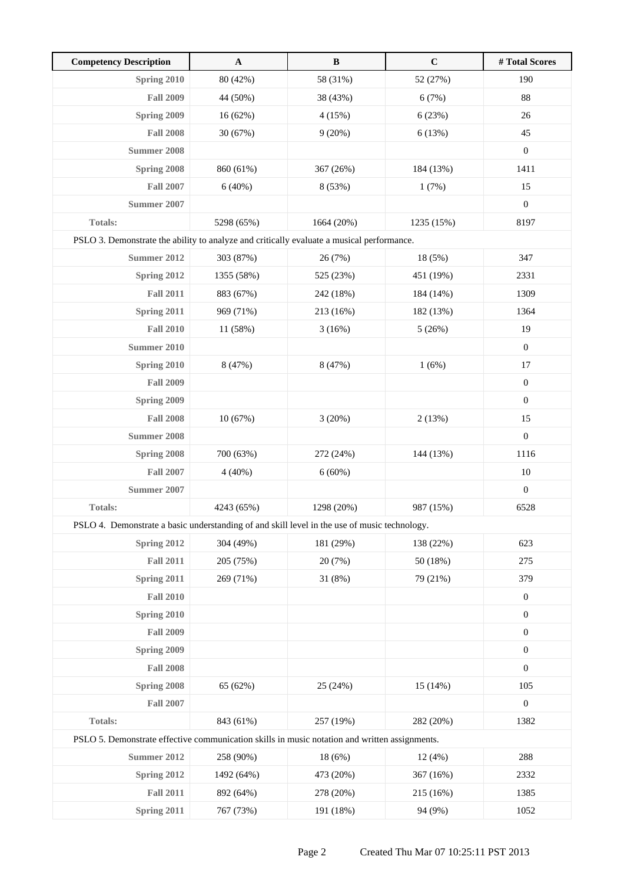| Competency Description | A | B | C | # Total Scores |
|---|---|---|---|---|
| **Spring 2010** | 80 (42%) | 58 (31%) | 52 (27%) | 190 |
| **Fall 2009** | 44 (50%) | 38 (43%) | 6 (7%) | 88 |
| **Spring 2009** | 16 (62%) | 4 (15%) | 6 (23%) | 26 |
| **Fall 2008** | 30 (67%) | 9 (20%) | 6 (13%) | 45 |
| **Summer 2008** | | | | 0 |
| **Spring 2008** | 860 (61%) | 367 (26%) | 184 (13%) | 1411 |
| **Fall 2007** | 6 (40%) | 8 (53%) | 1 (7%) | 15 |
| **Summer 2007** | | | | 0 |
| **Totals:** | 5298 (65%) | 1664 (20%) | 1235 (15%) | 8197 |
| PSLO 3. Demonstrate the ability to analyze and critically evaluate a musical performance. | | | | |
| **Summer 2012** | 303 (87%) | 26 (7%) | 18 (5%) | 347 |
| **Spring 2012** | 1355 (58%) | 525 (23%) | 451 (19%) | 2331 |
| **Fall 2011** | 883 (67%) | 242 (18%) | 184 (14%) | 1309 |
| **Spring 2011** | 969 (71%) | 213 (16%) | 182 (13%) | 1364 |
| **Fall 2010** | 11 (58%) | 3 (16%) | 5 (26%) | 19 |
| **Summer 2010** | | | | 0 |
| **Spring 2010** | 8 (47%) | 8 (47%) | 1 (6%) | 17 |
| **Fall 2009** | | | | 0 |
| **Spring 2009** | | | | 0 |
| **Fall 2008** | 10 (67%) | 3 (20%) | 2 (13%) | 15 |
| **Summer 2008** | | | | 0 |
| **Spring 2008** | 700 (63%) | 272 (24%) | 144 (13%) | 1116 |
| **Fall 2007** | 4 (40%) | 6 (60%) | | 10 |
| **Summer 2007** | | | | 0 |
| **Totals:** | 4243 (65%) | 1298 (20%) | 987 (15%) | 6528 |
| PSLO 4. Demonstrate a basic understanding of and skill level in the use of music technology. | | | | |
| **Spring 2012** | 304 (49%) | 181 (29%) | 138 (22%) | 623 |
| **Fall 2011** | 205 (75%) | 20 (7%) | 50 (18%) | 275 |
| **Spring 2011** | 269 (71%) | 31 (8%) | 79 (21%) | 379 |
| **Fall 2010** | | | | 0 |
| **Spring 2010** | | | | 0 |
| **Fall 2009** | | | | 0 |
| **Spring 2009** | | | | 0 |
| **Fall 2008** | | | | 0 |
| **Spring 2008** | 65 (62%) | 25 (24%) | 15 (14%) | 105 |
| **Fall 2007** | | | | 0 |
| **Totals:** | 843 (61%) | 257 (19%) | 282 (20%) | 1382 |
| PSLO 5. Demonstrate effective communication skills in music notation and written assignments. | | | | |
| **Summer 2012** | 258 (90%) | 18 (6%) | 12 (4%) | 288 |
| **Spring 2012** | 1492 (64%) | 473 (20%) | 367 (16%) | 2332 |
| **Fall 2011** | 892 (64%) | 278 (20%) | 215 (16%) | 1385 |
| **Spring 2011** | 767 (73%) | 191 (18%) | 94 (9%) | 1052 |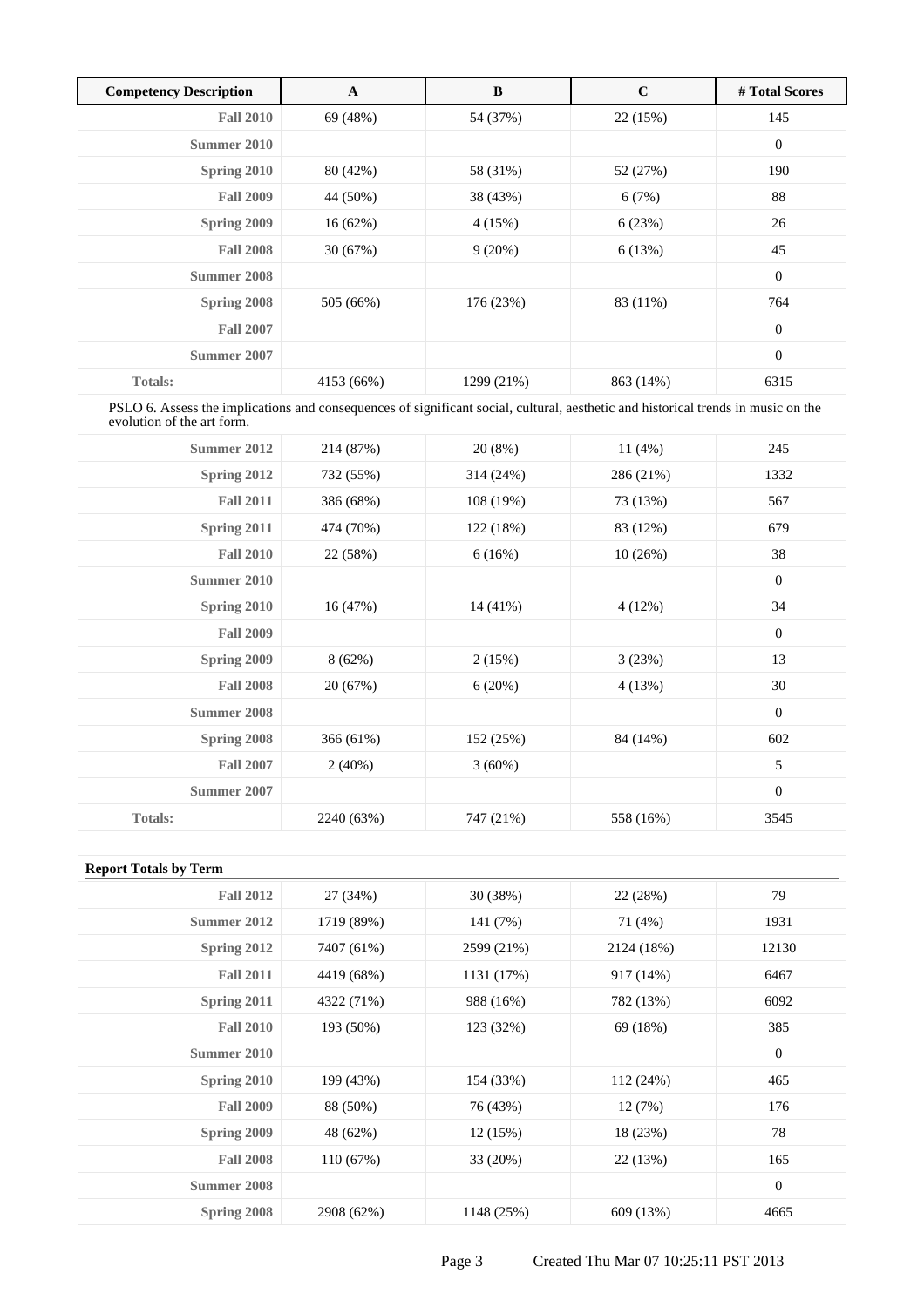| Competency Description | A | B | C | # Total Scores |
|---|---|---|---|---|
| Fall 2010 | 69 (48%) | 54 (37%) | 22 (15%) | 145 |
| Summer 2010 | | | | 0 |
| Spring 2010 | 80 (42%) | 58 (31%) | 52 (27%) | 190 |
| Fall 2009 | 44 (50%) | 38 (43%) | 6 (7%) | 88 |
| Spring 2009 | 16 (62%) | 4 (15%) | 6 (23%) | 26 |
| Fall 2008 | 30 (67%) | 9 (20%) | 6 (13%) | 45 |
| Summer 2008 | | | | 0 |
| Spring 2008 | 505 (66%) | 176 (23%) | 83 (11%) | 764 |
| Fall 2007 | | | | 0 |
| Summer 2007 | | | | 0 |
| Totals: | 4153 (66%) | 1299 (21%) | 863 (14%) | 6315 |
| PSLO 6. Assess the implications and consequences of significant social, cultural, aesthetic and historical trends in music on the evolution of the art form. | | | | |
| Summer 2012 | 214 (87%) | 20 (8%) | 11 (4%) | 245 |
| Spring 2012 | 732 (55%) | 314 (24%) | 286 (21%) | 1332 |
| Fall 2011 | 386 (68%) | 108 (19%) | 73 (13%) | 567 |
| Spring 2011 | 474 (70%) | 122 (18%) | 83 (12%) | 679 |
| Fall 2010 | 22 (58%) | 6 (16%) | 10 (26%) | 38 |
| Summer 2010 | | | | 0 |
| Spring 2010 | 16 (47%) | 14 (41%) | 4 (12%) | 34 |
| Fall 2009 | | | | 0 |
| Spring 2009 | 8 (62%) | 2 (15%) | 3 (23%) | 13 |
| Fall 2008 | 20 (67%) | 6 (20%) | 4 (13%) | 30 |
| Summer 2008 | | | | 0 |
| Spring 2008 | 366 (61%) | 152 (25%) | 84 (14%) | 602 |
| Fall 2007 | 2 (40%) | 3 (60%) | | 5 |
| Summer 2007 | | | | 0 |
| Totals: | 2240 (63%) | 747 (21%) | 558 (16%) | 3545 |

**Report Totals by Term**

| Term | A | B | C | # Total Scores |
|---|---|---|---|---|
| Fall 2012 | 27 (34%) | 30 (38%) | 22 (28%) | 79 |
| Summer 2012 | 1719 (89%) | 141 (7%) | 71 (4%) | 1931 |
| Spring 2012 | 7407 (61%) | 2599 (21%) | 2124 (18%) | 12130 |
| Fall 2011 | 4419 (68%) | 1131 (17%) | 917 (14%) | 6467 |
| Spring 2011 | 4322 (71%) | 988 (16%) | 782 (13%) | 6092 |
| Fall 2010 | 193 (50%) | 123 (32%) | 69 (18%) | 385 |
| Summer 2010 | | | | 0 |
| Spring 2010 | 199 (43%) | 154 (33%) | 112 (24%) | 465 |
| Fall 2009 | 88 (50%) | 76 (43%) | 12 (7%) | 176 |
| Spring 2009 | 48 (62%) | 12 (15%) | 18 (23%) | 78 |
| Fall 2008 | 110 (67%) | 33 (20%) | 22 (13%) | 165 |
| Summer 2008 | | | | 0 |
| Spring 2008 | 2908 (62%) | 1148 (25%) | 609 (13%) | 4665 |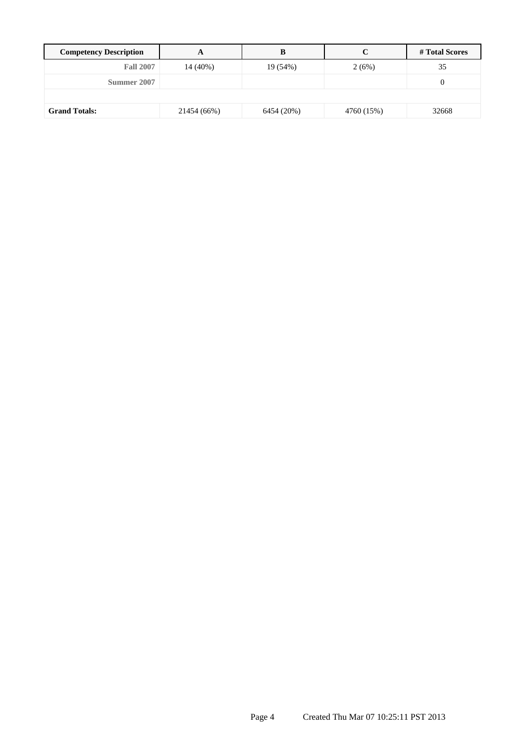| Competency Description | A | B | C | # Total Scores |
|---|---|---|---|---|
| **Fall 2007** | 14 (40%) | 19 (54%) | 2 (6%) | 35 |
| **Summer 2007** | | | | 0 |
| | | | | |
| **Grand Totals:** | 21454 (66%) | 6454 (20%) | 4760 (15%) | 32668 |

Created Thu Mar 07 10:25:11 PST 2013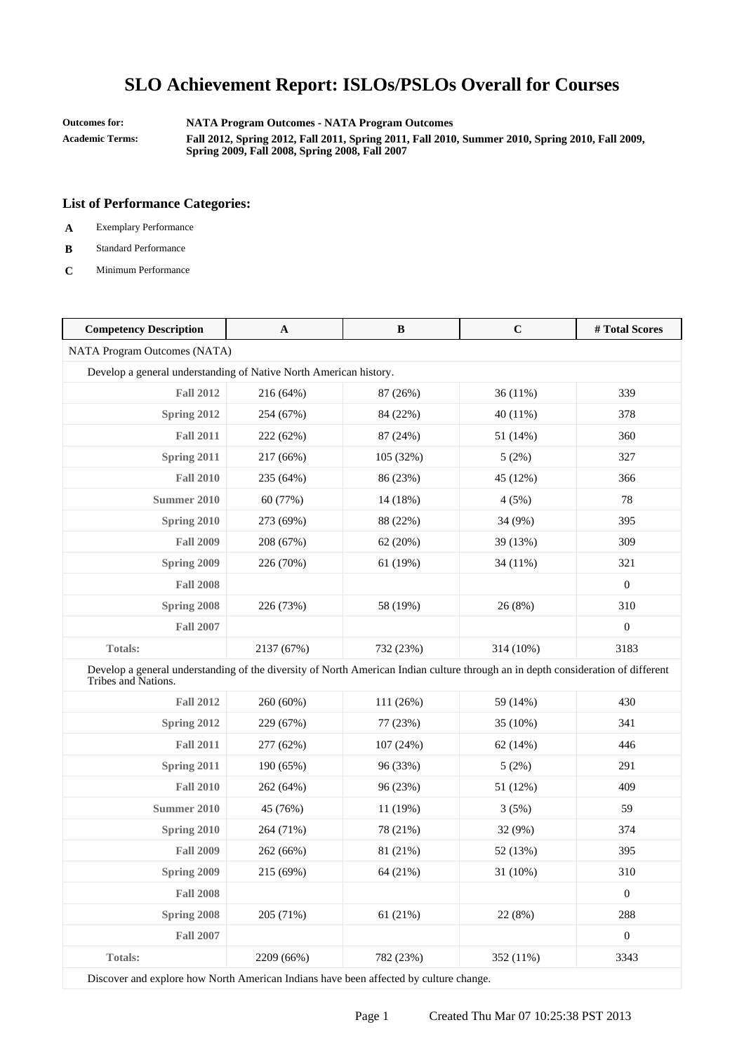# SLO Achievement Report: ISLOs/PSLOs Overall for Courses

**Outcomes for:** **NATA Program Outcomes - NATA Program Outcomes**

**Academic Terms:** **Fall 2012, Spring 2012, Fall 2011, Spring 2011, Fall 2010, Summer 2010, Spring 2010, Fall 2009, Spring 2009, Fall 2008, Spring 2008, Fall 2007**

### List of Performance Categories:

- **A** Exemplary Performance
- **B** Standard Performance
- **C** Minimum Performance

| Competency Description | A | B | C | # Total Scores |
|---|---|---|---|---|
| NATA Program Outcomes (NATA) | | | | |
| Develop a general understanding of Native North American history. | | | | |
| **Fall 2012** | 216 (64%) | 87 (26%) | 36 (11%) | 339 |
| **Spring 2012** | 254 (67%) | 84 (22%) | 40 (11%) | 378 |
| **Fall 2011** | 222 (62%) | 87 (24%) | 51 (14%) | 360 |
| **Spring 2011** | 217 (66%) | 105 (32%) | 5 (2%) | 327 |
| **Fall 2010** | 235 (64%) | 86 (23%) | 45 (12%) | 366 |
| **Summer 2010** | 60 (77%) | 14 (18%) | 4 (5%) | 78 |
| **Spring 2010** | 273 (69%) | 88 (22%) | 34 (9%) | 395 |
| **Fall 2009** | 208 (67%) | 62 (20%) | 39 (13%) | 309 |
| **Spring 2009** | 226 (70%) | 61 (19%) | 34 (11%) | 321 |
| **Fall 2008** | | | | 0 |
| **Spring 2008** | 226 (73%) | 58 (19%) | 26 (8%) | 310 |
| **Fall 2007** | | | | 0 |
| **Totals:** | 2137 (67%) | 732 (23%) | 314 (10%) | 3183 |
| Develop a general understanding of the diversity of North American Indian culture through an in depth consideration of different Tribes and Nations. | | | | |
| **Fall 2012** | 260 (60%) | 111 (26%) | 59 (14%) | 430 |
| **Spring 2012** | 229 (67%) | 77 (23%) | 35 (10%) | 341 |
| **Fall 2011** | 277 (62%) | 107 (24%) | 62 (14%) | 446 |
| **Spring 2011** | 190 (65%) | 96 (33%) | 5 (2%) | 291 |
| **Fall 2010** | 262 (64%) | 96 (23%) | 51 (12%) | 409 |
| **Summer 2010** | 45 (76%) | 11 (19%) | 3 (5%) | 59 |
| **Spring 2010** | 264 (71%) | 78 (21%) | 32 (9%) | 374 |
| **Fall 2009** | 262 (66%) | 81 (21%) | 52 (13%) | 395 |
| **Spring 2009** | 215 (69%) | 64 (21%) | 31 (10%) | 310 |
| **Fall 2008** | | | | 0 |
| **Spring 2008** | 205 (71%) | 61 (21%) | 22 (8%) | 288 |
| **Fall 2007** | | | | 0 |
| **Totals:** | 2209 (66%) | 782 (23%) | 352 (11%) | 3343 |
| Discover and explore how North American Indians have been affected by culture change. | | | | |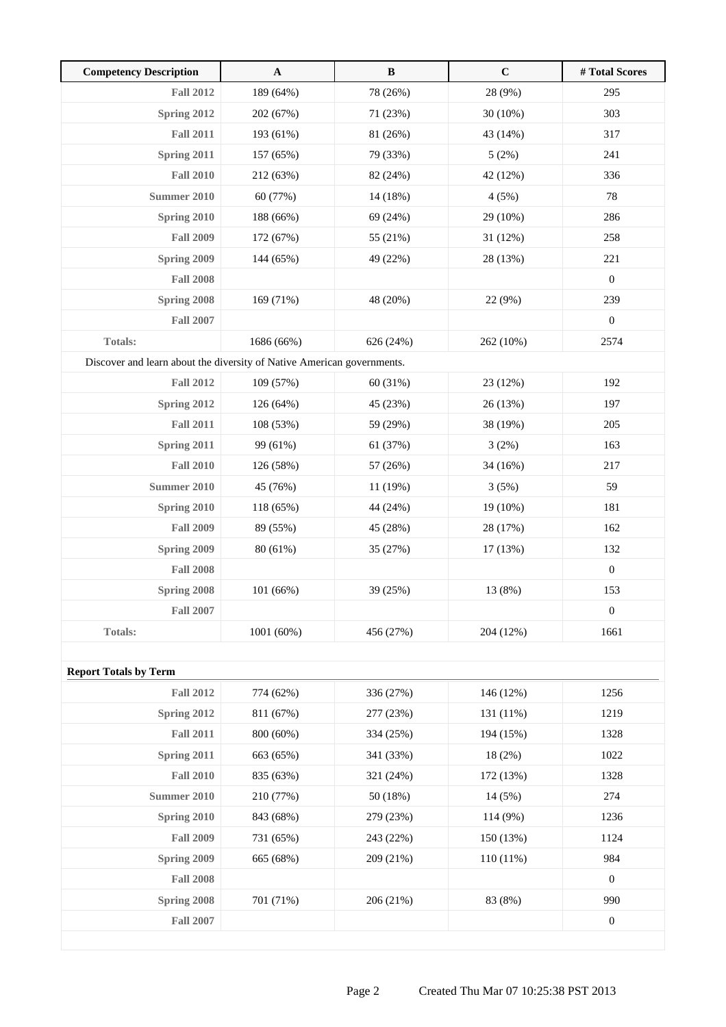| Competency Description | A | B | C | # Total Scores |
|---|---|---|---|---|
| **Fall 2012** | 189 (64%) | 78 (26%) | 28 (9%) | 295 |
| **Spring 2012** | 202 (67%) | 71 (23%) | 30 (10%) | 303 |
| **Fall 2011** | 193 (61%) | 81 (26%) | 43 (14%) | 317 |
| **Spring 2011** | 157 (65%) | 79 (33%) | 5 (2%) | 241 |
| **Fall 2010** | 212 (63%) | 82 (24%) | 42 (12%) | 336 |
| **Summer 2010** | 60 (77%) | 14 (18%) | 4 (5%) | 78 |
| **Spring 2010** | 188 (66%) | 69 (24%) | 29 (10%) | 286 |
| **Fall 2009** | 172 (67%) | 55 (21%) | 31 (12%) | 258 |
| **Spring 2009** | 144 (65%) | 49 (22%) | 28 (13%) | 221 |
| **Fall 2008** | | | | 0 |
| **Spring 2008** | 169 (71%) | 48 (20%) | 22 (9%) | 239 |
| **Fall 2007** | | | | 0 |
| **Totals:** | 1686 (66%) | 626 (24%) | 262 (10%) | 2574 |
| Discover and learn about the diversity of Native American governments. | | | | |
| **Fall 2012** | 109 (57%) | 60 (31%) | 23 (12%) | 192 |
| **Spring 2012** | 126 (64%) | 45 (23%) | 26 (13%) | 197 |
| **Fall 2011** | 108 (53%) | 59 (29%) | 38 (19%) | 205 |
| **Spring 2011** | 99 (61%) | 61 (37%) | 3 (2%) | 163 |
| **Fall 2010** | 126 (58%) | 57 (26%) | 34 (16%) | 217 |
| **Summer 2010** | 45 (76%) | 11 (19%) | 3 (5%) | 59 |
| **Spring 2010** | 118 (65%) | 44 (24%) | 19 (10%) | 181 |
| **Fall 2009** | 89 (55%) | 45 (28%) | 28 (17%) | 162 |
| **Spring 2009** | 80 (61%) | 35 (27%) | 17 (13%) | 132 |
| **Fall 2008** | | | | 0 |
| **Spring 2008** | 101 (66%) | 39 (25%) | 13 (8%) | 153 |
| **Fall 2007** | | | | 0 |
| **Totals:** | 1001 (60%) | 456 (27%) | 204 (12%) | 1661 |

**Report Totals by Term**

| Term | A | B | C | # Total Scores |
|---|---|---|---|---|
| **Fall 2012** | 774 (62%) | 336 (27%) | 146 (12%) | 1256 |
| **Spring 2012** | 811 (67%) | 277 (23%) | 131 (11%) | 1219 |
| **Fall 2011** | 800 (60%) | 334 (25%) | 194 (15%) | 1328 |
| **Spring 2011** | 663 (65%) | 341 (33%) | 18 (2%) | 1022 |
| **Fall 2010** | 835 (63%) | 321 (24%) | 172 (13%) | 1328 |
| **Summer 2010** | 210 (77%) | 50 (18%) | 14 (5%) | 274 |
| **Spring 2010** | 843 (68%) | 279 (23%) | 114 (9%) | 1236 |
| **Fall 2009** | 731 (65%) | 243 (22%) | 150 (13%) | 1124 |
| **Spring 2009** | 665 (68%) | 209 (21%) | 110 (11%) | 984 |
| **Fall 2008** | | | | 0 |
| **Spring 2008** | 701 (71%) | 206 (21%) | 83 (8%) | 990 |
| **Fall 2007** | | | | 0 |

Created Thu Mar 07 10:25:38 PST 2013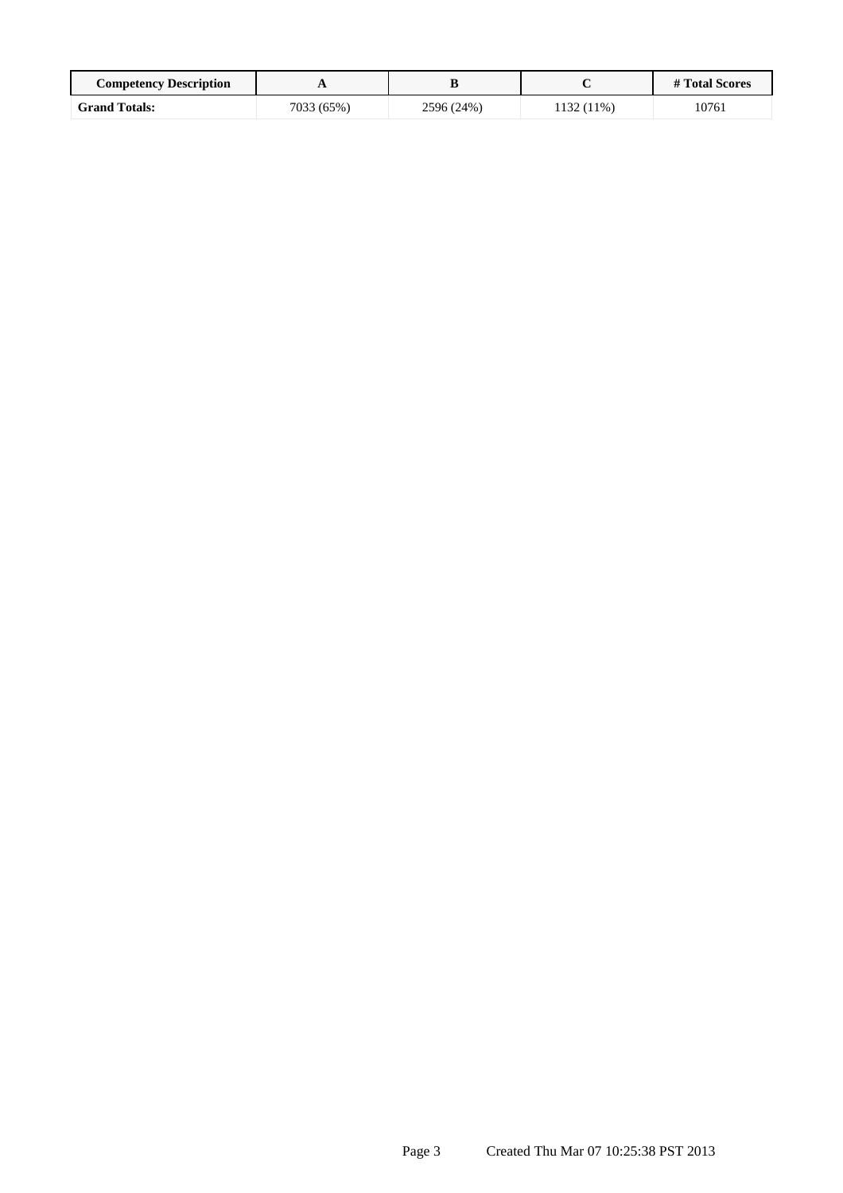| Competency Description | A | B | C | # Total Scores |
| --- | --- | --- | --- | --- |
| **Grand Totals:** | 7033 (65%) | 2596 (24%) | 1132 (11%) | 10761 |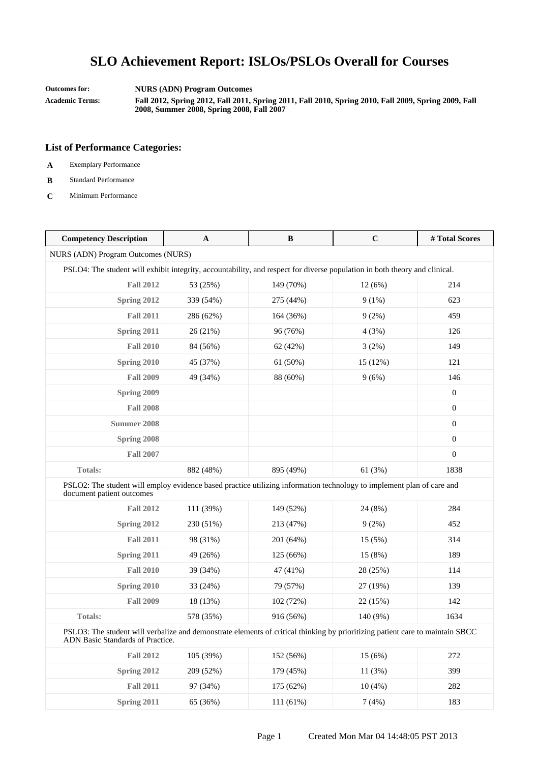# SLO Achievement Report: ISLOs/PSLOs Overall for Courses

**Outcomes for:** **NURS (ADN) Program Outcomes**

**Academic Terms:** **Fall 2012, Spring 2012, Fall 2011, Spring 2011, Fall 2010, Spring 2010, Fall 2009, Spring 2009, Fall 2008, Summer 2008, Spring 2008, Fall 2007**

### List of Performance Categories:

- **A** Exemplary Performance
- **B** Standard Performance
- **C** Minimum Performance

| Competency Description | A | B | C | # Total Scores |
|---|---|---|---|---|
| NURS (ADN) Program Outcomes (NURS) | | | | |
| PSLO4: The student will exhibit integrity, accountability, and respect for diverse population in both theory and clinical. | | | | |
| **Fall 2012** | 53 (25%) | 149 (70%) | 12 (6%) | 214 |
| **Spring 2012** | 339 (54%) | 275 (44%) | 9 (1%) | 623 |
| **Fall 2011** | 286 (62%) | 164 (36%) | 9 (2%) | 459 |
| **Spring 2011** | 26 (21%) | 96 (76%) | 4 (3%) | 126 |
| **Fall 2010** | 84 (56%) | 62 (42%) | 3 (2%) | 149 |
| **Spring 2010** | 45 (37%) | 61 (50%) | 15 (12%) | 121 |
| **Fall 2009** | 49 (34%) | 88 (60%) | 9 (6%) | 146 |
| **Spring 2009** | | | | 0 |
| **Fall 2008** | | | | 0 |
| **Summer 2008** | | | | 0 |
| **Spring 2008** | | | | 0 |
| **Fall 2007** | | | | 0 |
| **Totals:** | 882 (48%) | 895 (49%) | 61 (3%) | 1838 |
| PSLO2: The student will employ evidence based practice utilizing information technology to implement plan of care and document patient outcomes | | | | |
| **Fall 2012** | 111 (39%) | 149 (52%) | 24 (8%) | 284 |
| **Spring 2012** | 230 (51%) | 213 (47%) | 9 (2%) | 452 |
| **Fall 2011** | 98 (31%) | 201 (64%) | 15 (5%) | 314 |
| **Spring 2011** | 49 (26%) | 125 (66%) | 15 (8%) | 189 |
| **Fall 2010** | 39 (34%) | 47 (41%) | 28 (25%) | 114 |
| **Spring 2010** | 33 (24%) | 79 (57%) | 27 (19%) | 139 |
| **Fall 2009** | 18 (13%) | 102 (72%) | 22 (15%) | 142 |
| **Totals:** | 578 (35%) | 916 (56%) | 140 (9%) | 1634 |
| PSLO3: The student will verbalize and demonstrate elements of critical thinking by prioritizing patient care to maintain SBCC ADN Basic Standards of Practice. | | | | |
| **Fall 2012** | 105 (39%) | 152 (56%) | 15 (6%) | 272 |
| **Spring 2012** | 209 (52%) | 179 (45%) | 11 (3%) | 399 |
| **Fall 2011** | 97 (34%) | 175 (62%) | 10 (4%) | 282 |
| **Spring 2011** | 65 (36%) | 111 (61%) | 7 (4%) | 183 |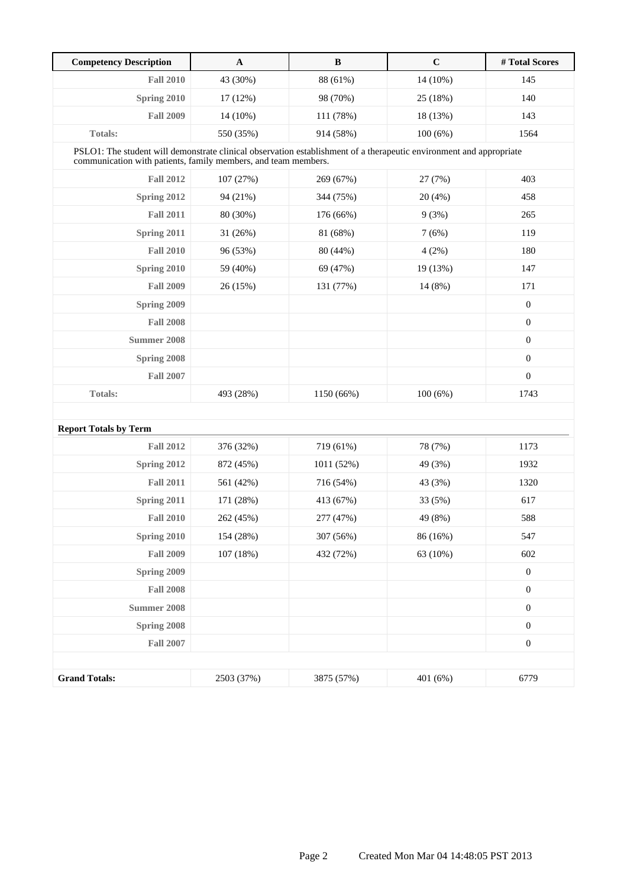| Competency Description | A | B | C | # Total Scores |
|---|---|---|---|---|
| **Fall 2010** | 43 (30%) | 88 (61%) | 14 (10%) | 145 |
| **Spring 2010** | 17 (12%) | 98 (70%) | 25 (18%) | 140 |
| **Fall 2009** | 14 (10%) | 111 (78%) | 18 (13%) | 143 |
| **Totals:** | 550 (35%) | 914 (58%) | 100 (6%) | 1564 |
| PSLO1: The student will demonstrate clinical observation establishment of a therapeutic environment and appropriate communication with patients, family members, and team members. | | | | |
| **Fall 2012** | 107 (27%) | 269 (67%) | 27 (7%) | 403 |
| **Spring 2012** | 94 (21%) | 344 (75%) | 20 (4%) | 458 |
| **Fall 2011** | 80 (30%) | 176 (66%) | 9 (3%) | 265 |
| **Spring 2011** | 31 (26%) | 81 (68%) | 7 (6%) | 119 |
| **Fall 2010** | 96 (53%) | 80 (44%) | 4 (2%) | 180 |
| **Spring 2010** | 59 (40%) | 69 (47%) | 19 (13%) | 147 |
| **Fall 2009** | 26 (15%) | 131 (77%) | 14 (8%) | 171 |
| **Spring 2009** | | | | 0 |
| **Fall 2008** | | | | 0 |
| **Summer 2008** | | | | 0 |
| **Spring 2008** | | | | 0 |
| **Fall 2007** | | | | 0 |
| **Totals:** | 493 (28%) | 1150 (66%) | 100 (6%) | 1743 |
| | | | | |
| **Report Totals by Term** | | | | |
| **Fall 2012** | 376 (32%) | 719 (61%) | 78 (7%) | 1173 |
| **Spring 2012** | 872 (45%) | 1011 (52%) | 49 (3%) | 1932 |
| **Fall 2011** | 561 (42%) | 716 (54%) | 43 (3%) | 1320 |
| **Spring 2011** | 171 (28%) | 413 (67%) | 33 (5%) | 617 |
| **Fall 2010** | 262 (45%) | 277 (47%) | 49 (8%) | 588 |
| **Spring 2010** | 154 (28%) | 307 (56%) | 86 (16%) | 547 |
| **Fall 2009** | 107 (18%) | 432 (72%) | 63 (10%) | 602 |
| **Spring 2009** | | | | 0 |
| **Fall 2008** | | | | 0 |
| **Summer 2008** | | | | 0 |
| **Spring 2008** | | | | 0 |
| **Fall 2007** | | | | 0 |
| | | | | |
| **Grand Totals:** | 2503 (37%) | 3875 (57%) | 401 (6%) | 6779 |

Created Mon Mar 04 14:48:05 PST 2013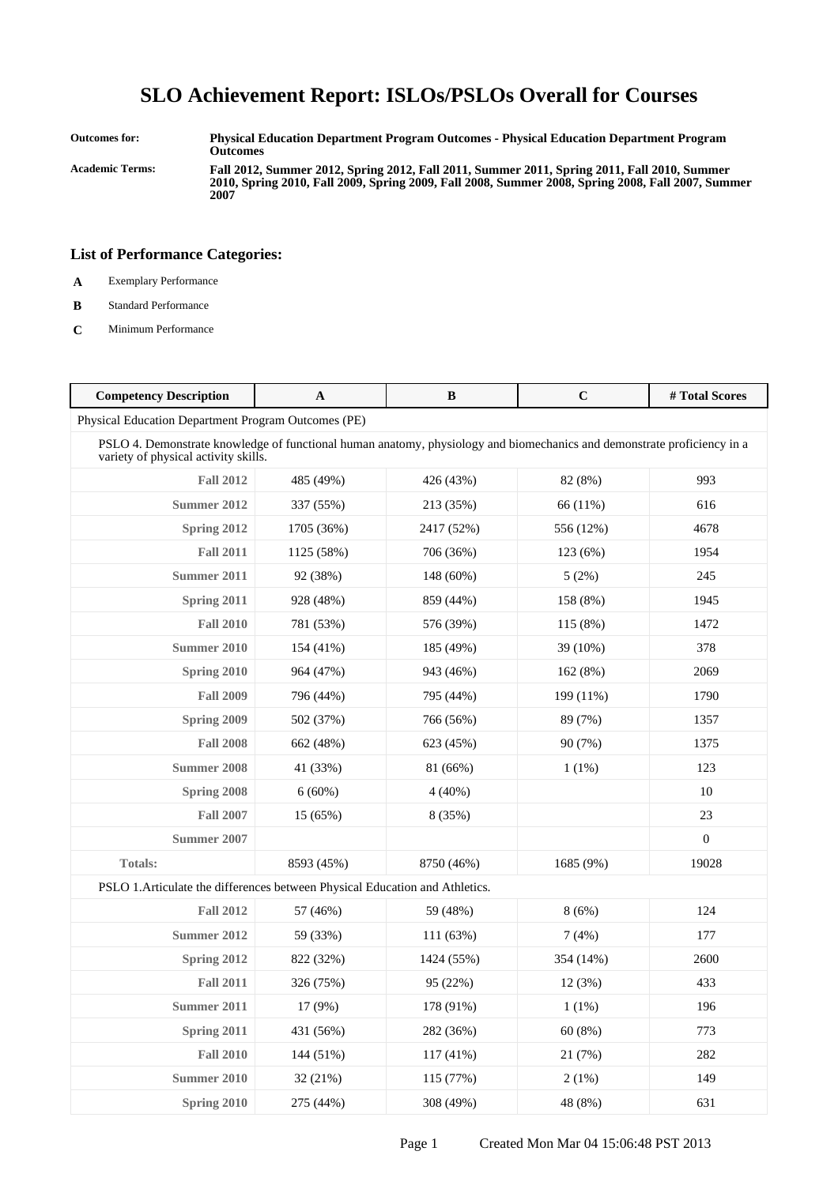# SLO Achievement Report: ISLOs/PSLOs Overall for Courses

**Outcomes for:** Physical Education Department Program Outcomes - Physical Education Department Program Outcomes

**Academic Terms:** Fall 2012, Summer 2012, Spring 2012, Fall 2011, Summer 2011, Spring 2011, Fall 2010, Summer 2010, Spring 2010, Fall 2009, Spring 2009, Fall 2008, Summer 2008, Spring 2008, Fall 2007, Summer 2007

## List of Performance Categories:

- **A** Exemplary Performance
- **B** Standard Performance
- **C** Minimum Performance

| Competency Description | A | B | C | # Total Scores |
|---|---|---|---|---|
| Physical Education Department Program Outcomes (PE) | | | | |
| PSLO 4. Demonstrate knowledge of functional human anatomy, physiology and biomechanics and demonstrate proficiency in a variety of physical activity skills. | | | | |
| **Fall 2012** | 485 (49%) | 426 (43%) | 82 (8%) | 993 |
| **Summer 2012** | 337 (55%) | 213 (35%) | 66 (11%) | 616 |
| **Spring 2012** | 1705 (36%) | 2417 (52%) | 556 (12%) | 4678 |
| **Fall 2011** | 1125 (58%) | 706 (36%) | 123 (6%) | 1954 |
| **Summer 2011** | 92 (38%) | 148 (60%) | 5 (2%) | 245 |
| **Spring 2011** | 928 (48%) | 859 (44%) | 158 (8%) | 1945 |
| **Fall 2010** | 781 (53%) | 576 (39%) | 115 (8%) | 1472 |
| **Summer 2010** | 154 (41%) | 185 (49%) | 39 (10%) | 378 |
| **Spring 2010** | 964 (47%) | 943 (46%) | 162 (8%) | 2069 |
| **Fall 2009** | 796 (44%) | 795 (44%) | 199 (11%) | 1790 |
| **Spring 2009** | 502 (37%) | 766 (56%) | 89 (7%) | 1357 |
| **Fall 2008** | 662 (48%) | 623 (45%) | 90 (7%) | 1375 |
| **Summer 2008** | 41 (33%) | 81 (66%) | 1 (1%) | 123 |
| **Spring 2008** | 6 (60%) | 4 (40%) | | 10 |
| **Fall 2007** | 15 (65%) | 8 (35%) | | 23 |
| **Summer 2007** | | | | 0 |
| **Totals:** | 8593 (45%) | 8750 (46%) | 1685 (9%) | 19028 |
| PSLO 1.Articulate the differences between Physical Education and Athletics. | | | | |
| **Fall 2012** | 57 (46%) | 59 (48%) | 8 (6%) | 124 |
| **Summer 2012** | 59 (33%) | 111 (63%) | 7 (4%) | 177 |
| **Spring 2012** | 822 (32%) | 1424 (55%) | 354 (14%) | 2600 |
| **Fall 2011** | 326 (75%) | 95 (22%) | 12 (3%) | 433 |
| **Summer 2011** | 17 (9%) | 178 (91%) | 1 (1%) | 196 |
| **Spring 2011** | 431 (56%) | 282 (36%) | 60 (8%) | 773 |
| **Fall 2010** | 144 (51%) | 117 (41%) | 21 (7%) | 282 |
| **Summer 2010** | 32 (21%) | 115 (77%) | 2 (1%) | 149 |
| **Spring 2010** | 275 (44%) | 308 (49%) | 48 (8%) | 631 |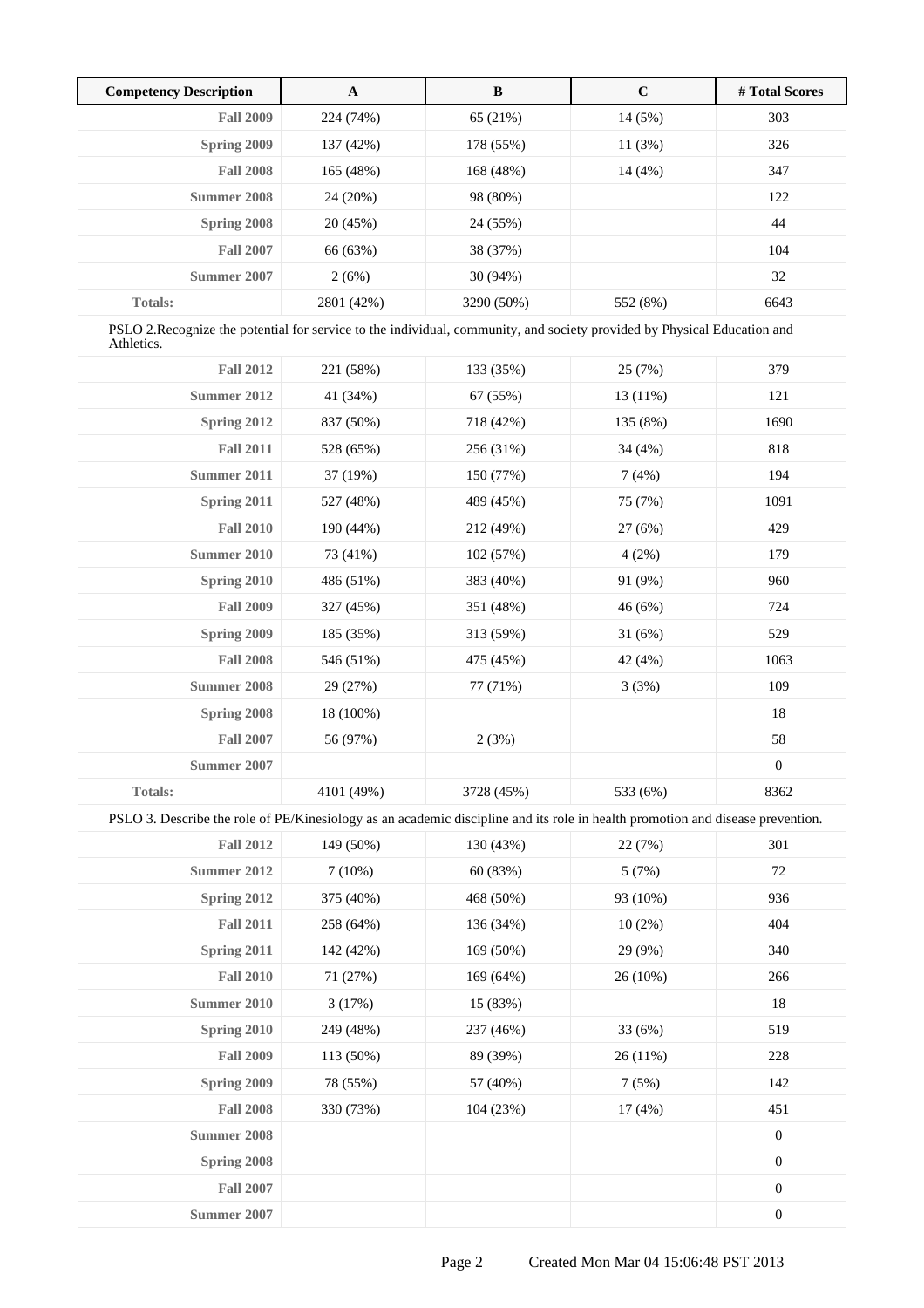| Competency Description | A | B | C | # Total Scores |
|---|---|---|---|---|
| **Fall 2009** | 224 (74%) | 65 (21%) | 14 (5%) | 303 |
| **Spring 2009** | 137 (42%) | 178 (55%) | 11 (3%) | 326 |
| **Fall 2008** | 165 (48%) | 168 (48%) | 14 (4%) | 347 |
| **Summer 2008** | 24 (20%) | 98 (80%) | | 122 |
| **Spring 2008** | 20 (45%) | 24 (55%) | | 44 |
| **Fall 2007** | 66 (63%) | 38 (37%) | | 104 |
| **Summer 2007** | 2 (6%) | 30 (94%) | | 32 |
| **Totals:** | 2801 (42%) | 3290 (50%) | 552 (8%) | 6643 |
| PSLO 2.Recognize the potential for service to the individual, community, and society provided by Physical Education and Athletics. | | | | |
| **Fall 2012** | 221 (58%) | 133 (35%) | 25 (7%) | 379 |
| **Summer 2012** | 41 (34%) | 67 (55%) | 13 (11%) | 121 |
| **Spring 2012** | 837 (50%) | 718 (42%) | 135 (8%) | 1690 |
| **Fall 2011** | 528 (65%) | 256 (31%) | 34 (4%) | 818 |
| **Summer 2011** | 37 (19%) | 150 (77%) | 7 (4%) | 194 |
| **Spring 2011** | 527 (48%) | 489 (45%) | 75 (7%) | 1091 |
| **Fall 2010** | 190 (44%) | 212 (49%) | 27 (6%) | 429 |
| **Summer 2010** | 73 (41%) | 102 (57%) | 4 (2%) | 179 |
| **Spring 2010** | 486 (51%) | 383 (40%) | 91 (9%) | 960 |
| **Fall 2009** | 327 (45%) | 351 (48%) | 46 (6%) | 724 |
| **Spring 2009** | 185 (35%) | 313 (59%) | 31 (6%) | 529 |
| **Fall 2008** | 546 (51%) | 475 (45%) | 42 (4%) | 1063 |
| **Summer 2008** | 29 (27%) | 77 (71%) | 3 (3%) | 109 |
| **Spring 2008** | 18 (100%) | | | 18 |
| **Fall 2007** | 56 (97%) | 2 (3%) | | 58 |
| **Summer 2007** | | | | 0 |
| **Totals:** | 4101 (49%) | 3728 (45%) | 533 (6%) | 8362 |
| PSLO 3. Describe the role of PE/Kinesiology as an academic discipline and its role in health promotion and disease prevention. | | | | |
| **Fall 2012** | 149 (50%) | 130 (43%) | 22 (7%) | 301 |
| **Summer 2012** | 7 (10%) | 60 (83%) | 5 (7%) | 72 |
| **Spring 2012** | 375 (40%) | 468 (50%) | 93 (10%) | 936 |
| **Fall 2011** | 258 (64%) | 136 (34%) | 10 (2%) | 404 |
| **Spring 2011** | 142 (42%) | 169 (50%) | 29 (9%) | 340 |
| **Fall 2010** | 71 (27%) | 169 (64%) | 26 (10%) | 266 |
| **Summer 2010** | 3 (17%) | 15 (83%) | | 18 |
| **Spring 2010** | 249 (48%) | 237 (46%) | 33 (6%) | 519 |
| **Fall 2009** | 113 (50%) | 89 (39%) | 26 (11%) | 228 |
| **Spring 2009** | 78 (55%) | 57 (40%) | 7 (5%) | 142 |
| **Fall 2008** | 330 (73%) | 104 (23%) | 17 (4%) | 451 |
| **Summer 2008** | | | | 0 |
| **Spring 2008** | | | | 0 |
| **Fall 2007** | | | | 0 |
| **Summer 2007** | | | | 0 |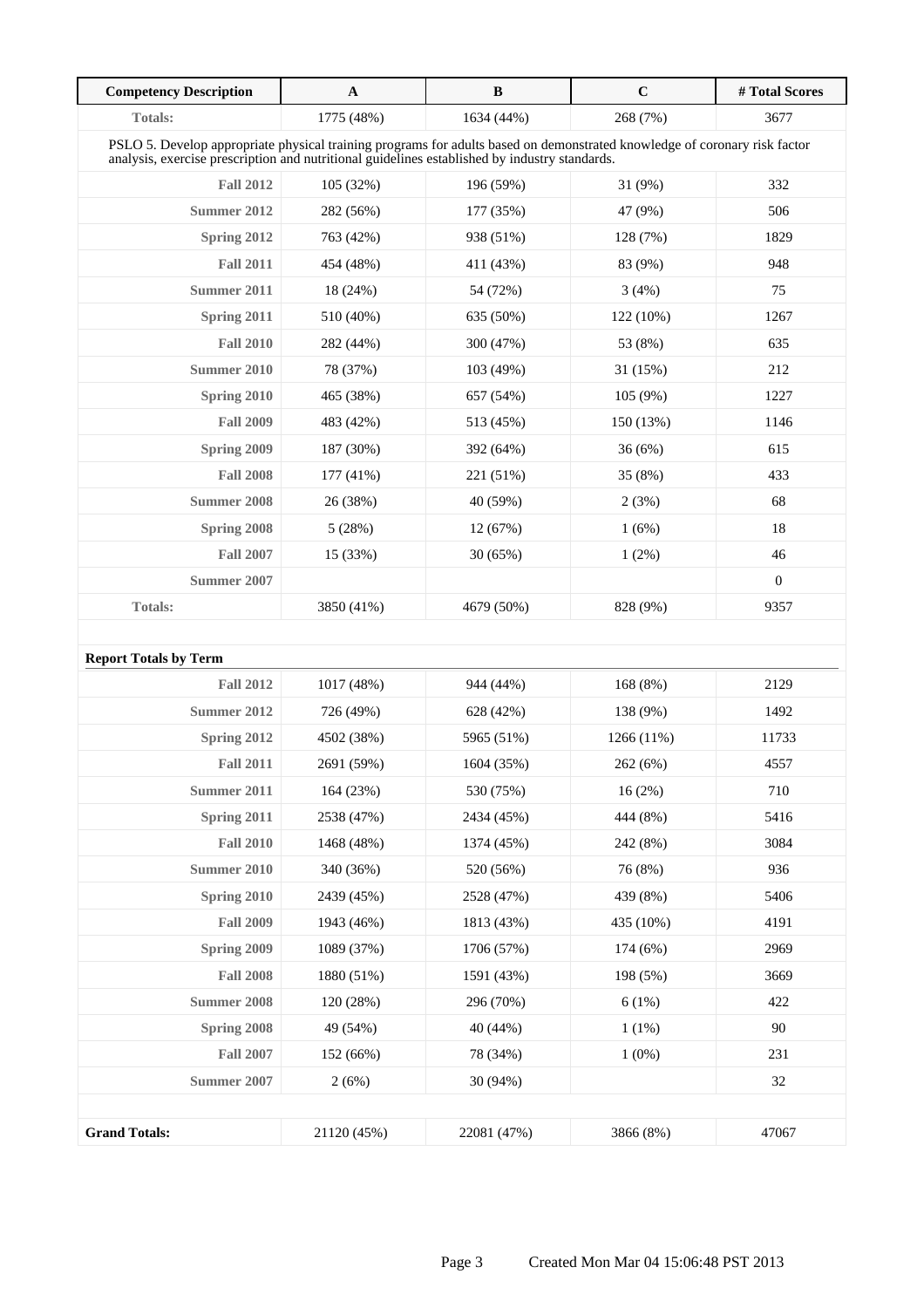| Competency Description | A | B | C | # Total Scores |
|---|---|---|---|---|
| **Totals:** | 1775 (48%) | 1634 (44%) | 268 (7%) | 3677 |
| PSLO 5. Develop appropriate physical training programs for adults based on demonstrated knowledge of coronary risk factor analysis, exercise prescription and nutritional guidelines established by industry standards. | | | | |
| **Fall 2012** | 105 (32%) | 196 (59%) | 31 (9%) | 332 |
| **Summer 2012** | 282 (56%) | 177 (35%) | 47 (9%) | 506 |
| **Spring 2012** | 763 (42%) | 938 (51%) | 128 (7%) | 1829 |
| **Fall 2011** | 454 (48%) | 411 (43%) | 83 (9%) | 948 |
| **Summer 2011** | 18 (24%) | 54 (72%) | 3 (4%) | 75 |
| **Spring 2011** | 510 (40%) | 635 (50%) | 122 (10%) | 1267 |
| **Fall 2010** | 282 (44%) | 300 (47%) | 53 (8%) | 635 |
| **Summer 2010** | 78 (37%) | 103 (49%) | 31 (15%) | 212 |
| **Spring 2010** | 465 (38%) | 657 (54%) | 105 (9%) | 1227 |
| **Fall 2009** | 483 (42%) | 513 (45%) | 150 (13%) | 1146 |
| **Spring 2009** | 187 (30%) | 392 (64%) | 36 (6%) | 615 |
| **Fall 2008** | 177 (41%) | 221 (51%) | 35 (8%) | 433 |
| **Summer 2008** | 26 (38%) | 40 (59%) | 2 (3%) | 68 |
| **Spring 2008** | 5 (28%) | 12 (67%) | 1 (6%) | 18 |
| **Fall 2007** | 15 (33%) | 30 (65%) | 1 (2%) | 46 |
| **Summer 2007** | | | | 0 |
| **Totals:** | 3850 (41%) | 4679 (50%) | 828 (9%) | 9357 |

**Report Totals by Term**

| Term | A | B | C | # Total Scores |
|---|---|---|---|---|
| **Fall 2012** | 1017 (48%) | 944 (44%) | 168 (8%) | 2129 |
| **Summer 2012** | 726 (49%) | 628 (42%) | 138 (9%) | 1492 |
| **Spring 2012** | 4502 (38%) | 5965 (51%) | 1266 (11%) | 11733 |
| **Fall 2011** | 2691 (59%) | 1604 (35%) | 262 (6%) | 4557 |
| **Summer 2011** | 164 (23%) | 530 (75%) | 16 (2%) | 710 |
| **Spring 2011** | 2538 (47%) | 2434 (45%) | 444 (8%) | 5416 |
| **Fall 2010** | 1468 (48%) | 1374 (45%) | 242 (8%) | 3084 |
| **Summer 2010** | 340 (36%) | 520 (56%) | 76 (8%) | 936 |
| **Spring 2010** | 2439 (45%) | 2528 (47%) | 439 (8%) | 5406 |
| **Fall 2009** | 1943 (46%) | 1813 (43%) | 435 (10%) | 4191 |
| **Spring 2009** | 1089 (37%) | 1706 (57%) | 174 (6%) | 2969 |
| **Fall 2008** | 1880 (51%) | 1591 (43%) | 198 (5%) | 3669 |
| **Summer 2008** | 120 (28%) | 296 (70%) | 6 (1%) | 422 |
| **Spring 2008** | 49 (54%) | 40 (44%) | 1 (1%) | 90 |
| **Fall 2007** | 152 (66%) | 78 (34%) | 1 (0%) | 231 |
| **Summer 2007** | 2 (6%) | 30 (94%) | | 32 |
| **Grand Totals:** | 21120 (45%) | 22081 (47%) | 3866 (8%) | 47067 |

Created Mon Mar 04 15:06:48 PST 2013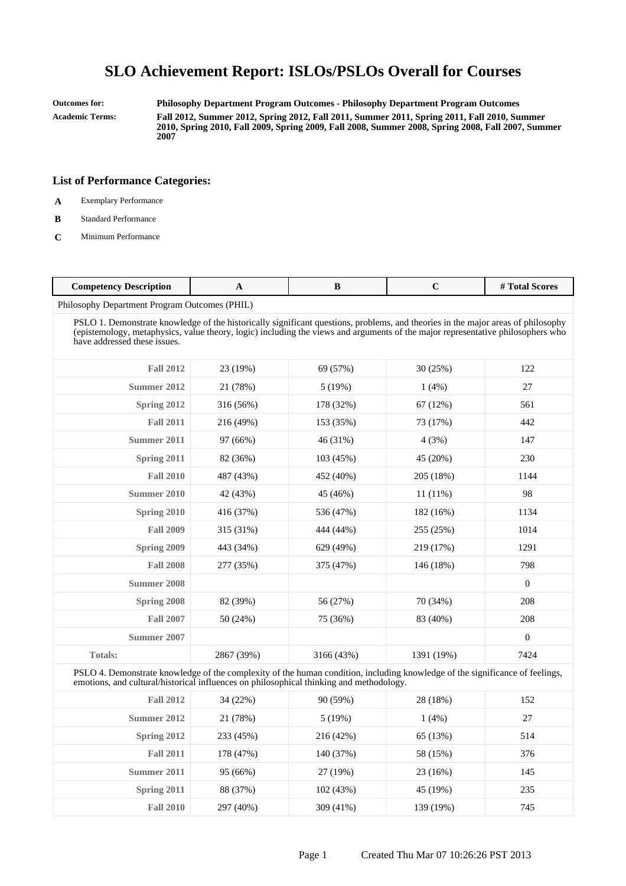# SLO Achievement Report: ISLOs/PSLOs Overall for Courses

**Outcomes for:** **Philosophy Department Program Outcomes - Philosophy Department Program Outcomes**

**Academic Terms:** **Fall 2012, Summer 2012, Spring 2012, Fall 2011, Summer 2011, Spring 2011, Fall 2010, Summer 2010, Spring 2010, Fall 2009, Spring 2009, Fall 2008, Summer 2008, Spring 2008, Fall 2007, Summer 2007**

## List of Performance Categories:

- **A** Exemplary Performance
- **B** Standard Performance
- **C** Minimum Performance

| Competency Description | A | B | C | # Total Scores |
|---|---|---|---|---|
| Philosophy Department Program Outcomes (PHIL) | | | | |
| PSLO 1. Demonstrate knowledge of the historically significant questions, problems, and theories in the major areas of philosophy (epistemology, metaphysics, value theory, logic) including the views and arguments of the major representative philosophers who have addressed these issues. | | | | |
| Fall 2012 | 23 (19%) | 69 (57%) | 30 (25%) | 122 |
| Summer 2012 | 21 (78%) | 5 (19%) | 1 (4%) | 27 |
| Spring 2012 | 316 (56%) | 178 (32%) | 67 (12%) | 561 |
| Fall 2011 | 216 (49%) | 153 (35%) | 73 (17%) | 442 |
| Summer 2011 | 97 (66%) | 46 (31%) | 4 (3%) | 147 |
| Spring 2011 | 82 (36%) | 103 (45%) | 45 (20%) | 230 |
| Fall 2010 | 487 (43%) | 452 (40%) | 205 (18%) | 1144 |
| Summer 2010 | 42 (43%) | 45 (46%) | 11 (11%) | 98 |
| Spring 2010 | 416 (37%) | 536 (47%) | 182 (16%) | 1134 |
| Fall 2009 | 315 (31%) | 444 (44%) | 255 (25%) | 1014 |
| Spring 2009 | 443 (34%) | 629 (49%) | 219 (17%) | 1291 |
| Fall 2008 | 277 (35%) | 375 (47%) | 146 (18%) | 798 |
| Summer 2008 | | | | 0 |
| Spring 2008 | 82 (39%) | 56 (27%) | 70 (34%) | 208 |
| Fall 2007 | 50 (24%) | 75 (36%) | 83 (40%) | 208 |
| Summer 2007 | | | | 0 |
| Totals: | 2867 (39%) | 3166 (43%) | 1391 (19%) | 7424 |
| PSLO 4. Demonstrate knowledge of the complexity of the human condition, including knowledge of the significance of feelings, emotions, and cultural/historical influences on philosophical thinking and methodology. | | | | |
| Fall 2012 | 34 (22%) | 90 (59%) | 28 (18%) | 152 |
| Summer 2012 | 21 (78%) | 5 (19%) | 1 (4%) | 27 |
| Spring 2012 | 233 (45%) | 216 (42%) | 65 (13%) | 514 |
| Fall 2011 | 178 (47%) | 140 (37%) | 58 (15%) | 376 |
| Summer 2011 | 95 (66%) | 27 (19%) | 23 (16%) | 145 |
| Spring 2011 | 88 (37%) | 102 (43%) | 45 (19%) | 235 |
| Fall 2010 | 297 (40%) | 309 (41%) | 139 (19%) | 745 |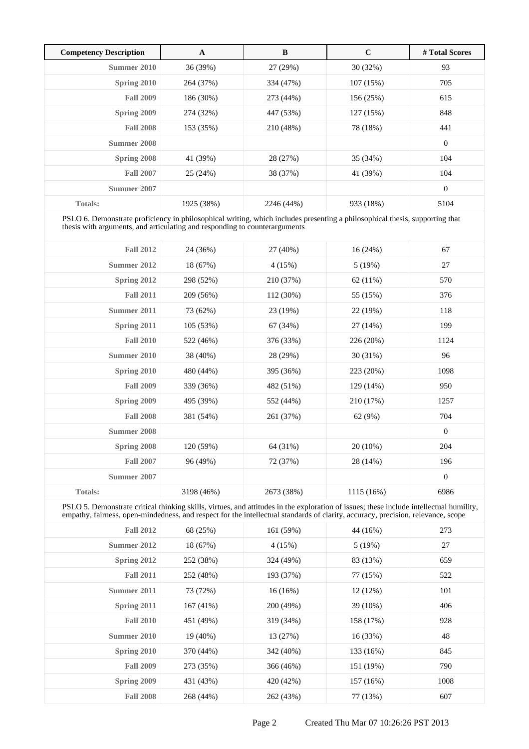| Competency Description | A | B | C | # Total Scores |
|---|---|---|---|---|
| **Summer 2010** | 36 (39%) | 27 (29%) | 30 (32%) | 93 |
| **Spring 2010** | 264 (37%) | 334 (47%) | 107 (15%) | 705 |
| **Fall 2009** | 186 (30%) | 273 (44%) | 156 (25%) | 615 |
| **Spring 2009** | 274 (32%) | 447 (53%) | 127 (15%) | 848 |
| **Fall 2008** | 153 (35%) | 210 (48%) | 78 (18%) | 441 |
| **Summer 2008** | | | | 0 |
| **Spring 2008** | 41 (39%) | 28 (27%) | 35 (34%) | 104 |
| **Fall 2007** | 25 (24%) | 38 (37%) | 41 (39%) | 104 |
| **Summer 2007** | | | | 0 |
| **Totals:** | 1925 (38%) | 2246 (44%) | 933 (18%) | 5104 |
| PSLO 6. Demonstrate proficiency in philosophical writing, which includes presenting a philosophical thesis, supporting that thesis with arguments, and articulating and responding to counterarguments | | | | |
| **Fall 2012** | 24 (36%) | 27 (40%) | 16 (24%) | 67 |
| **Summer 2012** | 18 (67%) | 4 (15%) | 5 (19%) | 27 |
| **Spring 2012** | 298 (52%) | 210 (37%) | 62 (11%) | 570 |
| **Fall 2011** | 209 (56%) | 112 (30%) | 55 (15%) | 376 |
| **Summer 2011** | 73 (62%) | 23 (19%) | 22 (19%) | 118 |
| **Spring 2011** | 105 (53%) | 67 (34%) | 27 (14%) | 199 |
| **Fall 2010** | 522 (46%) | 376 (33%) | 226 (20%) | 1124 |
| **Summer 2010** | 38 (40%) | 28 (29%) | 30 (31%) | 96 |
| **Spring 2010** | 480 (44%) | 395 (36%) | 223 (20%) | 1098 |
| **Fall 2009** | 339 (36%) | 482 (51%) | 129 (14%) | 950 |
| **Spring 2009** | 495 (39%) | 552 (44%) | 210 (17%) | 1257 |
| **Fall 2008** | 381 (54%) | 261 (37%) | 62 (9%) | 704 |
| **Summer 2008** | | | | 0 |
| **Spring 2008** | 120 (59%) | 64 (31%) | 20 (10%) | 204 |
| **Fall 2007** | 96 (49%) | 72 (37%) | 28 (14%) | 196 |
| **Summer 2007** | | | | 0 |
| **Totals:** | 3198 (46%) | 2673 (38%) | 1115 (16%) | 6986 |
| PSLO 5. Demonstrate critical thinking skills, virtues, and attitudes in the exploration of issues; these include intellectual humility, empathy, fairness, open-mindedness, and respect for the intellectual standards of clarity, accuracy, precision, relevance, scope | | | | |
| **Fall 2012** | 68 (25%) | 161 (59%) | 44 (16%) | 273 |
| **Summer 2012** | 18 (67%) | 4 (15%) | 5 (19%) | 27 |
| **Spring 2012** | 252 (38%) | 324 (49%) | 83 (13%) | 659 |
| **Fall 2011** | 252 (48%) | 193 (37%) | 77 (15%) | 522 |
| **Summer 2011** | 73 (72%) | 16 (16%) | 12 (12%) | 101 |
| **Spring 2011** | 167 (41%) | 200 (49%) | 39 (10%) | 406 |
| **Fall 2010** | 451 (49%) | 319 (34%) | 158 (17%) | 928 |
| **Summer 2010** | 19 (40%) | 13 (27%) | 16 (33%) | 48 |
| **Spring 2010** | 370 (44%) | 342 (40%) | 133 (16%) | 845 |
| **Fall 2009** | 273 (35%) | 366 (46%) | 151 (19%) | 790 |
| **Spring 2009** | 431 (43%) | 420 (42%) | 157 (16%) | 1008 |
| **Fall 2008** | 268 (44%) | 262 (43%) | 77 (13%) | 607 |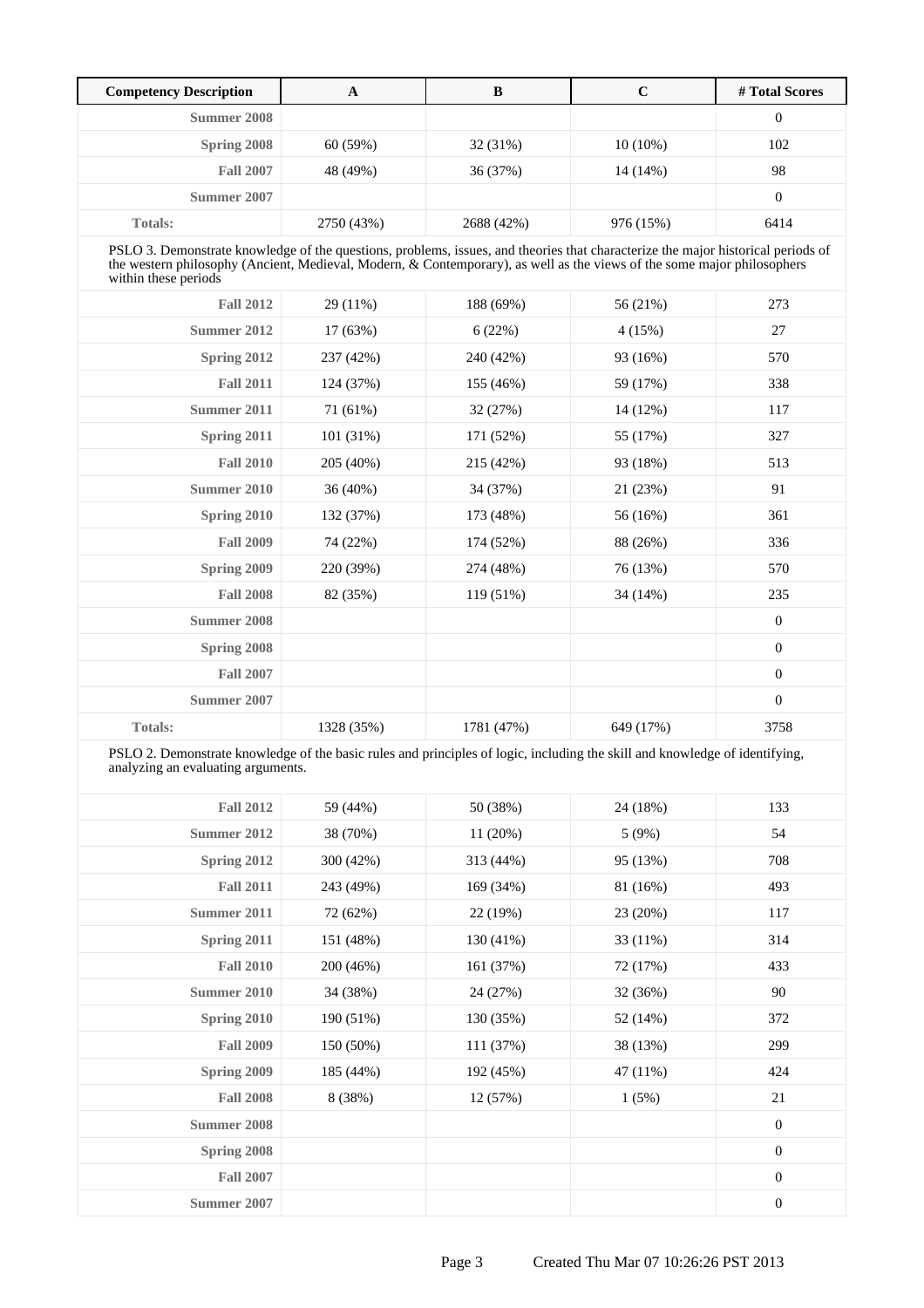| Competency Description | A | B | C | # Total Scores |
|---|---|---|---|---|
| **Summer 2008** | | | | 0 |
| **Spring 2008** | 60 (59%) | 32 (31%) | 10 (10%) | 102 |
| **Fall 2007** | 48 (49%) | 36 (37%) | 14 (14%) | 98 |
| **Summer 2007** | | | | 0 |
| **Totals:** | 2750 (43%) | 2688 (42%) | 976 (15%) | 6414 |
| PSLO 3. Demonstrate knowledge of the questions, problems, issues, and theories that characterize the major historical periods of the western philosophy (Ancient, Medieval, Modern, & Contemporary), as well as the views of the some major philosophers within these periods | | | | |
| **Fall 2012** | 29 (11%) | 188 (69%) | 56 (21%) | 273 |
| **Summer 2012** | 17 (63%) | 6 (22%) | 4 (15%) | 27 |
| **Spring 2012** | 237 (42%) | 240 (42%) | 93 (16%) | 570 |
| **Fall 2011** | 124 (37%) | 155 (46%) | 59 (17%) | 338 |
| **Summer 2011** | 71 (61%) | 32 (27%) | 14 (12%) | 117 |
| **Spring 2011** | 101 (31%) | 171 (52%) | 55 (17%) | 327 |
| **Fall 2010** | 205 (40%) | 215 (42%) | 93 (18%) | 513 |
| **Summer 2010** | 36 (40%) | 34 (37%) | 21 (23%) | 91 |
| **Spring 2010** | 132 (37%) | 173 (48%) | 56 (16%) | 361 |
| **Fall 2009** | 74 (22%) | 174 (52%) | 88 (26%) | 336 |
| **Spring 2009** | 220 (39%) | 274 (48%) | 76 (13%) | 570 |
| **Fall 2008** | 82 (35%) | 119 (51%) | 34 (14%) | 235 |
| **Summer 2008** | | | | 0 |
| **Spring 2008** | | | | 0 |
| **Fall 2007** | | | | 0 |
| **Summer 2007** | | | | 0 |
| **Totals:** | 1328 (35%) | 1781 (47%) | 649 (17%) | 3758 |
| PSLO 2. Demonstrate knowledge of the basic rules and principles of logic, including the skill and knowledge of identifying, analyzing an evaluating arguments. | | | | |
| **Fall 2012** | 59 (44%) | 50 (38%) | 24 (18%) | 133 |
| **Summer 2012** | 38 (70%) | 11 (20%) | 5 (9%) | 54 |
| **Spring 2012** | 300 (42%) | 313 (44%) | 95 (13%) | 708 |
| **Fall 2011** | 243 (49%) | 169 (34%) | 81 (16%) | 493 |
| **Summer 2011** | 72 (62%) | 22 (19%) | 23 (20%) | 117 |
| **Spring 2011** | 151 (48%) | 130 (41%) | 33 (11%) | 314 |
| **Fall 2010** | 200 (46%) | 161 (37%) | 72 (17%) | 433 |
| **Summer 2010** | 34 (38%) | 24 (27%) | 32 (36%) | 90 |
| **Spring 2010** | 190 (51%) | 130 (35%) | 52 (14%) | 372 |
| **Fall 2009** | 150 (50%) | 111 (37%) | 38 (13%) | 299 |
| **Spring 2009** | 185 (44%) | 192 (45%) | 47 (11%) | 424 |
| **Fall 2008** | 8 (38%) | 12 (57%) | 1 (5%) | 21 |
| **Summer 2008** | | | | 0 |
| **Spring 2008** | | | | 0 |
| **Fall 2007** | | | | 0 |
| **Summer 2007** | | | | 0 |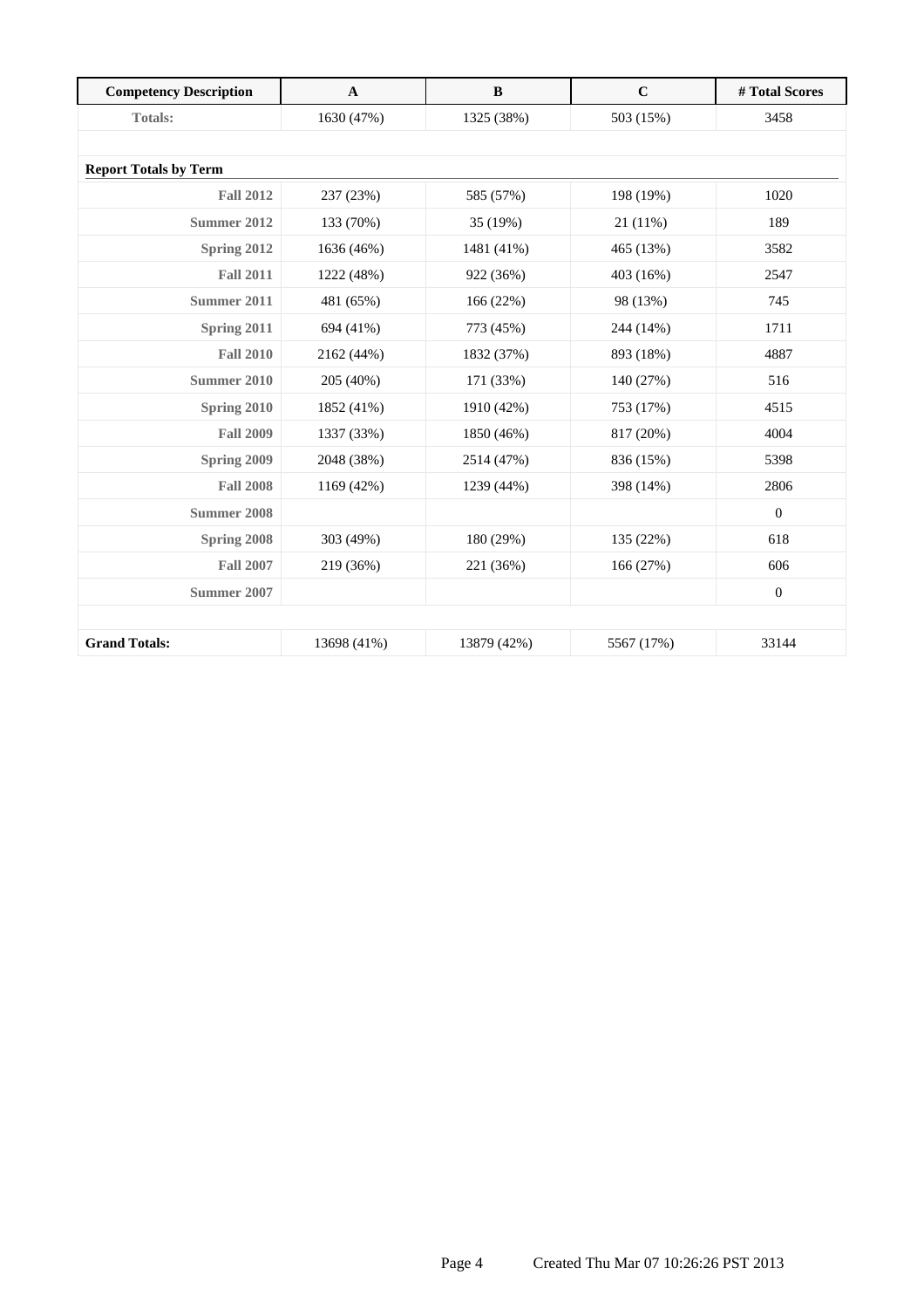| Competency Description | A | B | C | # Total Scores |
|---|---|---|---|---|
| Totals: | 1630 (47%) | 1325 (38%) | 503 (15%) | 3458 |
| | | | | |
| **Report Totals by Term** | | | | |
| Fall 2012 | 237 (23%) | 585 (57%) | 198 (19%) | 1020 |
| Summer 2012 | 133 (70%) | 35 (19%) | 21 (11%) | 189 |
| Spring 2012 | 1636 (46%) | 1481 (41%) | 465 (13%) | 3582 |
| Fall 2011 | 1222 (48%) | 922 (36%) | 403 (16%) | 2547 |
| Summer 2011 | 481 (65%) | 166 (22%) | 98 (13%) | 745 |
| Spring 2011 | 694 (41%) | 773 (45%) | 244 (14%) | 1711 |
| Fall 2010 | 2162 (44%) | 1832 (37%) | 893 (18%) | 4887 |
| Summer 2010 | 205 (40%) | 171 (33%) | 140 (27%) | 516 |
| Spring 2010 | 1852 (41%) | 1910 (42%) | 753 (17%) | 4515 |
| Fall 2009 | 1337 (33%) | 1850 (46%) | 817 (20%) | 4004 |
| Spring 2009 | 2048 (38%) | 2514 (47%) | 836 (15%) | 5398 |
| Fall 2008 | 1169 (42%) | 1239 (44%) | 398 (14%) | 2806 |
| Summer 2008 | | | | 0 |
| Spring 2008 | 303 (49%) | 180 (29%) | 135 (22%) | 618 |
| Fall 2007 | 219 (36%) | 221 (36%) | 166 (27%) | 606 |
| Summer 2007 | | | | 0 |
| | | | | |
| **Grand Totals:** | 13698 (41%) | 13879 (42%) | 5567 (17%) | 33144 |

Page 4 Created Thu Mar 07 10:26:26 PST 2013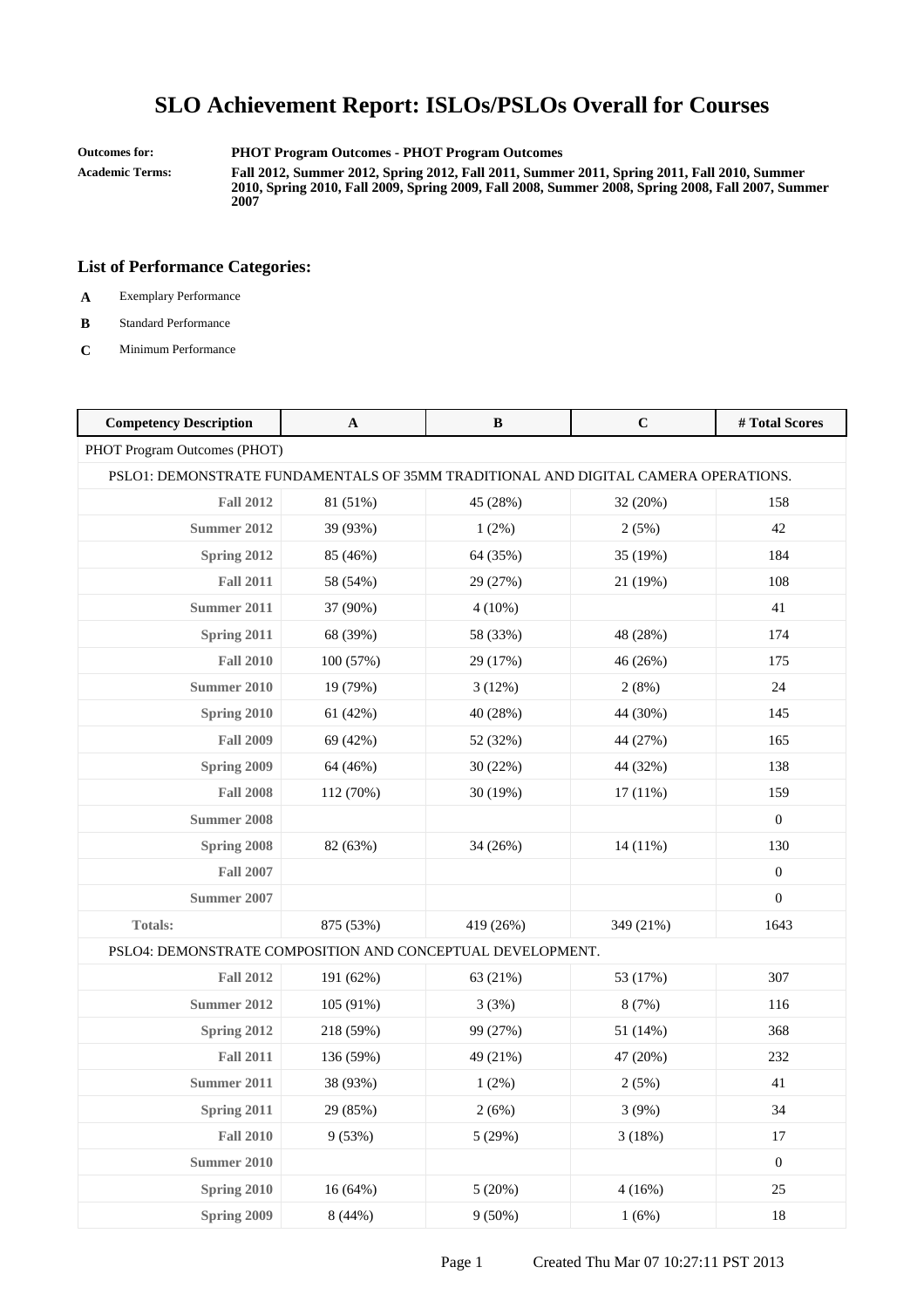# SLO Achievement Report: ISLOs/PSLOs Overall for Courses

**Outcomes for:** PHOT Program Outcomes - PHOT Program Outcomes

**Academic Terms:** Fall 2012, Summer 2012, Spring 2012, Fall 2011, Summer 2011, Spring 2011, Fall 2010, Summer 2010, Spring 2010, Fall 2009, Spring 2009, Fall 2008, Summer 2008, Spring 2008, Fall 2007, Summer 2007

## List of Performance Categories:

- **A** Exemplary Performance
- **B** Standard Performance
- **C** Minimum Performance

| Competency Description | A | B | C | # Total Scores |
|---|---|---|---|---|
| PHOT Program Outcomes (PHOT) | | | | |
| PSLO1: DEMONSTRATE FUNDAMENTALS OF 35MM TRADITIONAL AND DIGITAL CAMERA OPERATIONS. | | | | |
| Fall 2012 | 81 (51%) | 45 (28%) | 32 (20%) | 158 |
| Summer 2012 | 39 (93%) | 1 (2%) | 2 (5%) | 42 |
| Spring 2012 | 85 (46%) | 64 (35%) | 35 (19%) | 184 |
| Fall 2011 | 58 (54%) | 29 (27%) | 21 (19%) | 108 |
| Summer 2011 | 37 (90%) | 4 (10%) | | 41 |
| Spring 2011 | 68 (39%) | 58 (33%) | 48 (28%) | 174 |
| Fall 2010 | 100 (57%) | 29 (17%) | 46 (26%) | 175 |
| Summer 2010 | 19 (79%) | 3 (12%) | 2 (8%) | 24 |
| Spring 2010 | 61 (42%) | 40 (28%) | 44 (30%) | 145 |
| Fall 2009 | 69 (42%) | 52 (32%) | 44 (27%) | 165 |
| Spring 2009 | 64 (46%) | 30 (22%) | 44 (32%) | 138 |
| Fall 2008 | 112 (70%) | 30 (19%) | 17 (11%) | 159 |
| Summer 2008 | | | | 0 |
| Spring 2008 | 82 (63%) | 34 (26%) | 14 (11%) | 130 |
| Fall 2007 | | | | 0 |
| Summer 2007 | | | | 0 |
| Totals: | 875 (53%) | 419 (26%) | 349 (21%) | 1643 |
| PSLO4: DEMONSTRATE COMPOSITION AND CONCEPTUAL DEVELOPMENT. | | | | |
| Fall 2012 | 191 (62%) | 63 (21%) | 53 (17%) | 307 |
| Summer 2012 | 105 (91%) | 3 (3%) | 8 (7%) | 116 |
| Spring 2012 | 218 (59%) | 99 (27%) | 51 (14%) | 368 |
| Fall 2011 | 136 (59%) | 49 (21%) | 47 (20%) | 232 |
| Summer 2011 | 38 (93%) | 1 (2%) | 2 (5%) | 41 |
| Spring 2011 | 29 (85%) | 2 (6%) | 3 (9%) | 34 |
| Fall 2010 | 9 (53%) | 5 (29%) | 3 (18%) | 17 |
| Summer 2010 | | | | 0 |
| Spring 2010 | 16 (64%) | 5 (20%) | 4 (16%) | 25 |
| Spring 2009 | 8 (44%) | 9 (50%) | 1 (6%) | 18 |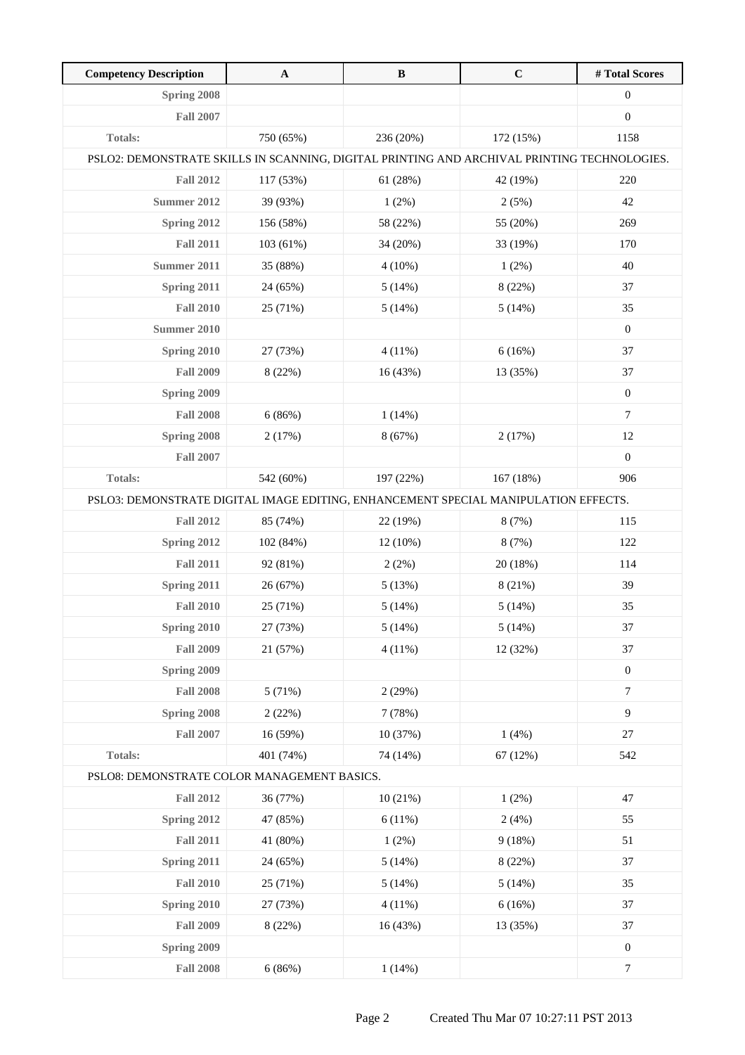| Competency Description | A | B | C | # Total Scores |
|---|---|---|---|---|
| Spring 2008 | | | | 0 |
| Fall 2007 | | | | 0 |
| Totals: | 750 (65%) | 236 (20%) | 172 (15%) | 1158 |
| PSLO2: DEMONSTRATE SKILLS IN SCANNING, DIGITAL PRINTING AND ARCHIVAL PRINTING TECHNOLOGIES. | | | | |
| Fall 2012 | 117 (53%) | 61 (28%) | 42 (19%) | 220 |
| Summer 2012 | 39 (93%) | 1 (2%) | 2 (5%) | 42 |
| Spring 2012 | 156 (58%) | 58 (22%) | 55 (20%) | 269 |
| Fall 2011 | 103 (61%) | 34 (20%) | 33 (19%) | 170 |
| Summer 2011 | 35 (88%) | 4 (10%) | 1 (2%) | 40 |
| Spring 2011 | 24 (65%) | 5 (14%) | 8 (22%) | 37 |
| Fall 2010 | 25 (71%) | 5 (14%) | 5 (14%) | 35 |
| Summer 2010 | | | | 0 |
| Spring 2010 | 27 (73%) | 4 (11%) | 6 (16%) | 37 |
| Fall 2009 | 8 (22%) | 16 (43%) | 13 (35%) | 37 |
| Spring 2009 | | | | 0 |
| Fall 2008 | 6 (86%) | 1 (14%) | | 7 |
| Spring 2008 | 2 (17%) | 8 (67%) | 2 (17%) | 12 |
| Fall 2007 | | | | 0 |
| Totals: | 542 (60%) | 197 (22%) | 167 (18%) | 906 |
| PSLO3: DEMONSTRATE DIGITAL IMAGE EDITING, ENHANCEMENT SPECIAL MANIPULATION EFFECTS. | | | | |
| Fall 2012 | 85 (74%) | 22 (19%) | 8 (7%) | 115 |
| Spring 2012 | 102 (84%) | 12 (10%) | 8 (7%) | 122 |
| Fall 2011 | 92 (81%) | 2 (2%) | 20 (18%) | 114 |
| Spring 2011 | 26 (67%) | 5 (13%) | 8 (21%) | 39 |
| Fall 2010 | 25 (71%) | 5 (14%) | 5 (14%) | 35 |
| Spring 2010 | 27 (73%) | 5 (14%) | 5 (14%) | 37 |
| Fall 2009 | 21 (57%) | 4 (11%) | 12 (32%) | 37 |
| Spring 2009 | | | | 0 |
| Fall 2008 | 5 (71%) | 2 (29%) | | 7 |
| Spring 2008 | 2 (22%) | 7 (78%) | | 9 |
| Fall 2007 | 16 (59%) | 10 (37%) | 1 (4%) | 27 |
| Totals: | 401 (74%) | 74 (14%) | 67 (12%) | 542 |
| PSLO8: DEMONSTRATE COLOR MANAGEMENT BASICS. | | | | |
| Fall 2012 | 36 (77%) | 10 (21%) | 1 (2%) | 47 |
| Spring 2012 | 47 (85%) | 6 (11%) | 2 (4%) | 55 |
| Fall 2011 | 41 (80%) | 1 (2%) | 9 (18%) | 51 |
| Spring 2011 | 24 (65%) | 5 (14%) | 8 (22%) | 37 |
| Fall 2010 | 25 (71%) | 5 (14%) | 5 (14%) | 35 |
| Spring 2010 | 27 (73%) | 4 (11%) | 6 (16%) | 37 |
| Fall 2009 | 8 (22%) | 16 (43%) | 13 (35%) | 37 |
| Spring 2009 | | | | 0 |
| Fall 2008 | 6 (86%) | 1 (14%) | | 7 |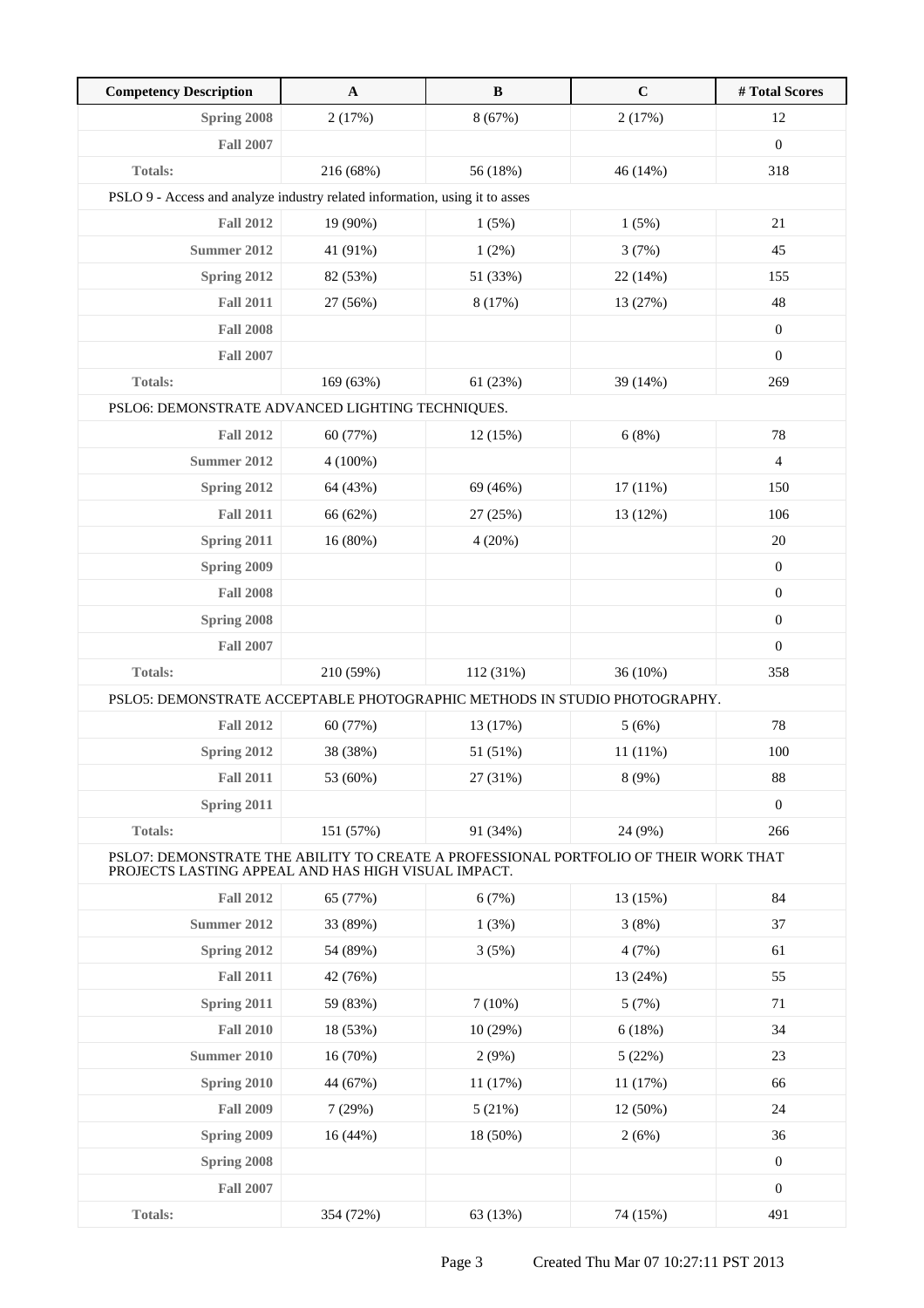| Competency Description | A | B | C | # Total Scores |
| --- | --- | --- | --- | --- |
| Spring 2008 | 2 (17%) | 8 (67%) | 2 (17%) | 12 |
| Fall 2007 | | | | 0 |
| Totals: | 216 (68%) | 56 (18%) | 46 (14%) | 318 |
| PSLO 9 - Access and analyze industry related information, using it to asses | | | | |
| Fall 2012 | 19 (90%) | 1 (5%) | 1 (5%) | 21 |
| Summer 2012 | 41 (91%) | 1 (2%) | 3 (7%) | 45 |
| Spring 2012 | 82 (53%) | 51 (33%) | 22 (14%) | 155 |
| Fall 2011 | 27 (56%) | 8 (17%) | 13 (27%) | 48 |
| Fall 2008 | | | | 0 |
| Fall 2007 | | | | 0 |
| Totals: | 169 (63%) | 61 (23%) | 39 (14%) | 269 |
| PSLO6: DEMONSTRATE ADVANCED LIGHTING TECHNIQUES. | | | | |
| Fall 2012 | 60 (77%) | 12 (15%) | 6 (8%) | 78 |
| Summer 2012 | 4 (100%) | | | 4 |
| Spring 2012 | 64 (43%) | 69 (46%) | 17 (11%) | 150 |
| Fall 2011 | 66 (62%) | 27 (25%) | 13 (12%) | 106 |
| Spring 2011 | 16 (80%) | 4 (20%) | | 20 |
| Spring 2009 | | | | 0 |
| Fall 2008 | | | | 0 |
| Spring 2008 | | | | 0 |
| Fall 2007 | | | | 0 |
| Totals: | 210 (59%) | 112 (31%) | 36 (10%) | 358 |
| PSLO5: DEMONSTRATE ACCEPTABLE PHOTOGRAPHIC METHODS IN STUDIO PHOTOGRAPHY. | | | | |
| Fall 2012 | 60 (77%) | 13 (17%) | 5 (6%) | 78 |
| Spring 2012 | 38 (38%) | 51 (51%) | 11 (11%) | 100 |
| Fall 2011 | 53 (60%) | 27 (31%) | 8 (9%) | 88 |
| Spring 2011 | | | | 0 |
| Totals: | 151 (57%) | 91 (34%) | 24 (9%) | 266 |
| PSLO7: DEMONSTRATE THE ABILITY TO CREATE A PROFESSIONAL PORTFOLIO OF THEIR WORK THAT PROJECTS LASTING APPEAL AND HAS HIGH VISUAL IMPACT. | | | | |
| Fall 2012 | 65 (77%) | 6 (7%) | 13 (15%) | 84 |
| Summer 2012 | 33 (89%) | 1 (3%) | 3 (8%) | 37 |
| Spring 2012 | 54 (89%) | 3 (5%) | 4 (7%) | 61 |
| Fall 2011 | 42 (76%) | | 13 (24%) | 55 |
| Spring 2011 | 59 (83%) | 7 (10%) | 5 (7%) | 71 |
| Fall 2010 | 18 (53%) | 10 (29%) | 6 (18%) | 34 |
| Summer 2010 | 16 (70%) | 2 (9%) | 5 (22%) | 23 |
| Spring 2010 | 44 (67%) | 11 (17%) | 11 (17%) | 66 |
| Fall 2009 | 7 (29%) | 5 (21%) | 12 (50%) | 24 |
| Spring 2009 | 16 (44%) | 18 (50%) | 2 (6%) | 36 |
| Spring 2008 | | | | 0 |
| Fall 2007 | | | | 0 |
| Totals: | 354 (72%) | 63 (13%) | 74 (15%) | 491 |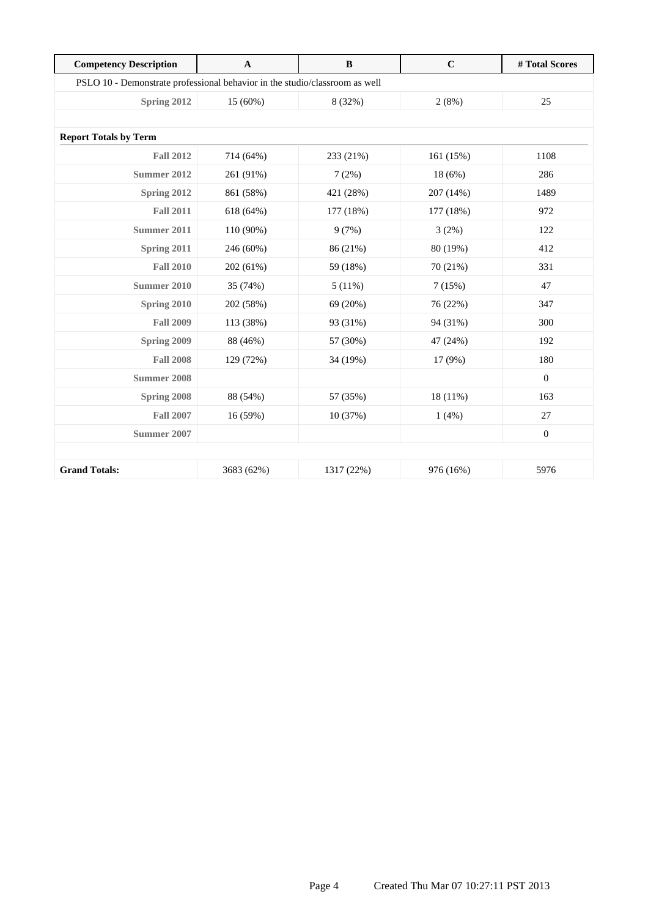| Competency Description | A | B | C | # Total Scores |
|---|---|---|---|---|
| PSLO 10 - Demonstrate professional behavior in the studio/classroom as well | | | | |
| Spring 2012 | 15 (60%) | 8 (32%) | 2 (8%) | 25 |
| | | | | |
| **Report Totals by Term** | | | | |
| Fall 2012 | 714 (64%) | 233 (21%) | 161 (15%) | 1108 |
| Summer 2012 | 261 (91%) | 7 (2%) | 18 (6%) | 286 |
| Spring 2012 | 861 (58%) | 421 (28%) | 207 (14%) | 1489 |
| Fall 2011 | 618 (64%) | 177 (18%) | 177 (18%) | 972 |
| Summer 2011 | 110 (90%) | 9 (7%) | 3 (2%) | 122 |
| Spring 2011 | 246 (60%) | 86 (21%) | 80 (19%) | 412 |
| Fall 2010 | 202 (61%) | 59 (18%) | 70 (21%) | 331 |
| Summer 2010 | 35 (74%) | 5 (11%) | 7 (15%) | 47 |
| Spring 2010 | 202 (58%) | 69 (20%) | 76 (22%) | 347 |
| Fall 2009 | 113 (38%) | 93 (31%) | 94 (31%) | 300 |
| Spring 2009 | 88 (46%) | 57 (30%) | 47 (24%) | 192 |
| Fall 2008 | 129 (72%) | 34 (19%) | 17 (9%) | 180 |
| Summer 2008 | | | | 0 |
| Spring 2008 | 88 (54%) | 57 (35%) | 18 (11%) | 163 |
| Fall 2007 | 16 (59%) | 10 (37%) | 1 (4%) | 27 |
| Summer 2007 | | | | 0 |
| | | | | |
| **Grand Totals:** | 3683 (62%) | 1317 (22%) | 976 (16%) | 5976 |

Created Thu Mar 07 10:27:11 PST 2013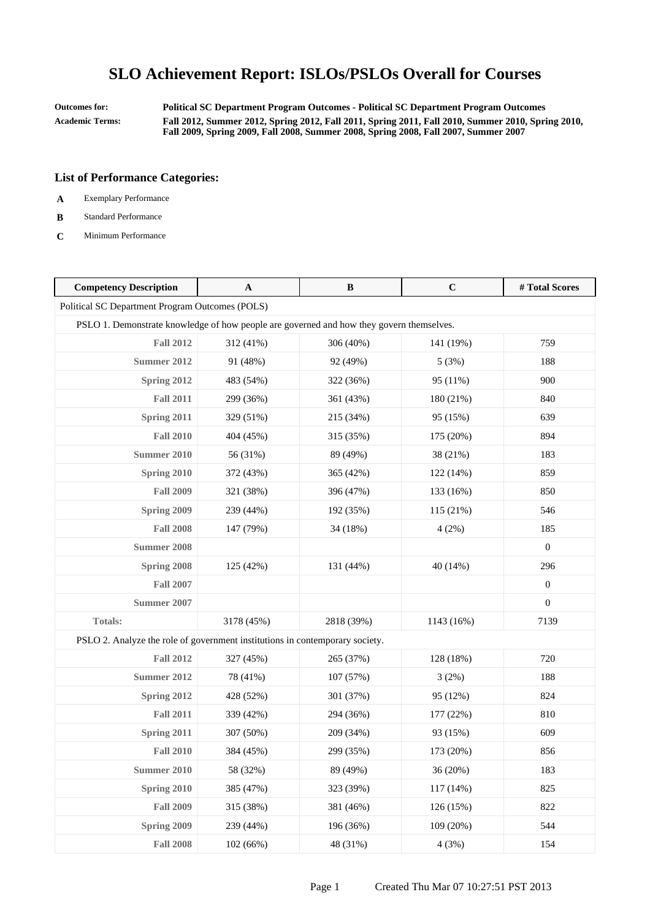# SLO Achievement Report: ISLOs/PSLOs Overall for Courses

**Outcomes for:** Political SC Department Program Outcomes - Political SC Department Program Outcomes

**Academic Terms:** Fall 2012, Summer 2012, Spring 2012, Fall 2011, Spring 2011, Fall 2010, Summer 2010, Spring 2010, Fall 2009, Spring 2009, Fall 2008, Summer 2008, Spring 2008, Fall 2007, Summer 2007

### List of Performance Categories:

- **A** Exemplary Performance
- **B** Standard Performance
- **C** Minimum Performance

| Competency Description | A | B | C | # Total Scores |
|---|---|---|---|---|
| Political SC Department Program Outcomes (POLS) | | | | |
| PSLO 1. Demonstrate knowledge of how people are governed and how they govern themselves. | | | | |
| Fall 2012 | 312 (41%) | 306 (40%) | 141 (19%) | 759 |
| Summer 2012 | 91 (48%) | 92 (49%) | 5 (3%) | 188 |
| Spring 2012 | 483 (54%) | 322 (36%) | 95 (11%) | 900 |
| Fall 2011 | 299 (36%) | 361 (43%) | 180 (21%) | 840 |
| Spring 2011 | 329 (51%) | 215 (34%) | 95 (15%) | 639 |
| Fall 2010 | 404 (45%) | 315 (35%) | 175 (20%) | 894 |
| Summer 2010 | 56 (31%) | 89 (49%) | 38 (21%) | 183 |
| Spring 2010 | 372 (43%) | 365 (42%) | 122 (14%) | 859 |
| Fall 2009 | 321 (38%) | 396 (47%) | 133 (16%) | 850 |
| Spring 2009 | 239 (44%) | 192 (35%) | 115 (21%) | 546 |
| Fall 2008 | 147 (79%) | 34 (18%) | 4 (2%) | 185 |
| Summer 2008 | | | | 0 |
| Spring 2008 | 125 (42%) | 131 (44%) | 40 (14%) | 296 |
| Fall 2007 | | | | 0 |
| Summer 2007 | | | | 0 |
| Totals: | 3178 (45%) | 2818 (39%) | 1143 (16%) | 7139 |
| PSLO 2. Analyze the role of government institutions in contemporary society. | | | | |
| Fall 2012 | 327 (45%) | 265 (37%) | 128 (18%) | 720 |
| Summer 2012 | 78 (41%) | 107 (57%) | 3 (2%) | 188 |
| Spring 2012 | 428 (52%) | 301 (37%) | 95 (12%) | 824 |
| Fall 2011 | 339 (42%) | 294 (36%) | 177 (22%) | 810 |
| Spring 2011 | 307 (50%) | 209 (34%) | 93 (15%) | 609 |
| Fall 2010 | 384 (45%) | 299 (35%) | 173 (20%) | 856 |
| Summer 2010 | 58 (32%) | 89 (49%) | 36 (20%) | 183 |
| Spring 2010 | 385 (47%) | 323 (39%) | 117 (14%) | 825 |
| Fall 2009 | 315 (38%) | 381 (46%) | 126 (15%) | 822 |
| Spring 2009 | 239 (44%) | 196 (36%) | 109 (20%) | 544 |
| Fall 2008 | 102 (66%) | 48 (31%) | 4 (3%) | 154 |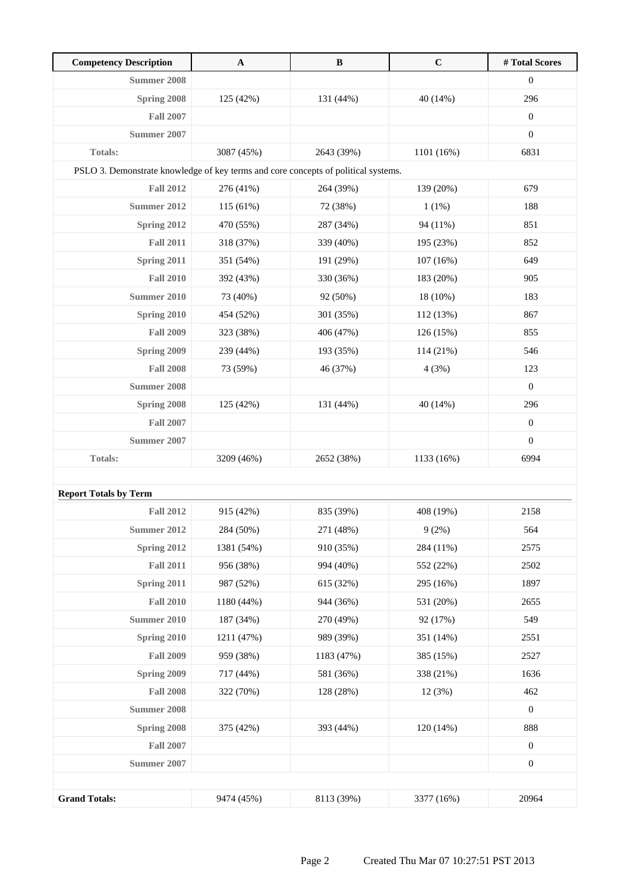| Competency Description | A | B | C | # Total Scores |
| --- | --- | --- | --- | --- |
| **Summer 2008** | | | | 0 |
| **Spring 2008** | 125 (42%) | 131 (44%) | 40 (14%) | 296 |
| **Fall 2007** | | | | 0 |
| **Summer 2007** | | | | 0 |
| **Totals:** | 3087 (45%) | 2643 (39%) | 1101 (16%) | 6831 |
| PSLO 3. Demonstrate knowledge of key terms and core concepts of political systems. | | | | |
| **Fall 2012** | 276 (41%) | 264 (39%) | 139 (20%) | 679 |
| **Summer 2012** | 115 (61%) | 72 (38%) | 1 (1%) | 188 |
| **Spring 2012** | 470 (55%) | 287 (34%) | 94 (11%) | 851 |
| **Fall 2011** | 318 (37%) | 339 (40%) | 195 (23%) | 852 |
| **Spring 2011** | 351 (54%) | 191 (29%) | 107 (16%) | 649 |
| **Fall 2010** | 392 (43%) | 330 (36%) | 183 (20%) | 905 |
| **Summer 2010** | 73 (40%) | 92 (50%) | 18 (10%) | 183 |
| **Spring 2010** | 454 (52%) | 301 (35%) | 112 (13%) | 867 |
| **Fall 2009** | 323 (38%) | 406 (47%) | 126 (15%) | 855 |
| **Spring 2009** | 239 (44%) | 193 (35%) | 114 (21%) | 546 |
| **Fall 2008** | 73 (59%) | 46 (37%) | 4 (3%) | 123 |
| **Summer 2008** | | | | 0 |
| **Spring 2008** | 125 (42%) | 131 (44%) | 40 (14%) | 296 |
| **Fall 2007** | | | | 0 |
| **Summer 2007** | | | | 0 |
| **Totals:** | 3209 (46%) | 2652 (38%) | 1133 (16%) | 6994 |

**Report Totals by Term**

| Term | A | B | C | # Total Scores |
| --- | --- | --- | --- | --- |
| **Fall 2012** | 915 (42%) | 835 (39%) | 408 (19%) | 2158 |
| **Summer 2012** | 284 (50%) | 271 (48%) | 9 (2%) | 564 |
| **Spring 2012** | 1381 (54%) | 910 (35%) | 284 (11%) | 2575 |
| **Fall 2011** | 956 (38%) | 994 (40%) | 552 (22%) | 2502 |
| **Spring 2011** | 987 (52%) | 615 (32%) | 295 (16%) | 1897 |
| **Fall 2010** | 1180 (44%) | 944 (36%) | 531 (20%) | 2655 |
| **Summer 2010** | 187 (34%) | 270 (49%) | 92 (17%) | 549 |
| **Spring 2010** | 1211 (47%) | 989 (39%) | 351 (14%) | 2551 |
| **Fall 2009** | 959 (38%) | 1183 (47%) | 385 (15%) | 2527 |
| **Spring 2009** | 717 (44%) | 581 (36%) | 338 (21%) | 1636 |
| **Fall 2008** | 322 (70%) | 128 (28%) | 12 (3%) | 462 |
| **Summer 2008** | | | | 0 |
| **Spring 2008** | 375 (42%) | 393 (44%) | 120 (14%) | 888 |
| **Fall 2007** | | | | 0 |
| **Summer 2007** | | | | 0 |
| **Grand Totals:** | 9474 (45%) | 8113 (39%) | 3377 (16%) | 20964 |

Created Thu Mar 07 10:27:51 PST 2013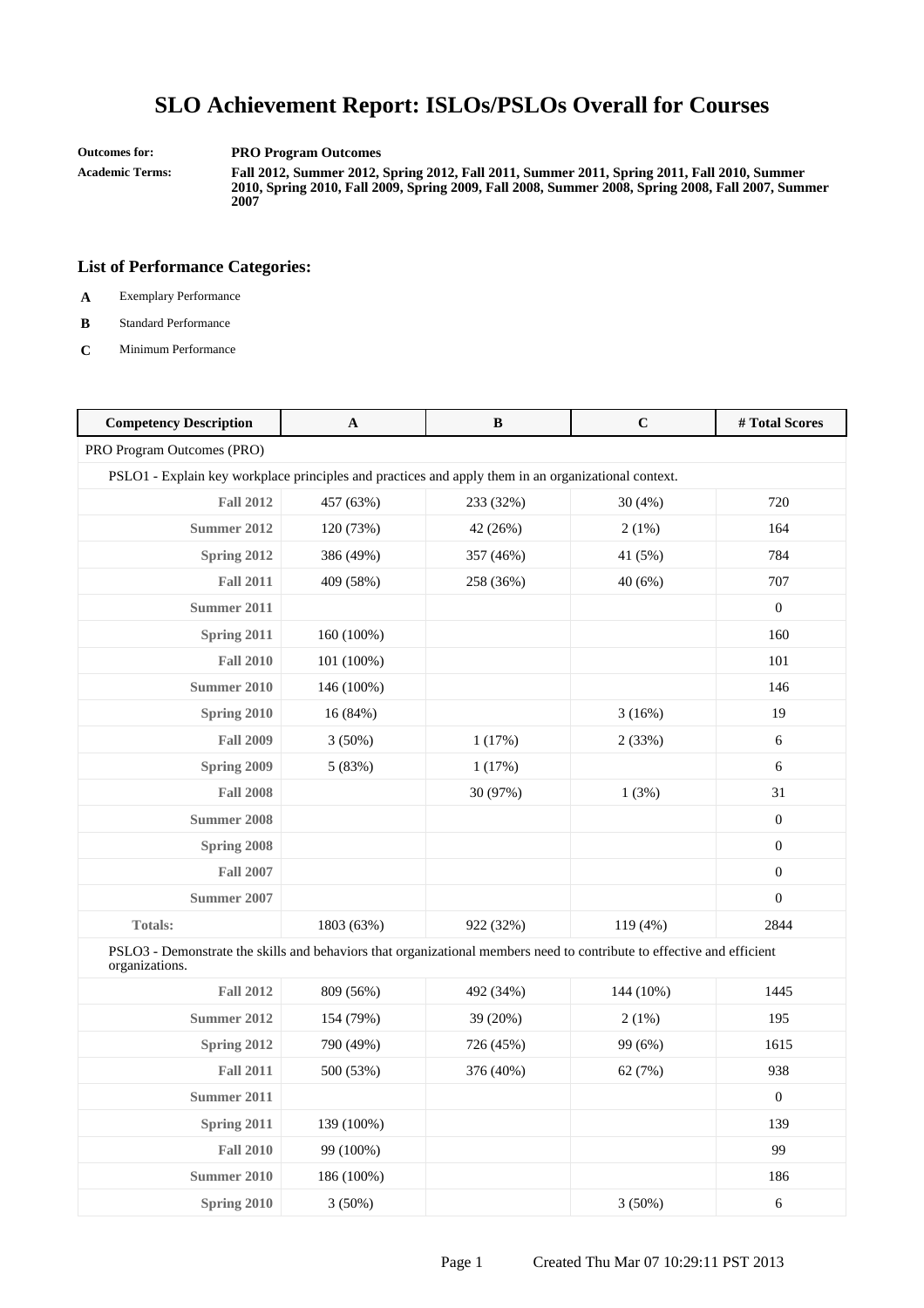# SLO Achievement Report: ISLOs/PSLOs Overall for Courses

**Outcomes for:** **PRO Program Outcomes**

**Academic Terms:** **Fall 2012, Summer 2012, Spring 2012, Fall 2011, Summer 2011, Spring 2011, Fall 2010, Summer 2010, Spring 2010, Fall 2009, Spring 2009, Fall 2008, Summer 2008, Spring 2008, Fall 2007, Summer 2007**

## List of Performance Categories:

- **A** Exemplary Performance
- **B** Standard Performance
- **C** Minimum Performance

| Competency Description | A | B | C | # Total Scores |
|---|---|---|---|---|
| PRO Program Outcomes (PRO) | | | | |
| PSLO1 - Explain key workplace principles and practices and apply them in an organizational context. | | | | |
| **Fall 2012** | 457 (63%) | 233 (32%) | 30 (4%) | 720 |
| **Summer 2012** | 120 (73%) | 42 (26%) | 2 (1%) | 164 |
| **Spring 2012** | 386 (49%) | 357 (46%) | 41 (5%) | 784 |
| **Fall 2011** | 409 (58%) | 258 (36%) | 40 (6%) | 707 |
| **Summer 2011** | | | | 0 |
| **Spring 2011** | 160 (100%) | | | 160 |
| **Fall 2010** | 101 (100%) | | | 101 |
| **Summer 2010** | 146 (100%) | | | 146 |
| **Spring 2010** | 16 (84%) | | 3 (16%) | 19 |
| **Fall 2009** | 3 (50%) | 1 (17%) | 2 (33%) | 6 |
| **Spring 2009** | 5 (83%) | 1 (17%) | | 6 |
| **Fall 2008** | | 30 (97%) | 1 (3%) | 31 |
| **Summer 2008** | | | | 0 |
| **Spring 2008** | | | | 0 |
| **Fall 2007** | | | | 0 |
| **Summer 2007** | | | | 0 |
| **Totals:** | 1803 (63%) | 922 (32%) | 119 (4%) | 2844 |
| PSLO3 - Demonstrate the skills and behaviors that organizational members need to contribute to effective and efficient organizations. | | | | |
| **Fall 2012** | 809 (56%) | 492 (34%) | 144 (10%) | 1445 |
| **Summer 2012** | 154 (79%) | 39 (20%) | 2 (1%) | 195 |
| **Spring 2012** | 790 (49%) | 726 (45%) | 99 (6%) | 1615 |
| **Fall 2011** | 500 (53%) | 376 (40%) | 62 (7%) | 938 |
| **Summer 2011** | | | | 0 |
| **Spring 2011** | 139 (100%) | | | 139 |
| **Fall 2010** | 99 (100%) | | | 99 |
| **Summer 2010** | 186 (100%) | | | 186 |
| **Spring 2010** | 3 (50%) | | 3 (50%) | 6 |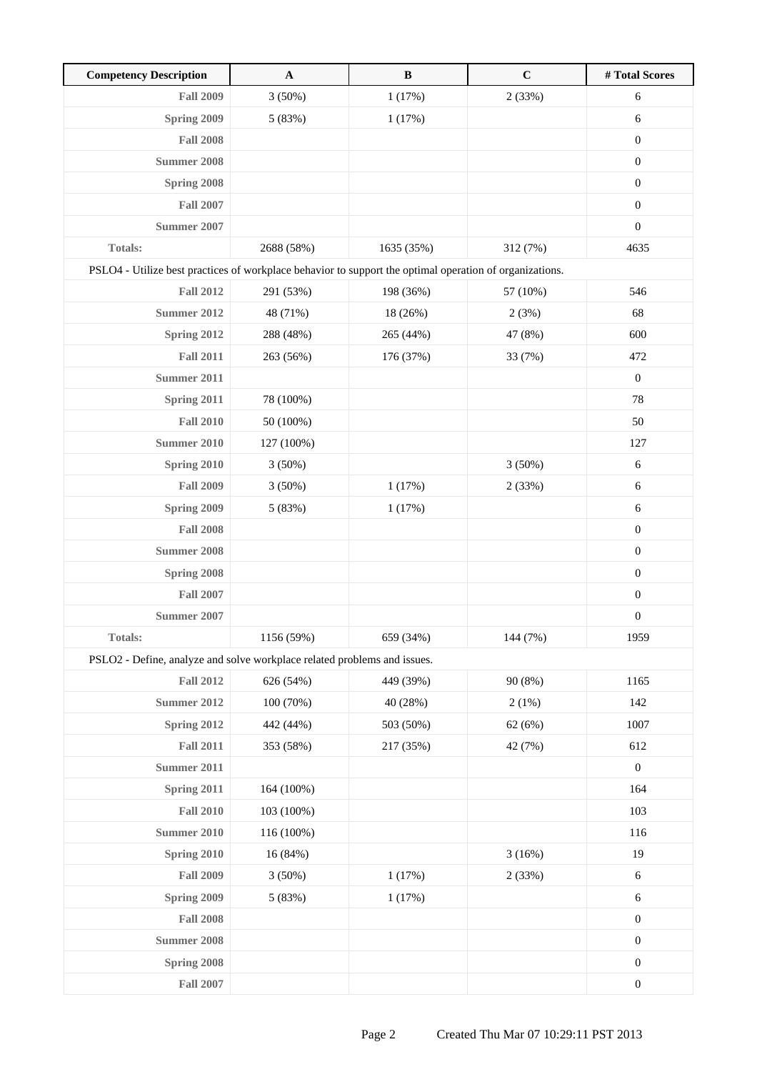| Competency Description | A | B | C | # Total Scores |
|---|---|---|---|---|
| **Fall 2009** | 3 (50%) | 1 (17%) | 2 (33%) | 6 |
| **Spring 2009** | 5 (83%) | 1 (17%) | | 6 |
| **Fall 2008** | | | | 0 |
| **Summer 2008** | | | | 0 |
| **Spring 2008** | | | | 0 |
| **Fall 2007** | | | | 0 |
| **Summer 2007** | | | | 0 |
| **Totals:** | 2688 (58%) | 1635 (35%) | 312 (7%) | 4635 |
| PSLO4 - Utilize best practices of workplace behavior to support the optimal operation of organizations. | | | | |
| **Fall 2012** | 291 (53%) | 198 (36%) | 57 (10%) | 546 |
| **Summer 2012** | 48 (71%) | 18 (26%) | 2 (3%) | 68 |
| **Spring 2012** | 288 (48%) | 265 (44%) | 47 (8%) | 600 |
| **Fall 2011** | 263 (56%) | 176 (37%) | 33 (7%) | 472 |
| **Summer 2011** | | | | 0 |
| **Spring 2011** | 78 (100%) | | | 78 |
| **Fall 2010** | 50 (100%) | | | 50 |
| **Summer 2010** | 127 (100%) | | | 127 |
| **Spring 2010** | 3 (50%) | | 3 (50%) | 6 |
| **Fall 2009** | 3 (50%) | 1 (17%) | 2 (33%) | 6 |
| **Spring 2009** | 5 (83%) | 1 (17%) | | 6 |
| **Fall 2008** | | | | 0 |
| **Summer 2008** | | | | 0 |
| **Spring 2008** | | | | 0 |
| **Fall 2007** | | | | 0 |
| **Summer 2007** | | | | 0 |
| **Totals:** | 1156 (59%) | 659 (34%) | 144 (7%) | 1959 |
| PSLO2 - Define, analyze and solve workplace related problems and issues. | | | | |
| **Fall 2012** | 626 (54%) | 449 (39%) | 90 (8%) | 1165 |
| **Summer 2012** | 100 (70%) | 40 (28%) | 2 (1%) | 142 |
| **Spring 2012** | 442 (44%) | 503 (50%) | 62 (6%) | 1007 |
| **Fall 2011** | 353 (58%) | 217 (35%) | 42 (7%) | 612 |
| **Summer 2011** | | | | 0 |
| **Spring 2011** | 164 (100%) | | | 164 |
| **Fall 2010** | 103 (100%) | | | 103 |
| **Summer 2010** | 116 (100%) | | | 116 |
| **Spring 2010** | 16 (84%) | | 3 (16%) | 19 |
| **Fall 2009** | 3 (50%) | 1 (17%) | 2 (33%) | 6 |
| **Spring 2009** | 5 (83%) | 1 (17%) | | 6 |
| **Fall 2008** | | | | 0 |
| **Summer 2008** | | | | 0 |
| **Spring 2008** | | | | 0 |
| **Fall 2007** | | | | 0 |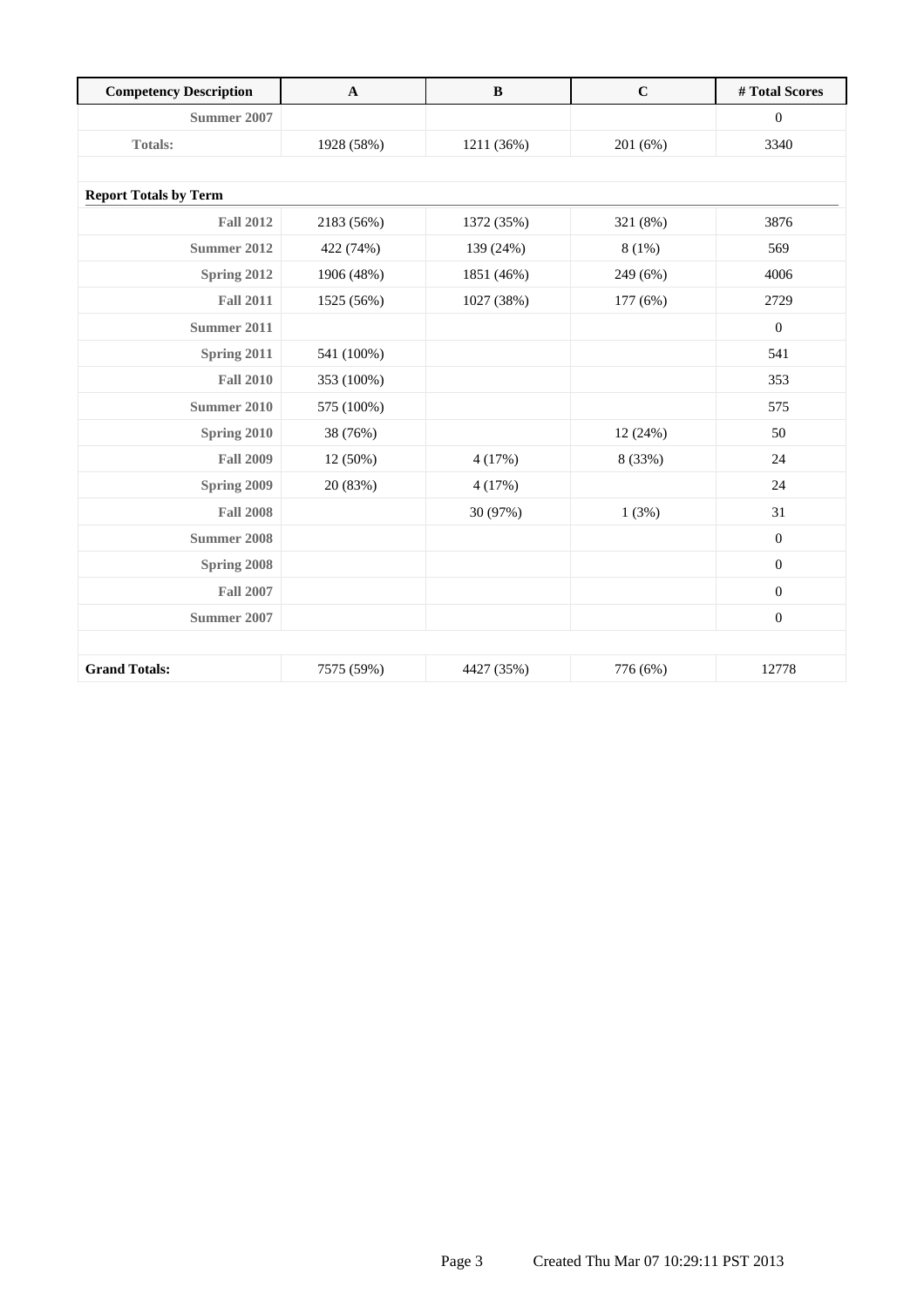| Competency Description | A | B | C | # Total Scores |
|---|---|---|---|---|
| Summer 2007 | | | | 0 |
| Totals: | 1928 (58%) | 1211 (36%) | 201 (6%) | 3340 |
| | | | | |
| **Report Totals by Term** | | | | |
| Fall 2012 | 2183 (56%) | 1372 (35%) | 321 (8%) | 3876 |
| Summer 2012 | 422 (74%) | 139 (24%) | 8 (1%) | 569 |
| Spring 2012 | 1906 (48%) | 1851 (46%) | 249 (6%) | 4006 |
| Fall 2011 | 1525 (56%) | 1027 (38%) | 177 (6%) | 2729 |
| Summer 2011 | | | | 0 |
| Spring 2011 | 541 (100%) | | | 541 |
| Fall 2010 | 353 (100%) | | | 353 |
| Summer 2010 | 575 (100%) | | | 575 |
| Spring 2010 | 38 (76%) | | 12 (24%) | 50 |
| Fall 2009 | 12 (50%) | 4 (17%) | 8 (33%) | 24 |
| Spring 2009 | 20 (83%) | 4 (17%) | | 24 |
| Fall 2008 | | 30 (97%) | 1 (3%) | 31 |
| Summer 2008 | | | | 0 |
| Spring 2008 | | | | 0 |
| Fall 2007 | | | | 0 |
| Summer 2007 | | | | 0 |
| | | | | |
| **Grand Totals:** | 7575 (59%) | 4427 (35%) | 776 (6%) | 12778 |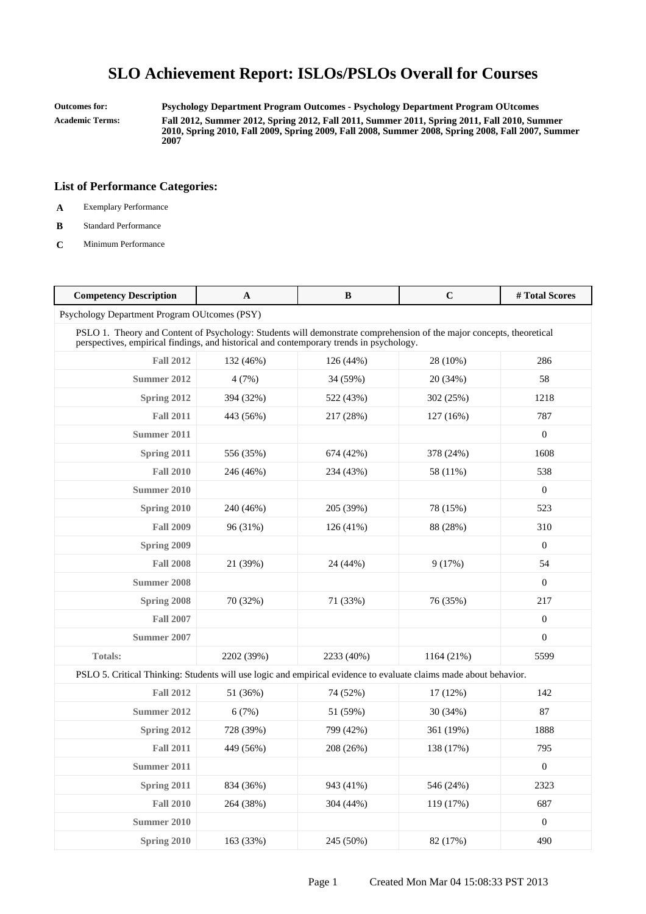# SLO Achievement Report: ISLOs/PSLOs Overall for Courses

**Outcomes for:** **Psychology Department Program Outcomes - Psychology Department Program OUtcomes**

**Academic Terms:** **Fall 2012, Summer 2012, Spring 2012, Fall 2011, Summer 2011, Spring 2011, Fall 2010, Summer 2010, Spring 2010, Fall 2009, Spring 2009, Fall 2008, Summer 2008, Spring 2008, Fall 2007, Summer 2007**

### List of Performance Categories:

- **A** Exemplary Performance
- **B** Standard Performance
- **C** Minimum Performance

| Competency Description | A | B | C | # Total Scores |
|---|---|---|---|---|
| Psychology Department Program OUtcomes (PSY) | | | | |
| PSLO 1. Theory and Content of Psychology: Students will demonstrate comprehension of the major concepts, theoretical perspectives, empirical findings, and historical and contemporary trends in psychology. | | | | |
| **Fall 2012** | 132 (46%) | 126 (44%) | 28 (10%) | 286 |
| **Summer 2012** | 4 (7%) | 34 (59%) | 20 (34%) | 58 |
| **Spring 2012** | 394 (32%) | 522 (43%) | 302 (25%) | 1218 |
| **Fall 2011** | 443 (56%) | 217 (28%) | 127 (16%) | 787 |
| **Summer 2011** | | | | 0 |
| **Spring 2011** | 556 (35%) | 674 (42%) | 378 (24%) | 1608 |
| **Fall 2010** | 246 (46%) | 234 (43%) | 58 (11%) | 538 |
| **Summer 2010** | | | | 0 |
| **Spring 2010** | 240 (46%) | 205 (39%) | 78 (15%) | 523 |
| **Fall 2009** | 96 (31%) | 126 (41%) | 88 (28%) | 310 |
| **Spring 2009** | | | | 0 |
| **Fall 2008** | 21 (39%) | 24 (44%) | 9 (17%) | 54 |
| **Summer 2008** | | | | 0 |
| **Spring 2008** | 70 (32%) | 71 (33%) | 76 (35%) | 217 |
| **Fall 2007** | | | | 0 |
| **Summer 2007** | | | | 0 |
| **Totals:** | 2202 (39%) | 2233 (40%) | 1164 (21%) | 5599 |
| PSLO 5. Critical Thinking: Students will use logic and empirical evidence to evaluate claims made about behavior. | | | | |
| **Fall 2012** | 51 (36%) | 74 (52%) | 17 (12%) | 142 |
| **Summer 2012** | 6 (7%) | 51 (59%) | 30 (34%) | 87 |
| **Spring 2012** | 728 (39%) | 799 (42%) | 361 (19%) | 1888 |
| **Fall 2011** | 449 (56%) | 208 (26%) | 138 (17%) | 795 |
| **Summer 2011** | | | | 0 |
| **Spring 2011** | 834 (36%) | 943 (41%) | 546 (24%) | 2323 |
| **Fall 2010** | 264 (38%) | 304 (44%) | 119 (17%) | 687 |
| **Summer 2010** | | | | 0 |
| **Spring 2010** | 163 (33%) | 245 (50%) | 82 (17%) | 490 |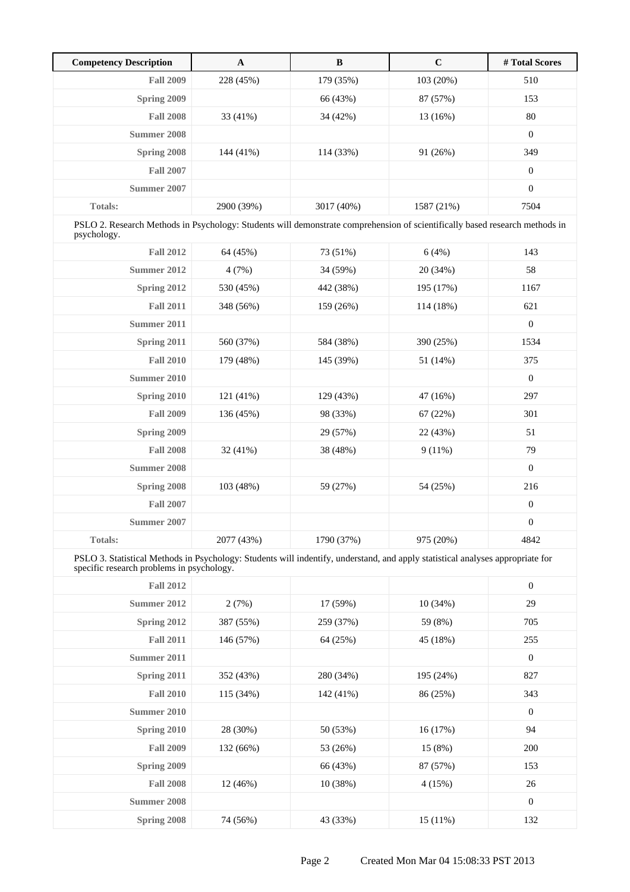| Competency Description | A | B | C | # Total Scores |
|---|---|---|---|---|
| **Fall 2009** | 228 (45%) | 179 (35%) | 103 (20%) | 510 |
| **Spring 2009** | | 66 (43%) | 87 (57%) | 153 |
| **Fall 2008** | 33 (41%) | 34 (42%) | 13 (16%) | 80 |
| **Summer 2008** | | | | 0 |
| **Spring 2008** | 144 (41%) | 114 (33%) | 91 (26%) | 349 |
| **Fall 2007** | | | | 0 |
| **Summer 2007** | | | | 0 |
| **Totals:** | 2900 (39%) | 3017 (40%) | 1587 (21%) | 7504 |
| PSLO 2. Research Methods in Psychology: Students will demonstrate comprehension of scientifically based research methods in psychology. | | | | |
| **Fall 2012** | 64 (45%) | 73 (51%) | 6 (4%) | 143 |
| **Summer 2012** | 4 (7%) | 34 (59%) | 20 (34%) | 58 |
| **Spring 2012** | 530 (45%) | 442 (38%) | 195 (17%) | 1167 |
| **Fall 2011** | 348 (56%) | 159 (26%) | 114 (18%) | 621 |
| **Summer 2011** | | | | 0 |
| **Spring 2011** | 560 (37%) | 584 (38%) | 390 (25%) | 1534 |
| **Fall 2010** | 179 (48%) | 145 (39%) | 51 (14%) | 375 |
| **Summer 2010** | | | | 0 |
| **Spring 2010** | 121 (41%) | 129 (43%) | 47 (16%) | 297 |
| **Fall 2009** | 136 (45%) | 98 (33%) | 67 (22%) | 301 |
| **Spring 2009** | | 29 (57%) | 22 (43%) | 51 |
| **Fall 2008** | 32 (41%) | 38 (48%) | 9 (11%) | 79 |
| **Summer 2008** | | | | 0 |
| **Spring 2008** | 103 (48%) | 59 (27%) | 54 (25%) | 216 |
| **Fall 2007** | | | | 0 |
| **Summer 2007** | | | | 0 |
| **Totals:** | 2077 (43%) | 1790 (37%) | 975 (20%) | 4842 |
| PSLO 3. Statistical Methods in Psychology: Students will indentify, understand, and apply statistical analyses appropriate for specific research problems in psychology. | | | | |
| **Fall 2012** | | | | 0 |
| **Summer 2012** | 2 (7%) | 17 (59%) | 10 (34%) | 29 |
| **Spring 2012** | 387 (55%) | 259 (37%) | 59 (8%) | 705 |
| **Fall 2011** | 146 (57%) | 64 (25%) | 45 (18%) | 255 |
| **Summer 2011** | | | | 0 |
| **Spring 2011** | 352 (43%) | 280 (34%) | 195 (24%) | 827 |
| **Fall 2010** | 115 (34%) | 142 (41%) | 86 (25%) | 343 |
| **Summer 2010** | | | | 0 |
| **Spring 2010** | 28 (30%) | 50 (53%) | 16 (17%) | 94 |
| **Fall 2009** | 132 (66%) | 53 (26%) | 15 (8%) | 200 |
| **Spring 2009** | | 66 (43%) | 87 (57%) | 153 |
| **Fall 2008** | 12 (46%) | 10 (38%) | 4 (15%) | 26 |
| **Summer 2008** | | | | 0 |
| **Spring 2008** | 74 (56%) | 43 (33%) | 15 (11%) | 132 |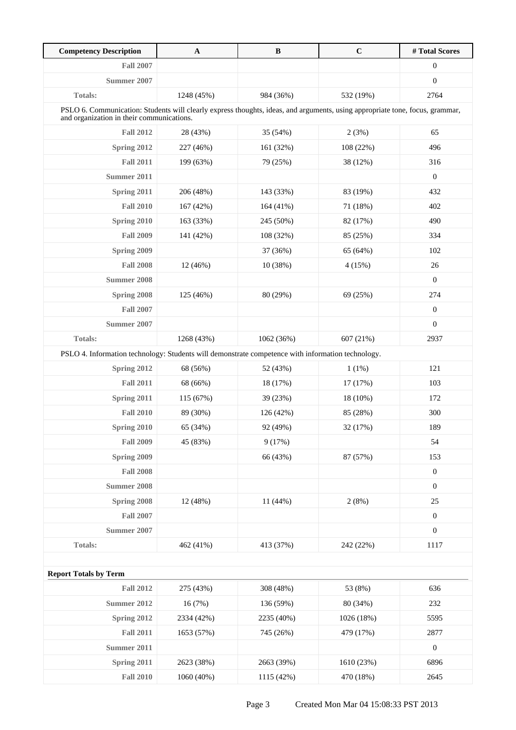| Competency Description | A | B | C | # Total Scores |
|---|---|---|---|---|
| **Fall 2007** | | | | 0 |
| **Summer 2007** | | | | 0 |
| **Totals:** | 1248 (45%) | 984 (36%) | 532 (19%) | 2764 |
| PSLO 6. Communication: Students will clearly express thoughts, ideas, and arguments, using appropriate tone, focus, grammar, and organization in their communications. | | | | |
| **Fall 2012** | 28 (43%) | 35 (54%) | 2 (3%) | 65 |
| **Spring 2012** | 227 (46%) | 161 (32%) | 108 (22%) | 496 |
| **Fall 2011** | 199 (63%) | 79 (25%) | 38 (12%) | 316 |
| **Summer 2011** | | | | 0 |
| **Spring 2011** | 206 (48%) | 143 (33%) | 83 (19%) | 432 |
| **Fall 2010** | 167 (42%) | 164 (41%) | 71 (18%) | 402 |
| **Spring 2010** | 163 (33%) | 245 (50%) | 82 (17%) | 490 |
| **Fall 2009** | 141 (42%) | 108 (32%) | 85 (25%) | 334 |
| **Spring 2009** | | 37 (36%) | 65 (64%) | 102 |
| **Fall 2008** | 12 (46%) | 10 (38%) | 4 (15%) | 26 |
| **Summer 2008** | | | | 0 |
| **Spring 2008** | 125 (46%) | 80 (29%) | 69 (25%) | 274 |
| **Fall 2007** | | | | 0 |
| **Summer 2007** | | | | 0 |
| **Totals:** | 1268 (43%) | 1062 (36%) | 607 (21%) | 2937 |
| PSLO 4. Information technology: Students will demonstrate competence with information technology. | | | | |
| **Spring 2012** | 68 (56%) | 52 (43%) | 1 (1%) | 121 |
| **Fall 2011** | 68 (66%) | 18 (17%) | 17 (17%) | 103 |
| **Spring 2011** | 115 (67%) | 39 (23%) | 18 (10%) | 172 |
| **Fall 2010** | 89 (30%) | 126 (42%) | 85 (28%) | 300 |
| **Spring 2010** | 65 (34%) | 92 (49%) | 32 (17%) | 189 |
| **Fall 2009** | 45 (83%) | 9 (17%) | | 54 |
| **Spring 2009** | | 66 (43%) | 87 (57%) | 153 |
| **Fall 2008** | | | | 0 |
| **Summer 2008** | | | | 0 |
| **Spring 2008** | 12 (48%) | 11 (44%) | 2 (8%) | 25 |
| **Fall 2007** | | | | 0 |
| **Summer 2007** | | | | 0 |
| **Totals:** | 462 (41%) | 413 (37%) | 242 (22%) | 1117 |

**Report Totals by Term**

| Term | A | B | C | # Total Scores |
|---|---|---|---|---|
| **Fall 2012** | 275 (43%) | 308 (48%) | 53 (8%) | 636 |
| **Summer 2012** | 16 (7%) | 136 (59%) | 80 (34%) | 232 |
| **Spring 2012** | 2334 (42%) | 2235 (40%) | 1026 (18%) | 5595 |
| **Fall 2011** | 1653 (57%) | 745 (26%) | 479 (17%) | 2877 |
| **Summer 2011** | | | | 0 |
| **Spring 2011** | 2623 (38%) | 2663 (39%) | 1610 (23%) | 6896 |
| **Fall 2010** | 1060 (40%) | 1115 (42%) | 470 (18%) | 2645 |

Created Mon Mar 04 15:08:33 PST 2013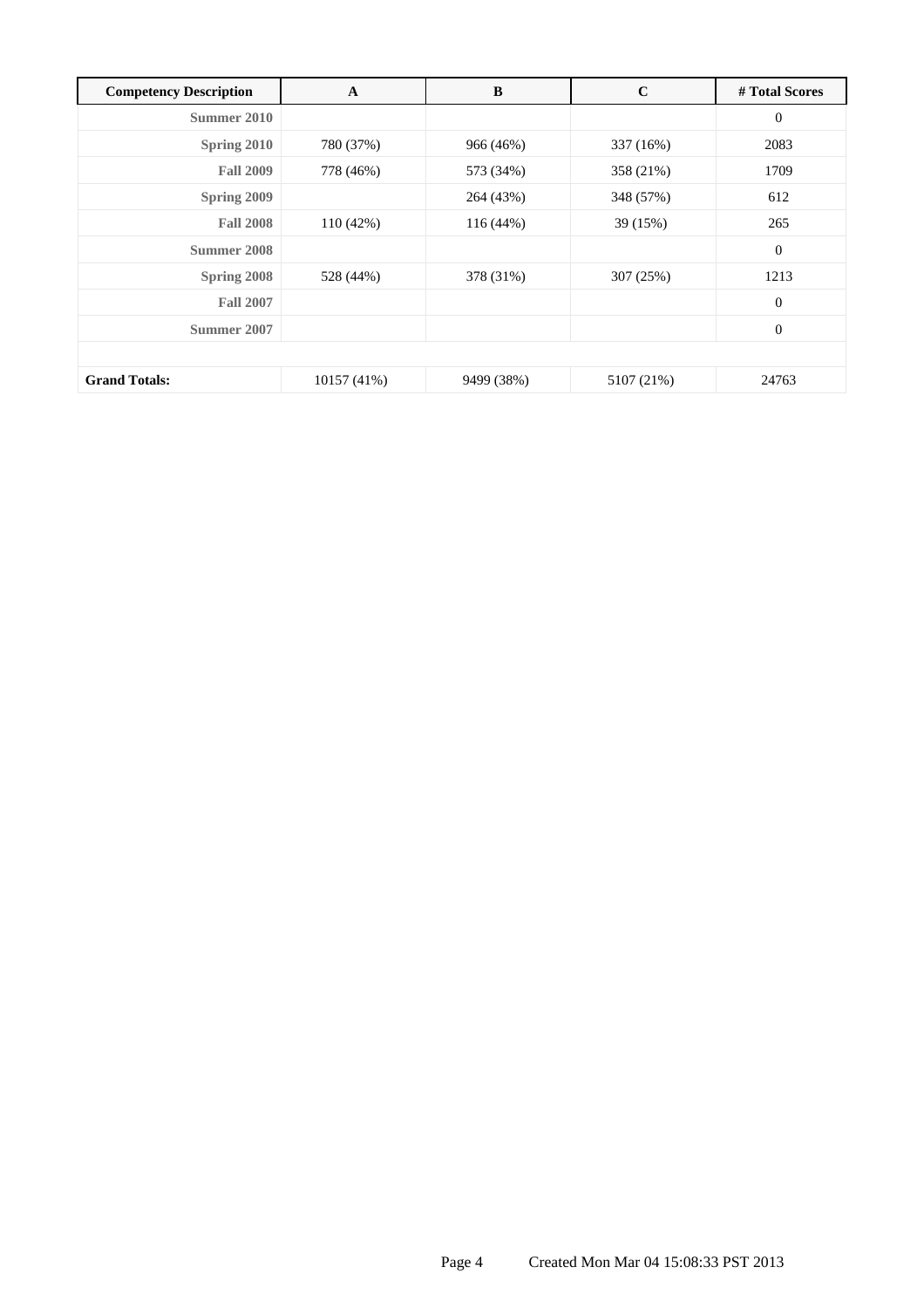| Competency Description | A | B | C | # Total Scores |
|---|---|---|---|---|
| Summer 2010 | | | | 0 |
| Spring 2010 | 780 (37%) | 966 (46%) | 337 (16%) | 2083 |
| Fall 2009 | 778 (46%) | 573 (34%) | 358 (21%) | 1709 |
| Spring 2009 | | 264 (43%) | 348 (57%) | 612 |
| Fall 2008 | 110 (42%) | 116 (44%) | 39 (15%) | 265 |
| Summer 2008 | | | | 0 |
| Spring 2008 | 528 (44%) | 378 (31%) | 307 (25%) | 1213 |
| Fall 2007 | | | | 0 |
| Summer 2007 | | | | 0 |
| | | | | |
| **Grand Totals:** | 10157 (41%) | 9499 (38%) | 5107 (21%) | 24763 |

Created Mon Mar 04 15:08:33 PST 2013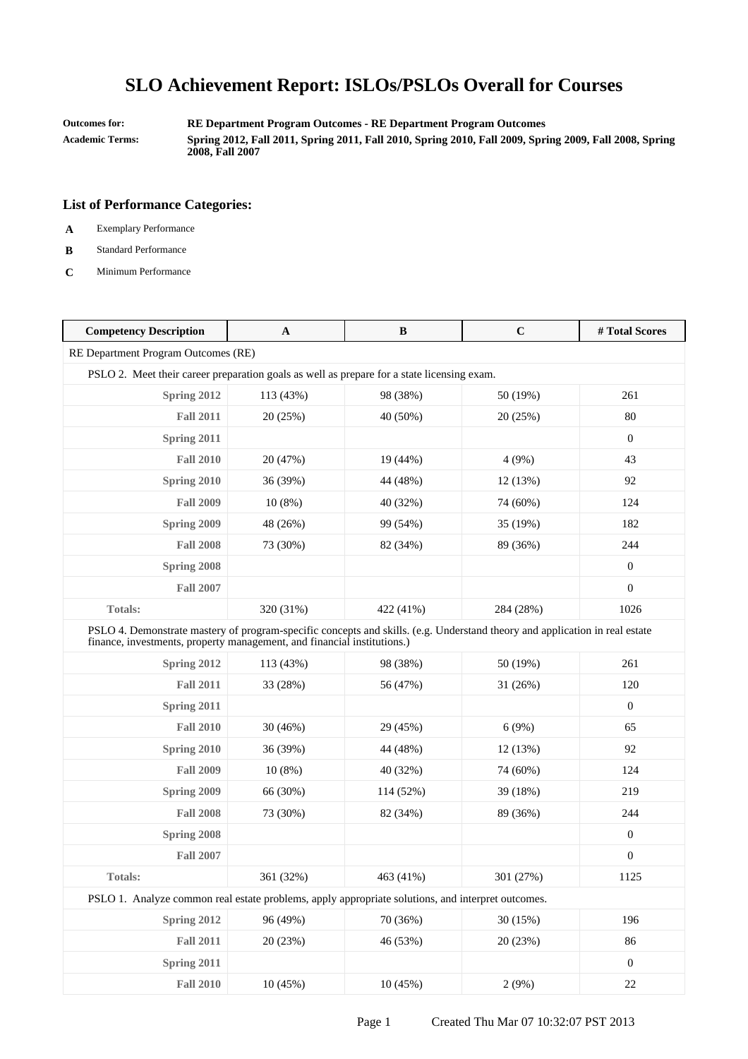# SLO Achievement Report: ISLOs/PSLOs Overall for Courses

**Outcomes for:** RE Department Program Outcomes - RE Department Program Outcomes

**Academic Terms:** Spring 2012, Fall 2011, Spring 2011, Fall 2010, Spring 2010, Fall 2009, Spring 2009, Fall 2008, Spring 2008, Fall 2007

### List of Performance Categories:

- **A** Exemplary Performance
- **B** Standard Performance
- **C** Minimum Performance

| Competency Description | A | B | C | # Total Scores |
|---|---|---|---|---|
| RE Department Program Outcomes (RE) | | | | |
| PSLO 2. Meet their career preparation goals as well as prepare for a state licensing exam. | | | | |
| Spring 2012 | 113 (43%) | 98 (38%) | 50 (19%) | 261 |
| Fall 2011 | 20 (25%) | 40 (50%) | 20 (25%) | 80 |
| Spring 2011 | | | | 0 |
| Fall 2010 | 20 (47%) | 19 (44%) | 4 (9%) | 43 |
| Spring 2010 | 36 (39%) | 44 (48%) | 12 (13%) | 92 |
| Fall 2009 | 10 (8%) | 40 (32%) | 74 (60%) | 124 |
| Spring 2009 | 48 (26%) | 99 (54%) | 35 (19%) | 182 |
| Fall 2008 | 73 (30%) | 82 (34%) | 89 (36%) | 244 |
| Spring 2008 | | | | 0 |
| Fall 2007 | | | | 0 |
| Totals: | 320 (31%) | 422 (41%) | 284 (28%) | 1026 |
| PSLO 4. Demonstrate mastery of program-specific concepts and skills. (e.g. Understand theory and application in real estate finance, investments, property management, and financial institutions.) | | | | |
| Spring 2012 | 113 (43%) | 98 (38%) | 50 (19%) | 261 |
| Fall 2011 | 33 (28%) | 56 (47%) | 31 (26%) | 120 |
| Spring 2011 | | | | 0 |
| Fall 2010 | 30 (46%) | 29 (45%) | 6 (9%) | 65 |
| Spring 2010 | 36 (39%) | 44 (48%) | 12 (13%) | 92 |
| Fall 2009 | 10 (8%) | 40 (32%) | 74 (60%) | 124 |
| Spring 2009 | 66 (30%) | 114 (52%) | 39 (18%) | 219 |
| Fall 2008 | 73 (30%) | 82 (34%) | 89 (36%) | 244 |
| Spring 2008 | | | | 0 |
| Fall 2007 | | | | 0 |
| Totals: | 361 (32%) | 463 (41%) | 301 (27%) | 1125 |
| PSLO 1. Analyze common real estate problems, apply appropriate solutions, and interpret outcomes. | | | | |
| Spring 2012 | 96 (49%) | 70 (36%) | 30 (15%) | 196 |
| Fall 2011 | 20 (23%) | 46 (53%) | 20 (23%) | 86 |
| Spring 2011 | | | | 0 |
| Fall 2010 | 10 (45%) | 10 (45%) | 2 (9%) | 22 |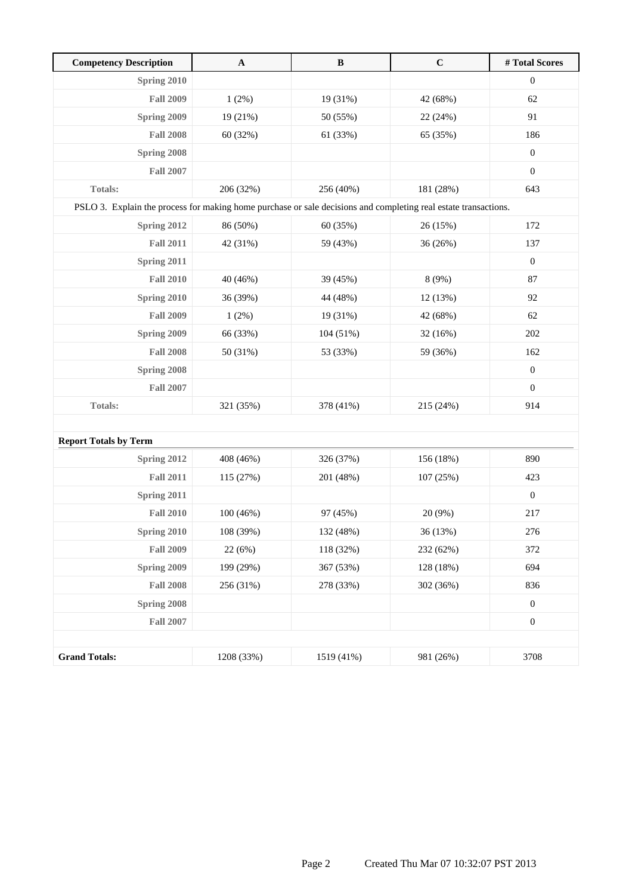| Competency Description | A | B | C | # Total Scores |
|---|---|---|---|---|
| **Spring 2010** | | | | 0 |
| **Fall 2009** | 1 (2%) | 19 (31%) | 42 (68%) | 62 |
| **Spring 2009** | 19 (21%) | 50 (55%) | 22 (24%) | 91 |
| **Fall 2008** | 60 (32%) | 61 (33%) | 65 (35%) | 186 |
| **Spring 2008** | | | | 0 |
| **Fall 2007** | | | | 0 |
| **Totals:** | 206 (32%) | 256 (40%) | 181 (28%) | 643 |
| PSLO 3. Explain the process for making home purchase or sale decisions and completing real estate transactions. | | | | |
| **Spring 2012** | 86 (50%) | 60 (35%) | 26 (15%) | 172 |
| **Fall 2011** | 42 (31%) | 59 (43%) | 36 (26%) | 137 |
| **Spring 2011** | | | | 0 |
| **Fall 2010** | 40 (46%) | 39 (45%) | 8 (9%) | 87 |
| **Spring 2010** | 36 (39%) | 44 (48%) | 12 (13%) | 92 |
| **Fall 2009** | 1 (2%) | 19 (31%) | 42 (68%) | 62 |
| **Spring 2009** | 66 (33%) | 104 (51%) | 32 (16%) | 202 |
| **Fall 2008** | 50 (31%) | 53 (33%) | 59 (36%) | 162 |
| **Spring 2008** | | | | 0 |
| **Fall 2007** | | | | 0 |
| **Totals:** | 321 (35%) | 378 (41%) | 215 (24%) | 914 |
| | | | | |
| **Report Totals by Term** | | | | |
| **Spring 2012** | 408 (46%) | 326 (37%) | 156 (18%) | 890 |
| **Fall 2011** | 115 (27%) | 201 (48%) | 107 (25%) | 423 |
| **Spring 2011** | | | | 0 |
| **Fall 2010** | 100 (46%) | 97 (45%) | 20 (9%) | 217 |
| **Spring 2010** | 108 (39%) | 132 (48%) | 36 (13%) | 276 |
| **Fall 2009** | 22 (6%) | 118 (32%) | 232 (62%) | 372 |
| **Spring 2009** | 199 (29%) | 367 (53%) | 128 (18%) | 694 |
| **Fall 2008** | 256 (31%) | 278 (33%) | 302 (36%) | 836 |
| **Spring 2008** | | | | 0 |
| **Fall 2007** | | | | 0 |
| | | | | |
| **Grand Totals:** | 1208 (33%) | 1519 (41%) | 981 (26%) | 3708 |

Created Thu Mar 07 10:32:07 PST 2013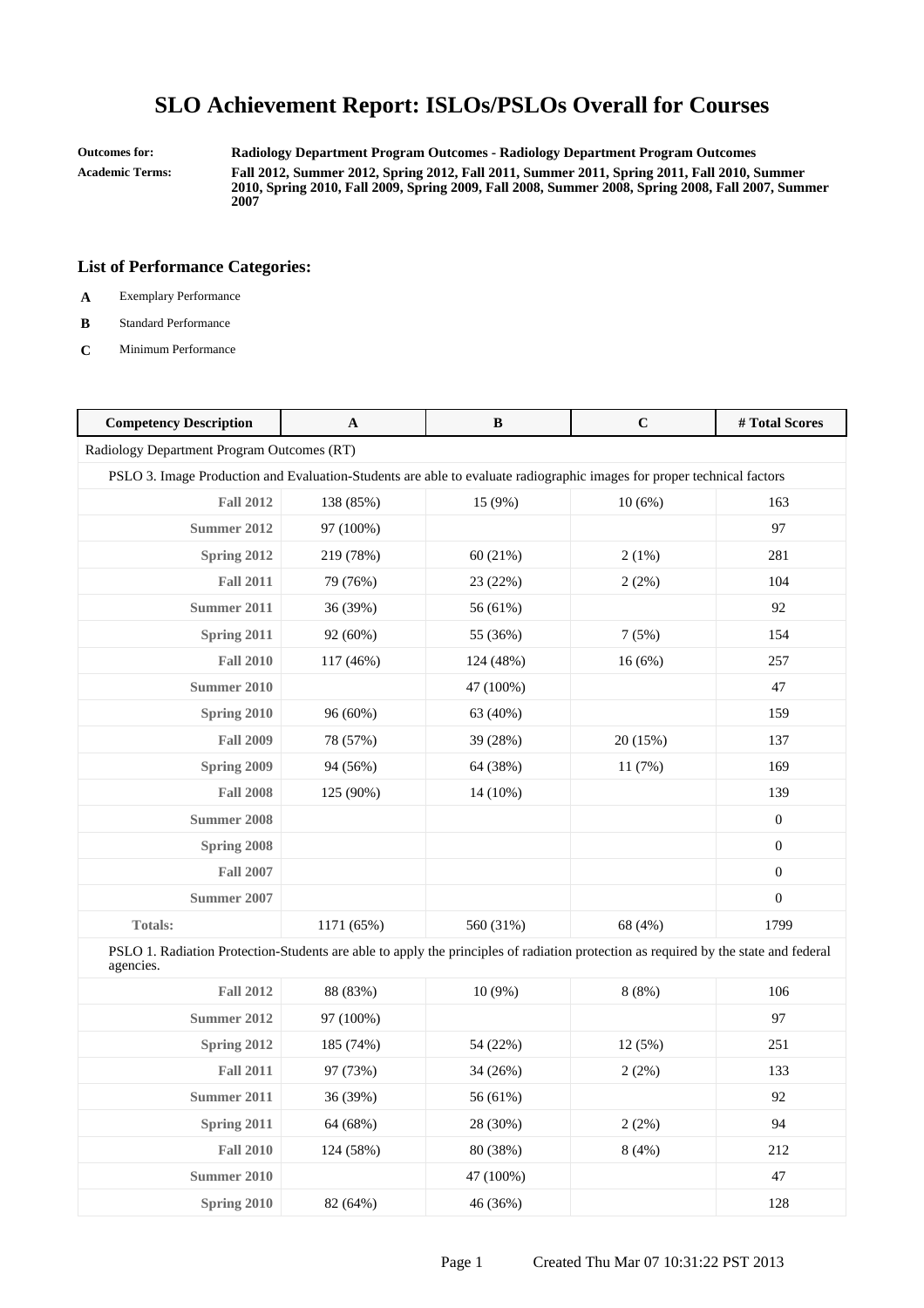# SLO Achievement Report: ISLOs/PSLOs Overall for Courses

**Outcomes for:** **Radiology Department Program Outcomes - Radiology Department Program Outcomes**

**Academic Terms:** **Fall 2012, Summer 2012, Spring 2012, Fall 2011, Summer 2011, Spring 2011, Fall 2010, Summer 2010, Spring 2010, Fall 2009, Spring 2009, Fall 2008, Summer 2008, Spring 2008, Fall 2007, Summer 2007**

## List of Performance Categories:

- **A** Exemplary Performance
- **B** Standard Performance
- **C** Minimum Performance

| Competency Description | A | B | C | # Total Scores |
|---|---|---|---|---|
| Radiology Department Program Outcomes (RT) | | | | |
| PSLO 3. Image Production and Evaluation-Students are able to evaluate radiographic images for proper technical factors | | | | |
| **Fall 2012** | 138 (85%) | 15 (9%) | 10 (6%) | 163 |
| **Summer 2012** | 97 (100%) | | | 97 |
| **Spring 2012** | 219 (78%) | 60 (21%) | 2 (1%) | 281 |
| **Fall 2011** | 79 (76%) | 23 (22%) | 2 (2%) | 104 |
| **Summer 2011** | 36 (39%) | 56 (61%) | | 92 |
| **Spring 2011** | 92 (60%) | 55 (36%) | 7 (5%) | 154 |
| **Fall 2010** | 117 (46%) | 124 (48%) | 16 (6%) | 257 |
| **Summer 2010** | | 47 (100%) | | 47 |
| **Spring 2010** | 96 (60%) | 63 (40%) | | 159 |
| **Fall 2009** | 78 (57%) | 39 (28%) | 20 (15%) | 137 |
| **Spring 2009** | 94 (56%) | 64 (38%) | 11 (7%) | 169 |
| **Fall 2008** | 125 (90%) | 14 (10%) | | 139 |
| **Summer 2008** | | | | 0 |
| **Spring 2008** | | | | 0 |
| **Fall 2007** | | | | 0 |
| **Summer 2007** | | | | 0 |
| **Totals:** | 1171 (65%) | 560 (31%) | 68 (4%) | 1799 |
| PSLO 1. Radiation Protection-Students are able to apply the principles of radiation protection as required by the state and federal agencies. | | | | |
| **Fall 2012** | 88 (83%) | 10 (9%) | 8 (8%) | 106 |
| **Summer 2012** | 97 (100%) | | | 97 |
| **Spring 2012** | 185 (74%) | 54 (22%) | 12 (5%) | 251 |
| **Fall 2011** | 97 (73%) | 34 (26%) | 2 (2%) | 133 |
| **Summer 2011** | 36 (39%) | 56 (61%) | | 92 |
| **Spring 2011** | 64 (68%) | 28 (30%) | 2 (2%) | 94 |
| **Fall 2010** | 124 (58%) | 80 (38%) | 8 (4%) | 212 |
| **Summer 2010** | | 47 (100%) | | 47 |
| **Spring 2010** | 82 (64%) | 46 (36%) | | 128 |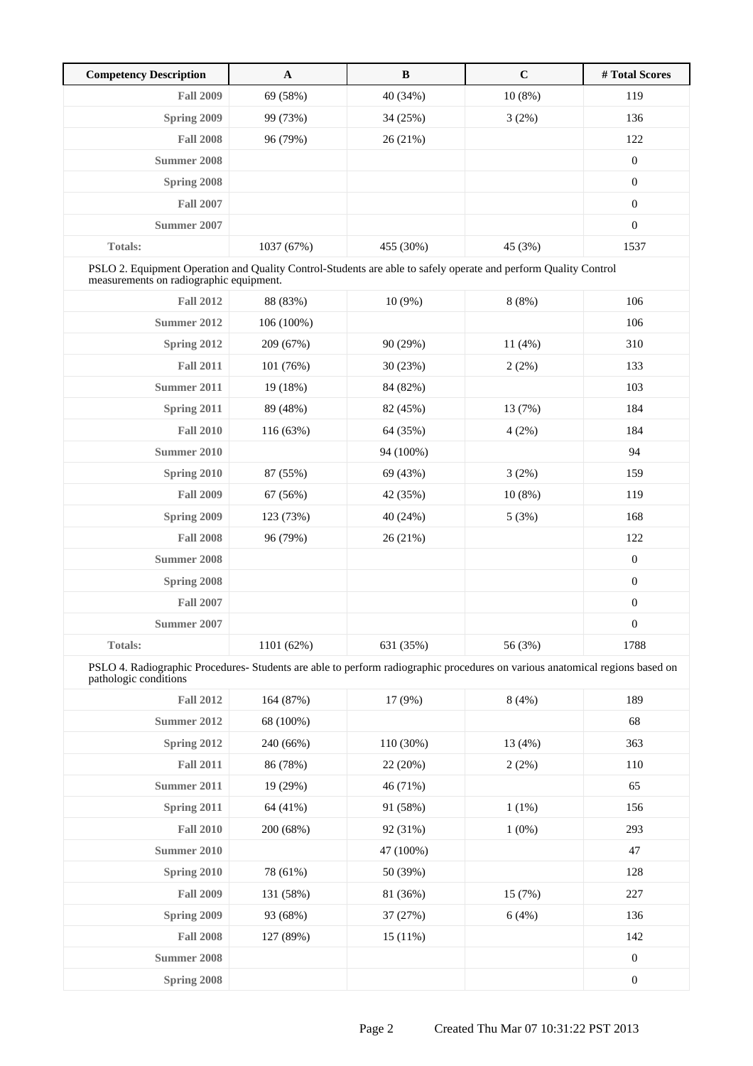| Competency Description | A | B | C | # Total Scores |
|---|---|---|---|---|
| Fall 2009 | 69 (58%) | 40 (34%) | 10 (8%) | 119 |
| Spring 2009 | 99 (73%) | 34 (25%) | 3 (2%) | 136 |
| Fall 2008 | 96 (79%) | 26 (21%) | | 122 |
| Summer 2008 | | | | 0 |
| Spring 2008 | | | | 0 |
| Fall 2007 | | | | 0 |
| Summer 2007 | | | | 0 |
| Totals: | 1037 (67%) | 455 (30%) | 45 (3%) | 1537 |
| PSLO 2. Equipment Operation and Quality Control-Students are able to safely operate and perform Quality Control measurements on radiographic equipment. | | | | |
| Fall 2012 | 88 (83%) | 10 (9%) | 8 (8%) | 106 |
| Summer 2012 | 106 (100%) | | | 106 |
| Spring 2012 | 209 (67%) | 90 (29%) | 11 (4%) | 310 |
| Fall 2011 | 101 (76%) | 30 (23%) | 2 (2%) | 133 |
| Summer 2011 | 19 (18%) | 84 (82%) | | 103 |
| Spring 2011 | 89 (48%) | 82 (45%) | 13 (7%) | 184 |
| Fall 2010 | 116 (63%) | 64 (35%) | 4 (2%) | 184 |
| Summer 2010 | | 94 (100%) | | 94 |
| Spring 2010 | 87 (55%) | 69 (43%) | 3 (2%) | 159 |
| Fall 2009 | 67 (56%) | 42 (35%) | 10 (8%) | 119 |
| Spring 2009 | 123 (73%) | 40 (24%) | 5 (3%) | 168 |
| Fall 2008 | 96 (79%) | 26 (21%) | | 122 |
| Summer 2008 | | | | 0 |
| Spring 2008 | | | | 0 |
| Fall 2007 | | | | 0 |
| Summer 2007 | | | | 0 |
| Totals: | 1101 (62%) | 631 (35%) | 56 (3%) | 1788 |
| PSLO 4. Radiographic Procedures- Students are able to perform radiographic procedures on various anatomical regions based on pathologic conditions | | | | |
| Fall 2012 | 164 (87%) | 17 (9%) | 8 (4%) | 189 |
| Summer 2012 | 68 (100%) | | | 68 |
| Spring 2012 | 240 (66%) | 110 (30%) | 13 (4%) | 363 |
| Fall 2011 | 86 (78%) | 22 (20%) | 2 (2%) | 110 |
| Summer 2011 | 19 (29%) | 46 (71%) | | 65 |
| Spring 2011 | 64 (41%) | 91 (58%) | 1 (1%) | 156 |
| Fall 2010 | 200 (68%) | 92 (31%) | 1 (0%) | 293 |
| Summer 2010 | | 47 (100%) | | 47 |
| Spring 2010 | 78 (61%) | 50 (39%) | | 128 |
| Fall 2009 | 131 (58%) | 81 (36%) | 15 (7%) | 227 |
| Spring 2009 | 93 (68%) | 37 (27%) | 6 (4%) | 136 |
| Fall 2008 | 127 (89%) | 15 (11%) | | 142 |
| Summer 2008 | | | | 0 |
| Spring 2008 | | | | 0 |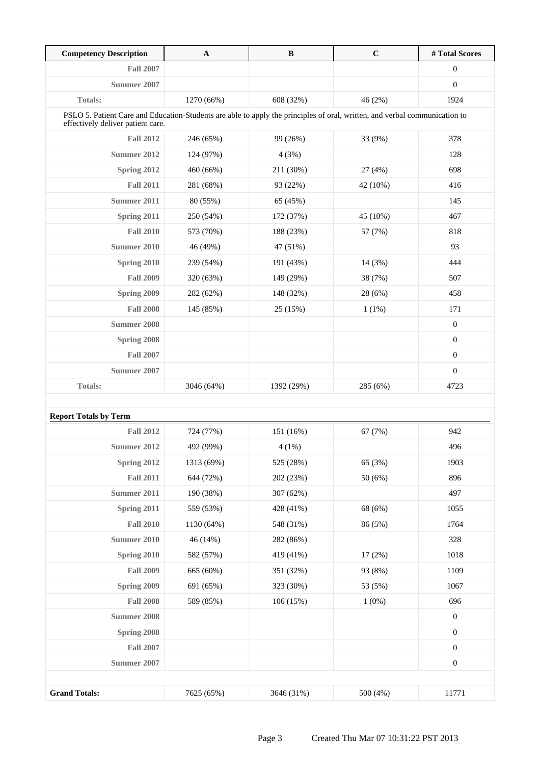| Competency Description | A | B | C | # Total Scores |
|---|---|---|---|---|
| Fall 2007 | | | | 0 |
| Summer 2007 | | | | 0 |
| Totals: | 1270 (66%) | 608 (32%) | 46 (2%) | 1924 |
| PSLO 5. Patient Care and Education-Students are able to apply the principles of oral, written, and verbal communication to effectively deliver patient care. | | | | |
| Fall 2012 | 246 (65%) | 99 (26%) | 33 (9%) | 378 |
| Summer 2012 | 124 (97%) | 4 (3%) | | 128 |
| Spring 2012 | 460 (66%) | 211 (30%) | 27 (4%) | 698 |
| Fall 2011 | 281 (68%) | 93 (22%) | 42 (10%) | 416 |
| Summer 2011 | 80 (55%) | 65 (45%) | | 145 |
| Spring 2011 | 250 (54%) | 172 (37%) | 45 (10%) | 467 |
| Fall 2010 | 573 (70%) | 188 (23%) | 57 (7%) | 818 |
| Summer 2010 | 46 (49%) | 47 (51%) | | 93 |
| Spring 2010 | 239 (54%) | 191 (43%) | 14 (3%) | 444 |
| Fall 2009 | 320 (63%) | 149 (29%) | 38 (7%) | 507 |
| Spring 2009 | 282 (62%) | 148 (32%) | 28 (6%) | 458 |
| Fall 2008 | 145 (85%) | 25 (15%) | 1 (1%) | 171 |
| Summer 2008 | | | | 0 |
| Spring 2008 | | | | 0 |
| Fall 2007 | | | | 0 |
| Summer 2007 | | | | 0 |
| Totals: | 3046 (64%) | 1392 (29%) | 285 (6%) | 4723 |

**Report Totals by Term**

| Term | A | B | C | # Total Scores |
|---|---|---|---|---|
| Fall 2012 | 724 (77%) | 151 (16%) | 67 (7%) | 942 |
| Summer 2012 | 492 (99%) | 4 (1%) | | 496 |
| Spring 2012 | 1313 (69%) | 525 (28%) | 65 (3%) | 1903 |
| Fall 2011 | 644 (72%) | 202 (23%) | 50 (6%) | 896 |
| Summer 2011 | 190 (38%) | 307 (62%) | | 497 |
| Spring 2011 | 559 (53%) | 428 (41%) | 68 (6%) | 1055 |
| Fall 2010 | 1130 (64%) | 548 (31%) | 86 (5%) | 1764 |
| Summer 2010 | 46 (14%) | 282 (86%) | | 328 |
| Spring 2010 | 582 (57%) | 419 (41%) | 17 (2%) | 1018 |
| Fall 2009 | 665 (60%) | 351 (32%) | 93 (8%) | 1109 |
| Spring 2009 | 691 (65%) | 323 (30%) | 53 (5%) | 1067 |
| Fall 2008 | 589 (85%) | 106 (15%) | 1 (0%) | 696 |
| Summer 2008 | | | | 0 |
| Spring 2008 | | | | 0 |
| Fall 2007 | | | | 0 |
| Summer 2007 | | | | 0 |
| **Grand Totals:** | 7625 (65%) | 3646 (31%) | 500 (4%) | 11771 |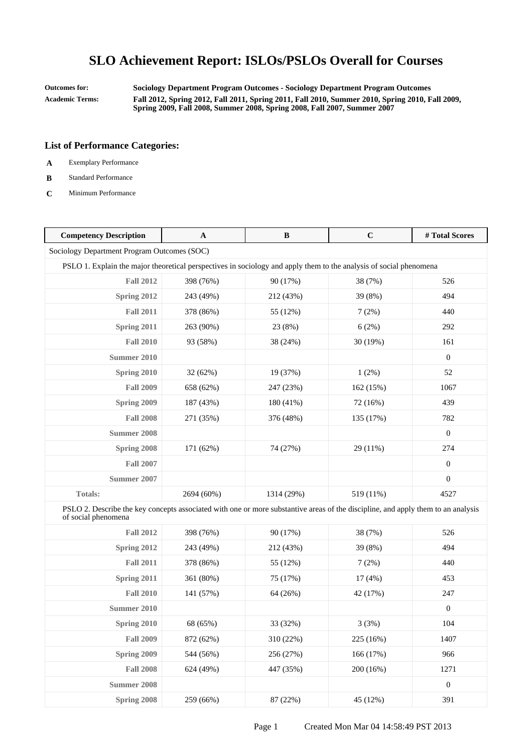# SLO Achievement Report: ISLOs/PSLOs Overall for Courses

**Outcomes for:** Sociology Department Program Outcomes - Sociology Department Program Outcomes

**Academic Terms:** Fall 2012, Spring 2012, Fall 2011, Spring 2011, Fall 2010, Summer 2010, Spring 2010, Fall 2009, Spring 2009, Fall 2008, Summer 2008, Spring 2008, Fall 2007, Summer 2007

### List of Performance Categories:

- **A** Exemplary Performance
- **B** Standard Performance
- **C** Minimum Performance

| Competency Description | A | B | C | # Total Scores |
|---|---|---|---|---|
| Sociology Department Program Outcomes (SOC) | | | | |
| PSLO 1. Explain the major theoretical perspectives in sociology and apply them to the analysis of social phenomena | | | | |
| **Fall 2012** | 398 (76%) | 90 (17%) | 38 (7%) | 526 |
| **Spring 2012** | 243 (49%) | 212 (43%) | 39 (8%) | 494 |
| **Fall 2011** | 378 (86%) | 55 (12%) | 7 (2%) | 440 |
| **Spring 2011** | 263 (90%) | 23 (8%) | 6 (2%) | 292 |
| **Fall 2010** | 93 (58%) | 38 (24%) | 30 (19%) | 161 |
| **Summer 2010** | | | | 0 |
| **Spring 2010** | 32 (62%) | 19 (37%) | 1 (2%) | 52 |
| **Fall 2009** | 658 (62%) | 247 (23%) | 162 (15%) | 1067 |
| **Spring 2009** | 187 (43%) | 180 (41%) | 72 (16%) | 439 |
| **Fall 2008** | 271 (35%) | 376 (48%) | 135 (17%) | 782 |
| **Summer 2008** | | | | 0 |
| **Spring 2008** | 171 (62%) | 74 (27%) | 29 (11%) | 274 |
| **Fall 2007** | | | | 0 |
| **Summer 2007** | | | | 0 |
| **Totals:** | 2694 (60%) | 1314 (29%) | 519 (11%) | 4527 |
| PSLO 2. Describe the key concepts associated with one or more substantive areas of the discipline, and apply them to an analysis of social phenomena | | | | |
| **Fall 2012** | 398 (76%) | 90 (17%) | 38 (7%) | 526 |
| **Spring 2012** | 243 (49%) | 212 (43%) | 39 (8%) | 494 |
| **Fall 2011** | 378 (86%) | 55 (12%) | 7 (2%) | 440 |
| **Spring 2011** | 361 (80%) | 75 (17%) | 17 (4%) | 453 |
| **Fall 2010** | 141 (57%) | 64 (26%) | 42 (17%) | 247 |
| **Summer 2010** | | | | 0 |
| **Spring 2010** | 68 (65%) | 33 (32%) | 3 (3%) | 104 |
| **Fall 2009** | 872 (62%) | 310 (22%) | 225 (16%) | 1407 |
| **Spring 2009** | 544 (56%) | 256 (27%) | 166 (17%) | 966 |
| **Fall 2008** | 624 (49%) | 447 (35%) | 200 (16%) | 1271 |
| **Summer 2008** | | | | 0 |
| **Spring 2008** | 259 (66%) | 87 (22%) | 45 (12%) | 391 |

Created Mon Mar 04 14:58:49 PST 2013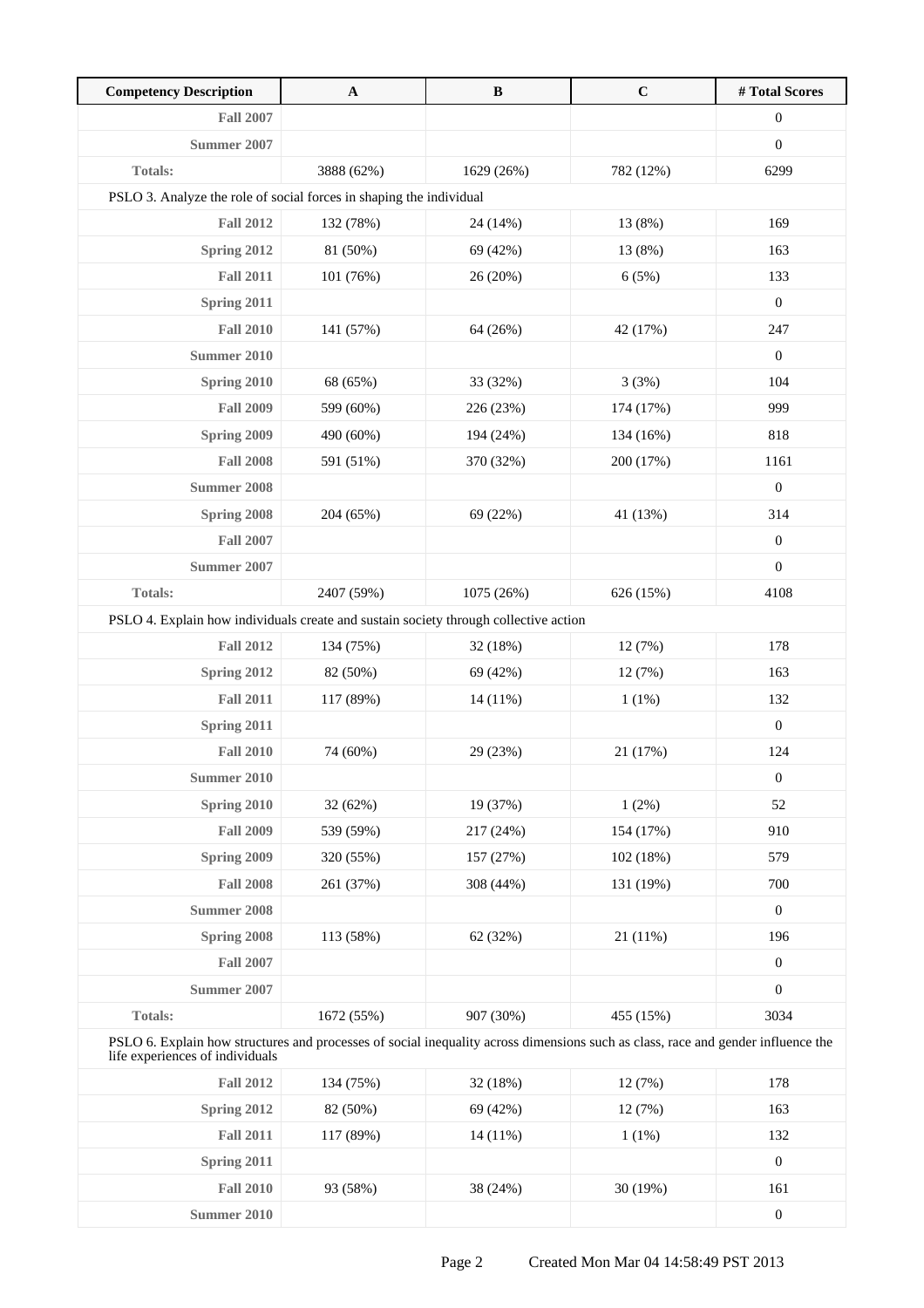| Competency Description | A | B | C | # Total Scores |
|---|---|---|---|---|
| Fall 2007 | | | | 0 |
| Summer 2007 | | | | 0 |
| Totals: | 3888 (62%) | 1629 (26%) | 782 (12%) | 6299 |
| PSLO 3. Analyze the role of social forces in shaping the individual | | | | |
| Fall 2012 | 132 (78%) | 24 (14%) | 13 (8%) | 169 |
| Spring 2012 | 81 (50%) | 69 (42%) | 13 (8%) | 163 |
| Fall 2011 | 101 (76%) | 26 (20%) | 6 (5%) | 133 |
| Spring 2011 | | | | 0 |
| Fall 2010 | 141 (57%) | 64 (26%) | 42 (17%) | 247 |
| Summer 2010 | | | | 0 |
| Spring 2010 | 68 (65%) | 33 (32%) | 3 (3%) | 104 |
| Fall 2009 | 599 (60%) | 226 (23%) | 174 (17%) | 999 |
| Spring 2009 | 490 (60%) | 194 (24%) | 134 (16%) | 818 |
| Fall 2008 | 591 (51%) | 370 (32%) | 200 (17%) | 1161 |
| Summer 2008 | | | | 0 |
| Spring 2008 | 204 (65%) | 69 (22%) | 41 (13%) | 314 |
| Fall 2007 | | | | 0 |
| Summer 2007 | | | | 0 |
| Totals: | 2407 (59%) | 1075 (26%) | 626 (15%) | 4108 |
| PSLO 4. Explain how individuals create and sustain society through collective action | | | | |
| Fall 2012 | 134 (75%) | 32 (18%) | 12 (7%) | 178 |
| Spring 2012 | 82 (50%) | 69 (42%) | 12 (7%) | 163 |
| Fall 2011 | 117 (89%) | 14 (11%) | 1 (1%) | 132 |
| Spring 2011 | | | | 0 |
| Fall 2010 | 74 (60%) | 29 (23%) | 21 (17%) | 124 |
| Summer 2010 | | | | 0 |
| Spring 2010 | 32 (62%) | 19 (37%) | 1 (2%) | 52 |
| Fall 2009 | 539 (59%) | 217 (24%) | 154 (17%) | 910 |
| Spring 2009 | 320 (55%) | 157 (27%) | 102 (18%) | 579 |
| Fall 2008 | 261 (37%) | 308 (44%) | 131 (19%) | 700 |
| Summer 2008 | | | | 0 |
| Spring 2008 | 113 (58%) | 62 (32%) | 21 (11%) | 196 |
| Fall 2007 | | | | 0 |
| Summer 2007 | | | | 0 |
| Totals: | 1672 (55%) | 907 (30%) | 455 (15%) | 3034 |
| PSLO 6. Explain how structures and processes of social inequality across dimensions such as class, race and gender influence the life experiences of individuals | | | | |
| Fall 2012 | 134 (75%) | 32 (18%) | 12 (7%) | 178 |
| Spring 2012 | 82 (50%) | 69 (42%) | 12 (7%) | 163 |
| Fall 2011 | 117 (89%) | 14 (11%) | 1 (1%) | 132 |
| Spring 2011 | | | | 0 |
| Fall 2010 | 93 (58%) | 38 (24%) | 30 (19%) | 161 |
| Summer 2010 | | | | 0 |

Created Mon Mar 04 14:58:49 PST 2013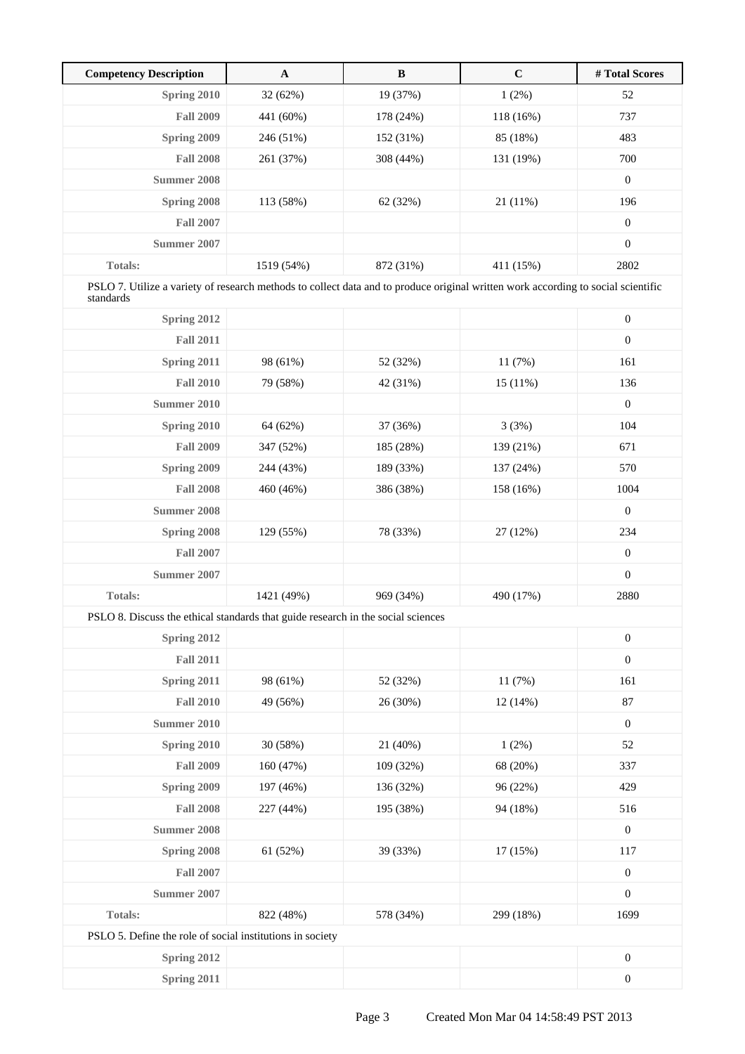| Competency Description | A | B | C | # Total Scores |
|---|---|---|---|---|
| **Spring 2010** | 32 (62%) | 19 (37%) | 1 (2%) | 52 |
| **Fall 2009** | 441 (60%) | 178 (24%) | 118 (16%) | 737 |
| **Spring 2009** | 246 (51%) | 152 (31%) | 85 (18%) | 483 |
| **Fall 2008** | 261 (37%) | 308 (44%) | 131 (19%) | 700 |
| **Summer 2008** | | | | 0 |
| **Spring 2008** | 113 (58%) | 62 (32%) | 21 (11%) | 196 |
| **Fall 2007** | | | | 0 |
| **Summer 2007** | | | | 0 |
| **Totals:** | 1519 (54%) | 872 (31%) | 411 (15%) | 2802 |
| PSLO 7. Utilize a variety of research methods to collect data and to produce original written work according to social scientific standards | | | | |
| **Spring 2012** | | | | 0 |
| **Fall 2011** | | | | 0 |
| **Spring 2011** | 98 (61%) | 52 (32%) | 11 (7%) | 161 |
| **Fall 2010** | 79 (58%) | 42 (31%) | 15 (11%) | 136 |
| **Summer 2010** | | | | 0 |
| **Spring 2010** | 64 (62%) | 37 (36%) | 3 (3%) | 104 |
| **Fall 2009** | 347 (52%) | 185 (28%) | 139 (21%) | 671 |
| **Spring 2009** | 244 (43%) | 189 (33%) | 137 (24%) | 570 |
| **Fall 2008** | 460 (46%) | 386 (38%) | 158 (16%) | 1004 |
| **Summer 2008** | | | | 0 |
| **Spring 2008** | 129 (55%) | 78 (33%) | 27 (12%) | 234 |
| **Fall 2007** | | | | 0 |
| **Summer 2007** | | | | 0 |
| **Totals:** | 1421 (49%) | 969 (34%) | 490 (17%) | 2880 |
| PSLO 8. Discuss the ethical standards that guide research in the social sciences | | | | |
| **Spring 2012** | | | | 0 |
| **Fall 2011** | | | | 0 |
| **Spring 2011** | 98 (61%) | 52 (32%) | 11 (7%) | 161 |
| **Fall 2010** | 49 (56%) | 26 (30%) | 12 (14%) | 87 |
| **Summer 2010** | | | | 0 |
| **Spring 2010** | 30 (58%) | 21 (40%) | 1 (2%) | 52 |
| **Fall 2009** | 160 (47%) | 109 (32%) | 68 (20%) | 337 |
| **Spring 2009** | 197 (46%) | 136 (32%) | 96 (22%) | 429 |
| **Fall 2008** | 227 (44%) | 195 (38%) | 94 (18%) | 516 |
| **Summer 2008** | | | | 0 |
| **Spring 2008** | 61 (52%) | 39 (33%) | 17 (15%) | 117 |
| **Fall 2007** | | | | 0 |
| **Summer 2007** | | | | 0 |
| **Totals:** | 822 (48%) | 578 (34%) | 299 (18%) | 1699 |
| PSLO 5. Define the role of social institutions in society | | | | |
| **Spring 2012** | | | | 0 |
| **Spring 2011** | | | | 0 |

Created Mon Mar 04 14:58:49 PST 2013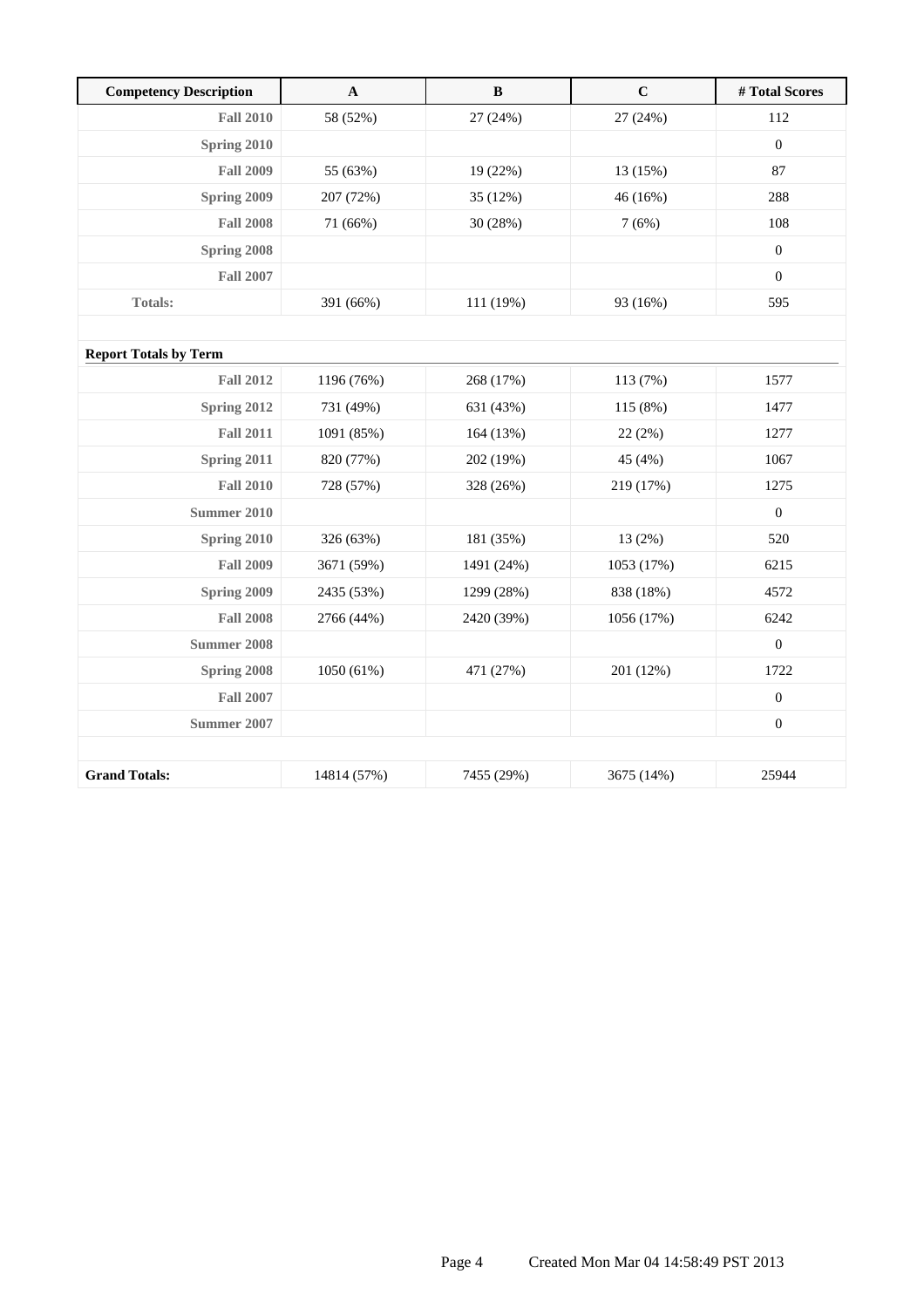| Competency Description | A | B | C | # Total Scores |
|---|---|---|---|---|
| **Fall 2010** | 58 (52%) | 27 (24%) | 27 (24%) | 112 |
| **Spring 2010** | | | | 0 |
| **Fall 2009** | 55 (63%) | 19 (22%) | 13 (15%) | 87 |
| **Spring 2009** | 207 (72%) | 35 (12%) | 46 (16%) | 288 |
| **Fall 2008** | 71 (66%) | 30 (28%) | 7 (6%) | 108 |
| **Spring 2008** | | | | 0 |
| **Fall 2007** | | | | 0 |
| **Totals:** | 391 (66%) | 111 (19%) | 93 (16%) | 595 |
| | | | | |
| **Report Totals by Term** | | | | |
| **Fall 2012** | 1196 (76%) | 268 (17%) | 113 (7%) | 1577 |
| **Spring 2012** | 731 (49%) | 631 (43%) | 115 (8%) | 1477 |
| **Fall 2011** | 1091 (85%) | 164 (13%) | 22 (2%) | 1277 |
| **Spring 2011** | 820 (77%) | 202 (19%) | 45 (4%) | 1067 |
| **Fall 2010** | 728 (57%) | 328 (26%) | 219 (17%) | 1275 |
| **Summer 2010** | | | | 0 |
| **Spring 2010** | 326 (63%) | 181 (35%) | 13 (2%) | 520 |
| **Fall 2009** | 3671 (59%) | 1491 (24%) | 1053 (17%) | 6215 |
| **Spring 2009** | 2435 (53%) | 1299 (28%) | 838 (18%) | 4572 |
| **Fall 2008** | 2766 (44%) | 2420 (39%) | 1056 (17%) | 6242 |
| **Summer 2008** | | | | 0 |
| **Spring 2008** | 1050 (61%) | 471 (27%) | 201 (12%) | 1722 |
| **Fall 2007** | | | | 0 |
| **Summer 2007** | | | | 0 |
| | | | | |
| **Grand Totals:** | 14814 (57%) | 7455 (29%) | 3675 (14%) | 25944 |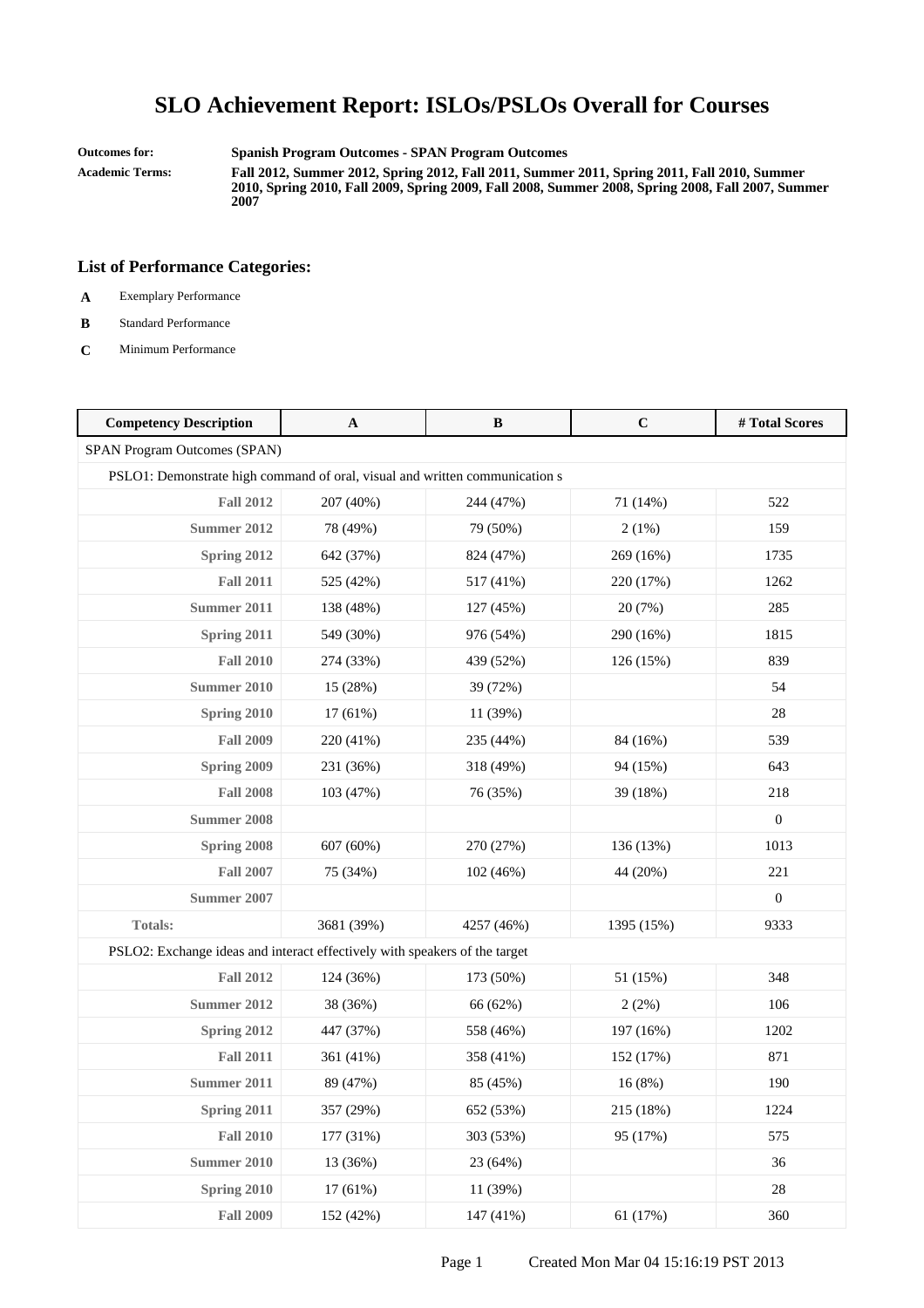# SLO Achievement Report: ISLOs/PSLOs Overall for Courses

**Outcomes for:** **Spanish Program Outcomes - SPAN Program Outcomes**

**Academic Terms:** **Fall 2012, Summer 2012, Spring 2012, Fall 2011, Summer 2011, Spring 2011, Fall 2010, Summer 2010, Spring 2010, Fall 2009, Spring 2009, Fall 2008, Summer 2008, Spring 2008, Fall 2007, Summer 2007**

## List of Performance Categories:

- **A** Exemplary Performance
- **B** Standard Performance
- **C** Minimum Performance

| Competency Description | A | B | C | # Total Scores |
|---|---|---|---|---|
| SPAN Program Outcomes (SPAN) | | | | |
| PSLO1: Demonstrate high command of oral, visual and written communication s | | | | |
| **Fall 2012** | 207 (40%) | 244 (47%) | 71 (14%) | 522 |
| **Summer 2012** | 78 (49%) | 79 (50%) | 2 (1%) | 159 |
| **Spring 2012** | 642 (37%) | 824 (47%) | 269 (16%) | 1735 |
| **Fall 2011** | 525 (42%) | 517 (41%) | 220 (17%) | 1262 |
| **Summer 2011** | 138 (48%) | 127 (45%) | 20 (7%) | 285 |
| **Spring 2011** | 549 (30%) | 976 (54%) | 290 (16%) | 1815 |
| **Fall 2010** | 274 (33%) | 439 (52%) | 126 (15%) | 839 |
| **Summer 2010** | 15 (28%) | 39 (72%) | | 54 |
| **Spring 2010** | 17 (61%) | 11 (39%) | | 28 |
| **Fall 2009** | 220 (41%) | 235 (44%) | 84 (16%) | 539 |
| **Spring 2009** | 231 (36%) | 318 (49%) | 94 (15%) | 643 |
| **Fall 2008** | 103 (47%) | 76 (35%) | 39 (18%) | 218 |
| **Summer 2008** | | | | 0 |
| **Spring 2008** | 607 (60%) | 270 (27%) | 136 (13%) | 1013 |
| **Fall 2007** | 75 (34%) | 102 (46%) | 44 (20%) | 221 |
| **Summer 2007** | | | | 0 |
| **Totals:** | 3681 (39%) | 4257 (46%) | 1395 (15%) | 9333 |
| PSLO2: Exchange ideas and interact effectively with speakers of the target | | | | |
| **Fall 2012** | 124 (36%) | 173 (50%) | 51 (15%) | 348 |
| **Summer 2012** | 38 (36%) | 66 (62%) | 2 (2%) | 106 |
| **Spring 2012** | 447 (37%) | 558 (46%) | 197 (16%) | 1202 |
| **Fall 2011** | 361 (41%) | 358 (41%) | 152 (17%) | 871 |
| **Summer 2011** | 89 (47%) | 85 (45%) | 16 (8%) | 190 |
| **Spring 2011** | 357 (29%) | 652 (53%) | 215 (18%) | 1224 |
| **Fall 2010** | 177 (31%) | 303 (53%) | 95 (17%) | 575 |
| **Summer 2010** | 13 (36%) | 23 (64%) | | 36 |
| **Spring 2010** | 17 (61%) | 11 (39%) | | 28 |
| **Fall 2009** | 152 (42%) | 147 (41%) | 61 (17%) | 360 |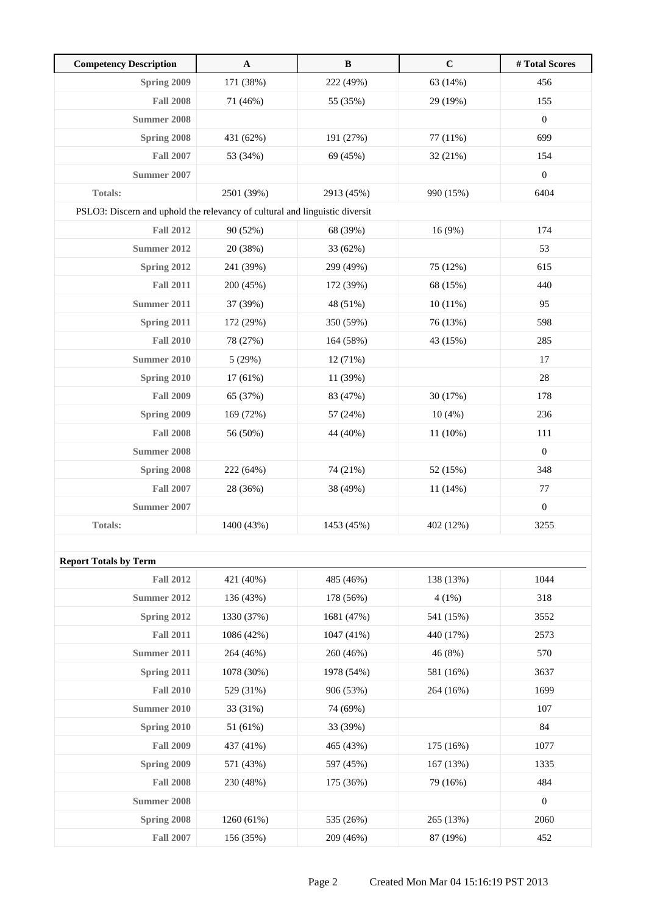| Competency Description | A | B | C | # Total Scores |
|---|---|---|---|---|
| **Spring 2009** | 171 (38%) | 222 (49%) | 63 (14%) | 456 |
| **Fall 2008** | 71 (46%) | 55 (35%) | 29 (19%) | 155 |
| **Summer 2008** | | | | 0 |
| **Spring 2008** | 431 (62%) | 191 (27%) | 77 (11%) | 699 |
| **Fall 2007** | 53 (34%) | 69 (45%) | 32 (21%) | 154 |
| **Summer 2007** | | | | 0 |
| **Totals:** | 2501 (39%) | 2913 (45%) | 990 (15%) | 6404 |
| PSLO3: Discern and uphold the relevancy of cultural and linguistic diversit | | | | |
| **Fall 2012** | 90 (52%) | 68 (39%) | 16 (9%) | 174 |
| **Summer 2012** | 20 (38%) | 33 (62%) | | 53 |
| **Spring 2012** | 241 (39%) | 299 (49%) | 75 (12%) | 615 |
| **Fall 2011** | 200 (45%) | 172 (39%) | 68 (15%) | 440 |
| **Summer 2011** | 37 (39%) | 48 (51%) | 10 (11%) | 95 |
| **Spring 2011** | 172 (29%) | 350 (59%) | 76 (13%) | 598 |
| **Fall 2010** | 78 (27%) | 164 (58%) | 43 (15%) | 285 |
| **Summer 2010** | 5 (29%) | 12 (71%) | | 17 |
| **Spring 2010** | 17 (61%) | 11 (39%) | | 28 |
| **Fall 2009** | 65 (37%) | 83 (47%) | 30 (17%) | 178 |
| **Spring 2009** | 169 (72%) | 57 (24%) | 10 (4%) | 236 |
| **Fall 2008** | 56 (50%) | 44 (40%) | 11 (10%) | 111 |
| **Summer 2008** | | | | 0 |
| **Spring 2008** | 222 (64%) | 74 (21%) | 52 (15%) | 348 |
| **Fall 2007** | 28 (36%) | 38 (49%) | 11 (14%) | 77 |
| **Summer 2007** | | | | 0 |
| **Totals:** | 1400 (43%) | 1453 (45%) | 402 (12%) | 3255 |

**Report Totals by Term**

| Term | A | B | C | # Total Scores |
|---|---|---|---|---|
| **Fall 2012** | 421 (40%) | 485 (46%) | 138 (13%) | 1044 |
| **Summer 2012** | 136 (43%) | 178 (56%) | 4 (1%) | 318 |
| **Spring 2012** | 1330 (37%) | 1681 (47%) | 541 (15%) | 3552 |
| **Fall 2011** | 1086 (42%) | 1047 (41%) | 440 (17%) | 2573 |
| **Summer 2011** | 264 (46%) | 260 (46%) | 46 (8%) | 570 |
| **Spring 2011** | 1078 (30%) | 1978 (54%) | 581 (16%) | 3637 |
| **Fall 2010** | 529 (31%) | 906 (53%) | 264 (16%) | 1699 |
| **Summer 2010** | 33 (31%) | 74 (69%) | | 107 |
| **Spring 2010** | 51 (61%) | 33 (39%) | | 84 |
| **Fall 2009** | 437 (41%) | 465 (43%) | 175 (16%) | 1077 |
| **Spring 2009** | 571 (43%) | 597 (45%) | 167 (13%) | 1335 |
| **Fall 2008** | 230 (48%) | 175 (36%) | 79 (16%) | 484 |
| **Summer 2008** | | | | 0 |
| **Spring 2008** | 1260 (61%) | 535 (26%) | 265 (13%) | 2060 |
| **Fall 2007** | 156 (35%) | 209 (46%) | 87 (19%) | 452 |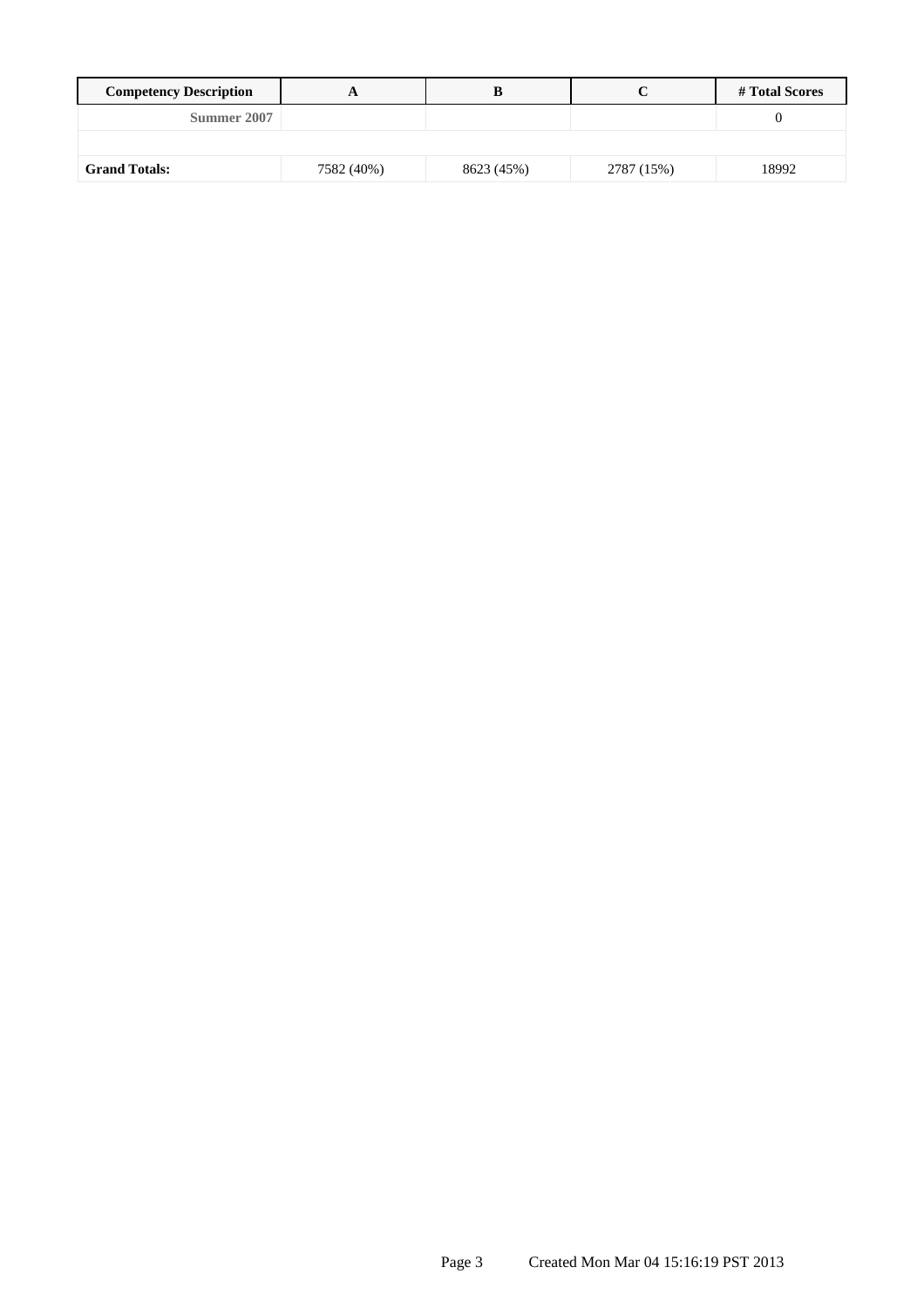| Competency Description | A | B | C | # Total Scores |
| --- | --- | --- | --- | --- |
| Summer 2007 | | | | 0 |
| | | | | |
| **Grand Totals:** | 7582 (40%) | 8623 (45%) | 2787 (15%) | 18992 |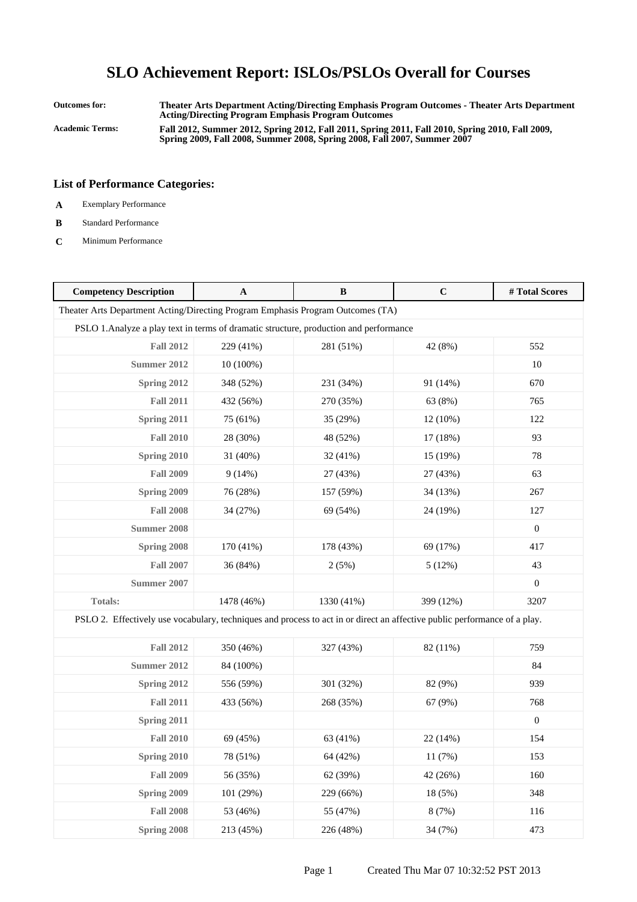# SLO Achievement Report: ISLOs/PSLOs Overall for Courses

**Outcomes for:** Theater Arts Department Acting/Directing Emphasis Program Outcomes - Theater Arts Department Acting/Directing Program Emphasis Program Outcomes

**Academic Terms:** Fall 2012, Summer 2012, Spring 2012, Fall 2011, Spring 2011, Fall 2010, Spring 2010, Fall 2009, Spring 2009, Fall 2008, Summer 2008, Spring 2008, Fall 2007, Summer 2007

## List of Performance Categories:

- **A** Exemplary Performance
- **B** Standard Performance
- **C** Minimum Performance

| Competency Description | A | B | C | # Total Scores |
|---|---|---|---|---|
| Theater Arts Department Acting/Directing Program Emphasis Program Outcomes (TA) | | | | |
| PSLO 1.Analyze a play text in terms of dramatic structure, production and performance | | | | |
| **Fall 2012** | 229 (41%) | 281 (51%) | 42 (8%) | 552 |
| **Summer 2012** | 10 (100%) | | | 10 |
| **Spring 2012** | 348 (52%) | 231 (34%) | 91 (14%) | 670 |
| **Fall 2011** | 432 (56%) | 270 (35%) | 63 (8%) | 765 |
| **Spring 2011** | 75 (61%) | 35 (29%) | 12 (10%) | 122 |
| **Fall 2010** | 28 (30%) | 48 (52%) | 17 (18%) | 93 |
| **Spring 2010** | 31 (40%) | 32 (41%) | 15 (19%) | 78 |
| **Fall 2009** | 9 (14%) | 27 (43%) | 27 (43%) | 63 |
| **Spring 2009** | 76 (28%) | 157 (59%) | 34 (13%) | 267 |
| **Fall 2008** | 34 (27%) | 69 (54%) | 24 (19%) | 127 |
| **Summer 2008** | | | | 0 |
| **Spring 2008** | 170 (41%) | 178 (43%) | 69 (17%) | 417 |
| **Fall 2007** | 36 (84%) | 2 (5%) | 5 (12%) | 43 |
| **Summer 2007** | | | | 0 |
| **Totals:** | 1478 (46%) | 1330 (41%) | 399 (12%) | 3207 |
| PSLO 2. Effectively use vocabulary, techniques and process to act in or direct an affective public performance of a play. | | | | |
| **Fall 2012** | 350 (46%) | 327 (43%) | 82 (11%) | 759 |
| **Summer 2012** | 84 (100%) | | | 84 |
| **Spring 2012** | 556 (59%) | 301 (32%) | 82 (9%) | 939 |
| **Fall 2011** | 433 (56%) | 268 (35%) | 67 (9%) | 768 |
| **Spring 2011** | | | | 0 |
| **Fall 2010** | 69 (45%) | 63 (41%) | 22 (14%) | 154 |
| **Spring 2010** | 78 (51%) | 64 (42%) | 11 (7%) | 153 |
| **Fall 2009** | 56 (35%) | 62 (39%) | 42 (26%) | 160 |
| **Spring 2009** | 101 (29%) | 229 (66%) | 18 (5%) | 348 |
| **Fall 2008** | 53 (46%) | 55 (47%) | 8 (7%) | 116 |
| **Spring 2008** | 213 (45%) | 226 (48%) | 34 (7%) | 473 |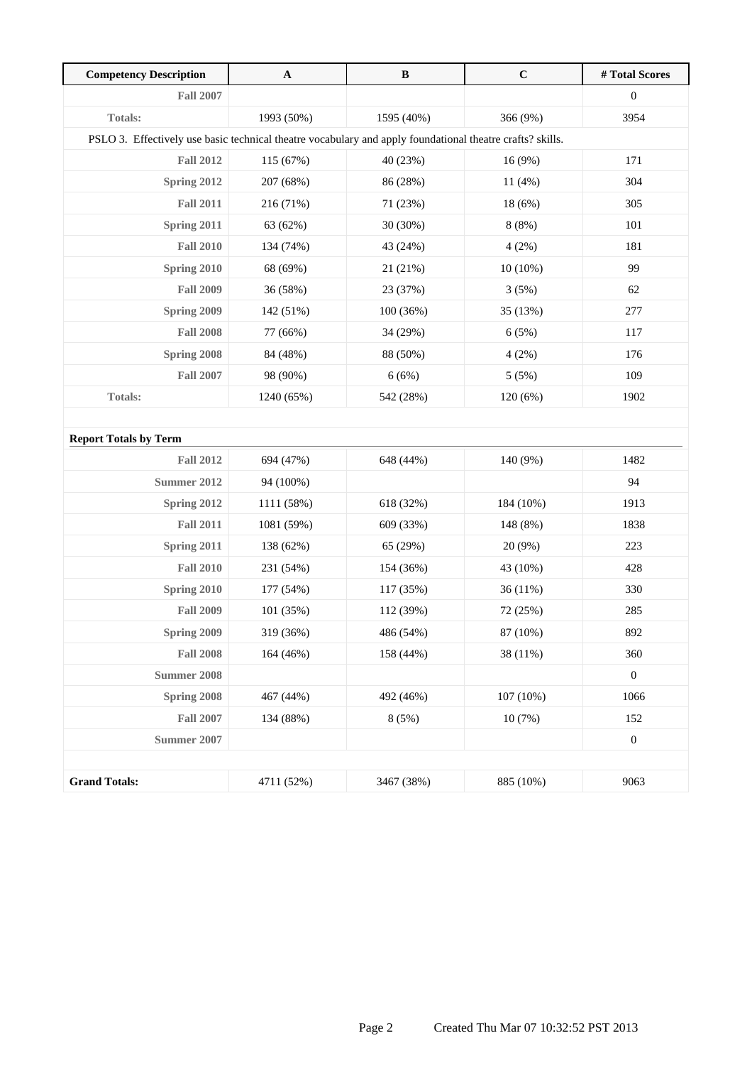| Competency Description | A | B | C | # Total Scores |
|---|---|---|---|---|
| Fall 2007 | | | | 0 |
| Totals: | 1993 (50%) | 1595 (40%) | 366 (9%) | 3954 |
| PSLO 3. Effectively use basic technical theatre vocabulary and apply foundational theatre crafts? skills. | | | | |
| Fall 2012 | 115 (67%) | 40 (23%) | 16 (9%) | 171 |
| Spring 2012 | 207 (68%) | 86 (28%) | 11 (4%) | 304 |
| Fall 2011 | 216 (71%) | 71 (23%) | 18 (6%) | 305 |
| Spring 2011 | 63 (62%) | 30 (30%) | 8 (8%) | 101 |
| Fall 2010 | 134 (74%) | 43 (24%) | 4 (2%) | 181 |
| Spring 2010 | 68 (69%) | 21 (21%) | 10 (10%) | 99 |
| Fall 2009 | 36 (58%) | 23 (37%) | 3 (5%) | 62 |
| Spring 2009 | 142 (51%) | 100 (36%) | 35 (13%) | 277 |
| Fall 2008 | 77 (66%) | 34 (29%) | 6 (5%) | 117 |
| Spring 2008 | 84 (48%) | 88 (50%) | 4 (2%) | 176 |
| Fall 2007 | 98 (90%) | 6 (6%) | 5 (5%) | 109 |
| Totals: | 1240 (65%) | 542 (28%) | 120 (6%) | 1902 |

**Report Totals by Term**

| Term | A | B | C | # Total Scores |
|---|---|---|---|---|
| Fall 2012 | 694 (47%) | 648 (44%) | 140 (9%) | 1482 |
| Summer 2012 | 94 (100%) | | | 94 |
| Spring 2012 | 1111 (58%) | 618 (32%) | 184 (10%) | 1913 |
| Fall 2011 | 1081 (59%) | 609 (33%) | 148 (8%) | 1838 |
| Spring 2011 | 138 (62%) | 65 (29%) | 20 (9%) | 223 |
| Fall 2010 | 231 (54%) | 154 (36%) | 43 (10%) | 428 |
| Spring 2010 | 177 (54%) | 117 (35%) | 36 (11%) | 330 |
| Fall 2009 | 101 (35%) | 112 (39%) | 72 (25%) | 285 |
| Spring 2009 | 319 (36%) | 486 (54%) | 87 (10%) | 892 |
| Fall 2008 | 164 (46%) | 158 (44%) | 38 (11%) | 360 |
| Summer 2008 | | | | 0 |
| Spring 2008 | 467 (44%) | 492 (46%) | 107 (10%) | 1066 |
| Fall 2007 | 134 (88%) | 8 (5%) | 10 (7%) | 152 |
| Summer 2007 | | | | 0 |
| **Grand Totals:** | 4711 (52%) | 3467 (38%) | 885 (10%) | 9063 |

Created Thu Mar 07 10:32:52 PST 2013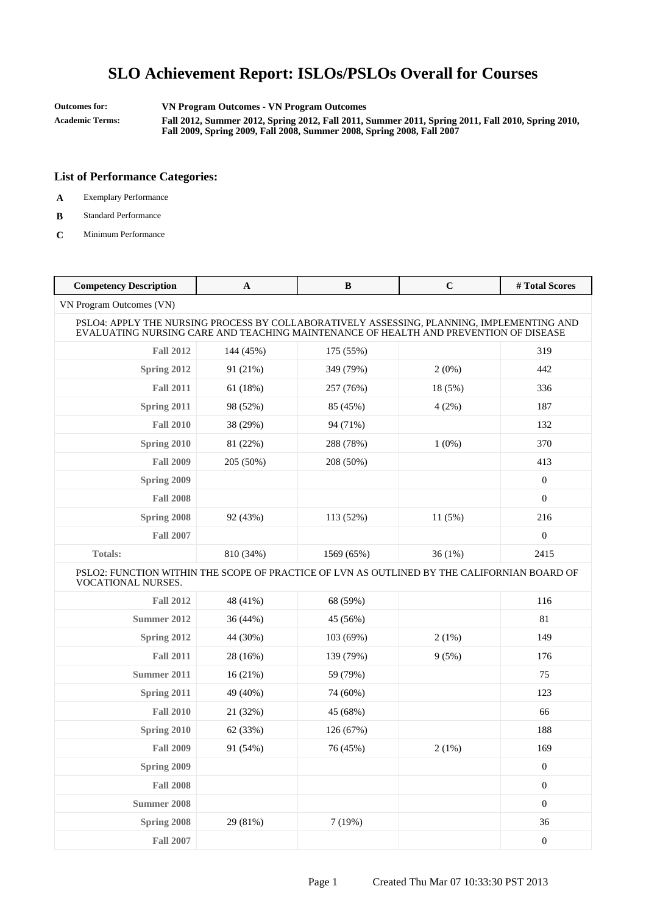# SLO Achievement Report: ISLOs/PSLOs Overall for Courses

**Outcomes for:** VN Program Outcomes - VN Program Outcomes

**Academic Terms:** Fall 2012, Summer 2012, Spring 2012, Fall 2011, Summer 2011, Spring 2011, Fall 2010, Spring 2010, Fall 2009, Spring 2009, Fall 2008, Summer 2008, Spring 2008, Fall 2007

### List of Performance Categories:

- **A** Exemplary Performance
- **B** Standard Performance
- **C** Minimum Performance

| Competency Description | A | B | C | # Total Scores |
|---|---|---|---|---|
| VN Program Outcomes (VN) | | | | |
| PSLO4: APPLY THE NURSING PROCESS BY COLLABORATIVELY ASSESSING, PLANNING, IMPLEMENTING AND EVALUATING NURSING CARE AND TEACHING MAINTENANCE OF HEALTH AND PREVENTION OF DISEASE | | | | |
| **Fall 2012** | 144 (45%) | 175 (55%) | | 319 |
| **Spring 2012** | 91 (21%) | 349 (79%) | 2 (0%) | 442 |
| **Fall 2011** | 61 (18%) | 257 (76%) | 18 (5%) | 336 |
| **Spring 2011** | 98 (52%) | 85 (45%) | 4 (2%) | 187 |
| **Fall 2010** | 38 (29%) | 94 (71%) | | 132 |
| **Spring 2010** | 81 (22%) | 288 (78%) | 1 (0%) | 370 |
| **Fall 2009** | 205 (50%) | 208 (50%) | | 413 |
| **Spring 2009** | | | | 0 |
| **Fall 2008** | | | | 0 |
| **Spring 2008** | 92 (43%) | 113 (52%) | 11 (5%) | 216 |
| **Fall 2007** | | | | 0 |
| **Totals:** | 810 (34%) | 1569 (65%) | 36 (1%) | 2415 |
| PSLO2: FUNCTION WITHIN THE SCOPE OF PRACTICE OF LVN AS OUTLINED BY THE CALIFORNIAN BOARD OF VOCATIONAL NURSES. | | | | |
| **Fall 2012** | 48 (41%) | 68 (59%) | | 116 |
| **Summer 2012** | 36 (44%) | 45 (56%) | | 81 |
| **Spring 2012** | 44 (30%) | 103 (69%) | 2 (1%) | 149 |
| **Fall 2011** | 28 (16%) | 139 (79%) | 9 (5%) | 176 |
| **Summer 2011** | 16 (21%) | 59 (79%) | | 75 |
| **Spring 2011** | 49 (40%) | 74 (60%) | | 123 |
| **Fall 2010** | 21 (32%) | 45 (68%) | | 66 |
| **Spring 2010** | 62 (33%) | 126 (67%) | | 188 |
| **Fall 2009** | 91 (54%) | 76 (45%) | 2 (1%) | 169 |
| **Spring 2009** | | | | 0 |
| **Fall 2008** | | | | 0 |
| **Summer 2008** | | | | 0 |
| **Spring 2008** | 29 (81%) | 7 (19%) | | 36 |
| **Fall 2007** | | | | 0 |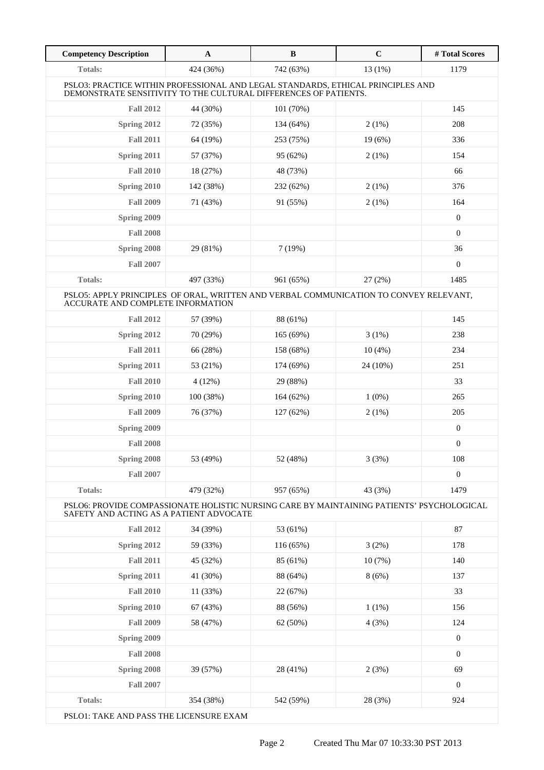| Competency Description | A | B | C | # Total Scores |
|---|---|---|---|---|
| **Totals:** | 424 (36%) | 742 (63%) | 13 (1%) | 1179 |
| PSLO3: PRACTICE WITHIN PROFESSIONAL AND LEGAL STANDARDS, ETHICAL PRINCIPLES AND DEMONSTRATE SENSITIVITY TO THE CULTURAL DIFFERENCES OF PATIENTS. | | | | |
| **Fall 2012** | 44 (30%) | 101 (70%) | | 145 |
| **Spring 2012** | 72 (35%) | 134 (64%) | 2 (1%) | 208 |
| **Fall 2011** | 64 (19%) | 253 (75%) | 19 (6%) | 336 |
| **Spring 2011** | 57 (37%) | 95 (62%) | 2 (1%) | 154 |
| **Fall 2010** | 18 (27%) | 48 (73%) | | 66 |
| **Spring 2010** | 142 (38%) | 232 (62%) | 2 (1%) | 376 |
| **Fall 2009** | 71 (43%) | 91 (55%) | 2 (1%) | 164 |
| **Spring 2009** | | | | 0 |
| **Fall 2008** | | | | 0 |
| **Spring 2008** | 29 (81%) | 7 (19%) | | 36 |
| **Fall 2007** | | | | 0 |
| **Totals:** | 497 (33%) | 961 (65%) | 27 (2%) | 1485 |
| PSLO5: APPLY PRINCIPLES OF ORAL, WRITTEN AND VERBAL COMMUNICATION TO CONVEY RELEVANT, ACCURATE AND COMPLETE INFORMATION | | | | |
| **Fall 2012** | 57 (39%) | 88 (61%) | | 145 |
| **Spring 2012** | 70 (29%) | 165 (69%) | 3 (1%) | 238 |
| **Fall 2011** | 66 (28%) | 158 (68%) | 10 (4%) | 234 |
| **Spring 2011** | 53 (21%) | 174 (69%) | 24 (10%) | 251 |
| **Fall 2010** | 4 (12%) | 29 (88%) | | 33 |
| **Spring 2010** | 100 (38%) | 164 (62%) | 1 (0%) | 265 |
| **Fall 2009** | 76 (37%) | 127 (62%) | 2 (1%) | 205 |
| **Spring 2009** | | | | 0 |
| **Fall 2008** | | | | 0 |
| **Spring 2008** | 53 (49%) | 52 (48%) | 3 (3%) | 108 |
| **Fall 2007** | | | | 0 |
| **Totals:** | 479 (32%) | 957 (65%) | 43 (3%) | 1479 |
| PSLO6: PROVIDE COMPASSIONATE HOLISTIC NURSING CARE BY MAINTAINING PATIENTS' PSYCHOLOGICAL SAFETY AND ACTING AS A PATIENT ADVOCATE | | | | |
| **Fall 2012** | 34 (39%) | 53 (61%) | | 87 |
| **Spring 2012** | 59 (33%) | 116 (65%) | 3 (2%) | 178 |
| **Fall 2011** | 45 (32%) | 85 (61%) | 10 (7%) | 140 |
| **Spring 2011** | 41 (30%) | 88 (64%) | 8 (6%) | 137 |
| **Fall 2010** | 11 (33%) | 22 (67%) | | 33 |
| **Spring 2010** | 67 (43%) | 88 (56%) | 1 (1%) | 156 |
| **Fall 2009** | 58 (47%) | 62 (50%) | 4 (3%) | 124 |
| **Spring 2009** | | | | 0 |
| **Fall 2008** | | | | 0 |
| **Spring 2008** | 39 (57%) | 28 (41%) | 2 (3%) | 69 |
| **Fall 2007** | | | | 0 |
| **Totals:** | 354 (38%) | 542 (59%) | 28 (3%) | 924 |
| PSLO1: TAKE AND PASS THE LICENSURE EXAM | | | | |

Created Thu Mar 07 10:33:30 PST 2013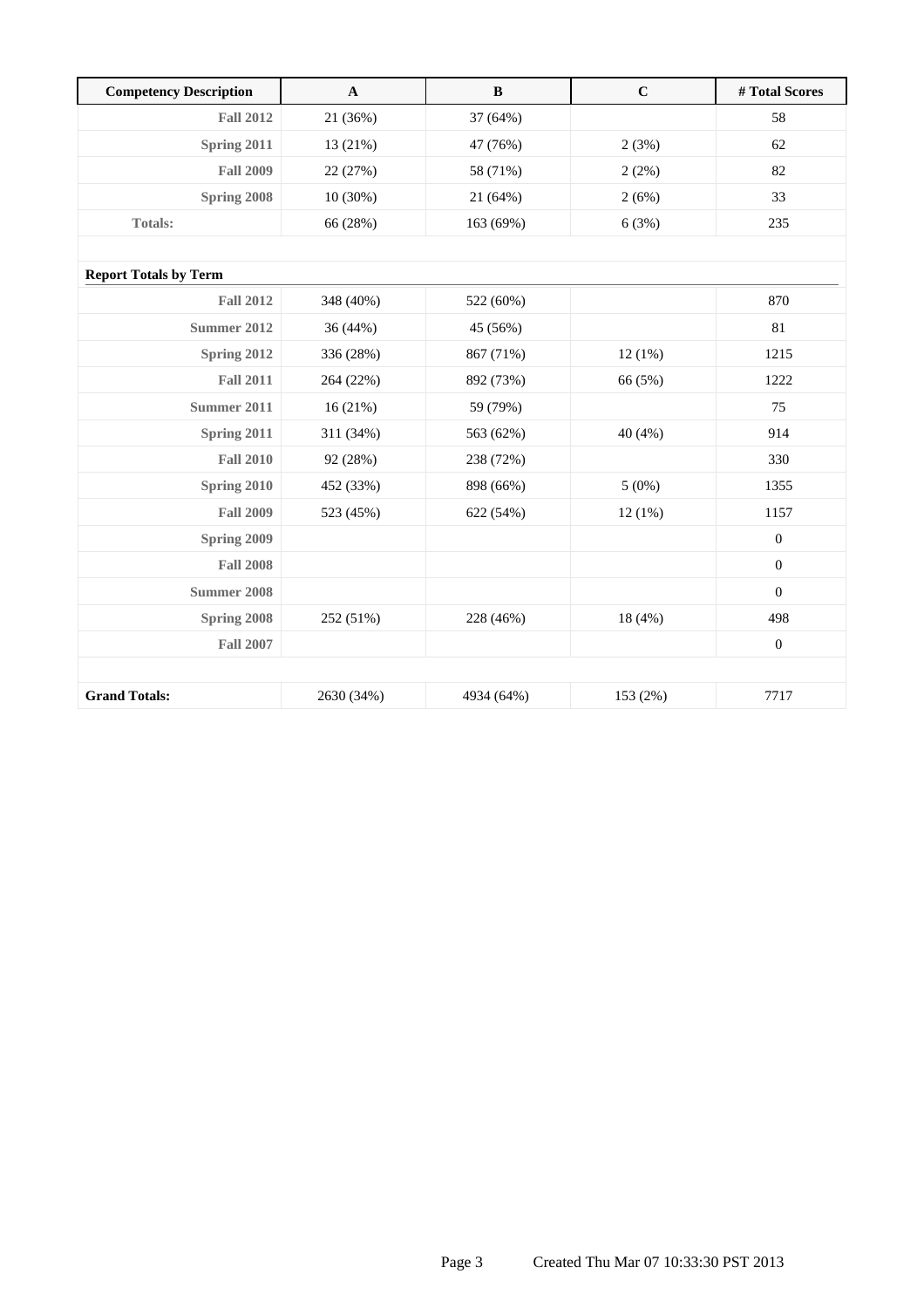| Competency Description | A | B | C | # Total Scores |
|---|---|---|---|---|
| Fall 2012 | 21 (36%) | 37 (64%) | | 58 |
| Spring 2011 | 13 (21%) | 47 (76%) | 2 (3%) | 62 |
| Fall 2009 | 22 (27%) | 58 (71%) | 2 (2%) | 82 |
| Spring 2008 | 10 (30%) | 21 (64%) | 2 (6%) | 33 |
| Totals: | 66 (28%) | 163 (69%) | 6 (3%) | 235 |
| | | | | |
| **Report Totals by Term** | | | | |
| Fall 2012 | 348 (40%) | 522 (60%) | | 870 |
| Summer 2012 | 36 (44%) | 45 (56%) | | 81 |
| Spring 2012 | 336 (28%) | 867 (71%) | 12 (1%) | 1215 |
| Fall 2011 | 264 (22%) | 892 (73%) | 66 (5%) | 1222 |
| Summer 2011 | 16 (21%) | 59 (79%) | | 75 |
| Spring 2011 | 311 (34%) | 563 (62%) | 40 (4%) | 914 |
| Fall 2010 | 92 (28%) | 238 (72%) | | 330 |
| Spring 2010 | 452 (33%) | 898 (66%) | 5 (0%) | 1355 |
| Fall 2009 | 523 (45%) | 622 (54%) | 12 (1%) | 1157 |
| Spring 2009 | | | | 0 |
| Fall 2008 | | | | 0 |
| Summer 2008 | | | | 0 |
| Spring 2008 | 252 (51%) | 228 (46%) | 18 (4%) | 498 |
| Fall 2007 | | | | 0 |
| | | | | |
| **Grand Totals:** | 2630 (34%) | 4934 (64%) | 153 (2%) | 7717 |

Created Thu Mar 07 10:33:30 PST 2013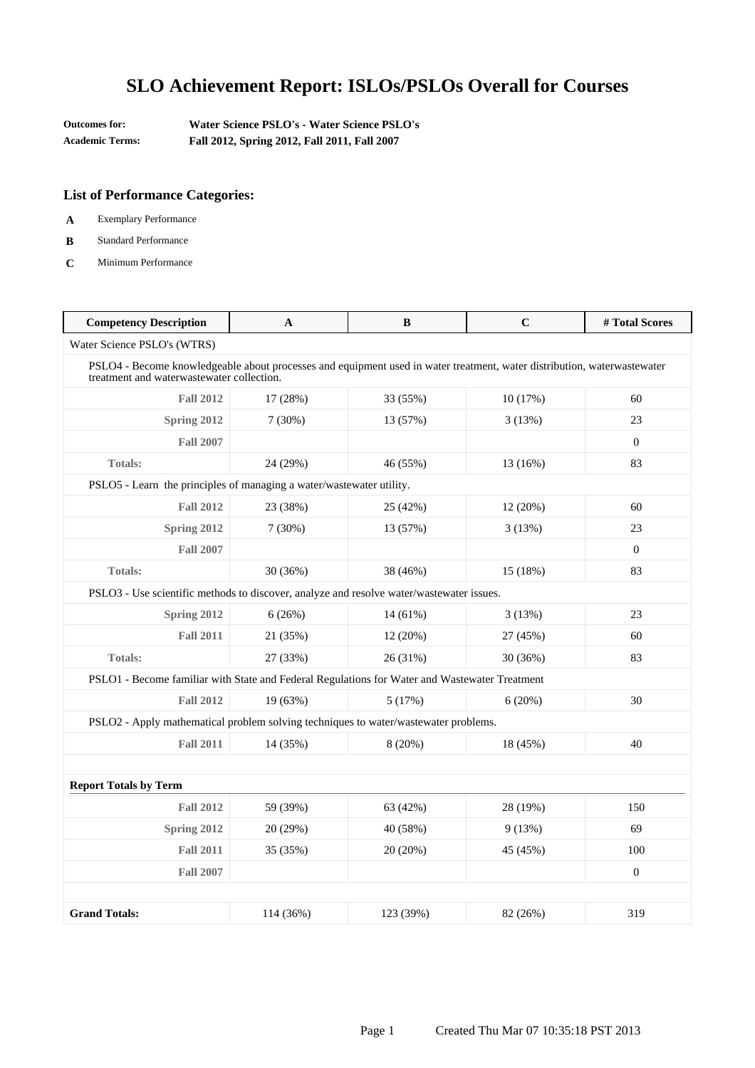# SLO Achievement Report: ISLOs/PSLOs Overall for Courses

**Outcomes for:** **Water Science PSLO's - Water Science PSLO's**
**Academic Terms:** **Fall 2012, Spring 2012, Fall 2011, Fall 2007**

### List of Performance Categories:

- **A** Exemplary Performance
- **B** Standard Performance
- **C** Minimum Performance

| Competency Description | A | B | C | # Total Scores |
|---|---|---|---|---|
| Water Science PSLO's (WTRS) | | | | |
| PSLO4 - Become knowledgeable about processes and equipment used in water treatment, water distribution, waterwastewater treatment and waterwastewater collection. | | | | |
| **Fall 2012** | 17 (28%) | 33 (55%) | 10 (17%) | 60 |
| **Spring 2012** | 7 (30%) | 13 (57%) | 3 (13%) | 23 |
| **Fall 2007** | | | | 0 |
| **Totals:** | 24 (29%) | 46 (55%) | 13 (16%) | 83 |
| PSLO5 - Learn the principles of managing a water/wastewater utility. | | | | |
| **Fall 2012** | 23 (38%) | 25 (42%) | 12 (20%) | 60 |
| **Spring 2012** | 7 (30%) | 13 (57%) | 3 (13%) | 23 |
| **Fall 2007** | | | | 0 |
| **Totals:** | 30 (36%) | 38 (46%) | 15 (18%) | 83 |
| PSLO3 - Use scientific methods to discover, analyze and resolve water/wastewater issues. | | | | |
| **Spring 2012** | 6 (26%) | 14 (61%) | 3 (13%) | 23 |
| **Fall 2011** | 21 (35%) | 12 (20%) | 27 (45%) | 60 |
| **Totals:** | 27 (33%) | 26 (31%) | 30 (36%) | 83 |
| PSLO1 - Become familiar with State and Federal Regulations for Water and Wastewater Treatment | | | | |
| **Fall 2012** | 19 (63%) | 5 (17%) | 6 (20%) | 30 |
| PSLO2 - Apply mathematical problem solving techniques to water/wastewater problems. | | | | |
| **Fall 2011** | 14 (35%) | 8 (20%) | 18 (45%) | 40 |
| | | | | |
| **Report Totals by Term** | | | | |
| **Fall 2012** | 59 (39%) | 63 (42%) | 28 (19%) | 150 |
| **Spring 2012** | 20 (29%) | 40 (58%) | 9 (13%) | 69 |
| **Fall 2011** | 35 (35%) | 20 (20%) | 45 (45%) | 100 |
| **Fall 2007** | | | | 0 |
| | | | | |
| **Grand Totals:** | 114 (36%) | 123 (39%) | 82 (26%) | 319 |

Created Thu Mar 07 10:35:18 PST 2013